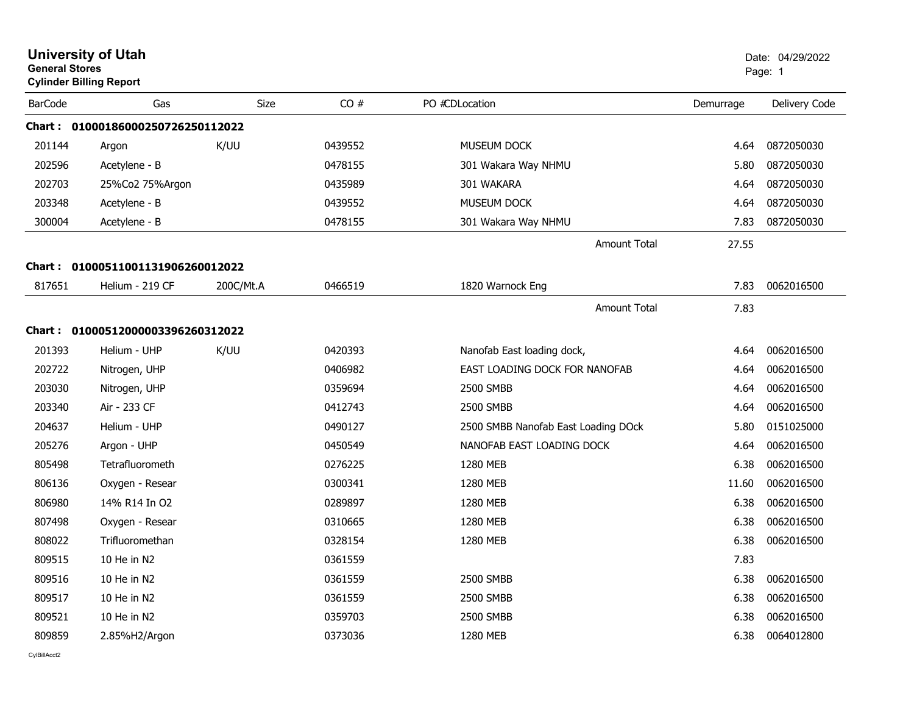# University of Utah

**General Stores**

**Cylinder Billing Report**

Date: 04/29/2022

| BarCode | Gas | Size | CO # | PO #CDLocation | Demurrage | Delivery Code |
|---|---|---|---|---|---|---|
| **Chart : 01000186000250726250112022** | | | | | | |
| 201144 | Argon | K/UU | 0439552 | MUSEUM DOCK | 4.64 | 0872050030 |
| 202596 | Acetylene - B | | 0478155 | 301 Wakara Way NHMU | 5.80 | 0872050030 |
| 202703 | 25%Co2 75%Argon | | 0435989 | 301 WAKARA | 4.64 | 0872050030 |
| 203348 | Acetylene - B | | 0439552 | MUSEUM DOCK | 4.64 | 0872050030 |
| 300004 | Acetylene - B | | 0478155 | 301 Wakara Way NHMU | 7.83 | 0872050030 |
| | | | | Amount Total | 27.55 | |
| **Chart : 01000511001131906260012022** | | | | | | |
| 817651 | Helium - 219 CF | 200C/Mt.A | 0466519 | 1820 Warnock Eng | 7.83 | 0062016500 |
| | | | | Amount Total | 7.83 | |
| **Chart : 01000512000003396260312022** | | | | | | |
| 201393 | Helium - UHP | K/UU | 0420393 | Nanofab East loading dock, | 4.64 | 0062016500 |
| 202722 | Nitrogen, UHP | | 0406982 | EAST LOADING DOCK FOR NANOFAB | 4.64 | 0062016500 |
| 203030 | Nitrogen, UHP | | 0359694 | 2500 SMBB | 4.64 | 0062016500 |
| 203340 | Air - 233 CF | | 0412743 | 2500 SMBB | 4.64 | 0062016500 |
| 204637 | Helium - UHP | | 0490127 | 2500 SMBB Nanofab East Loading DOck | 5.80 | 0151025000 |
| 205276 | Argon - UHP | | 0450549 | NANOFAB EAST LOADING DOCK | 4.64 | 0062016500 |
| 805498 | Tetrafluorometh | | 0276225 | 1280 MEB | 6.38 | 0062016500 |
| 806136 | Oxygen - Resear | | 0300341 | 1280 MEB | 11.60 | 0062016500 |
| 806980 | 14% R14 In O2 | | 0289897 | 1280 MEB | 6.38 | 0062016500 |
| 807498 | Oxygen - Resear | | 0310665 | 1280 MEB | 6.38 | 0062016500 |
| 808022 | Trifluoromethan | | 0328154 | 1280 MEB | 6.38 | 0062016500 |
| 809515 | 10 He in N2 | | 0361559 | | 7.83 | |
| 809516 | 10 He in N2 | | 0361559 | 2500 SMBB | 6.38 | 0062016500 |
| 809517 | 10 He in N2 | | 0361559 | 2500 SMBB | 6.38 | 0062016500 |
| 809521 | 10 He in N2 | | 0359703 | 2500 SMBB | 6.38 | 0062016500 |
| 809859 | 2.85%H2/Argon | | 0373036 | 1280 MEB | 6.38 | 0064012800 |

CylBillAcct2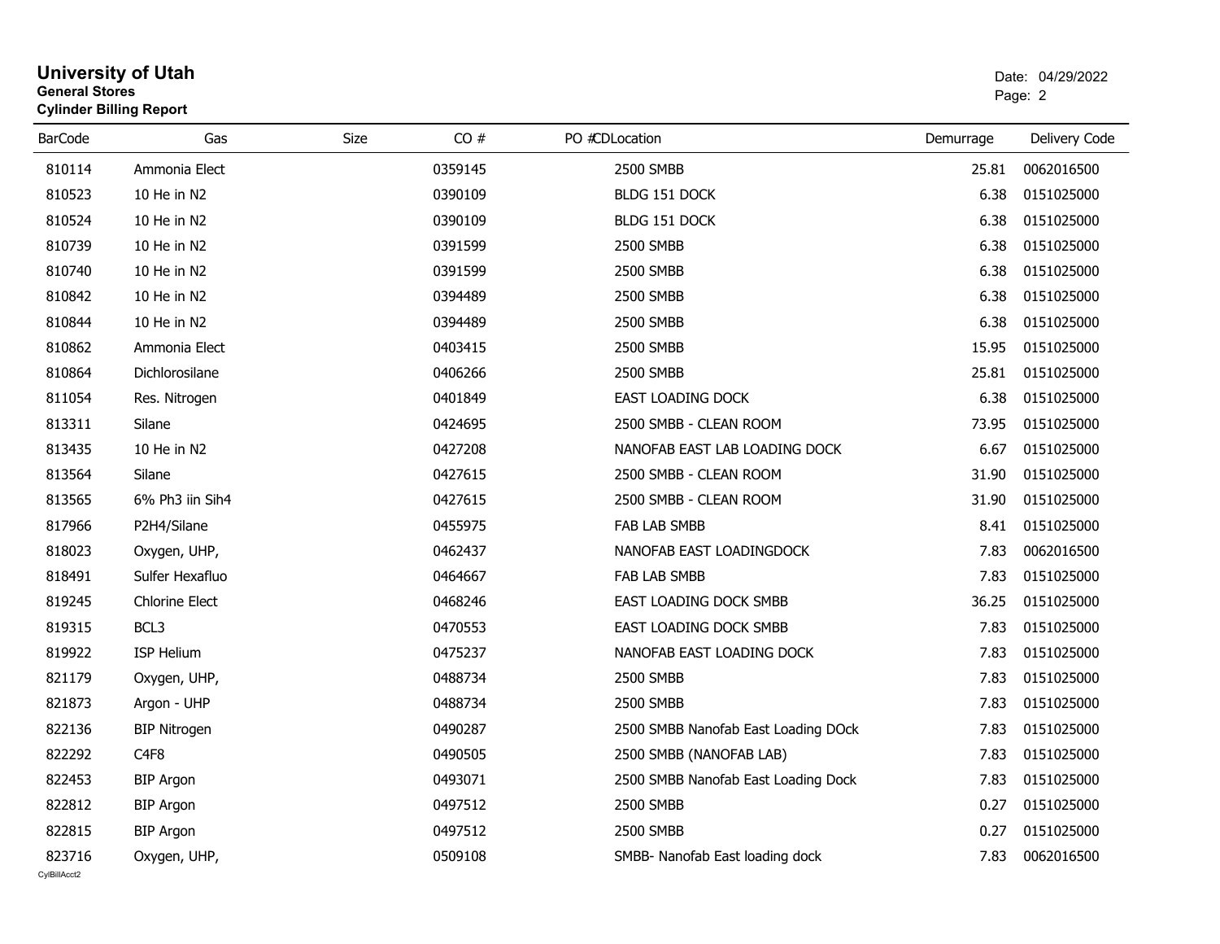**University of Utah**
**General Stores**
**Cylinder Billing Report**

Date: 04/29/2022

| BarCode | Gas | Size | CO # | PO # | CDLocation | Demurrage | Delivery Code |
|---|---|---|---|---|---|---|---|
| 810114 | Ammonia Elect | | 0359145 | | 2500 SMBB | 25.81 | 0062016500 |
| 810523 | 10 He in N2 | | 0390109 | | BLDG 151 DOCK | 6.38 | 0151025000 |
| 810524 | 10 He in N2 | | 0390109 | | BLDG 151 DOCK | 6.38 | 0151025000 |
| 810739 | 10 He in N2 | | 0391599 | | 2500 SMBB | 6.38 | 0151025000 |
| 810740 | 10 He in N2 | | 0391599 | | 2500 SMBB | 6.38 | 0151025000 |
| 810842 | 10 He in N2 | | 0394489 | | 2500 SMBB | 6.38 | 0151025000 |
| 810844 | 10 He in N2 | | 0394489 | | 2500 SMBB | 6.38 | 0151025000 |
| 810862 | Ammonia Elect | | 0403415 | | 2500 SMBB | 15.95 | 0151025000 |
| 810864 | Dichlorosilane | | 0406266 | | 2500 SMBB | 25.81 | 0151025000 |
| 811054 | Res. Nitrogen | | 0401849 | | EAST LOADING DOCK | 6.38 | 0151025000 |
| 813311 | Silane | | 0424695 | | 2500 SMBB - CLEAN ROOM | 73.95 | 0151025000 |
| 813435 | 10 He in N2 | | 0427208 | | NANOFAB EAST LAB LOADING DOCK | 6.67 | 0151025000 |
| 813564 | Silane | | 0427615 | | 2500 SMBB - CLEAN ROOM | 31.90 | 0151025000 |
| 813565 | 6% Ph3 iin Sih4 | | 0427615 | | 2500 SMBB - CLEAN ROOM | 31.90 | 0151025000 |
| 817966 | P2H4/Silane | | 0455975 | | FAB LAB SMBB | 8.41 | 0151025000 |
| 818023 | Oxygen, UHP, | | 0462437 | | NANOFAB EAST LOADINGDOCK | 7.83 | 0062016500 |
| 818491 | Sulfer Hexafluo | | 0464667 | | FAB LAB SMBB | 7.83 | 0151025000 |
| 819245 | Chlorine Elect | | 0468246 | | EAST LOADING DOCK SMBB | 36.25 | 0151025000 |
| 819315 | BCL3 | | 0470553 | | EAST LOADING DOCK SMBB | 7.83 | 0151025000 |
| 819922 | ISP Helium | | 0475237 | | NANOFAB EAST LOADING DOCK | 7.83 | 0151025000 |
| 821179 | Oxygen, UHP, | | 0488734 | | 2500 SMBB | 7.83 | 0151025000 |
| 821873 | Argon - UHP | | 0488734 | | 2500 SMBB | 7.83 | 0151025000 |
| 822136 | BIP Nitrogen | | 0490287 | | 2500 SMBB Nanofab East Loading DOck | 7.83 | 0151025000 |
| 822292 | C4F8 | | 0490505 | | 2500 SMBB (NANOFAB LAB) | 7.83 | 0151025000 |
| 822453 | BIP Argon | | 0493071 | | 2500 SMBB Nanofab East Loading Dock | 7.83 | 0151025000 |
| 822812 | BIP Argon | | 0497512 | | 2500 SMBB | 0.27 | 0151025000 |
| 822815 | BIP Argon | | 0497512 | | 2500 SMBB | 0.27 | 0151025000 |
| 823716 | Oxygen, UHP, | | 0509108 | | SMBB- Nanofab East loading dock | 7.83 | 0062016500 |

CylBillAcct2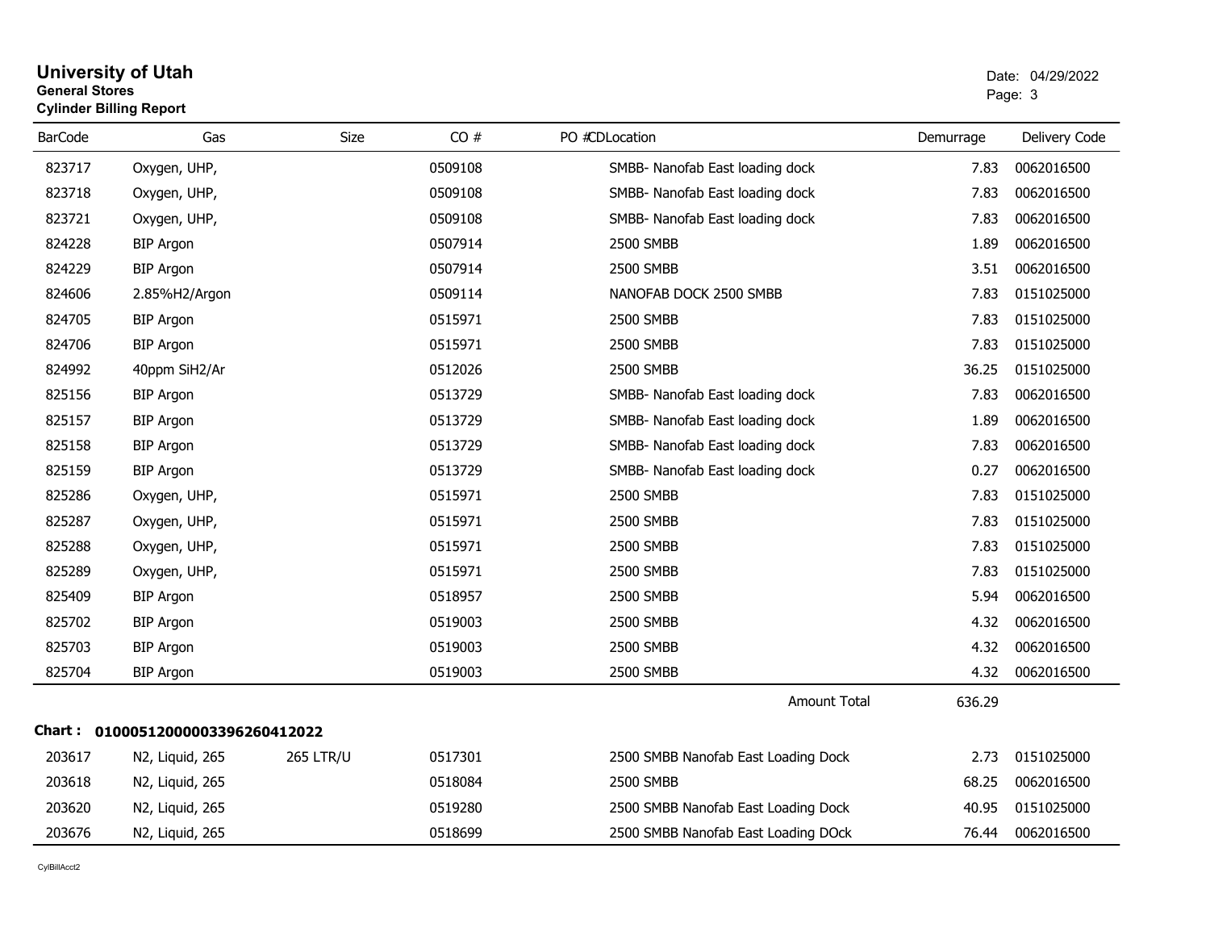# University of Utah

**General Stores**

**Cylinder Billing Report**

Date: 04/29/2022

| BarCode | Gas | Size | CO # | PO # | CDLocation | Demurrage | Delivery Code |
|---|---|---|---|---|---|---|---|
| 823717 | Oxygen, UHP, | | 0509108 | | SMBB- Nanofab East loading dock | 7.83 | 0062016500 |
| 823718 | Oxygen, UHP, | | 0509108 | | SMBB- Nanofab East loading dock | 7.83 | 0062016500 |
| 823721 | Oxygen, UHP, | | 0509108 | | SMBB- Nanofab East loading dock | 7.83 | 0062016500 |
| 824228 | BIP Argon | | 0507914 | | 2500 SMBB | 1.89 | 0062016500 |
| 824229 | BIP Argon | | 0507914 | | 2500 SMBB | 3.51 | 0062016500 |
| 824606 | 2.85%H2/Argon | | 0509114 | | NANOFAB DOCK 2500 SMBB | 7.83 | 0151025000 |
| 824705 | BIP Argon | | 0515971 | | 2500 SMBB | 7.83 | 0151025000 |
| 824706 | BIP Argon | | 0515971 | | 2500 SMBB | 7.83 | 0151025000 |
| 824992 | 40ppm SiH2/Ar | | 0512026 | | 2500 SMBB | 36.25 | 0151025000 |
| 825156 | BIP Argon | | 0513729 | | SMBB- Nanofab East loading dock | 7.83 | 0062016500 |
| 825157 | BIP Argon | | 0513729 | | SMBB- Nanofab East loading dock | 1.89 | 0062016500 |
| 825158 | BIP Argon | | 0513729 | | SMBB- Nanofab East loading dock | 7.83 | 0062016500 |
| 825159 | BIP Argon | | 0513729 | | SMBB- Nanofab East loading dock | 0.27 | 0062016500 |
| 825286 | Oxygen, UHP, | | 0515971 | | 2500 SMBB | 7.83 | 0151025000 |
| 825287 | Oxygen, UHP, | | 0515971 | | 2500 SMBB | 7.83 | 0151025000 |
| 825288 | Oxygen, UHP, | | 0515971 | | 2500 SMBB | 7.83 | 0151025000 |
| 825289 | Oxygen, UHP, | | 0515971 | | 2500 SMBB | 7.83 | 0151025000 |
| 825409 | BIP Argon | | 0518957 | | 2500 SMBB | 5.94 | 0062016500 |
| 825702 | BIP Argon | | 0519003 | | 2500 SMBB | 4.32 | 0062016500 |
| 825703 | BIP Argon | | 0519003 | | 2500 SMBB | 4.32 | 0062016500 |
| 825704 | BIP Argon | | 0519003 | | 2500 SMBB | 4.32 | 0062016500 |
| | | | | | Amount Total | 636.29 | |

**Chart : 01000512000003396260412022**

| BarCode | Gas | Size | CO # | PO # | CDLocation | Demurrage | Delivery Code |
|---|---|---|---|---|---|---|---|
| 203617 | N2, Liquid, 265 | 265 LTR/U | 0517301 | | 2500 SMBB Nanofab East Loading Dock | 2.73 | 0151025000 |
| 203618 | N2, Liquid, 265 | | 0518084 | | 2500 SMBB | 68.25 | 0062016500 |
| 203620 | N2, Liquid, 265 | | 0519280 | | 2500 SMBB Nanofab East Loading Dock | 40.95 | 0151025000 |
| 203676 | N2, Liquid, 265 | | 0518699 | | 2500 SMBB Nanofab East Loading DOck | 76.44 | 0062016500 |

CylBillAcct2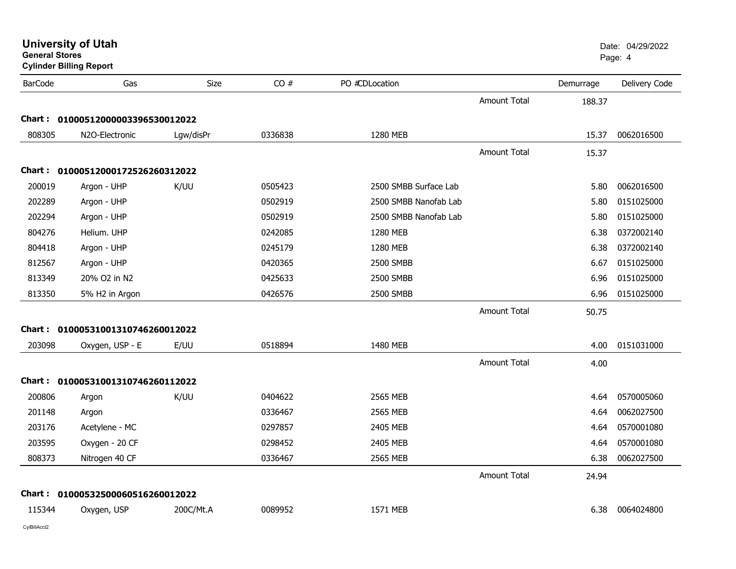# University of Utah

**General Stores**

**Cylinder Billing Report**

Date: 04/29/2022

| BarCode | Gas | Size | CO # | PO # | CD | Location | | Demurrage | Delivery Code |
|---|---|---|---|---|---|---|---|---|---|
| | | | | | | | Amount Total | 188.37 | |
| **Chart :** | **0100051200000339653001 2022** | | | | | | | | |
| 808305 | N2O-Electronic | Lgw/disPr | 0336838 | | | 1280 MEB | | 15.37 | 0062016500 |
| | | | | | | | Amount Total | 15.37 | |
| **Chart :** | **01000512000172526260312022** | | | | | | | | |
| 200019 | Argon - UHP | K/UU | 0505423 | | | 2500 SMBB Surface Lab | | 5.80 | 0062016500 |
| 202289 | Argon - UHP | | 0502919 | | | 2500 SMBB Nanofab Lab | | 5.80 | 0151025000 |
| 202294 | Argon - UHP | | 0502919 | | | 2500 SMBB Nanofab Lab | | 5.80 | 0151025000 |
| 804276 | Helium. UHP | | 0242085 | | | 1280 MEB | | 6.38 | 0372002140 |
| 804418 | Argon - UHP | | 0245179 | | | 1280 MEB | | 6.38 | 0372002140 |
| 812567 | Argon - UHP | | 0420365 | | | 2500 SMBB | | 6.67 | 0151025000 |
| 813349 | 20% O2 in N2 | | 0425633 | | | 2500 SMBB | | 6.96 | 0151025000 |
| 813350 | 5% H2 in Argon | | 0426576 | | | 2500 SMBB | | 6.96 | 0151025000 |
| | | | | | | | Amount Total | 50.75 | |
| **Chart :** | **01000531001310746260012022** | | | | | | | | |
| 203098 | Oxygen, USP - E | E/UU | 0518894 | | | 1480 MEB | | 4.00 | 0151031000 |
| | | | | | | | Amount Total | 4.00 | |
| **Chart :** | **01000531001310746260112022** | | | | | | | | |
| 200806 | Argon | K/UU | 0404622 | | | 2565 MEB | | 4.64 | 0570005060 |
| 201148 | Argon | | 0336467 | | | 2565 MEB | | 4.64 | 0062027500 |
| 203176 | Acetylene - MC | | 0297857 | | | 2405 MEB | | 4.64 | 0570001080 |
| 203595 | Oxygen - 20 CF | | 0298452 | | | 2405 MEB | | 4.64 | 0570001080 |
| 808373 | Nitrogen 40 CF | | 0336467 | | | 2565 MEB | | 6.38 | 0062027500 |
| | | | | | | | Amount Total | 24.94 | |
| **Chart :** | **01000532500060516260012022** | | | | | | | | |
| 115344 | Oxygen, USP | 200C/Mt.A | 0089952 | | | 1571 MEB | | 6.38 | 0064024800 |

CylBillAcct2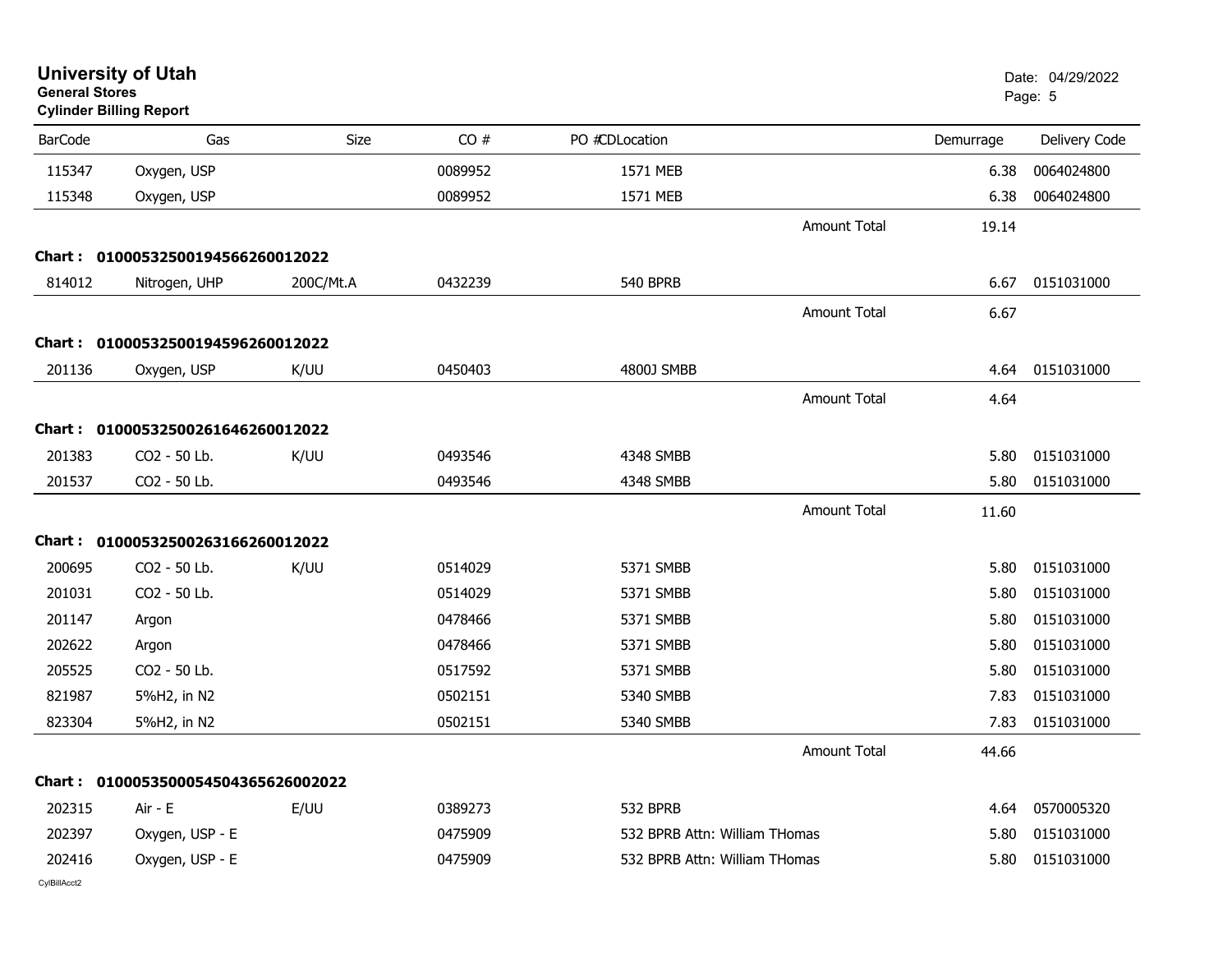# University of Utah

**General Stores**

**Cylinder Billing Report**

Date: 04/29/2022

| BarCode | Gas | Size | CO # | PO #CDLocation | | Demurrage | Delivery Code |
|---|---|---|---|---|---|---|---|
| 115347 | Oxygen, USP | | 0089952 | 1571 MEB | | 6.38 | 0064024800 |
| 115348 | Oxygen, USP | | 0089952 | 1571 MEB | | 6.38 | 0064024800 |
| | | | | | Amount Total | 19.14 | |
| **Chart :** | **01000532500194566260012022** | | | | | | |
| 814012 | Nitrogen, UHP | 200C/Mt.A | 0432239 | 540 BPRB | | 6.67 | 0151031000 |
| | | | | | Amount Total | 6.67 | |
| **Chart :** | **01000532500194596260012022** | | | | | | |
| 201136 | Oxygen, USP | K/UU | 0450403 | 4800J SMBB | | 4.64 | 0151031000 |
| | | | | | Amount Total | 4.64 | |
| **Chart :** | **01000532500261646260012022** | | | | | | |
| 201383 | CO2 - 50 Lb. | K/UU | 0493546 | 4348 SMBB | | 5.80 | 0151031000 |
| 201537 | CO2 - 50 Lb. | | 0493546 | 4348 SMBB | | 5.80 | 0151031000 |
| | | | | | Amount Total | 11.60 | |
| **Chart :** | **01000532500263166260012022** | | | | | | |
| 200695 | CO2 - 50 Lb. | K/UU | 0514029 | 5371 SMBB | | 5.80 | 0151031000 |
| 201031 | CO2 - 50 Lb. | | 0514029 | 5371 SMBB | | 5.80 | 0151031000 |
| 201147 | Argon | | 0478466 | 5371 SMBB | | 5.80 | 0151031000 |
| 202622 | Argon | | 0478466 | 5371 SMBB | | 5.80 | 0151031000 |
| 205525 | CO2 - 50 Lb. | | 0517592 | 5371 SMBB | | 5.80 | 0151031000 |
| 821987 | 5%H2, in N2 | | 0502151 | 5340 SMBB | | 7.83 | 0151031000 |
| 823304 | 5%H2, in N2 | | 0502151 | 5340 SMBB | | 7.83 | 0151031000 |
| | | | | | Amount Total | 44.66 | |
| **Chart :** | **01000535000545043656260020​22** | | | | | | |
| 202315 | Air - E | E/UU | 0389273 | 532 BPRB | | 4.64 | 0570005320 |
| 202397 | Oxygen, USP - E | | 0475909 | 532 BPRB Attn: William THomas | | 5.80 | 0151031000 |
| 202416 | Oxygen, USP - E | | 0475909 | 532 BPRB Attn: William THomas | | 5.80 | 0151031000 |

CylBillAcct2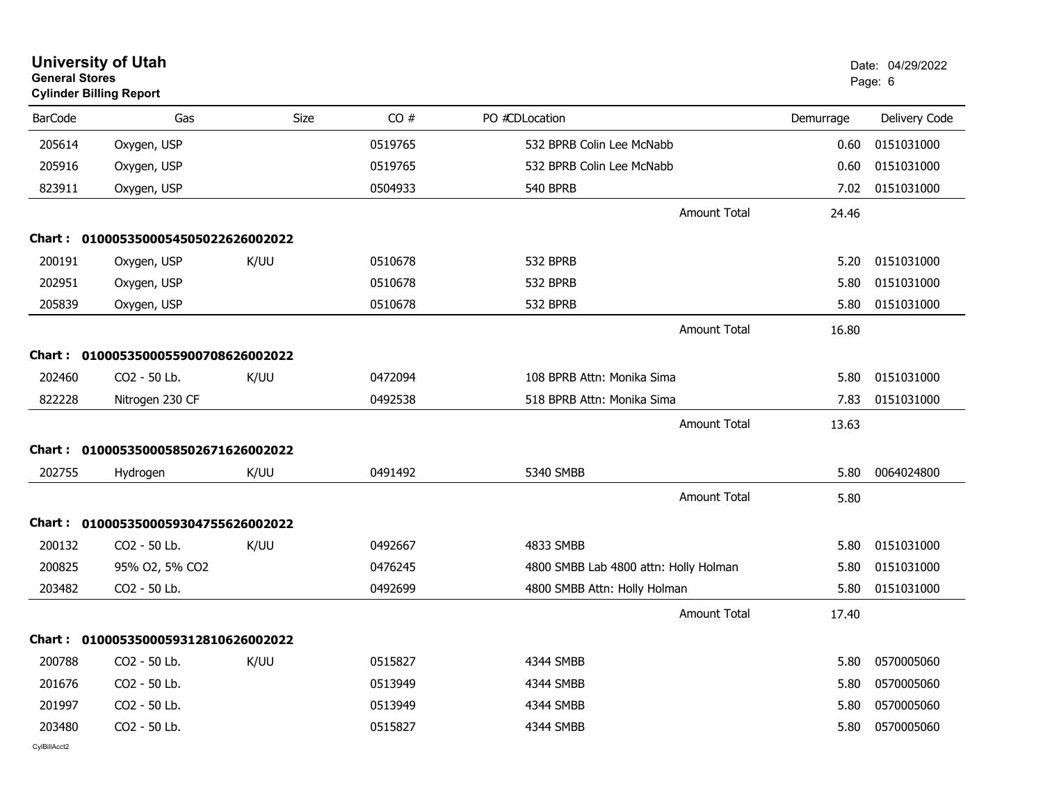# University of Utah

**General Stores**

**Cylinder Billing Report**

Date: 04/29/2022

| BarCode | Gas | Size | CO # | PO # | CDLocation | Demurrage | Delivery Code |
|---|---|---|---|---|---|---|---|
| 205614 | Oxygen, USP | | 0519765 | | 532 BPRB Colin Lee McNabb | 0.60 | 0151031000 |
| 205916 | Oxygen, USP | | 0519765 | | 532 BPRB Colin Lee McNabb | 0.60 | 0151031000 |
| 823911 | Oxygen, USP | | 0504933 | | 540 BPRB | 7.02 | 0151031000 |
| | | | | | Amount Total | 24.46 | |

**Chart : 01000535000545050226260020 22**

| BarCode | Gas | Size | CO # | PO # | CDLocation | Demurrage | Delivery Code |
|---|---|---|---|---|---|---|---|
| 200191 | Oxygen, USP | K/UU | 0510678 | | 532 BPRB | 5.20 | 0151031000 |
| 202951 | Oxygen, USP | | 0510678 | | 532 BPRB | 5.80 | 0151031000 |
| 205839 | Oxygen, USP | | 0510678 | | 532 BPRB | 5.80 | 0151031000 |
| | | | | | Amount Total | 16.80 | |

**Chart : 01000535000559007086260020 22**

| BarCode | Gas | Size | CO # | PO # | CDLocation | Demurrage | Delivery Code |
|---|---|---|---|---|---|---|---|
| 202460 | CO2 - 50 Lb. | K/UU | 0472094 | | 108 BPRB Attn: Monika Sima | 5.80 | 0151031000 |
| 822228 | Nitrogen 230 CF | | 0492538 | | 518 BPRB Attn: Monika Sima | 7.83 | 0151031000 |
| | | | | | Amount Total | 13.63 | |

**Chart : 01000535000585026716260020 22**

| BarCode | Gas | Size | CO # | PO # | CDLocation | Demurrage | Delivery Code |
|---|---|---|---|---|---|---|---|
| 202755 | Hydrogen | K/UU | 0491492 | | 5340 SMBB | 5.80 | 0064024800 |
| | | | | | Amount Total | 5.80 | |

**Chart : 01000535000593047556260020 22**

| BarCode | Gas | Size | CO # | PO # | CDLocation | Demurrage | Delivery Code |
|---|---|---|---|---|---|---|---|
| 200132 | CO2 - 50 Lb. | K/UU | 0492667 | | 4833 SMBB | 5.80 | 0151031000 |
| 200825 | 95% O2, 5% CO2 | | 0476245 | | 4800 SMBB Lab 4800 attn: Holly Holman | 5.80 | 0151031000 |
| 203482 | CO2 - 50 Lb. | | 0492699 | | 4800 SMBB Attn: Holly Holman | 5.80 | 0151031000 |
| | | | | | Amount Total | 17.40 | |

**Chart : 01000535000593128106260020 22**

| BarCode | Gas | Size | CO # | PO # | CDLocation | Demurrage | Delivery Code |
|---|---|---|---|---|---|---|---|
| 200788 | CO2 - 50 Lb. | K/UU | 0515827 | | 4344 SMBB | 5.80 | 0570005060 |
| 201676 | CO2 - 50 Lb. | | 0513949 | | 4344 SMBB | 5.80 | 0570005060 |
| 201997 | CO2 - 50 Lb. | | 0513949 | | 4344 SMBB | 5.80 | 0570005060 |
| 203480 | CO2 - 50 Lb. | | 0515827 | | 4344 SMBB | 5.80 | 0570005060 |

CylBillAcct2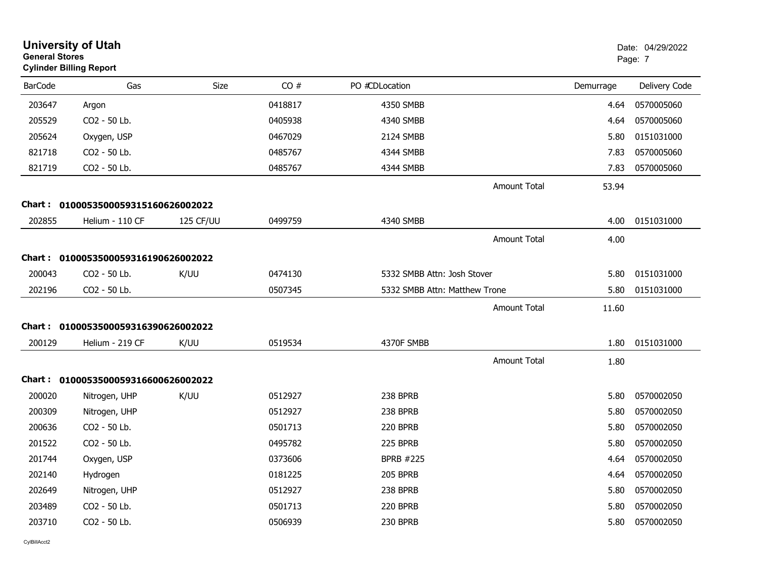# University of Utah
**General Stores**
**Cylinder Billing Report**

Date: 04/29/2022

| BarCode | Gas | Size | CO # | PO # | CDLocation | Demurrage | Delivery Code |
|---|---|---|---|---|---|---|---|
| 203647 | Argon | | 0418817 | | 4350 SMBB | 4.64 | 0570005060 |
| 205529 | CO2 - 50 Lb. | | 0405938 | | 4340 SMBB | 4.64 | 0570005060 |
| 205624 | Oxygen, USP | | 0467029 | | 2124 SMBB | 5.80 | 0151031000 |
| 821718 | CO2 - 50 Lb. | | 0485767 | | 4344 SMBB | 7.83 | 0570005060 |
| 821719 | CO2 - 50 Lb. | | 0485767 | | 4344 SMBB | 7.83 | 0570005060 |
| | | | | | Amount Total | 53.94 | |
| **Chart :** | **01000535000593151606260022022** | | | | | | |
| 202855 | Helium - 110 CF | 125 CF/UU | 0499759 | | 4340 SMBB | 4.00 | 0151031000 |
| | | | | | Amount Total | 4.00 | |
| **Chart :** | **01000535000593161906260022022** | | | | | | |
| 200043 | CO2 - 50 Lb. | K/UU | 0474130 | | 5332 SMBB Attn: Josh Stover | 5.80 | 0151031000 |
| 202196 | CO2 - 50 Lb. | | 0507345 | | 5332 SMBB Attn: Matthew Trone | 5.80 | 0151031000 |
| | | | | | Amount Total | 11.60 | |
| **Chart :** | **01000535000593163906260022022** | | | | | | |
| 200129 | Helium - 219 CF | K/UU | 0519534 | | 4370F SMBB | 1.80 | 0151031000 |
| | | | | | Amount Total | 1.80 | |
| **Chart :** | **01000535000593166006260022022** | | | | | | |
| 200020 | Nitrogen, UHP | K/UU | 0512927 | | 238 BPRB | 5.80 | 0570002050 |
| 200309 | Nitrogen, UHP | | 0512927 | | 238 BPRB | 5.80 | 0570002050 |
| 200636 | CO2 - 50 Lb. | | 0501713 | | 220 BPRB | 5.80 | 0570002050 |
| 201522 | CO2 - 50 Lb. | | 0495782 | | 225 BPRB | 5.80 | 0570002050 |
| 201744 | Oxygen, USP | | 0373606 | | BPRB #225 | 4.64 | 0570002050 |
| 202140 | Hydrogen | | 0181225 | | 205 BPRB | 4.64 | 0570002050 |
| 202649 | Nitrogen, UHP | | 0512927 | | 238 BPRB | 5.80 | 0570002050 |
| 203489 | CO2 - 50 Lb. | | 0501713 | | 220 BPRB | 5.80 | 0570002050 |
| 203710 | CO2 - 50 Lb. | | 0506939 | | 230 BPRB | 5.80 | 0570002050 |

CylBillAcct2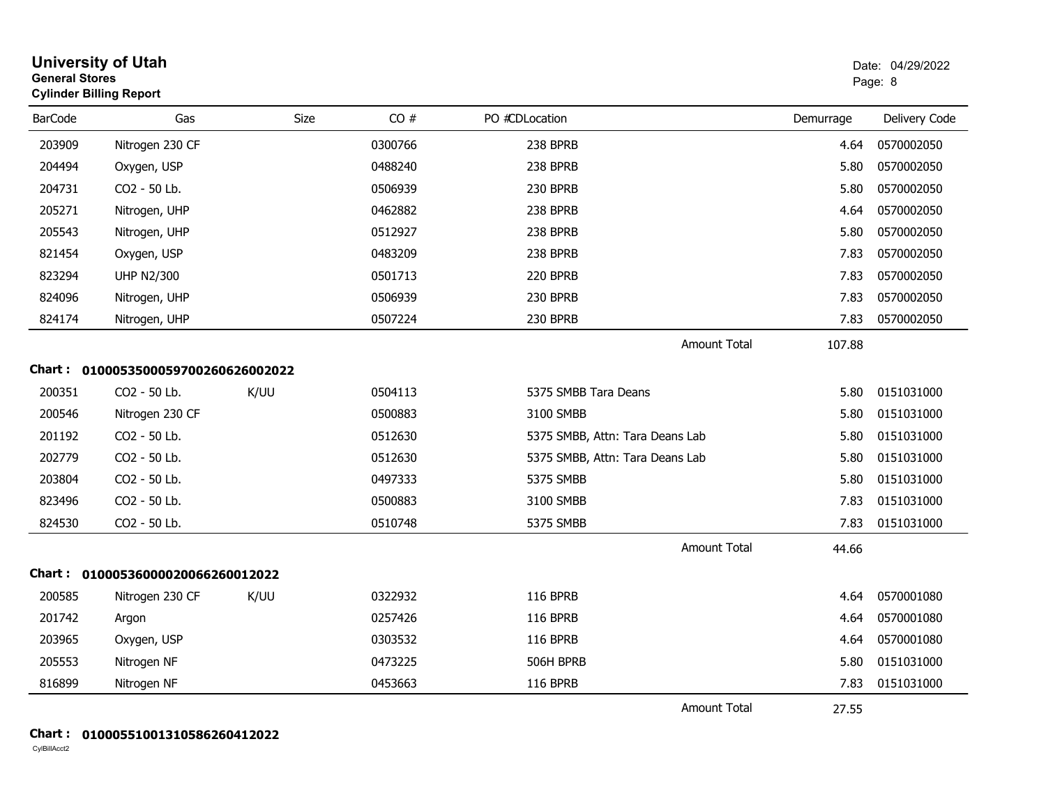# University of Utah
**General Stores**
**Cylinder Billing Report**

Date: 04/29/2022
Page: 8

| BarCode | Gas | Size | CO # | PO # | CDLocation | Demurrage | Delivery Code |
|---|---|---|---|---|---|---|---|
| 203909 | Nitrogen 230 CF | | 0300766 | | 238 BPRB | 4.64 | 0570002050 |
| 204494 | Oxygen, USP | | 0488240 | | 238 BPRB | 5.80 | 0570002050 |
| 204731 | CO2 - 50 Lb. | | 0506939 | | 230 BPRB | 5.80 | 0570002050 |
| 205271 | Nitrogen, UHP | | 0462882 | | 238 BPRB | 4.64 | 0570002050 |
| 205543 | Nitrogen, UHP | | 0512927 | | 238 BPRB | 5.80 | 0570002050 |
| 821454 | Oxygen, USP | | 0483209 | | 238 BPRB | 7.83 | 0570002050 |
| 823294 | UHP N2/300 | | 0501713 | | 220 BPRB | 7.83 | 0570002050 |
| 824096 | Nitrogen, UHP | | 0506939 | | 230 BPRB | 7.83 | 0570002050 |
| 824174 | Nitrogen, UHP | | 0507224 | | 230 BPRB | 7.83 | 0570002050 |
| | | | | | Amount Total | 107.88 | |

**Chart : 01000535000597002606260020 22**

| BarCode | Gas | Size | CO # | PO # | CDLocation | Demurrage | Delivery Code |
|---|---|---|---|---|---|---|---|
| 200351 | CO2 - 50 Lb. | K/UU | 0504113 | | 5375 SMBB Tara Deans | 5.80 | 0151031000 |
| 200546 | Nitrogen 230 CF | | 0500883 | | 3100 SMBB | 5.80 | 0151031000 |
| 201192 | CO2 - 50 Lb. | | 0512630 | | 5375 SMBB, Attn: Tara Deans Lab | 5.80 | 0151031000 |
| 202779 | CO2 - 50 Lb. | | 0512630 | | 5375 SMBB, Attn: Tara Deans Lab | 5.80 | 0151031000 |
| 203804 | CO2 - 50 Lb. | | 0497333 | | 5375 SMBB | 5.80 | 0151031000 |
| 823496 | CO2 - 50 Lb. | | 0500883 | | 3100 SMBB | 7.83 | 0151031000 |
| 824530 | CO2 - 50 Lb. | | 0510748 | | 5375 SMBB | 7.83 | 0151031000 |
| | | | | | Amount Total | 44.66 | |

**Chart : 01000536000020066260012022**

| BarCode | Gas | Size | CO # | PO # | CDLocation | Demurrage | Delivery Code |
|---|---|---|---|---|---|---|---|
| 200585 | Nitrogen 230 CF | K/UU | 0322932 | | 116 BPRB | 4.64 | 0570001080 |
| 201742 | Argon | | 0257426 | | 116 BPRB | 4.64 | 0570001080 |
| 203965 | Oxygen, USP | | 0303532 | | 116 BPRB | 4.64 | 0570001080 |
| 205553 | Nitrogen NF | | 0473225 | | 506H BPRB | 5.80 | 0151031000 |
| 816899 | Nitrogen NF | | 0453663 | | 116 BPRB | 7.83 | 0151031000 |
| | | | | | Amount Total | 27.55 | |

**Chart : 01000551001310586260412022**

CylBillAcct2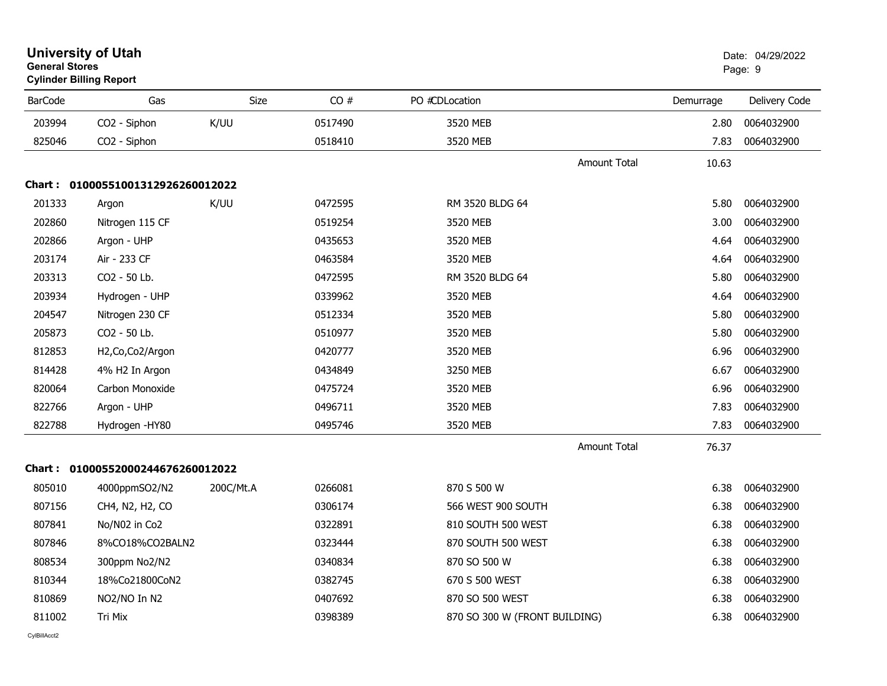# University of Utah

**General Stores**

**Cylinder Billing Report**

Date: 04/29/2022

| BarCode | Gas | Size | CO # | PO #CDLocation | Demurrage | Delivery Code |
|---|---|---|---|---|---|---|
| 203994 | CO2 - Siphon | K/UU | 0517490 | 3520 MEB | 2.80 | 0064032900 |
| 825046 | CO2 - Siphon | | 0518410 | 3520 MEB | 7.83 | 0064032900 |
| | | | | Amount Total | 10.63 | |

**Chart : 01000551001312926260012022**

| BarCode | Gas | Size | CO # | PO #CDLocation | Demurrage | Delivery Code |
|---|---|---|---|---|---|---|
| 201333 | Argon | K/UU | 0472595 | RM 3520 BLDG 64 | 5.80 | 0064032900 |
| 202860 | Nitrogen 115 CF | | 0519254 | 3520 MEB | 3.00 | 0064032900 |
| 202866 | Argon - UHP | | 0435653 | 3520 MEB | 4.64 | 0064032900 |
| 203174 | Air - 233 CF | | 0463584 | 3520 MEB | 4.64 | 0064032900 |
| 203313 | CO2 - 50 Lb. | | 0472595 | RM 3520 BLDG 64 | 5.80 | 0064032900 |
| 203934 | Hydrogen - UHP | | 0339962 | 3520 MEB | 4.64 | 0064032900 |
| 204547 | Nitrogen 230 CF | | 0512334 | 3520 MEB | 5.80 | 0064032900 |
| 205873 | CO2 - 50 Lb. | | 0510977 | 3520 MEB | 5.80 | 0064032900 |
| 812853 | H2,Co,Co2/Argon | | 0420777 | 3520 MEB | 6.96 | 0064032900 |
| 814428 | 4% H2 In Argon | | 0434849 | 3250 MEB | 6.67 | 0064032900 |
| 820064 | Carbon Monoxide | | 0475724 | 3520 MEB | 6.96 | 0064032900 |
| 822766 | Argon - UHP | | 0496711 | 3520 MEB | 7.83 | 0064032900 |
| 822788 | Hydrogen -HY80 | | 0495746 | 3520 MEB | 7.83 | 0064032900 |
| | | | | Amount Total | 76.37 | |

**Chart : 01000552000244676260012022**

| BarCode | Gas | Size | CO # | PO #CDLocation | Demurrage | Delivery Code |
|---|---|---|---|---|---|---|
| 805010 | 4000ppmSO2/N2 | 200C/Mt.A | 0266081 | 870 S 500 W | 6.38 | 0064032900 |
| 807156 | CH4, N2, H2, CO | | 0306174 | 566 WEST 900 SOUTH | 6.38 | 0064032900 |
| 807841 | No/N02 in Co2 | | 0322891 | 810 SOUTH 500 WEST | 6.38 | 0064032900 |
| 807846 | 8%CO18%CO2BALN2 | | 0323444 | 870 SOUTH 500 WEST | 6.38 | 0064032900 |
| 808534 | 300ppm No2/N2 | | 0340834 | 870 SO 500 W | 6.38 | 0064032900 |
| 810344 | 18%Co21800CoN2 | | 0382745 | 670 S 500 WEST | 6.38 | 0064032900 |
| 810869 | NO2/NO In N2 | | 0407692 | 870 SO 500 WEST | 6.38 | 0064032900 |
| 811002 | Tri Mix | | 0398389 | 870 SO 300 W (FRONT BUILDING) | 6.38 | 0064032900 |

CylBillAcct2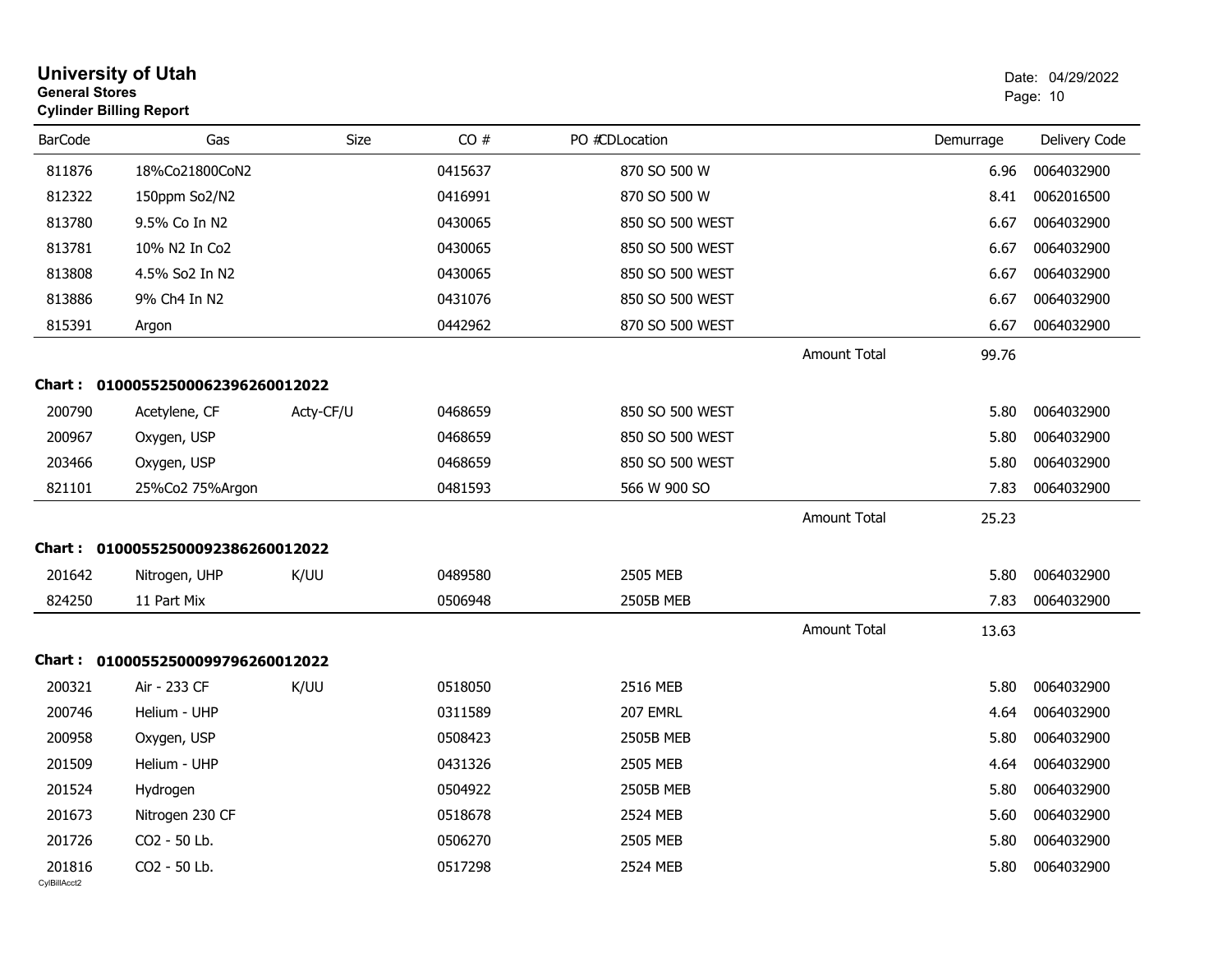# University of Utah

**General Stores**

**Cylinder Billing Report**

Date: 04/29/2022

| BarCode | Gas | Size | CO # | PO #CDLocation | | Demurrage | Delivery Code |
|---|---|---|---|---|---|---|---|
| 811876 | 18%Co21800CoN2 | | 0415637 | 870 SO 500 W | | 6.96 | 0064032900 |
| 812322 | 150ppm So2/N2 | | 0416991 | 870 SO 500 W | | 8.41 | 0062016500 |
| 813780 | 9.5% Co In N2 | | 0430065 | 850 SO 500 WEST | | 6.67 | 0064032900 |
| 813781 | 10% N2 In Co2 | | 0430065 | 850 SO 500 WEST | | 6.67 | 0064032900 |
| 813808 | 4.5% So2 In N2 | | 0430065 | 850 SO 500 WEST | | 6.67 | 0064032900 |
| 813886 | 9% Ch4 In N2 | | 0431076 | 850 SO 500 WEST | | 6.67 | 0064032900 |
| 815391 | Argon | | 0442962 | 870 SO 500 WEST | | 6.67 | 0064032900 |
| | | | | | Amount Total | 99.76 | |

**Chart : 01000552500062396260012022**

| BarCode | Gas | Size | CO # | PO #CDLocation | | Demurrage | Delivery Code |
|---|---|---|---|---|---|---|---|
| 200790 | Acetylene, CF | Acty-CF/U | 0468659 | 850 SO 500 WEST | | 5.80 | 0064032900 |
| 200967 | Oxygen, USP | | 0468659 | 850 SO 500 WEST | | 5.80 | 0064032900 |
| 203466 | Oxygen, USP | | 0468659 | 850 SO 500 WEST | | 5.80 | 0064032900 |
| 821101 | 25%Co2 75%Argon | | 0481593 | 566 W 900 SO | | 7.83 | 0064032900 |
| | | | | | Amount Total | 25.23 | |

**Chart : 01000552500092386260012022**

| BarCode | Gas | Size | CO # | PO #CDLocation | | Demurrage | Delivery Code |
|---|---|---|---|---|---|---|---|
| 201642 | Nitrogen, UHP | K/UU | 0489580 | 2505 MEB | | 5.80 | 0064032900 |
| 824250 | 11 Part Mix | | 0506948 | 2505B MEB | | 7.83 | 0064032900 |
| | | | | | Amount Total | 13.63 | |

**Chart : 01000552500099796260012022**

| BarCode | Gas | Size | CO # | PO #CDLocation | | Demurrage | Delivery Code |
|---|---|---|---|---|---|---|---|
| 200321 | Air - 233 CF | K/UU | 0518050 | 2516 MEB | | 5.80 | 0064032900 |
| 200746 | Helium - UHP | | 0311589 | 207 EMRL | | 4.64 | 0064032900 |
| 200958 | Oxygen, USP | | 0508423 | 2505B MEB | | 5.80 | 0064032900 |
| 201509 | Helium - UHP | | 0431326 | 2505 MEB | | 4.64 | 0064032900 |
| 201524 | Hydrogen | | 0504922 | 2505B MEB | | 5.80 | 0064032900 |
| 201673 | Nitrogen 230 CF | | 0518678 | 2524 MEB | | 5.60 | 0064032900 |
| 201726 | CO2 - 50 Lb. | | 0506270 | 2505 MEB | | 5.80 | 0064032900 |
| 201816 | CO2 - 50 Lb. | | 0517298 | 2524 MEB | | 5.80 | 0064032900 |

CylBillAcct2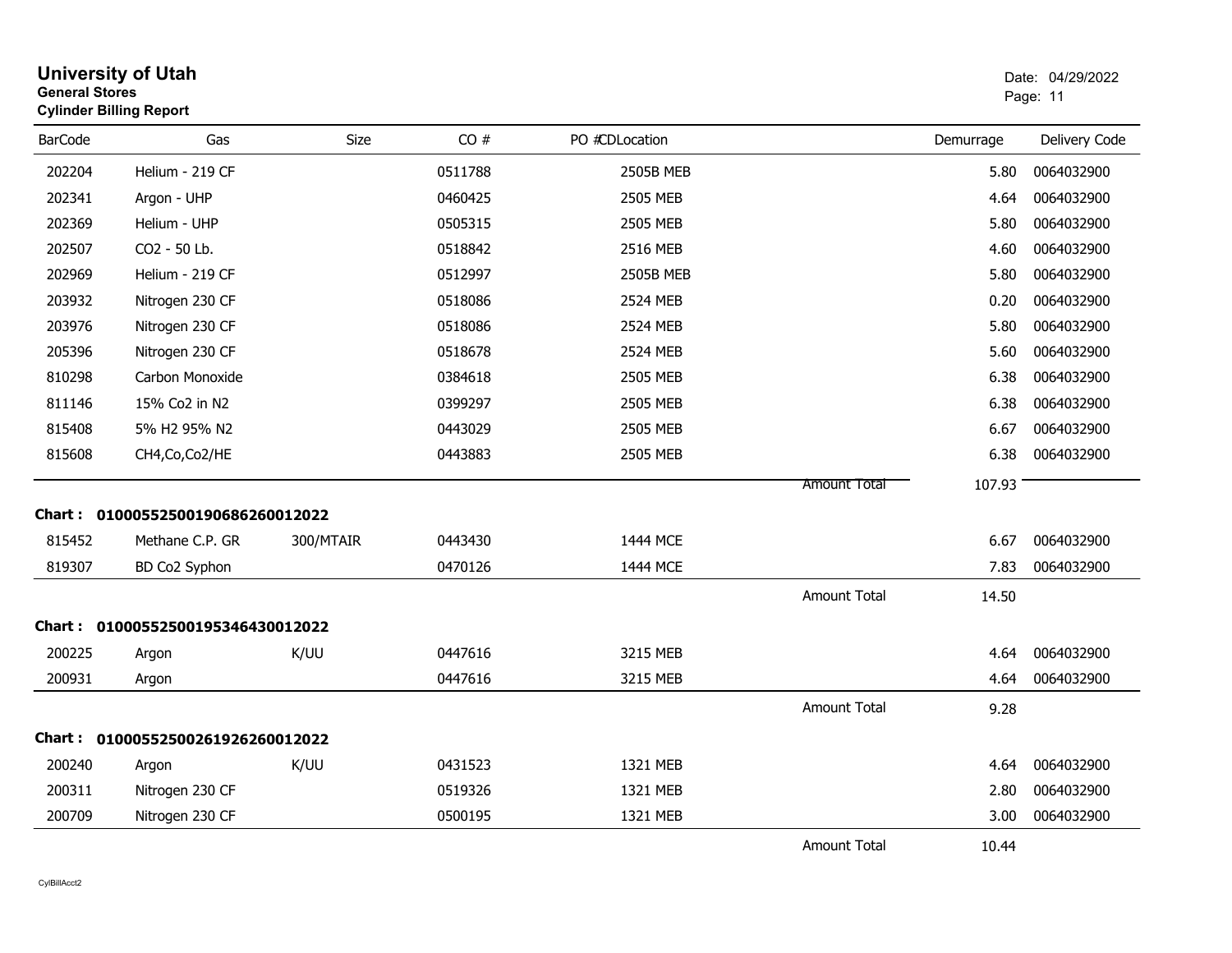# University of Utah

**General Stores**

**Cylinder Billing Report**

Date: 04/29/2022

| BarCode | Gas | Size | CO # | PO #CDLocation | | Demurrage | Delivery Code |
|---|---|---|---|---|---|---|---|
| 202204 | Helium - 219 CF | | 0511788 | 2505B MEB | | 5.80 | 0064032900 |
| 202341 | Argon - UHP | | 0460425 | 2505 MEB | | 4.64 | 0064032900 |
| 202369 | Helium - UHP | | 0505315 | 2505 MEB | | 5.80 | 0064032900 |
| 202507 | CO2 - 50 Lb. | | 0518842 | 2516 MEB | | 4.60 | 0064032900 |
| 202969 | Helium - 219 CF | | 0512997 | 2505B MEB | | 5.80 | 0064032900 |
| 203932 | Nitrogen 230 CF | | 0518086 | 2524 MEB | | 0.20 | 0064032900 |
| 203976 | Nitrogen 230 CF | | 0518086 | 2524 MEB | | 5.80 | 0064032900 |
| 205396 | Nitrogen 230 CF | | 0518678 | 2524 MEB | | 5.60 | 0064032900 |
| 810298 | Carbon Monoxide | | 0384618 | 2505 MEB | | 6.38 | 0064032900 |
| 811146 | 15% Co2 in N2 | | 0399297 | 2505 MEB | | 6.38 | 0064032900 |
| 815408 | 5% H2 95% N2 | | 0443029 | 2505 MEB | | 6.67 | 0064032900 |
| 815608 | CH4,Co,Co2/HE | | 0443883 | 2505 MEB | | 6.38 | 0064032900 |
| | | | | | Amount Total | 107.93 | |

**Chart : 01000552500190686260012022**

| BarCode | Gas | Size | CO # | PO #CDLocation | | Demurrage | Delivery Code |
|---|---|---|---|---|---|---|---|
| 815452 | Methane C.P. GR | 300/MTAIR | 0443430 | 1444 MCE | | 6.67 | 0064032900 |
| 819307 | BD Co2 Syphon | | 0470126 | 1444 MCE | | 7.83 | 0064032900 |
| | | | | | Amount Total | 14.50 | |

**Chart : 01000552500195346430012022**

| BarCode | Gas | Size | CO # | PO #CDLocation | | Demurrage | Delivery Code |
|---|---|---|---|---|---|---|---|
| 200225 | Argon | K/UU | 0447616 | 3215 MEB | | 4.64 | 0064032900 |
| 200931 | Argon | | 0447616 | 3215 MEB | | 4.64 | 0064032900 |
| | | | | | Amount Total | 9.28 | |

**Chart : 01000552500261926260012022**

| BarCode | Gas | Size | CO # | PO #CDLocation | | Demurrage | Delivery Code |
|---|---|---|---|---|---|---|---|
| 200240 | Argon | K/UU | 0431523 | 1321 MEB | | 4.64 | 0064032900 |
| 200311 | Nitrogen 230 CF | | 0519326 | 1321 MEB | | 2.80 | 0064032900 |
| 200709 | Nitrogen 230 CF | | 0500195 | 1321 MEB | | 3.00 | 0064032900 |
| | | | | | Amount Total | 10.44 | |

CylBillAcct2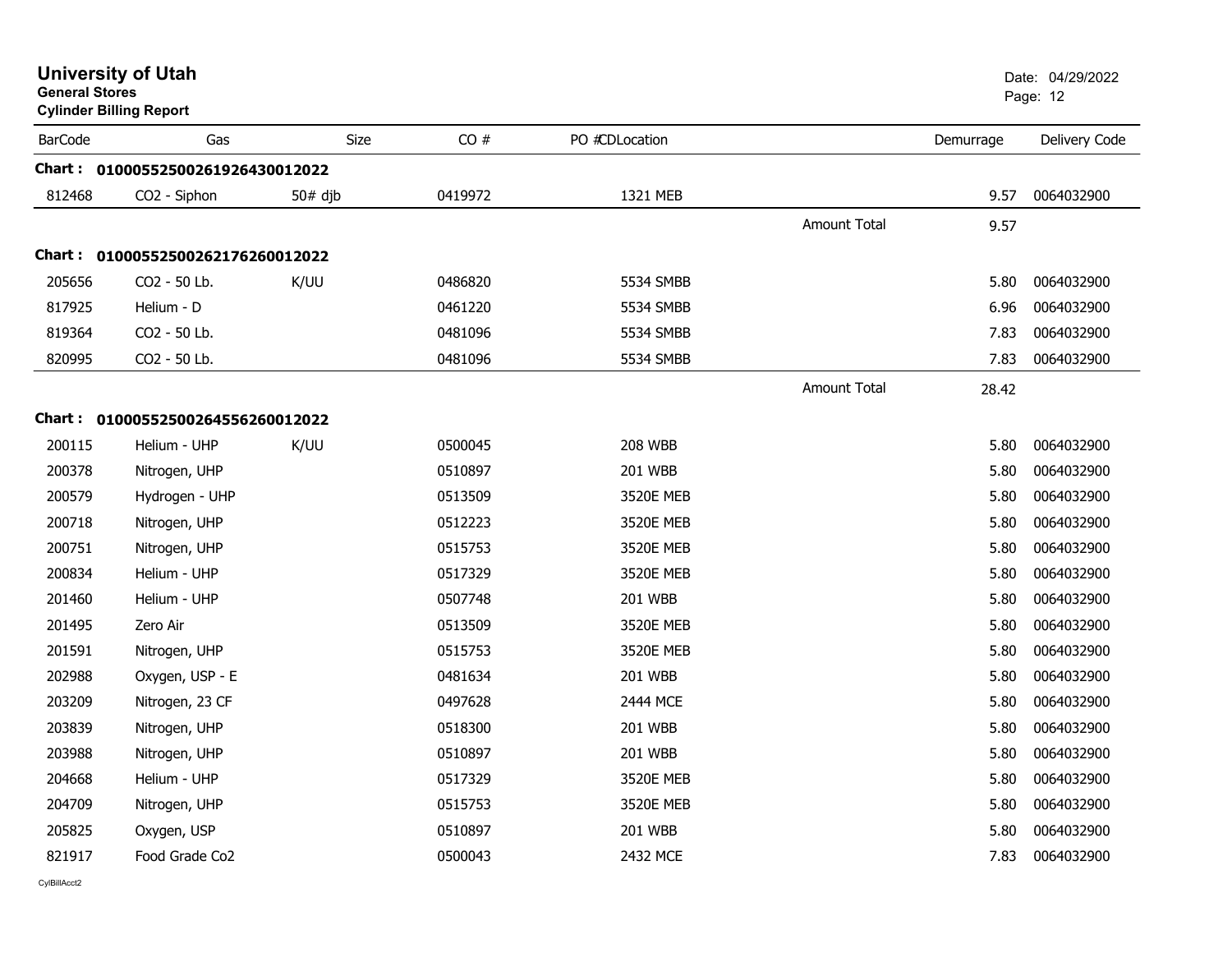# University of Utah

**General Stores**

**Cylinder Billing Report**

Date: 04/29/2022

| BarCode | Gas | Size | CO # | PO #CDLocation | | Demurrage | Delivery Code |
|---|---|---|---|---|---|---|---|
| **Chart : 01000552500261926430012022** | | | | | | | |
| 812468 | CO2 - Siphon | 50# djb | 0419972 | 1321 MEB | | 9.57 | 0064032900 |
| | | | | | Amount Total | 9.57 | |
| **Chart : 01000552500262176260012022** | | | | | | | |
| 205656 | CO2 - 50 Lb. | K/UU | 0486820 | 5534 SMBB | | 5.80 | 0064032900 |
| 817925 | Helium - D | | 0461220 | 5534 SMBB | | 6.96 | 0064032900 |
| 819364 | CO2 - 50 Lb. | | 0481096 | 5534 SMBB | | 7.83 | 0064032900 |
| 820995 | CO2 - 50 Lb. | | 0481096 | 5534 SMBB | | 7.83 | 0064032900 |
| | | | | | Amount Total | 28.42 | |
| **Chart : 01000552500264556260012022** | | | | | | | |
| 200115 | Helium - UHP | K/UU | 0500045 | 208 WBB | | 5.80 | 0064032900 |
| 200378 | Nitrogen, UHP | | 0510897 | 201 WBB | | 5.80 | 0064032900 |
| 200579 | Hydrogen - UHP | | 0513509 | 3520E MEB | | 5.80 | 0064032900 |
| 200718 | Nitrogen, UHP | | 0512223 | 3520E MEB | | 5.80 | 0064032900 |
| 200751 | Nitrogen, UHP | | 0515753 | 3520E MEB | | 5.80 | 0064032900 |
| 200834 | Helium - UHP | | 0517329 | 3520E MEB | | 5.80 | 0064032900 |
| 201460 | Helium - UHP | | 0507748 | 201 WBB | | 5.80 | 0064032900 |
| 201495 | Zero Air | | 0513509 | 3520E MEB | | 5.80 | 0064032900 |
| 201591 | Nitrogen, UHP | | 0515753 | 3520E MEB | | 5.80 | 0064032900 |
| 202988 | Oxygen, USP - E | | 0481634 | 201 WBB | | 5.80 | 0064032900 |
| 203209 | Nitrogen, 23 CF | | 0497628 | 2444 MCE | | 5.80 | 0064032900 |
| 203839 | Nitrogen, UHP | | 0518300 | 201 WBB | | 5.80 | 0064032900 |
| 203988 | Nitrogen, UHP | | 0510897 | 201 WBB | | 5.80 | 0064032900 |
| 204668 | Helium - UHP | | 0517329 | 3520E MEB | | 5.80 | 0064032900 |
| 204709 | Nitrogen, UHP | | 0515753 | 3520E MEB | | 5.80 | 0064032900 |
| 205825 | Oxygen, USP | | 0510897 | 201 WBB | | 5.80 | 0064032900 |
| 821917 | Food Grade Co2 | | 0500043 | 2432 MCE | | 7.83 | 0064032900 |

CylBillAcct2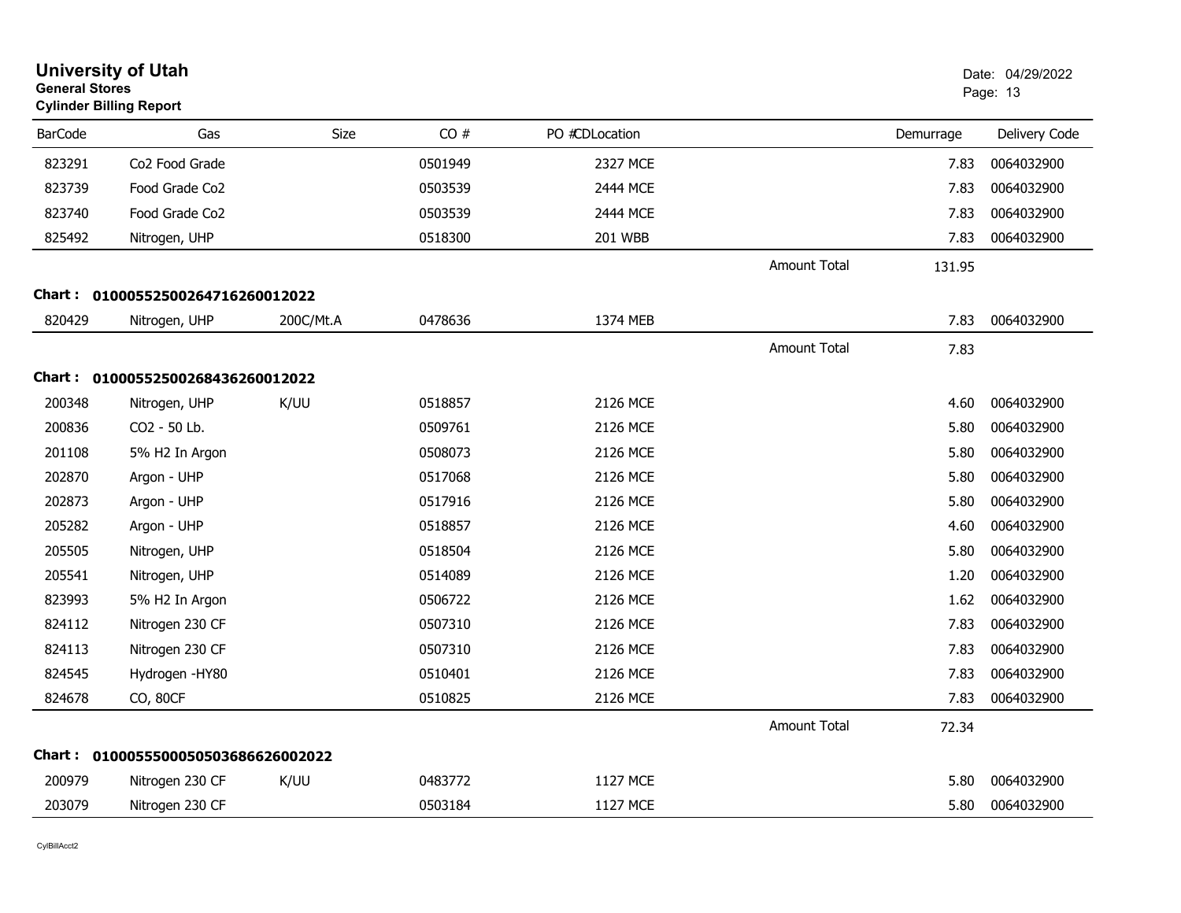# University of Utah

**General Stores**

**Cylinder Billing Report**

Date: 04/29/2022

| BarCode | Gas | Size | CO # | PO # CDLocation | | Demurrage | Delivery Code |
|---|---|---|---|---|---|---|---|
| 823291 | Co2 Food Grade | | 0501949 | 2327 MCE | | 7.83 | 0064032900 |
| 823739 | Food Grade Co2 | | 0503539 | 2444 MCE | | 7.83 | 0064032900 |
| 823740 | Food Grade Co2 | | 0503539 | 2444 MCE | | 7.83 | 0064032900 |
| 825492 | Nitrogen, UHP | | 0518300 | 201 WBB | | 7.83 | 0064032900 |
| | | | | | Amount Total | 131.95 | |

**Chart : 01000552500264716260012022**

| BarCode | Gas | Size | CO # | PO # CDLocation | | Demurrage | Delivery Code |
|---|---|---|---|---|---|---|---|
| 820429 | Nitrogen, UHP | 200C/Mt.A | 0478636 | 1374 MEB | | 7.83 | 0064032900 |
| | | | | | Amount Total | 7.83 | |

**Chart : 01000552500268436260012022**

| BarCode | Gas | Size | CO # | PO # CDLocation | | Demurrage | Delivery Code |
|---|---|---|---|---|---|---|---|
| 200348 | Nitrogen, UHP | K/UU | 0518857 | 2126 MCE | | 4.60 | 0064032900 |
| 200836 | CO2 - 50 Lb. | | 0509761 | 2126 MCE | | 5.80 | 0064032900 |
| 201108 | 5% H2 In Argon | | 0508073 | 2126 MCE | | 5.80 | 0064032900 |
| 202870 | Argon - UHP | | 0517068 | 2126 MCE | | 5.80 | 0064032900 |
| 202873 | Argon - UHP | | 0517916 | 2126 MCE | | 5.80 | 0064032900 |
| 205282 | Argon - UHP | | 0518857 | 2126 MCE | | 4.60 | 0064032900 |
| 205505 | Nitrogen, UHP | | 0518504 | 2126 MCE | | 5.80 | 0064032900 |
| 205541 | Nitrogen, UHP | | 0514089 | 2126 MCE | | 1.20 | 0064032900 |
| 823993 | 5% H2 In Argon | | 0506722 | 2126 MCE | | 1.62 | 0064032900 |
| 824112 | Nitrogen 230 CF | | 0507310 | 2126 MCE | | 7.83 | 0064032900 |
| 824113 | Nitrogen 230 CF | | 0507310 | 2126 MCE | | 7.83 | 0064032900 |
| 824545 | Hydrogen -HY80 | | 0510401 | 2126 MCE | | 7.83 | 0064032900 |
| 824678 | CO, 80CF | | 0510825 | 2126 MCE | | 7.83 | 0064032900 |
| | | | | | Amount Total | 72.34 | |

**Chart : 0100055500050503686626002022**

| BarCode | Gas | Size | CO # | PO # CDLocation | | Demurrage | Delivery Code |
|---|---|---|---|---|---|---|---|
| 200979 | Nitrogen 230 CF | K/UU | 0483772 | 1127 MCE | | 5.80 | 0064032900 |
| 203079 | Nitrogen 230 CF | | 0503184 | 1127 MCE | | 5.80 | 0064032900 |

CylBillAcct2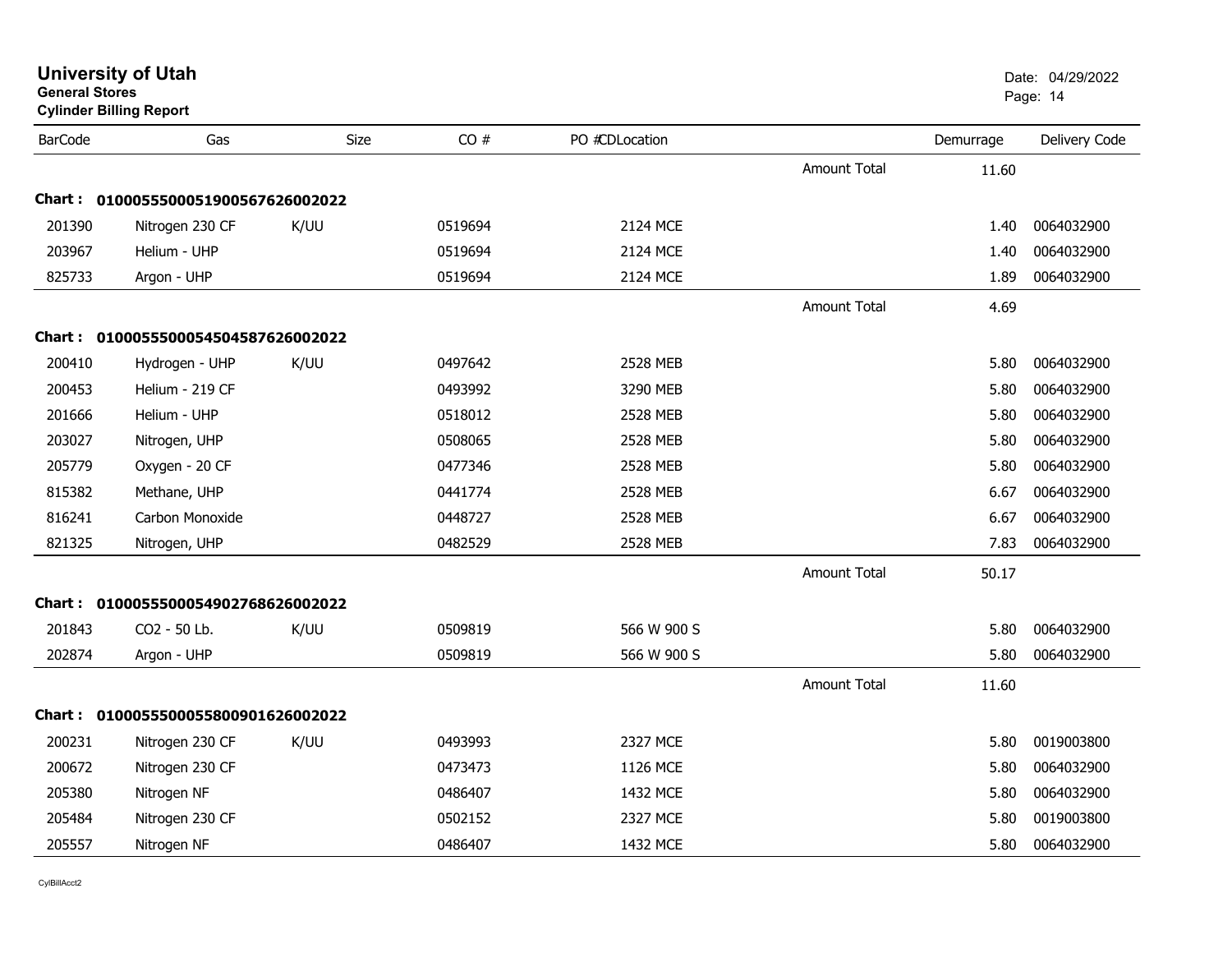# University of Utah
**General Stores**
**Cylinder Billing Report**

Date: 04/29/2022

| BarCode | Gas | Size | CO # | PO # CDLocation | | Demurrage | Delivery Code |
|---|---|---|---|---|---|---|---|
| | | | | | Amount Total | 11.60 | |
| **Chart : 01000555000519005676260022022** | | | | | | | |
| 201390 | Nitrogen 230 CF | K/UU | 0519694 | 2124 MCE | | 1.40 | 0064032900 |
| 203967 | Helium - UHP | | 0519694 | 2124 MCE | | 1.40 | 0064032900 |
| 825733 | Argon - UHP | | 0519694 | 2124 MCE | | 1.89 | 0064032900 |
| | | | | | Amount Total | 4.69 | |
| **Chart : 01000555000545045876260022022** | | | | | | | |
| 200410 | Hydrogen - UHP | K/UU | 0497642 | 2528 MEB | | 5.80 | 0064032900 |
| 200453 | Helium - 219 CF | | 0493992 | 3290 MEB | | 5.80 | 0064032900 |
| 201666 | Helium - UHP | | 0518012 | 2528 MEB | | 5.80 | 0064032900 |
| 203027 | Nitrogen, UHP | | 0508065 | 2528 MEB | | 5.80 | 0064032900 |
| 205779 | Oxygen - 20 CF | | 0477346 | 2528 MEB | | 5.80 | 0064032900 |
| 815382 | Methane, UHP | | 0441774 | 2528 MEB | | 6.67 | 0064032900 |
| 816241 | Carbon Monoxide | | 0448727 | 2528 MEB | | 6.67 | 0064032900 |
| 821325 | Nitrogen, UHP | | 0482529 | 2528 MEB | | 7.83 | 0064032900 |
| | | | | | Amount Total | 50.17 | |
| **Chart : 01000555000549027686260022022** | | | | | | | |
| 201843 | CO2 - 50 Lb. | K/UU | 0509819 | 566 W 900 S | | 5.80 | 0064032900 |
| 202874 | Argon - UHP | | 0509819 | 566 W 900 S | | 5.80 | 0064032900 |
| | | | | | Amount Total | 11.60 | |
| **Chart : 01000555000558009016260022022** | | | | | | | |
| 200231 | Nitrogen 230 CF | K/UU | 0493993 | 2327 MCE | | 5.80 | 0019003800 |
| 200672 | Nitrogen 230 CF | | 0473473 | 1126 MCE | | 5.80 | 0064032900 |
| 205380 | Nitrogen NF | | 0486407 | 1432 MCE | | 5.80 | 0064032900 |
| 205484 | Nitrogen 230 CF | | 0502152 | 2327 MCE | | 5.80 | 0019003800 |
| 205557 | Nitrogen NF | | 0486407 | 1432 MCE | | 5.80 | 0064032900 |

CylBillAcct2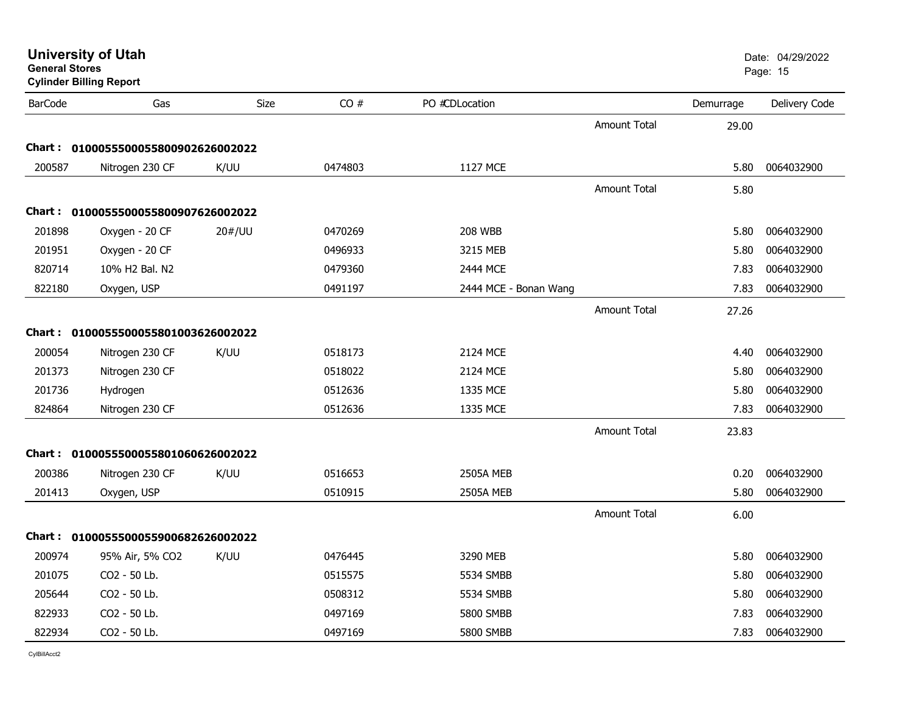# University of Utah

**General Stores**
**Cylinder Billing Report**

Date: 04/29/2022

| BarCode | Gas | Size | CO # | PO # | CD | Location | | Demurrage | Delivery Code |
|---|---|---|---|---|---|---|---|---|---|
| | | | | | | | Amount Total | 29.00 | |
| **Chart :** | **01000555000558009026260022022** | | | | | | | | |
| 200587 | Nitrogen 230 CF | K/UU | 0474803 | | | 1127 MCE | | 5.80 | 0064032900 |
| | | | | | | | Amount Total | 5.80 | |
| **Chart :** | **01000555000558009076260022022** | | | | | | | | |
| 201898 | Oxygen - 20 CF | 20#/UU | 0470269 | | | 208 WBB | | 5.80 | 0064032900 |
| 201951 | Oxygen - 20 CF | | 0496933 | | | 3215 MEB | | 5.80 | 0064032900 |
| 820714 | 10% H2 Bal. N2 | | 0479360 | | | 2444 MCE | | 7.83 | 0064032900 |
| 822180 | Oxygen, USP | | 0491197 | | | 2444 MCE - Bonan Wang | | 7.83 | 0064032900 |
| | | | | | | | Amount Total | 27.26 | |
| **Chart :** | **01000555000558010036260022022** | | | | | | | | |
| 200054 | Nitrogen 230 CF | K/UU | 0518173 | | | 2124 MCE | | 4.40 | 0064032900 |
| 201373 | Nitrogen 230 CF | | 0518022 | | | 2124 MCE | | 5.80 | 0064032900 |
| 201736 | Hydrogen | | 0512636 | | | 1335 MCE | | 5.80 | 0064032900 |
| 824864 | Nitrogen 230 CF | | 0512636 | | | 1335 MCE | | 7.83 | 0064032900 |
| | | | | | | | Amount Total | 23.83 | |
| **Chart :** | **01000555000558010606260022022** | | | | | | | | |
| 200386 | Nitrogen 230 CF | K/UU | 0516653 | | | 2505A MEB | | 0.20 | 0064032900 |
| 201413 | Oxygen, USP | | 0510915 | | | 2505A MEB | | 5.80 | 0064032900 |
| | | | | | | | Amount Total | 6.00 | |
| **Chart :** | **01000555000559006826260022022** | | | | | | | | |
| 200974 | 95% Air, 5% CO2 | K/UU | 0476445 | | | 3290 MEB | | 5.80 | 0064032900 |
| 201075 | CO2 - 50 Lb. | | 0515575 | | | 5534 SMBB | | 5.80 | 0064032900 |
| 205644 | CO2 - 50 Lb. | | 0508312 | | | 5534 SMBB | | 5.80 | 0064032900 |
| 822933 | CO2 - 50 Lb. | | 0497169 | | | 5800 SMBB | | 7.83 | 0064032900 |
| 822934 | CO2 - 50 Lb. | | 0497169 | | | 5800 SMBB | | 7.83 | 0064032900 |

CylBillAcct2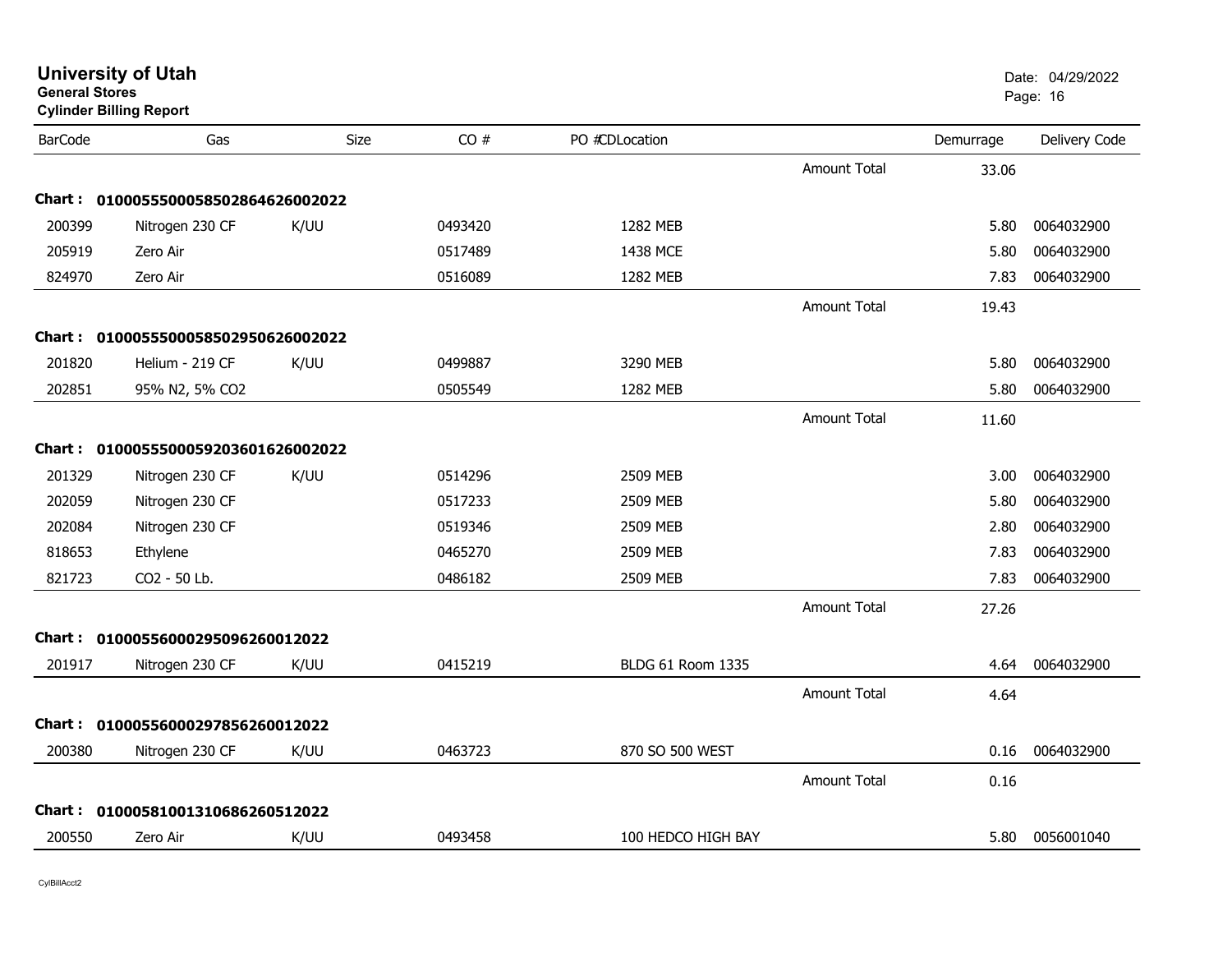# University of Utah

**General Stores**

**Cylinder Billing Report**

Date: 04/29/2022

| BarCode | Gas | Size | CO # | PO # | CDLocation | | Demurrage | Delivery Code |
|---|---|---|---|---|---|---|---|---|
| | | | | | | Amount Total | 33.06 | |
| **Chart :** | **01000555000585028646260020 22** | | | | | | | |
| 200399 | Nitrogen 230 CF | K/UU | 0493420 | | 1282 MEB | | 5.80 | 0064032900 |
| 205919 | Zero Air | | 0517489 | | 1438 MCE | | 5.80 | 0064032900 |
| 824970 | Zero Air | | 0516089 | | 1282 MEB | | 7.83 | 0064032900 |
| | | | | | | Amount Total | 19.43 | |
| **Chart :** | **0100055500058502950626002022** | | | | | | | |
| 201820 | Helium - 219 CF | K/UU | 0499887 | | 3290 MEB | | 5.80 | 0064032900 |
| 202851 | 95% N2, 5% CO2 | | 0505549 | | 1282 MEB | | 5.80 | 0064032900 |
| | | | | | | Amount Total | 11.60 | |
| **Chart :** | **0100055500059203601626002022** | | | | | | | |
| 201329 | Nitrogen 230 CF | K/UU | 0514296 | | 2509 MEB | | 3.00 | 0064032900 |
| 202059 | Nitrogen 230 CF | | 0517233 | | 2509 MEB | | 5.80 | 0064032900 |
| 202084 | Nitrogen 230 CF | | 0519346 | | 2509 MEB | | 2.80 | 0064032900 |
| 818653 | Ethylene | | 0465270 | | 2509 MEB | | 7.83 | 0064032900 |
| 821723 | CO2 - 50 Lb. | | 0486182 | | 2509 MEB | | 7.83 | 0064032900 |
| | | | | | | Amount Total | 27.26 | |
| **Chart :** | **01000556000295096260012022** | | | | | | | |
| 201917 | Nitrogen 230 CF | K/UU | 0415219 | | BLDG 61 Room 1335 | | 4.64 | 0064032900 |
| | | | | | | Amount Total | 4.64 | |
| **Chart :** | **01000556000297856260012022** | | | | | | | |
| 200380 | Nitrogen 230 CF | K/UU | 0463723 | | 870 SO 500 WEST | | 0.16 | 0064032900 |
| | | | | | | Amount Total | 0.16 | |
| **Chart :** | **01000581001310686260512022** | | | | | | | |
| 200550 | Zero Air | K/UU | 0493458 | | 100 HEDCO HIGH BAY | | 5.80 | 0056001040 |

CylBillAcct2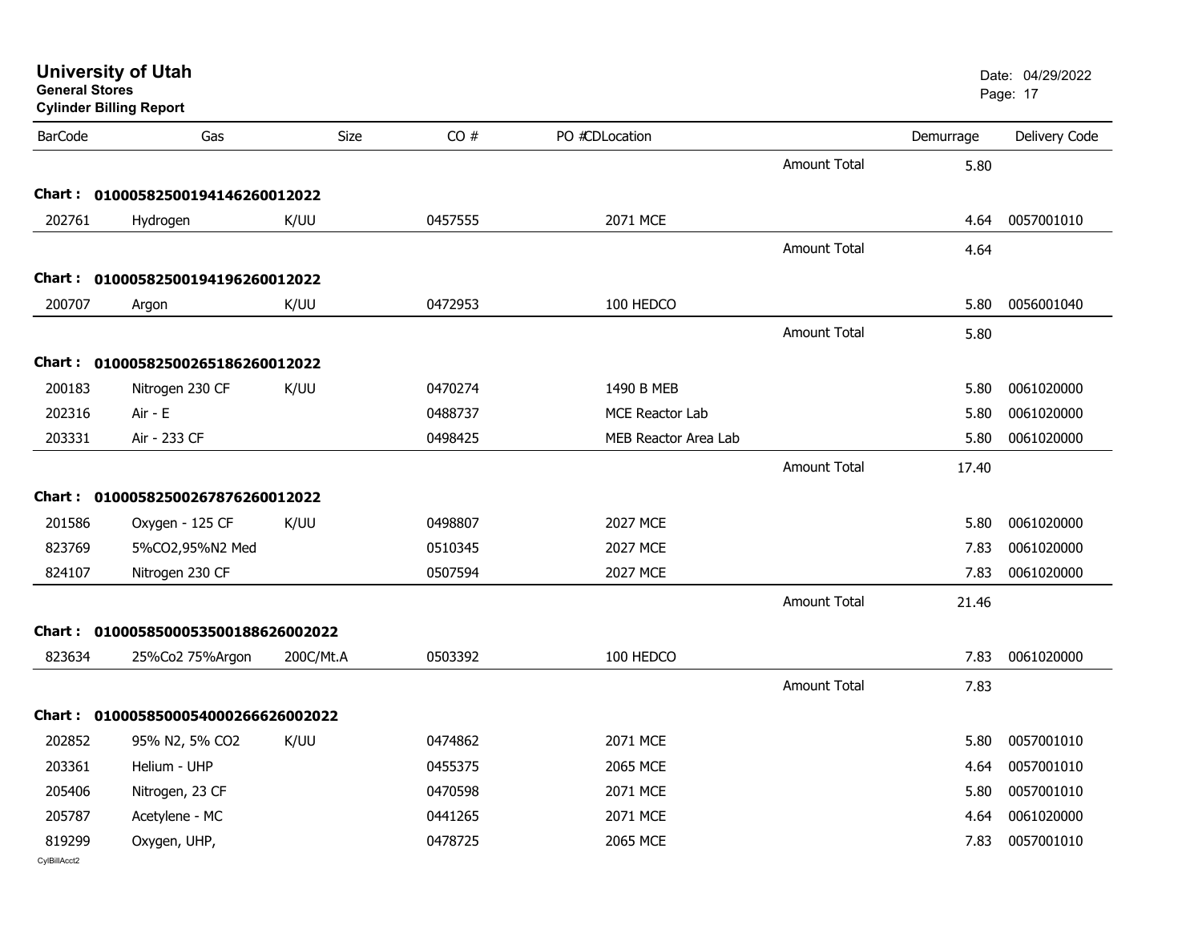**University of Utah**
**General Stores**
**Cylinder Billing Report**

Date: 04/29/2022

| BarCode | Gas | Size | CO # | PO # | CDLocation | | Demurrage | Delivery Code |
|---|---|---|---|---|---|---|---|---|
| | | | | | | Amount Total | 5.80 | |
| **Chart :** | **01000582500194146260012022** | | | | | | | |
| 202761 | Hydrogen | K/UU | 0457555 | | 2071 MCE | | 4.64 | 0057001010 |
| | | | | | | Amount Total | 4.64 | |
| **Chart :** | **01000582500194196260012022** | | | | | | | |
| 200707 | Argon | K/UU | 0472953 | | 100 HEDCO | | 5.80 | 0056001040 |
| | | | | | | Amount Total | 5.80 | |
| **Chart :** | **01000582500265186260012022** | | | | | | | |
| 200183 | Nitrogen 230 CF | K/UU | 0470274 | | 1490 B MEB | | 5.80 | 0061020000 |
| 202316 | Air - E | | 0488737 | | MCE Reactor Lab | | 5.80 | 0061020000 |
| 203331 | Air - 233 CF | | 0498425 | | MEB Reactor Area Lab | | 5.80 | 0061020000 |
| | | | | | | Amount Total | 17.40 | |
| **Chart :** | **01000582500267876260012022** | | | | | | | |
| 201586 | Oxygen - 125 CF | K/UU | 0498807 | | 2027 MCE | | 5.80 | 0061020000 |
| 823769 | 5%CO2,95%N2 Med | | 0510345 | | 2027 MCE | | 7.83 | 0061020000 |
| 824107 | Nitrogen 230 CF | | 0507594 | | 2027 MCE | | 7.83 | 0061020000 |
| | | | | | | Amount Total | 21.46 | |
| **Chart :** | **01000585000535001886260020​22** | | | | | | | |
| 823634 | 25%Co2 75%Argon | 200C/Mt.A | 0503392 | | 100 HEDCO | | 7.83 | 0061020000 |
| | | | | | | Amount Total | 7.83 | |
| **Chart :** | **01000585000540002666260020​22** | | | | | | | |
| 202852 | 95% N2, 5% CO2 | K/UU | 0474862 | | 2071 MCE | | 5.80 | 0057001010 |
| 203361 | Helium - UHP | | 0455375 | | 2065 MCE | | 4.64 | 0057001010 |
| 205406 | Nitrogen, 23 CF | | 0470598 | | 2071 MCE | | 5.80 | 0057001010 |
| 205787 | Acetylene - MC | | 0441265 | | 2071 MCE | | 4.64 | 0061020000 |
| 819299 | Oxygen, UHP, | | 0478725 | | 2065 MCE | | 7.83 | 0057001010 |

CylBillAcct2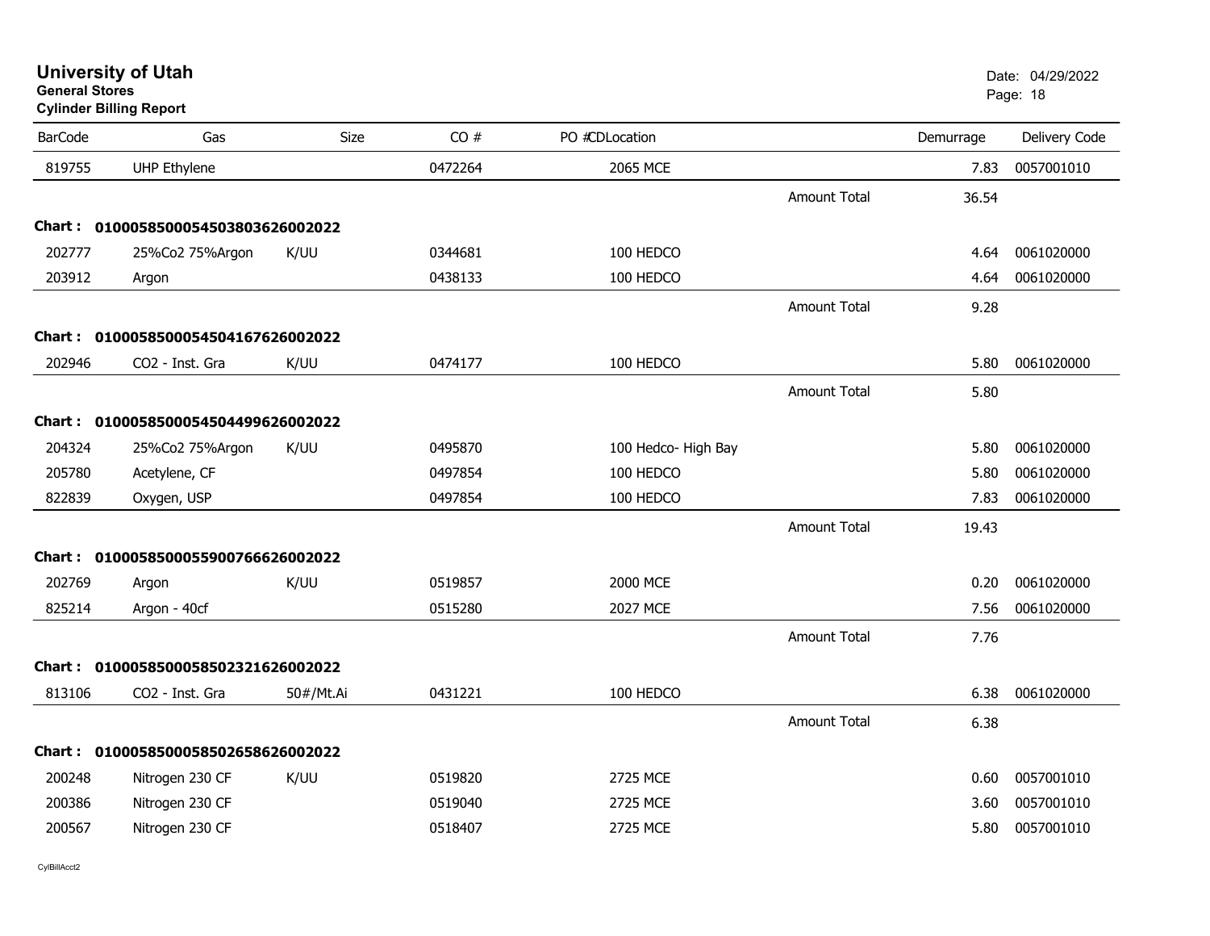# University of Utah

**General Stores**

**Cylinder Billing Report**

Date: 04/29/2022

| BarCode | Gas | Size | CO # | PO #CDLocation | | Demurrage | Delivery Code |
|---|---|---|---|---|---|---|---|
| 819755 | UHP Ethylene | | 0472264 | 2065 MCE | | 7.83 | 0057001010 |
| | | | | | Amount Total | 36.54 | |
| **Chart :** | **0100058500054503803626002022** | | | | | | |
| 202777 | 25%Co2 75%Argon | K/UU | 0344681 | 100 HEDCO | | 4.64 | 0061020000 |
| 203912 | Argon | | 0438133 | 100 HEDCO | | 4.64 | 0061020000 |
| | | | | | Amount Total | 9.28 | |
| **Chart :** | **0100058500054504167626002022** | | | | | | |
| 202946 | CO2 - Inst. Gra | K/UU | 0474177 | 100 HEDCO | | 5.80 | 0061020000 |
| | | | | | Amount Total | 5.80 | |
| **Chart :** | **0100058500054504499626002022** | | | | | | |
| 204324 | 25%Co2 75%Argon | K/UU | 0495870 | 100 Hedco- High Bay | | 5.80 | 0061020000 |
| 205780 | Acetylene, CF | | 0497854 | 100 HEDCO | | 5.80 | 0061020000 |
| 822839 | Oxygen, USP | | 0497854 | 100 HEDCO | | 7.83 | 0061020000 |
| | | | | | Amount Total | 19.43 | |
| **Chart :** | **0100058500055900766626002022** | | | | | | |
| 202769 | Argon | K/UU | 0519857 | 2000 MCE | | 0.20 | 0061020000 |
| 825214 | Argon - 40cf | | 0515280 | 2027 MCE | | 7.56 | 0061020000 |
| | | | | | Amount Total | 7.76 | |
| **Chart :** | **0100058500058502321626002022** | | | | | | |
| 813106 | CO2 - Inst. Gra | 50#/Mt.Ai | 0431221 | 100 HEDCO | | 6.38 | 0061020000 |
| | | | | | Amount Total | 6.38 | |
| **Chart :** | **0100058500058502658626002022** | | | | | | |
| 200248 | Nitrogen 230 CF | K/UU | 0519820 | 2725 MCE | | 0.60 | 0057001010 |
| 200386 | Nitrogen 230 CF | | 0519040 | 2725 MCE | | 3.60 | 0057001010 |
| 200567 | Nitrogen 230 CF | | 0518407 | 2725 MCE | | 5.80 | 0057001010 |

CylBillAcct2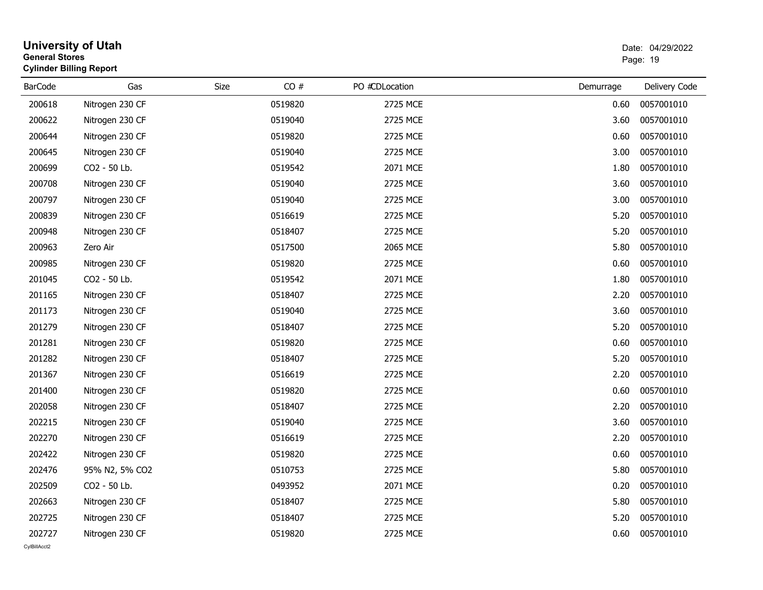# University of Utah
**General Stores**
**Cylinder Billing Report**

Date: 04/29/2022

| BarCode | Gas | Size | CO # | PO # | CDLocation | Demurrage | Delivery Code |
|---|---|---|---|---|---|---|---|
| 200618 | Nitrogen 230 CF | | 0519820 | | 2725 MCE | 0.60 | 0057001010 |
| 200622 | Nitrogen 230 CF | | 0519040 | | 2725 MCE | 3.60 | 0057001010 |
| 200644 | Nitrogen 230 CF | | 0519820 | | 2725 MCE | 0.60 | 0057001010 |
| 200645 | Nitrogen 230 CF | | 0519040 | | 2725 MCE | 3.00 | 0057001010 |
| 200699 | CO2 - 50 Lb. | | 0519542 | | 2071 MCE | 1.80 | 0057001010 |
| 200708 | Nitrogen 230 CF | | 0519040 | | 2725 MCE | 3.60 | 0057001010 |
| 200797 | Nitrogen 230 CF | | 0519040 | | 2725 MCE | 3.00 | 0057001010 |
| 200839 | Nitrogen 230 CF | | 0516619 | | 2725 MCE | 5.20 | 0057001010 |
| 200948 | Nitrogen 230 CF | | 0518407 | | 2725 MCE | 5.20 | 0057001010 |
| 200963 | Zero Air | | 0517500 | | 2065 MCE | 5.80 | 0057001010 |
| 200985 | Nitrogen 230 CF | | 0519820 | | 2725 MCE | 0.60 | 0057001010 |
| 201045 | CO2 - 50 Lb. | | 0519542 | | 2071 MCE | 1.80 | 0057001010 |
| 201165 | Nitrogen 230 CF | | 0518407 | | 2725 MCE | 2.20 | 0057001010 |
| 201173 | Nitrogen 230 CF | | 0519040 | | 2725 MCE | 3.60 | 0057001010 |
| 201279 | Nitrogen 230 CF | | 0518407 | | 2725 MCE | 5.20 | 0057001010 |
| 201281 | Nitrogen 230 CF | | 0519820 | | 2725 MCE | 0.60 | 0057001010 |
| 201282 | Nitrogen 230 CF | | 0518407 | | 2725 MCE | 5.20 | 0057001010 |
| 201367 | Nitrogen 230 CF | | 0516619 | | 2725 MCE | 2.20 | 0057001010 |
| 201400 | Nitrogen 230 CF | | 0519820 | | 2725 MCE | 0.60 | 0057001010 |
| 202058 | Nitrogen 230 CF | | 0518407 | | 2725 MCE | 2.20 | 0057001010 |
| 202215 | Nitrogen 230 CF | | 0519040 | | 2725 MCE | 3.60 | 0057001010 |
| 202270 | Nitrogen 230 CF | | 0516619 | | 2725 MCE | 2.20 | 0057001010 |
| 202422 | Nitrogen 230 CF | | 0519820 | | 2725 MCE | 0.60 | 0057001010 |
| 202476 | 95% N2, 5% CO2 | | 0510753 | | 2725 MCE | 5.80 | 0057001010 |
| 202509 | CO2 - 50 Lb. | | 0493952 | | 2071 MCE | 0.20 | 0057001010 |
| 202663 | Nitrogen 230 CF | | 0518407 | | 2725 MCE | 5.80 | 0057001010 |
| 202725 | Nitrogen 230 CF | | 0518407 | | 2725 MCE | 5.20 | 0057001010 |
| 202727 | Nitrogen 230 CF | | 0519820 | | 2725 MCE | 0.60 | 0057001010 |

CylBillAcct2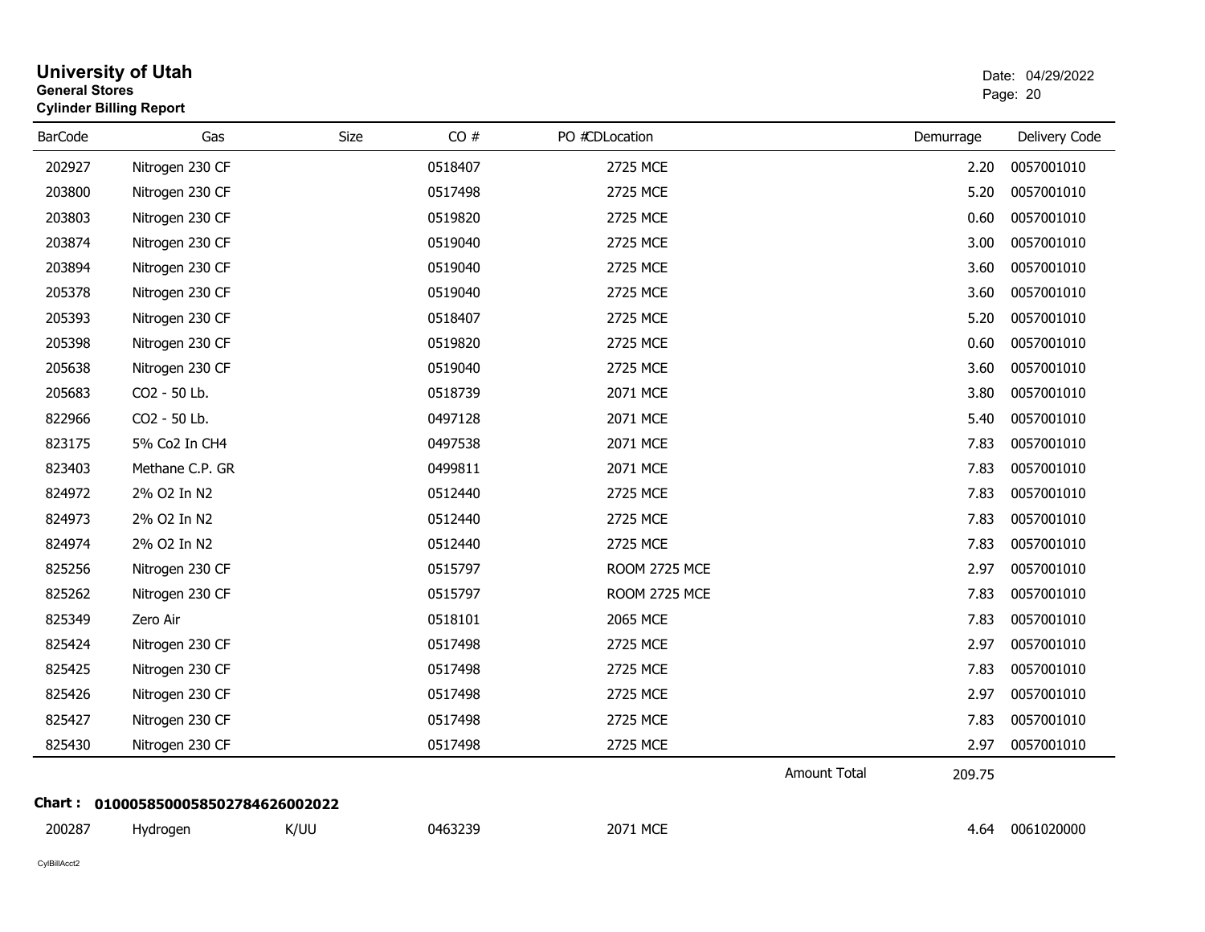# University of Utah

**General Stores**

**Cylinder Billing Report**

Date: 04/29/2022

| BarCode | Gas | Size | CO # | PO # | CDLocation | Demurrage | Delivery Code |
|---|---|---|---|---|---|---|---|
| 202927 | Nitrogen 230 CF | | 0518407 | | 2725 MCE | 2.20 | 0057001010 |
| 203800 | Nitrogen 230 CF | | 0517498 | | 2725 MCE | 5.20 | 0057001010 |
| 203803 | Nitrogen 230 CF | | 0519820 | | 2725 MCE | 0.60 | 0057001010 |
| 203874 | Nitrogen 230 CF | | 0519040 | | 2725 MCE | 3.00 | 0057001010 |
| 203894 | Nitrogen 230 CF | | 0519040 | | 2725 MCE | 3.60 | 0057001010 |
| 205378 | Nitrogen 230 CF | | 0519040 | | 2725 MCE | 3.60 | 0057001010 |
| 205393 | Nitrogen 230 CF | | 0518407 | | 2725 MCE | 5.20 | 0057001010 |
| 205398 | Nitrogen 230 CF | | 0519820 | | 2725 MCE | 0.60 | 0057001010 |
| 205638 | Nitrogen 230 CF | | 0519040 | | 2725 MCE | 3.60 | 0057001010 |
| 205683 | CO2 - 50 Lb. | | 0518739 | | 2071 MCE | 3.80 | 0057001010 |
| 822966 | CO2 - 50 Lb. | | 0497128 | | 2071 MCE | 5.40 | 0057001010 |
| 823175 | 5% Co2 In CH4 | | 0497538 | | 2071 MCE | 7.83 | 0057001010 |
| 823403 | Methane C.P. GR | | 0499811 | | 2071 MCE | 7.83 | 0057001010 |
| 824972 | 2% O2 In N2 | | 0512440 | | 2725 MCE | 7.83 | 0057001010 |
| 824973 | 2% O2 In N2 | | 0512440 | | 2725 MCE | 7.83 | 0057001010 |
| 824974 | 2% O2 In N2 | | 0512440 | | 2725 MCE | 7.83 | 0057001010 |
| 825256 | Nitrogen 230 CF | | 0515797 | | ROOM 2725 MCE | 2.97 | 0057001010 |
| 825262 | Nitrogen 230 CF | | 0515797 | | ROOM 2725 MCE | 7.83 | 0057001010 |
| 825349 | Zero Air | | 0518101 | | 2065 MCE | 7.83 | 0057001010 |
| 825424 | Nitrogen 230 CF | | 0517498 | | 2725 MCE | 2.97 | 0057001010 |
| 825425 | Nitrogen 230 CF | | 0517498 | | 2725 MCE | 7.83 | 0057001010 |
| 825426 | Nitrogen 230 CF | | 0517498 | | 2725 MCE | 2.97 | 0057001010 |
| 825427 | Nitrogen 230 CF | | 0517498 | | 2725 MCE | 7.83 | 0057001010 |
| 825430 | Nitrogen 230 CF | | 0517498 | | 2725 MCE | 2.97 | 0057001010 |
| | | | | | Amount Total | 209.75 | |

**Chart : 01000585000585027846260020​22**

| BarCode | Gas | Size | CO # | PO # | CDLocation | Demurrage | Delivery Code |
|---|---|---|---|---|---|---|---|
| 200287 | Hydrogen | K/UU | 0463239 | | 2071 MCE | 4.64 | 0061020000 |

CylBillAcct2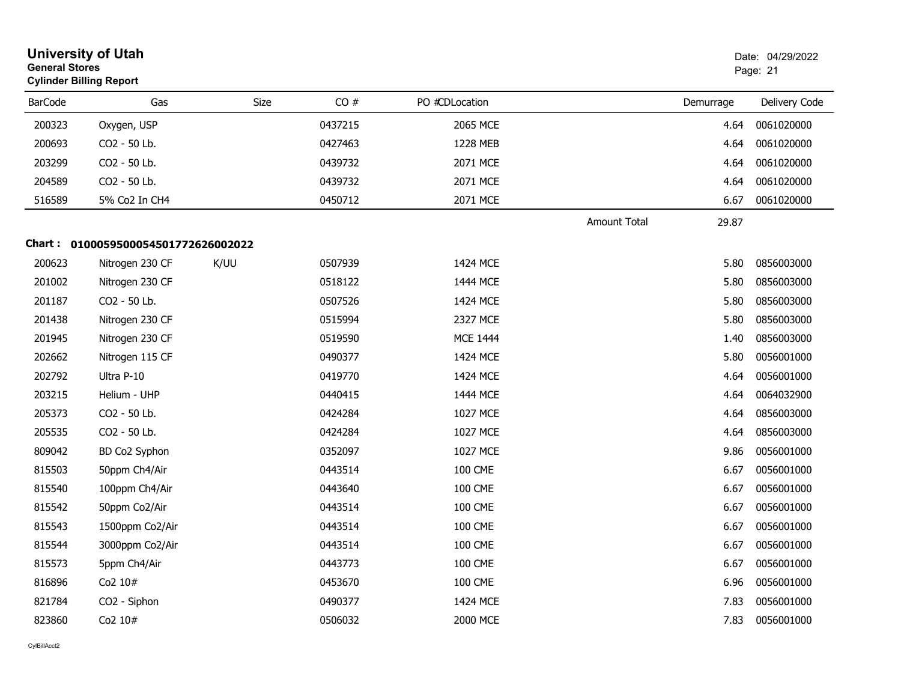**University of Utah**
**General Stores**
**Cylinder Billing Report**

Date: 04/29/2022

| BarCode | Gas | Size | CO # | PO # | CDLocation | | Demurrage | Delivery Code |
|---|---|---|---|---|---|---|---|---|
| 200323 | Oxygen, USP | | 0437215 | | 2065 MCE | | 4.64 | 0061020000 |
| 200693 | CO2 - 50 Lb. | | 0427463 | | 1228 MEB | | 4.64 | 0061020000 |
| 203299 | CO2 - 50 Lb. | | 0439732 | | 2071 MCE | | 4.64 | 0061020000 |
| 204589 | CO2 - 50 Lb. | | 0439732 | | 2071 MCE | | 4.64 | 0061020000 |
| 516589 | 5% Co2 In CH4 | | 0450712 | | 2071 MCE | | 6.67 | 0061020000 |
| | | | | | | Amount Total | 29.87 | |

**Chart : 01000595000545017726260020​22**

| BarCode | Gas | Size | CO # | PO # | CDLocation | | Demurrage | Delivery Code |
|---|---|---|---|---|---|---|---|---|
| 200623 | Nitrogen 230 CF | K/UU | 0507939 | | 1424 MCE | | 5.80 | 0856003000 |
| 201002 | Nitrogen 230 CF | | 0518122 | | 1444 MCE | | 5.80 | 0856003000 |
| 201187 | CO2 - 50 Lb. | | 0507526 | | 1424 MCE | | 5.80 | 0856003000 |
| 201438 | Nitrogen 230 CF | | 0515994 | | 2327 MCE | | 5.80 | 0856003000 |
| 201945 | Nitrogen 230 CF | | 0519590 | | MCE 1444 | | 1.40 | 0856003000 |
| 202662 | Nitrogen 115 CF | | 0490377 | | 1424 MCE | | 5.80 | 0056001000 |
| 202792 | Ultra P-10 | | 0419770 | | 1424 MCE | | 4.64 | 0056001000 |
| 203215 | Helium - UHP | | 0440415 | | 1444 MCE | | 4.64 | 0064032900 |
| 205373 | CO2 - 50 Lb. | | 0424284 | | 1027 MCE | | 4.64 | 0856003000 |
| 205535 | CO2 - 50 Lb. | | 0424284 | | 1027 MCE | | 4.64 | 0856003000 |
| 809042 | BD Co2 Syphon | | 0352097 | | 1027 MCE | | 9.86 | 0056001000 |
| 815503 | 50ppm Ch4/Air | | 0443514 | | 100 CME | | 6.67 | 0056001000 |
| 815540 | 100ppm Ch4/Air | | 0443640 | | 100 CME | | 6.67 | 0056001000 |
| 815542 | 50ppm Co2/Air | | 0443514 | | 100 CME | | 6.67 | 0056001000 |
| 815543 | 1500ppm Co2/Air | | 0443514 | | 100 CME | | 6.67 | 0056001000 |
| 815544 | 3000ppm Co2/Air | | 0443514 | | 100 CME | | 6.67 | 0056001000 |
| 815573 | 5ppm Ch4/Air | | 0443773 | | 100 CME | | 6.67 | 0056001000 |
| 816896 | Co2 10# | | 0453670 | | 100 CME | | 6.96 | 0056001000 |
| 821784 | CO2 - Siphon | | 0490377 | | 1424 MCE | | 7.83 | 0056001000 |
| 823860 | Co2 10# | | 0506032 | | 2000 MCE | | 7.83 | 0056001000 |

CylBillAcct2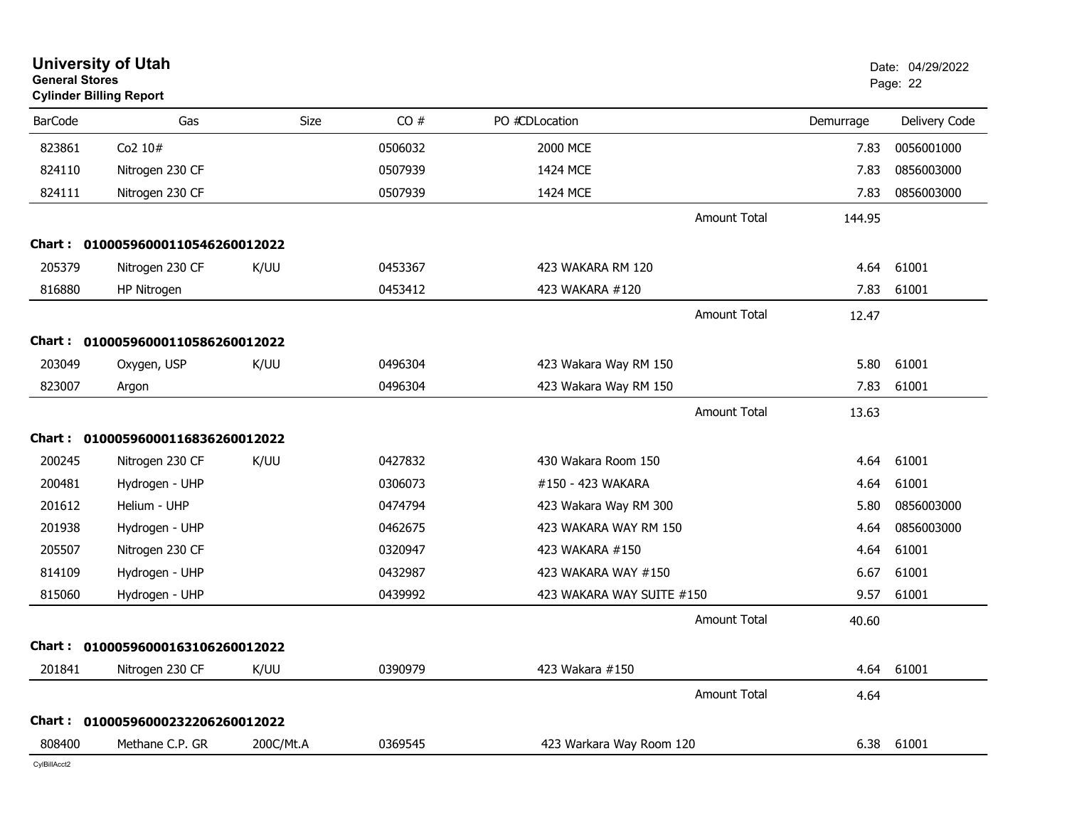# University of Utah

**General Stores**

**Cylinder Billing Report**

Date: 04/29/2022

| BarCode | Gas | Size | CO # | PO #CDLocation | Demurrage | Delivery Code |
|---|---|---|---|---|---|---|
| 823861 | Co2 10# | | 0506032 | 2000 MCE | 7.83 | 0056001000 |
| 824110 | Nitrogen 230 CF | | 0507939 | 1424 MCE | 7.83 | 0856003000 |
| 824111 | Nitrogen 230 CF | | 0507939 | 1424 MCE | 7.83 | 0856003000 |
| | | | | Amount Total | 144.95 | |
| **Chart :** | **01000596000110546260012022** | | | | | |
| 205379 | Nitrogen 230 CF | K/UU | 0453367 | 423 WAKARA RM 120 | 4.64 | 61001 |
| 816880 | HP Nitrogen | | 0453412 | 423 WAKARA #120 | 7.83 | 61001 |
| | | | | Amount Total | 12.47 | |
| **Chart :** | **01000596000110586260012022** | | | | | |
| 203049 | Oxygen, USP | K/UU | 0496304 | 423 Wakara Way RM 150 | 5.80 | 61001 |
| 823007 | Argon | | 0496304 | 423 Wakara Way RM 150 | 7.83 | 61001 |
| | | | | Amount Total | 13.63 | |
| **Chart :** | **01000596000116836260012022** | | | | | |
| 200245 | Nitrogen 230 CF | K/UU | 0427832 | 430 Wakara Room 150 | 4.64 | 61001 |
| 200481 | Hydrogen - UHP | | 0306073 | #150 - 423 WAKARA | 4.64 | 61001 |
| 201612 | Helium - UHP | | 0474794 | 423 Wakara Way RM 300 | 5.80 | 0856003000 |
| 201938 | Hydrogen - UHP | | 0462675 | 423 WAKARA WAY RM 150 | 4.64 | 0856003000 |
| 205507 | Nitrogen 230 CF | | 0320947 | 423 WAKARA #150 | 4.64 | 61001 |
| 814109 | Hydrogen - UHP | | 0432987 | 423 WAKARA WAY #150 | 6.67 | 61001 |
| 815060 | Hydrogen - UHP | | 0439992 | 423 WAKARA WAY SUITE #150 | 9.57 | 61001 |
| | | | | Amount Total | 40.60 | |
| **Chart :** | **01000596000163106260012022** | | | | | |
| 201841 | Nitrogen 230 CF | K/UU | 0390979 | 423 Wakara #150 | 4.64 | 61001 |
| | | | | Amount Total | 4.64 | |
| **Chart :** | **01000596000232206260012022** | | | | | |
| 808400 | Methane C.P. GR | 200C/Mt.A | 0369545 | 423 Warkara Way Room 120 | 6.38 | 61001 |

CylBillAcct2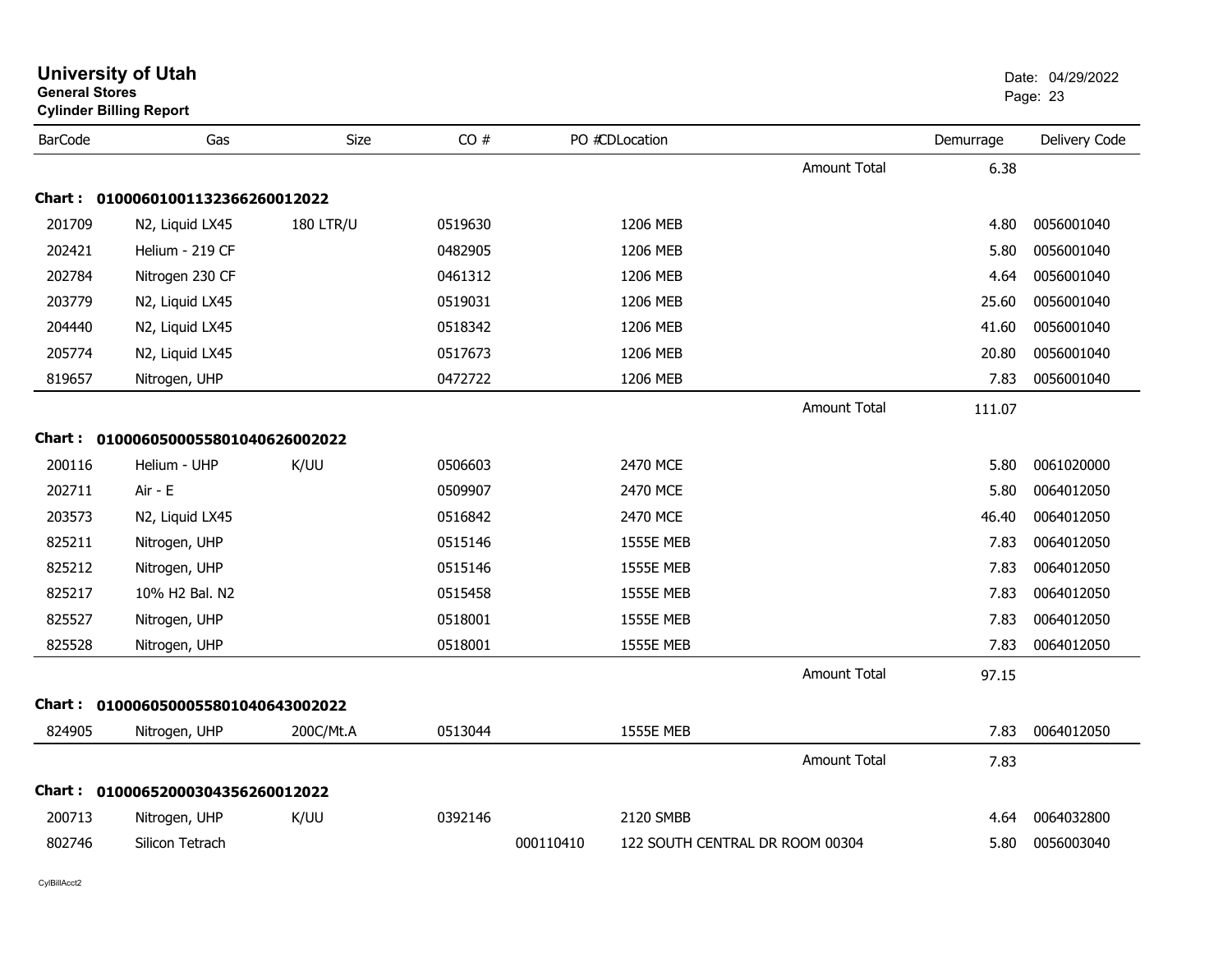# University of Utah
**General Stores**
**Cylinder Billing Report**

Date: 04/29/2022

| BarCode | Gas | Size | CO # | PO # | CD | Location | Demurrage | Delivery Code |
|---|---|---|---|---|---|---|---|---|
| | | | | | | Amount Total | 6.38 | |
| **Chart : 01000601001132366260012022** | | | | | | | | |
| 201709 | N2, Liquid LX45 | 180 LTR/U | 0519630 | | | 1206 MEB | 4.80 | 0056001040 |
| 202421 | Helium - 219 CF | | 0482905 | | | 1206 MEB | 5.80 | 0056001040 |
| 202784 | Nitrogen 230 CF | | 0461312 | | | 1206 MEB | 4.64 | 0056001040 |
| 203779 | N2, Liquid LX45 | | 0519031 | | | 1206 MEB | 25.60 | 0056001040 |
| 204440 | N2, Liquid LX45 | | 0518342 | | | 1206 MEB | 41.60 | 0056001040 |
| 205774 | N2, Liquid LX45 | | 0517673 | | | 1206 MEB | 20.80 | 0056001040 |
| 819657 | Nitrogen, UHP | | 0472722 | | | 1206 MEB | 7.83 | 0056001040 |
| | | | | | | Amount Total | 111.07 | |
| **Chart : 01000605000558010406260020​22** | | | | | | | | |
| 200116 | Helium - UHP | K/UU | 0506603 | | | 2470 MCE | 5.80 | 0061020000 |
| 202711 | Air - E | | 0509907 | | | 2470 MCE | 5.80 | 0064012050 |
| 203573 | N2, Liquid LX45 | | 0516842 | | | 2470 MCE | 46.40 | 0064012050 |
| 825211 | Nitrogen, UHP | | 0515146 | | | 1555E MEB | 7.83 | 0064012050 |
| 825212 | Nitrogen, UHP | | 0515146 | | | 1555E MEB | 7.83 | 0064012050 |
| 825217 | 10% H2 Bal. N2 | | 0515458 | | | 1555E MEB | 7.83 | 0064012050 |
| 825527 | Nitrogen, UHP | | 0518001 | | | 1555E MEB | 7.83 | 0064012050 |
| 825528 | Nitrogen, UHP | | 0518001 | | | 1555E MEB | 7.83 | 0064012050 |
| | | | | | | Amount Total | 97.15 | |
| **Chart : 01000605000558010406430020​22** | | | | | | | | |
| 824905 | Nitrogen, UHP | 200C/Mt.A | 0513044 | | | 1555E MEB | 7.83 | 0064012050 |
| | | | | | | Amount Total | 7.83 | |
| **Chart : 01000652000304356260012022** | | | | | | | | |
| 200713 | Nitrogen, UHP | K/UU | 0392146 | | | 2120 SMBB | 4.64 | 0064032800 |
| 802746 | Silicon Tetrach | | | 000110410 | | 122 SOUTH CENTRAL DR ROOM 00304 | 5.80 | 0056003040 |

CylBillAcct2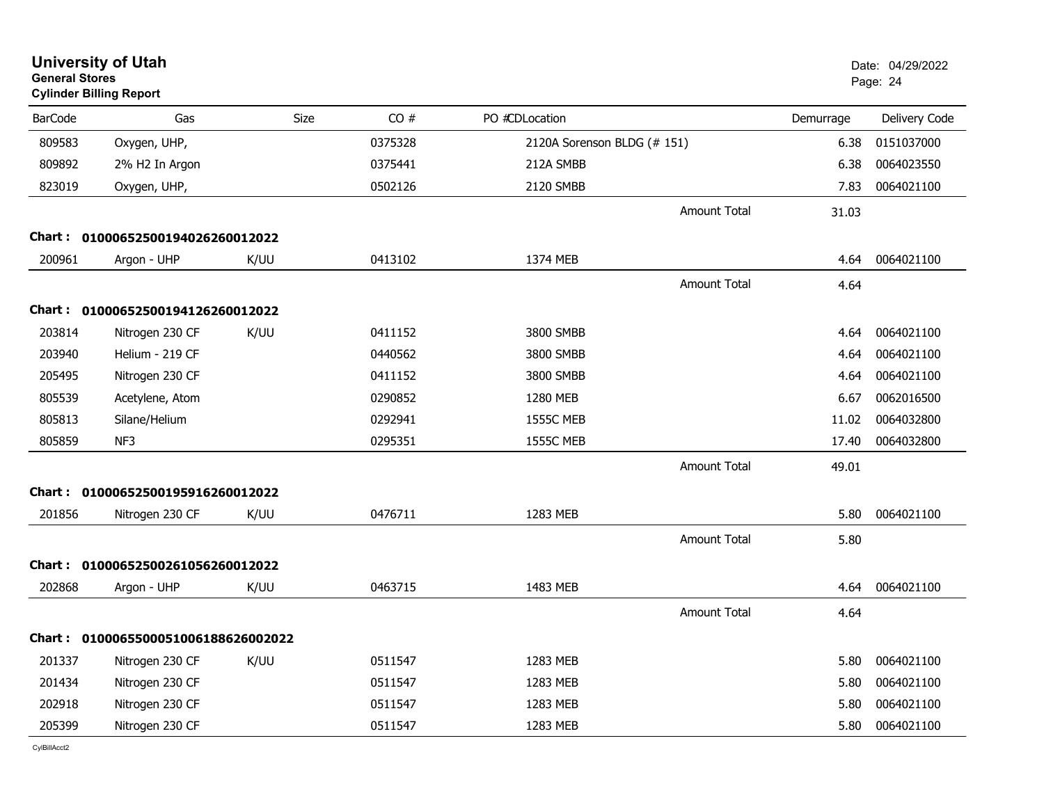# University of Utah
**General Stores**
**Cylinder Billing Report**

Date: 04/29/2022

| BarCode | Gas | Size | CO # | PO # | CDLocation | Demurrage | Delivery Code |
|---|---|---|---|---|---|---|---|
| 809583 | Oxygen, UHP, | | 0375328 | | 2120A Sorenson BLDG (# 151) | 6.38 | 0151037000 |
| 809892 | 2% H2 In Argon | | 0375441 | | 212A SMBB | 6.38 | 0064023550 |
| 823019 | Oxygen, UHP, | | 0502126 | | 2120 SMBB | 7.83 | 0064021100 |
| | | | | | Amount Total | 31.03 | |
| **Chart :** | **01000652500194026260012022** | | | | | | |
| 200961 | Argon - UHP | K/UU | 0413102 | | 1374 MEB | 4.64 | 0064021100 |
| | | | | | Amount Total | 4.64 | |
| **Chart :** | **01000652500194126260012022** | | | | | | |
| 203814 | Nitrogen 230 CF | K/UU | 0411152 | | 3800 SMBB | 4.64 | 0064021100 |
| 203940 | Helium - 219 CF | | 0440562 | | 3800 SMBB | 4.64 | 0064021100 |
| 205495 | Nitrogen 230 CF | | 0411152 | | 3800 SMBB | 4.64 | 0064021100 |
| 805539 | Acetylene, Atom | | 0290852 | | 1280 MEB | 6.67 | 0062016500 |
| 805813 | Silane/Helium | | 0292941 | | 1555C MEB | 11.02 | 0064032800 |
| 805859 | NF3 | | 0295351 | | 1555C MEB | 17.40 | 0064032800 |
| | | | | | Amount Total | 49.01 | |
| **Chart :** | **01000652500195916260012022** | | | | | | |
| 201856 | Nitrogen 230 CF | K/UU | 0476711 | | 1283 MEB | 5.80 | 0064021100 |
| | | | | | Amount Total | 5.80 | |
| **Chart :** | **01000652500261056260012022** | | | | | | |
| 202868 | Argon - UHP | K/UU | 0463715 | | 1483 MEB | 4.64 | 0064021100 |
| | | | | | Amount Total | 4.64 | |
| **Chart :** | **01000655000510061886260020222** | | | | | | |
| 201337 | Nitrogen 230 CF | K/UU | 0511547 | | 1283 MEB | 5.80 | 0064021100 |
| 201434 | Nitrogen 230 CF | | 0511547 | | 1283 MEB | 5.80 | 0064021100 |
| 202918 | Nitrogen 230 CF | | 0511547 | | 1283 MEB | 5.80 | 0064021100 |
| 205399 | Nitrogen 230 CF | | 0511547 | | 1283 MEB | 5.80 | 0064021100 |

CylBillAcct2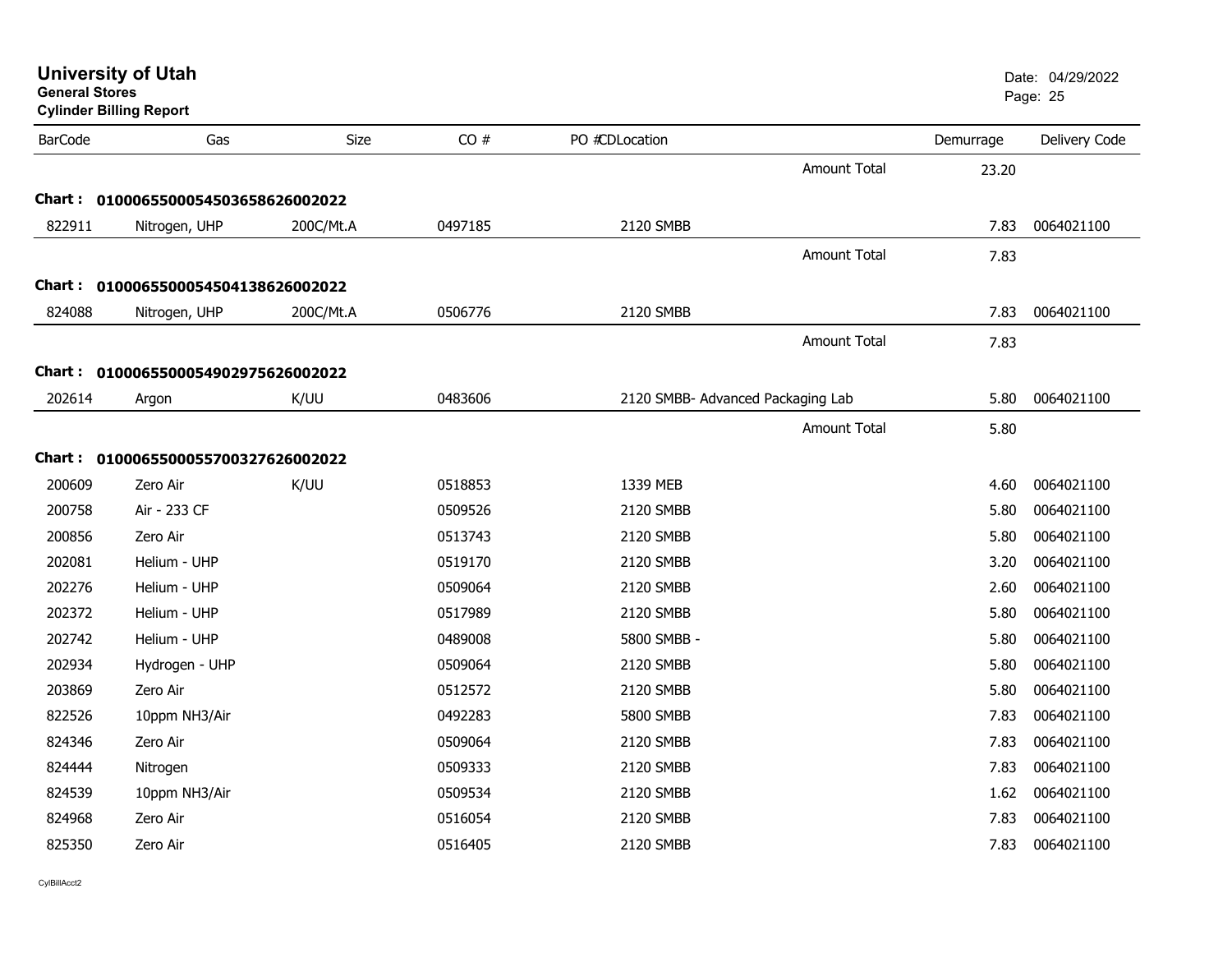# University of Utah
**General Stores**
**Cylinder Billing Report**

Date: 04/29/2022

| BarCode | Gas | Size | CO # | PO # | CDLocation | Demurrage | Delivery Code |
|---|---|---|---|---|---|---|---|
| | | | | | Amount Total | 23.20 | |
| **Chart : 01000655000545036586260020 22** | | | | | | | |
| 822911 | Nitrogen, UHP | 200C/Mt.A | 0497185 | | 2120 SMBB | 7.83 | 0064021100 |
| | | | | | Amount Total | 7.83 | |
| **Chart : 01000655000545041386260020 22** | | | | | | | |
| 824088 | Nitrogen, UHP | 200C/Mt.A | 0506776 | | 2120 SMBB | 7.83 | 0064021100 |
| | | | | | Amount Total | 7.83 | |
| **Chart : 01000655000549029756260020 22** | | | | | | | |
| 202614 | Argon | K/UU | 0483606 | | 2120 SMBB- Advanced Packaging Lab | 5.80 | 0064021100 |
| | | | | | Amount Total | 5.80 | |
| **Chart : 01000655000557003276260020 22** | | | | | | | |
| 200609 | Zero Air | K/UU | 0518853 | | 1339 MEB | 4.60 | 0064021100 |
| 200758 | Air - 233 CF | | 0509526 | | 2120 SMBB | 5.80 | 0064021100 |
| 200856 | Zero Air | | 0513743 | | 2120 SMBB | 5.80 | 0064021100 |
| 202081 | Helium - UHP | | 0519170 | | 2120 SMBB | 3.20 | 0064021100 |
| 202276 | Helium - UHP | | 0509064 | | 2120 SMBB | 2.60 | 0064021100 |
| 202372 | Helium - UHP | | 0517989 | | 2120 SMBB | 5.80 | 0064021100 |
| 202742 | Helium - UHP | | 0489008 | | 5800 SMBB - | 5.80 | 0064021100 |
| 202934 | Hydrogen - UHP | | 0509064 | | 2120 SMBB | 5.80 | 0064021100 |
| 203869 | Zero Air | | 0512572 | | 2120 SMBB | 5.80 | 0064021100 |
| 822526 | 10ppm NH3/Air | | 0492283 | | 5800 SMBB | 7.83 | 0064021100 |
| 824346 | Zero Air | | 0509064 | | 2120 SMBB | 7.83 | 0064021100 |
| 824444 | Nitrogen | | 0509333 | | 2120 SMBB | 7.83 | 0064021100 |
| 824539 | 10ppm NH3/Air | | 0509534 | | 2120 SMBB | 1.62 | 0064021100 |
| 824968 | Zero Air | | 0516054 | | 2120 SMBB | 7.83 | 0064021100 |
| 825350 | Zero Air | | 0516405 | | 2120 SMBB | 7.83 | 0064021100 |

CylBillAcct2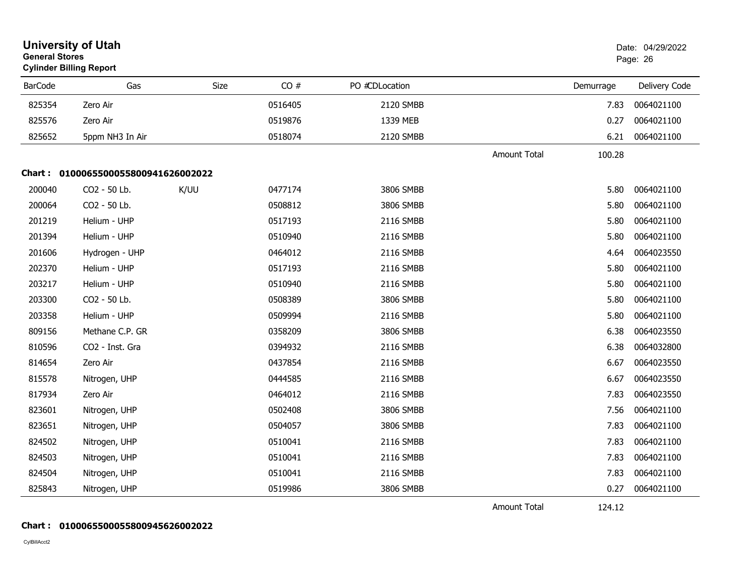**University of Utah**
**General Stores**
**Cylinder Billing Report**

Date: 04/29/2022

| BarCode | Gas | Size | CO # | PO # | CDLocation | | Demurrage | Delivery Code |
|---|---|---|---|---|---|---|---|---|
| 825354 | Zero Air | | 0516405 | | 2120 SMBB | | 7.83 | 0064021100 |
| 825576 | Zero Air | | 0519876 | | 1339 MEB | | 0.27 | 0064021100 |
| 825652 | 5ppm NH3 In Air | | 0518074 | | 2120 SMBB | | 6.21 | 0064021100 |
| | | | | | | Amount Total | 100.28 | |

**Chart : 01000655000558009416260020 22**

| BarCode | Gas | Size | CO # | PO # | CDLocation | | Demurrage | Delivery Code |
|---|---|---|---|---|---|---|---|---|
| 200040 | CO2 - 50 Lb. | K/UU | 0477174 | | 3806 SMBB | | 5.80 | 0064021100 |
| 200064 | CO2 - 50 Lb. | | 0508812 | | 3806 SMBB | | 5.80 | 0064021100 |
| 201219 | Helium - UHP | | 0517193 | | 2116 SMBB | | 5.80 | 0064021100 |
| 201394 | Helium - UHP | | 0510940 | | 2116 SMBB | | 5.80 | 0064021100 |
| 201606 | Hydrogen - UHP | | 0464012 | | 2116 SMBB | | 4.64 | 0064023550 |
| 202370 | Helium - UHP | | 0517193 | | 2116 SMBB | | 5.80 | 0064021100 |
| 203217 | Helium - UHP | | 0510940 | | 2116 SMBB | | 5.80 | 0064021100 |
| 203300 | CO2 - 50 Lb. | | 0508389 | | 3806 SMBB | | 5.80 | 0064021100 |
| 203358 | Helium - UHP | | 0509994 | | 2116 SMBB | | 5.80 | 0064021100 |
| 809156 | Methane C.P. GR | | 0358209 | | 3806 SMBB | | 6.38 | 0064023550 |
| 810596 | CO2 - Inst. Gra | | 0394932 | | 2116 SMBB | | 6.38 | 0064032800 |
| 814654 | Zero Air | | 0437854 | | 2116 SMBB | | 6.67 | 0064023550 |
| 815578 | Nitrogen, UHP | | 0444585 | | 2116 SMBB | | 6.67 | 0064023550 |
| 817934 | Zero Air | | 0464012 | | 2116 SMBB | | 7.83 | 0064023550 |
| 823601 | Nitrogen, UHP | | 0502408 | | 3806 SMBB | | 7.56 | 0064021100 |
| 823651 | Nitrogen, UHP | | 0504057 | | 3806 SMBB | | 7.83 | 0064021100 |
| 824502 | Nitrogen, UHP | | 0510041 | | 2116 SMBB | | 7.83 | 0064021100 |
| 824503 | Nitrogen, UHP | | 0510041 | | 2116 SMBB | | 7.83 | 0064021100 |
| 824504 | Nitrogen, UHP | | 0510041 | | 2116 SMBB | | 7.83 | 0064021100 |
| 825843 | Nitrogen, UHP | | 0519986 | | 3806 SMBB | | 0.27 | 0064021100 |
| | | | | | | Amount Total | 124.12 | |

**Chart : 01000655000558009456260020 22**

CylBillAcct2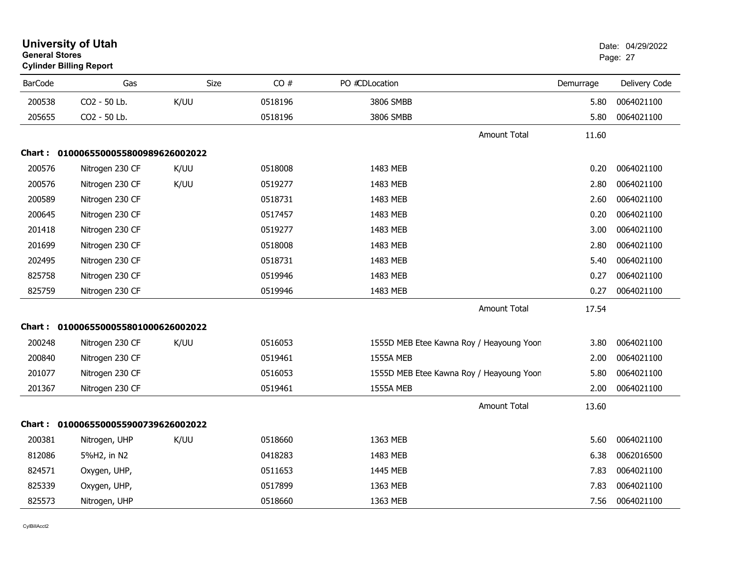**University of Utah**
**General Stores**
**Cylinder Billing Report**

Date: 04/29/2022

| BarCode | Gas | Size | CO # | PO #CDLocation | Demurrage | Delivery Code |
|---|---|---|---|---|---|---|
| 200538 | CO2 - 50 Lb. | K/UU | 0518196 | 3806 SMBB | 5.80 | 0064021100 |
| 205655 | CO2 - 50 Lb. | | 0518196 | 3806 SMBB | 5.80 | 0064021100 |
| | | | | Amount Total | 11.60 | |
| **Chart : 01000655000558009896260020022** | | | | | | |
| 200576 | Nitrogen 230 CF | K/UU | 0518008 | 1483 MEB | 0.20 | 0064021100 |
| 200576 | Nitrogen 230 CF | K/UU | 0519277 | 1483 MEB | 2.80 | 0064021100 |
| 200589 | Nitrogen 230 CF | | 0518731 | 1483 MEB | 2.60 | 0064021100 |
| 200645 | Nitrogen 230 CF | | 0517457 | 1483 MEB | 0.20 | 0064021100 |
| 201418 | Nitrogen 230 CF | | 0519277 | 1483 MEB | 3.00 | 0064021100 |
| 201699 | Nitrogen 230 CF | | 0518008 | 1483 MEB | 2.80 | 0064021100 |
| 202495 | Nitrogen 230 CF | | 0518731 | 1483 MEB | 5.40 | 0064021100 |
| 825758 | Nitrogen 230 CF | | 0519946 | 1483 MEB | 0.27 | 0064021100 |
| 825759 | Nitrogen 230 CF | | 0519946 | 1483 MEB | 0.27 | 0064021100 |
| | | | | Amount Total | 17.54 | |
| **Chart : 01000655000558010006260020022** | | | | | | |
| 200248 | Nitrogen 230 CF | K/UU | 0516053 | 1555D MEB Etee Kawna Roy / Heayoung Yoon | 3.80 | 0064021100 |
| 200840 | Nitrogen 230 CF | | 0519461 | 1555A MEB | 2.00 | 0064021100 |
| 201077 | Nitrogen 230 CF | | 0516053 | 1555D MEB Etee Kawna Roy / Heayoung Yoon | 5.80 | 0064021100 |
| 201367 | Nitrogen 230 CF | | 0519461 | 1555A MEB | 2.00 | 0064021100 |
| | | | | Amount Total | 13.60 | |
| **Chart : 01000655000559007396260020022** | | | | | | |
| 200381 | Nitrogen, UHP | K/UU | 0518660 | 1363 MEB | 5.60 | 0064021100 |
| 812086 | 5%H2, in N2 | | 0418283 | 1483 MEB | 6.38 | 0062016500 |
| 824571 | Oxygen, UHP, | | 0511653 | 1445 MEB | 7.83 | 0064021100 |
| 825339 | Oxygen, UHP, | | 0517899 | 1363 MEB | 7.83 | 0064021100 |
| 825573 | Nitrogen, UHP | | 0518660 | 1363 MEB | 7.56 | 0064021100 |

CylBillAcct2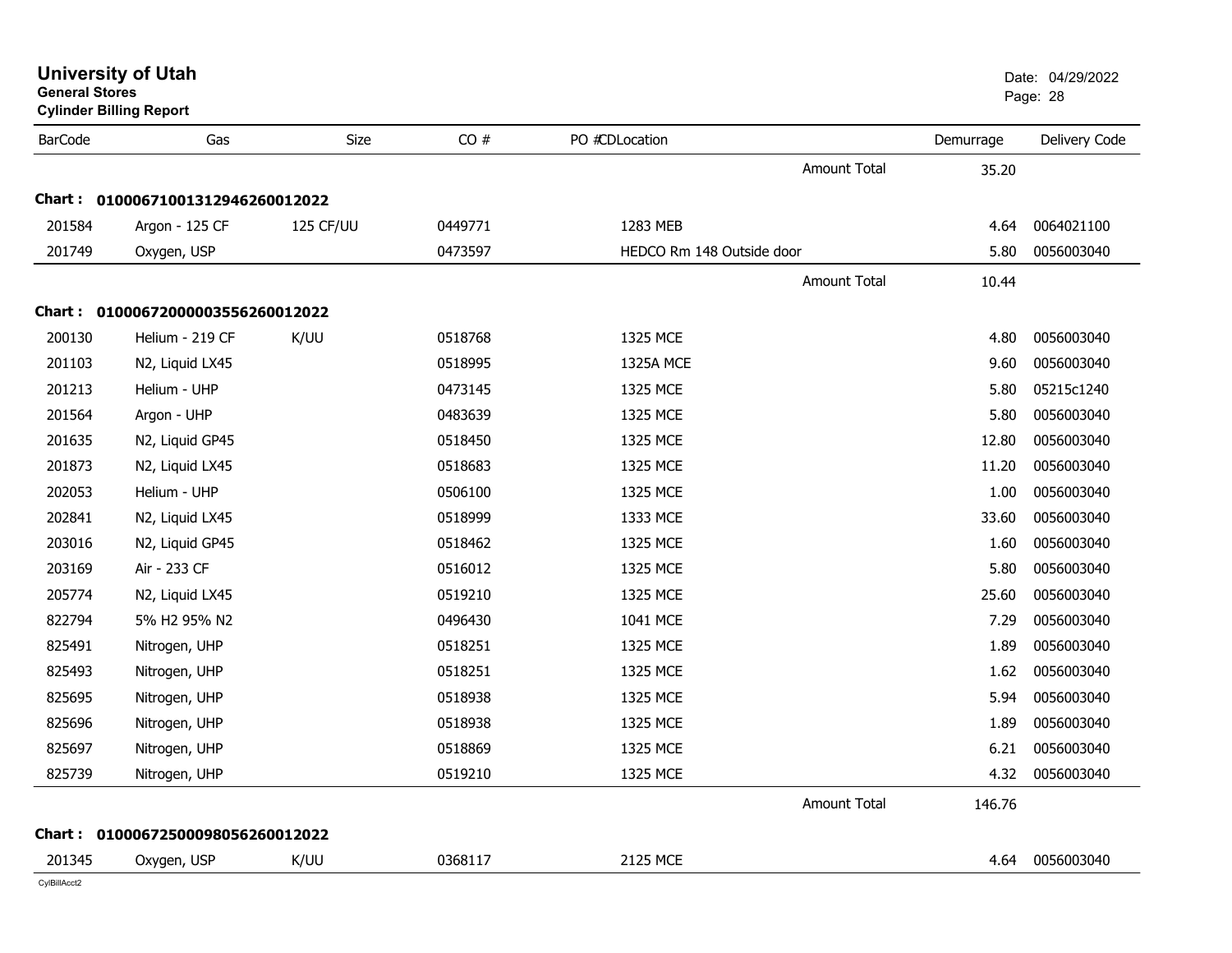# University of Utah
**General Stores**
**Cylinder Billing Report**

Date: 04/29/2022

| BarCode | Gas | Size | CO # | PO #CDLocation | Demurrage | Delivery Code |
|---|---|---|---|---|---|---|
| | | | | Amount Total | 35.20 | |
| **Chart :** | **0100067100131294626001 2022** | | | | | |
| 201584 | Argon - 125 CF | 125 CF/UU | 0449771 | 1283 MEB | 4.64 | 0064021100 |
| 201749 | Oxygen, USP | | 0473597 | HEDCO Rm 148 Outside door | 5.80 | 0056003040 |
| | | | | Amount Total | 10.44 | |
| **Chart :** | **01000672000003556260012022** | | | | | |
| 200130 | Helium - 219 CF | K/UU | 0518768 | 1325 MCE | 4.80 | 0056003040 |
| 201103 | N2, Liquid LX45 | | 0518995 | 1325A MCE | 9.60 | 0056003040 |
| 201213 | Helium - UHP | | 0473145 | 1325 MCE | 5.80 | 05215c1240 |
| 201564 | Argon - UHP | | 0483639 | 1325 MCE | 5.80 | 0056003040 |
| 201635 | N2, Liquid GP45 | | 0518450 | 1325 MCE | 12.80 | 0056003040 |
| 201873 | N2, Liquid LX45 | | 0518683 | 1325 MCE | 11.20 | 0056003040 |
| 202053 | Helium - UHP | | 0506100 | 1325 MCE | 1.00 | 0056003040 |
| 202841 | N2, Liquid LX45 | | 0518999 | 1333 MCE | 33.60 | 0056003040 |
| 203016 | N2, Liquid GP45 | | 0518462 | 1325 MCE | 1.60 | 0056003040 |
| 203169 | Air - 233 CF | | 0516012 | 1325 MCE | 5.80 | 0056003040 |
| 205774 | N2, Liquid LX45 | | 0519210 | 1325 MCE | 25.60 | 0056003040 |
| 822794 | 5% H2 95% N2 | | 0496430 | 1041 MCE | 7.29 | 0056003040 |
| 825491 | Nitrogen, UHP | | 0518251 | 1325 MCE | 1.89 | 0056003040 |
| 825493 | Nitrogen, UHP | | 0518251 | 1325 MCE | 1.62 | 0056003040 |
| 825695 | Nitrogen, UHP | | 0518938 | 1325 MCE | 5.94 | 0056003040 |
| 825696 | Nitrogen, UHP | | 0518938 | 1325 MCE | 1.89 | 0056003040 |
| 825697 | Nitrogen, UHP | | 0518869 | 1325 MCE | 6.21 | 0056003040 |
| 825739 | Nitrogen, UHP | | 0519210 | 1325 MCE | 4.32 | 0056003040 |
| | | | | Amount Total | 146.76 | |
| **Chart :** | **01000672500098056260012022** | | | | | |
| 201345 | Oxygen, USP | K/UU | 0368117 | 2125 MCE | 4.64 | 0056003040 |

CylBillAcct2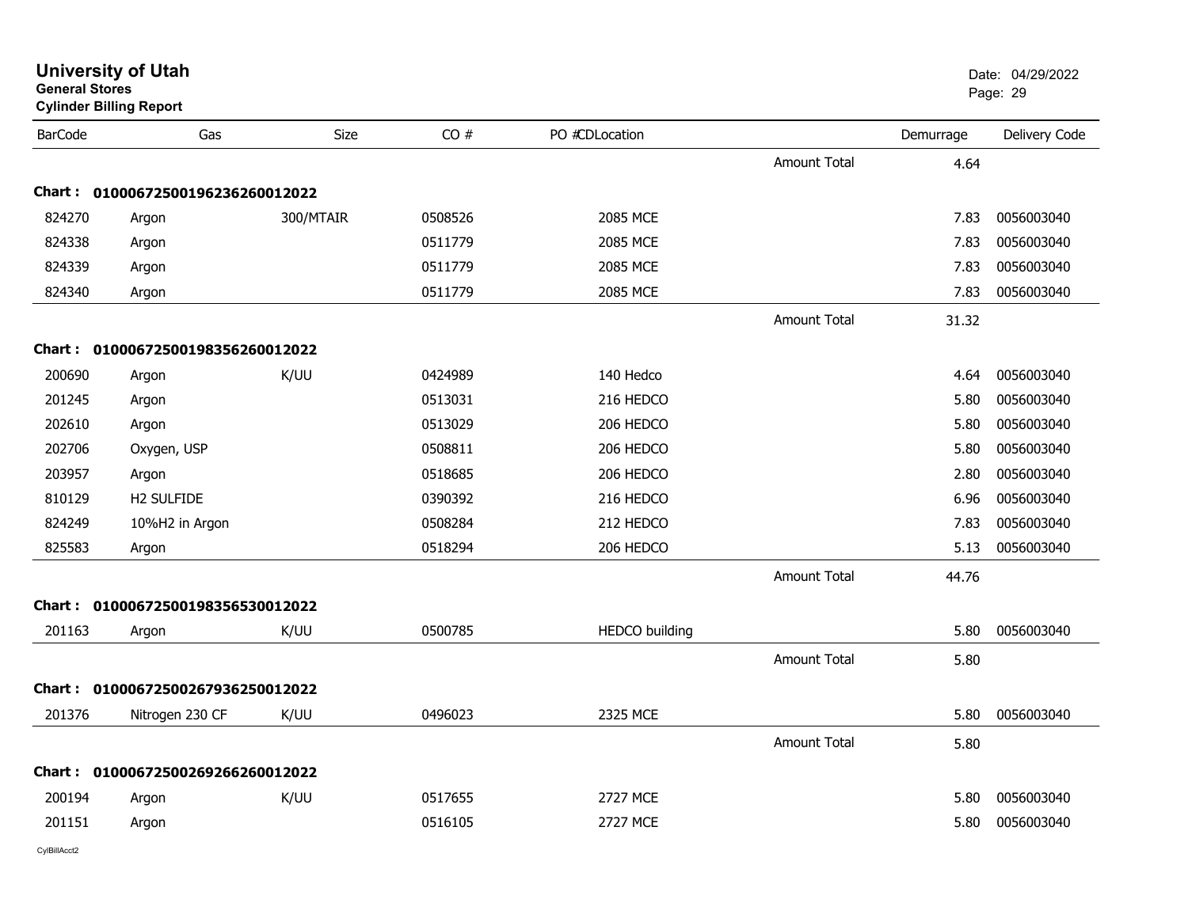# University of Utah
**General Stores**
**Cylinder Billing Report**

Date: 04/29/2022

| BarCode | Gas | Size | CO # | PO #CDLocation | | Demurrage | Delivery Code |
|---|---|---|---|---|---|---|---|
| | | | | | Amount Total | 4.64 | |
| **Chart : 01000672500196236260012022** | | | | | | | |
| 824270 | Argon | 300/MTAIR | 0508526 | 2085 MCE | | 7.83 | 0056003040 |
| 824338 | Argon | | 0511779 | 2085 MCE | | 7.83 | 0056003040 |
| 824339 | Argon | | 0511779 | 2085 MCE | | 7.83 | 0056003040 |
| 824340 | Argon | | 0511779 | 2085 MCE | | 7.83 | 0056003040 |
| | | | | | Amount Total | 31.32 | |
| **Chart : 01000672500198356260012022** | | | | | | | |
| 200690 | Argon | K/UU | 0424989 | 140 Hedco | | 4.64 | 0056003040 |
| 201245 | Argon | | 0513031 | 216 HEDCO | | 5.80 | 0056003040 |
| 202610 | Argon | | 0513029 | 206 HEDCO | | 5.80 | 0056003040 |
| 202706 | Oxygen, USP | | 0508811 | 206 HEDCO | | 5.80 | 0056003040 |
| 203957 | Argon | | 0518685 | 206 HEDCO | | 2.80 | 0056003040 |
| 810129 | H2 SULFIDE | | 0390392 | 216 HEDCO | | 6.96 | 0056003040 |
| 824249 | 10%H2 in Argon | | 0508284 | 212 HEDCO | | 7.83 | 0056003040 |
| 825583 | Argon | | 0518294 | 206 HEDCO | | 5.13 | 0056003040 |
| | | | | | Amount Total | 44.76 | |
| **Chart : 01000672500198356530012022** | | | | | | | |
| 201163 | Argon | K/UU | 0500785 | HEDCO building | | 5.80 | 0056003040 |
| | | | | | Amount Total | 5.80 | |
| **Chart : 01000672500267936250012022** | | | | | | | |
| 201376 | Nitrogen 230 CF | K/UU | 0496023 | 2325 MCE | | 5.80 | 0056003040 |
| | | | | | Amount Total | 5.80 | |
| **Chart : 01000672500269266260012022** | | | | | | | |
| 200194 | Argon | K/UU | 0517655 | 2727 MCE | | 5.80 | 0056003040 |
| 201151 | Argon | | 0516105 | 2727 MCE | | 5.80 | 0056003040 |

CylBillAcct2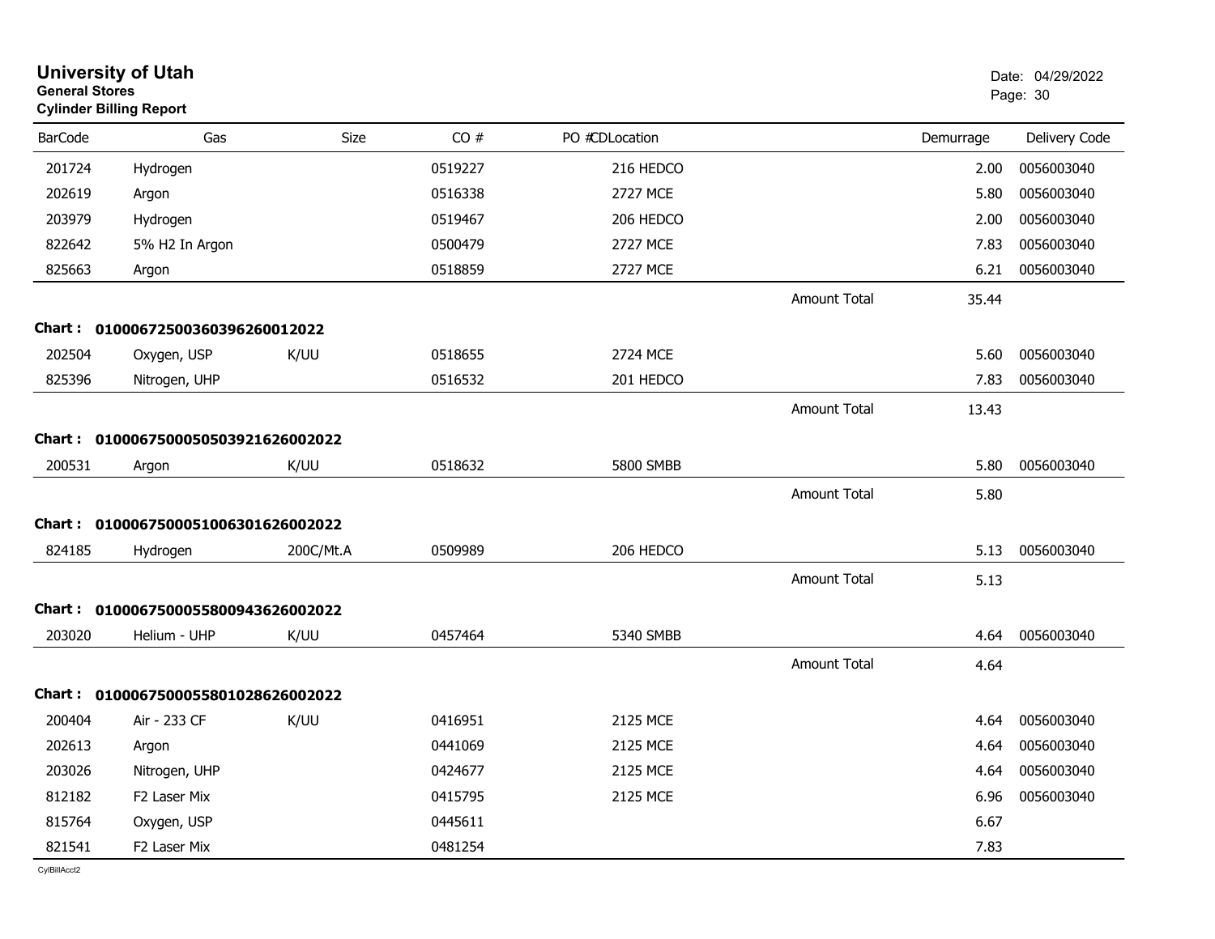# University of Utah

**General Stores**

**Cylinder Billing Report**

Date: 04/29/2022

| BarCode | Gas | Size | CO # | PO #CDLocation | | Demurrage | Delivery Code |
|---|---|---|---|---|---|---|---|
| 201724 | Hydrogen | | 0519227 | 216 HEDCO | | 2.00 | 0056003040 |
| 202619 | Argon | | 0516338 | 2727 MCE | | 5.80 | 0056003040 |
| 203979 | Hydrogen | | 0519467 | 206 HEDCO | | 2.00 | 0056003040 |
| 822642 | 5% H2 In Argon | | 0500479 | 2727 MCE | | 7.83 | 0056003040 |
| 825663 | Argon | | 0518859 | 2727 MCE | | 6.21 | 0056003040 |
| | | | | | Amount Total | 35.44 | |
| **Chart :** | **01000672500360396260012022** | | | | | | |
| 202504 | Oxygen, USP | K/UU | 0518655 | 2724 MCE | | 5.60 | 0056003040 |
| 825396 | Nitrogen, UHP | | 0516532 | 201 HEDCO | | 7.83 | 0056003040 |
| | | | | | Amount Total | 13.43 | |
| **Chart :** | **01000675000505039216260022022** | | | | | | |
| 200531 | Argon | K/UU | 0518632 | 5800 SMBB | | 5.80 | 0056003040 |
| | | | | | Amount Total | 5.80 | |
| **Chart :** | **01000675000510063016260022022** | | | | | | |
| 824185 | Hydrogen | 200C/Mt.A | 0509989 | 206 HEDCO | | 5.13 | 0056003040 |
| | | | | | Amount Total | 5.13 | |
| **Chart :** | **01000675000558009436260022022** | | | | | | |
| 203020 | Helium - UHP | K/UU | 0457464 | 5340 SMBB | | 4.64 | 0056003040 |
| | | | | | Amount Total | 4.64 | |
| **Chart :** | **01000675000558010286260022022** | | | | | | |
| 200404 | Air - 233 CF | K/UU | 0416951 | 2125 MCE | | 4.64 | 0056003040 |
| 202613 | Argon | | 0441069 | 2125 MCE | | 4.64 | 0056003040 |
| 203026 | Nitrogen, UHP | | 0424677 | 2125 MCE | | 4.64 | 0056003040 |
| 812182 | F2 Laser Mix | | 0415795 | 2125 MCE | | 6.96 | 0056003040 |
| 815764 | Oxygen, USP | | 0445611 | | | 6.67 | |
| 821541 | F2 Laser Mix | | 0481254 | | | 7.83 | |

CylBillAcct2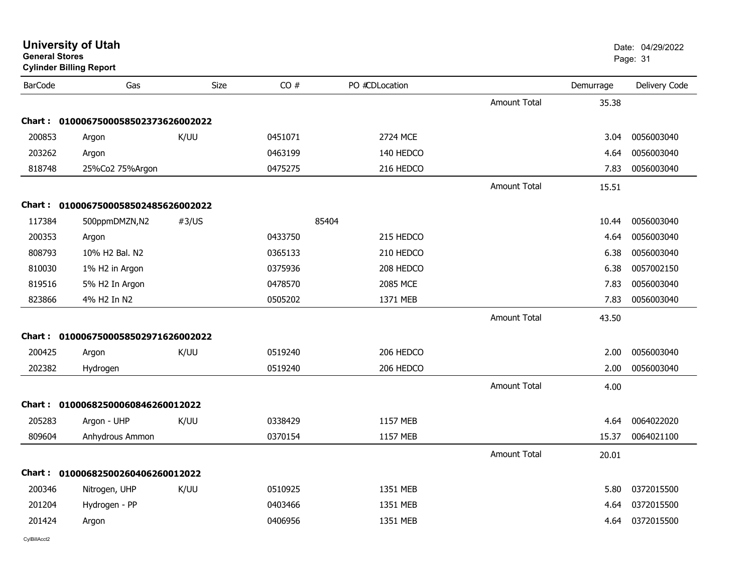**University of Utah**
**General Stores**
**Cylinder Billing Report**

Date: 04/29/2022

| BarCode | Gas | Size | CO # | PO # | CDLocation | | Demurrage | Delivery Code |
|---|---|---|---|---|---|---|---|---|
| | | | | | | Amount Total | 35.38 | |
| **Chart : 01000675000585023736260022022** | | | | | | | | |
| 200853 | Argon | K/UU | 0451071 | | 2724 MCE | | 3.04 | 0056003040 |
| 203262 | Argon | | 0463199 | | 140 HEDCO | | 4.64 | 0056003040 |
| 818748 | 25%Co2 75%Argon | | 0475275 | | 216 HEDCO | | 7.83 | 0056003040 |
| | | | | | | Amount Total | 15.51 | |
| **Chart : 01000675000585024856260022022** | | | | | | | | |
| 117384 | 500ppmDMZN,N2 | #3/US | | 85404 | | | 10.44 | 0056003040 |
| 200353 | Argon | | 0433750 | | 215 HEDCO | | 4.64 | 0056003040 |
| 808793 | 10% H2 Bal. N2 | | 0365133 | | 210 HEDCO | | 6.38 | 0056003040 |
| 810030 | 1% H2 in Argon | | 0375936 | | 208 HEDCO | | 6.38 | 0057002150 |
| 819516 | 5% H2 In Argon | | 0478570 | | 2085 MCE | | 7.83 | 0056003040 |
| 823866 | 4% H2 In N2 | | 0505202 | | 1371 MEB | | 7.83 | 0056003040 |
| | | | | | | Amount Total | 43.50 | |
| **Chart : 01000675000585029716260022022** | | | | | | | | |
| 200425 | Argon | K/UU | 0519240 | | 206 HEDCO | | 2.00 | 0056003040 |
| 202382 | Hydrogen | | 0519240 | | 206 HEDCO | | 2.00 | 0056003040 |
| | | | | | | Amount Total | 4.00 | |
| **Chart : 0100068250006084626001202​2** | | | | | | | | |
| 205283 | Argon - UHP | K/UU | 0338429 | | 1157 MEB | | 4.64 | 0064022020 |
| 809604 | Anhydrous Ammon | | 0370154 | | 1157 MEB | | 15.37 | 0064021100 |
| | | | | | | Amount Total | 20.01 | |
| **Chart : 0100068250026040626001202​2** | | | | | | | | |
| 200346 | Nitrogen, UHP | K/UU | 0510925 | | 1351 MEB | | 5.80 | 0372015500 |
| 201204 | Hydrogen - PP | | 0403466 | | 1351 MEB | | 4.64 | 0372015500 |
| 201424 | Argon | | 0406956 | | 1351 MEB | | 4.64 | 0372015500 |

CylBillAcct2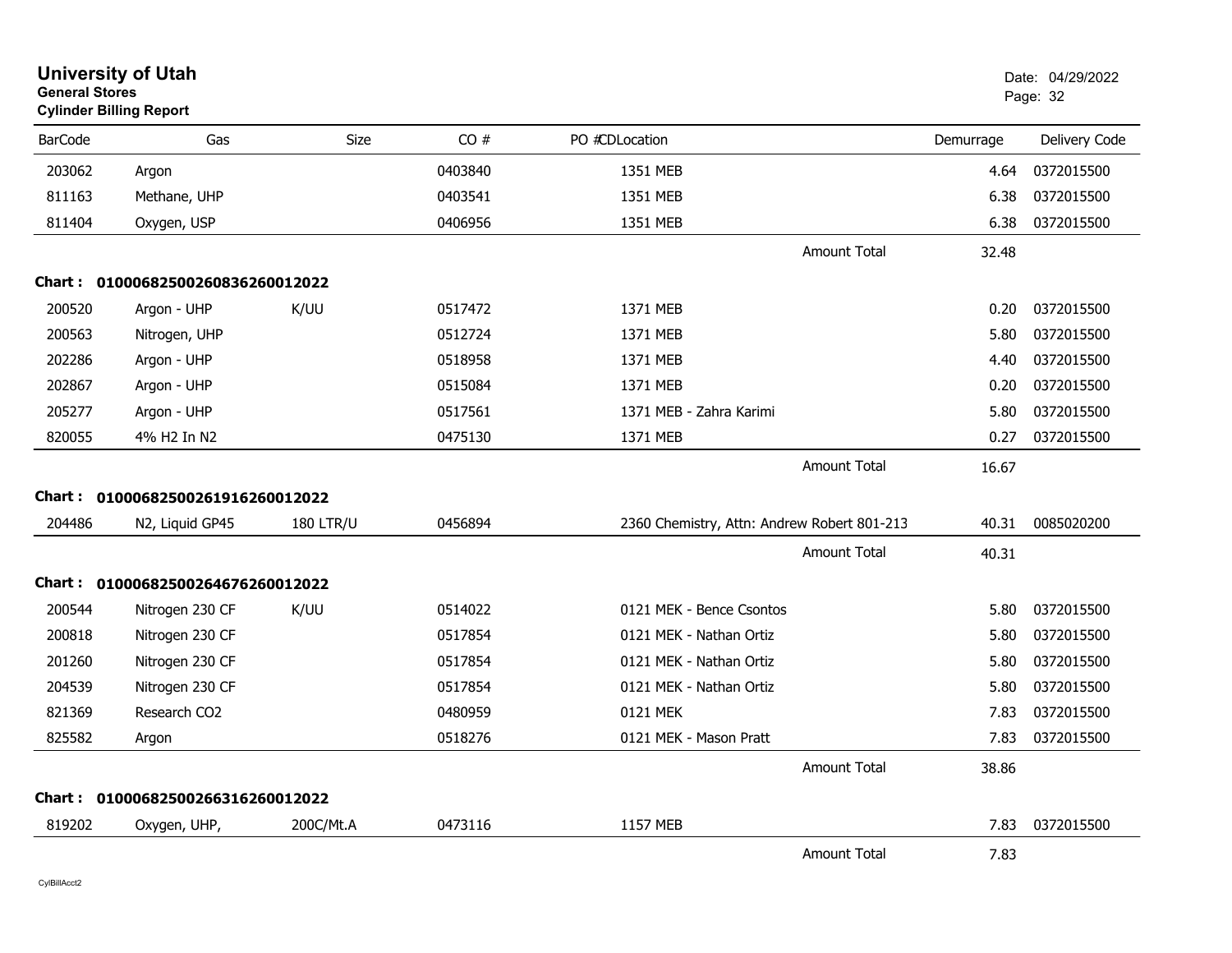# University of Utah

**General Stores**

**Cylinder Billing Report**

Date: 04/29/2022

| BarCode | Gas | Size | CO # | PO #CDLocation | Demurrage | Delivery Code |
|---|---|---|---|---|---|---|
| 203062 | Argon | | 0403840 | 1351 MEB | 4.64 | 0372015500 |
| 811163 | Methane, UHP | | 0403541 | 1351 MEB | 6.38 | 0372015500 |
| 811404 | Oxygen, USP | | 0406956 | 1351 MEB | 6.38 | 0372015500 |
| | | | | Amount Total | 32.48 | |
| **Chart : 01000682500260836260012022** | | | | | | |
| 200520 | Argon - UHP | K/UU | 0517472 | 1371 MEB | 0.20 | 0372015500 |
| 200563 | Nitrogen, UHP | | 0512724 | 1371 MEB | 5.80 | 0372015500 |
| 202286 | Argon - UHP | | 0518958 | 1371 MEB | 4.40 | 0372015500 |
| 202867 | Argon - UHP | | 0515084 | 1371 MEB | 0.20 | 0372015500 |
| 205277 | Argon - UHP | | 0517561 | 1371 MEB - Zahra Karimi | 5.80 | 0372015500 |
| 820055 | 4% H2 In N2 | | 0475130 | 1371 MEB | 0.27 | 0372015500 |
| | | | | Amount Total | 16.67 | |
| **Chart : 01000682500261916260012022** | | | | | | |
| 204486 | N2, Liquid GP45 | 180 LTR/U | 0456894 | 2360 Chemistry, Attn: Andrew Robert 801-213 | 40.31 | 0085020200 |
| | | | | Amount Total | 40.31 | |
| **Chart : 01000682500264676260012022** | | | | | | |
| 200544 | Nitrogen 230 CF | K/UU | 0514022 | 0121 MEK - Bence Csontos | 5.80 | 0372015500 |
| 200818 | Nitrogen 230 CF | | 0517854 | 0121 MEK - Nathan Ortiz | 5.80 | 0372015500 |
| 201260 | Nitrogen 230 CF | | 0517854 | 0121 MEK - Nathan Ortiz | 5.80 | 0372015500 |
| 204539 | Nitrogen 230 CF | | 0517854 | 0121 MEK - Nathan Ortiz | 5.80 | 0372015500 |
| 821369 | Research CO2 | | 0480959 | 0121 MEK | 7.83 | 0372015500 |
| 825582 | Argon | | 0518276 | 0121 MEK - Mason Pratt | 7.83 | 0372015500 |
| | | | | Amount Total | 38.86 | |
| **Chart : 01000682500266316260012022** | | | | | | |
| 819202 | Oxygen, UHP, | 200C/Mt.A | 0473116 | 1157 MEB | 7.83 | 0372015500 |
| | | | | Amount Total | 7.83 | |

CylBillAcct2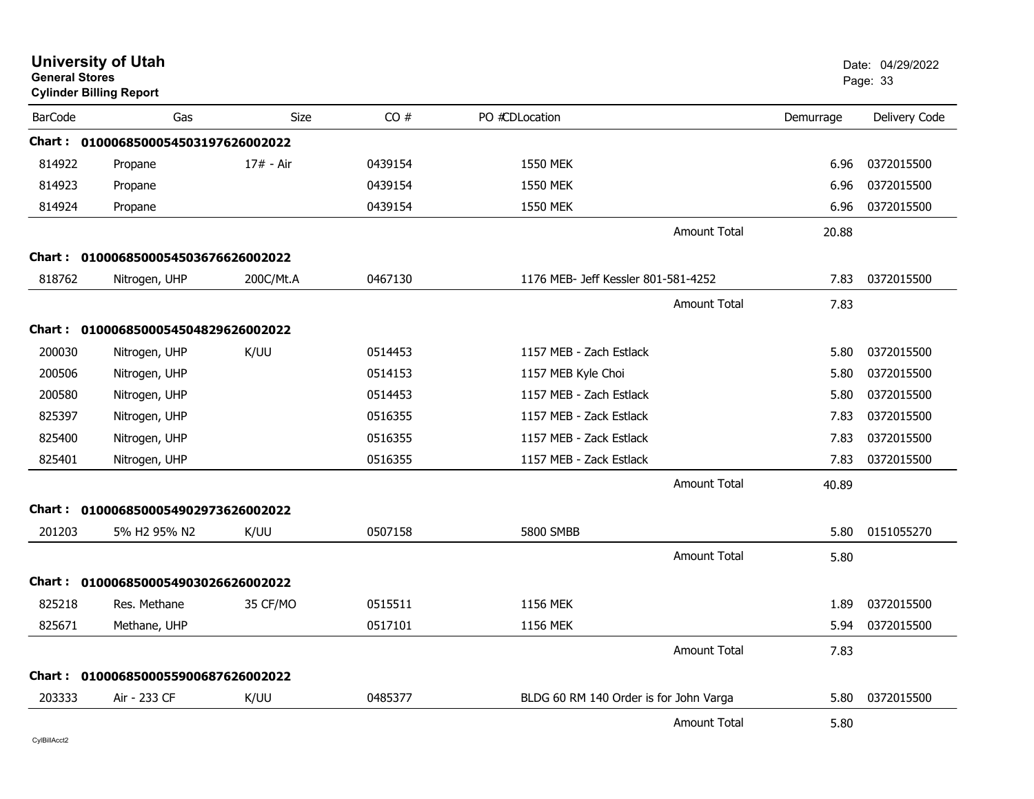# University of Utah
**General Stores**
**Cylinder Billing Report**

Date: 04/29/2022

| BarCode | Gas | Size | CO # | PO #CDLocation | | Demurrage | Delivery Code |
|---|---|---|---|---|---|---|---|
| **Chart :** | **01000685000545031976260022022** | | | | | | |
| 814922 | Propane | 17# - Air | 0439154 | 1550 MEK | | 6.96 | 0372015500 |
| 814923 | Propane | | 0439154 | 1550 MEK | | 6.96 | 0372015500 |
| 814924 | Propane | | 0439154 | 1550 MEK | | 6.96 | 0372015500 |
| | | | | | Amount Total | 20.88 | |
| **Chart :** | **01000685000545036766260022022** | | | | | | |
| 818762 | Nitrogen, UHP | 200C/Mt.A | 0467130 | 1176 MEB- Jeff Kessler 801-581-4252 | | 7.83 | 0372015500 |
| | | | | | Amount Total | 7.83 | |
| **Chart :** | **01000685000545048296260022022** | | | | | | |
| 200030 | Nitrogen, UHP | K/UU | 0514453 | 1157 MEB - Zach Estlack | | 5.80 | 0372015500 |
| 200506 | Nitrogen, UHP | | 0514153 | 1157 MEB Kyle Choi | | 5.80 | 0372015500 |
| 200580 | Nitrogen, UHP | | 0514453 | 1157 MEB - Zach Estlack | | 5.80 | 0372015500 |
| 825397 | Nitrogen, UHP | | 0516355 | 1157 MEB - Zack Estlack | | 7.83 | 0372015500 |
| 825400 | Nitrogen, UHP | | 0516355 | 1157 MEB - Zack Estlack | | 7.83 | 0372015500 |
| 825401 | Nitrogen, UHP | | 0516355 | 1157 MEB - Zack Estlack | | 7.83 | 0372015500 |
| | | | | | Amount Total | 40.89 | |
| **Chart :** | **01000685000549029736260022022** | | | | | | |
| 201203 | 5% H2 95% N2 | K/UU | 0507158 | 5800 SMBB | | 5.80 | 0151055270 |
| | | | | | Amount Total | 5.80 | |
| **Chart :** | **01000685000549030266260022022** | | | | | | |
| 825218 | Res. Methane | 35 CF/MO | 0515511 | 1156 MEK | | 1.89 | 0372015500 |
| 825671 | Methane, UHP | | 0517101 | 1156 MEK | | 5.94 | 0372015500 |
| | | | | | Amount Total | 7.83 | |
| **Chart :** | **01000685000559006876260022022** | | | | | | |
| 203333 | Air - 233 CF | K/UU | 0485377 | BLDG 60 RM 140 Order is for John Varga | | 5.80 | 0372015500 |
| | | | | | Amount Total | 5.80 | |

CylBillAcct2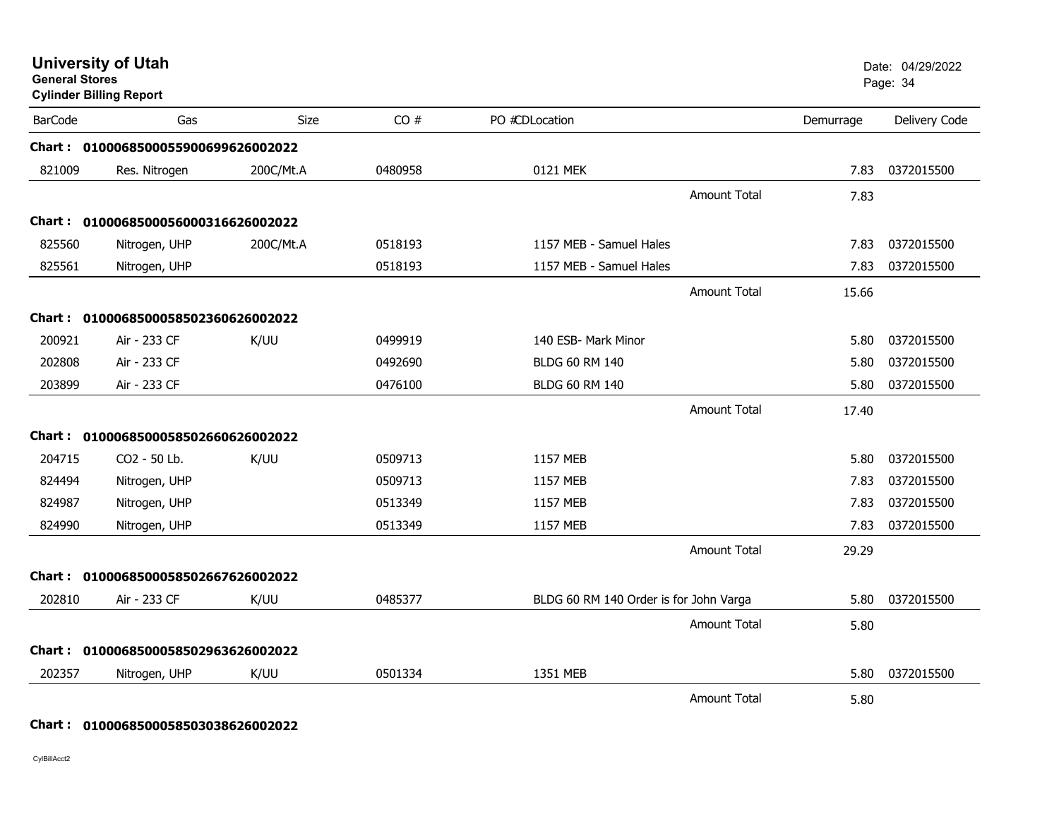# University of Utah

**General Stores**

**Cylinder Billing Report**

Date: 04/29/2022

| BarCode | Gas | Size | CO # | PO #CDLocation | Demurrage | Delivery Code |
|---|---|---|---|---|---|---|
| **Chart : 01000685000559006996260002022** | | | | | | |
| 821009 | Res. Nitrogen | 200C/Mt.A | 0480958 | 0121 MEK | 7.83 | 0372015500 |
| | | | | Amount Total | 7.83 | |
| **Chart : 01000685000560003166260002022** | | | | | | |
| 825560 | Nitrogen, UHP | 200C/Mt.A | 0518193 | 1157 MEB - Samuel Hales | 7.83 | 0372015500 |
| 825561 | Nitrogen, UHP | | 0518193 | 1157 MEB - Samuel Hales | 7.83 | 0372015500 |
| | | | | Amount Total | 15.66 | |
| **Chart : 01000685000585023606260002022** | | | | | | |
| 200921 | Air - 233 CF | K/UU | 0499919 | 140 ESB- Mark Minor | 5.80 | 0372015500 |
| 202808 | Air - 233 CF | | 0492690 | BLDG 60 RM 140 | 5.80 | 0372015500 |
| 203899 | Air - 233 CF | | 0476100 | BLDG 60 RM 140 | 5.80 | 0372015500 |
| | | | | Amount Total | 17.40 | |
| **Chart : 01000685000585026606260002022** | | | | | | |
| 204715 | CO2 - 50 Lb. | K/UU | 0509713 | 1157 MEB | 5.80 | 0372015500 |
| 824494 | Nitrogen, UHP | | 0509713 | 1157 MEB | 7.83 | 0372015500 |
| 824987 | Nitrogen, UHP | | 0513349 | 1157 MEB | 7.83 | 0372015500 |
| 824990 | Nitrogen, UHP | | 0513349 | 1157 MEB | 7.83 | 0372015500 |
| | | | | Amount Total | 29.29 | |
| **Chart : 01000685000585026676260002022** | | | | | | |
| 202810 | Air - 233 CF | K/UU | 0485377 | BLDG 60 RM 140 Order is for John Varga | 5.80 | 0372015500 |
| | | | | Amount Total | 5.80 | |
| **Chart : 01000685000585029636260002022** | | | | | | |
| 202357 | Nitrogen, UHP | K/UU | 0501334 | 1351 MEB | 5.80 | 0372015500 |
| | | | | Amount Total | 5.80 | |
| **Chart : 01000685000585030386260002022** | | | | | | |

CylBillAcct2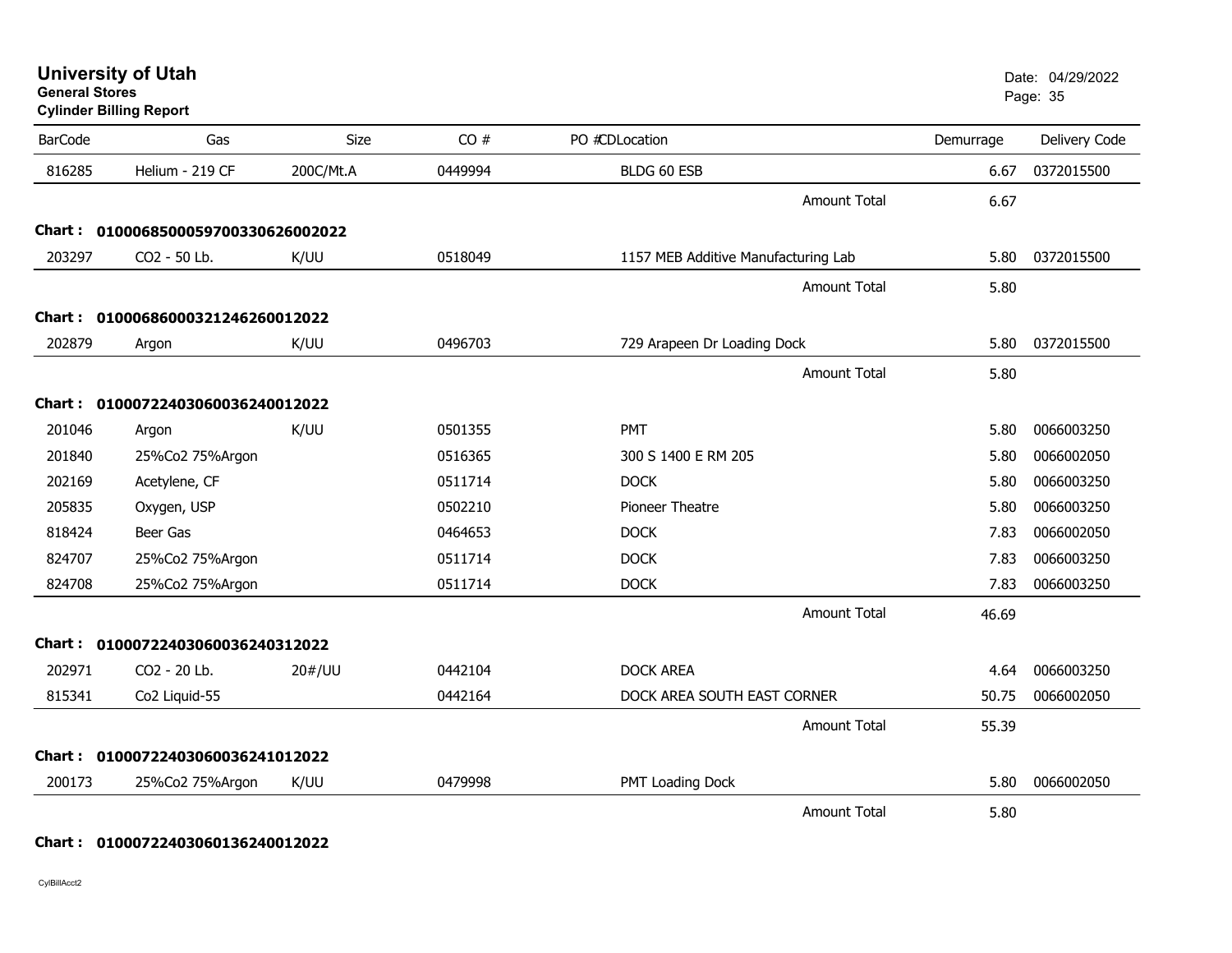**University of Utah**
**General Stores**
**Cylinder Billing Report**

Date: 04/29/2022

| BarCode | Gas | Size | CO # | PO # | CD | Location | Demurrage | Delivery Code |
|---|---|---|---|---|---|---|---|---|
| 816285 | Helium - 219 CF | 200C/Mt.A | 0449994 | | | BLDG 60 ESB | 6.67 | 0372015500 |
| | | | | | | Amount Total | 6.67 | |
| **Chart :** | **01000685000597003306260020​22** | | | | | | | |
| 203297 | CO2 - 50 Lb. | K/UU | 0518049 | | | 1157 MEB Additive Manufacturing Lab | 5.80 | 0372015500 |
| | | | | | | Amount Total | 5.80 | |
| **Chart :** | **0100068600032124626001​2022** | | | | | | | |
| 202879 | Argon | K/UU | 0496703 | | | 729 Arapeen Dr Loading Dock | 5.80 | 0372015500 |
| | | | | | | Amount Total | 5.80 | |
| **Chart :** | **01000722403060036240012022** | | | | | | | |
| 201046 | Argon | K/UU | 0501355 | | | PMT | 5.80 | 0066003250 |
| 201840 | 25%Co2 75%Argon | | 0516365 | | | 300 S 1400 E RM 205 | 5.80 | 0066002050 |
| 202169 | Acetylene, CF | | 0511714 | | | DOCK | 5.80 | 0066003250 |
| 205835 | Oxygen, USP | | 0502210 | | | Pioneer Theatre | 5.80 | 0066003250 |
| 818424 | Beer Gas | | 0464653 | | | DOCK | 7.83 | 0066002050 |
| 824707 | 25%Co2 75%Argon | | 0511714 | | | DOCK | 7.83 | 0066003250 |
| 824708 | 25%Co2 75%Argon | | 0511714 | | | DOCK | 7.83 | 0066003250 |
| | | | | | | Amount Total | 46.69 | |
| **Chart :** | **01000722403060036240312022** | | | | | | | |
| 202971 | CO2 - 20 Lb. | 20#/UU | 0442104 | | | DOCK AREA | 4.64 | 0066003250 |
| 815341 | Co2 Liquid-55 | | 0442164 | | | DOCK AREA SOUTH EAST CORNER | 50.75 | 0066002050 |
| | | | | | | Amount Total | 55.39 | |
| **Chart :** | **01000722403060036241012022** | | | | | | | |
| 200173 | 25%Co2 75%Argon | K/UU | 0479998 | | | PMT Loading Dock | 5.80 | 0066002050 |
| | | | | | | Amount Total | 5.80 | |
| **Chart :** | **01000722403060136240012022** | | | | | | | |

CylBillAcct2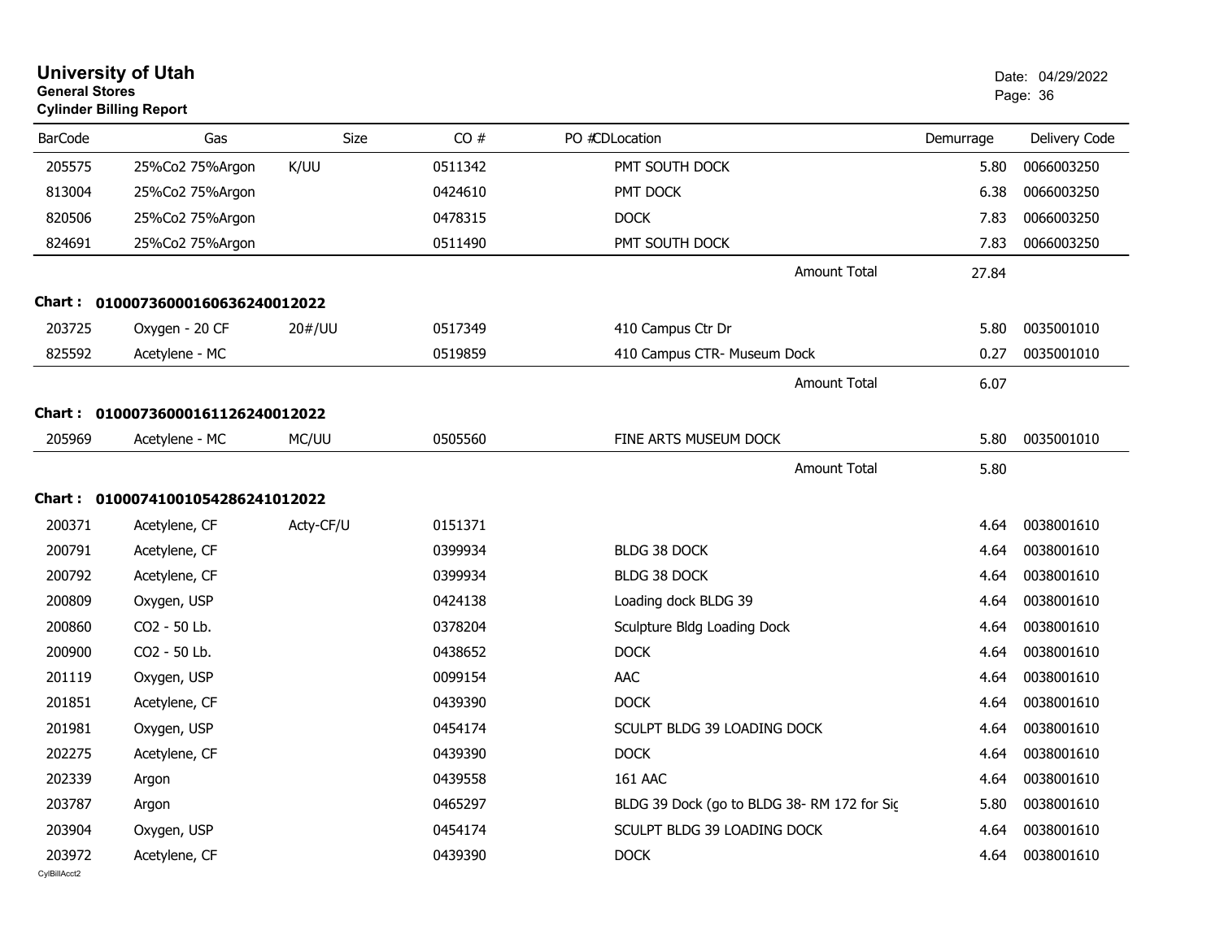# University of Utah

**General Stores**

**Cylinder Billing Report**

Date: 04/29/2022

| BarCode | Gas | Size | CO # | PO # | CDLocation | Demurrage | Delivery Code |
|---|---|---|---|---|---|---|---|
| 205575 | 25%Co2 75%Argon | K/UU | 0511342 | | PMT SOUTH DOCK | 5.80 | 0066003250 |
| 813004 | 25%Co2 75%Argon | | 0424610 | | PMT DOCK | 6.38 | 0066003250 |
| 820506 | 25%Co2 75%Argon | | 0478315 | | DOCK | 7.83 | 0066003250 |
| 824691 | 25%Co2 75%Argon | | 0511490 | | PMT SOUTH DOCK | 7.83 | 0066003250 |
| | | | | | Amount Total | 27.84 | |

**Chart : 01000736000160636240012022**

| BarCode | Gas | Size | CO # | PO # | CDLocation | Demurrage | Delivery Code |
|---|---|---|---|---|---|---|---|
| 203725 | Oxygen - 20 CF | 20#/UU | 0517349 | | 410 Campus Ctr Dr | 5.80 | 0035001010 |
| 825592 | Acetylene - MC | | 0519859 | | 410 Campus CTR- Museum Dock | 0.27 | 0035001010 |
| | | | | | Amount Total | 6.07 | |

**Chart : 01000736000161126240012022**

| BarCode | Gas | Size | CO # | PO # | CDLocation | Demurrage | Delivery Code |
|---|---|---|---|---|---|---|---|
| 205969 | Acetylene - MC | MC/UU | 0505560 | | FINE ARTS MUSEUM DOCK | 5.80 | 0035001010 |
| | | | | | Amount Total | 5.80 | |

**Chart : 01000741001054286241012022**

| BarCode | Gas | Size | CO # | PO # | CDLocation | Demurrage | Delivery Code |
|---|---|---|---|---|---|---|---|
| 200371 | Acetylene, CF | Acty-CF/U | 0151371 | | | 4.64 | 0038001610 |
| 200791 | Acetylene, CF | | 0399934 | | BLDG 38 DOCK | 4.64 | 0038001610 |
| 200792 | Acetylene, CF | | 0399934 | | BLDG 38 DOCK | 4.64 | 0038001610 |
| 200809 | Oxygen, USP | | 0424138 | | Loading dock BLDG 39 | 4.64 | 0038001610 |
| 200860 | CO2 - 50 Lb. | | 0378204 | | Sculpture Bldg Loading Dock | 4.64 | 0038001610 |
| 200900 | CO2 - 50 Lb. | | 0438652 | | DOCK | 4.64 | 0038001610 |
| 201119 | Oxygen, USP | | 0099154 | | AAC | 4.64 | 0038001610 |
| 201851 | Acetylene, CF | | 0439390 | | DOCK | 4.64 | 0038001610 |
| 201981 | Oxygen, USP | | 0454174 | | SCULPT BLDG 39 LOADING DOCK | 4.64 | 0038001610 |
| 202275 | Acetylene, CF | | 0439390 | | DOCK | 4.64 | 0038001610 |
| 202339 | Argon | | 0439558 | | 161 AAC | 4.64 | 0038001610 |
| 203787 | Argon | | 0465297 | | BLDG 39 Dock (go to BLDG 38- RM 172 for Sig | 5.80 | 0038001610 |
| 203904 | Oxygen, USP | | 0454174 | | SCULPT BLDG 39 LOADING DOCK | 4.64 | 0038001610 |
| 203972 | Acetylene, CF | | 0439390 | | DOCK | 4.64 | 0038001610 |

CylBillAcct2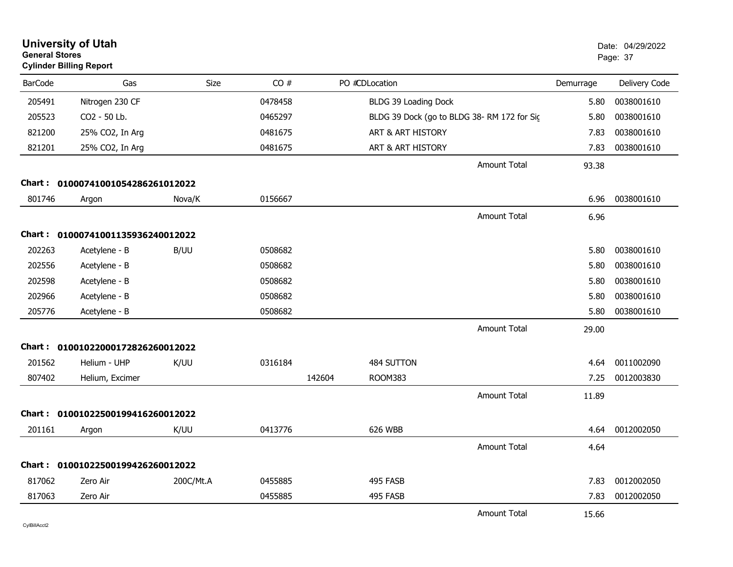# University of Utah

**General Stores**

**Cylinder Billing Report**

Date: 04/29/2022

| BarCode | Gas | Size | CO # | PO # | CD | Location | Demurrage | Delivery Code |
|---|---|---|---|---|---|---|---|---|
| 205491 | Nitrogen 230 CF | | 0478458 | | | BLDG 39 Loading Dock | 5.80 | 0038001610 |
| 205523 | CO2 - 50 Lb. | | 0465297 | | | BLDG 39 Dock (go to BLDG 38- RM 172 for Sig | 5.80 | 0038001610 |
| 821200 | 25% CO2, In Arg | | 0481675 | | | ART & ART HISTORY | 7.83 | 0038001610 |
| 821201 | 25% CO2, In Arg | | 0481675 | | | ART & ART HISTORY | 7.83 | 0038001610 |
| | | | | | | Amount Total | 93.38 | |

**Chart : 01000741001054286261012022**

| BarCode | Gas | Size | CO # | PO # | CD | Location | Demurrage | Delivery Code |
|---|---|---|---|---|---|---|---|---|
| 801746 | Argon | Nova/K | 0156667 | | | | 6.96 | 0038001610 |
| | | | | | | Amount Total | 6.96 | |

**Chart : 01000741001135936240012022**

| BarCode | Gas | Size | CO # | PO # | CD | Location | Demurrage | Delivery Code |
|---|---|---|---|---|---|---|---|---|
| 202263 | Acetylene - B | B/UU | 0508682 | | | | 5.80 | 0038001610 |
| 202556 | Acetylene - B | | 0508682 | | | | 5.80 | 0038001610 |
| 202598 | Acetylene - B | | 0508682 | | | | 5.80 | 0038001610 |
| 202966 | Acetylene - B | | 0508682 | | | | 5.80 | 0038001610 |
| 205776 | Acetylene - B | | 0508682 | | | | 5.80 | 0038001610 |
| | | | | | | Amount Total | 29.00 | |

**Chart : 01001022000172826260012022**

| BarCode | Gas | Size | CO # | PO # | CD | Location | Demurrage | Delivery Code |
|---|---|---|---|---|---|---|---|---|
| 201562 | Helium - UHP | K/UU | 0316184 | | | 484 SUTTON | 4.64 | 0011002090 |
| 807402 | Helium, Excimer | | | 142604 | | ROOM383 | 7.25 | 0012003830 |
| | | | | | | Amount Total | 11.89 | |

**Chart : 01001022500199416260012022**

| BarCode | Gas | Size | CO # | PO # | CD | Location | Demurrage | Delivery Code |
|---|---|---|---|---|---|---|---|---|
| 201161 | Argon | K/UU | 0413776 | | | 626 WBB | 4.64 | 0012002050 |
| | | | | | | Amount Total | 4.64 | |

**Chart : 01001022500199426260012022**

| BarCode | Gas | Size | CO # | PO # | CD | Location | Demurrage | Delivery Code |
|---|---|---|---|---|---|---|---|---|
| 817062 | Zero Air | 200C/Mt.A | 0455885 | | | 495 FASB | 7.83 | 0012002050 |
| 817063 | Zero Air | | 0455885 | | | 495 FASB | 7.83 | 0012002050 |
| | | | | | | Amount Total | 15.66 | |

CylBillAcct2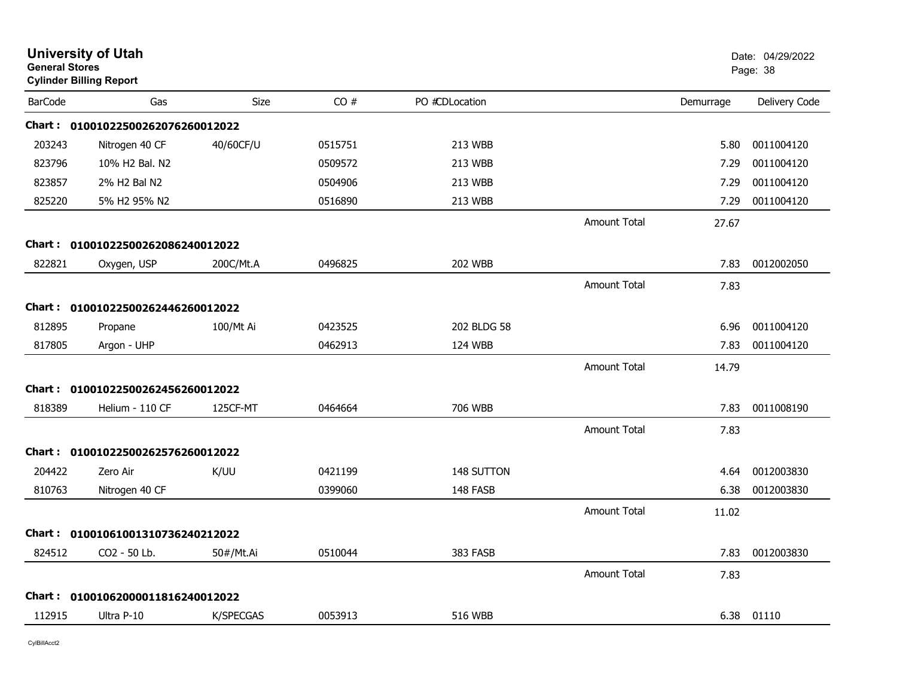# University of Utah

**General Stores**

**Cylinder Billing Report**

Date: 04/29/2022

| BarCode | Gas | Size | CO # | PO #CDLocation | | Demurrage | Delivery Code |
|---|---|---|---|---|---|---|---|
| **Chart :** | **01001022500262076260012022** | | | | | | |
| 203243 | Nitrogen 40 CF | 40/60CF/U | 0515751 | 213 WBB | | 5.80 | 0011004120 |
| 823796 | 10% H2 Bal. N2 | | 0509572 | 213 WBB | | 7.29 | 0011004120 |
| 823857 | 2% H2 Bal N2 | | 0504906 | 213 WBB | | 7.29 | 0011004120 |
| 825220 | 5% H2 95% N2 | | 0516890 | 213 WBB | | 7.29 | 0011004120 |
| | | | | | Amount Total | 27.67 | |
| **Chart :** | **01001022500262086240012022** | | | | | | |
| 822821 | Oxygen, USP | 200C/Mt.A | 0496825 | 202 WBB | | 7.83 | 0012002050 |
| | | | | | Amount Total | 7.83 | |
| **Chart :** | **01001022500262446260012022** | | | | | | |
| 812895 | Propane | 100/Mt Ai | 0423525 | 202 BLDG 58 | | 6.96 | 0011004120 |
| 817805 | Argon - UHP | | 0462913 | 124 WBB | | 7.83 | 0011004120 |
| | | | | | Amount Total | 14.79 | |
| **Chart :** | **01001022500262456260012022** | | | | | | |
| 818389 | Helium - 110 CF | 125CF-MT | 0464664 | 706 WBB | | 7.83 | 0011008190 |
| | | | | | Amount Total | 7.83 | |
| **Chart :** | **01001022500262576260012022** | | | | | | |
| 204422 | Zero Air | K/UU | 0421199 | 148 SUTTON | | 4.64 | 0012003830 |
| 810763 | Nitrogen 40 CF | | 0399060 | 148 FASB | | 6.38 | 0012003830 |
| | | | | | Amount Total | 11.02 | |
| **Chart :** | **01001061001310736240212022** | | | | | | |
| 824512 | CO2 - 50 Lb. | 50#/Mt.Ai | 0510044 | 383 FASB | | 7.83 | 0012003830 |
| | | | | | Amount Total | 7.83 | |
| **Chart :** | **01001062000011816240012022** | | | | | | |
| 112915 | Ultra P-10 | K/SPECGAS | 0053913 | 516 WBB | | 6.38 | 01110 |

CylBillAcct2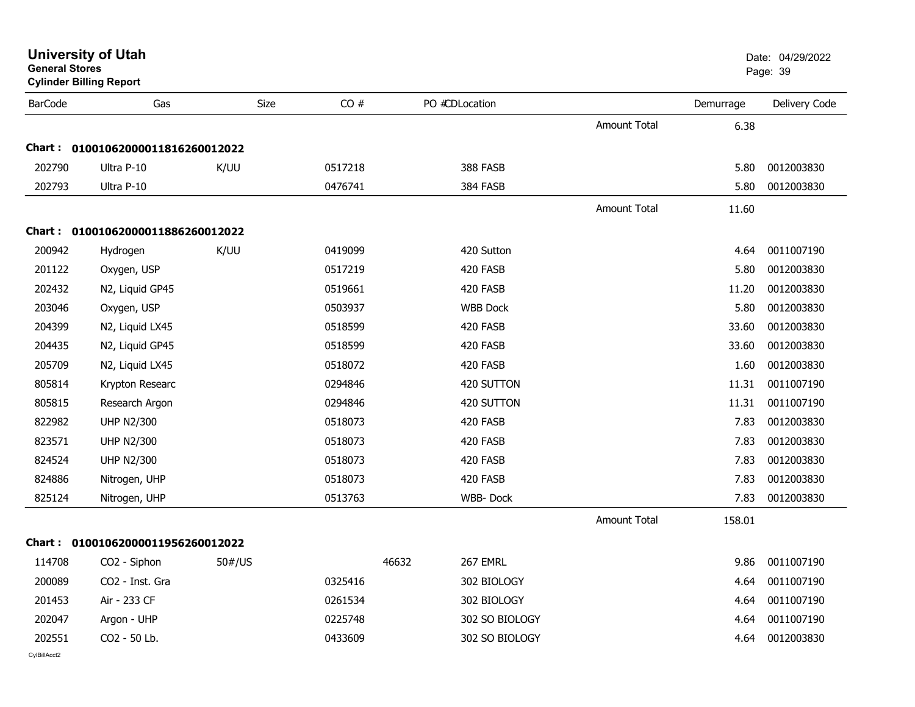# University of Utah
**General Stores**
**Cylinder Billing Report**

Date: 04/29/2022

| BarCode | Gas | Size | CO # | PO # | CD | Location | | Demurrage | Delivery Code |
|---|---|---|---|---|---|---|---|---|---|
| | | | | | | | Amount Total | 6.38 | |
| **Chart :** | **01001062000011816260012022** | | | | | | | | |
| 202790 | Ultra P-10 | K/UU | 0517218 | | | 388 FASB | | 5.80 | 0012003830 |
| 202793 | Ultra P-10 | | 0476741 | | | 384 FASB | | 5.80 | 0012003830 |
| | | | | | | | Amount Total | 11.60 | |
| **Chart :** | **01001062000011886260012022** | | | | | | | | |
| 200942 | Hydrogen | K/UU | 0419099 | | | 420 Sutton | | 4.64 | 0011007190 |
| 201122 | Oxygen, USP | | 0517219 | | | 420 FASB | | 5.80 | 0012003830 |
| 202432 | N2, Liquid GP45 | | 0519661 | | | 420 FASB | | 11.20 | 0012003830 |
| 203046 | Oxygen, USP | | 0503937 | | | WBB Dock | | 5.80 | 0012003830 |
| 204399 | N2, Liquid LX45 | | 0518599 | | | 420 FASB | | 33.60 | 0012003830 |
| 204435 | N2, Liquid GP45 | | 0518599 | | | 420 FASB | | 33.60 | 0012003830 |
| 205709 | N2, Liquid LX45 | | 0518072 | | | 420 FASB | | 1.60 | 0012003830 |
| 805814 | Krypton Researc | | 0294846 | | | 420 SUTTON | | 11.31 | 0011007190 |
| 805815 | Research Argon | | 0294846 | | | 420 SUTTON | | 11.31 | 0011007190 |
| 822982 | UHP N2/300 | | 0518073 | | | 420 FASB | | 7.83 | 0012003830 |
| 823571 | UHP N2/300 | | 0518073 | | | 420 FASB | | 7.83 | 0012003830 |
| 824524 | UHP N2/300 | | 0518073 | | | 420 FASB | | 7.83 | 0012003830 |
| 824886 | Nitrogen, UHP | | 0518073 | | | 420 FASB | | 7.83 | 0012003830 |
| 825124 | Nitrogen, UHP | | 0513763 | | | WBB- Dock | | 7.83 | 0012003830 |
| | | | | | | | Amount Total | 158.01 | |
| **Chart :** | **01001062000011956260012022** | | | | | | | | |
| 114708 | CO2 - Siphon | 50#/US | | 46632 | | 267 EMRL | | 9.86 | 0011007190 |
| 200089 | CO2 - Inst. Gra | | 0325416 | | | 302 BIOLOGY | | 4.64 | 0011007190 |
| 201453 | Air - 233 CF | | 0261534 | | | 302 BIOLOGY | | 4.64 | 0011007190 |
| 202047 | Argon - UHP | | 0225748 | | | 302 SO BIOLOGY | | 4.64 | 0011007190 |
| 202551 | CO2 - 50 Lb. | | 0433609 | | | 302 SO BIOLOGY | | 4.64 | 0012003830 |

CylBillAcct2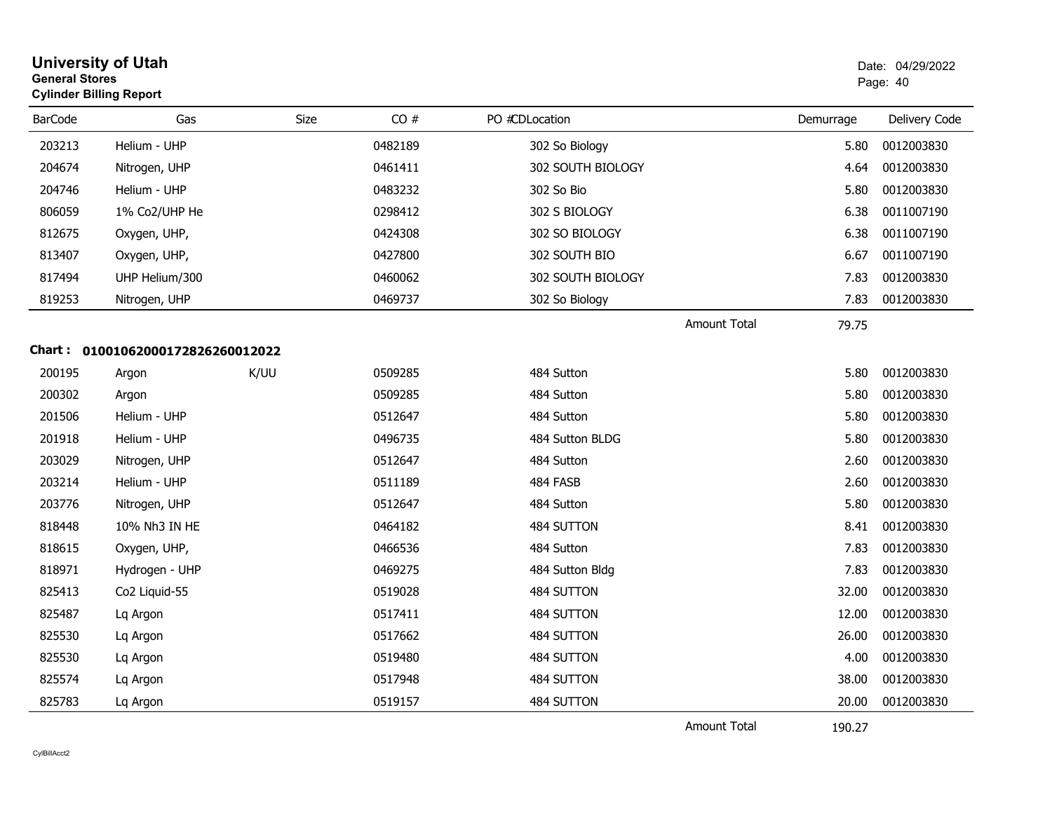# University of Utah

**General Stores**

**Cylinder Billing Report**

Date: 04/29/2022

| BarCode | Gas | Size | CO # | PO #CDLocation | | Demurrage | Delivery Code |
|---|---|---|---|---|---|---|---|
| 203213 | Helium - UHP | | 0482189 | 302 So Biology | | 5.80 | 0012003830 |
| 204674 | Nitrogen, UHP | | 0461411 | 302 SOUTH BIOLOGY | | 4.64 | 0012003830 |
| 204746 | Helium - UHP | | 0483232 | 302 So Bio | | 5.80 | 0012003830 |
| 806059 | 1% Co2/UHP He | | 0298412 | 302 S BIOLOGY | | 6.38 | 0011007190 |
| 812675 | Oxygen, UHP, | | 0424308 | 302 SO BIOLOGY | | 6.38 | 0011007190 |
| 813407 | Oxygen, UHP, | | 0427800 | 302 SOUTH BIO | | 6.67 | 0011007190 |
| 817494 | UHP Helium/300 | | 0460062 | 302 SOUTH BIOLOGY | | 7.83 | 0012003830 |
| 819253 | Nitrogen, UHP | | 0469737 | 302 So Biology | | 7.83 | 0012003830 |
| | | | | | Amount Total | 79.75 | |

**Chart : 01001062000172826260012022**

| BarCode | Gas | Size | CO # | PO #CDLocation | | Demurrage | Delivery Code |
|---|---|---|---|---|---|---|---|
| 200195 | Argon | K/UU | 0509285 | 484 Sutton | | 5.80 | 0012003830 |
| 200302 | Argon | | 0509285 | 484 Sutton | | 5.80 | 0012003830 |
| 201506 | Helium - UHP | | 0512647 | 484 Sutton | | 5.80 | 0012003830 |
| 201918 | Helium - UHP | | 0496735 | 484 Sutton BLDG | | 5.80 | 0012003830 |
| 203029 | Nitrogen, UHP | | 0512647 | 484 Sutton | | 2.60 | 0012003830 |
| 203214 | Helium - UHP | | 0511189 | 484 FASB | | 2.60 | 0012003830 |
| 203776 | Nitrogen, UHP | | 0512647 | 484 Sutton | | 5.80 | 0012003830 |
| 818448 | 10% Nh3 IN HE | | 0464182 | 484 SUTTON | | 8.41 | 0012003830 |
| 818615 | Oxygen, UHP, | | 0466536 | 484 Sutton | | 7.83 | 0012003830 |
| 818971 | Hydrogen - UHP | | 0469275 | 484 Sutton Bldg | | 7.83 | 0012003830 |
| 825413 | Co2 Liquid-55 | | 0519028 | 484 SUTTON | | 32.00 | 0012003830 |
| 825487 | Lq Argon | | 0517411 | 484 SUTTON | | 12.00 | 0012003830 |
| 825530 | Lq Argon | | 0517662 | 484 SUTTON | | 26.00 | 0012003830 |
| 825530 | Lq Argon | | 0519480 | 484 SUTTON | | 4.00 | 0012003830 |
| 825574 | Lq Argon | | 0517948 | 484 SUTTON | | 38.00 | 0012003830 |
| 825783 | Lq Argon | | 0519157 | 484 SUTTON | | 20.00 | 0012003830 |
| | | | | | Amount Total | 190.27 | |

CylBillAcct2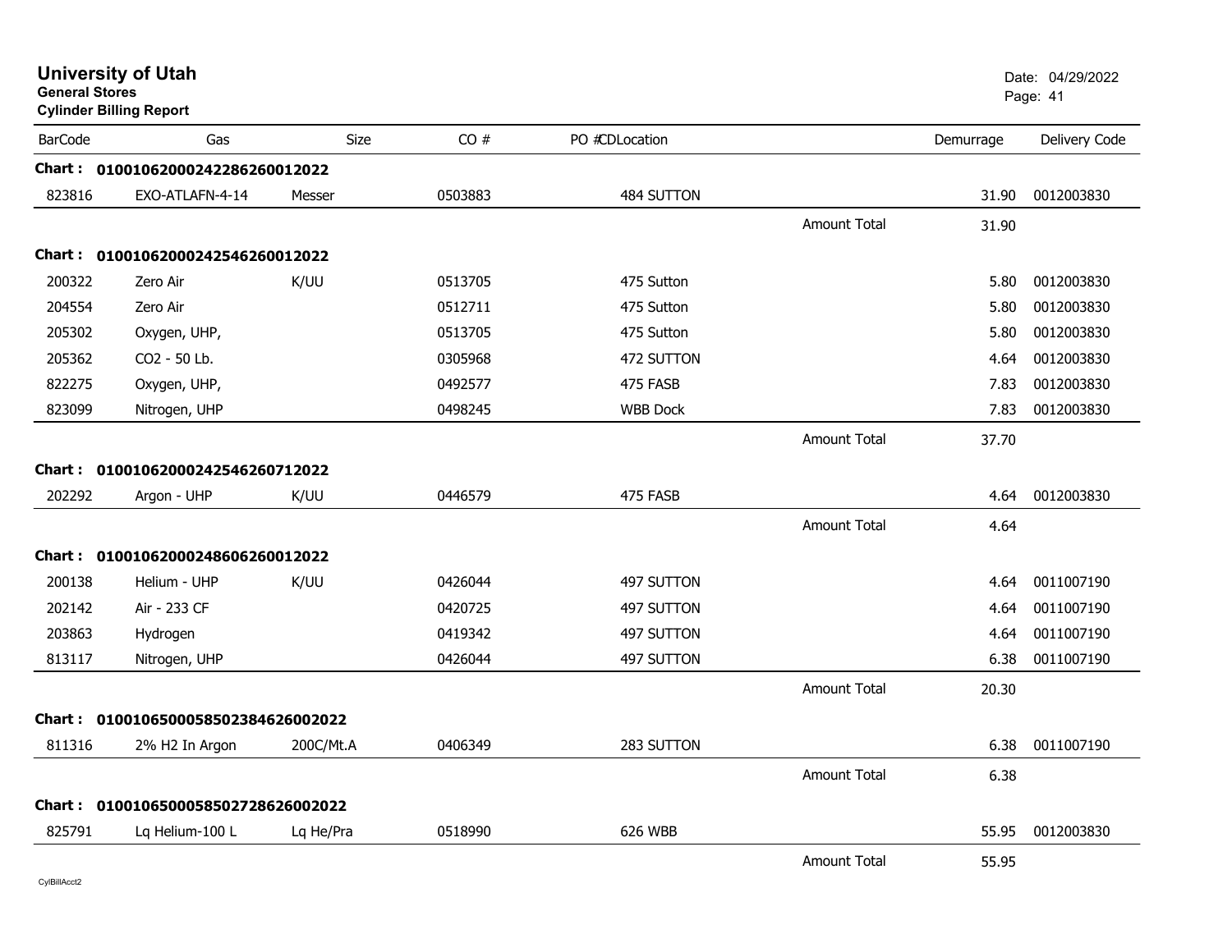# University of Utah

**General Stores**

**Cylinder Billing Report**

Date: 04/29/2022

| BarCode | Gas | Size | CO # | PO #CDLocation | | Demurrage | Delivery Code |
|---|---|---|---|---|---|---|---|
| **Chart :** | **01001062000242286260012022** | | | | | | |
| 823816 | EXO-ATLAFN-4-14 | Messer | 0503883 | 484 SUTTON | | 31.90 | 0012003830 |
| | | | | | Amount Total | 31.90 | |
| **Chart :** | **01001062000242546260012022** | | | | | | |
| 200322 | Zero Air | K/UU | 0513705 | 475 Sutton | | 5.80 | 0012003830 |
| 204554 | Zero Air | | 0512711 | 475 Sutton | | 5.80 | 0012003830 |
| 205302 | Oxygen, UHP, | | 0513705 | 475 Sutton | | 5.80 | 0012003830 |
| 205362 | CO2 - 50 Lb. | | 0305968 | 472 SUTTON | | 4.64 | 0012003830 |
| 822275 | Oxygen, UHP, | | 0492577 | 475 FASB | | 7.83 | 0012003830 |
| 823099 | Nitrogen, UHP | | 0498245 | WBB Dock | | 7.83 | 0012003830 |
| | | | | | Amount Total | 37.70 | |
| **Chart :** | **01001062000242546260712022** | | | | | | |
| 202292 | Argon - UHP | K/UU | 0446579 | 475 FASB | | 4.64 | 0012003830 |
| | | | | | Amount Total | 4.64 | |
| **Chart :** | **01001062000248606260012022** | | | | | | |
| 200138 | Helium - UHP | K/UU | 0426044 | 497 SUTTON | | 4.64 | 0011007190 |
| 202142 | Air - 233 CF | | 0420725 | 497 SUTTON | | 4.64 | 0011007190 |
| 203863 | Hydrogen | | 0419342 | 497 SUTTON | | 4.64 | 0011007190 |
| 813117 | Nitrogen, UHP | | 0426044 | 497 SUTTON | | 6.38 | 0011007190 |
| | | | | | Amount Total | 20.30 | |
| **Chart :** | **01001065000585023846260022022** | | | | | | |
| 811316 | 2% H2 In Argon | 200C/Mt.A | 0406349 | 283 SUTTON | | 6.38 | 0011007190 |
| | | | | | Amount Total | 6.38 | |
| **Chart :** | **01001065000585027286260022022** | | | | | | |
| 825791 | Lq Helium-100 L | Lq He/Pra | 0518990 | 626 WBB | | 55.95 | 0012003830 |
| | | | | | Amount Total | 55.95 | |

CylBillAcct2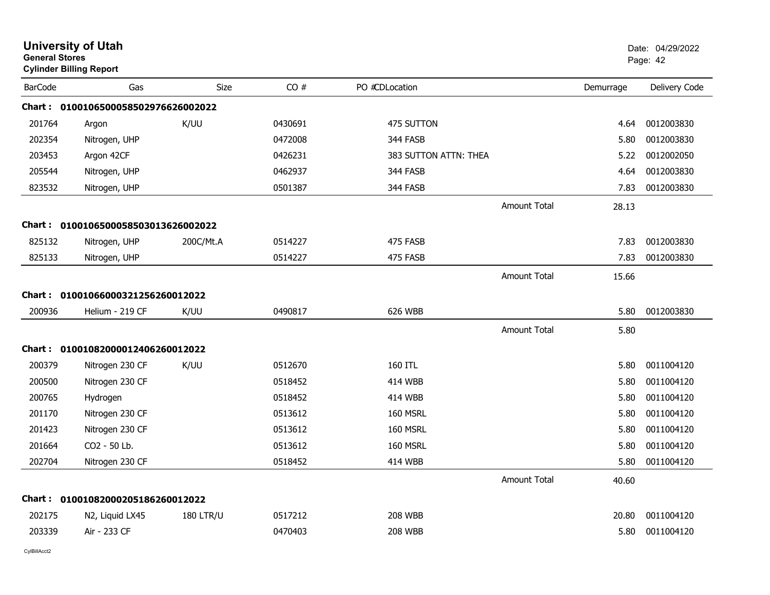# University of Utah

**General Stores**

**Cylinder Billing Report**

Date: 04/29/2022

| BarCode | Gas | Size | CO # | PO #CDLocation | | Demurrage | Delivery Code |
|---|---|---|---|---|---|---|---|
| **Chart :** | **01001065000585029766260020​22** | | | | | | |
| 201764 | Argon | K/UU | 0430691 | 475 SUTTON | | 4.64 | 0012003830 |
| 202354 | Nitrogen, UHP | | 0472008 | 344 FASB | | 5.80 | 0012003830 |
| 203453 | Argon 42CF | | 0426231 | 383 SUTTON ATTN: THEA | | 5.22 | 0012002050 |
| 205544 | Nitrogen, UHP | | 0462937 | 344 FASB | | 4.64 | 0012003830 |
| 823532 | Nitrogen, UHP | | 0501387 | 344 FASB | | 7.83 | 0012003830 |
| | | | | | Amount Total | 28.13 | |
| **Chart :** | **0100106500058503013626002022** | | | | | | |
| 825132 | Nitrogen, UHP | 200C/Mt.A | 0514227 | 475 FASB | | 7.83 | 0012003830 |
| 825133 | Nitrogen, UHP | | 0514227 | 475 FASB | | 7.83 | 0012003830 |
| | | | | | Amount Total | 15.66 | |
| **Chart :** | **0100106600032125626001202​2** | | | | | | |
| 200936 | Helium - 219 CF | K/UU | 0490817 | 626 WBB | | 5.80 | 0012003830 |
| | | | | | Amount Total | 5.80 | |
| **Chart :** | **0100108200001240626001202​2** | | | | | | |
| 200379 | Nitrogen 230 CF | K/UU | 0512670 | 160 ITL | | 5.80 | 0011004120 |
| 200500 | Nitrogen 230 CF | | 0518452 | 414 WBB | | 5.80 | 0011004120 |
| 200765 | Hydrogen | | 0518452 | 414 WBB | | 5.80 | 0011004120 |
| 201170 | Nitrogen 230 CF | | 0513612 | 160 MSRL | | 5.80 | 0011004120 |
| 201423 | Nitrogen 230 CF | | 0513612 | 160 MSRL | | 5.80 | 0011004120 |
| 201664 | CO2 - 50 Lb. | | 0513612 | 160 MSRL | | 5.80 | 0011004120 |
| 202704 | Nitrogen 230 CF | | 0518452 | 414 WBB | | 5.80 | 0011004120 |
| | | | | | Amount Total | 40.60 | |
| **Chart :** | **0100108200020518626001202​2** | | | | | | |
| 202175 | N2, Liquid LX45 | 180 LTR/U | 0517212 | 208 WBB | | 20.80 | 0011004120 |
| 203339 | Air - 233 CF | | 0470403 | 208 WBB | | 5.80 | 0011004120 |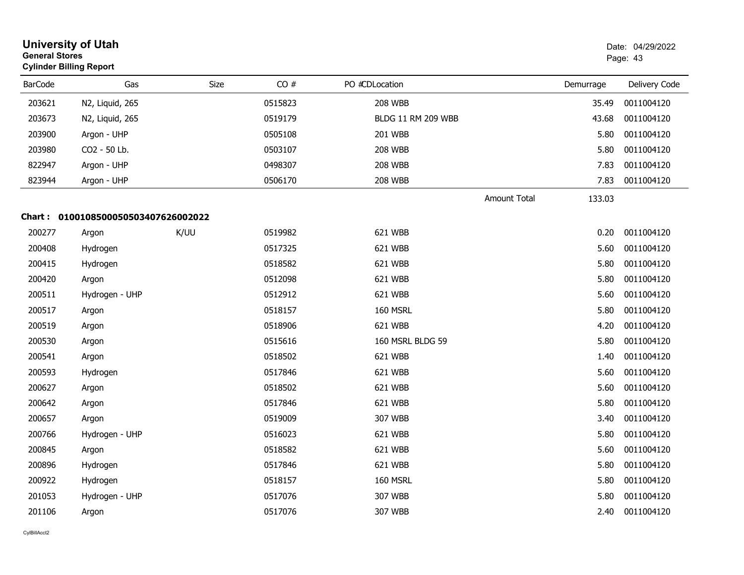**University of Utah**
**General Stores**
**Cylinder Billing Report**

Date: 04/29/2022

| BarCode | Gas | Size | CO # | PO #CDLocation | | Demurrage | Delivery Code |
|---|---|---|---|---|---|---|---|
| 203621 | N2, Liquid, 265 | | 0515823 | 208 WBB | | 35.49 | 0011004120 |
| 203673 | N2, Liquid, 265 | | 0519179 | BLDG 11 RM 209 WBB | | 43.68 | 0011004120 |
| 203900 | Argon - UHP | | 0505108 | 201 WBB | | 5.80 | 0011004120 |
| 203980 | CO2 - 50 Lb. | | 0503107 | 208 WBB | | 5.80 | 0011004120 |
| 822947 | Argon - UHP | | 0498307 | 208 WBB | | 7.83 | 0011004120 |
| 823944 | Argon - UHP | | 0506170 | 208 WBB | | 7.83 | 0011004120 |
| | | | | | Amount Total | 133.03 | |

**Chart : 01001085000505034076260020​22**

| BarCode | Gas | Size | CO # | PO #CDLocation | Demurrage | Delivery Code |
|---|---|---|---|---|---|---|
| 200277 | Argon | K/UU | 0519982 | 621 WBB | 0.20 | 0011004120 |
| 200408 | Hydrogen | | 0517325 | 621 WBB | 5.60 | 0011004120 |
| 200415 | Hydrogen | | 0518582 | 621 WBB | 5.80 | 0011004120 |
| 200420 | Argon | | 0512098 | 621 WBB | 5.80 | 0011004120 |
| 200511 | Hydrogen - UHP | | 0512912 | 621 WBB | 5.60 | 0011004120 |
| 200517 | Argon | | 0518157 | 160 MSRL | 5.80 | 0011004120 |
| 200519 | Argon | | 0518906 | 621 WBB | 4.20 | 0011004120 |
| 200530 | Argon | | 0515616 | 160 MSRL BLDG 59 | 5.80 | 0011004120 |
| 200541 | Argon | | 0518502 | 621 WBB | 1.40 | 0011004120 |
| 200593 | Hydrogen | | 0517846 | 621 WBB | 5.60 | 0011004120 |
| 200627 | Argon | | 0518502 | 621 WBB | 5.60 | 0011004120 |
| 200642 | Argon | | 0517846 | 621 WBB | 5.80 | 0011004120 |
| 200657 | Argon | | 0519009 | 307 WBB | 3.40 | 0011004120 |
| 200766 | Hydrogen - UHP | | 0516023 | 621 WBB | 5.80 | 0011004120 |
| 200845 | Argon | | 0518582 | 621 WBB | 5.60 | 0011004120 |
| 200896 | Hydrogen | | 0517846 | 621 WBB | 5.80 | 0011004120 |
| 200922 | Hydrogen | | 0518157 | 160 MSRL | 5.80 | 0011004120 |
| 201053 | Hydrogen - UHP | | 0517076 | 307 WBB | 5.80 | 0011004120 |
| 201106 | Argon | | 0517076 | 307 WBB | 2.40 | 0011004120 |

CylBillAcct2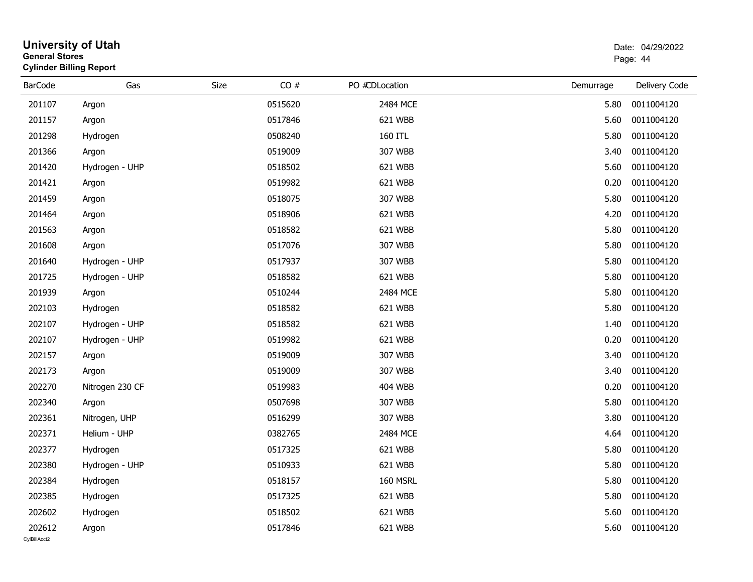# University of Utah

**General Stores**

**Cylinder Billing Report**

Date: 04/29/2022

| BarCode | Gas | Size | CO # | PO #CDLocation | Demurrage | Delivery Code |
|---|---|---|---|---|---|---|
| 201107 | Argon | | 0515620 | 2484 MCE | 5.80 | 0011004120 |
| 201157 | Argon | | 0517846 | 621 WBB | 5.60 | 0011004120 |
| 201298 | Hydrogen | | 0508240 | 160 ITL | 5.80 | 0011004120 |
| 201366 | Argon | | 0519009 | 307 WBB | 3.40 | 0011004120 |
| 201420 | Hydrogen - UHP | | 0518502 | 621 WBB | 5.60 | 0011004120 |
| 201421 | Argon | | 0519982 | 621 WBB | 0.20 | 0011004120 |
| 201459 | Argon | | 0518075 | 307 WBB | 5.80 | 0011004120 |
| 201464 | Argon | | 0518906 | 621 WBB | 4.20 | 0011004120 |
| 201563 | Argon | | 0518582 | 621 WBB | 5.80 | 0011004120 |
| 201608 | Argon | | 0517076 | 307 WBB | 5.80 | 0011004120 |
| 201640 | Hydrogen - UHP | | 0517937 | 307 WBB | 5.80 | 0011004120 |
| 201725 | Hydrogen - UHP | | 0518582 | 621 WBB | 5.80 | 0011004120 |
| 201939 | Argon | | 0510244 | 2484 MCE | 5.80 | 0011004120 |
| 202103 | Hydrogen | | 0518582 | 621 WBB | 5.80 | 0011004120 |
| 202107 | Hydrogen - UHP | | 0518582 | 621 WBB | 1.40 | 0011004120 |
| 202107 | Hydrogen - UHP | | 0519982 | 621 WBB | 0.20 | 0011004120 |
| 202157 | Argon | | 0519009 | 307 WBB | 3.40 | 0011004120 |
| 202173 | Argon | | 0519009 | 307 WBB | 3.40 | 0011004120 |
| 202270 | Nitrogen 230 CF | | 0519983 | 404 WBB | 0.20 | 0011004120 |
| 202340 | Argon | | 0507698 | 307 WBB | 5.80 | 0011004120 |
| 202361 | Nitrogen, UHP | | 0516299 | 307 WBB | 3.80 | 0011004120 |
| 202371 | Helium - UHP | | 0382765 | 2484 MCE | 4.64 | 0011004120 |
| 202377 | Hydrogen | | 0517325 | 621 WBB | 5.80 | 0011004120 |
| 202380 | Hydrogen - UHP | | 0510933 | 621 WBB | 5.80 | 0011004120 |
| 202384 | Hydrogen | | 0518157 | 160 MSRL | 5.80 | 0011004120 |
| 202385 | Hydrogen | | 0517325 | 621 WBB | 5.80 | 0011004120 |
| 202602 | Hydrogen | | 0518502 | 621 WBB | 5.60 | 0011004120 |
| 202612 | Argon | | 0517846 | 621 WBB | 5.60 | 0011004120 |

CylBillAcct2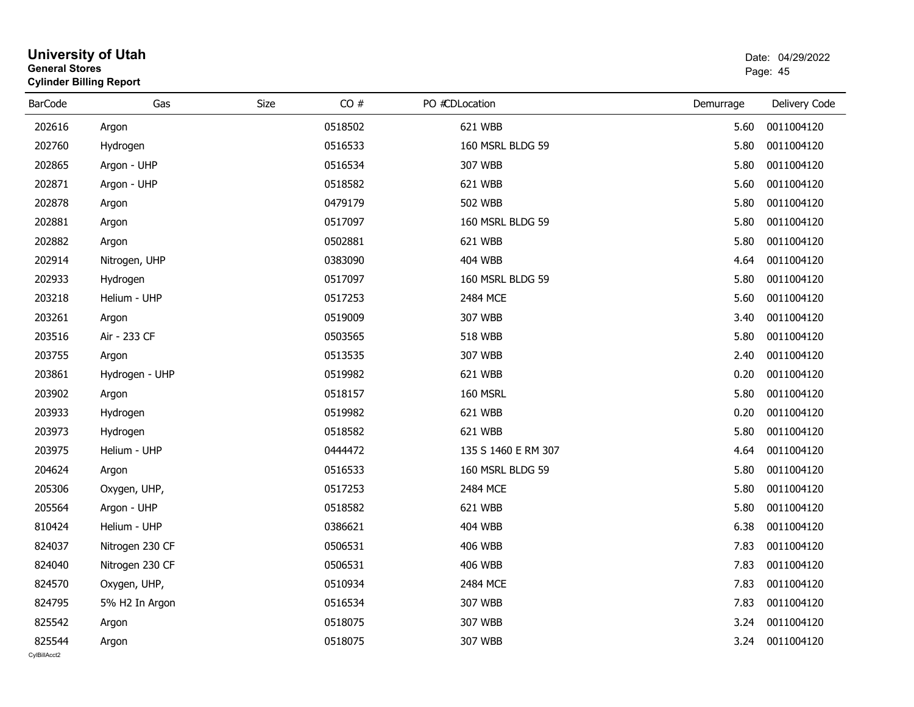# University of Utah
**General Stores**
**Cylinder Billing Report**

Date: 04/29/2022

| BarCode | Gas | Size | CO # | PO # | CDLocation | Demurrage | Delivery Code |
|---|---|---|---|---|---|---|---|
| 202616 | Argon | | 0518502 | | 621 WBB | 5.60 | 0011004120 |
| 202760 | Hydrogen | | 0516533 | | 160 MSRL BLDG 59 | 5.80 | 0011004120 |
| 202865 | Argon - UHP | | 0516534 | | 307 WBB | 5.80 | 0011004120 |
| 202871 | Argon - UHP | | 0518582 | | 621 WBB | 5.60 | 0011004120 |
| 202878 | Argon | | 0479179 | | 502 WBB | 5.80 | 0011004120 |
| 202881 | Argon | | 0517097 | | 160 MSRL BLDG 59 | 5.80 | 0011004120 |
| 202882 | Argon | | 0502881 | | 621 WBB | 5.80 | 0011004120 |
| 202914 | Nitrogen, UHP | | 0383090 | | 404 WBB | 4.64 | 0011004120 |
| 202933 | Hydrogen | | 0517097 | | 160 MSRL BLDG 59 | 5.80 | 0011004120 |
| 203218 | Helium - UHP | | 0517253 | | 2484 MCE | 5.60 | 0011004120 |
| 203261 | Argon | | 0519009 | | 307 WBB | 3.40 | 0011004120 |
| 203516 | Air - 233 CF | | 0503565 | | 518 WBB | 5.80 | 0011004120 |
| 203755 | Argon | | 0513535 | | 307 WBB | 2.40 | 0011004120 |
| 203861 | Hydrogen - UHP | | 0519982 | | 621 WBB | 0.20 | 0011004120 |
| 203902 | Argon | | 0518157 | | 160 MSRL | 5.80 | 0011004120 |
| 203933 | Hydrogen | | 0519982 | | 621 WBB | 0.20 | 0011004120 |
| 203973 | Hydrogen | | 0518582 | | 621 WBB | 5.80 | 0011004120 |
| 203975 | Helium - UHP | | 0444472 | | 135 S 1460 E RM 307 | 4.64 | 0011004120 |
| 204624 | Argon | | 0516533 | | 160 MSRL BLDG 59 | 5.80 | 0011004120 |
| 205306 | Oxygen, UHP, | | 0517253 | | 2484 MCE | 5.80 | 0011004120 |
| 205564 | Argon - UHP | | 0518582 | | 621 WBB | 5.80 | 0011004120 |
| 810424 | Helium - UHP | | 0386621 | | 404 WBB | 6.38 | 0011004120 |
| 824037 | Nitrogen 230 CF | | 0506531 | | 406 WBB | 7.83 | 0011004120 |
| 824040 | Nitrogen 230 CF | | 0506531 | | 406 WBB | 7.83 | 0011004120 |
| 824570 | Oxygen, UHP, | | 0510934 | | 2484 MCE | 7.83 | 0011004120 |
| 824795 | 5% H2 In Argon | | 0516534 | | 307 WBB | 7.83 | 0011004120 |
| 825542 | Argon | | 0518075 | | 307 WBB | 3.24 | 0011004120 |
| 825544 | Argon | | 0518075 | | 307 WBB | 3.24 | 0011004120 |

CylBillAcct2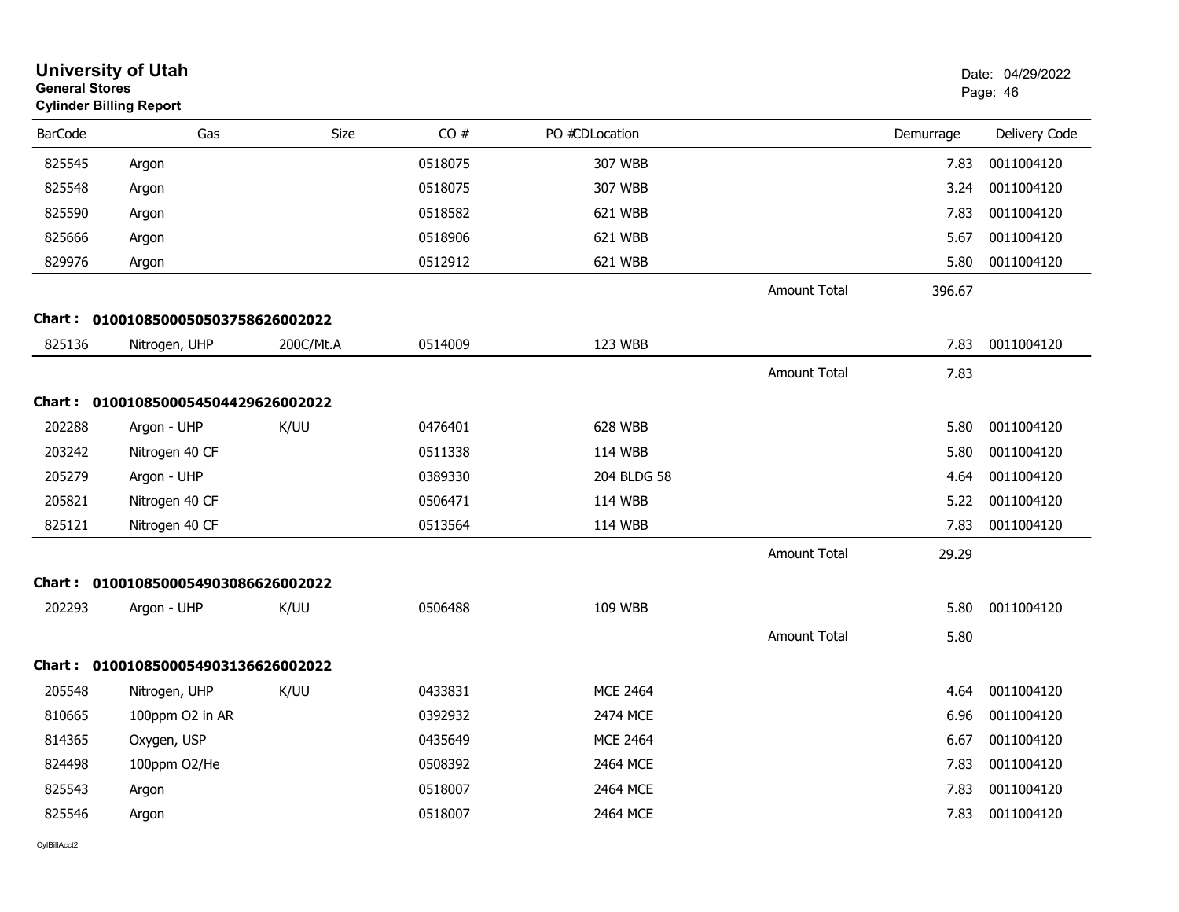# University of Utah

**General Stores**

**Cylinder Billing Report**

Date: 04/29/2022

| BarCode | Gas | Size | CO # | PO #CDLocation | | Demurrage | Delivery Code |
|---|---|---|---|---|---|---|---|
| 825545 | Argon | | 0518075 | 307 WBB | | 7.83 | 0011004120 |
| 825548 | Argon | | 0518075 | 307 WBB | | 3.24 | 0011004120 |
| 825590 | Argon | | 0518582 | 621 WBB | | 7.83 | 0011004120 |
| 825666 | Argon | | 0518906 | 621 WBB | | 5.67 | 0011004120 |
| 829976 | Argon | | 0512912 | 621 WBB | | 5.80 | 0011004120 |
| | | | | | Amount Total | 396.67 | |

**Chart : 01001085000505037586260020​22**

| BarCode | Gas | Size | CO # | PO #CDLocation | | Demurrage | Delivery Code |
|---|---|---|---|---|---|---|---|
| 825136 | Nitrogen, UHP | 200C/Mt.A | 0514009 | 123 WBB | | 7.83 | 0011004120 |
| | | | | | Amount Total | 7.83 | |

**Chart : 0100108500054504429626002022**

| BarCode | Gas | Size | CO # | PO #CDLocation | | Demurrage | Delivery Code |
|---|---|---|---|---|---|---|---|
| 202288 | Argon - UHP | K/UU | 0476401 | 628 WBB | | 5.80 | 0011004120 |
| 203242 | Nitrogen 40 CF | | 0511338 | 114 WBB | | 5.80 | 0011004120 |
| 205279 | Argon - UHP | | 0389330 | 204 BLDG 58 | | 4.64 | 0011004120 |
| 205821 | Nitrogen 40 CF | | 0506471 | 114 WBB | | 5.22 | 0011004120 |
| 825121 | Nitrogen 40 CF | | 0513564 | 114 WBB | | 7.83 | 0011004120 |
| | | | | | Amount Total | 29.29 | |

**Chart : 0100108500054903086626002022**

| BarCode | Gas | Size | CO # | PO #CDLocation | | Demurrage | Delivery Code |
|---|---|---|---|---|---|---|---|
| 202293 | Argon - UHP | K/UU | 0506488 | 109 WBB | | 5.80 | 0011004120 |
| | | | | | Amount Total | 5.80 | |

**Chart : 0100108500054903136626002022**

| BarCode | Gas | Size | CO # | PO #CDLocation | | Demurrage | Delivery Code |
|---|---|---|---|---|---|---|---|
| 205548 | Nitrogen, UHP | K/UU | 0433831 | MCE 2464 | | 4.64 | 0011004120 |
| 810665 | 100ppm O2 in AR | | 0392932 | 2474 MCE | | 6.96 | 0011004120 |
| 814365 | Oxygen, USP | | 0435649 | MCE 2464 | | 6.67 | 0011004120 |
| 824498 | 100ppm O2/He | | 0508392 | 2464 MCE | | 7.83 | 0011004120 |
| 825543 | Argon | | 0518007 | 2464 MCE | | 7.83 | 0011004120 |
| 825546 | Argon | | 0518007 | 2464 MCE | | 7.83 | 0011004120 |

CylBillAcct2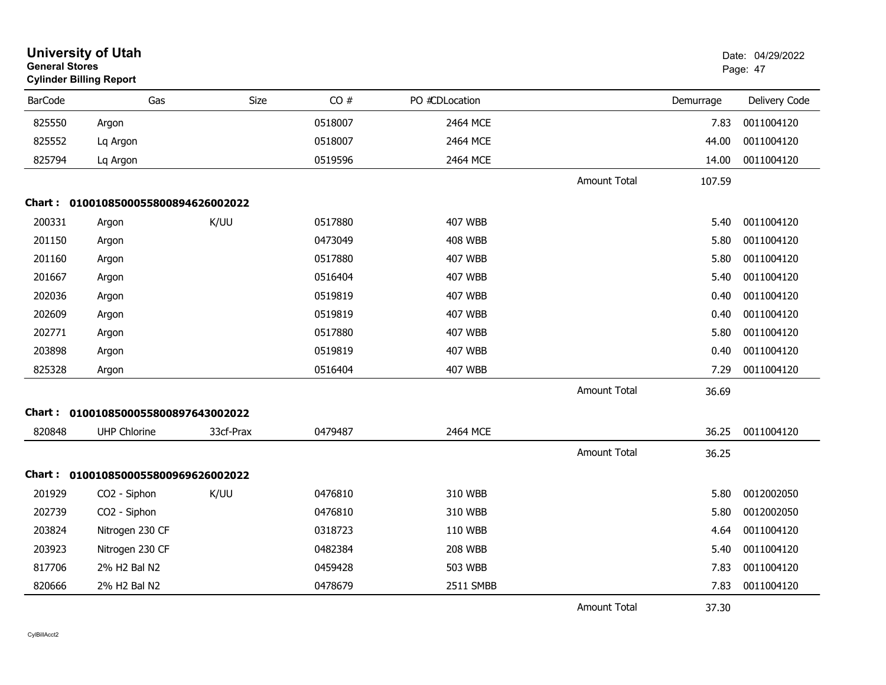# University of Utah
**General Stores**
**Cylinder Billing Report**

Date: 04/29/2022

| BarCode | Gas | Size | CO # | PO # | CDLocation | | Demurrage | Delivery Code |
|---|---|---|---|---|---|---|---|---|
| 825550 | Argon | | 0518007 | | 2464 MCE | | 7.83 | 0011004120 |
| 825552 | Lq Argon | | 0518007 | | 2464 MCE | | 44.00 | 0011004120 |
| 825794 | Lq Argon | | 0519596 | | 2464 MCE | | 14.00 | 0011004120 |
| | | | | | | Amount Total | 107.59 | |

**Chart : 01001085000558008946260022022**

| BarCode | Gas | Size | CO # | PO # | CDLocation | | Demurrage | Delivery Code |
|---|---|---|---|---|---|---|---|---|
| 200331 | Argon | K/UU | 0517880 | | 407 WBB | | 5.40 | 0011004120 |
| 201150 | Argon | | 0473049 | | 408 WBB | | 5.80 | 0011004120 |
| 201160 | Argon | | 0517880 | | 407 WBB | | 5.80 | 0011004120 |
| 201667 | Argon | | 0516404 | | 407 WBB | | 5.40 | 0011004120 |
| 202036 | Argon | | 0519819 | | 407 WBB | | 0.40 | 0011004120 |
| 202609 | Argon | | 0519819 | | 407 WBB | | 0.40 | 0011004120 |
| 202771 | Argon | | 0517880 | | 407 WBB | | 5.80 | 0011004120 |
| 203898 | Argon | | 0519819 | | 407 WBB | | 0.40 | 0011004120 |
| 825328 | Argon | | 0516404 | | 407 WBB | | 7.29 | 0011004120 |
| | | | | | | Amount Total | 36.69 | |

**Chart : 01001085000558008976430022022**

| BarCode | Gas | Size | CO # | PO # | CDLocation | | Demurrage | Delivery Code |
|---|---|---|---|---|---|---|---|---|
| 820848 | UHP Chlorine | 33cf-Prax | 0479487 | | 2464 MCE | | 36.25 | 0011004120 |
| | | | | | | Amount Total | 36.25 | |

**Chart : 01001085000558009696260022022**

| BarCode | Gas | Size | CO # | PO # | CDLocation | | Demurrage | Delivery Code |
|---|---|---|---|---|---|---|---|---|
| 201929 | CO2 - Siphon | K/UU | 0476810 | | 310 WBB | | 5.80 | 0012002050 |
| 202739 | CO2 - Siphon | | 0476810 | | 310 WBB | | 5.80 | 0012002050 |
| 203824 | Nitrogen 230 CF | | 0318723 | | 110 WBB | | 4.64 | 0011004120 |
| 203923 | Nitrogen 230 CF | | 0482384 | | 208 WBB | | 5.40 | 0011004120 |
| 817706 | 2% H2 Bal N2 | | 0459428 | | 503 WBB | | 7.83 | 0011004120 |
| 820666 | 2% H2 Bal N2 | | 0478679 | | 2511 SMBB | | 7.83 | 0011004120 |
| | | | | | | Amount Total | 37.30 | |

CylBillAcct2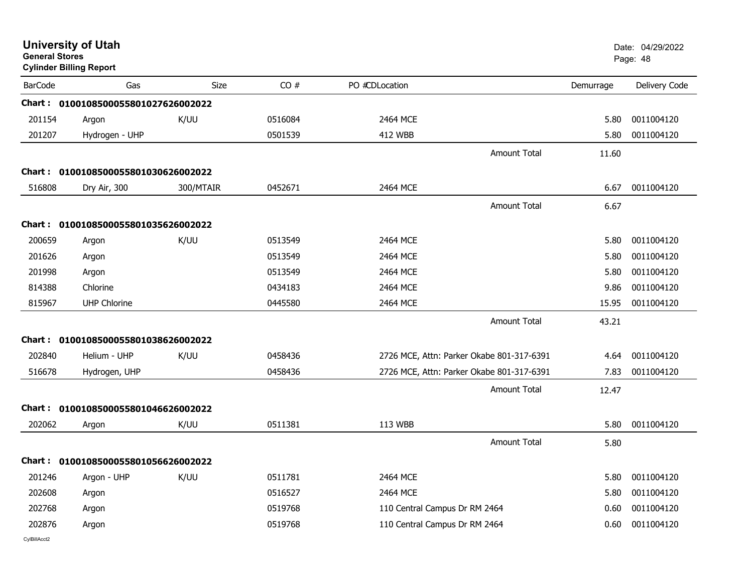# University of Utah

**General Stores**

**Cylinder Billing Report**

Date: 04/29/2022

| BarCode | Gas | Size | CO # | PO #CDLocation | Demurrage | Delivery Code |
|---|---|---|---|---|---|---|
| **Chart : 01001085000558010276260022** | | | | | | |
| 201154 | Argon | K/UU | 0516084 | 2464 MCE | 5.80 | 0011004120 |
| 201207 | Hydrogen - UHP | | 0501539 | 412 WBB | 5.80 | 0011004120 |
| | | | | Amount Total | 11.60 | |
| **Chart : 01001085000558010306260022** | | | | | | |
| 516808 | Dry Air, 300 | 300/MTAIR | 0452671 | 2464 MCE | 6.67 | 0011004120 |
| | | | | Amount Total | 6.67 | |
| **Chart : 01001085000558010356260022** | | | | | | |
| 200659 | Argon | K/UU | 0513549 | 2464 MCE | 5.80 | 0011004120 |
| 201626 | Argon | | 0513549 | 2464 MCE | 5.80 | 0011004120 |
| 201998 | Argon | | 0513549 | 2464 MCE | 5.80 | 0011004120 |
| 814388 | Chlorine | | 0434183 | 2464 MCE | 9.86 | 0011004120 |
| 815967 | UHP Chlorine | | 0445580 | 2464 MCE | 15.95 | 0011004120 |
| | | | | Amount Total | 43.21 | |
| **Chart : 01001085000558010386260022** | | | | | | |
| 202840 | Helium - UHP | K/UU | 0458436 | 2726 MCE, Attn: Parker Okabe 801-317-6391 | 4.64 | 0011004120 |
| 516678 | Hydrogen, UHP | | 0458436 | 2726 MCE, Attn: Parker Okabe 801-317-6391 | 7.83 | 0011004120 |
| | | | | Amount Total | 12.47 | |
| **Chart : 01001085000558010466260022** | | | | | | |
| 202062 | Argon | K/UU | 0511381 | 113 WBB | 5.80 | 0011004120 |
| | | | | Amount Total | 5.80 | |
| **Chart : 01001085000558010566260022** | | | | | | |
| 201246 | Argon - UHP | K/UU | 0511781 | 2464 MCE | 5.80 | 0011004120 |
| 202608 | Argon | | 0516527 | 2464 MCE | 5.80 | 0011004120 |
| 202768 | Argon | | 0519768 | 110 Central Campus Dr RM 2464 | 0.60 | 0011004120 |
| 202876 | Argon | | 0519768 | 110 Central Campus Dr RM 2464 | 0.60 | 0011004120 |

CylBillAcct2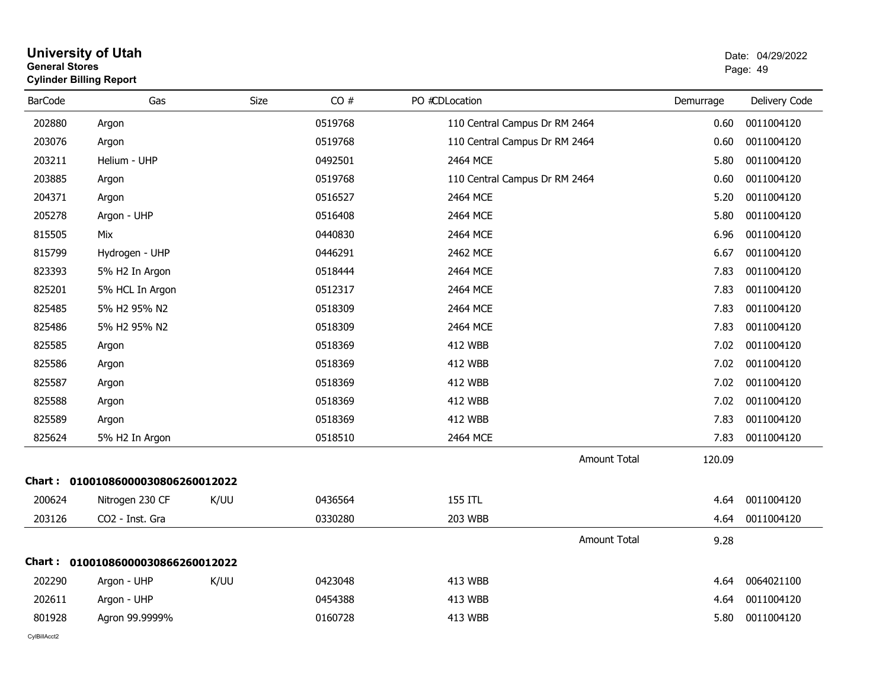# University of Utah
**General Stores**
**Cylinder Billing Report**

Date: 04/29/2022

| BarCode | Gas | Size | CO # | PO # | CDLocation | Demurrage | Delivery Code |
|---|---|---|---|---|---|---|---|
| 202880 | Argon | | 0519768 | | 110 Central Campus Dr RM 2464 | 0.60 | 0011004120 |
| 203076 | Argon | | 0519768 | | 110 Central Campus Dr RM 2464 | 0.60 | 0011004120 |
| 203211 | Helium - UHP | | 0492501 | | 2464 MCE | 5.80 | 0011004120 |
| 203885 | Argon | | 0519768 | | 110 Central Campus Dr RM 2464 | 0.60 | 0011004120 |
| 204371 | Argon | | 0516527 | | 2464 MCE | 5.20 | 0011004120 |
| 205278 | Argon - UHP | | 0516408 | | 2464 MCE | 5.80 | 0011004120 |
| 815505 | Mix | | 0440830 | | 2464 MCE | 6.96 | 0011004120 |
| 815799 | Hydrogen - UHP | | 0446291 | | 2462 MCE | 6.67 | 0011004120 |
| 823393 | 5% H2 In Argon | | 0518444 | | 2464 MCE | 7.83 | 0011004120 |
| 825201 | 5% HCL In Argon | | 0512317 | | 2464 MCE | 7.83 | 0011004120 |
| 825485 | 5% H2 95% N2 | | 0518309 | | 2464 MCE | 7.83 | 0011004120 |
| 825486 | 5% H2 95% N2 | | 0518309 | | 2464 MCE | 7.83 | 0011004120 |
| 825585 | Argon | | 0518369 | | 412 WBB | 7.02 | 0011004120 |
| 825586 | Argon | | 0518369 | | 412 WBB | 7.02 | 0011004120 |
| 825587 | Argon | | 0518369 | | 412 WBB | 7.02 | 0011004120 |
| 825588 | Argon | | 0518369 | | 412 WBB | 7.02 | 0011004120 |
| 825589 | Argon | | 0518369 | | 412 WBB | 7.83 | 0011004120 |
| 825624 | 5% H2 In Argon | | 0518510 | | 2464 MCE | 7.83 | 0011004120 |
| | | | | | Amount Total | 120.09 | |

**Chart : 01001086000030806260012022**

| BarCode | Gas | Size | CO # | PO # | CDLocation | Demurrage | Delivery Code |
|---|---|---|---|---|---|---|---|
| 200624 | Nitrogen 230 CF | K/UU | 0436564 | | 155 ITL | 4.64 | 0011004120 |
| 203126 | CO2 - Inst. Gra | | 0330280 | | 203 WBB | 4.64 | 0011004120 |
| | | | | | Amount Total | 9.28 | |

**Chart : 01001086000030866260012022**

| BarCode | Gas | Size | CO # | PO # | CDLocation | Demurrage | Delivery Code |
|---|---|---|---|---|---|---|---|
| 202290 | Argon - UHP | K/UU | 0423048 | | 413 WBB | 4.64 | 0064021100 |
| 202611 | Argon - UHP | | 0454388 | | 413 WBB | 4.64 | 0011004120 |
| 801928 | Agron 99.9999% | | 0160728 | | 413 WBB | 5.80 | 0011004120 |

CylBillAcct2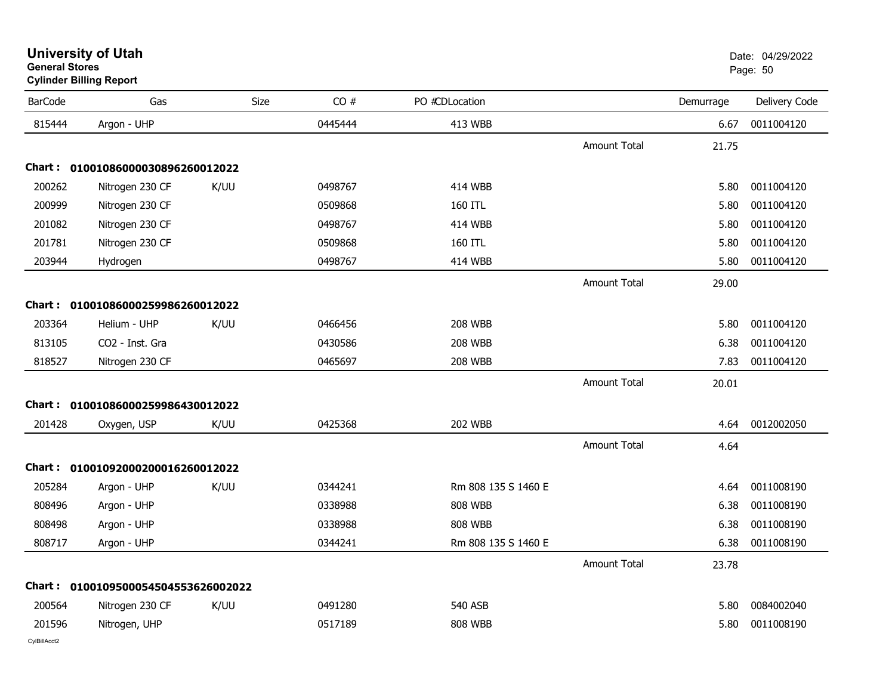# University of Utah
**General Stores**
**Cylinder Billing Report**

Date: 04/29/2022

| BarCode | Gas | Size | CO # | PO #CDLocation | | Demurrage | Delivery Code |
|---|---|---|---|---|---|---|---|
| 815444 | Argon - UHP | | 0445444 | 413 WBB | | 6.67 | 0011004120 |
| | | | | | Amount Total | 21.75 | |
| **Chart :** | **01001086000030896260012022** | | | | | | |
| 200262 | Nitrogen 230 CF | K/UU | 0498767 | 414 WBB | | 5.80 | 0011004120 |
| 200999 | Nitrogen 230 CF | | 0509868 | 160 ITL | | 5.80 | 0011004120 |
| 201082 | Nitrogen 230 CF | | 0498767 | 414 WBB | | 5.80 | 0011004120 |
| 201781 | Nitrogen 230 CF | | 0509868 | 160 ITL | | 5.80 | 0011004120 |
| 203944 | Hydrogen | | 0498767 | 414 WBB | | 5.80 | 0011004120 |
| | | | | | Amount Total | 29.00 | |
| **Chart :** | **01001086000259986260012022** | | | | | | |
| 203364 | Helium - UHP | K/UU | 0466456 | 208 WBB | | 5.80 | 0011004120 |
| 813105 | CO2 - Inst. Gra | | 0430586 | 208 WBB | | 6.38 | 0011004120 |
| 818527 | Nitrogen 230 CF | | 0465697 | 208 WBB | | 7.83 | 0011004120 |
| | | | | | Amount Total | 20.01 | |
| **Chart :** | **01001086000259986430012022** | | | | | | |
| 201428 | Oxygen, USP | K/UU | 0425368 | 202 WBB | | 4.64 | 0012002050 |
| | | | | | Amount Total | 4.64 | |
| **Chart :** | **01001092000200016260012022** | | | | | | |
| 205284 | Argon - UHP | K/UU | 0344241 | Rm 808 135 S 1460 E | | 4.64 | 0011008190 |
| 808496 | Argon - UHP | | 0338988 | 808 WBB | | 6.38 | 0011008190 |
| 808498 | Argon - UHP | | 0338988 | 808 WBB | | 6.38 | 0011008190 |
| 808717 | Argon - UHP | | 0344241 | Rm 808 135 S 1460 E | | 6.38 | 0011008190 |
| | | | | | Amount Total | 23.78 | |
| **Chart :** | **01001095000545045536260020 22** | | | | | | |
| 200564 | Nitrogen 230 CF | K/UU | 0491280 | 540 ASB | | 5.80 | 0084002040 |
| 201596 | Nitrogen, UHP | | 0517189 | 808 WBB | | 5.80 | 0011008190 |

CylBillAcct2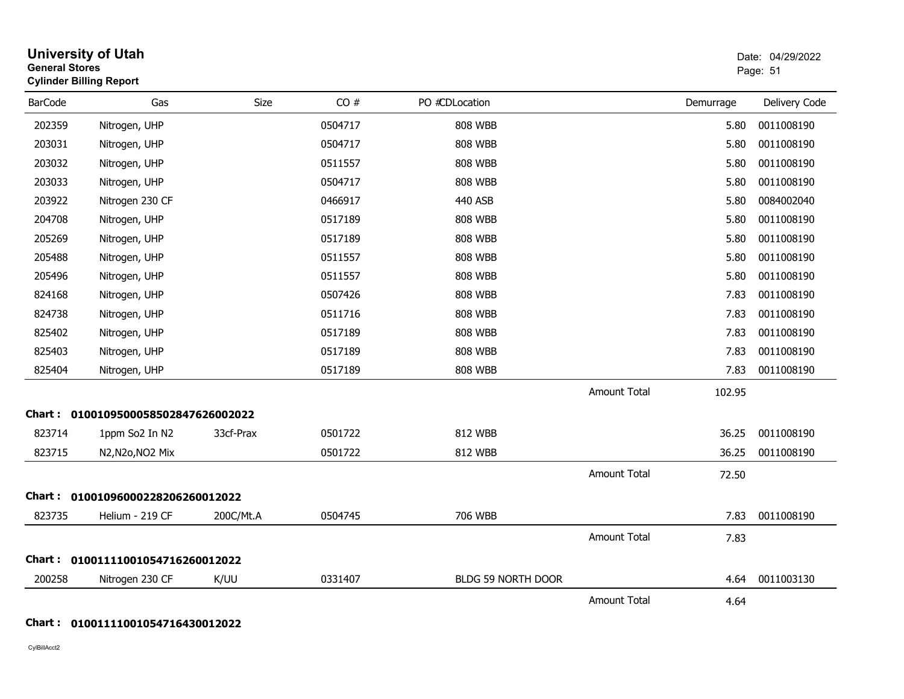# University of Utah
**General Stores**
**Cylinder Billing Report**

Date: 04/29/2022

| BarCode | Gas | Size | CO # | PO #CDLocation | | Demurrage | Delivery Code |
|---|---|---|---|---|---|---|---|
| 202359 | Nitrogen, UHP | | 0504717 | 808 WBB | | 5.80 | 0011008190 |
| 203031 | Nitrogen, UHP | | 0504717 | 808 WBB | | 5.80 | 0011008190 |
| 203032 | Nitrogen, UHP | | 0511557 | 808 WBB | | 5.80 | 0011008190 |
| 203033 | Nitrogen, UHP | | 0504717 | 808 WBB | | 5.80 | 0011008190 |
| 203922 | Nitrogen 230 CF | | 0466917 | 440 ASB | | 5.80 | 0084002040 |
| 204708 | Nitrogen, UHP | | 0517189 | 808 WBB | | 5.80 | 0011008190 |
| 205269 | Nitrogen, UHP | | 0517189 | 808 WBB | | 5.80 | 0011008190 |
| 205488 | Nitrogen, UHP | | 0511557 | 808 WBB | | 5.80 | 0011008190 |
| 205496 | Nitrogen, UHP | | 0511557 | 808 WBB | | 5.80 | 0011008190 |
| 824168 | Nitrogen, UHP | | 0507426 | 808 WBB | | 7.83 | 0011008190 |
| 824738 | Nitrogen, UHP | | 0511716 | 808 WBB | | 7.83 | 0011008190 |
| 825402 | Nitrogen, UHP | | 0517189 | 808 WBB | | 7.83 | 0011008190 |
| 825403 | Nitrogen, UHP | | 0517189 | 808 WBB | | 7.83 | 0011008190 |
| 825404 | Nitrogen, UHP | | 0517189 | 808 WBB | | 7.83 | 0011008190 |
| | | | | | Amount Total | 102.95 | |

**Chart : 01001095000585028476260020222**

| BarCode | Gas | Size | CO # | PO #CDLocation | | Demurrage | Delivery Code |
|---|---|---|---|---|---|---|---|
| 823714 | 1ppm So2 In N2 | 33cf-Prax | 0501722 | 812 WBB | | 36.25 | 0011008190 |
| 823715 | N2,N2o,NO2 Mix | | 0501722 | 812 WBB | | 36.25 | 0011008190 |
| | | | | | Amount Total | 72.50 | |

**Chart : 0100109600022820626001202 2**

| BarCode | Gas | Size | CO # | PO #CDLocation | | Demurrage | Delivery Code |
|---|---|---|---|---|---|---|---|
| 823735 | Helium - 219 CF | 200C/Mt.A | 0504745 | 706 WBB | | 7.83 | 0011008190 |
| | | | | | Amount Total | 7.83 | |

**Chart : 01001111001054716260012022**

| BarCode | Gas | Size | CO # | PO #CDLocation | | Demurrage | Delivery Code |
|---|---|---|---|---|---|---|---|
| 200258 | Nitrogen 230 CF | K/UU | 0331407 | BLDG 59 NORTH DOOR | | 4.64 | 0011003130 |
| | | | | | Amount Total | 4.64 | |

**Chart : 01001111001054716430012022**

CylBillAcct2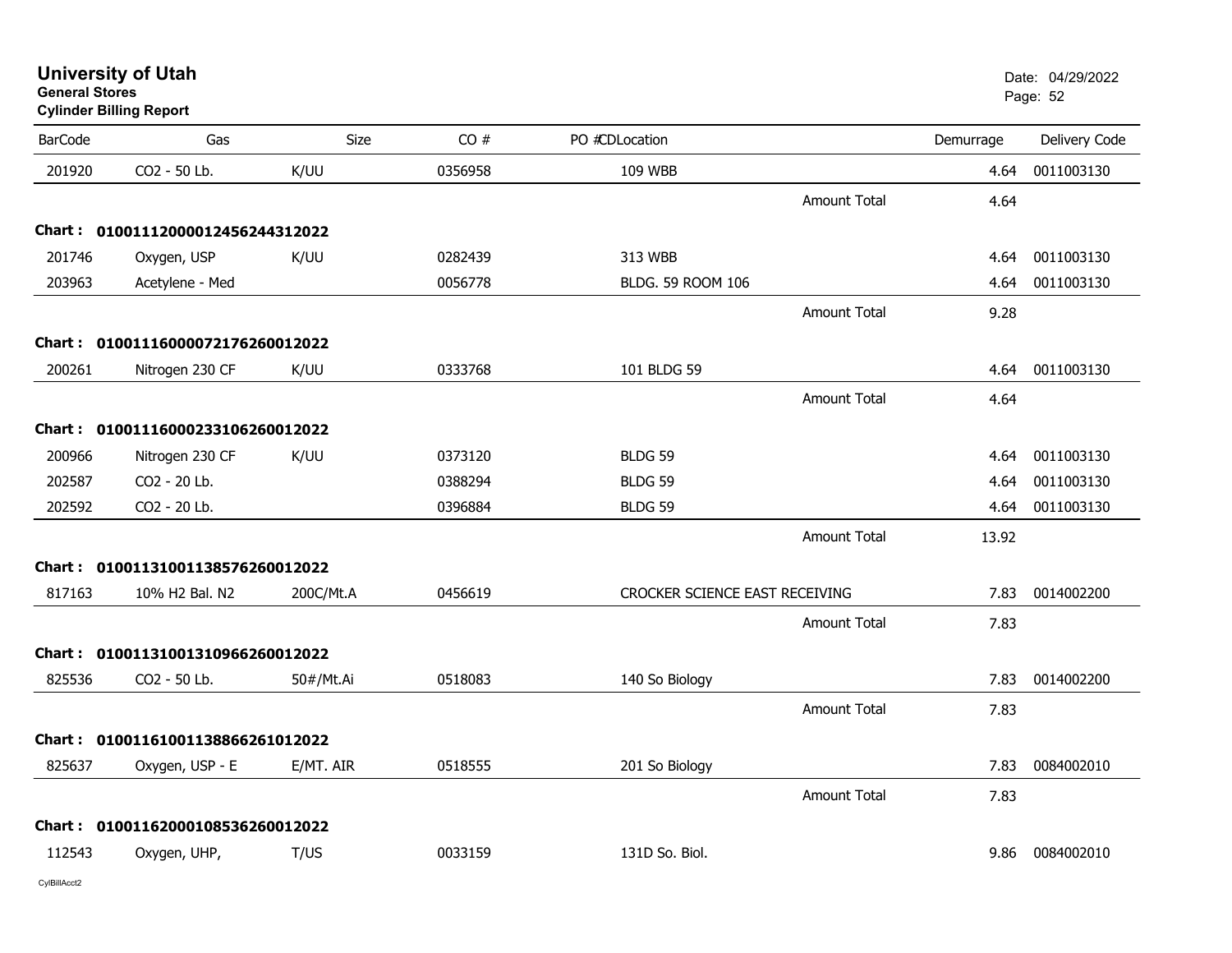# University of Utah
**General Stores**
**Cylinder Billing Report**

Date: 04/29/2022

| BarCode | Gas | Size | CO # | PO #CDLocation | | Demurrage | Delivery Code |
|---|---|---|---|---|---|---|---|
| 201920 | CO2 - 50 Lb. | K/UU | 0356958 | 109 WBB | | 4.64 | 0011003130 |
| | | | | | Amount Total | 4.64 | |
| **Chart :** | **01001112000012456244312022** | | | | | | |
| 201746 | Oxygen, USP | K/UU | 0282439 | 313 WBB | | 4.64 | 0011003130 |
| 203963 | Acetylene - Med | | 0056778 | BLDG. 59 ROOM 106 | | 4.64 | 0011003130 |
| | | | | | Amount Total | 9.28 | |
| **Chart :** | **01001116000072176260012022** | | | | | | |
| 200261 | Nitrogen 230 CF | K/UU | 0333768 | 101 BLDG 59 | | 4.64 | 0011003130 |
| | | | | | Amount Total | 4.64 | |
| **Chart :** | **01001116000233106260012022** | | | | | | |
| 200966 | Nitrogen 230 CF | K/UU | 0373120 | BLDG 59 | | 4.64 | 0011003130 |
| 202587 | CO2 - 20 Lb. | | 0388294 | BLDG 59 | | 4.64 | 0011003130 |
| 202592 | CO2 - 20 Lb. | | 0396884 | BLDG 59 | | 4.64 | 0011003130 |
| | | | | | Amount Total | 13.92 | |
| **Chart :** | **01001131001138576260012022** | | | | | | |
| 817163 | 10% H2 Bal. N2 | 200C/Mt.A | 0456619 | CROCKER SCIENCE EAST RECEIVING | | 7.83 | 0014002200 |
| | | | | | Amount Total | 7.83 | |
| **Chart :** | **01001131001310966260012022** | | | | | | |
| 825536 | CO2 - 50 Lb. | 50#/Mt.Ai | 0518083 | 140 So Biology | | 7.83 | 0014002200 |
| | | | | | Amount Total | 7.83 | |
| **Chart :** | **01001161001138866261012022** | | | | | | |
| 825637 | Oxygen, USP - E | E/MT. AIR | 0518555 | 201 So Biology | | 7.83 | 0084002010 |
| | | | | | Amount Total | 7.83 | |
| **Chart :** | **01001162000108536260012022** | | | | | | |
| 112543 | Oxygen, UHP, | T/US | 0033159 | 131D So. Biol. | | 9.86 | 0084002010 |

CylBillAcct2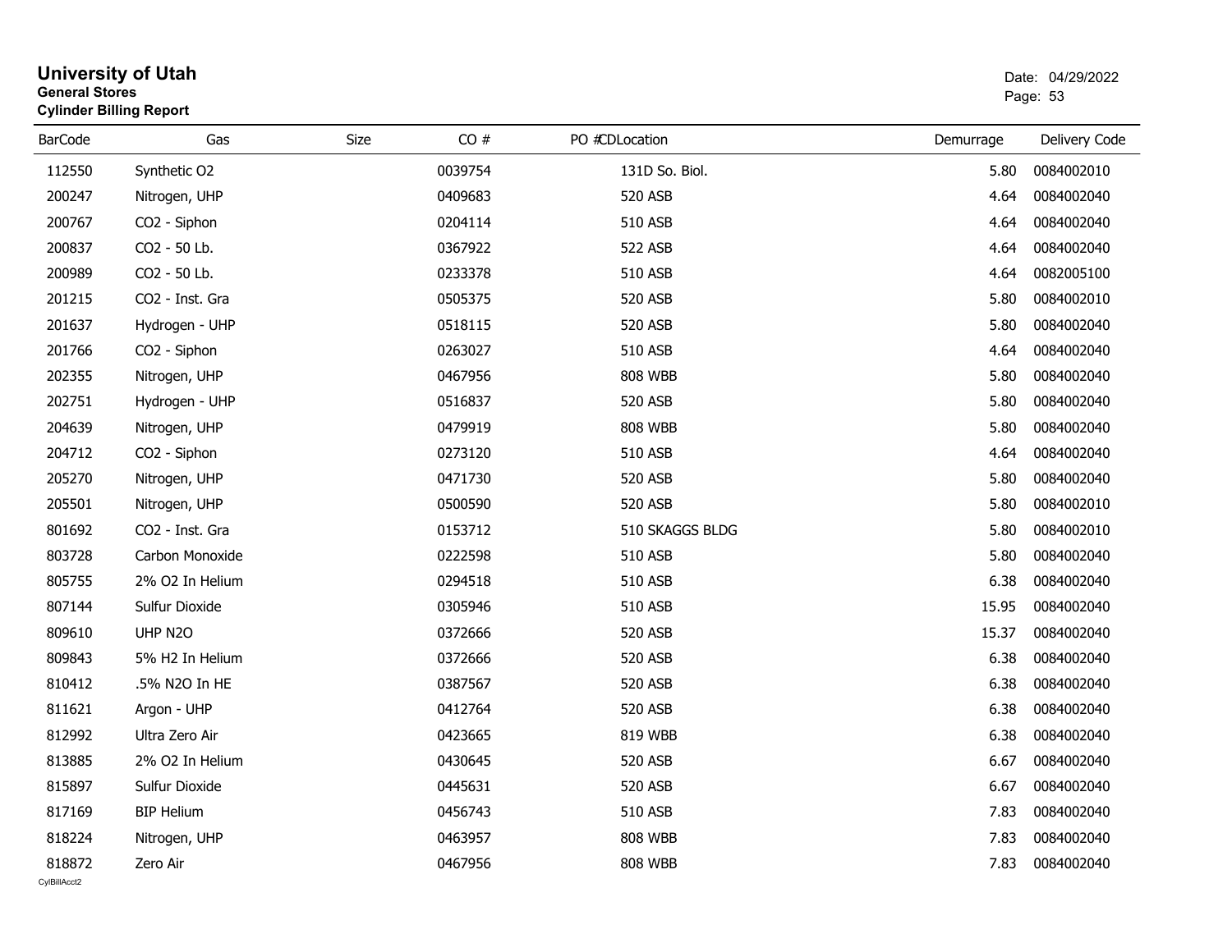# University of Utah

**General Stores**
**Cylinder Billing Report**

Date: 04/29/2022

| BarCode | Gas | Size | CO # | PO # | CDLocation | Demurrage | Delivery Code |
|---|---|---|---|---|---|---|---|
| 112550 | Synthetic O2 | | 0039754 | | 131D So. Biol. | 5.80 | 0084002010 |
| 200247 | Nitrogen, UHP | | 0409683 | | 520 ASB | 4.64 | 0084002040 |
| 200767 | CO2 - Siphon | | 0204114 | | 510 ASB | 4.64 | 0084002040 |
| 200837 | CO2 - 50 Lb. | | 0367922 | | 522 ASB | 4.64 | 0084002040 |
| 200989 | CO2 - 50 Lb. | | 0233378 | | 510 ASB | 4.64 | 0082005100 |
| 201215 | CO2 - Inst. Gra | | 0505375 | | 520 ASB | 5.80 | 0084002010 |
| 201637 | Hydrogen - UHP | | 0518115 | | 520 ASB | 5.80 | 0084002040 |
| 201766 | CO2 - Siphon | | 0263027 | | 510 ASB | 4.64 | 0084002040 |
| 202355 | Nitrogen, UHP | | 0467956 | | 808 WBB | 5.80 | 0084002040 |
| 202751 | Hydrogen - UHP | | 0516837 | | 520 ASB | 5.80 | 0084002040 |
| 204639 | Nitrogen, UHP | | 0479919 | | 808 WBB | 5.80 | 0084002040 |
| 204712 | CO2 - Siphon | | 0273120 | | 510 ASB | 4.64 | 0084002040 |
| 205270 | Nitrogen, UHP | | 0471730 | | 520 ASB | 5.80 | 0084002040 |
| 205501 | Nitrogen, UHP | | 0500590 | | 520 ASB | 5.80 | 0084002010 |
| 801692 | CO2 - Inst. Gra | | 0153712 | | 510 SKAGGS BLDG | 5.80 | 0084002010 |
| 803728 | Carbon Monoxide | | 0222598 | | 510 ASB | 5.80 | 0084002040 |
| 805755 | 2% O2 In Helium | | 0294518 | | 510 ASB | 6.38 | 0084002040 |
| 807144 | Sulfur Dioxide | | 0305946 | | 510 ASB | 15.95 | 0084002040 |
| 809610 | UHP N2O | | 0372666 | | 520 ASB | 15.37 | 0084002040 |
| 809843 | 5% H2 In Helium | | 0372666 | | 520 ASB | 6.38 | 0084002040 |
| 810412 | .5% N2O In HE | | 0387567 | | 520 ASB | 6.38 | 0084002040 |
| 811621 | Argon - UHP | | 0412764 | | 520 ASB | 6.38 | 0084002040 |
| 812992 | Ultra Zero Air | | 0423665 | | 819 WBB | 6.38 | 0084002040 |
| 813885 | 2% O2 In Helium | | 0430645 | | 520 ASB | 6.67 | 0084002040 |
| 815897 | Sulfur Dioxide | | 0445631 | | 520 ASB | 6.67 | 0084002040 |
| 817169 | BIP Helium | | 0456743 | | 510 ASB | 7.83 | 0084002040 |
| 818224 | Nitrogen, UHP | | 0463957 | | 808 WBB | 7.83 | 0084002040 |
| 818872 | Zero Air | | 0467956 | | 808 WBB | 7.83 | 0084002040 |

CylBillAcct2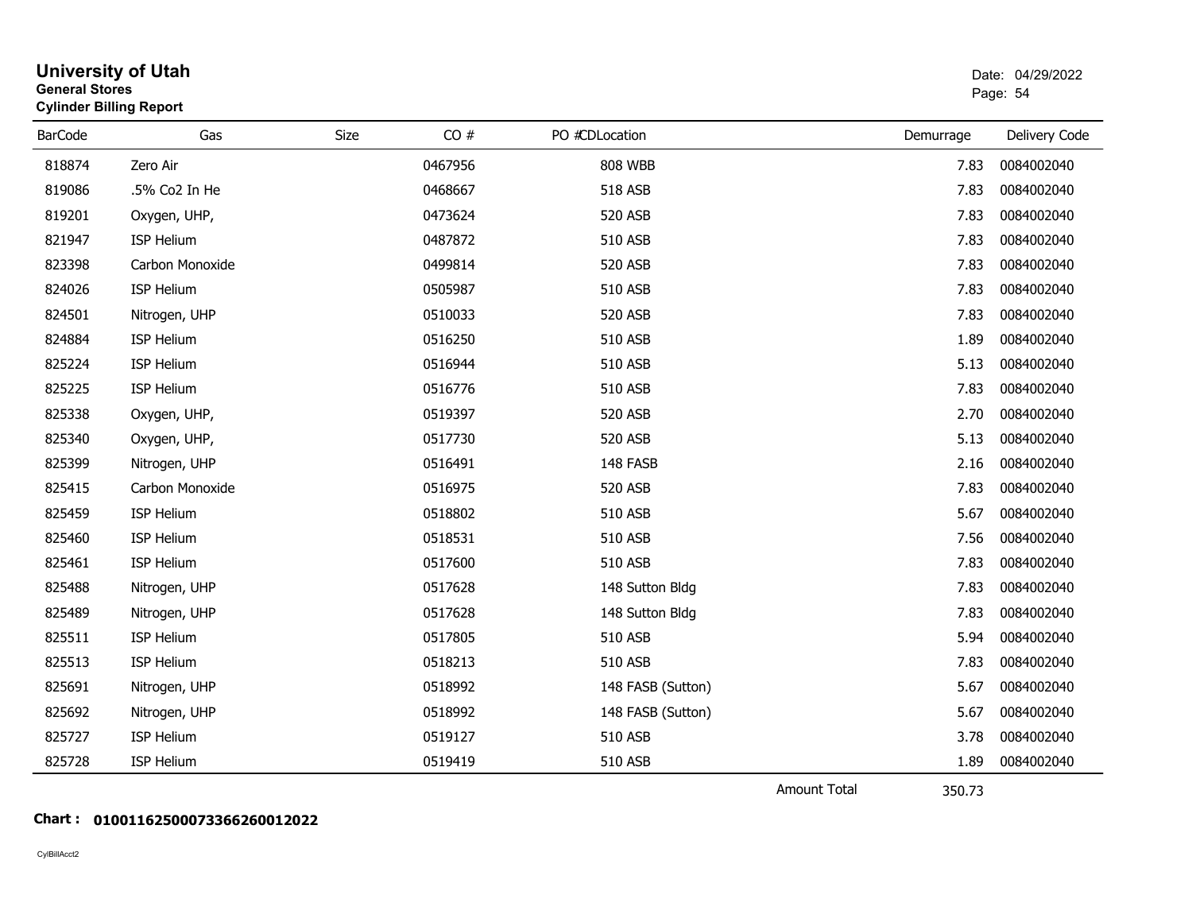# University of Utah

**General Stores**

**Cylinder Billing Report**

Date: 04/29/2022

| BarCode | Gas | Size | CO # | PO # | CDLocation | Demurrage | Delivery Code |
|---|---|---|---|---|---|---|---|
| 818874 | Zero Air | | 0467956 | | 808 WBB | 7.83 | 0084002040 |
| 819086 | .5% Co2 In He | | 0468667 | | 518 ASB | 7.83 | 0084002040 |
| 819201 | Oxygen, UHP, | | 0473624 | | 520 ASB | 7.83 | 0084002040 |
| 821947 | ISP Helium | | 0487872 | | 510 ASB | 7.83 | 0084002040 |
| 823398 | Carbon Monoxide | | 0499814 | | 520 ASB | 7.83 | 0084002040 |
| 824026 | ISP Helium | | 0505987 | | 510 ASB | 7.83 | 0084002040 |
| 824501 | Nitrogen, UHP | | 0510033 | | 520 ASB | 7.83 | 0084002040 |
| 824884 | ISP Helium | | 0516250 | | 510 ASB | 1.89 | 0084002040 |
| 825224 | ISP Helium | | 0516944 | | 510 ASB | 5.13 | 0084002040 |
| 825225 | ISP Helium | | 0516776 | | 510 ASB | 7.83 | 0084002040 |
| 825338 | Oxygen, UHP, | | 0519397 | | 520 ASB | 2.70 | 0084002040 |
| 825340 | Oxygen, UHP, | | 0517730 | | 520 ASB | 5.13 | 0084002040 |
| 825399 | Nitrogen, UHP | | 0516491 | | 148 FASB | 2.16 | 0084002040 |
| 825415 | Carbon Monoxide | | 0516975 | | 520 ASB | 7.83 | 0084002040 |
| 825459 | ISP Helium | | 0518802 | | 510 ASB | 5.67 | 0084002040 |
| 825460 | ISP Helium | | 0518531 | | 510 ASB | 7.56 | 0084002040 |
| 825461 | ISP Helium | | 0517600 | | 510 ASB | 7.83 | 0084002040 |
| 825488 | Nitrogen, UHP | | 0517628 | | 148 Sutton Bldg | 7.83 | 0084002040 |
| 825489 | Nitrogen, UHP | | 0517628 | | 148 Sutton Bldg | 7.83 | 0084002040 |
| 825511 | ISP Helium | | 0517805 | | 510 ASB | 5.94 | 0084002040 |
| 825513 | ISP Helium | | 0518213 | | 510 ASB | 7.83 | 0084002040 |
| 825691 | Nitrogen, UHP | | 0518992 | | 148 FASB (Sutton) | 5.67 | 0084002040 |
| 825692 | Nitrogen, UHP | | 0518992 | | 148 FASB (Sutton) | 5.67 | 0084002040 |
| 825727 | ISP Helium | | 0519127 | | 510 ASB | 3.78 | 0084002040 |
| 825728 | ISP Helium | | 0519419 | | 510 ASB | 1.89 | 0084002040 |
| | | | | | Amount Total | 350.73 | |

**Chart : 01001162500073366260012022**

CylBillAcct2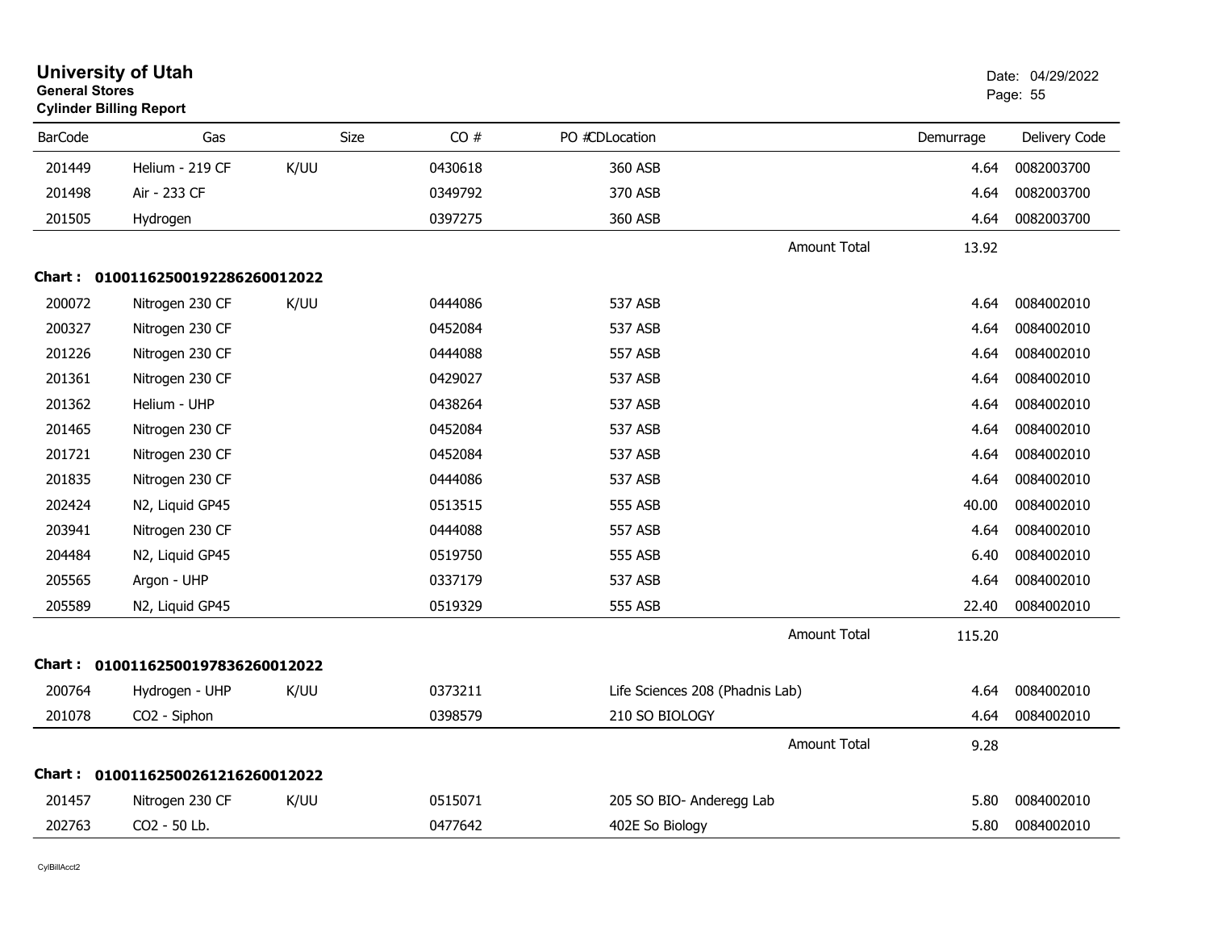# University of Utah

**General Stores**

**Cylinder Billing Report**

Date: 04/29/2022

| BarCode | Gas | Size | CO # | PO #CDLocation | Demurrage | Delivery Code |
|---|---|---|---|---|---|---|
| 201449 | Helium - 219 CF | K/UU | 0430618 | 360 ASB | 4.64 | 0082003700 |
| 201498 | Air - 233 CF | | 0349792 | 370 ASB | 4.64 | 0082003700 |
| 201505 | Hydrogen | | 0397275 | 360 ASB | 4.64 | 0082003700 |
| | | | | Amount Total | 13.92 | |

**Chart : 01001162500192286260012022**

| BarCode | Gas | Size | CO # | PO #CDLocation | Demurrage | Delivery Code |
|---|---|---|---|---|---|---|
| 200072 | Nitrogen 230 CF | K/UU | 0444086 | 537 ASB | 4.64 | 0084002010 |
| 200327 | Nitrogen 230 CF | | 0452084 | 537 ASB | 4.64 | 0084002010 |
| 201226 | Nitrogen 230 CF | | 0444088 | 557 ASB | 4.64 | 0084002010 |
| 201361 | Nitrogen 230 CF | | 0429027 | 537 ASB | 4.64 | 0084002010 |
| 201362 | Helium - UHP | | 0438264 | 537 ASB | 4.64 | 0084002010 |
| 201465 | Nitrogen 230 CF | | 0452084 | 537 ASB | 4.64 | 0084002010 |
| 201721 | Nitrogen 230 CF | | 0452084 | 537 ASB | 4.64 | 0084002010 |
| 201835 | Nitrogen 230 CF | | 0444086 | 537 ASB | 4.64 | 0084002010 |
| 202424 | N2, Liquid GP45 | | 0513515 | 555 ASB | 40.00 | 0084002010 |
| 203941 | Nitrogen 230 CF | | 0444088 | 557 ASB | 4.64 | 0084002010 |
| 204484 | N2, Liquid GP45 | | 0519750 | 555 ASB | 6.40 | 0084002010 |
| 205565 | Argon - UHP | | 0337179 | 537 ASB | 4.64 | 0084002010 |
| 205589 | N2, Liquid GP45 | | 0519329 | 555 ASB | 22.40 | 0084002010 |
| | | | | Amount Total | 115.20 | |

**Chart : 01001162500197836260012022**

| BarCode | Gas | Size | CO # | PO #CDLocation | Demurrage | Delivery Code |
|---|---|---|---|---|---|---|
| 200764 | Hydrogen - UHP | K/UU | 0373211 | Life Sciences 208 (Phadnis Lab) | 4.64 | 0084002010 |
| 201078 | CO2 - Siphon | | 0398579 | 210 SO BIOLOGY | 4.64 | 0084002010 |
| | | | | Amount Total | 9.28 | |

**Chart : 01001162500261216260012022**

| BarCode | Gas | Size | CO # | PO #CDLocation | Demurrage | Delivery Code |
|---|---|---|---|---|---|---|
| 201457 | Nitrogen 230 CF | K/UU | 0515071 | 205 SO BIO- Anderegg Lab | 5.80 | 0084002010 |
| 202763 | CO2 - 50 Lb. | | 0477642 | 402E So Biology | 5.80 | 0084002010 |

CylBillAcct2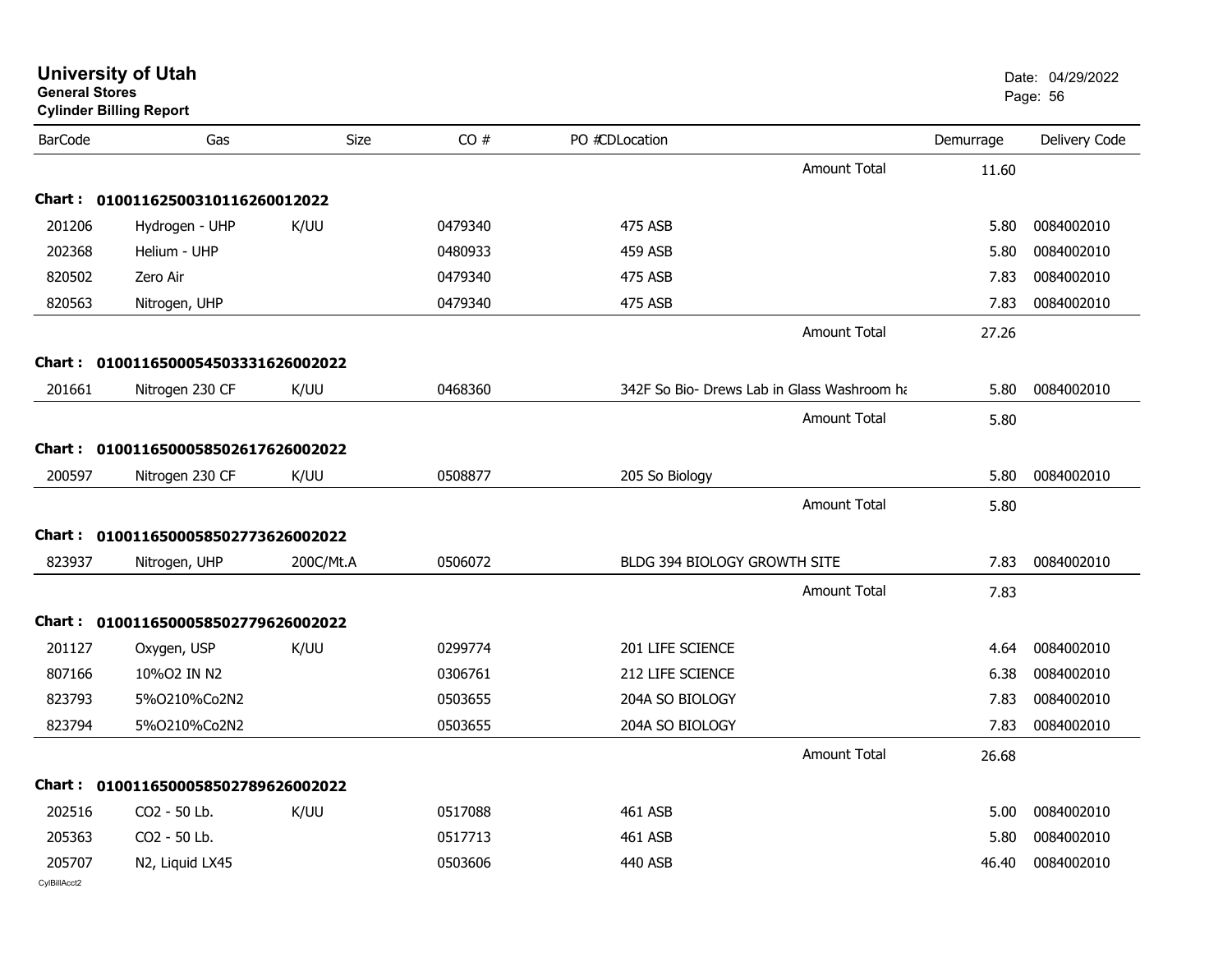# University of Utah

**General Stores**

**Cylinder Billing Report**

Date: 04/29/2022

| BarCode | Gas | Size | CO # | PO # | CD | Location | Demurrage | Delivery Code |
|---|---|---|---|---|---|---|---|---|
| | | | | | | Amount Total | 11.60 | |
| **Chart :** | **01001162500310116260012022** | | | | | | | |
| 201206 | Hydrogen - UHP | K/UU | 0479340 | | | 475 ASB | 5.80 | 0084002010 |
| 202368 | Helium - UHP | | 0480933 | | | 459 ASB | 5.80 | 0084002010 |
| 820502 | Zero Air | | 0479340 | | | 475 ASB | 7.83 | 0084002010 |
| 820563 | Nitrogen, UHP | | 0479340 | | | 475 ASB | 7.83 | 0084002010 |
| | | | | | | Amount Total | 27.26 | |
| **Chart :** | **01001165000545033316260020​22** | | | | | | | |
| 201661 | Nitrogen 230 CF | K/UU | 0468360 | | | 342F So Bio- Drews Lab in Glass Washroom ha | 5.80 | 0084002010 |
| | | | | | | Amount Total | 5.80 | |
| **Chart :** | **01001165000585026176260020​22** | | | | | | | |
| 200597 | Nitrogen 230 CF | K/UU | 0508877 | | | 205 So Biology | 5.80 | 0084002010 |
| | | | | | | Amount Total | 5.80 | |
| **Chart :** | **01001165000585027736260020​22** | | | | | | | |
| 823937 | Nitrogen, UHP | 200C/Mt.A | 0506072 | | | BLDG 394 BIOLOGY GROWTH SITE | 7.83 | 0084002010 |
| | | | | | | Amount Total | 7.83 | |
| **Chart :** | **01001165000585027796260020​22** | | | | | | | |
| 201127 | Oxygen, USP | K/UU | 0299774 | | | 201 LIFE SCIENCE | 4.64 | 0084002010 |
| 807166 | 10%O2 IN N2 | | 0306761 | | | 212 LIFE SCIENCE | 6.38 | 0084002010 |
| 823793 | 5%O210%Co2N2 | | 0503655 | | | 204A SO BIOLOGY | 7.83 | 0084002010 |
| 823794 | 5%O210%Co2N2 | | 0503655 | | | 204A SO BIOLOGY | 7.83 | 0084002010 |
| | | | | | | Amount Total | 26.68 | |
| **Chart :** | **01001165000585027896260020​22** | | | | | | | |
| 202516 | CO2 - 50 Lb. | K/UU | 0517088 | | | 461 ASB | 5.00 | 0084002010 |
| 205363 | CO2 - 50 Lb. | | 0517713 | | | 461 ASB | 5.80 | 0084002010 |
| 205707 | N2, Liquid LX45 | | 0503606 | | | 440 ASB | 46.40 | 0084002010 |

CylBillAcct2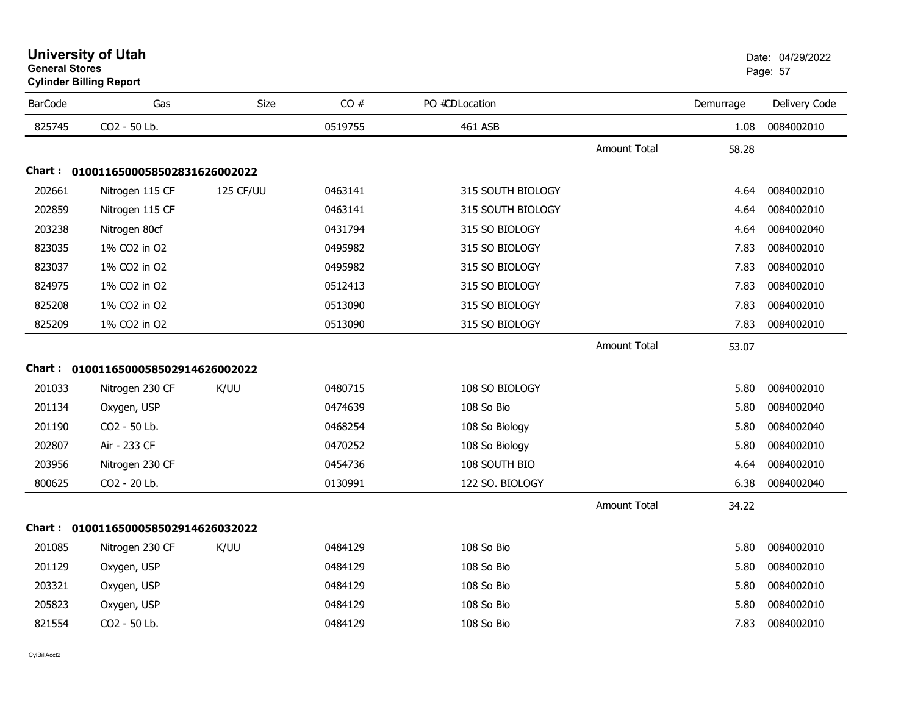**University of Utah**
**General Stores**
**Cylinder Billing Report**

Date: 04/29/2022

| BarCode | Gas | Size | CO # | PO #CDLocation | | Demurrage | Delivery Code |
|---|---|---|---|---|---|---|---|
| 825745 | CO2 - 50 Lb. | | 0519755 | 461 ASB | | 1.08 | 0084002010 |
| | | | | | Amount Total | 58.28 | |

**Chart : 01001165000585028316260022022**

| BarCode | Gas | Size | CO # | PO #CDLocation | | Demurrage | Delivery Code |
|---|---|---|---|---|---|---|---|
| 202661 | Nitrogen 115 CF | 125 CF/UU | 0463141 | 315 SOUTH BIOLOGY | | 4.64 | 0084002010 |
| 202859 | Nitrogen 115 CF | | 0463141 | 315 SOUTH BIOLOGY | | 4.64 | 0084002010 |
| 203238 | Nitrogen 80cf | | 0431794 | 315 SO BIOLOGY | | 4.64 | 0084002040 |
| 823035 | 1% CO2 in O2 | | 0495982 | 315 SO BIOLOGY | | 7.83 | 0084002010 |
| 823037 | 1% CO2 in O2 | | 0495982 | 315 SO BIOLOGY | | 7.83 | 0084002010 |
| 824975 | 1% CO2 in O2 | | 0512413 | 315 SO BIOLOGY | | 7.83 | 0084002010 |
| 825208 | 1% CO2 in O2 | | 0513090 | 315 SO BIOLOGY | | 7.83 | 0084002010 |
| 825209 | 1% CO2 in O2 | | 0513090 | 315 SO BIOLOGY | | 7.83 | 0084002010 |
| | | | | | Amount Total | 53.07 | |

**Chart : 01001165000585029146260022022**

| BarCode | Gas | Size | CO # | PO #CDLocation | | Demurrage | Delivery Code |
|---|---|---|---|---|---|---|---|
| 201033 | Nitrogen 230 CF | K/UU | 0480715 | 108 SO BIOLOGY | | 5.80 | 0084002010 |
| 201134 | Oxygen, USP | | 0474639 | 108 So Bio | | 5.80 | 0084002040 |
| 201190 | CO2 - 50 Lb. | | 0468254 | 108 So Biology | | 5.80 | 0084002040 |
| 202807 | Air - 233 CF | | 0470252 | 108 So Biology | | 5.80 | 0084002010 |
| 203956 | Nitrogen 230 CF | | 0454736 | 108 SOUTH BIO | | 4.64 | 0084002010 |
| 800625 | CO2 - 20 Lb. | | 0130991 | 122 SO. BIOLOGY | | 6.38 | 0084002040 |
| | | | | | Amount Total | 34.22 | |

**Chart : 01001165000585029146260322022**

| BarCode | Gas | Size | CO # | PO #CDLocation | | Demurrage | Delivery Code |
|---|---|---|---|---|---|---|---|
| 201085 | Nitrogen 230 CF | K/UU | 0484129 | 108 So Bio | | 5.80 | 0084002010 |
| 201129 | Oxygen, USP | | 0484129 | 108 So Bio | | 5.80 | 0084002010 |
| 203321 | Oxygen, USP | | 0484129 | 108 So Bio | | 5.80 | 0084002010 |
| 205823 | Oxygen, USP | | 0484129 | 108 So Bio | | 5.80 | 0084002010 |
| 821554 | CO2 - 50 Lb. | | 0484129 | 108 So Bio | | 7.83 | 0084002010 |

CylBillAcct2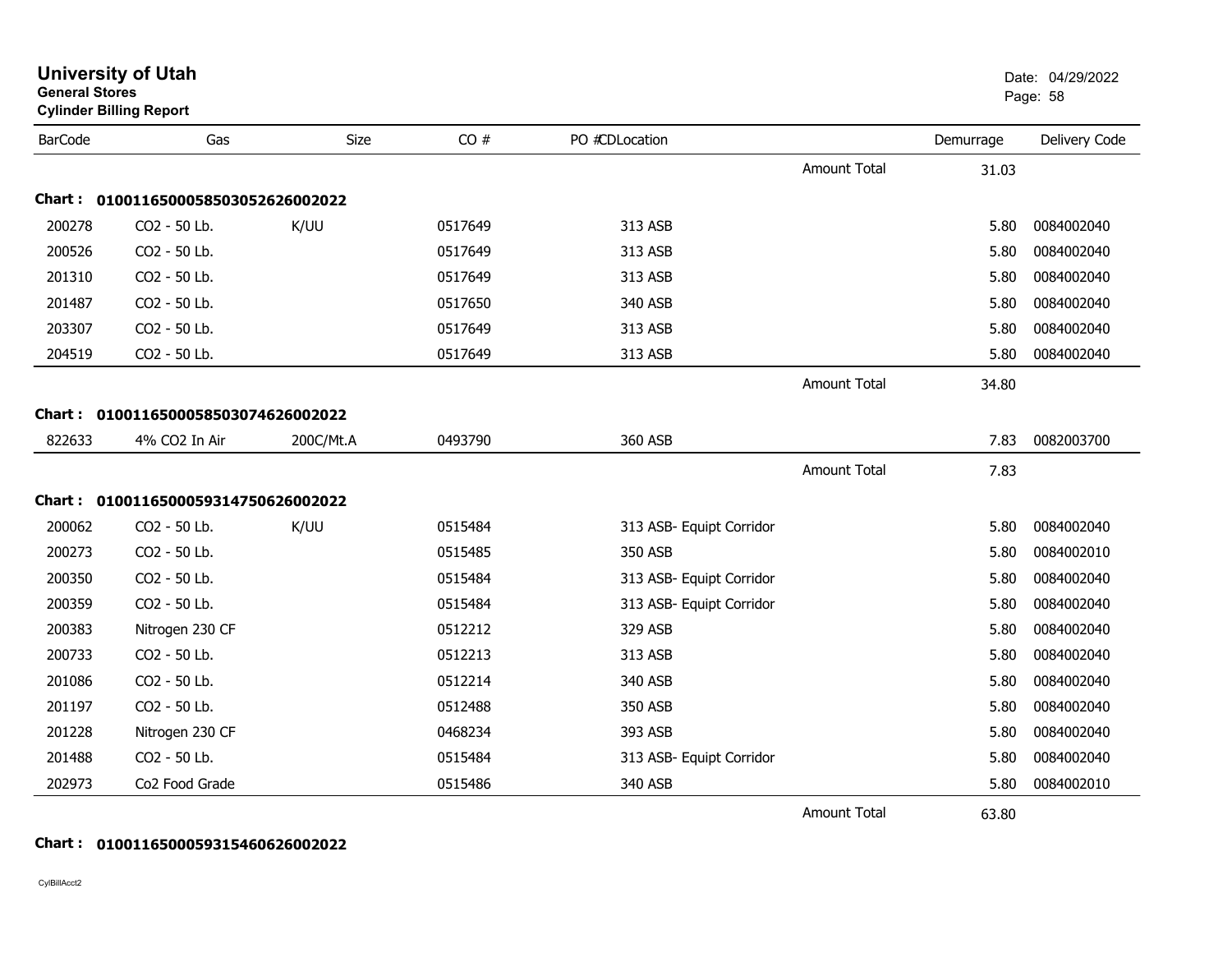# University of Utah

**General Stores**

**Cylinder Billing Report**

Date: 04/29/2022

| BarCode | Gas | Size | CO # | PO # | CD | Location | | Demurrage | Delivery Code |
|---|---|---|---|---|---|---|---|---|---|
| | | | | | | | Amount Total | 31.03 | |
| **Chart :** | **01001165000585030526260020​22** | | | | | | | | |
| 200278 | CO2 - 50 Lb. | K/UU | 0517649 | | | 313 ASB | | 5.80 | 0084002040 |
| 200526 | CO2 - 50 Lb. | | 0517649 | | | 313 ASB | | 5.80 | 0084002040 |
| 201310 | CO2 - 50 Lb. | | 0517649 | | | 313 ASB | | 5.80 | 0084002040 |
| 201487 | CO2 - 50 Lb. | | 0517650 | | | 340 ASB | | 5.80 | 0084002040 |
| 203307 | CO2 - 50 Lb. | | 0517649 | | | 313 ASB | | 5.80 | 0084002040 |
| 204519 | CO2 - 50 Lb. | | 0517649 | | | 313 ASB | | 5.80 | 0084002040 |
| | | | | | | | Amount Total | 34.80 | |
| **Chart :** | **01001165000585030746260020​22** | | | | | | | | |
| 822633 | 4% CO2 In Air | 200C/Mt.A | 0493790 | | | 360 ASB | | 7.83 | 0082003700 |
| | | | | | | | Amount Total | 7.83 | |
| **Chart :** | **01001165000593147506260020​22** | | | | | | | | |
| 200062 | CO2 - 50 Lb. | K/UU | 0515484 | | | 313 ASB- Equipt Corridor | | 5.80 | 0084002040 |
| 200273 | CO2 - 50 Lb. | | 0515485 | | | 350 ASB | | 5.80 | 0084002010 |
| 200350 | CO2 - 50 Lb. | | 0515484 | | | 313 ASB- Equipt Corridor | | 5.80 | 0084002040 |
| 200359 | CO2 - 50 Lb. | | 0515484 | | | 313 ASB- Equipt Corridor | | 5.80 | 0084002040 |
| 200383 | Nitrogen 230 CF | | 0512212 | | | 329 ASB | | 5.80 | 0084002040 |
| 200733 | CO2 - 50 Lb. | | 0512213 | | | 313 ASB | | 5.80 | 0084002040 |
| 201086 | CO2 - 50 Lb. | | 0512214 | | | 340 ASB | | 5.80 | 0084002040 |
| 201197 | CO2 - 50 Lb. | | 0512488 | | | 350 ASB | | 5.80 | 0084002040 |
| 201228 | Nitrogen 230 CF | | 0468234 | | | 393 ASB | | 5.80 | 0084002040 |
| 201488 | CO2 - 50 Lb. | | 0515484 | | | 313 ASB- Equipt Corridor | | 5.80 | 0084002040 |
| 202973 | Co2 Food Grade | | 0515486 | | | 340 ASB | | 5.80 | 0084002010 |
| | | | | | | | Amount Total | 63.80 | |
| **Chart :** | **01001165000593154606260020​22** | | | | | | | | |

CylBillAcct2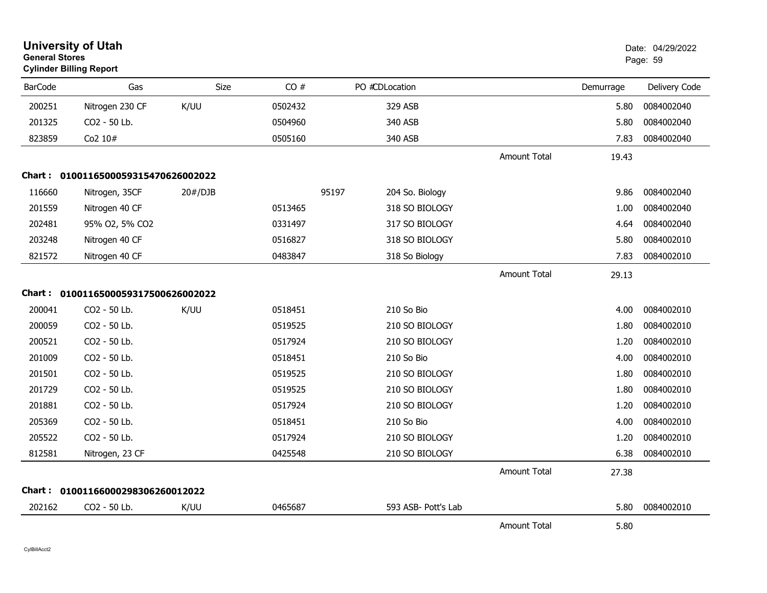# University of Utah
**General Stores**
**Cylinder Billing Report**

Date: 04/29/2022

| BarCode | Gas | Size | CO # | PO # | CDLocation | | Demurrage | Delivery Code |
|---|---|---|---|---|---|---|---|---|
| 200251 | Nitrogen 230 CF | K/UU | 0502432 | | 329 ASB | | 5.80 | 0084002040 |
| 201325 | CO2 - 50 Lb. | | 0504960 | | 340 ASB | | 5.80 | 0084002040 |
| 823859 | Co2 10# | | 0505160 | | 340 ASB | | 7.83 | 0084002040 |
| | | | | | | Amount Total | 19.43 | |
| **Chart :** | **01001165000593154706260020​22** | | | | | | | |
| 116660 | Nitrogen, 35CF | 20#/DJB | | 95197 | 204 So. Biology | | 9.86 | 0084002040 |
| 201559 | Nitrogen 40 CF | | 0513465 | | 318 SO BIOLOGY | | 1.00 | 0084002040 |
| 202481 | 95% O2, 5% CO2 | | 0331497 | | 317 SO BIOLOGY | | 4.64 | 0084002040 |
| 203248 | Nitrogen 40 CF | | 0516827 | | 318 SO BIOLOGY | | 5.80 | 0084002010 |
| 821572 | Nitrogen 40 CF | | 0483847 | | 318 So Biology | | 7.83 | 0084002010 |
| | | | | | | Amount Total | 29.13 | |
| **Chart :** | **0100116500059317500626002022** | | | | | | | |
| 200041 | CO2 - 50 Lb. | K/UU | 0518451 | | 210 So Bio | | 4.00 | 0084002010 |
| 200059 | CO2 - 50 Lb. | | 0519525 | | 210 SO BIOLOGY | | 1.80 | 0084002010 |
| 200521 | CO2 - 50 Lb. | | 0517924 | | 210 SO BIOLOGY | | 1.20 | 0084002010 |
| 201009 | CO2 - 50 Lb. | | 0518451 | | 210 So Bio | | 4.00 | 0084002010 |
| 201501 | CO2 - 50 Lb. | | 0519525 | | 210 SO BIOLOGY | | 1.80 | 0084002010 |
| 201729 | CO2 - 50 Lb. | | 0519525 | | 210 SO BIOLOGY | | 1.80 | 0084002010 |
| 201881 | CO2 - 50 Lb. | | 0517924 | | 210 SO BIOLOGY | | 1.20 | 0084002010 |
| 205369 | CO2 - 50 Lb. | | 0518451 | | 210 So Bio | | 4.00 | 0084002010 |
| 205522 | CO2 - 50 Lb. | | 0517924 | | 210 SO BIOLOGY | | 1.20 | 0084002010 |
| 812581 | Nitrogen, 23 CF | | 0425548 | | 210 SO BIOLOGY | | 6.38 | 0084002010 |
| | | | | | | Amount Total | 27.38 | |
| **Chart :** | **01001166000298306260012022** | | | | | | | |
| 202162 | CO2 - 50 Lb. | K/UU | 0465687 | | 593 ASB- Pott's Lab | | 5.80 | 0084002010 |
| | | | | | | Amount Total | 5.80 | |

CylBillAcct2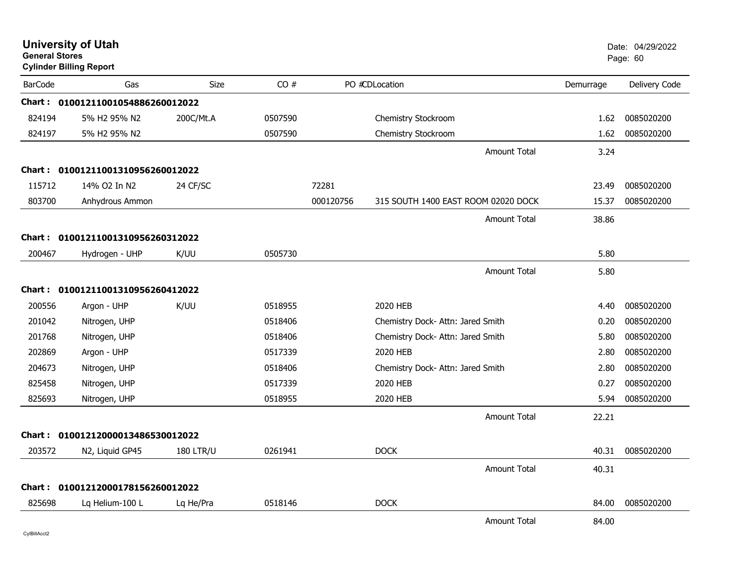# University of Utah

**General Stores**

**Cylinder Billing Report**

Date: 04/29/2022

| BarCode | Gas | Size | CO # | PO # | CD | Location | Demurrage | Delivery Code |
|---|---|---|---|---|---|---|---|---|
| **Chart :** | **01001211001054886260012022** | | | | | | | |
| 824194 | 5% H2 95% N2 | 200C/Mt.A | 0507590 | | | Chemistry Stockroom | 1.62 | 0085020200 |
| 824197 | 5% H2 95% N2 | | 0507590 | | | Chemistry Stockroom | 1.62 | 0085020200 |
| | | | | | | Amount Total | 3.24 | |
| **Chart :** | **01001211001310956260012022** | | | | | | | |
| 115712 | 14% O2 In N2 | 24 CF/SC | | 72281 | | | 23.49 | 0085020200 |
| 803700 | Anhydrous Ammon | | | 000120756 | | 315 SOUTH 1400 EAST ROOM 02020 DOCK | 15.37 | 0085020200 |
| | | | | | | Amount Total | 38.86 | |
| **Chart :** | **01001211001310956260312022** | | | | | | | |
| 200467 | Hydrogen - UHP | K/UU | 0505730 | | | | 5.80 | |
| | | | | | | Amount Total | 5.80 | |
| **Chart :** | **01001211001310956260412022** | | | | | | | |
| 200556 | Argon - UHP | K/UU | 0518955 | | | 2020 HEB | 4.40 | 0085020200 |
| 201042 | Nitrogen, UHP | | 0518406 | | | Chemistry Dock- Attn: Jared Smith | 0.20 | 0085020200 |
| 201768 | Nitrogen, UHP | | 0518406 | | | Chemistry Dock- Attn: Jared Smith | 5.80 | 0085020200 |
| 202869 | Argon - UHP | | 0517339 | | | 2020 HEB | 2.80 | 0085020200 |
| 204673 | Nitrogen, UHP | | 0518406 | | | Chemistry Dock- Attn: Jared Smith | 2.80 | 0085020200 |
| 825458 | Nitrogen, UHP | | 0517339 | | | 2020 HEB | 0.27 | 0085020200 |
| 825693 | Nitrogen, UHP | | 0518955 | | | 2020 HEB | 5.94 | 0085020200 |
| | | | | | | Amount Total | 22.21 | |
| **Chart :** | **01001212000013486530012022** | | | | | | | |
| 203572 | N2, Liquid GP45 | 180 LTR/U | 0261941 | | | DOCK | 40.31 | 0085020200 |
| | | | | | | Amount Total | 40.31 | |
| **Chart :** | **01001212000178156260012022** | | | | | | | |
| 825698 | Lq Helium-100 L | Lq He/Pra | 0518146 | | | DOCK | 84.00 | 0085020200 |
| | | | | | | Amount Total | 84.00 | |

CylBillAcct2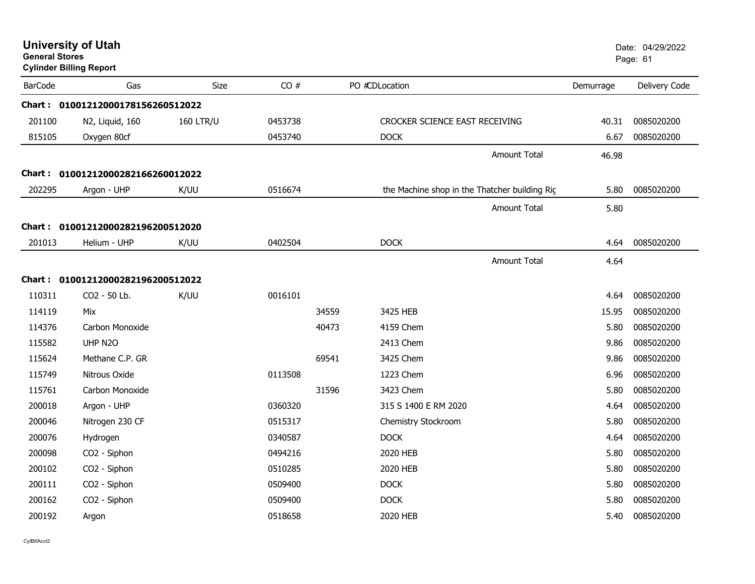# University of Utah

**General Stores**

**Cylinder Billing Report**

Date: 04/29/2022

| BarCode | Gas | Size | CO # | PO # | CD | Location | Demurrage | Delivery Code |
|---|---|---|---|---|---|---|---|---|
| **Chart :** | **01001212000178156260512022** | | | | | | | |
| 201100 | N2, Liquid, 160 | 160 LTR/U | 0453738 | | | CROCKER SCIENCE EAST RECEIVING | 40.31 | 0085020200 |
| 815105 | Oxygen 80cf | | 0453740 | | | DOCK | 6.67 | 0085020200 |
| | | | | | | Amount Total | 46.98 | |
| **Chart :** | **01001212000282166260012022** | | | | | | | |
| 202295 | Argon - UHP | K/UU | 0516674 | | | the Machine shop in the Thatcher building Rig | 5.80 | 0085020200 |
| | | | | | | Amount Total | 5.80 | |
| **Chart :** | **01001212000282196200512020** | | | | | | | |
| 201013 | Helium - UHP | K/UU | 0402504 | | | DOCK | 4.64 | 0085020200 |
| | | | | | | Amount Total | 4.64 | |
| **Chart :** | **01001212000282196200512022** | | | | | | | |
| 110311 | CO2 - 50 Lb. | K/UU | 0016101 | | | | 4.64 | 0085020200 |
| 114119 | Mix | | | 34559 | | 3425 HEB | 15.95 | 0085020200 |
| 114376 | Carbon Monoxide | | | 40473 | | 4159 Chem | 5.80 | 0085020200 |
| 115582 | UHP N2O | | | | | 2413 Chem | 9.86 | 0085020200 |
| 115624 | Methane C.P. GR | | | 69541 | | 3425 Chem | 9.86 | 0085020200 |
| 115749 | Nitrous Oxide | | 0113508 | | | 1223 Chem | 6.96 | 0085020200 |
| 115761 | Carbon Monoxide | | | 31596 | | 3423 Chem | 5.80 | 0085020200 |
| 200018 | Argon - UHP | | 0360320 | | | 315 S 1400 E RM 2020 | 4.64 | 0085020200 |
| 200046 | Nitrogen 230 CF | | 0515317 | | | Chemistry Stockroom | 5.80 | 0085020200 |
| 200076 | Hydrogen | | 0340587 | | | DOCK | 4.64 | 0085020200 |
| 200098 | CO2 - Siphon | | 0494216 | | | 2020 HEB | 5.80 | 0085020200 |
| 200102 | CO2 - Siphon | | 0510285 | | | 2020 HEB | 5.80 | 0085020200 |
| 200111 | CO2 - Siphon | | 0509400 | | | DOCK | 5.80 | 0085020200 |
| 200162 | CO2 - Siphon | | 0509400 | | | DOCK | 5.80 | 0085020200 |
| 200192 | Argon | | 0518658 | | | 2020 HEB | 5.40 | 0085020200 |

CylBillAcct2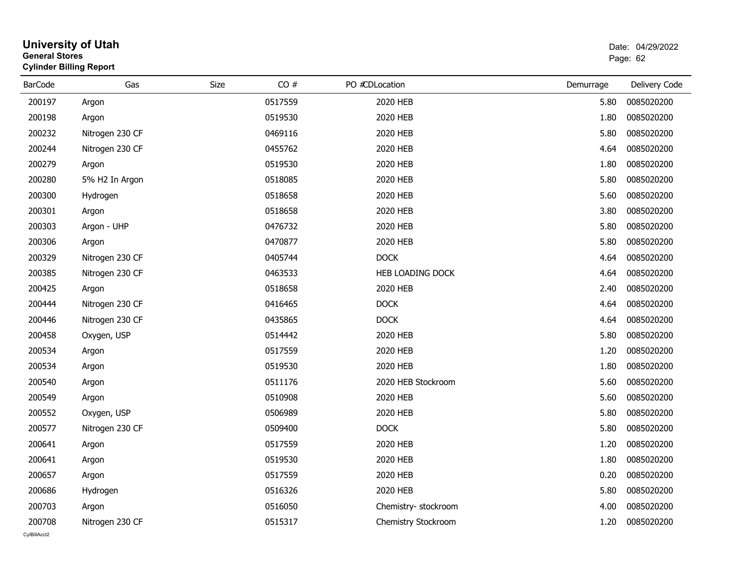# University of Utah
**General Stores**
**Cylinder Billing Report**

Date: 04/29/2022

| BarCode | Gas | Size | CO # | PO # | CDLocation | Demurrage | Delivery Code |
|---|---|---|---|---|---|---|---|
| 200197 | Argon | | 0517559 | | 2020 HEB | 5.80 | 0085020200 |
| 200198 | Argon | | 0519530 | | 2020 HEB | 1.80 | 0085020200 |
| 200232 | Nitrogen 230 CF | | 0469116 | | 2020 HEB | 5.80 | 0085020200 |
| 200244 | Nitrogen 230 CF | | 0455762 | | 2020 HEB | 4.64 | 0085020200 |
| 200279 | Argon | | 0519530 | | 2020 HEB | 1.80 | 0085020200 |
| 200280 | 5% H2 In Argon | | 0518085 | | 2020 HEB | 5.80 | 0085020200 |
| 200300 | Hydrogen | | 0518658 | | 2020 HEB | 5.60 | 0085020200 |
| 200301 | Argon | | 0518658 | | 2020 HEB | 3.80 | 0085020200 |
| 200303 | Argon - UHP | | 0476732 | | 2020 HEB | 5.80 | 0085020200 |
| 200306 | Argon | | 0470877 | | 2020 HEB | 5.80 | 0085020200 |
| 200329 | Nitrogen 230 CF | | 0405744 | | DOCK | 4.64 | 0085020200 |
| 200385 | Nitrogen 230 CF | | 0463533 | | HEB LOADING DOCK | 4.64 | 0085020200 |
| 200425 | Argon | | 0518658 | | 2020 HEB | 2.40 | 0085020200 |
| 200444 | Nitrogen 230 CF | | 0416465 | | DOCK | 4.64 | 0085020200 |
| 200446 | Nitrogen 230 CF | | 0435865 | | DOCK | 4.64 | 0085020200 |
| 200458 | Oxygen, USP | | 0514442 | | 2020 HEB | 5.80 | 0085020200 |
| 200534 | Argon | | 0517559 | | 2020 HEB | 1.20 | 0085020200 |
| 200534 | Argon | | 0519530 | | 2020 HEB | 1.80 | 0085020200 |
| 200540 | Argon | | 0511176 | | 2020 HEB Stockroom | 5.60 | 0085020200 |
| 200549 | Argon | | 0510908 | | 2020 HEB | 5.60 | 0085020200 |
| 200552 | Oxygen, USP | | 0506989 | | 2020 HEB | 5.80 | 0085020200 |
| 200577 | Nitrogen 230 CF | | 0509400 | | DOCK | 5.80 | 0085020200 |
| 200641 | Argon | | 0517559 | | 2020 HEB | 1.20 | 0085020200 |
| 200641 | Argon | | 0519530 | | 2020 HEB | 1.80 | 0085020200 |
| 200657 | Argon | | 0517559 | | 2020 HEB | 0.20 | 0085020200 |
| 200686 | Hydrogen | | 0516326 | | 2020 HEB | 5.80 | 0085020200 |
| 200703 | Argon | | 0516050 | | Chemistry- stockroom | 4.00 | 0085020200 |
| 200708 | Nitrogen 230 CF | | 0515317 | | Chemistry Stockroom | 1.20 | 0085020200 |

CylBillAcct2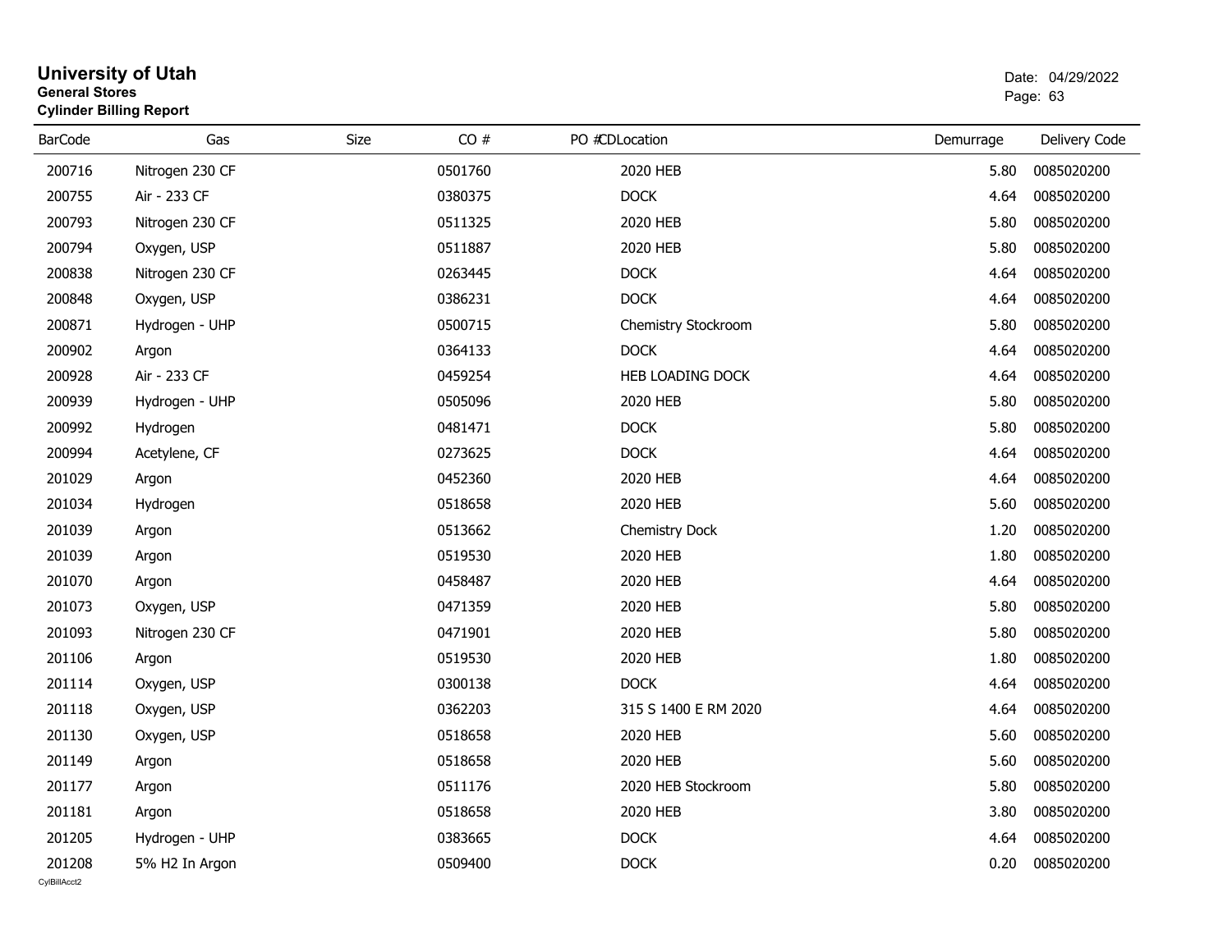# University of Utah
**General Stores**
**Cylinder Billing Report**

Date: 04/29/2022

| BarCode | Gas | Size | CO # | PO # | CDLocation | Demurrage | Delivery Code |
|---|---|---|---|---|---|---|---|
| 200716 | Nitrogen 230 CF | | 0501760 | | 2020 HEB | 5.80 | 0085020200 |
| 200755 | Air - 233 CF | | 0380375 | | DOCK | 4.64 | 0085020200 |
| 200793 | Nitrogen 230 CF | | 0511325 | | 2020 HEB | 5.80 | 0085020200 |
| 200794 | Oxygen, USP | | 0511887 | | 2020 HEB | 5.80 | 0085020200 |
| 200838 | Nitrogen 230 CF | | 0263445 | | DOCK | 4.64 | 0085020200 |
| 200848 | Oxygen, USP | | 0386231 | | DOCK | 4.64 | 0085020200 |
| 200871 | Hydrogen - UHP | | 0500715 | | Chemistry Stockroom | 5.80 | 0085020200 |
| 200902 | Argon | | 0364133 | | DOCK | 4.64 | 0085020200 |
| 200928 | Air - 233 CF | | 0459254 | | HEB LOADING DOCK | 4.64 | 0085020200 |
| 200939 | Hydrogen - UHP | | 0505096 | | 2020 HEB | 5.80 | 0085020200 |
| 200992 | Hydrogen | | 0481471 | | DOCK | 5.80 | 0085020200 |
| 200994 | Acetylene, CF | | 0273625 | | DOCK | 4.64 | 0085020200 |
| 201029 | Argon | | 0452360 | | 2020 HEB | 4.64 | 0085020200 |
| 201034 | Hydrogen | | 0518658 | | 2020 HEB | 5.60 | 0085020200 |
| 201039 | Argon | | 0513662 | | Chemistry Dock | 1.20 | 0085020200 |
| 201039 | Argon | | 0519530 | | 2020 HEB | 1.80 | 0085020200 |
| 201070 | Argon | | 0458487 | | 2020 HEB | 4.64 | 0085020200 |
| 201073 | Oxygen, USP | | 0471359 | | 2020 HEB | 5.80 | 0085020200 |
| 201093 | Nitrogen 230 CF | | 0471901 | | 2020 HEB | 5.80 | 0085020200 |
| 201106 | Argon | | 0519530 | | 2020 HEB | 1.80 | 0085020200 |
| 201114 | Oxygen, USP | | 0300138 | | DOCK | 4.64 | 0085020200 |
| 201118 | Oxygen, USP | | 0362203 | | 315 S 1400 E RM 2020 | 4.64 | 0085020200 |
| 201130 | Oxygen, USP | | 0518658 | | 2020 HEB | 5.60 | 0085020200 |
| 201149 | Argon | | 0518658 | | 2020 HEB | 5.60 | 0085020200 |
| 201177 | Argon | | 0511176 | | 2020 HEB Stockroom | 5.80 | 0085020200 |
| 201181 | Argon | | 0518658 | | 2020 HEB | 3.80 | 0085020200 |
| 201205 | Hydrogen - UHP | | 0383665 | | DOCK | 4.64 | 0085020200 |
| 201208 | 5% H2 In Argon | | 0509400 | | DOCK | 0.20 | 0085020200 |

CylBillAcct2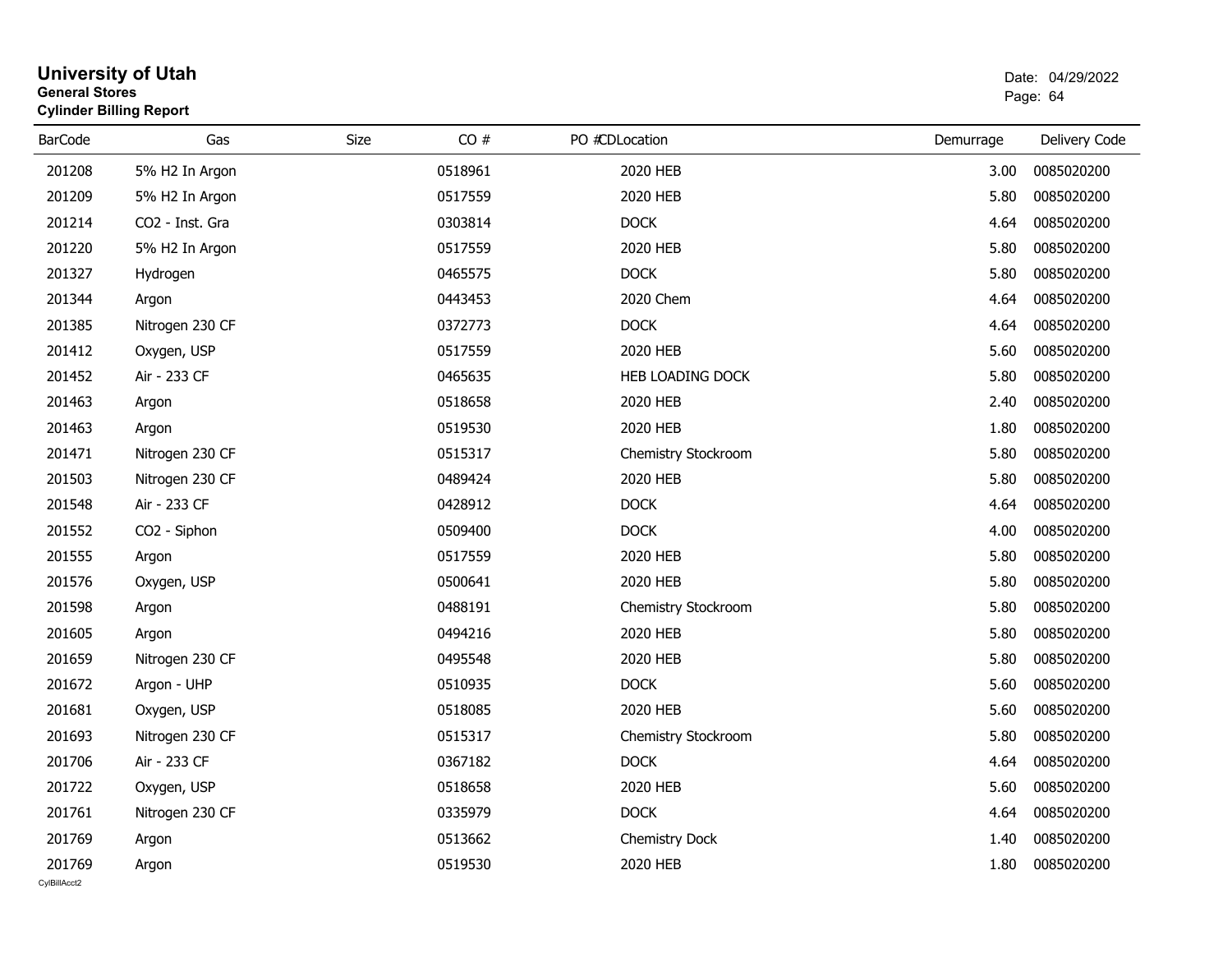# University of Utah
**General Stores**
**Cylinder Billing Report**

Date: 04/29/2022

| BarCode | Gas | Size | CO # | PO # | CDLocation | Demurrage | Delivery Code |
|---|---|---|---|---|---|---|---|
| 201208 | 5% H2 In Argon | | 0518961 | | 2020 HEB | 3.00 | 0085020200 |
| 201209 | 5% H2 In Argon | | 0517559 | | 2020 HEB | 5.80 | 0085020200 |
| 201214 | CO2 - Inst. Gra | | 0303814 | | DOCK | 4.64 | 0085020200 |
| 201220 | 5% H2 In Argon | | 0517559 | | 2020 HEB | 5.80 | 0085020200 |
| 201327 | Hydrogen | | 0465575 | | DOCK | 5.80 | 0085020200 |
| 201344 | Argon | | 0443453 | | 2020 Chem | 4.64 | 0085020200 |
| 201385 | Nitrogen 230 CF | | 0372773 | | DOCK | 4.64 | 0085020200 |
| 201412 | Oxygen, USP | | 0517559 | | 2020 HEB | 5.60 | 0085020200 |
| 201452 | Air - 233 CF | | 0465635 | | HEB LOADING DOCK | 5.80 | 0085020200 |
| 201463 | Argon | | 0518658 | | 2020 HEB | 2.40 | 0085020200 |
| 201463 | Argon | | 0519530 | | 2020 HEB | 1.80 | 0085020200 |
| 201471 | Nitrogen 230 CF | | 0515317 | | Chemistry Stockroom | 5.80 | 0085020200 |
| 201503 | Nitrogen 230 CF | | 0489424 | | 2020 HEB | 5.80 | 0085020200 |
| 201548 | Air - 233 CF | | 0428912 | | DOCK | 4.64 | 0085020200 |
| 201552 | CO2 - Siphon | | 0509400 | | DOCK | 4.00 | 0085020200 |
| 201555 | Argon | | 0517559 | | 2020 HEB | 5.80 | 0085020200 |
| 201576 | Oxygen, USP | | 0500641 | | 2020 HEB | 5.80 | 0085020200 |
| 201598 | Argon | | 0488191 | | Chemistry Stockroom | 5.80 | 0085020200 |
| 201605 | Argon | | 0494216 | | 2020 HEB | 5.80 | 0085020200 |
| 201659 | Nitrogen 230 CF | | 0495548 | | 2020 HEB | 5.80 | 0085020200 |
| 201672 | Argon - UHP | | 0510935 | | DOCK | 5.60 | 0085020200 |
| 201681 | Oxygen, USP | | 0518085 | | 2020 HEB | 5.60 | 0085020200 |
| 201693 | Nitrogen 230 CF | | 0515317 | | Chemistry Stockroom | 5.80 | 0085020200 |
| 201706 | Air - 233 CF | | 0367182 | | DOCK | 4.64 | 0085020200 |
| 201722 | Oxygen, USP | | 0518658 | | 2020 HEB | 5.60 | 0085020200 |
| 201761 | Nitrogen 230 CF | | 0335979 | | DOCK | 4.64 | 0085020200 |
| 201769 | Argon | | 0513662 | | Chemistry Dock | 1.40 | 0085020200 |
| 201769 | Argon | | 0519530 | | 2020 HEB | 1.80 | 0085020200 |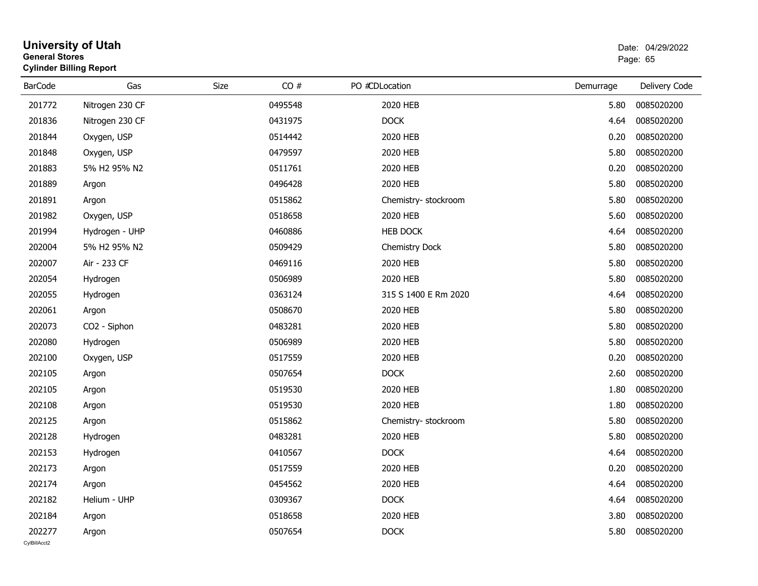# University of Utah
**General Stores**
**Cylinder Billing Report**

Date: 04/29/2022

| BarCode | Gas | Size | CO # | PO #CDLocation | Demurrage | Delivery Code |
|---|---|---|---|---|---|---|
| 201772 | Nitrogen 230 CF | | 0495548 | 2020 HEB | 5.80 | 0085020200 |
| 201836 | Nitrogen 230 CF | | 0431975 | DOCK | 4.64 | 0085020200 |
| 201844 | Oxygen, USP | | 0514442 | 2020 HEB | 0.20 | 0085020200 |
| 201848 | Oxygen, USP | | 0479597 | 2020 HEB | 5.80 | 0085020200 |
| 201883 | 5% H2 95% N2 | | 0511761 | 2020 HEB | 0.20 | 0085020200 |
| 201889 | Argon | | 0496428 | 2020 HEB | 5.80 | 0085020200 |
| 201891 | Argon | | 0515862 | Chemistry- stockroom | 5.80 | 0085020200 |
| 201982 | Oxygen, USP | | 0518658 | 2020 HEB | 5.60 | 0085020200 |
| 201994 | Hydrogen - UHP | | 0460886 | HEB DOCK | 4.64 | 0085020200 |
| 202004 | 5% H2 95% N2 | | 0509429 | Chemistry Dock | 5.80 | 0085020200 |
| 202007 | Air - 233 CF | | 0469116 | 2020 HEB | 5.80 | 0085020200 |
| 202054 | Hydrogen | | 0506989 | 2020 HEB | 5.80 | 0085020200 |
| 202055 | Hydrogen | | 0363124 | 315 S 1400 E Rm 2020 | 4.64 | 0085020200 |
| 202061 | Argon | | 0508670 | 2020 HEB | 5.80 | 0085020200 |
| 202073 | CO2 - Siphon | | 0483281 | 2020 HEB | 5.80 | 0085020200 |
| 202080 | Hydrogen | | 0506989 | 2020 HEB | 5.80 | 0085020200 |
| 202100 | Oxygen, USP | | 0517559 | 2020 HEB | 0.20 | 0085020200 |
| 202105 | Argon | | 0507654 | DOCK | 2.60 | 0085020200 |
| 202105 | Argon | | 0519530 | 2020 HEB | 1.80 | 0085020200 |
| 202108 | Argon | | 0519530 | 2020 HEB | 1.80 | 0085020200 |
| 202125 | Argon | | 0515862 | Chemistry- stockroom | 5.80 | 0085020200 |
| 202128 | Hydrogen | | 0483281 | 2020 HEB | 5.80 | 0085020200 |
| 202153 | Hydrogen | | 0410567 | DOCK | 4.64 | 0085020200 |
| 202173 | Argon | | 0517559 | 2020 HEB | 0.20 | 0085020200 |
| 202174 | Argon | | 0454562 | 2020 HEB | 4.64 | 0085020200 |
| 202182 | Helium - UHP | | 0309367 | DOCK | 4.64 | 0085020200 |
| 202184 | Argon | | 0518658 | 2020 HEB | 3.80 | 0085020200 |
| 202277 | Argon | | 0507654 | DOCK | 5.80 | 0085020200 |

CylBillAcct2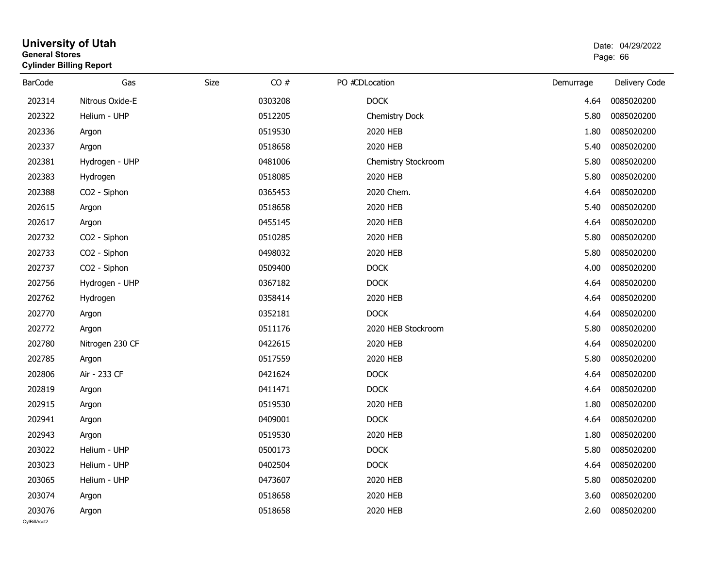# University of Utah

**General Stores**

**Cylinder Billing Report**

Date: 04/29/2022

| BarCode | Gas | Size | CO # | PO # | CDLocation | Demurrage | Delivery Code |
|---|---|---|---|---|---|---|---|
| 202314 | Nitrous Oxide-E | | 0303208 | | DOCK | 4.64 | 0085020200 |
| 202322 | Helium - UHP | | 0512205 | | Chemistry Dock | 5.80 | 0085020200 |
| 202336 | Argon | | 0519530 | | 2020 HEB | 1.80 | 0085020200 |
| 202337 | Argon | | 0518658 | | 2020 HEB | 5.40 | 0085020200 |
| 202381 | Hydrogen - UHP | | 0481006 | | Chemistry Stockroom | 5.80 | 0085020200 |
| 202383 | Hydrogen | | 0518085 | | 2020 HEB | 5.80 | 0085020200 |
| 202388 | CO2 - Siphon | | 0365453 | | 2020 Chem. | 4.64 | 0085020200 |
| 202615 | Argon | | 0518658 | | 2020 HEB | 5.40 | 0085020200 |
| 202617 | Argon | | 0455145 | | 2020 HEB | 4.64 | 0085020200 |
| 202732 | CO2 - Siphon | | 0510285 | | 2020 HEB | 5.80 | 0085020200 |
| 202733 | CO2 - Siphon | | 0498032 | | 2020 HEB | 5.80 | 0085020200 |
| 202737 | CO2 - Siphon | | 0509400 | | DOCK | 4.00 | 0085020200 |
| 202756 | Hydrogen - UHP | | 0367182 | | DOCK | 4.64 | 0085020200 |
| 202762 | Hydrogen | | 0358414 | | 2020 HEB | 4.64 | 0085020200 |
| 202770 | Argon | | 0352181 | | DOCK | 4.64 | 0085020200 |
| 202772 | Argon | | 0511176 | | 2020 HEB Stockroom | 5.80 | 0085020200 |
| 202780 | Nitrogen 230 CF | | 0422615 | | 2020 HEB | 4.64 | 0085020200 |
| 202785 | Argon | | 0517559 | | 2020 HEB | 5.80 | 0085020200 |
| 202806 | Air - 233 CF | | 0421624 | | DOCK | 4.64 | 0085020200 |
| 202819 | Argon | | 0411471 | | DOCK | 4.64 | 0085020200 |
| 202915 | Argon | | 0519530 | | 2020 HEB | 1.80 | 0085020200 |
| 202941 | Argon | | 0409001 | | DOCK | 4.64 | 0085020200 |
| 202943 | Argon | | 0519530 | | 2020 HEB | 1.80 | 0085020200 |
| 203022 | Helium - UHP | | 0500173 | | DOCK | 5.80 | 0085020200 |
| 203023 | Helium - UHP | | 0402504 | | DOCK | 4.64 | 0085020200 |
| 203065 | Helium - UHP | | 0473607 | | 2020 HEB | 5.80 | 0085020200 |
| 203074 | Argon | | 0518658 | | 2020 HEB | 3.60 | 0085020200 |
| 203076 | Argon | | 0518658 | | 2020 HEB | 2.60 | 0085020200 |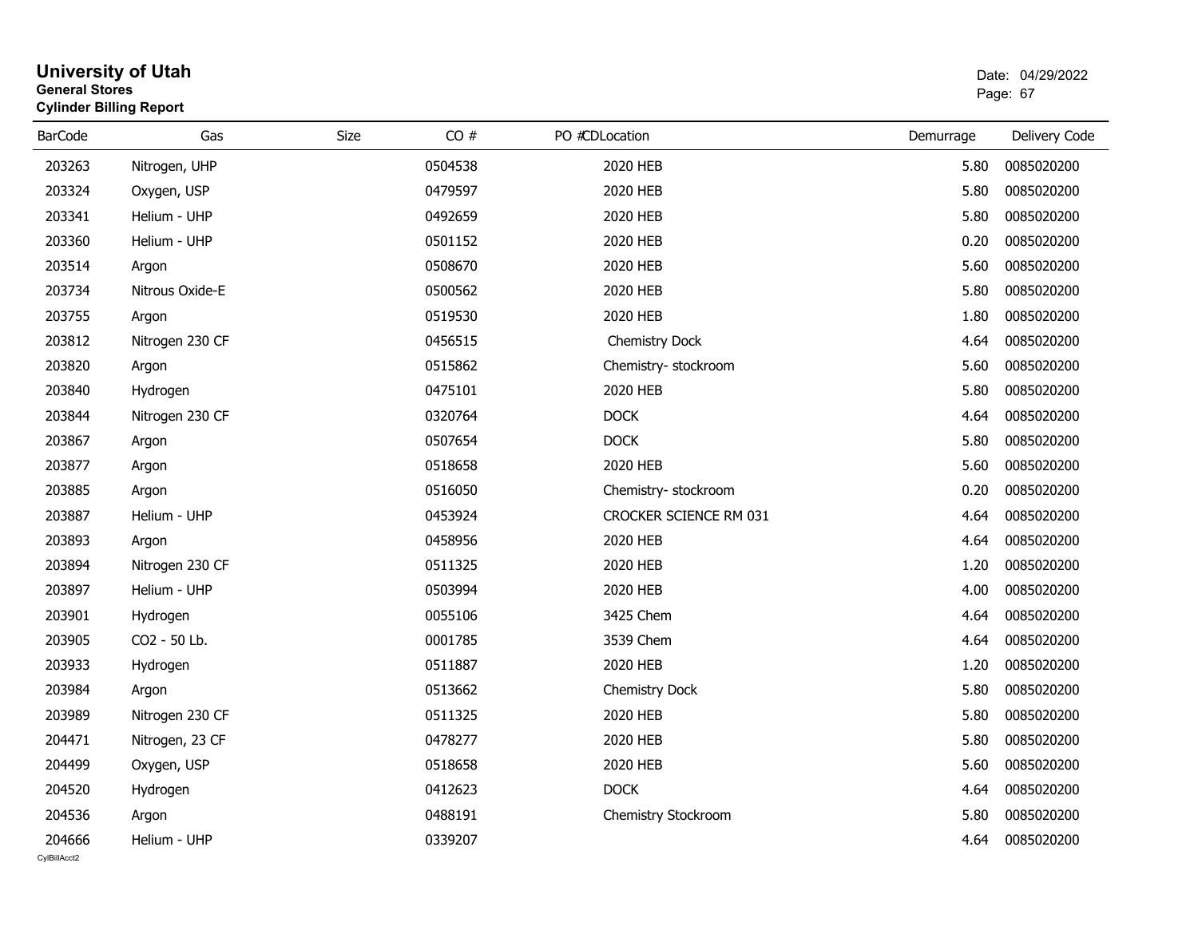# University of Utah

**General Stores**

**Cylinder Billing Report**

Date: 04/29/2022

| BarCode | Gas | Size | CO # | PO # | CDLocation | Demurrage | Delivery Code |
|---|---|---|---|---|---|---|---|
| 203263 | Nitrogen, UHP | | 0504538 | | 2020 HEB | 5.80 | 0085020200 |
| 203324 | Oxygen, USP | | 0479597 | | 2020 HEB | 5.80 | 0085020200 |
| 203341 | Helium - UHP | | 0492659 | | 2020 HEB | 5.80 | 0085020200 |
| 203360 | Helium - UHP | | 0501152 | | 2020 HEB | 0.20 | 0085020200 |
| 203514 | Argon | | 0508670 | | 2020 HEB | 5.60 | 0085020200 |
| 203734 | Nitrous Oxide-E | | 0500562 | | 2020 HEB | 5.80 | 0085020200 |
| 203755 | Argon | | 0519530 | | 2020 HEB | 1.80 | 0085020200 |
| 203812 | Nitrogen 230 CF | | 0456515 | | Chemistry Dock | 4.64 | 0085020200 |
| 203820 | Argon | | 0515862 | | Chemistry- stockroom | 5.60 | 0085020200 |
| 203840 | Hydrogen | | 0475101 | | 2020 HEB | 5.80 | 0085020200 |
| 203844 | Nitrogen 230 CF | | 0320764 | | DOCK | 4.64 | 0085020200 |
| 203867 | Argon | | 0507654 | | DOCK | 5.80 | 0085020200 |
| 203877 | Argon | | 0518658 | | 2020 HEB | 5.60 | 0085020200 |
| 203885 | Argon | | 0516050 | | Chemistry- stockroom | 0.20 | 0085020200 |
| 203887 | Helium - UHP | | 0453924 | | CROCKER SCIENCE RM 031 | 4.64 | 0085020200 |
| 203893 | Argon | | 0458956 | | 2020 HEB | 4.64 | 0085020200 |
| 203894 | Nitrogen 230 CF | | 0511325 | | 2020 HEB | 1.20 | 0085020200 |
| 203897 | Helium - UHP | | 0503994 | | 2020 HEB | 4.00 | 0085020200 |
| 203901 | Hydrogen | | 0055106 | | 3425 Chem | 4.64 | 0085020200 |
| 203905 | CO2 - 50 Lb. | | 0001785 | | 3539 Chem | 4.64 | 0085020200 |
| 203933 | Hydrogen | | 0511887 | | 2020 HEB | 1.20 | 0085020200 |
| 203984 | Argon | | 0513662 | | Chemistry Dock | 5.80 | 0085020200 |
| 203989 | Nitrogen 230 CF | | 0511325 | | 2020 HEB | 5.80 | 0085020200 |
| 204471 | Nitrogen, 23 CF | | 0478277 | | 2020 HEB | 5.80 | 0085020200 |
| 204499 | Oxygen, USP | | 0518658 | | 2020 HEB | 5.60 | 0085020200 |
| 204520 | Hydrogen | | 0412623 | | DOCK | 4.64 | 0085020200 |
| 204536 | Argon | | 0488191 | | Chemistry Stockroom | 5.80 | 0085020200 |
| 204666 | Helium - UHP | | 0339207 | | | 4.64 | 0085020200 |

CylBillAcct2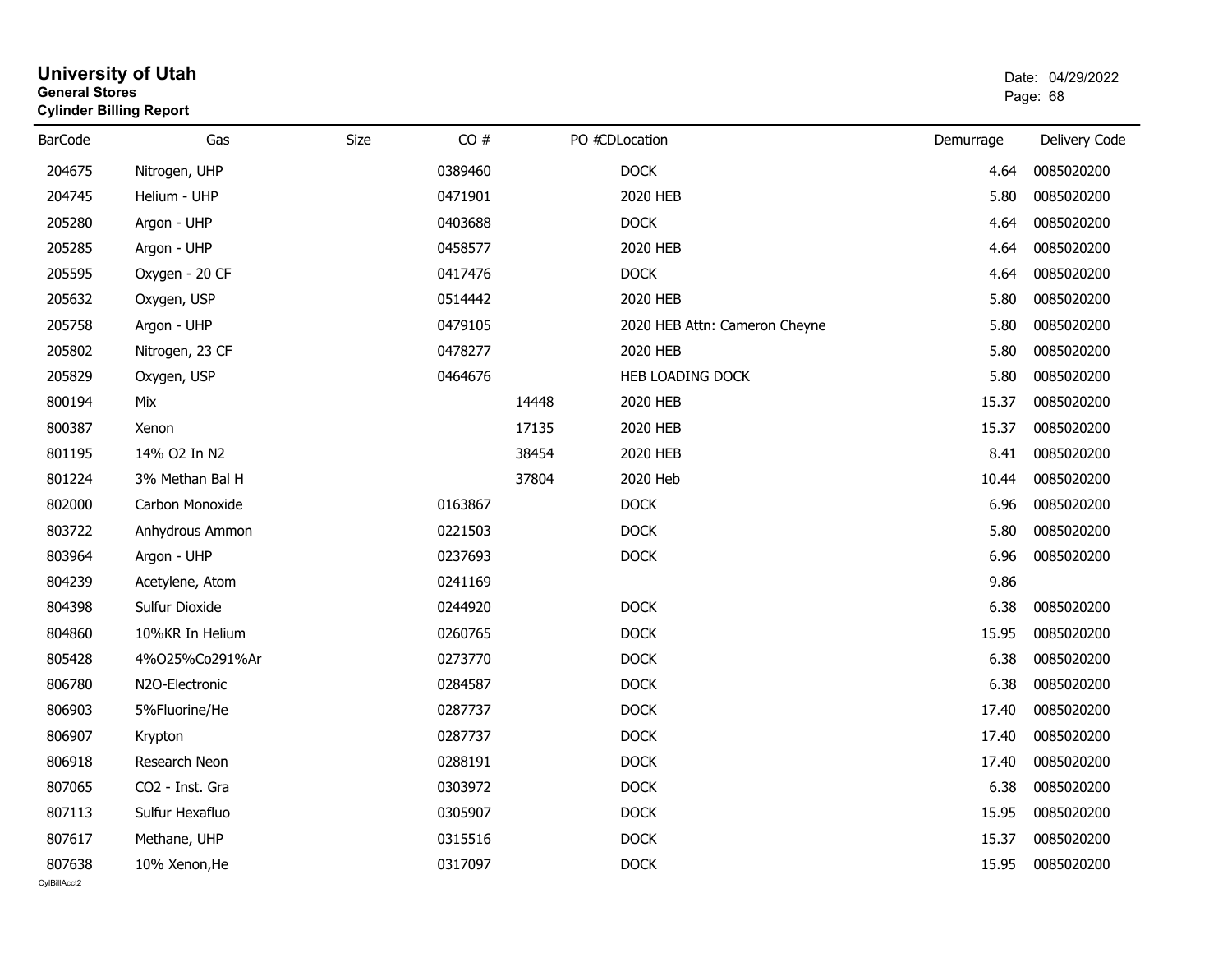# University of Utah

**General Stores**

**Cylinder Billing Report**

Date: 04/29/2022

| BarCode | Gas | Size | CO # | PO # | CDLocation | Demurrage | Delivery Code |
|---|---|---|---|---|---|---|---|
| 204675 | Nitrogen, UHP | | 0389460 | | DOCK | 4.64 | 0085020200 |
| 204745 | Helium - UHP | | 0471901 | | 2020 HEB | 5.80 | 0085020200 |
| 205280 | Argon - UHP | | 0403688 | | DOCK | 4.64 | 0085020200 |
| 205285 | Argon - UHP | | 0458577 | | 2020 HEB | 4.64 | 0085020200 |
| 205595 | Oxygen - 20 CF | | 0417476 | | DOCK | 4.64 | 0085020200 |
| 205632 | Oxygen, USP | | 0514442 | | 2020 HEB | 5.80 | 0085020200 |
| 205758 | Argon - UHP | | 0479105 | | 2020 HEB Attn: Cameron Cheyne | 5.80 | 0085020200 |
| 205802 | Nitrogen, 23 CF | | 0478277 | | 2020 HEB | 5.80 | 0085020200 |
| 205829 | Oxygen, USP | | 0464676 | | HEB LOADING DOCK | 5.80 | 0085020200 |
| 800194 | Mix | | | 14448 | 2020 HEB | 15.37 | 0085020200 |
| 800387 | Xenon | | | 17135 | 2020 HEB | 15.37 | 0085020200 |
| 801195 | 14% O2 In N2 | | | 38454 | 2020 HEB | 8.41 | 0085020200 |
| 801224 | 3% Methan Bal H | | | 37804 | 2020 Heb | 10.44 | 0085020200 |
| 802000 | Carbon Monoxide | | 0163867 | | DOCK | 6.96 | 0085020200 |
| 803722 | Anhydrous Ammon | | 0221503 | | DOCK | 5.80 | 0085020200 |
| 803964 | Argon - UHP | | 0237693 | | DOCK | 6.96 | 0085020200 |
| 804239 | Acetylene, Atom | | 0241169 | | | 9.86 | |
| 804398 | Sulfur Dioxide | | 0244920 | | DOCK | 6.38 | 0085020200 |
| 804860 | 10%KR In Helium | | 0260765 | | DOCK | 15.95 | 0085020200 |
| 805428 | 4%O25%Co291%Ar | | 0273770 | | DOCK | 6.38 | 0085020200 |
| 806780 | N2O-Electronic | | 0284587 | | DOCK | 6.38 | 0085020200 |
| 806903 | 5%Fluorine/He | | 0287737 | | DOCK | 17.40 | 0085020200 |
| 806907 | Krypton | | 0287737 | | DOCK | 17.40 | 0085020200 |
| 806918 | Research Neon | | 0288191 | | DOCK | 17.40 | 0085020200 |
| 807065 | CO2 - Inst. Gra | | 0303972 | | DOCK | 6.38 | 0085020200 |
| 807113 | Sulfur Hexafluo | | 0305907 | | DOCK | 15.95 | 0085020200 |
| 807617 | Methane, UHP | | 0315516 | | DOCK | 15.37 | 0085020200 |
| 807638 | 10% Xenon,He | | 0317097 | | DOCK | 15.95 | 0085020200 |

CylBillAcct2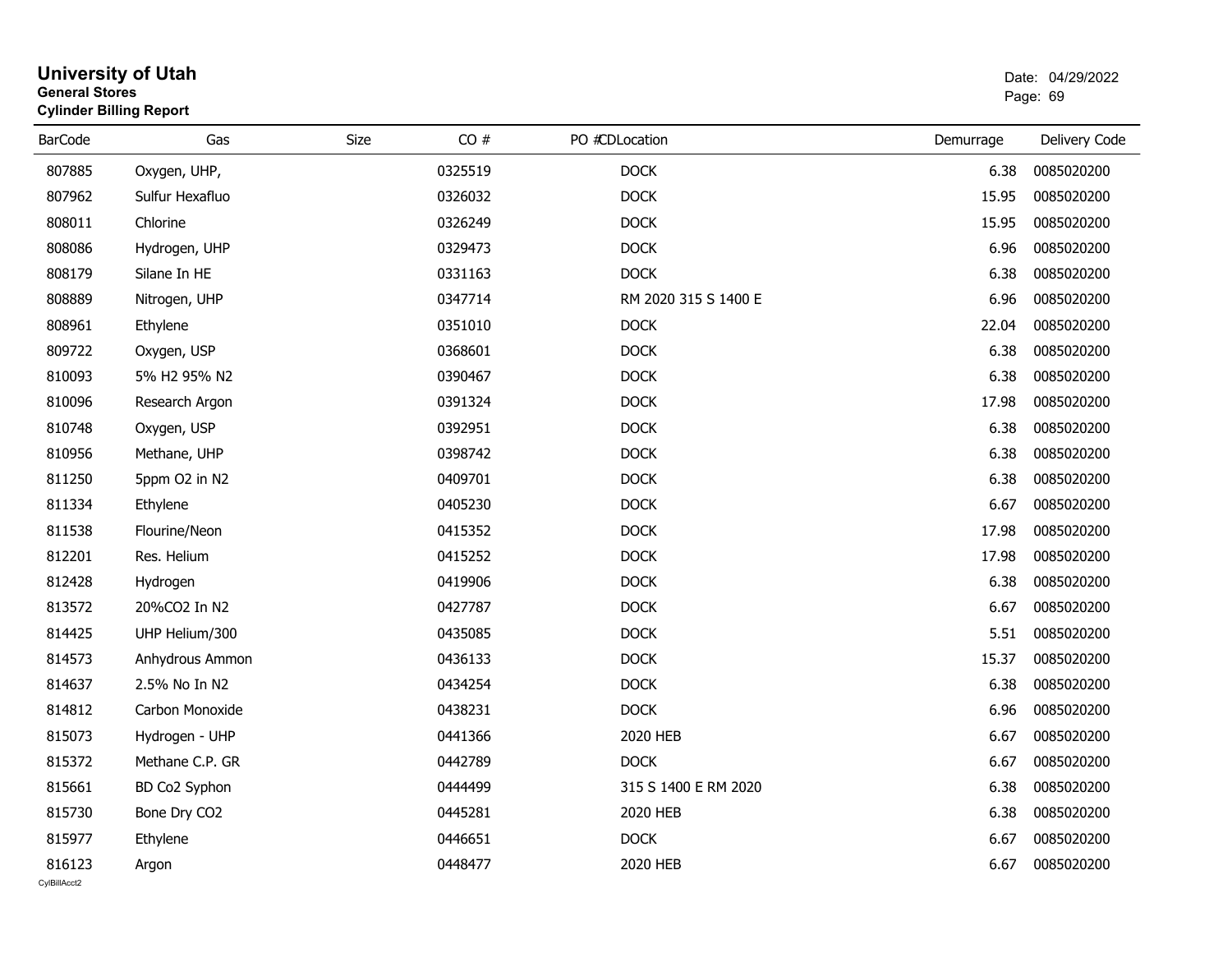# University of Utah

**General Stores**

**Cylinder Billing Report**

Date: 04/29/2022

| BarCode | Gas | Size | CO # | PO # | CDLocation | Demurrage | Delivery Code |
|---|---|---|---|---|---|---|---|
| 807885 | Oxygen, UHP, | | 0325519 | | DOCK | 6.38 | 0085020200 |
| 807962 | Sulfur Hexafluo | | 0326032 | | DOCK | 15.95 | 0085020200 |
| 808011 | Chlorine | | 0326249 | | DOCK | 15.95 | 0085020200 |
| 808086 | Hydrogen, UHP | | 0329473 | | DOCK | 6.96 | 0085020200 |
| 808179 | Silane In HE | | 0331163 | | DOCK | 6.38 | 0085020200 |
| 808889 | Nitrogen, UHP | | 0347714 | | RM 2020 315 S 1400 E | 6.96 | 0085020200 |
| 808961 | Ethylene | | 0351010 | | DOCK | 22.04 | 0085020200 |
| 809722 | Oxygen, USP | | 0368601 | | DOCK | 6.38 | 0085020200 |
| 810093 | 5% H2 95% N2 | | 0390467 | | DOCK | 6.38 | 0085020200 |
| 810096 | Research Argon | | 0391324 | | DOCK | 17.98 | 0085020200 |
| 810748 | Oxygen, USP | | 0392951 | | DOCK | 6.38 | 0085020200 |
| 810956 | Methane, UHP | | 0398742 | | DOCK | 6.38 | 0085020200 |
| 811250 | 5ppm O2 in N2 | | 0409701 | | DOCK | 6.38 | 0085020200 |
| 811334 | Ethylene | | 0405230 | | DOCK | 6.67 | 0085020200 |
| 811538 | Flourine/Neon | | 0415352 | | DOCK | 17.98 | 0085020200 |
| 812201 | Res. Helium | | 0415252 | | DOCK | 17.98 | 0085020200 |
| 812428 | Hydrogen | | 0419906 | | DOCK | 6.38 | 0085020200 |
| 813572 | 20%CO2 In N2 | | 0427787 | | DOCK | 6.67 | 0085020200 |
| 814425 | UHP Helium/300 | | 0435085 | | DOCK | 5.51 | 0085020200 |
| 814573 | Anhydrous Ammon | | 0436133 | | DOCK | 15.37 | 0085020200 |
| 814637 | 2.5% No In N2 | | 0434254 | | DOCK | 6.38 | 0085020200 |
| 814812 | Carbon Monoxide | | 0438231 | | DOCK | 6.96 | 0085020200 |
| 815073 | Hydrogen - UHP | | 0441366 | | 2020 HEB | 6.67 | 0085020200 |
| 815372 | Methane C.P. GR | | 0442789 | | DOCK | 6.67 | 0085020200 |
| 815661 | BD Co2 Syphon | | 0444499 | | 315 S 1400 E RM 2020 | 6.38 | 0085020200 |
| 815730 | Bone Dry CO2 | | 0445281 | | 2020 HEB | 6.38 | 0085020200 |
| 815977 | Ethylene | | 0446651 | | DOCK | 6.67 | 0085020200 |
| 816123 | Argon | | 0448477 | | 2020 HEB | 6.67 | 0085020200 |

CylBillAcct2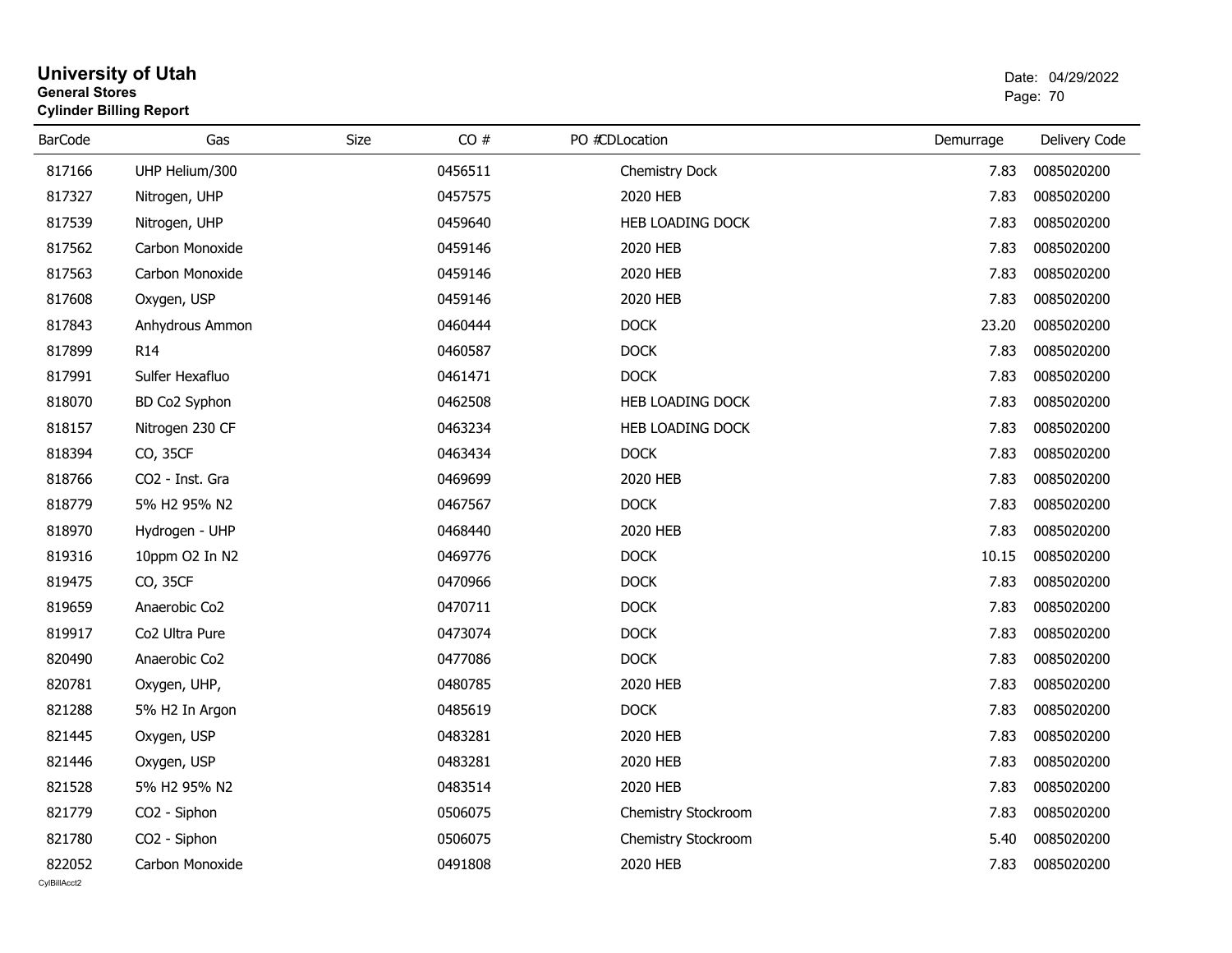# University of Utah

**General Stores**

**Cylinder Billing Report**

Date: 04/29/2022

| BarCode | Gas | Size | CO # | PO # | CDLocation | Demurrage | Delivery Code |
|---|---|---|---|---|---|---|---|
| 817166 | UHP Helium/300 | | 0456511 | | Chemistry Dock | 7.83 | 0085020200 |
| 817327 | Nitrogen, UHP | | 0457575 | | 2020 HEB | 7.83 | 0085020200 |
| 817539 | Nitrogen, UHP | | 0459640 | | HEB LOADING DOCK | 7.83 | 0085020200 |
| 817562 | Carbon Monoxide | | 0459146 | | 2020 HEB | 7.83 | 0085020200 |
| 817563 | Carbon Monoxide | | 0459146 | | 2020 HEB | 7.83 | 0085020200 |
| 817608 | Oxygen, USP | | 0459146 | | 2020 HEB | 7.83 | 0085020200 |
| 817843 | Anhydrous Ammon | | 0460444 | | DOCK | 23.20 | 0085020200 |
| 817899 | R14 | | 0460587 | | DOCK | 7.83 | 0085020200 |
| 817991 | Sulfer Hexafluo | | 0461471 | | DOCK | 7.83 | 0085020200 |
| 818070 | BD Co2 Syphon | | 0462508 | | HEB LOADING DOCK | 7.83 | 0085020200 |
| 818157 | Nitrogen 230 CF | | 0463234 | | HEB LOADING DOCK | 7.83 | 0085020200 |
| 818394 | CO, 35CF | | 0463434 | | DOCK | 7.83 | 0085020200 |
| 818766 | CO2 - Inst. Gra | | 0469699 | | 2020 HEB | 7.83 | 0085020200 |
| 818779 | 5% H2 95% N2 | | 0467567 | | DOCK | 7.83 | 0085020200 |
| 818970 | Hydrogen - UHP | | 0468440 | | 2020 HEB | 7.83 | 0085020200 |
| 819316 | 10ppm O2 In N2 | | 0469776 | | DOCK | 10.15 | 0085020200 |
| 819475 | CO, 35CF | | 0470966 | | DOCK | 7.83 | 0085020200 |
| 819659 | Anaerobic Co2 | | 0470711 | | DOCK | 7.83 | 0085020200 |
| 819917 | Co2 Ultra Pure | | 0473074 | | DOCK | 7.83 | 0085020200 |
| 820490 | Anaerobic Co2 | | 0477086 | | DOCK | 7.83 | 0085020200 |
| 820781 | Oxygen, UHP, | | 0480785 | | 2020 HEB | 7.83 | 0085020200 |
| 821288 | 5% H2 In Argon | | 0485619 | | DOCK | 7.83 | 0085020200 |
| 821445 | Oxygen, USP | | 0483281 | | 2020 HEB | 7.83 | 0085020200 |
| 821446 | Oxygen, USP | | 0483281 | | 2020 HEB | 7.83 | 0085020200 |
| 821528 | 5% H2 95% N2 | | 0483514 | | 2020 HEB | 7.83 | 0085020200 |
| 821779 | CO2 - Siphon | | 0506075 | | Chemistry Stockroom | 7.83 | 0085020200 |
| 821780 | CO2 - Siphon | | 0506075 | | Chemistry Stockroom | 5.40 | 0085020200 |
| 822052 | Carbon Monoxide | | 0491808 | | 2020 HEB | 7.83 | 0085020200 |

CylBillAcct2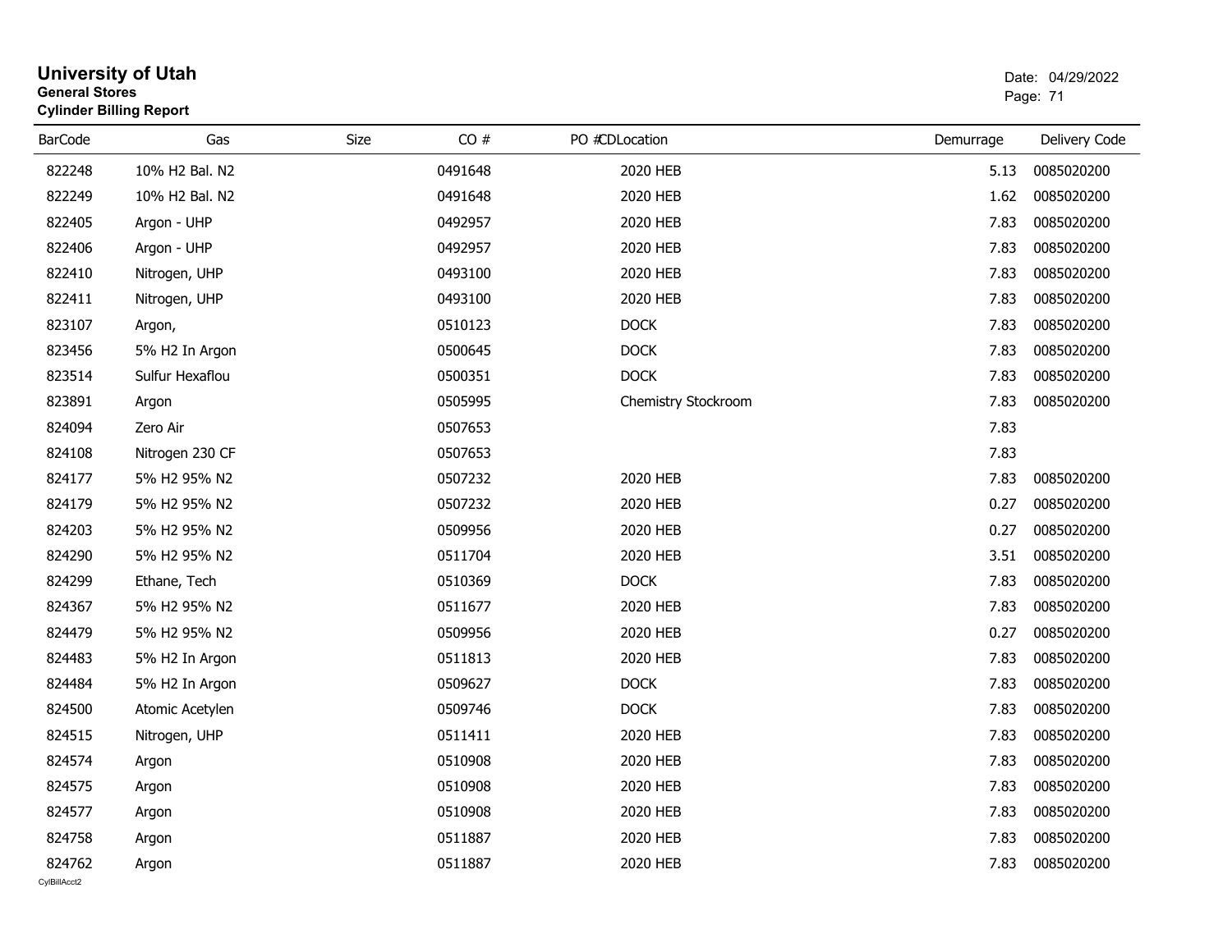# University of Utah

**General Stores**

**Cylinder Billing Report**

Date: 04/29/2022

| BarCode | Gas | Size | CO # | PO # | CDLocation | Demurrage | Delivery Code |
|---|---|---|---|---|---|---|---|
| 822248 | 10% H2 Bal. N2 | | 0491648 | | 2020 HEB | 5.13 | 0085020200 |
| 822249 | 10% H2 Bal. N2 | | 0491648 | | 2020 HEB | 1.62 | 0085020200 |
| 822405 | Argon - UHP | | 0492957 | | 2020 HEB | 7.83 | 0085020200 |
| 822406 | Argon - UHP | | 0492957 | | 2020 HEB | 7.83 | 0085020200 |
| 822410 | Nitrogen, UHP | | 0493100 | | 2020 HEB | 7.83 | 0085020200 |
| 822411 | Nitrogen, UHP | | 0493100 | | 2020 HEB | 7.83 | 0085020200 |
| 823107 | Argon, | | 0510123 | | DOCK | 7.83 | 0085020200 |
| 823456 | 5% H2 In Argon | | 0500645 | | DOCK | 7.83 | 0085020200 |
| 823514 | Sulfur Hexaflou | | 0500351 | | DOCK | 7.83 | 0085020200 |
| 823891 | Argon | | 0505995 | | Chemistry Stockroom | 7.83 | 0085020200 |
| 824094 | Zero Air | | 0507653 | | | 7.83 | |
| 824108 | Nitrogen 230 CF | | 0507653 | | | 7.83 | |
| 824177 | 5% H2 95% N2 | | 0507232 | | 2020 HEB | 7.83 | 0085020200 |
| 824179 | 5% H2 95% N2 | | 0507232 | | 2020 HEB | 0.27 | 0085020200 |
| 824203 | 5% H2 95% N2 | | 0509956 | | 2020 HEB | 0.27 | 0085020200 |
| 824290 | 5% H2 95% N2 | | 0511704 | | 2020 HEB | 3.51 | 0085020200 |
| 824299 | Ethane, Tech | | 0510369 | | DOCK | 7.83 | 0085020200 |
| 824367 | 5% H2 95% N2 | | 0511677 | | 2020 HEB | 7.83 | 0085020200 |
| 824479 | 5% H2 95% N2 | | 0509956 | | 2020 HEB | 0.27 | 0085020200 |
| 824483 | 5% H2 In Argon | | 0511813 | | 2020 HEB | 7.83 | 0085020200 |
| 824484 | 5% H2 In Argon | | 0509627 | | DOCK | 7.83 | 0085020200 |
| 824500 | Atomic Acetylen | | 0509746 | | DOCK | 7.83 | 0085020200 |
| 824515 | Nitrogen, UHP | | 0511411 | | 2020 HEB | 7.83 | 0085020200 |
| 824574 | Argon | | 0510908 | | 2020 HEB | 7.83 | 0085020200 |
| 824575 | Argon | | 0510908 | | 2020 HEB | 7.83 | 0085020200 |
| 824577 | Argon | | 0510908 | | 2020 HEB | 7.83 | 0085020200 |
| 824758 | Argon | | 0511887 | | 2020 HEB | 7.83 | 0085020200 |
| 824762 | Argon | | 0511887 | | 2020 HEB | 7.83 | 0085020200 |

CylBillAcct2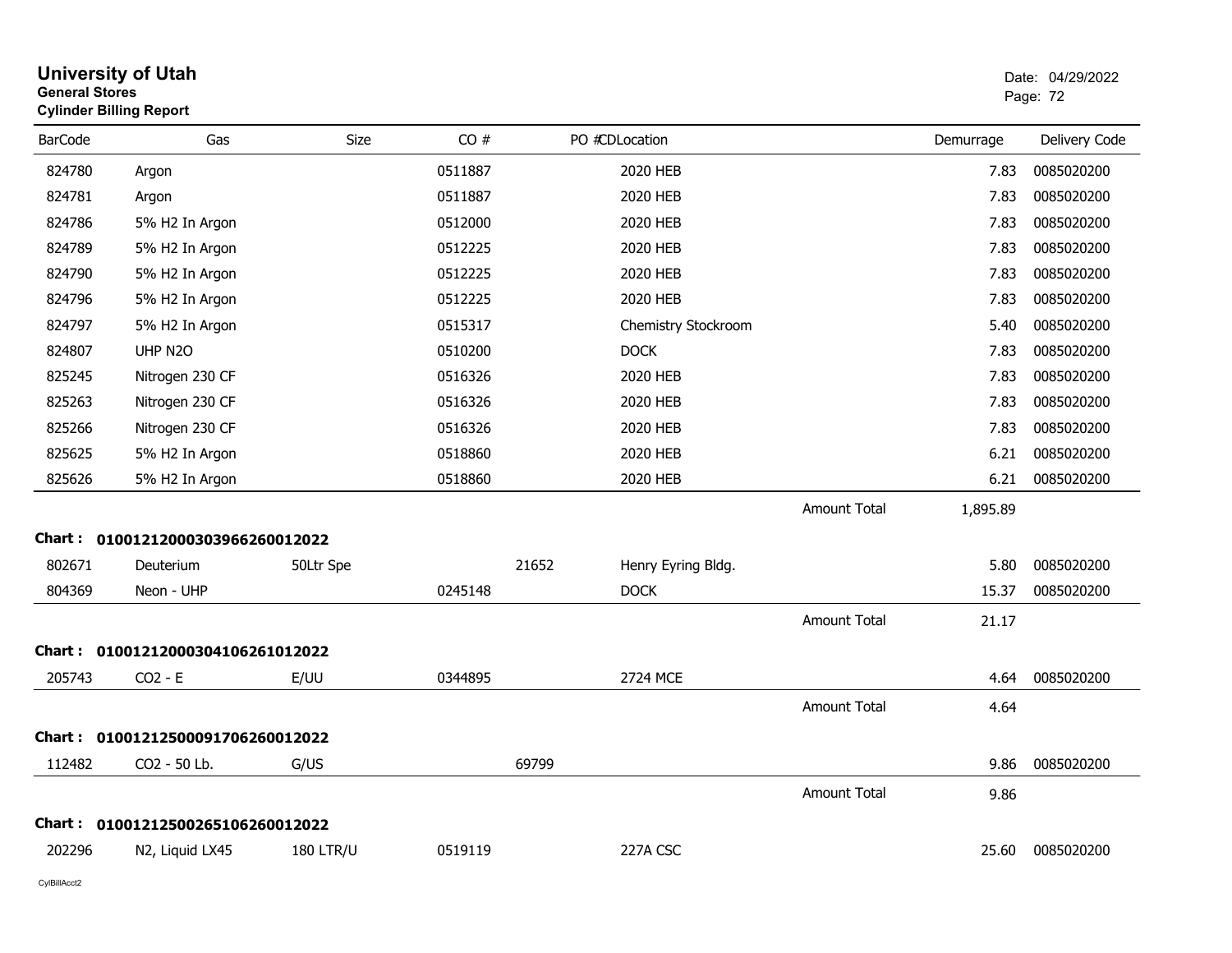# University of Utah

**General Stores**
**Cylinder Billing Report**

Date: 04/29/2022

| BarCode | Gas | Size | CO # | PO # | CDLocation | | Demurrage | Delivery Code |
|---|---|---|---|---|---|---|---|---|
| 824780 | Argon | | 0511887 | | 2020 HEB | | 7.83 | 0085020200 |
| 824781 | Argon | | 0511887 | | 2020 HEB | | 7.83 | 0085020200 |
| 824786 | 5% H2 In Argon | | 0512000 | | 2020 HEB | | 7.83 | 0085020200 |
| 824789 | 5% H2 In Argon | | 0512225 | | 2020 HEB | | 7.83 | 0085020200 |
| 824790 | 5% H2 In Argon | | 0512225 | | 2020 HEB | | 7.83 | 0085020200 |
| 824796 | 5% H2 In Argon | | 0512225 | | 2020 HEB | | 7.83 | 0085020200 |
| 824797 | 5% H2 In Argon | | 0515317 | | Chemistry Stockroom | | 5.40 | 0085020200 |
| 824807 | UHP N2O | | 0510200 | | DOCK | | 7.83 | 0085020200 |
| 825245 | Nitrogen 230 CF | | 0516326 | | 2020 HEB | | 7.83 | 0085020200 |
| 825263 | Nitrogen 230 CF | | 0516326 | | 2020 HEB | | 7.83 | 0085020200 |
| 825266 | Nitrogen 230 CF | | 0516326 | | 2020 HEB | | 7.83 | 0085020200 |
| 825625 | 5% H2 In Argon | | 0518860 | | 2020 HEB | | 6.21 | 0085020200 |
| 825626 | 5% H2 In Argon | | 0518860 | | 2020 HEB | | 6.21 | 0085020200 |
| | | | | | | Amount Total | 1,895.89 | |
| **Chart :** | **01001212000303966260012022** | | | | | | | |
| 802671 | Deuterium | 50Ltr Spe | | 21652 | Henry Eyring Bldg. | | 5.80 | 0085020200 |
| 804369 | Neon - UHP | | 0245148 | | DOCK | | 15.37 | 0085020200 |
| | | | | | | Amount Total | 21.17 | |
| **Chart :** | **01001212000304106261012022** | | | | | | | |
| 205743 | CO2 - E | E/UU | 0344895 | | 2724 MCE | | 4.64 | 0085020200 |
| | | | | | | Amount Total | 4.64 | |
| **Chart :** | **01001212500091706260012022** | | | | | | | |
| 112482 | CO2 - 50 Lb. | G/US | | 69799 | | | 9.86 | 0085020200 |
| | | | | | | Amount Total | 9.86 | |
| **Chart :** | **01001212500265106260012022** | | | | | | | |
| 202296 | N2, Liquid LX45 | 180 LTR/U | 0519119 | | 227A CSC | | 25.60 | 0085020200 |

CylBillAcct2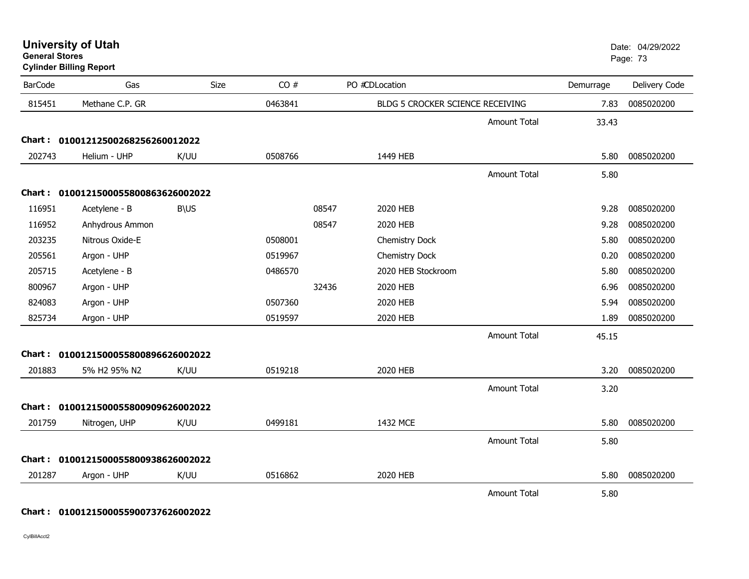# University of Utah

**General Stores**

**Cylinder Billing Report**

Date: 04/29/2022

| BarCode | Gas | Size | CO # | PO # | CDLocation | Demurrage | Delivery Code |
|---|---|---|---|---|---|---|---|
| 815451 | Methane C.P. GR | | 0463841 | | BLDG 5 CROCKER SCIENCE RECEIVING | 7.83 | 0085020200 |
| | | | | | Amount Total | 33.43 | |
| **Chart :** | **01001212500268256260012022** | | | | | | |
| 202743 | Helium - UHP | K/UU | 0508766 | | 1449 HEB | 5.80 | 0085020200 |
| | | | | | Amount Total | 5.80 | |
| **Chart :** | **01001215000558008636260020 22** | | | | | | |
| 116951 | Acetylene - B | B\US | | 08547 | 2020 HEB | 9.28 | 0085020200 |
| 116952 | Anhydrous Ammon | | | 08547 | 2020 HEB | 9.28 | 0085020200 |
| 203235 | Nitrous Oxide-E | | 0508001 | | Chemistry Dock | 5.80 | 0085020200 |
| 205561 | Argon - UHP | | 0519967 | | Chemistry Dock | 0.20 | 0085020200 |
| 205715 | Acetylene - B | | 0486570 | | 2020 HEB Stockroom | 5.80 | 0085020200 |
| 800967 | Argon - UHP | | | 32436 | 2020 HEB | 6.96 | 0085020200 |
| 824083 | Argon - UHP | | 0507360 | | 2020 HEB | 5.94 | 0085020200 |
| 825734 | Argon - UHP | | 0519597 | | 2020 HEB | 1.89 | 0085020200 |
| | | | | | Amount Total | 45.15 | |
| **Chart :** | **01001215000558008966260020 22** | | | | | | |
| 201883 | 5% H2 95% N2 | K/UU | 0519218 | | 2020 HEB | 3.20 | 0085020200 |
| | | | | | Amount Total | 3.20 | |
| **Chart :** | **01001215000558009096260020 22** | | | | | | |
| 201759 | Nitrogen, UHP | K/UU | 0499181 | | 1432 MCE | 5.80 | 0085020200 |
| | | | | | Amount Total | 5.80 | |
| **Chart :** | **01001215000558009386260020 22** | | | | | | |
| 201287 | Argon - UHP | K/UU | 0516862 | | 2020 HEB | 5.80 | 0085020200 |
| | | | | | Amount Total | 5.80 | |
| **Chart :** | **01001215000559007376260020 22** | | | | | | |

CylBillAcct2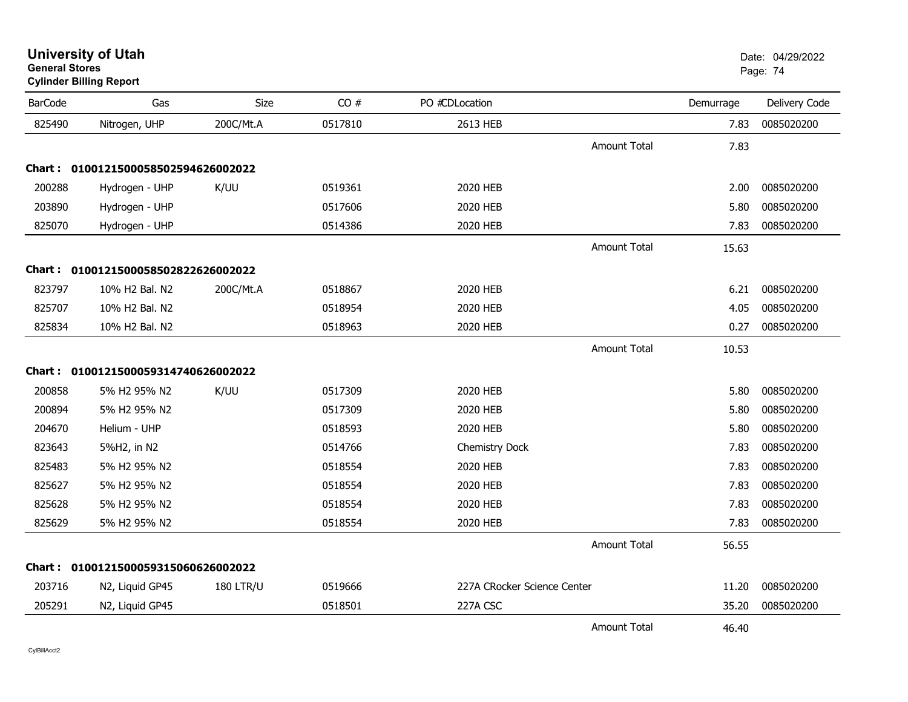**University of Utah**
**General Stores**
**Cylinder Billing Report**

Date: 04/29/2022

| BarCode | Gas | Size | CO # | PO #CDLocation | | Demurrage | Delivery Code |
|---|---|---|---|---|---|---|---|
| 825490 | Nitrogen, UHP | 200C/Mt.A | 0517810 | 2613 HEB | | 7.83 | 0085020200 |
| | | | | | Amount Total | 7.83 | |
| **Chart :** | **01001215000585025946260020222** | | | | | | |
| 200288 | Hydrogen - UHP | K/UU | 0519361 | 2020 HEB | | 2.00 | 0085020200 |
| 203890 | Hydrogen - UHP | | 0517606 | 2020 HEB | | 5.80 | 0085020200 |
| 825070 | Hydrogen - UHP | | 0514386 | 2020 HEB | | 7.83 | 0085020200 |
| | | | | | Amount Total | 15.63 | |
| **Chart :** | **01001215000585028226260020222** | | | | | | |
| 823797 | 10% H2 Bal. N2 | 200C/Mt.A | 0518867 | 2020 HEB | | 6.21 | 0085020200 |
| 825707 | 10% H2 Bal. N2 | | 0518954 | 2020 HEB | | 4.05 | 0085020200 |
| 825834 | 10% H2 Bal. N2 | | 0518963 | 2020 HEB | | 0.27 | 0085020200 |
| | | | | | Amount Total | 10.53 | |
| **Chart :** | **01001215000593147406260020222** | | | | | | |
| 200858 | 5% H2 95% N2 | K/UU | 0517309 | 2020 HEB | | 5.80 | 0085020200 |
| 200894 | 5% H2 95% N2 | | 0517309 | 2020 HEB | | 5.80 | 0085020200 |
| 204670 | Helium - UHP | | 0518593 | 2020 HEB | | 5.80 | 0085020200 |
| 823643 | 5%H2, in N2 | | 0514766 | Chemistry Dock | | 7.83 | 0085020200 |
| 825483 | 5% H2 95% N2 | | 0518554 | 2020 HEB | | 7.83 | 0085020200 |
| 825627 | 5% H2 95% N2 | | 0518554 | 2020 HEB | | 7.83 | 0085020200 |
| 825628 | 5% H2 95% N2 | | 0518554 | 2020 HEB | | 7.83 | 0085020200 |
| 825629 | 5% H2 95% N2 | | 0518554 | 2020 HEB | | 7.83 | 0085020200 |
| | | | | | Amount Total | 56.55 | |
| **Chart :** | **01001215000593150606260020222** | | | | | | |
| 203716 | N2, Liquid GP45 | 180 LTR/U | 0519666 | 227A CRocker Science Center | | 11.20 | 0085020200 |
| 205291 | N2, Liquid GP45 | | 0518501 | 227A CSC | | 35.20 | 0085020200 |
| | | | | | Amount Total | 46.40 | |

CylBillAcct2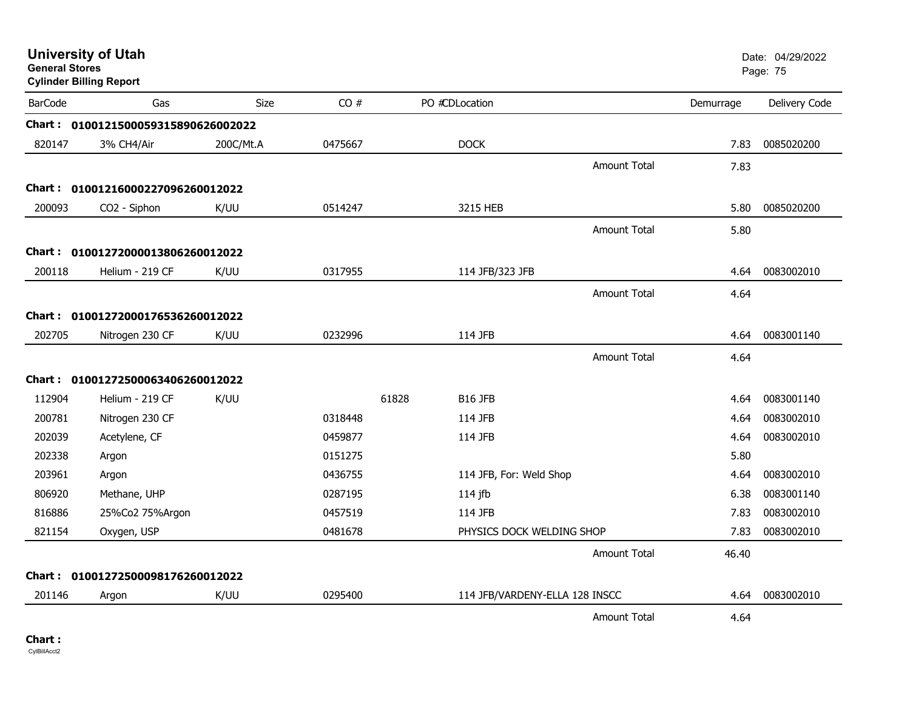# University of Utah

**General Stores**

**Cylinder Billing Report**

Date: 04/29/2022

| BarCode | Gas | Size | CO # | PO # | CDLocation | Demurrage | Delivery Code |
|---|---|---|---|---|---|---|---|
| **Chart :** | **01001215000593158906260022022** | | | | | | |
| 820147 | 3% CH4/Air | 200C/Mt.A | 0475667 | | DOCK | 7.83 | 0085020200 |
| | | | | | Amount Total | 7.83 | |
| **Chart :** | **01001216000227096260012022** | | | | | | |
| 200093 | CO2 - Siphon | K/UU | 0514247 | | 3215 HEB | 5.80 | 0085020200 |
| | | | | | Amount Total | 5.80 | |
| **Chart :** | **01001272000013806260012022** | | | | | | |
| 200118 | Helium - 219 CF | K/UU | 0317955 | | 114 JFB/323 JFB | 4.64 | 0083002010 |
| | | | | | Amount Total | 4.64 | |
| **Chart :** | **01001272000176536260012022** | | | | | | |
| 202705 | Nitrogen 230 CF | K/UU | 0232996 | | 114 JFB | 4.64 | 0083001140 |
| | | | | | Amount Total | 4.64 | |
| **Chart :** | **01001272500063406260012022** | | | | | | |
| 112904 | Helium - 219 CF | K/UU | | 61828 | B16 JFB | 4.64 | 0083001140 |
| 200781 | Nitrogen 230 CF | | 0318448 | | 114 JFB | 4.64 | 0083002010 |
| 202039 | Acetylene, CF | | 0459877 | | 114 JFB | 4.64 | 0083002010 |
| 202338 | Argon | | 0151275 | | | 5.80 | |
| 203961 | Argon | | 0436755 | | 114 JFB, For: Weld Shop | 4.64 | 0083002010 |
| 806920 | Methane, UHP | | 0287195 | | 114 jfb | 6.38 | 0083001140 |
| 816886 | 25%Co2 75%Argon | | 0457519 | | 114 JFB | 7.83 | 0083002010 |
| 821154 | Oxygen, USP | | 0481678 | | PHYSICS DOCK WELDING SHOP | 7.83 | 0083002010 |
| | | | | | Amount Total | 46.40 | |
| **Chart :** | **01001272500098176260012022** | | | | | | |
| 201146 | Argon | K/UU | 0295400 | | 114 JFB/VARDENY-ELLA 128 INSCC | 4.64 | 0083002010 |
| | | | | | Amount Total | 4.64 | |

**Chart :**

CylBillAcct2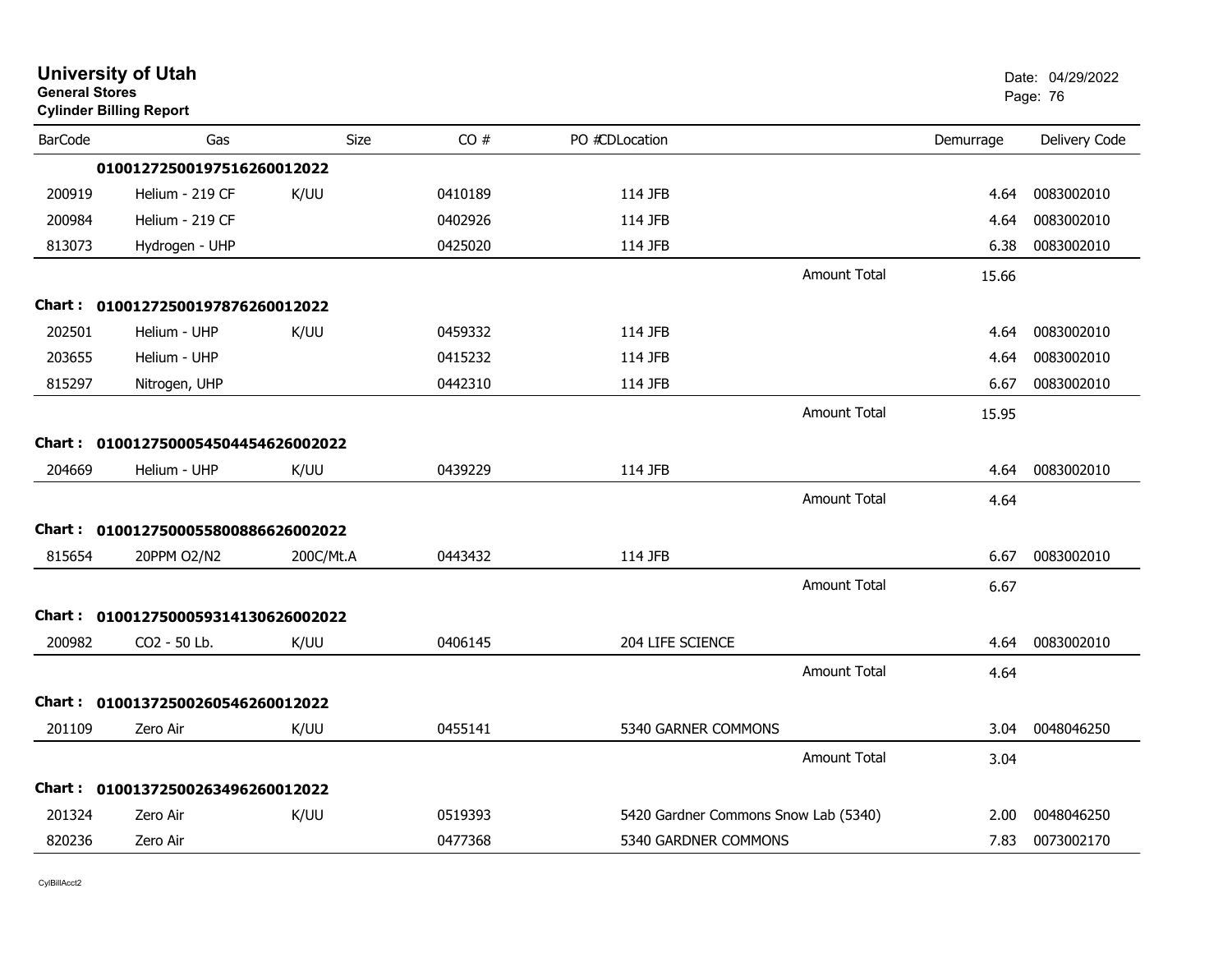# University of Utah
**General Stores**
**Cylinder Billing Report**

Date: 04/29/2022

| BarCode | Gas | Size | CO # | PO # | CD | Location | Demurrage | Delivery Code |
|---|---|---|---|---|---|---|---|---|
| | **01001272500197516260012022** | | | | | | | |
| 200919 | Helium - 219 CF | K/UU | 0410189 | | | 114 JFB | 4.64 | 0083002010 |
| 200984 | Helium - 219 CF | | 0402926 | | | 114 JFB | 4.64 | 0083002010 |
| 813073 | Hydrogen - UHP | | 0425020 | | | 114 JFB | 6.38 | 0083002010 |
| | | | | | | Amount Total | 15.66 | |
| **Chart :** | **01001272500197876260012022** | | | | | | | |
| 202501 | Helium - UHP | K/UU | 0459332 | | | 114 JFB | 4.64 | 0083002010 |
| 203655 | Helium - UHP | | 0415232 | | | 114 JFB | 4.64 | 0083002010 |
| 815297 | Nitrogen, UHP | | 0442310 | | | 114 JFB | 6.67 | 0083002010 |
| | | | | | | Amount Total | 15.95 | |
| **Chart :** | **010012750005450445462600 2022** | | | | | | | |
| 204669 | Helium - UHP | K/UU | 0439229 | | | 114 JFB | 4.64 | 0083002010 |
| | | | | | | Amount Total | 4.64 | |
| **Chart :** | **0100127500055800886626002022** | | | | | | | |
| 815654 | 20PPM O2/N2 | 200C/Mt.A | 0443432 | | | 114 JFB | 6.67 | 0083002010 |
| | | | | | | Amount Total | 6.67 | |
| **Chart :** | **0100127500059314130626002022** | | | | | | | |
| 200982 | CO2 - 50 Lb. | K/UU | 0406145 | | | 204 LIFE SCIENCE | 4.64 | 0083002010 |
| | | | | | | Amount Total | 4.64 | |
| **Chart :** | **01001372500260546260012022** | | | | | | | |
| 201109 | Zero Air | K/UU | 0455141 | | | 5340 GARNER COMMONS | 3.04 | 0048046250 |
| | | | | | | Amount Total | 3.04 | |
| **Chart :** | **01001372500263496260012022** | | | | | | | |
| 201324 | Zero Air | K/UU | 0519393 | | | 5420 Gardner Commons Snow Lab (5340) | 2.00 | 0048046250 |
| 820236 | Zero Air | | 0477368 | | | 5340 GARDNER COMMONS | 7.83 | 0073002170 |

CylBillAcct2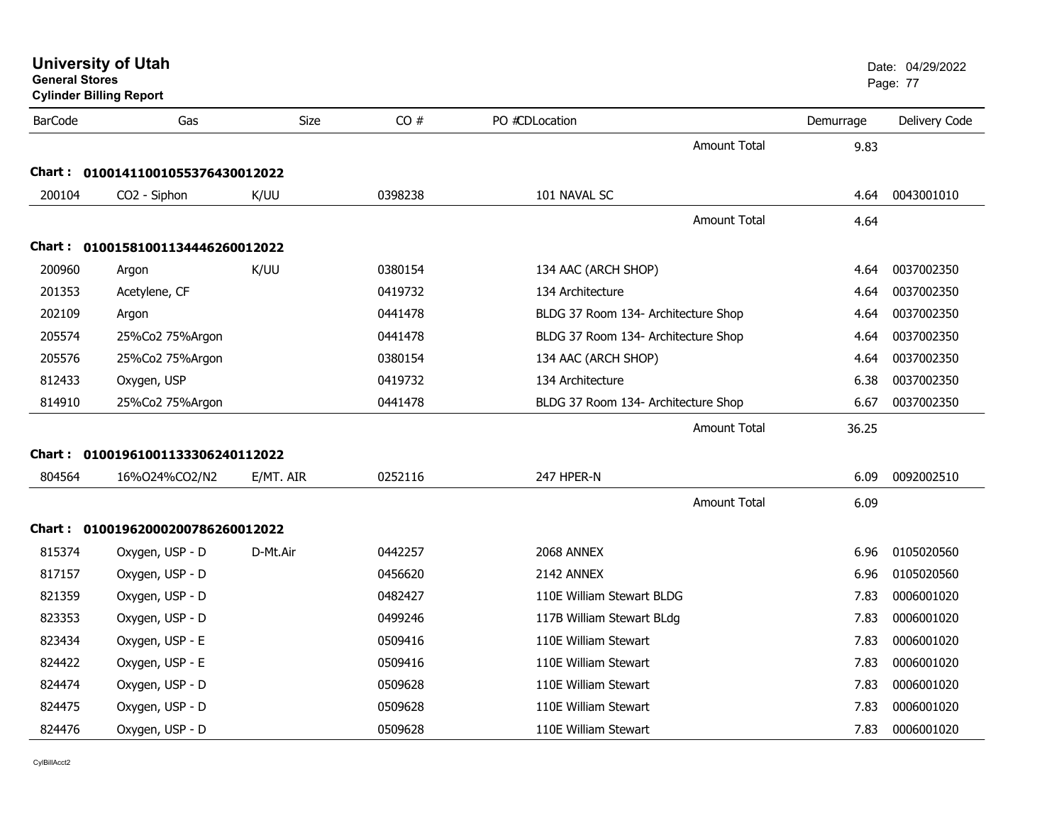# University of Utah

**General Stores**

**Cylinder Billing Report**

Date: 04/29/2022

| BarCode | Gas | Size | CO # | PO #CDLocation | Demurrage | Delivery Code |
|---|---|---|---|---|---|---|
| | | | | Amount Total | 9.83 | |
| **Chart : 01001411001055376430012022** | | | | | | |
| 200104 | CO2 - Siphon | K/UU | 0398238 | 101 NAVAL SC | 4.64 | 0043001010 |
| | | | | Amount Total | 4.64 | |
| **Chart : 01001581001134446260012022** | | | | | | |
| 200960 | Argon | K/UU | 0380154 | 134 AAC (ARCH SHOP) | 4.64 | 0037002350 |
| 201353 | Acetylene, CF | | 0419732 | 134 Architecture | 4.64 | 0037002350 |
| 202109 | Argon | | 0441478 | BLDG 37 Room 134- Architecture Shop | 4.64 | 0037002350 |
| 205574 | 25%Co2 75%Argon | | 0441478 | BLDG 37 Room 134- Architecture Shop | 4.64 | 0037002350 |
| 205576 | 25%Co2 75%Argon | | 0380154 | 134 AAC (ARCH SHOP) | 4.64 | 0037002350 |
| 812433 | Oxygen, USP | | 0419732 | 134 Architecture | 6.38 | 0037002350 |
| 814910 | 25%Co2 75%Argon | | 0441478 | BLDG 37 Room 134- Architecture Shop | 6.67 | 0037002350 |
| | | | | Amount Total | 36.25 | |
| **Chart : 01001961001133306240112022** | | | | | | |
| 804564 | 16%O24%CO2/N2 | E/MT. AIR | 0252116 | 247 HPER-N | 6.09 | 0092002510 |
| | | | | Amount Total | 6.09 | |
| **Chart : 01001962000200786260012022** | | | | | | |
| 815374 | Oxygen, USP - D | D-Mt.Air | 0442257 | 2068 ANNEX | 6.96 | 0105020560 |
| 817157 | Oxygen, USP - D | | 0456620 | 2142 ANNEX | 6.96 | 0105020560 |
| 821359 | Oxygen, USP - D | | 0482427 | 110E William Stewart BLDG | 7.83 | 0006001020 |
| 823353 | Oxygen, USP - D | | 0499246 | 117B William Stewart BLdg | 7.83 | 0006001020 |
| 823434 | Oxygen, USP - E | | 0509416 | 110E William Stewart | 7.83 | 0006001020 |
| 824422 | Oxygen, USP - E | | 0509416 | 110E William Stewart | 7.83 | 0006001020 |
| 824474 | Oxygen, USP - D | | 0509628 | 110E William Stewart | 7.83 | 0006001020 |
| 824475 | Oxygen, USP - D | | 0509628 | 110E William Stewart | 7.83 | 0006001020 |
| 824476 | Oxygen, USP - D | | 0509628 | 110E William Stewart | 7.83 | 0006001020 |

CylBillAcct2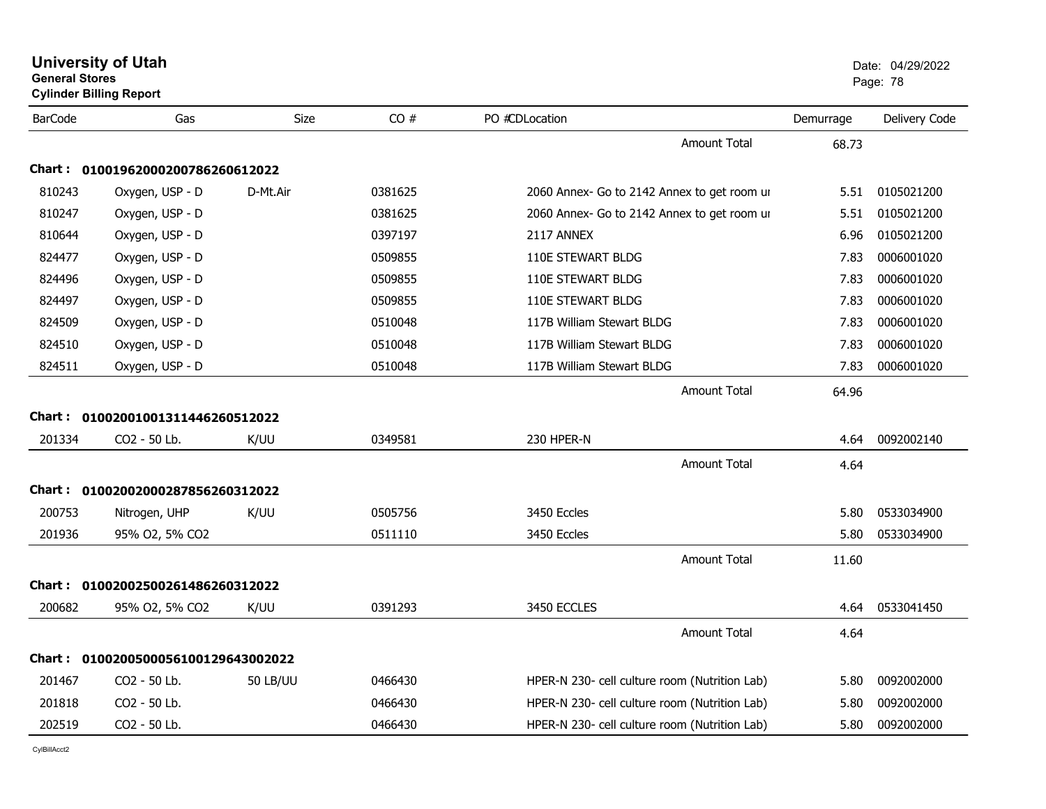# University of Utah
**General Stores**
**Cylinder Billing Report**

Date: 04/29/2022

| BarCode | Gas | Size | CO # | PO #CDLocation | Demurrage | Delivery Code |
|---|---|---|---|---|---|---|
| | | | | Amount Total | 68.73 | |
| **Chart : 0100196200020078626061202​2** | | | | | | |
| 810243 | Oxygen, USP - D | D-Mt.Air | 0381625 | 2060 Annex- Go to 2142 Annex to get room ur | 5.51 | 0105021200 |
| 810247 | Oxygen, USP - D | | 0381625 | 2060 Annex- Go to 2142 Annex to get room ur | 5.51 | 0105021200 |
| 810644 | Oxygen, USP - D | | 0397197 | 2117 ANNEX | 6.96 | 0105021200 |
| 824477 | Oxygen, USP - D | | 0509855 | 110E STEWART BLDG | 7.83 | 0006001020 |
| 824496 | Oxygen, USP - D | | 0509855 | 110E STEWART BLDG | 7.83 | 0006001020 |
| 824497 | Oxygen, USP - D | | 0509855 | 110E STEWART BLDG | 7.83 | 0006001020 |
| 824509 | Oxygen, USP - D | | 0510048 | 117B William Stewart BLDG | 7.83 | 0006001020 |
| 824510 | Oxygen, USP - D | | 0510048 | 117B William Stewart BLDG | 7.83 | 0006001020 |
| 824511 | Oxygen, USP - D | | 0510048 | 117B William Stewart BLDG | 7.83 | 0006001020 |
| | | | | Amount Total | 64.96 | |
| **Chart : 01002001001311446260512022** | | | | | | |
| 201334 | CO2 - 50 Lb. | K/UU | 0349581 | 230 HPER-N | 4.64 | 0092002140 |
| | | | | Amount Total | 4.64 | |
| **Chart : 01002002000287856260312022** | | | | | | |
| 200753 | Nitrogen, UHP | K/UU | 0505756 | 3450 Eccles | 5.80 | 0533034900 |
| 201936 | 95% O2, 5% CO2 | | 0511110 | 3450 Eccles | 5.80 | 0533034900 |
| | | | | Amount Total | 11.60 | |
| **Chart : 01002002500261486260312022** | | | | | | |
| 200682 | 95% O2, 5% CO2 | K/UU | 0391293 | 3450 ECCLES | 4.64 | 0533041450 |
| | | | | Amount Total | 4.64 | |
| **Chart : 01002005000561001296430020​22** | | | | | | |
| 201467 | CO2 - 50 Lb. | 50 LB/UU | 0466430 | HPER-N 230- cell culture room (Nutrition Lab) | 5.80 | 0092002000 |
| 201818 | CO2 - 50 Lb. | | 0466430 | HPER-N 230- cell culture room (Nutrition Lab) | 5.80 | 0092002000 |
| 202519 | CO2 - 50 Lb. | | 0466430 | HPER-N 230- cell culture room (Nutrition Lab) | 5.80 | 0092002000 |

CylBillAcct2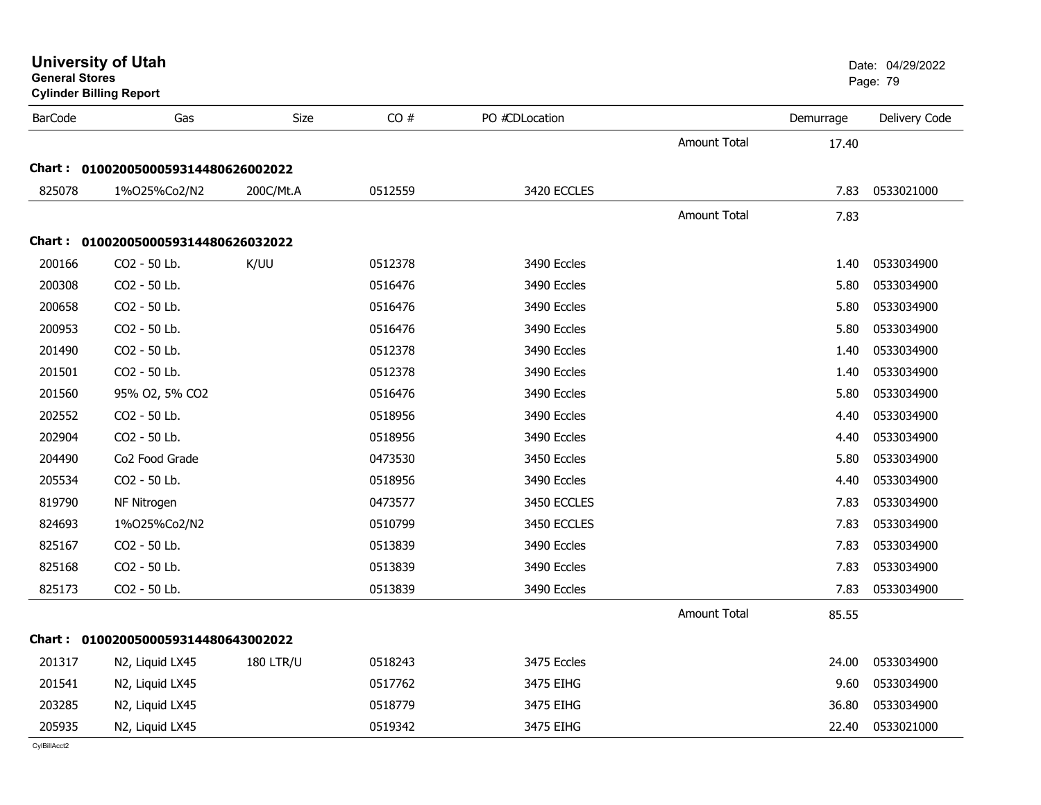**University of Utah**
**General Stores**
**Cylinder Billing Report**

Date: 04/29/2022

| BarCode | Gas | Size | CO # | PO # | CDLocation | | Demurrage | Delivery Code |
|---|---|---|---|---|---|---|---|---|
| | | | | | | Amount Total | 17.40 | |
| **Chart :** | **0100200500059314480626002022** | | | | | | | |
| 825078 | 1%O25%Co2/N2 | 200C/Mt.A | 0512559 | | 3420 ECCLES | | 7.83 | 0533021000 |
| | | | | | | Amount Total | 7.83 | |
| **Chart :** | **0100200500059314480626032022** | | | | | | | |
| 200166 | CO2 - 50 Lb. | K/UU | 0512378 | | 3490 Eccles | | 1.40 | 0533034900 |
| 200308 | CO2 - 50 Lb. | | 0516476 | | 3490 Eccles | | 5.80 | 0533034900 |
| 200658 | CO2 - 50 Lb. | | 0516476 | | 3490 Eccles | | 5.80 | 0533034900 |
| 200953 | CO2 - 50 Lb. | | 0516476 | | 3490 Eccles | | 5.80 | 0533034900 |
| 201490 | CO2 - 50 Lb. | | 0512378 | | 3490 Eccles | | 1.40 | 0533034900 |
| 201501 | CO2 - 50 Lb. | | 0512378 | | 3490 Eccles | | 1.40 | 0533034900 |
| 201560 | 95% O2, 5% CO2 | | 0516476 | | 3490 Eccles | | 5.80 | 0533034900 |
| 202552 | CO2 - 50 Lb. | | 0518956 | | 3490 Eccles | | 4.40 | 0533034900 |
| 202904 | CO2 - 50 Lb. | | 0518956 | | 3490 Eccles | | 4.40 | 0533034900 |
| 204490 | Co2 Food Grade | | 0473530 | | 3450 Eccles | | 5.80 | 0533034900 |
| 205534 | CO2 - 50 Lb. | | 0518956 | | 3490 Eccles | | 4.40 | 0533034900 |
| 819790 | NF Nitrogen | | 0473577 | | 3450 ECCLES | | 7.83 | 0533034900 |
| 824693 | 1%O25%Co2/N2 | | 0510799 | | 3450 ECCLES | | 7.83 | 0533034900 |
| 825167 | CO2 - 50 Lb. | | 0513839 | | 3490 Eccles | | 7.83 | 0533034900 |
| 825168 | CO2 - 50 Lb. | | 0513839 | | 3490 Eccles | | 7.83 | 0533034900 |
| 825173 | CO2 - 50 Lb. | | 0513839 | | 3490 Eccles | | 7.83 | 0533034900 |
| | | | | | | Amount Total | 85.55 | |
| **Chart :** | **0100200500059314480643002022** | | | | | | | |
| 201317 | N2, Liquid LX45 | 180 LTR/U | 0518243 | | 3475 Eccles | | 24.00 | 0533034900 |
| 201541 | N2, Liquid LX45 | | 0517762 | | 3475 EIHG | | 9.60 | 0533034900 |
| 203285 | N2, Liquid LX45 | | 0518779 | | 3475 EIHG | | 36.80 | 0533034900 |
| 205935 | N2, Liquid LX45 | | 0519342 | | 3475 EIHG | | 22.40 | 0533021000 |

CylBillAcct2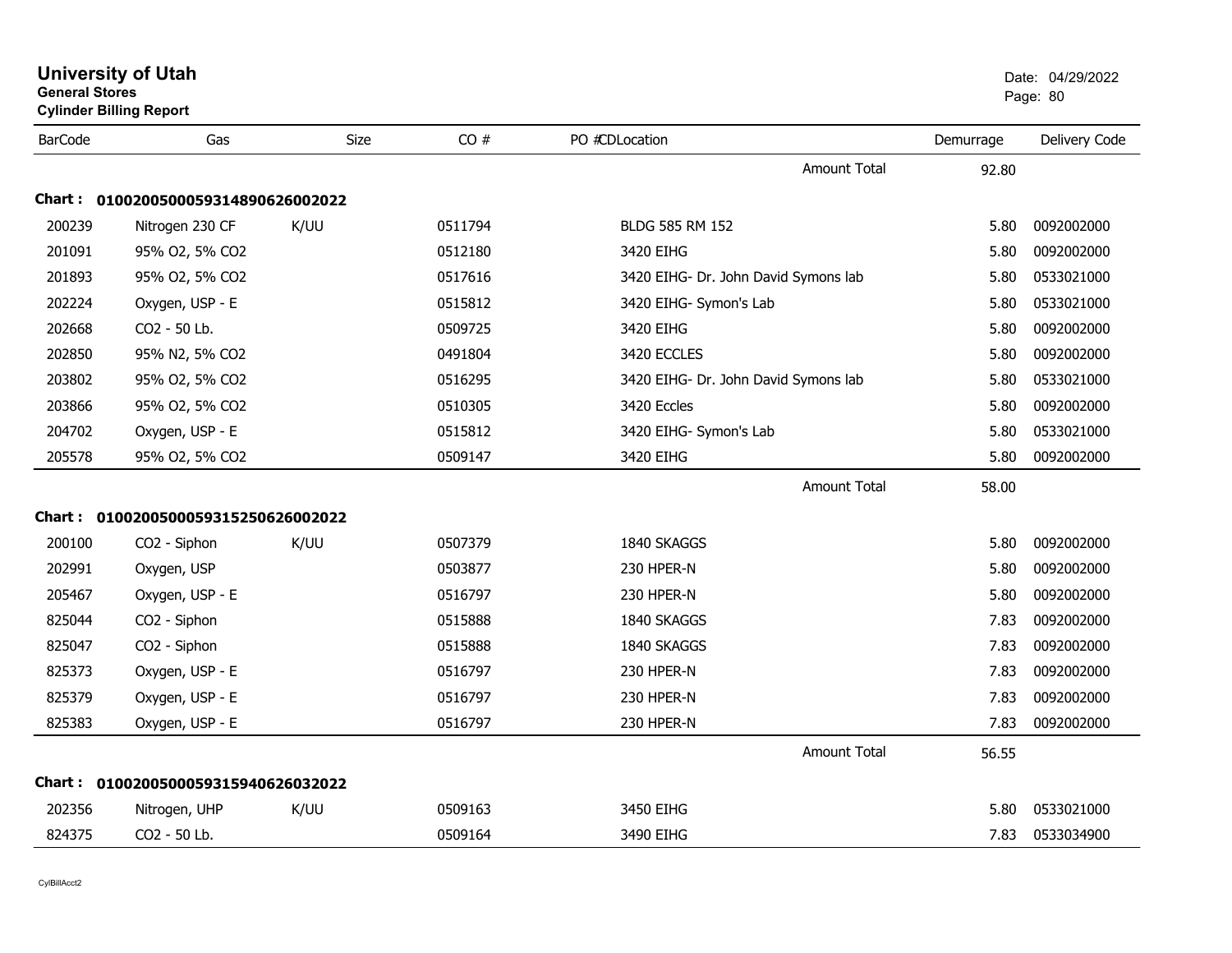# University of Utah

**General Stores**

**Cylinder Billing Report**

Date: 04/29/2022

| BarCode | Gas | Size | CO # | PO # | CD | Location | Demurrage | Delivery Code |
|---|---|---|---|---|---|---|---|---|
| | | | | | | Amount Total | 92.80 | |
| **Chart : 0100200500059314890626002022** | | | | | | | | |
| 200239 | Nitrogen 230 CF | K/UU | 0511794 | | | BLDG 585 RM 152 | 5.80 | 0092002000 |
| 201091 | 95% O2, 5% CO2 | | 0512180 | | | 3420 EIHG | 5.80 | 0092002000 |
| 201893 | 95% O2, 5% CO2 | | 0517616 | | | 3420 EIHG- Dr. John David Symons lab | 5.80 | 0533021000 |
| 202224 | Oxygen, USP - E | | 0515812 | | | 3420 EIHG- Symon's Lab | 5.80 | 0533021000 |
| 202668 | CO2 - 50 Lb. | | 0509725 | | | 3420 EIHG | 5.80 | 0092002000 |
| 202850 | 95% N2, 5% CO2 | | 0491804 | | | 3420 ECCLES | 5.80 | 0092002000 |
| 203802 | 95% O2, 5% CO2 | | 0516295 | | | 3420 EIHG- Dr. John David Symons lab | 5.80 | 0533021000 |
| 203866 | 95% O2, 5% CO2 | | 0510305 | | | 3420 Eccles | 5.80 | 0092002000 |
| 204702 | Oxygen, USP - E | | 0515812 | | | 3420 EIHG- Symon's Lab | 5.80 | 0533021000 |
| 205578 | 95% O2, 5% CO2 | | 0509147 | | | 3420 EIHG | 5.80 | 0092002000 |
| | | | | | | Amount Total | 58.00 | |
| **Chart : 0100200500059315250626002022** | | | | | | | | |
| 200100 | CO2 - Siphon | K/UU | 0507379 | | | 1840 SKAGGS | 5.80 | 0092002000 |
| 202991 | Oxygen, USP | | 0503877 | | | 230 HPER-N | 5.80 | 0092002000 |
| 205467 | Oxygen, USP - E | | 0516797 | | | 230 HPER-N | 5.80 | 0092002000 |
| 825044 | CO2 - Siphon | | 0515888 | | | 1840 SKAGGS | 7.83 | 0092002000 |
| 825047 | CO2 - Siphon | | 0515888 | | | 1840 SKAGGS | 7.83 | 0092002000 |
| 825373 | Oxygen, USP - E | | 0516797 | | | 230 HPER-N | 7.83 | 0092002000 |
| 825379 | Oxygen, USP - E | | 0516797 | | | 230 HPER-N | 7.83 | 0092002000 |
| 825383 | Oxygen, USP - E | | 0516797 | | | 230 HPER-N | 7.83 | 0092002000 |
| | | | | | | Amount Total | 56.55 | |
| **Chart : 0100200500059315940626032022** | | | | | | | | |
| 202356 | Nitrogen, UHP | K/UU | 0509163 | | | 3450 EIHG | 5.80 | 0533021000 |
| 824375 | CO2 - 50 Lb. | | 0509164 | | | 3490 EIHG | 7.83 | 0533034900 |

CylBillAcct2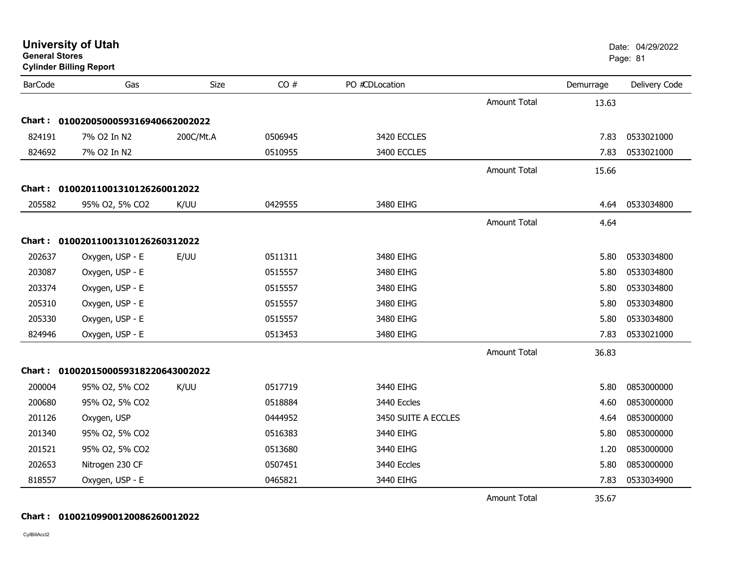**University of Utah**
**General Stores**
**Cylinder Billing Report**

Date: 04/29/2022

| BarCode | Gas | Size | CO # | PO # | CDLocation | | Demurrage | Delivery Code |
|---|---|---|---|---|---|---|---|---|
| | | | | | | Amount Total | 13.63 | |
| **Chart :** | **0100200500059316940662002022** | | | | | | | |
| 824191 | 7% O2 In N2 | 200C/Mt.A | 0506945 | | 3420 ECCLES | | 7.83 | 0533021000 |
| 824692 | 7% O2 In N2 | | 0510955 | | 3400 ECCLES | | 7.83 | 0533021000 |
| | | | | | | Amount Total | 15.66 | |
| **Chart :** | **0100201100131012626001202** | | | | | | | |
| 205582 | 95% O2, 5% CO2 | K/UU | 0429555 | | 3480 EIHG | | 4.64 | 0533034800 |
| | | | | | | Amount Total | 4.64 | |
| **Chart :** | **0100201100131012626031202** | | | | | | | |
| 202637 | Oxygen, USP - E | E/UU | 0511311 | | 3480 EIHG | | 5.80 | 0533034800 |
| 203087 | Oxygen, USP - E | | 0515557 | | 3480 EIHG | | 5.80 | 0533034800 |
| 203374 | Oxygen, USP - E | | 0515557 | | 3480 EIHG | | 5.80 | 0533034800 |
| 205310 | Oxygen, USP - E | | 0515557 | | 3480 EIHG | | 5.80 | 0533034800 |
| 205330 | Oxygen, USP - E | | 0515557 | | 3480 EIHG | | 5.80 | 0533034800 |
| 824946 | Oxygen, USP - E | | 0513453 | | 3480 EIHG | | 7.83 | 0533021000 |
| | | | | | | Amount Total | 36.83 | |
| **Chart :** | **0100201500059318220643002022** | | | | | | | |
| 200004 | 95% O2, 5% CO2 | K/UU | 0517719 | | 3440 EIHG | | 5.80 | 0853000000 |
| 200680 | 95% O2, 5% CO2 | | 0518884 | | 3440 Eccles | | 4.60 | 0853000000 |
| 201126 | Oxygen, USP | | 0444952 | | 3450 SUITE A ECCLES | | 4.64 | 0853000000 |
| 201340 | 95% O2, 5% CO2 | | 0516383 | | 3440 EIHG | | 5.80 | 0853000000 |
| 201521 | 95% O2, 5% CO2 | | 0513680 | | 3440 EIHG | | 1.20 | 0853000000 |
| 202653 | Nitrogen 230 CF | | 0507451 | | 3440 Eccles | | 5.80 | 0853000000 |
| 818557 | Oxygen, USP - E | | 0465821 | | 3440 EIHG | | 7.83 | 0533034900 |
| | | | | | | Amount Total | 35.67 | |
| **Chart :** | **0100210990012008626001202** | | | | | | | |

CylBillAcct2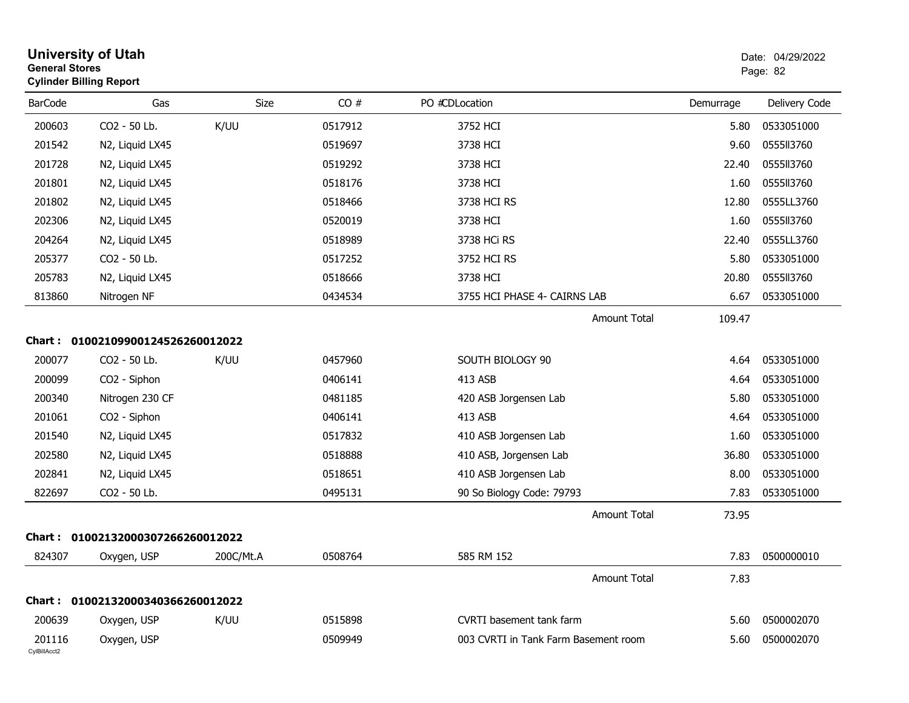# University of Utah
**General Stores**
**Cylinder Billing Report**

Date: 04/29/2022

| BarCode | Gas | Size | CO # | PO # | CDLocation | Demurrage | Delivery Code |
|---|---|---|---|---|---|---|---|
| 200603 | CO2 - 50 Lb. | K/UU | 0517912 | | 3752 HCI | 5.80 | 0533051000 |
| 201542 | N2, Liquid LX45 | | 0519697 | | 3738 HCI | 9.60 | 0555ll3760 |
| 201728 | N2, Liquid LX45 | | 0519292 | | 3738 HCI | 22.40 | 0555ll3760 |
| 201801 | N2, Liquid LX45 | | 0518176 | | 3738 HCI | 1.60 | 0555ll3760 |
| 201802 | N2, Liquid LX45 | | 0518466 | | 3738 HCI RS | 12.80 | 0555LL3760 |
| 202306 | N2, Liquid LX45 | | 0520019 | | 3738 HCI | 1.60 | 0555ll3760 |
| 204264 | N2, Liquid LX45 | | 0518989 | | 3738 HCi RS | 22.40 | 0555LL3760 |
| 205377 | CO2 - 50 Lb. | | 0517252 | | 3752 HCI RS | 5.80 | 0533051000 |
| 205783 | N2, Liquid LX45 | | 0518666 | | 3738 HCI | 20.80 | 0555ll3760 |
| 813860 | Nitrogen NF | | 0434534 | | 3755 HCI PHASE 4- CAIRNS LAB | 6.67 | 0533051000 |
| | | | | | Amount Total | 109.47 | |

**Chart : 01002109900124526260012022**

| BarCode | Gas | Size | CO # | PO # | CDLocation | Demurrage | Delivery Code |
|---|---|---|---|---|---|---|---|
| 200077 | CO2 - 50 Lb. | K/UU | 0457960 | | SOUTH BIOLOGY 90 | 4.64 | 0533051000 |
| 200099 | CO2 - Siphon | | 0406141 | | 413 ASB | 4.64 | 0533051000 |
| 200340 | Nitrogen 230 CF | | 0481185 | | 420 ASB Jorgensen Lab | 5.80 | 0533051000 |
| 201061 | CO2 - Siphon | | 0406141 | | 413 ASB | 4.64 | 0533051000 |
| 201540 | N2, Liquid LX45 | | 0517832 | | 410 ASB Jorgensen Lab | 1.60 | 0533051000 |
| 202580 | N2, Liquid LX45 | | 0518888 | | 410 ASB, Jorgensen Lab | 36.80 | 0533051000 |
| 202841 | N2, Liquid LX45 | | 0518651 | | 410 ASB Jorgensen Lab | 8.00 | 0533051000 |
| 822697 | CO2 - 50 Lb. | | 0495131 | | 90 So Biology Code: 79793 | 7.83 | 0533051000 |
| | | | | | Amount Total | 73.95 | |

**Chart : 01002132000307266260012022**

| BarCode | Gas | Size | CO # | PO # | CDLocation | Demurrage | Delivery Code |
|---|---|---|---|---|---|---|---|
| 824307 | Oxygen, USP | 200C/Mt.A | 0508764 | | 585 RM 152 | 7.83 | 0500000010 |
| | | | | | Amount Total | 7.83 | |

**Chart : 01002132000340366260012022**

| BarCode | Gas | Size | CO # | PO # | CDLocation | Demurrage | Delivery Code |
|---|---|---|---|---|---|---|---|
| 200639 | Oxygen, USP | K/UU | 0515898 | | CVRTI basement tank farm | 5.60 | 0500002070 |
| 201116 | Oxygen, USP | | 0509949 | | 003 CVRTI in Tank Farm Basement room | 5.60 | 0500002070 |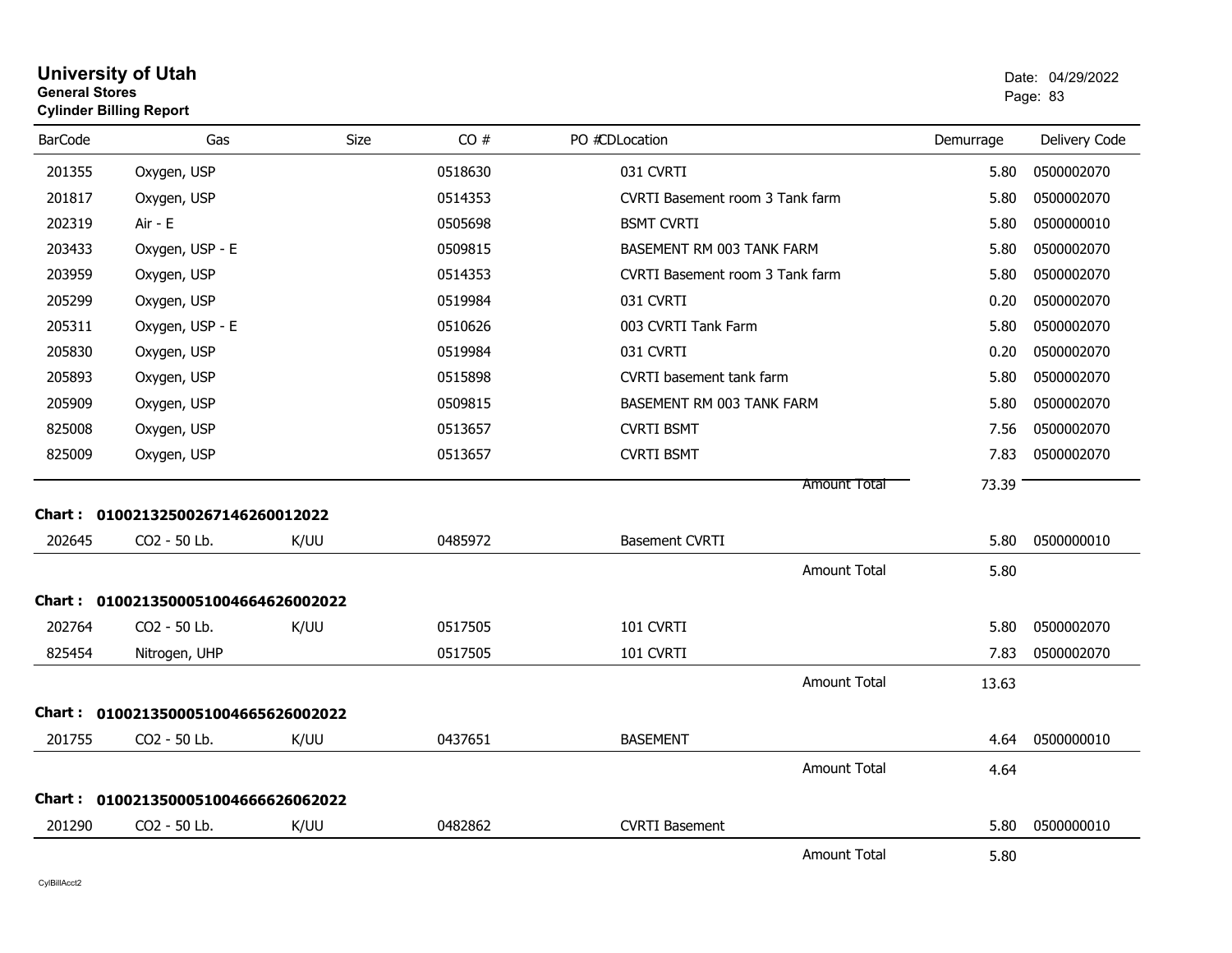# University of Utah

**General Stores**

**Cylinder Billing Report**

Date: 04/29/2022

| BarCode | Gas | Size | CO # | PO # | CD | Location | Demurrage | Delivery Code |
|---|---|---|---|---|---|---|---|---|
| 201355 | Oxygen, USP | | 0518630 | | | 031 CVRTI | 5.80 | 0500002070 |
| 201817 | Oxygen, USP | | 0514353 | | | CVRTI Basement room 3 Tank farm | 5.80 | 0500002070 |
| 202319 | Air - E | | 0505698 | | | BSMT CVRTI | 5.80 | 0500000010 |
| 203433 | Oxygen, USP - E | | 0509815 | | | BASEMENT RM 003 TANK FARM | 5.80 | 0500002070 |
| 203959 | Oxygen, USP | | 0514353 | | | CVRTI Basement room 3 Tank farm | 5.80 | 0500002070 |
| 205299 | Oxygen, USP | | 0519984 | | | 031 CVRTI | 0.20 | 0500002070 |
| 205311 | Oxygen, USP - E | | 0510626 | | | 003 CVRTI Tank Farm | 5.80 | 0500002070 |
| 205830 | Oxygen, USP | | 0519984 | | | 031 CVRTI | 0.20 | 0500002070 |
| 205893 | Oxygen, USP | | 0515898 | | | CVRTI basement tank farm | 5.80 | 0500002070 |
| 205909 | Oxygen, USP | | 0509815 | | | BASEMENT RM 003 TANK FARM | 5.80 | 0500002070 |
| 825008 | Oxygen, USP | | 0513657 | | | CVRTI BSMT | 7.56 | 0500002070 |
| 825009 | Oxygen, USP | | 0513657 | | | CVRTI BSMT | 7.83 | 0500002070 |
| | | | | | | Amount Total | 73.39 | |

**Chart : 01002132500267146260012022**

| BarCode | Gas | Size | CO # | PO # | CD | Location | Demurrage | Delivery Code |
|---|---|---|---|---|---|---|---|---|
| 202645 | CO2 - 50 Lb. | K/UU | 0485972 | | | Basement CVRTI | 5.80 | 0500000010 |
| | | | | | | Amount Total | 5.80 | |

**Chart : 01002135000510046646626002022**

| BarCode | Gas | Size | CO # | PO # | CD | Location | Demurrage | Delivery Code |
|---|---|---|---|---|---|---|---|---|
| 202764 | CO2 - 50 Lb. | K/UU | 0517505 | | | 101 CVRTI | 5.80 | 0500002070 |
| 825454 | Nitrogen, UHP | | 0517505 | | | 101 CVRTI | 7.83 | 0500002070 |
| | | | | | | Amount Total | 13.63 | |

**Chart : 01002135000510046656626002022**

| BarCode | Gas | Size | CO # | PO # | CD | Location | Demurrage | Delivery Code |
|---|---|---|---|---|---|---|---|---|
| 201755 | CO2 - 50 Lb. | K/UU | 0437651 | | | BASEMENT | 4.64 | 0500000010 |
| | | | | | | Amount Total | 4.64 | |

**Chart : 01002135000510046666626062022**

| BarCode | Gas | Size | CO # | PO # | CD | Location | Demurrage | Delivery Code |
|---|---|---|---|---|---|---|---|---|
| 201290 | CO2 - 50 Lb. | K/UU | 0482862 | | | CVRTI Basement | 5.80 | 0500000010 |
| | | | | | | Amount Total | 5.80 | |

CylBillAcct2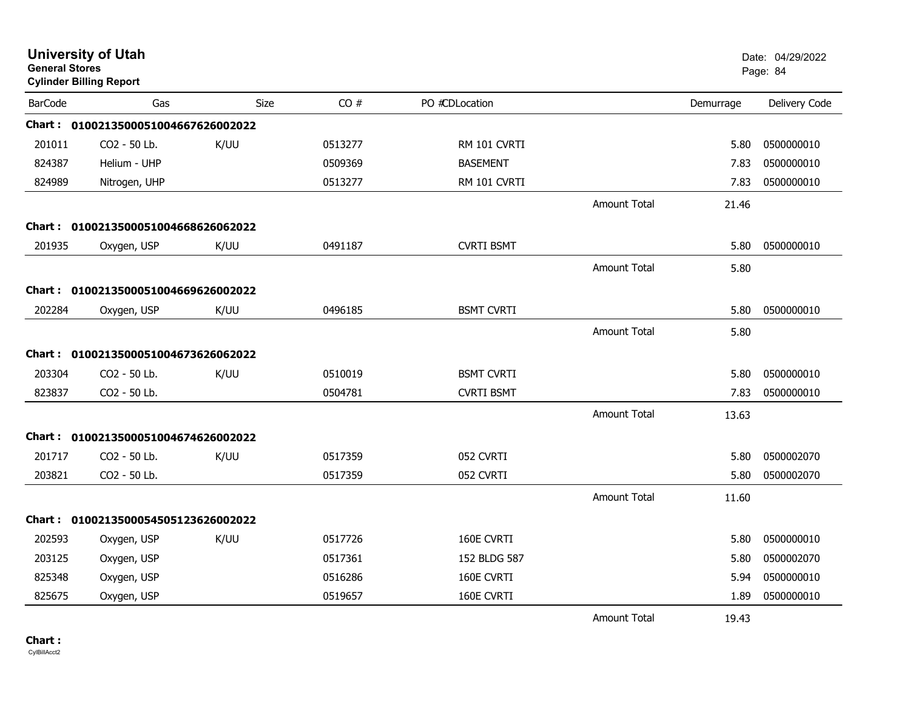# University of Utah

**General Stores**

**Cylinder Billing Report**

Date: 04/29/2022

| BarCode | Gas | Size | CO # | PO # | CDLocation | | Demurrage | Delivery Code |
|---|---|---|---|---|---|---|---|---|
| **Chart :** | **01002135000510046676260O2022** | | | | | | | |
| 201011 | CO2 - 50 Lb. | K/UU | 0513277 | | RM 101 CVRTI | | 5.80 | 0500000010 |
| 824387 | Helium - UHP | | 0509369 | | BASEMENT | | 7.83 | 0500000010 |
| 824989 | Nitrogen, UHP | | 0513277 | | RM 101 CVRTI | | 7.83 | 0500000010 |
| | | | | | | Amount Total | 21.46 | |
| **Chart :** | **01002135000510046686260 62022** | | | | | | | |
| 201935 | Oxygen, USP | K/UU | 0491187 | | CVRTI BSMT | | 5.80 | 0500000010 |
| | | | | | | Amount Total | 5.80 | |
| **Chart :** | **0100213500051004669626002022** | | | | | | | |
| 202284 | Oxygen, USP | K/UU | 0496185 | | BSMT CVRTI | | 5.80 | 0500000010 |
| | | | | | | Amount Total | 5.80 | |
| **Chart :** | **0100213500051004673626062022** | | | | | | | |
| 203304 | CO2 - 50 Lb. | K/UU | 0510019 | | BSMT CVRTI | | 5.80 | 0500000010 |
| 823837 | CO2 - 50 Lb. | | 0504781 | | CVRTI BSMT | | 7.83 | 0500000010 |
| | | | | | | Amount Total | 13.63 | |
| **Chart :** | **0100213500051004674626002022** | | | | | | | |
| 201717 | CO2 - 50 Lb. | K/UU | 0517359 | | 052 CVRTI | | 5.80 | 0500002070 |
| 203821 | CO2 - 50 Lb. | | 0517359 | | 052 CVRTI | | 5.80 | 0500002070 |
| | | | | | | Amount Total | 11.60 | |
| **Chart :** | **0100213500054505123626002022** | | | | | | | |
| 202593 | Oxygen, USP | K/UU | 0517726 | | 160E CVRTI | | 5.80 | 0500000010 |
| 203125 | Oxygen, USP | | 0517361 | | 152 BLDG 587 | | 5.80 | 0500002070 |
| 825348 | Oxygen, USP | | 0516286 | | 160E CVRTI | | 5.94 | 0500000010 |
| 825675 | Oxygen, USP | | 0519657 | | 160E CVRTI | | 1.89 | 0500000010 |
| | | | | | | Amount Total | 19.43 | |

**Chart :**

CylBillAcct2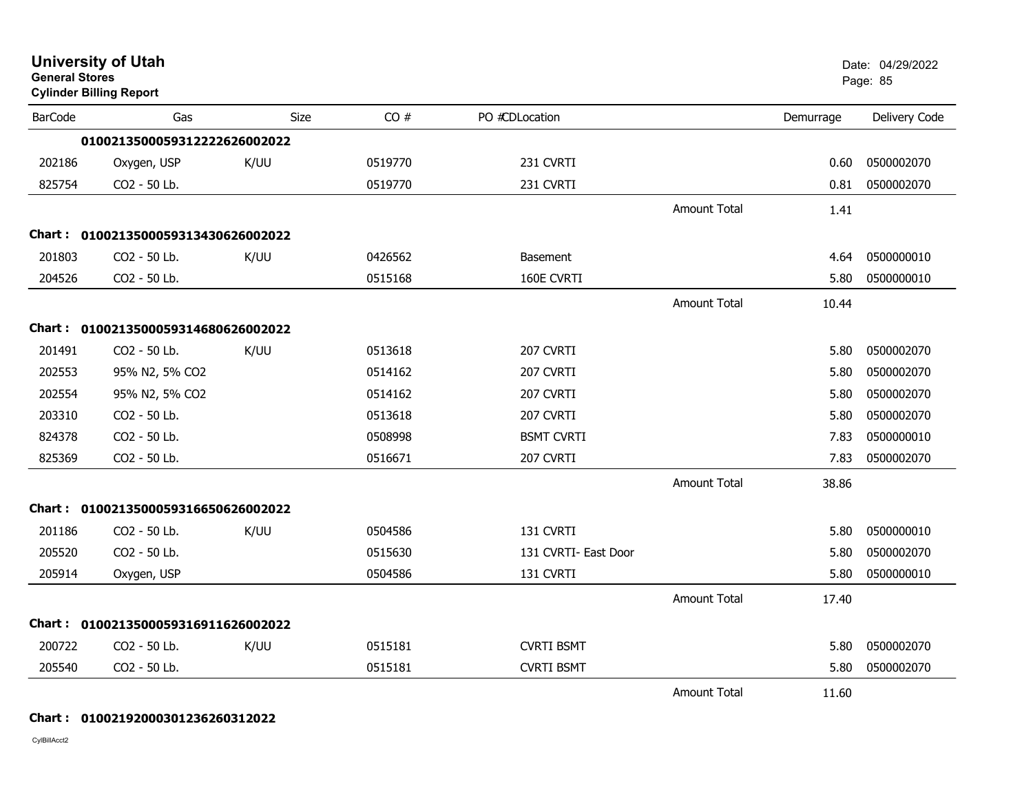# University of Utah
**General Stores**
**Cylinder Billing Report**

Date: 04/29/2022

| BarCode | Gas | Size | CO # | PO # | CDLocation | | Demurrage | Delivery Code |
|---|---|---|---|---|---|---|---|---|
| | **01002135000593122226260020​22** | | | | | | | |
| 202186 | Oxygen, USP | K/UU | 0519770 | | 231 CVRTI | | 0.60 | 0500002070 |
| 825754 | CO2 - 50 Lb. | | 0519770 | | 231 CVRTI | | 0.81 | 0500002070 |
| | | | | | | Amount Total | 1.41 | |
| **Chart :** | **01002135000593134306260020​22** | | | | | | | |
| 201803 | CO2 - 50 Lb. | K/UU | 0426562 | | Basement | | 4.64 | 0500000010 |
| 204526 | CO2 - 50 Lb. | | 0515168 | | 160E CVRTI | | 5.80 | 0500000010 |
| | | | | | | Amount Total | 10.44 | |
| **Chart :** | **01002135000593146806260020​22** | | | | | | | |
| 201491 | CO2 - 50 Lb. | K/UU | 0513618 | | 207 CVRTI | | 5.80 | 0500002070 |
| 202553 | 95% N2, 5% CO2 | | 0514162 | | 207 CVRTI | | 5.80 | 0500002070 |
| 202554 | 95% N2, 5% CO2 | | 0514162 | | 207 CVRTI | | 5.80 | 0500002070 |
| 203310 | CO2 - 50 Lb. | | 0513618 | | 207 CVRTI | | 5.80 | 0500002070 |
| 824378 | CO2 - 50 Lb. | | 0508998 | | BSMT CVRTI | | 7.83 | 0500000010 |
| 825369 | CO2 - 50 Lb. | | 0516671 | | 207 CVRTI | | 7.83 | 0500002070 |
| | | | | | | Amount Total | 38.86 | |
| **Chart :** | **01002135000593166506260020​22** | | | | | | | |
| 201186 | CO2 - 50 Lb. | K/UU | 0504586 | | 131 CVRTI | | 5.80 | 0500000010 |
| 205520 | CO2 - 50 Lb. | | 0515630 | | 131 CVRTI- East Door | | 5.80 | 0500002070 |
| 205914 | Oxygen, USP | | 0504586 | | 131 CVRTI | | 5.80 | 0500000010 |
| | | | | | | Amount Total | 17.40 | |
| **Chart :** | **01002135000593169116260020​22** | | | | | | | |
| 200722 | CO2 - 50 Lb. | K/UU | 0515181 | | CVRTI BSMT | | 5.80 | 0500002070 |
| 205540 | CO2 - 50 Lb. | | 0515181 | | CVRTI BSMT | | 5.80 | 0500002070 |
| | | | | | | Amount Total | 11.60 | |
| **Chart :** | **010021920003012362603120​22** | | | | | | | |

CylBillAcct2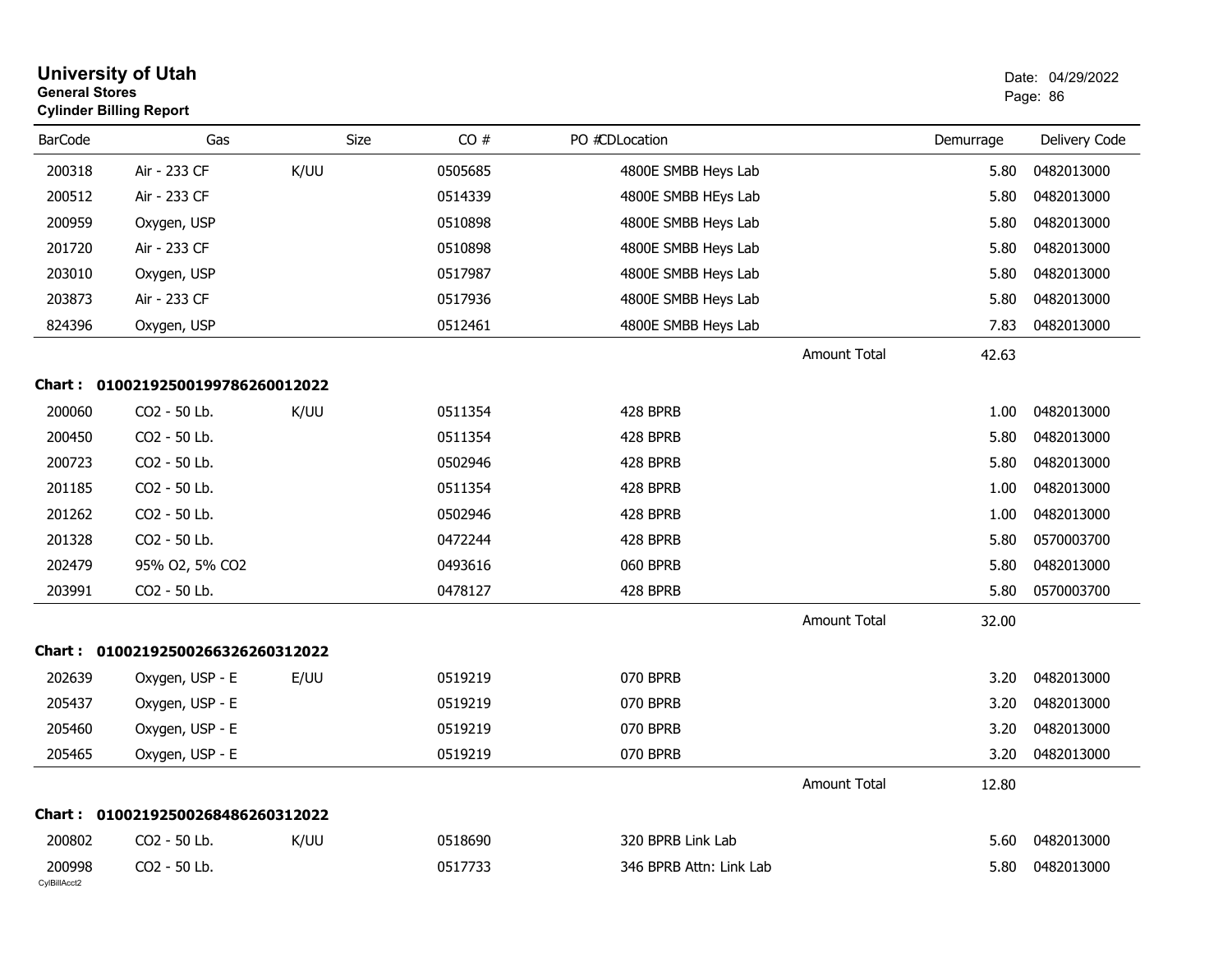# University of Utah
**General Stores**
**Cylinder Billing Report**

Date: 04/29/2022

| BarCode | Gas | Size | CO # | PO #CDLocation | | Demurrage | Delivery Code |
|---|---|---|---|---|---|---|---|
| 200318 | Air - 233 CF | K/UU | 0505685 | 4800E SMBB Heys Lab | | 5.80 | 0482013000 |
| 200512 | Air - 233 CF | | 0514339 | 4800E SMBB HEys Lab | | 5.80 | 0482013000 |
| 200959 | Oxygen, USP | | 0510898 | 4800E SMBB Heys Lab | | 5.80 | 0482013000 |
| 201720 | Air - 233 CF | | 0510898 | 4800E SMBB Heys Lab | | 5.80 | 0482013000 |
| 203010 | Oxygen, USP | | 0517987 | 4800E SMBB Heys Lab | | 5.80 | 0482013000 |
| 203873 | Air - 233 CF | | 0517936 | 4800E SMBB Heys Lab | | 5.80 | 0482013000 |
| 824396 | Oxygen, USP | | 0512461 | 4800E SMBB Heys Lab | | 7.83 | 0482013000 |
| | | | | | Amount Total | 42.63 | |

**Chart : 01002192500199786260012022**

| BarCode | Gas | Size | CO # | PO #CDLocation | | Demurrage | Delivery Code |
|---|---|---|---|---|---|---|---|
| 200060 | CO2 - 50 Lb. | K/UU | 0511354 | 428 BPRB | | 1.00 | 0482013000 |
| 200450 | CO2 - 50 Lb. | | 0511354 | 428 BPRB | | 5.80 | 0482013000 |
| 200723 | CO2 - 50 Lb. | | 0502946 | 428 BPRB | | 5.80 | 0482013000 |
| 201185 | CO2 - 50 Lb. | | 0511354 | 428 BPRB | | 1.00 | 0482013000 |
| 201262 | CO2 - 50 Lb. | | 0502946 | 428 BPRB | | 1.00 | 0482013000 |
| 201328 | CO2 - 50 Lb. | | 0472244 | 428 BPRB | | 5.80 | 0570003700 |
| 202479 | 95% O2, 5% CO2 | | 0493616 | 060 BPRB | | 5.80 | 0482013000 |
| 203991 | CO2 - 50 Lb. | | 0478127 | 428 BPRB | | 5.80 | 0570003700 |
| | | | | | Amount Total | 32.00 | |

**Chart : 01002192500266326260312022**

| BarCode | Gas | Size | CO # | PO #CDLocation | | Demurrage | Delivery Code |
|---|---|---|---|---|---|---|---|
| 202639 | Oxygen, USP - E | E/UU | 0519219 | 070 BPRB | | 3.20 | 0482013000 |
| 205437 | Oxygen, USP - E | | 0519219 | 070 BPRB | | 3.20 | 0482013000 |
| 205460 | Oxygen, USP - E | | 0519219 | 070 BPRB | | 3.20 | 0482013000 |
| 205465 | Oxygen, USP - E | | 0519219 | 070 BPRB | | 3.20 | 0482013000 |
| | | | | | Amount Total | 12.80 | |

**Chart : 01002192500268486260312022**

| BarCode | Gas | Size | CO # | PO #CDLocation | | Demurrage | Delivery Code |
|---|---|---|---|---|---|---|---|
| 200802 | CO2 - 50 Lb. | K/UU | 0518690 | 320 BPRB Link Lab | | 5.60 | 0482013000 |
| 200998 | CO2 - 50 Lb. | | 0517733 | 346 BPRB Attn: Link Lab | | 5.80 | 0482013000 |

CylBillAcct2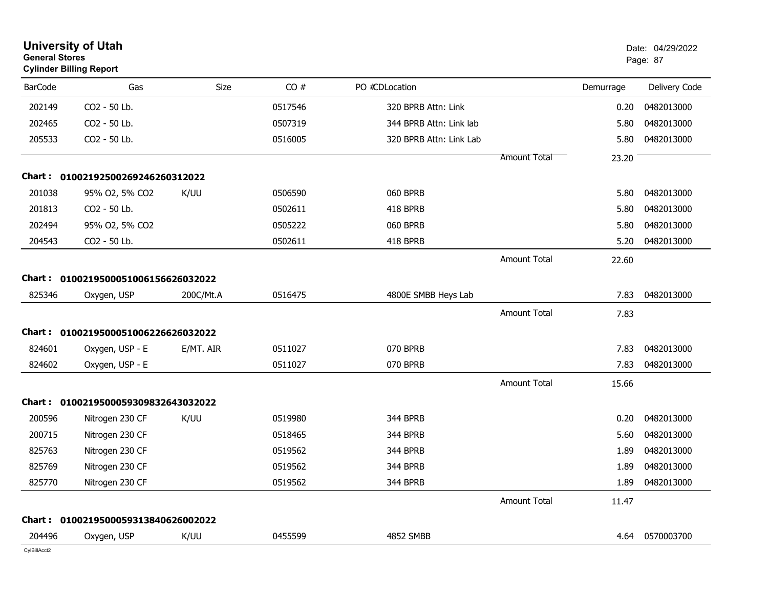**University of Utah**
**General Stores**
**Cylinder Billing Report**

Date: 04/29/2022

| BarCode | Gas | Size | CO # | PO # | CDLocation | Demurrage | Delivery Code |
|---|---|---|---|---|---|---|---|
| 202149 | CO2 - 50 Lb. | | 0517546 | | 320 BPRB Attn: Link | 0.20 | 0482013000 |
| 202465 | CO2 - 50 Lb. | | 0507319 | | 344 BPRB Attn: Link lab | 5.80 | 0482013000 |
| 205533 | CO2 - 50 Lb. | | 0516005 | | 320 BPRB Attn: Link Lab | 5.80 | 0482013000 |
| | | | | | Amount Total | 23.20 | |

**Chart : 01002192500269246260312022**

| BarCode | Gas | Size | CO # | PO # | CDLocation | Demurrage | Delivery Code |
|---|---|---|---|---|---|---|---|
| 201038 | 95% O2, 5% CO2 | K/UU | 0506590 | | 060 BPRB | 5.80 | 0482013000 |
| 201813 | CO2 - 50 Lb. | | 0502611 | | 418 BPRB | 5.80 | 0482013000 |
| 202494 | 95% O2, 5% CO2 | | 0505222 | | 060 BPRB | 5.80 | 0482013000 |
| 204543 | CO2 - 50 Lb. | | 0502611 | | 418 BPRB | 5.20 | 0482013000 |
| | | | | | Amount Total | 22.60 | |

**Chart : 01002195000510061566260320222**

| BarCode | Gas | Size | CO # | PO # | CDLocation | Demurrage | Delivery Code |
|---|---|---|---|---|---|---|---|
| 825346 | Oxygen, USP | 200C/Mt.A | 0516475 | | 4800E SMBB Heys Lab | 7.83 | 0482013000 |
| | | | | | Amount Total | 7.83 | |

**Chart : 01002195000510062266260320222**

| BarCode | Gas | Size | CO # | PO # | CDLocation | Demurrage | Delivery Code |
|---|---|---|---|---|---|---|---|
| 824601 | Oxygen, USP - E | E/MT. AIR | 0511027 | | 070 BPRB | 7.83 | 0482013000 |
| 824602 | Oxygen, USP - E | | 0511027 | | 070 BPRB | 7.83 | 0482013000 |
| | | | | | Amount Total | 15.66 | |

**Chart : 01002195000593098326430320222**

| BarCode | Gas | Size | CO # | PO # | CDLocation | Demurrage | Delivery Code |
|---|---|---|---|---|---|---|---|
| 200596 | Nitrogen 230 CF | K/UU | 0519980 | | 344 BPRB | 0.20 | 0482013000 |
| 200715 | Nitrogen 230 CF | | 0518465 | | 344 BPRB | 5.60 | 0482013000 |
| 825763 | Nitrogen 230 CF | | 0519562 | | 344 BPRB | 1.89 | 0482013000 |
| 825769 | Nitrogen 230 CF | | 0519562 | | 344 BPRB | 1.89 | 0482013000 |
| 825770 | Nitrogen 230 CF | | 0519562 | | 344 BPRB | 1.89 | 0482013000 |
| | | | | | Amount Total | 11.47 | |

**Chart : 01002195000593138406260020222**

| BarCode | Gas | Size | CO # | PO # | CDLocation | Demurrage | Delivery Code |
|---|---|---|---|---|---|---|---|
| 204496 | Oxygen, USP | K/UU | 0455599 | | 4852 SMBB | 4.64 | 0570003700 |

CylBillAcct2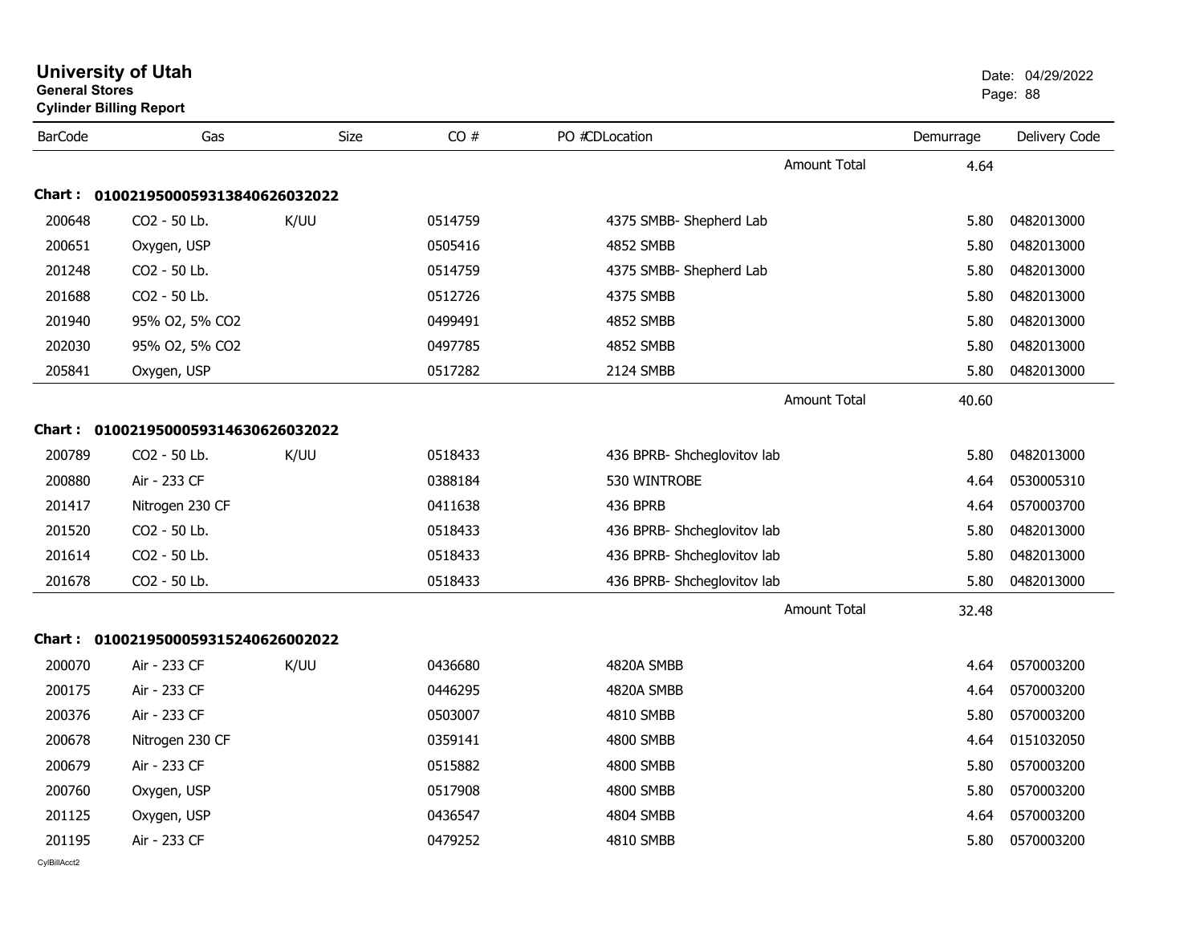# University of Utah
**General Stores**
**Cylinder Billing Report**

Date: 04/29/2022

| BarCode | Gas | Size | CO # | PO # | CD | Location | Demurrage | Delivery Code |
|---|---|---|---|---|---|---|---|---|
| | | | | | | Amount Total | 4.64 | |
| **Chart :** | **01002195000593138406260320 22** | | | | | | | |
| 200648 | CO2 - 50 Lb. | K/UU | 0514759 | | | 4375 SMBB- Shepherd Lab | 5.80 | 0482013000 |
| 200651 | Oxygen, USP | | 0505416 | | | 4852 SMBB | 5.80 | 0482013000 |
| 201248 | CO2 - 50 Lb. | | 0514759 | | | 4375 SMBB- Shepherd Lab | 5.80 | 0482013000 |
| 201688 | CO2 - 50 Lb. | | 0512726 | | | 4375 SMBB | 5.80 | 0482013000 |
| 201940 | 95% O2, 5% CO2 | | 0499491 | | | 4852 SMBB | 5.80 | 0482013000 |
| 202030 | 95% O2, 5% CO2 | | 0497785 | | | 4852 SMBB | 5.80 | 0482013000 |
| 205841 | Oxygen, USP | | 0517282 | | | 2124 SMBB | 5.80 | 0482013000 |
| | | | | | | Amount Total | 40.60 | |
| **Chart :** | **0100219500059314630626032022** | | | | | | | |
| 200789 | CO2 - 50 Lb. | K/UU | 0518433 | | | 436 BPRB- Shcheglovitov lab | 5.80 | 0482013000 |
| 200880 | Air - 233 CF | | 0388184 | | | 530 WINTROBE | 4.64 | 0530005310 |
| 201417 | Nitrogen 230 CF | | 0411638 | | | 436 BPRB | 4.64 | 0570003700 |
| 201520 | CO2 - 50 Lb. | | 0518433 | | | 436 BPRB- Shcheglovitov lab | 5.80 | 0482013000 |
| 201614 | CO2 - 50 Lb. | | 0518433 | | | 436 BPRB- Shcheglovitov lab | 5.80 | 0482013000 |
| 201678 | CO2 - 50 Lb. | | 0518433 | | | 436 BPRB- Shcheglovitov lab | 5.80 | 0482013000 |
| | | | | | | Amount Total | 32.48 | |
| **Chart :** | **0100219500059315240626002022** | | | | | | | |
| 200070 | Air - 233 CF | K/UU | 0436680 | | | 4820A SMBB | 4.64 | 0570003200 |
| 200175 | Air - 233 CF | | 0446295 | | | 4820A SMBB | 4.64 | 0570003200 |
| 200376 | Air - 233 CF | | 0503007 | | | 4810 SMBB | 5.80 | 0570003200 |
| 200678 | Nitrogen 230 CF | | 0359141 | | | 4800 SMBB | 4.64 | 0151032050 |
| 200679 | Air - 233 CF | | 0515882 | | | 4800 SMBB | 5.80 | 0570003200 |
| 200760 | Oxygen, USP | | 0517908 | | | 4800 SMBB | 5.80 | 0570003200 |
| 201125 | Oxygen, USP | | 0436547 | | | 4804 SMBB | 4.64 | 0570003200 |
| 201195 | Air - 233 CF | | 0479252 | | | 4810 SMBB | 5.80 | 0570003200 |

CylBillAcct2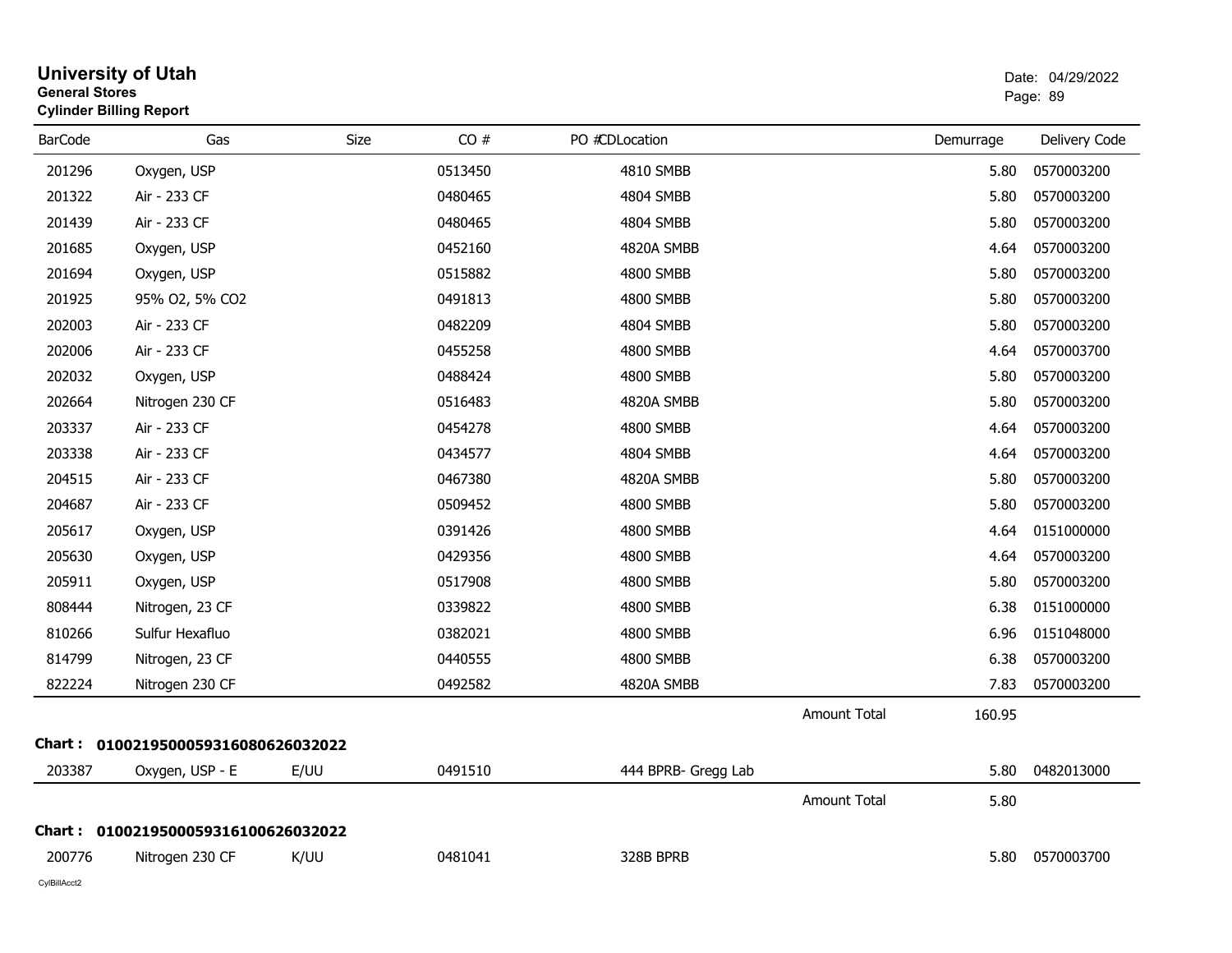# University of Utah

**General Stores**

**Cylinder Billing Report**

Date: 04/29/2022

| BarCode | Gas | Size | CO # | PO # | CDLocation | Demurrage | Delivery Code |
|---|---|---|---|---|---|---|---|
| 201296 | Oxygen, USP | | 0513450 | | 4810 SMBB | 5.80 | 0570003200 |
| 201322 | Air - 233 CF | | 0480465 | | 4804 SMBB | 5.80 | 0570003200 |
| 201439 | Air - 233 CF | | 0480465 | | 4804 SMBB | 5.80 | 0570003200 |
| 201685 | Oxygen, USP | | 0452160 | | 4820A SMBB | 4.64 | 0570003200 |
| 201694 | Oxygen, USP | | 0515882 | | 4800 SMBB | 5.80 | 0570003200 |
| 201925 | 95% O2, 5% CO2 | | 0491813 | | 4800 SMBB | 5.80 | 0570003200 |
| 202003 | Air - 233 CF | | 0482209 | | 4804 SMBB | 5.80 | 0570003200 |
| 202006 | Air - 233 CF | | 0455258 | | 4800 SMBB | 4.64 | 0570003700 |
| 202032 | Oxygen, USP | | 0488424 | | 4800 SMBB | 5.80 | 0570003200 |
| 202664 | Nitrogen 230 CF | | 0516483 | | 4820A SMBB | 5.80 | 0570003200 |
| 203337 | Air - 233 CF | | 0454278 | | 4800 SMBB | 4.64 | 0570003200 |
| 203338 | Air - 233 CF | | 0434577 | | 4804 SMBB | 4.64 | 0570003200 |
| 204515 | Air - 233 CF | | 0467380 | | 4820A SMBB | 5.80 | 0570003200 |
| 204687 | Air - 233 CF | | 0509452 | | 4800 SMBB | 5.80 | 0570003200 |
| 205617 | Oxygen, USP | | 0391426 | | 4800 SMBB | 4.64 | 0151000000 |
| 205630 | Oxygen, USP | | 0429356 | | 4800 SMBB | 4.64 | 0570003200 |
| 205911 | Oxygen, USP | | 0517908 | | 4800 SMBB | 5.80 | 0570003200 |
| 808444 | Nitrogen, 23 CF | | 0339822 | | 4800 SMBB | 6.38 | 0151000000 |
| 810266 | Sulfur Hexafluo | | 0382021 | | 4800 SMBB | 6.96 | 0151048000 |
| 814799 | Nitrogen, 23 CF | | 0440555 | | 4800 SMBB | 6.38 | 0570003200 |
| 822224 | Nitrogen 230 CF | | 0492582 | | 4820A SMBB | 7.83 | 0570003200 |
| | | | | | Amount Total | 160.95 | |

**Chart : 01002195000593160806260320 22**

| BarCode | Gas | Size | CO # | PO # | CDLocation | Demurrage | Delivery Code |
|---|---|---|---|---|---|---|---|
| 203387 | Oxygen, USP - E | E/UU | 0491510 | | 444 BPRB- Gregg Lab | 5.80 | 0482013000 |
| | | | | | Amount Total | 5.80 | |

**Chart : 0100219500059316100626032022**

| BarCode | Gas | Size | CO # | PO # | CDLocation | Demurrage | Delivery Code |
|---|---|---|---|---|---|---|---|
| 200776 | Nitrogen 230 CF | K/UU | 0481041 | | 328B BPRB | 5.80 | 0570003700 |

CylBillAcct2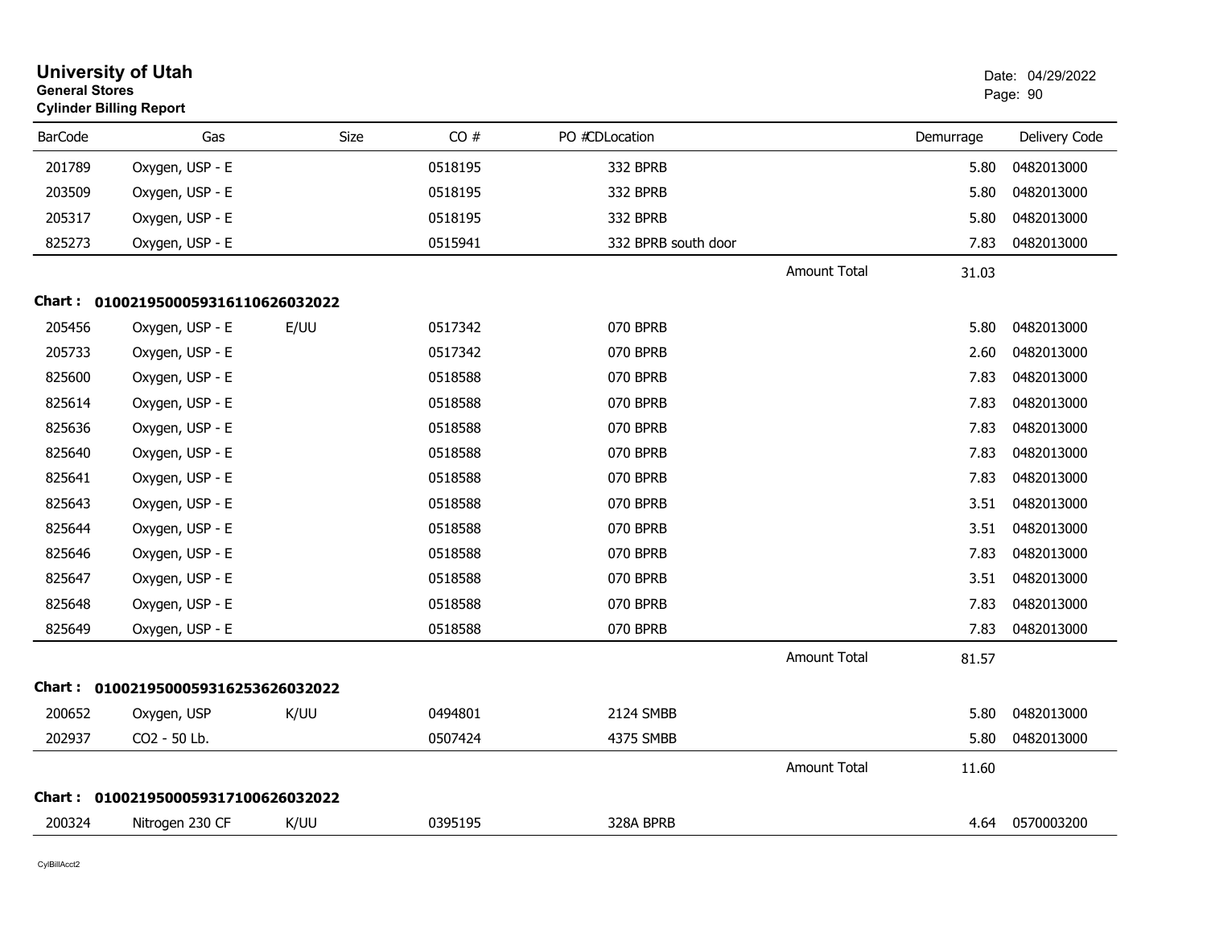# University of Utah

**General Stores**
**Cylinder Billing Report**

Date: 04/29/2022

| BarCode | Gas | Size | CO # | PO #CDLocation | Demurrage | Delivery Code |
|---|---|---|---|---|---|---|
| 201789 | Oxygen, USP - E | | 0518195 | 332 BPRB | 5.80 | 0482013000 |
| 203509 | Oxygen, USP - E | | 0518195 | 332 BPRB | 5.80 | 0482013000 |
| 205317 | Oxygen, USP - E | | 0518195 | 332 BPRB | 5.80 | 0482013000 |
| 825273 | Oxygen, USP - E | | 0515941 | 332 BPRB south door | 7.83 | 0482013000 |
| | | | | Amount Total | 31.03 | |

**Chart : 01002195000593161106260320​22**

| BarCode | Gas | Size | CO # | PO #CDLocation | Demurrage | Delivery Code |
|---|---|---|---|---|---|---|
| 205456 | Oxygen, USP - E | E/UU | 0517342 | 070 BPRB | 5.80 | 0482013000 |
| 205733 | Oxygen, USP - E | | 0517342 | 070 BPRB | 2.60 | 0482013000 |
| 825600 | Oxygen, USP - E | | 0518588 | 070 BPRB | 7.83 | 0482013000 |
| 825614 | Oxygen, USP - E | | 0518588 | 070 BPRB | 7.83 | 0482013000 |
| 825636 | Oxygen, USP - E | | 0518588 | 070 BPRB | 7.83 | 0482013000 |
| 825640 | Oxygen, USP - E | | 0518588 | 070 BPRB | 7.83 | 0482013000 |
| 825641 | Oxygen, USP - E | | 0518588 | 070 BPRB | 7.83 | 0482013000 |
| 825643 | Oxygen, USP - E | | 0518588 | 070 BPRB | 3.51 | 0482013000 |
| 825644 | Oxygen, USP - E | | 0518588 | 070 BPRB | 3.51 | 0482013000 |
| 825646 | Oxygen, USP - E | | 0518588 | 070 BPRB | 7.83 | 0482013000 |
| 825647 | Oxygen, USP - E | | 0518588 | 070 BPRB | 3.51 | 0482013000 |
| 825648 | Oxygen, USP - E | | 0518588 | 070 BPRB | 7.83 | 0482013000 |
| 825649 | Oxygen, USP - E | | 0518588 | 070 BPRB | 7.83 | 0482013000 |
| | | | | Amount Total | 81.57 | |

**Chart : 0100219500059316253626032022**

| BarCode | Gas | Size | CO # | PO #CDLocation | Demurrage | Delivery Code |
|---|---|---|---|---|---|---|
| 200652 | Oxygen, USP | K/UU | 0494801 | 2124 SMBB | 5.80 | 0482013000 |
| 202937 | CO2 - 50 Lb. | | 0507424 | 4375 SMBB | 5.80 | 0482013000 |
| | | | | Amount Total | 11.60 | |

**Chart : 0100219500059317100626032022**

| BarCode | Gas | Size | CO # | PO #CDLocation | Demurrage | Delivery Code |
|---|---|---|---|---|---|---|
| 200324 | Nitrogen 230 CF | K/UU | 0395195 | 328A BPRB | 4.64 | 0570003200 |

CylBillAcct2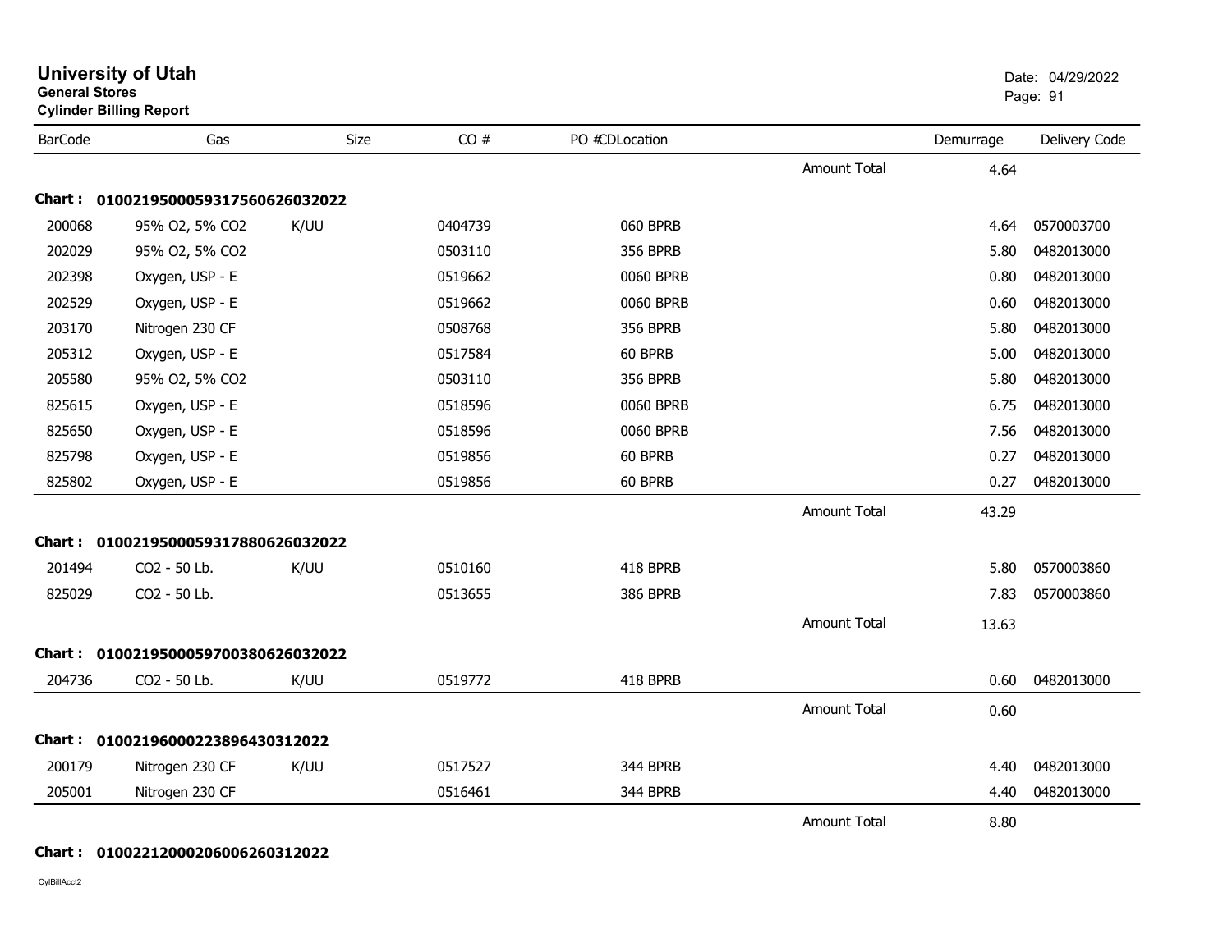**University of Utah**
**General Stores**
**Cylinder Billing Report**

Date: 04/29/2022

| BarCode | Gas | Size | CO # | PO # | CDLocation | | Demurrage | Delivery Code |
|---|---|---|---|---|---|---|---|---|
| | | | | | | Amount Total | 4.64 | |
| **Chart :** | **01002195000593175606260320​22** | | | | | | | |
| 200068 | 95% O2, 5% CO2 | K/UU | 0404739 | | 060 BPRB | | 4.64 | 0570003700 |
| 202029 | 95% O2, 5% CO2 | | 0503110 | | 356 BPRB | | 5.80 | 0482013000 |
| 202398 | Oxygen, USP - E | | 0519662 | | 0060 BPRB | | 0.80 | 0482013000 |
| 202529 | Oxygen, USP - E | | 0519662 | | 0060 BPRB | | 0.60 | 0482013000 |
| 203170 | Nitrogen 230 CF | | 0508768 | | 356 BPRB | | 5.80 | 0482013000 |
| 205312 | Oxygen, USP - E | | 0517584 | | 60 BPRB | | 5.00 | 0482013000 |
| 205580 | 95% O2, 5% CO2 | | 0503110 | | 356 BPRB | | 5.80 | 0482013000 |
| 825615 | Oxygen, USP - E | | 0518596 | | 0060 BPRB | | 6.75 | 0482013000 |
| 825650 | Oxygen, USP - E | | 0518596 | | 0060 BPRB | | 7.56 | 0482013000 |
| 825798 | Oxygen, USP - E | | 0519856 | | 60 BPRB | | 0.27 | 0482013000 |
| 825802 | Oxygen, USP - E | | 0519856 | | 60 BPRB | | 0.27 | 0482013000 |
| | | | | | | Amount Total | 43.29 | |
| **Chart :** | **0100219500059317880626032022** | | | | | | | |
| 201494 | CO2 - 50 Lb. | K/UU | 0510160 | | 418 BPRB | | 5.80 | 0570003860 |
| 825029 | CO2 - 50 Lb. | | 0513655 | | 386 BPRB | | 7.83 | 0570003860 |
| | | | | | | Amount Total | 13.63 | |
| **Chart :** | **0100219500059700380626032022** | | | | | | | |
| 204736 | CO2 - 50 Lb. | K/UU | 0519772 | | 418 BPRB | | 0.60 | 0482013000 |
| | | | | | | Amount Total | 0.60 | |
| **Chart :** | **0100219600022389643031202​2** | | | | | | | |
| 200179 | Nitrogen 230 CF | K/UU | 0517527 | | 344 BPRB | | 4.40 | 0482013000 |
| 205001 | Nitrogen 230 CF | | 0516461 | | 344 BPRB | | 4.40 | 0482013000 |
| | | | | | | Amount Total | 8.80 | |
| **Chart :** | **0100221200020600626031202​2** | | | | | | | |

CylBillAcct2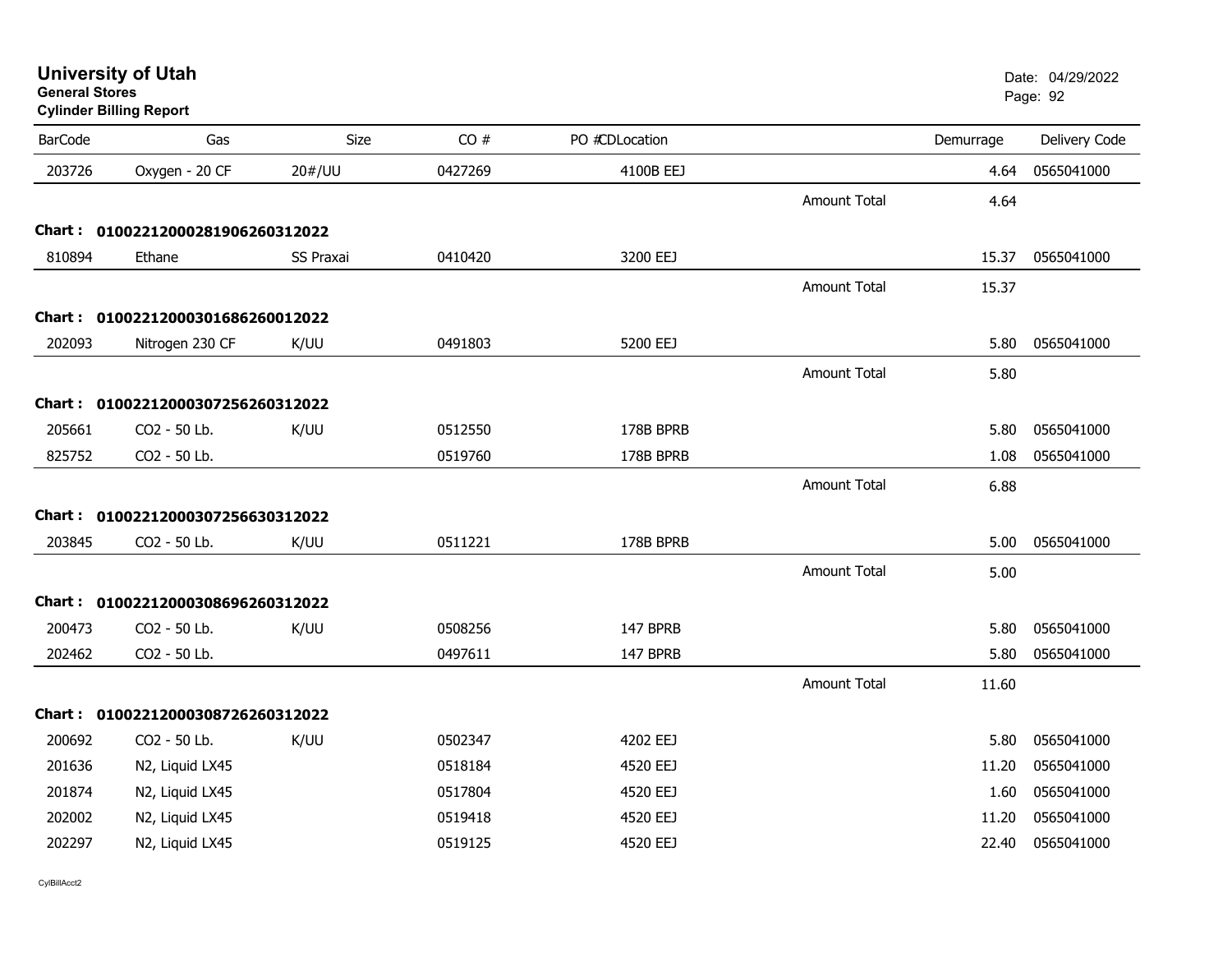# University of Utah
**General Stores**
**Cylinder Billing Report**

Date: 04/29/2022

| BarCode | Gas | Size | CO # | PO #CDLocation | | Demurrage | Delivery Code |
|---|---|---|---|---|---|---|---|
| 203726 | Oxygen - 20 CF | 20#/UU | 0427269 | 4100B EEJ | | 4.64 | 0565041000 |
| | | | | | Amount Total | 4.64 | |
| **Chart :** | **01002212000281906260312022** | | | | | | |
| 810894 | Ethane | SS Praxai | 0410420 | 3200 EEJ | | 15.37 | 0565041000 |
| | | | | | Amount Total | 15.37 | |
| **Chart :** | **01002212000301686260012022** | | | | | | |
| 202093 | Nitrogen 230 CF | K/UU | 0491803 | 5200 EEJ | | 5.80 | 0565041000 |
| | | | | | Amount Total | 5.80 | |
| **Chart :** | **01002212000307256260312022** | | | | | | |
| 205661 | CO2 - 50 Lb. | K/UU | 0512550 | 178B BPRB | | 5.80 | 0565041000 |
| 825752 | CO2 - 50 Lb. | | 0519760 | 178B BPRB | | 1.08 | 0565041000 |
| | | | | | Amount Total | 6.88 | |
| **Chart :** | **01002212000307256630312022** | | | | | | |
| 203845 | CO2 - 50 Lb. | K/UU | 0511221 | 178B BPRB | | 5.00 | 0565041000 |
| | | | | | Amount Total | 5.00 | |
| **Chart :** | **01002212000308696260312022** | | | | | | |
| 200473 | CO2 - 50 Lb. | K/UU | 0508256 | 147 BPRB | | 5.80 | 0565041000 |
| 202462 | CO2 - 50 Lb. | | 0497611 | 147 BPRB | | 5.80 | 0565041000 |
| | | | | | Amount Total | 11.60 | |
| **Chart :** | **01002212000308726260312022** | | | | | | |
| 200692 | CO2 - 50 Lb. | K/UU | 0502347 | 4202 EEJ | | 5.80 | 0565041000 |
| 201636 | N2, Liquid LX45 | | 0518184 | 4520 EEJ | | 11.20 | 0565041000 |
| 201874 | N2, Liquid LX45 | | 0517804 | 4520 EEJ | | 1.60 | 0565041000 |
| 202002 | N2, Liquid LX45 | | 0519418 | 4520 EEJ | | 11.20 | 0565041000 |
| 202297 | N2, Liquid LX45 | | 0519125 | 4520 EEJ | | 22.40 | 0565041000 |

CylBillAcct2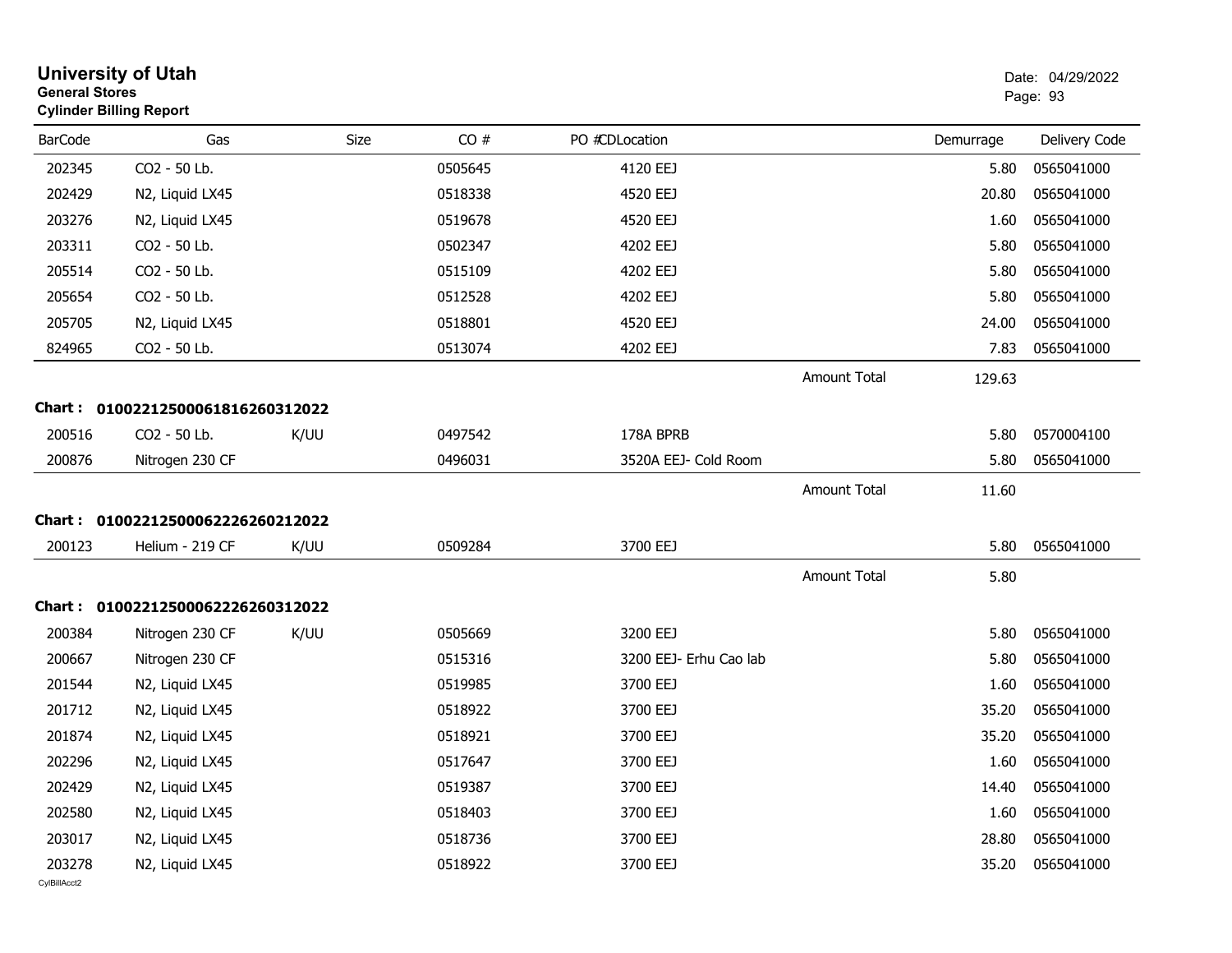# University of Utah

**General Stores**
**Cylinder Billing Report**

Date: 04/29/2022

| BarCode | Gas | Size | CO # | PO #CDLocation | | Demurrage | Delivery Code |
|---|---|---|---|---|---|---|---|
| 202345 | CO2 - 50 Lb. | | 0505645 | 4120 EEJ | | 5.80 | 0565041000 |
| 202429 | N2, Liquid LX45 | | 0518338 | 4520 EEJ | | 20.80 | 0565041000 |
| 203276 | N2, Liquid LX45 | | 0519678 | 4520 EEJ | | 1.60 | 0565041000 |
| 203311 | CO2 - 50 Lb. | | 0502347 | 4202 EEJ | | 5.80 | 0565041000 |
| 205514 | CO2 - 50 Lb. | | 0515109 | 4202 EEJ | | 5.80 | 0565041000 |
| 205654 | CO2 - 50 Lb. | | 0512528 | 4202 EEJ | | 5.80 | 0565041000 |
| 205705 | N2, Liquid LX45 | | 0518801 | 4520 EEJ | | 24.00 | 0565041000 |
| 824965 | CO2 - 50 Lb. | | 0513074 | 4202 EEJ | | 7.83 | 0565041000 |
| | | | | | Amount Total | 129.63 | |

**Chart : 01002212500061816260312022**

| BarCode | Gas | Size | CO # | PO #CDLocation | | Demurrage | Delivery Code |
|---|---|---|---|---|---|---|---|
| 200516 | CO2 - 50 Lb. | K/UU | 0497542 | 178A BPRB | | 5.80 | 0570004100 |
| 200876 | Nitrogen 230 CF | | 0496031 | 3520A EEJ- Cold Room | | 5.80 | 0565041000 |
| | | | | | Amount Total | 11.60 | |

**Chart : 01002212500062226260212022**

| BarCode | Gas | Size | CO # | PO #CDLocation | | Demurrage | Delivery Code |
|---|---|---|---|---|---|---|---|
| 200123 | Helium - 219 CF | K/UU | 0509284 | 3700 EEJ | | 5.80 | 0565041000 |
| | | | | | Amount Total | 5.80 | |

**Chart : 01002212500062226260312022**

| BarCode | Gas | Size | CO # | PO #CDLocation | | Demurrage | Delivery Code |
|---|---|---|---|---|---|---|---|
| 200384 | Nitrogen 230 CF | K/UU | 0505669 | 3200 EEJ | | 5.80 | 0565041000 |
| 200667 | Nitrogen 230 CF | | 0515316 | 3200 EEJ- Erhu Cao lab | | 5.80 | 0565041000 |
| 201544 | N2, Liquid LX45 | | 0519985 | 3700 EEJ | | 1.60 | 0565041000 |
| 201712 | N2, Liquid LX45 | | 0518922 | 3700 EEJ | | 35.20 | 0565041000 |
| 201874 | N2, Liquid LX45 | | 0518921 | 3700 EEJ | | 35.20 | 0565041000 |
| 202296 | N2, Liquid LX45 | | 0517647 | 3700 EEJ | | 1.60 | 0565041000 |
| 202429 | N2, Liquid LX45 | | 0519387 | 3700 EEJ | | 14.40 | 0565041000 |
| 202580 | N2, Liquid LX45 | | 0518403 | 3700 EEJ | | 1.60 | 0565041000 |
| 203017 | N2, Liquid LX45 | | 0518736 | 3700 EEJ | | 28.80 | 0565041000 |
| 203278 | N2, Liquid LX45 | | 0518922 | 3700 EEJ | | 35.20 | 0565041000 |

CylBillAcct2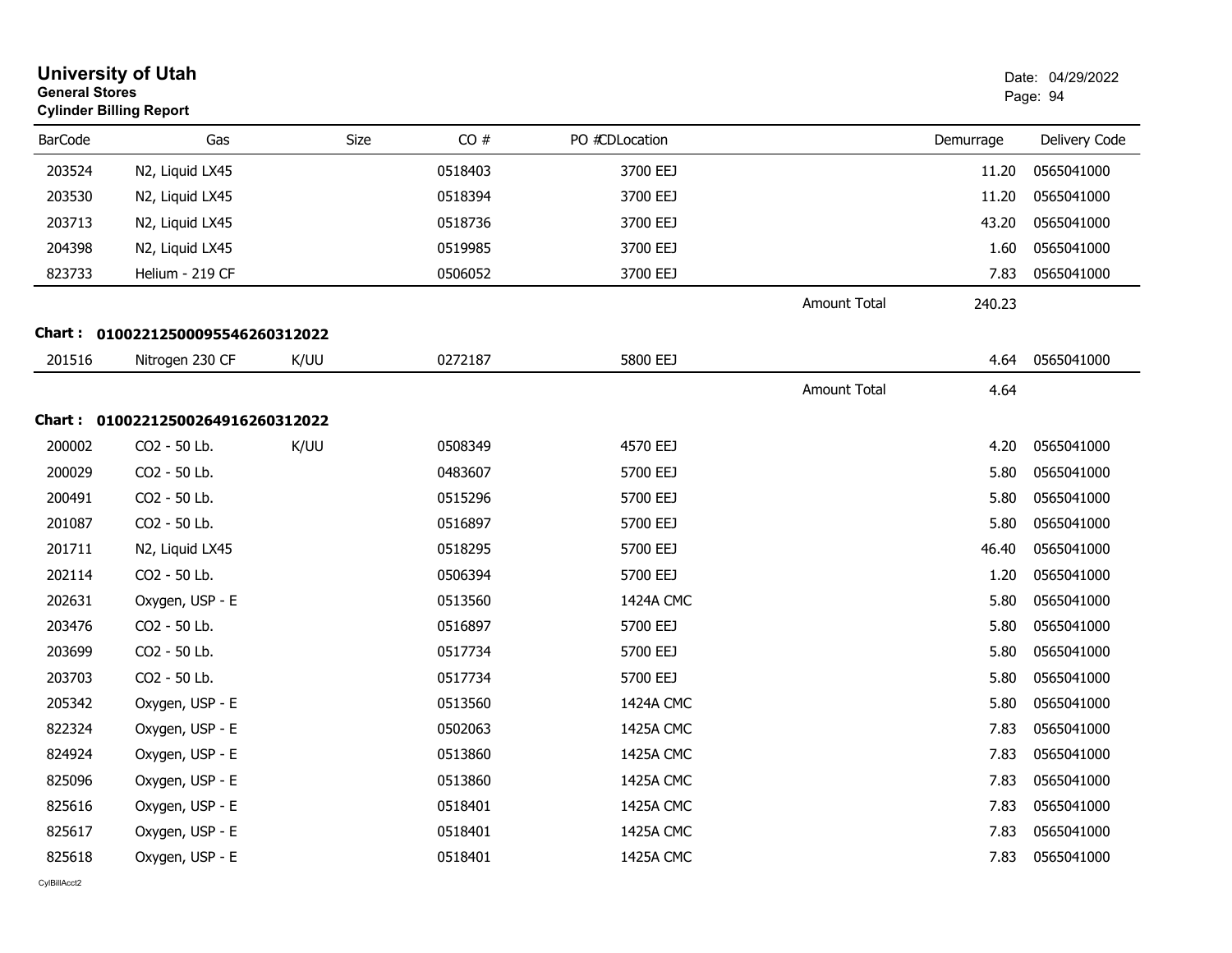# University of Utah

**General Stores**

**Cylinder Billing Report**

Date: 04/29/2022

| BarCode | Gas | Size | CO # | PO #CDLocation | | Demurrage | Delivery Code |
|---|---|---|---|---|---|---|---|
| 203524 | N2, Liquid LX45 | | 0518403 | 3700 EEJ | | 11.20 | 0565041000 |
| 203530 | N2, Liquid LX45 | | 0518394 | 3700 EEJ | | 11.20 | 0565041000 |
| 203713 | N2, Liquid LX45 | | 0518736 | 3700 EEJ | | 43.20 | 0565041000 |
| 204398 | N2, Liquid LX45 | | 0519985 | 3700 EEJ | | 1.60 | 0565041000 |
| 823733 | Helium - 219 CF | | 0506052 | 3700 EEJ | | 7.83 | 0565041000 |
| | | | | | Amount Total | 240.23 | |

**Chart : 01002212500095546260312022**

| BarCode | Gas | Size | CO # | PO #CDLocation | | Demurrage | Delivery Code |
|---|---|---|---|---|---|---|---|
| 201516 | Nitrogen 230 CF | K/UU | 0272187 | 5800 EEJ | | 4.64 | 0565041000 |
| | | | | | Amount Total | 4.64 | |

**Chart : 01002212500264916260312022**

| BarCode | Gas | Size | CO # | PO #CDLocation | | Demurrage | Delivery Code |
|---|---|---|---|---|---|---|---|
| 200002 | CO2 - 50 Lb. | K/UU | 0508349 | 4570 EEJ | | 4.20 | 0565041000 |
| 200029 | CO2 - 50 Lb. | | 0483607 | 5700 EEJ | | 5.80 | 0565041000 |
| 200491 | CO2 - 50 Lb. | | 0515296 | 5700 EEJ | | 5.80 | 0565041000 |
| 201087 | CO2 - 50 Lb. | | 0516897 | 5700 EEJ | | 5.80 | 0565041000 |
| 201711 | N2, Liquid LX45 | | 0518295 | 5700 EEJ | | 46.40 | 0565041000 |
| 202114 | CO2 - 50 Lb. | | 0506394 | 5700 EEJ | | 1.20 | 0565041000 |
| 202631 | Oxygen, USP - E | | 0513560 | 1424A CMC | | 5.80 | 0565041000 |
| 203476 | CO2 - 50 Lb. | | 0516897 | 5700 EEJ | | 5.80 | 0565041000 |
| 203699 | CO2 - 50 Lb. | | 0517734 | 5700 EEJ | | 5.80 | 0565041000 |
| 203703 | CO2 - 50 Lb. | | 0517734 | 5700 EEJ | | 5.80 | 0565041000 |
| 205342 | Oxygen, USP - E | | 0513560 | 1424A CMC | | 5.80 | 0565041000 |
| 822324 | Oxygen, USP - E | | 0502063 | 1425A CMC | | 7.83 | 0565041000 |
| 824924 | Oxygen, USP - E | | 0513860 | 1425A CMC | | 7.83 | 0565041000 |
| 825096 | Oxygen, USP - E | | 0513860 | 1425A CMC | | 7.83 | 0565041000 |
| 825616 | Oxygen, USP - E | | 0518401 | 1425A CMC | | 7.83 | 0565041000 |
| 825617 | Oxygen, USP - E | | 0518401 | 1425A CMC | | 7.83 | 0565041000 |
| 825618 | Oxygen, USP - E | | 0518401 | 1425A CMC | | 7.83 | 0565041000 |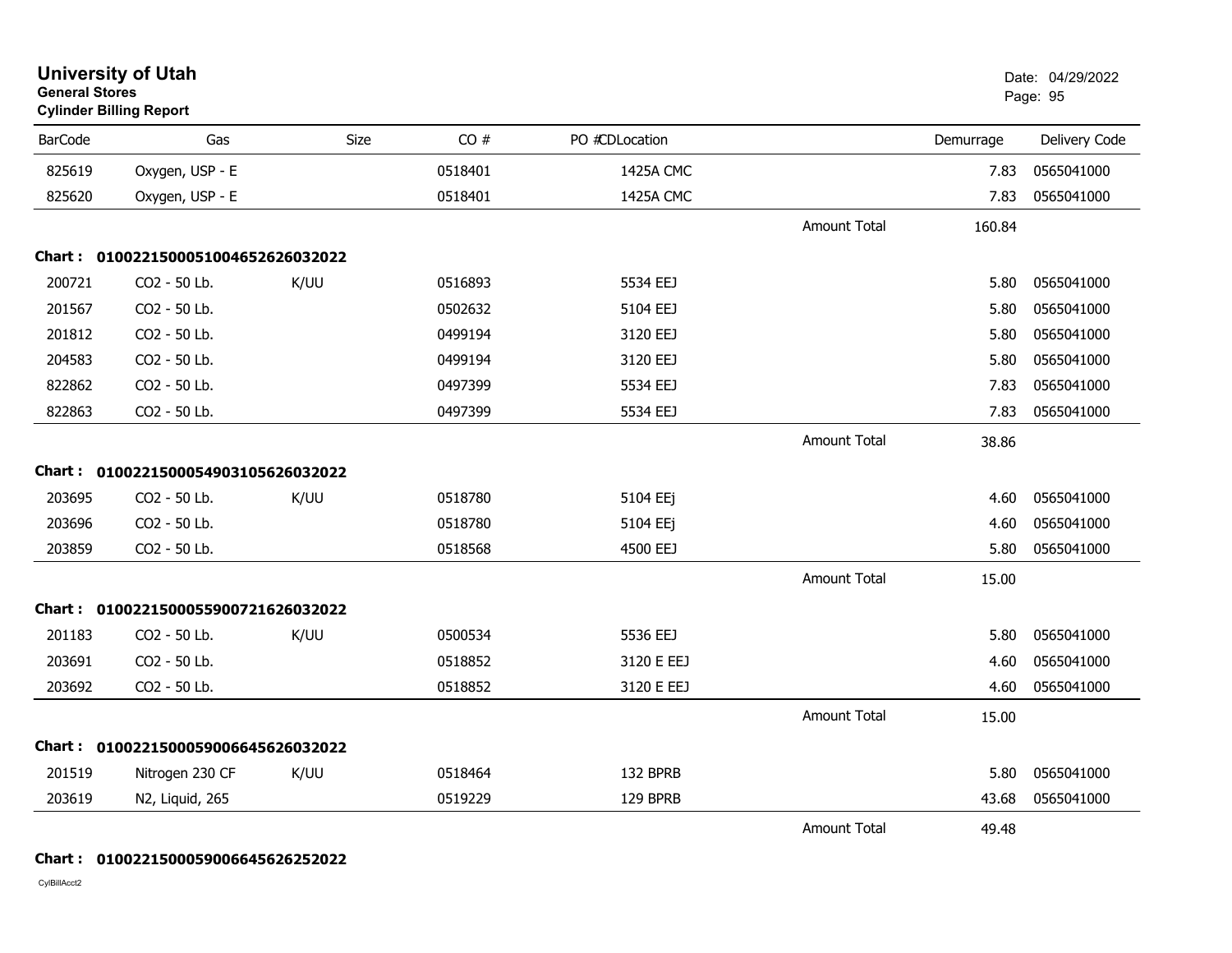# University of Utah
**General Stores**
**Cylinder Billing Report**

Date: 04/29/2022

| BarCode | Gas | Size | CO # | PO # | CDLocation | | Demurrage | Delivery Code |
|---|---|---|---|---|---|---|---|---|
| 825619 | Oxygen, USP - E | | 0518401 | | 1425A CMC | | 7.83 | 0565041000 |
| 825620 | Oxygen, USP - E | | 0518401 | | 1425A CMC | | 7.83 | 0565041000 |
| | | | | | | Amount Total | 160.84 | |

**Chart : 01002215000510046526 26032022**

| BarCode | Gas | Size | CO # | PO # | CDLocation | | Demurrage | Delivery Code |
|---|---|---|---|---|---|---|---|---|
| 200721 | CO2 - 50 Lb. | K/UU | 0516893 | | 5534 EEJ | | 5.80 | 0565041000 |
| 201567 | CO2 - 50 Lb. | | 0502632 | | 5104 EEJ | | 5.80 | 0565041000 |
| 201812 | CO2 - 50 Lb. | | 0499194 | | 3120 EEJ | | 5.80 | 0565041000 |
| 204583 | CO2 - 50 Lb. | | 0499194 | | 3120 EEJ | | 5.80 | 0565041000 |
| 822862 | CO2 - 50 Lb. | | 0497399 | | 5534 EEJ | | 7.83 | 0565041000 |
| 822863 | CO2 - 50 Lb. | | 0497399 | | 5534 EEJ | | 7.83 | 0565041000 |
| | | | | | | Amount Total | 38.86 | |

**Chart : 0100221500054903105626032022**

| BarCode | Gas | Size | CO # | PO # | CDLocation | | Demurrage | Delivery Code |
|---|---|---|---|---|---|---|---|---|
| 203695 | CO2 - 50 Lb. | K/UU | 0518780 | | 5104 EEj | | 4.60 | 0565041000 |
| 203696 | CO2 - 50 Lb. | | 0518780 | | 5104 EEj | | 4.60 | 0565041000 |
| 203859 | CO2 - 50 Lb. | | 0518568 | | 4500 EEJ | | 5.80 | 0565041000 |
| | | | | | | Amount Total | 15.00 | |

**Chart : 0100221500055900721626032022**

| BarCode | Gas | Size | CO # | PO # | CDLocation | | Demurrage | Delivery Code |
|---|---|---|---|---|---|---|---|---|
| 201183 | CO2 - 50 Lb. | K/UU | 0500534 | | 5536 EEJ | | 5.80 | 0565041000 |
| 203691 | CO2 - 50 Lb. | | 0518852 | | 3120 E EEJ | | 4.60 | 0565041000 |
| 203692 | CO2 - 50 Lb. | | 0518852 | | 3120 E EEJ | | 4.60 | 0565041000 |
| | | | | | | Amount Total | 15.00 | |

**Chart : 0100221500059006645626032022**

| BarCode | Gas | Size | CO # | PO # | CDLocation | | Demurrage | Delivery Code |
|---|---|---|---|---|---|---|---|---|
| 201519 | Nitrogen 230 CF | K/UU | 0518464 | | 132 BPRB | | 5.80 | 0565041000 |
| 203619 | N2, Liquid, 265 | | 0519229 | | 129 BPRB | | 43.68 | 0565041000 |
| | | | | | | Amount Total | 49.48 | |

**Chart : 0100221500059006645626252022**

CylBillAcct2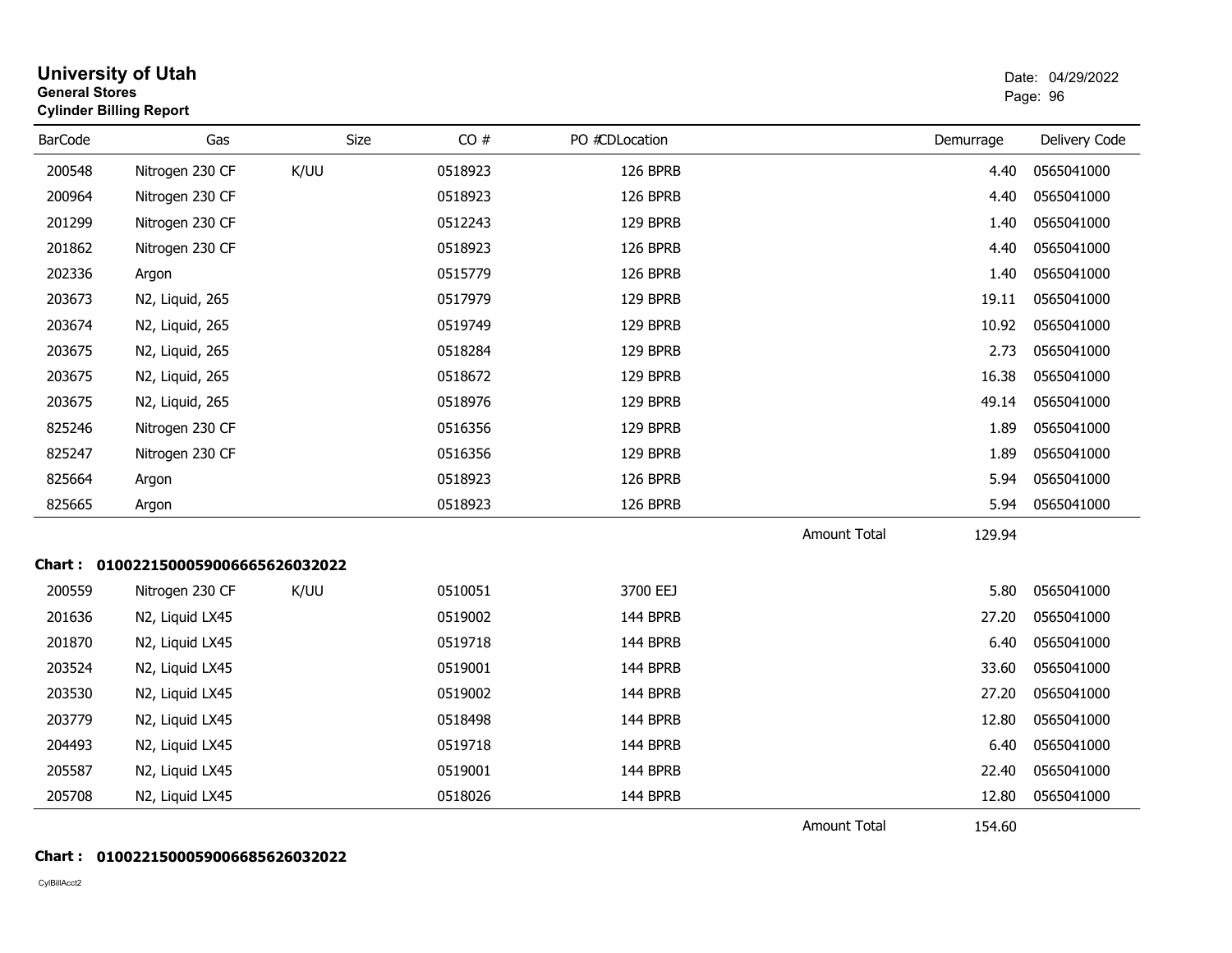# University of Utah
**General Stores**
**Cylinder Billing Report**

Date: 04/29/2022

| BarCode | Gas | Size | CO # | PO # | CDLocation | | Demurrage | Delivery Code |
|---|---|---|---|---|---|---|---|---|
| 200548 | Nitrogen 230 CF | K/UU | 0518923 | | 126 BPRB | | 4.40 | 0565041000 |
| 200964 | Nitrogen 230 CF | | 0518923 | | 126 BPRB | | 4.40 | 0565041000 |
| 201299 | Nitrogen 230 CF | | 0512243 | | 129 BPRB | | 1.40 | 0565041000 |
| 201862 | Nitrogen 230 CF | | 0518923 | | 126 BPRB | | 4.40 | 0565041000 |
| 202336 | Argon | | 0515779 | | 126 BPRB | | 1.40 | 0565041000 |
| 203673 | N2, Liquid, 265 | | 0517979 | | 129 BPRB | | 19.11 | 0565041000 |
| 203674 | N2, Liquid, 265 | | 0519749 | | 129 BPRB | | 10.92 | 0565041000 |
| 203675 | N2, Liquid, 265 | | 0518284 | | 129 BPRB | | 2.73 | 0565041000 |
| 203675 | N2, Liquid, 265 | | 0518672 | | 129 BPRB | | 16.38 | 0565041000 |
| 203675 | N2, Liquid, 265 | | 0518976 | | 129 BPRB | | 49.14 | 0565041000 |
| 825246 | Nitrogen 230 CF | | 0516356 | | 129 BPRB | | 1.89 | 0565041000 |
| 825247 | Nitrogen 230 CF | | 0516356 | | 129 BPRB | | 1.89 | 0565041000 |
| 825664 | Argon | | 0518923 | | 126 BPRB | | 5.94 | 0565041000 |
| 825665 | Argon | | 0518923 | | 126 BPRB | | 5.94 | 0565041000 |
| | | | | | | Amount Total | 129.94 | |

**Chart : 0100221500059006665626032022**

| BarCode | Gas | Size | CO # | PO # | CDLocation | | Demurrage | Delivery Code |
|---|---|---|---|---|---|---|---|---|
| 200559 | Nitrogen 230 CF | K/UU | 0510051 | | 3700 EEJ | | 5.80 | 0565041000 |
| 201636 | N2, Liquid LX45 | | 0519002 | | 144 BPRB | | 27.20 | 0565041000 |
| 201870 | N2, Liquid LX45 | | 0519718 | | 144 BPRB | | 6.40 | 0565041000 |
| 203524 | N2, Liquid LX45 | | 0519001 | | 144 BPRB | | 33.60 | 0565041000 |
| 203530 | N2, Liquid LX45 | | 0519002 | | 144 BPRB | | 27.20 | 0565041000 |
| 203779 | N2, Liquid LX45 | | 0518498 | | 144 BPRB | | 12.80 | 0565041000 |
| 204493 | N2, Liquid LX45 | | 0519718 | | 144 BPRB | | 6.40 | 0565041000 |
| 205587 | N2, Liquid LX45 | | 0519001 | | 144 BPRB | | 22.40 | 0565041000 |
| 205708 | N2, Liquid LX45 | | 0518026 | | 144 BPRB | | 12.80 | 0565041000 |
| | | | | | | Amount Total | 154.60 | |

**Chart : 0100221500059006685626032022**

CylBillAcct2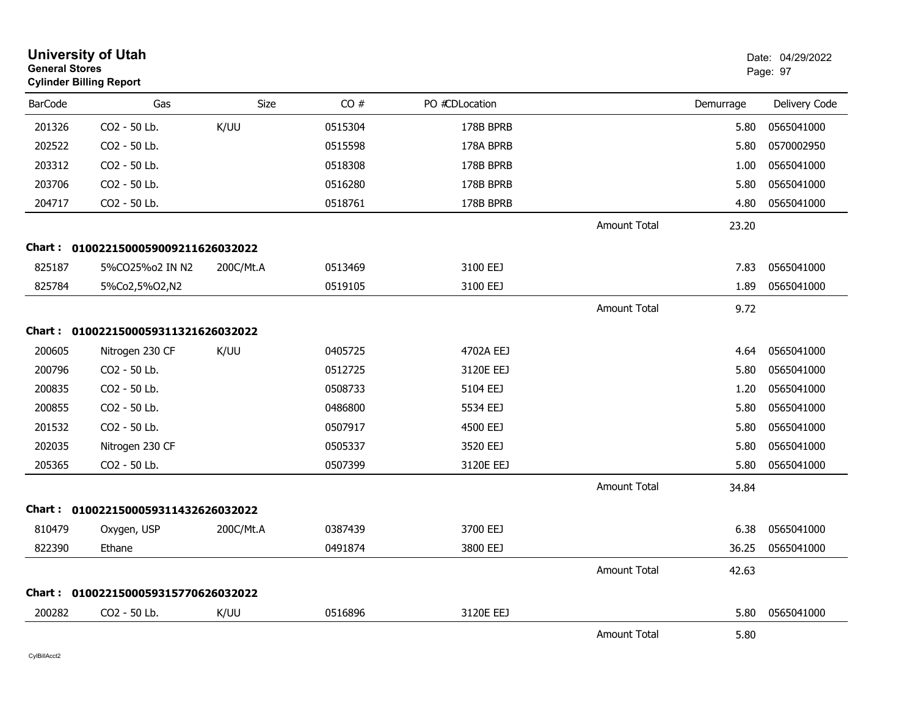# University of Utah

**General Stores**

**Cylinder Billing Report**

Date: 04/29/2022

| BarCode | Gas | Size | CO # | PO #CDLocation | | Demurrage | Delivery Code |
|---|---|---|---|---|---|---|---|
| 201326 | CO2 - 50 Lb. | K/UU | 0515304 | 178B BPRB | | 5.80 | 0565041000 |
| 202522 | CO2 - 50 Lb. | | 0515598 | 178A BPRB | | 5.80 | 0570002950 |
| 203312 | CO2 - 50 Lb. | | 0518308 | 178B BPRB | | 1.00 | 0565041000 |
| 203706 | CO2 - 50 Lb. | | 0516280 | 178B BPRB | | 5.80 | 0565041000 |
| 204717 | CO2 - 50 Lb. | | 0518761 | 178B BPRB | | 4.80 | 0565041000 |
| | | | | | Amount Total | 23.20 | |
| **Chart :** | **01002215000590092116260320​22** | | | | | | |
| 825187 | 5%CO25%o2 IN N2 | 200C/Mt.A | 0513469 | 3100 EEJ | | 7.83 | 0565041000 |
| 825784 | 5%Co2,5%O2,N2 | | 0519105 | 3100 EEJ | | 1.89 | 0565041000 |
| | | | | | Amount Total | 9.72 | |
| **Chart :** | **01002215000593113216260320​22** | | | | | | |
| 200605 | Nitrogen 230 CF | K/UU | 0405725 | 4702A EEJ | | 4.64 | 0565041000 |
| 200796 | CO2 - 50 Lb. | | 0512725 | 3120E EEJ | | 5.80 | 0565041000 |
| 200835 | CO2 - 50 Lb. | | 0508733 | 5104 EEJ | | 1.20 | 0565041000 |
| 200855 | CO2 - 50 Lb. | | 0486800 | 5534 EEJ | | 5.80 | 0565041000 |
| 201532 | CO2 - 50 Lb. | | 0507917 | 4500 EEJ | | 5.80 | 0565041000 |
| 202035 | Nitrogen 230 CF | | 0505337 | 3520 EEJ | | 5.80 | 0565041000 |
| 205365 | CO2 - 50 Lb. | | 0507399 | 3120E EEJ | | 5.80 | 0565041000 |
| | | | | | Amount Total | 34.84 | |
| **Chart :** | **01002215000593114326260320​22** | | | | | | |
| 810479 | Oxygen, USP | 200C/Mt.A | 0387439 | 3700 EEJ | | 6.38 | 0565041000 |
| 822390 | Ethane | | 0491874 | 3800 EEJ | | 36.25 | 0565041000 |
| | | | | | Amount Total | 42.63 | |
| **Chart :** | **01002215000593157706260320​22** | | | | | | |
| 200282 | CO2 - 50 Lb. | K/UU | 0516896 | 3120E EEJ | | 5.80 | 0565041000 |
| | | | | | Amount Total | 5.80 | |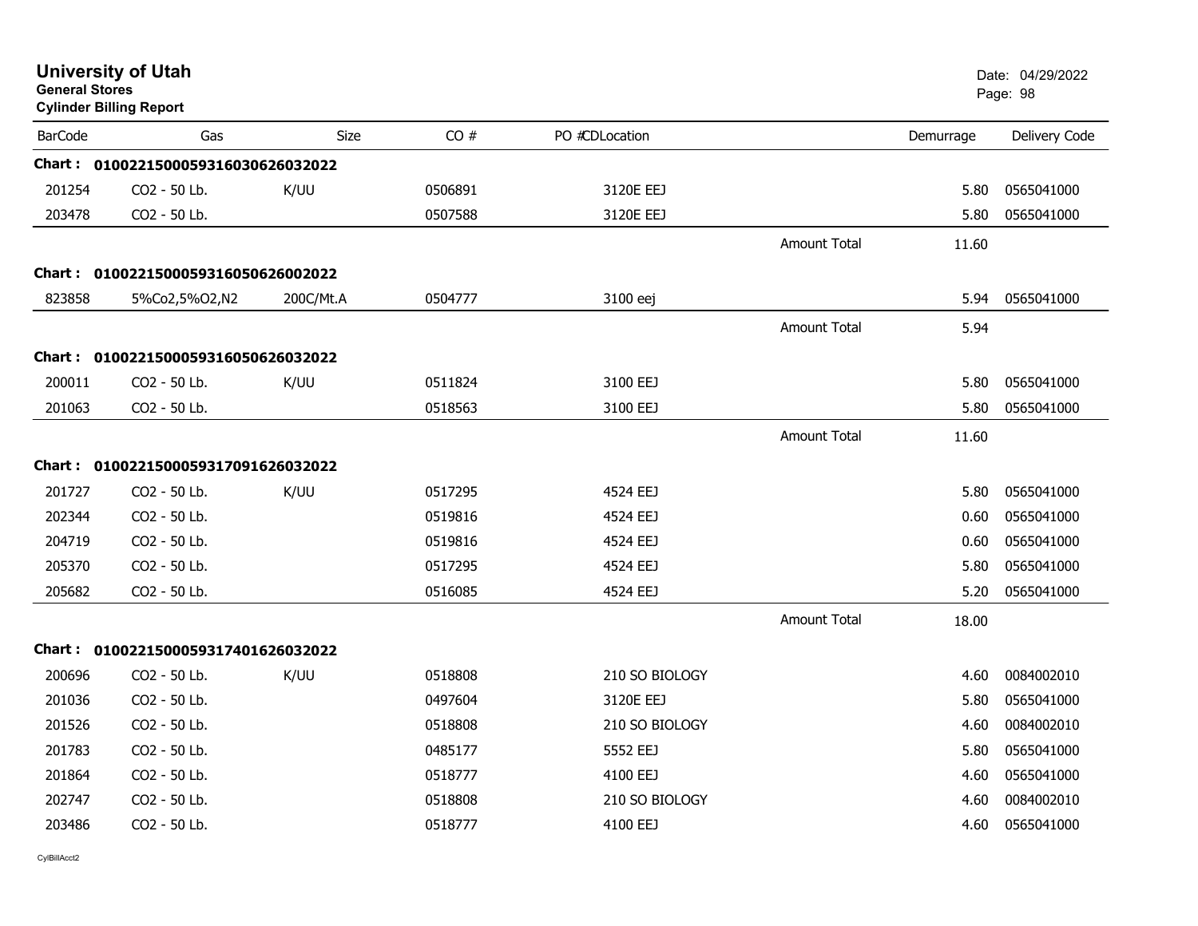# University of Utah
**General Stores**
**Cylinder Billing Report**

Date: 04/29/2022

| BarCode | Gas | Size | CO # | PO #CDLocation | | Demurrage | Delivery Code |
|---|---|---|---|---|---|---|---|
| **Chart :** | **01002215000593160306260320 22** | | | | | | |
| 201254 | CO2 - 50 Lb. | K/UU | 0506891 | 3120E EEJ | | 5.80 | 0565041000 |
| 203478 | CO2 - 50 Lb. | | 0507588 | 3120E EEJ | | 5.80 | 0565041000 |
| | | | | | Amount Total | 11.60 | |
| **Chart :** | **0100221500059316050626002022** | | | | | | |
| 823858 | 5%Co2,5%O2,N2 | 200C/Mt.A | 0504777 | 3100 eej | | 5.94 | 0565041000 |
| | | | | | Amount Total | 5.94 | |
| **Chart :** | **0100221500059316050626032022** | | | | | | |
| 200011 | CO2 - 50 Lb. | K/UU | 0511824 | 3100 EEJ | | 5.80 | 0565041000 |
| 201063 | CO2 - 50 Lb. | | 0518563 | 3100 EEJ | | 5.80 | 0565041000 |
| | | | | | Amount Total | 11.60 | |
| **Chart :** | **0100221500059317091626032022** | | | | | | |
| 201727 | CO2 - 50 Lb. | K/UU | 0517295 | 4524 EEJ | | 5.80 | 0565041000 |
| 202344 | CO2 - 50 Lb. | | 0519816 | 4524 EEJ | | 0.60 | 0565041000 |
| 204719 | CO2 - 50 Lb. | | 0519816 | 4524 EEJ | | 0.60 | 0565041000 |
| 205370 | CO2 - 50 Lb. | | 0517295 | 4524 EEJ | | 5.80 | 0565041000 |
| 205682 | CO2 - 50 Lb. | | 0516085 | 4524 EEJ | | 5.20 | 0565041000 |
| | | | | | Amount Total | 18.00 | |
| **Chart :** | **0100221500059317401626032022** | | | | | | |
| 200696 | CO2 - 50 Lb. | K/UU | 0518808 | 210 SO BIOLOGY | | 4.60 | 0084002010 |
| 201036 | CO2 - 50 Lb. | | 0497604 | 3120E EEJ | | 5.80 | 0565041000 |
| 201526 | CO2 - 50 Lb. | | 0518808 | 210 SO BIOLOGY | | 4.60 | 0084002010 |
| 201783 | CO2 - 50 Lb. | | 0485177 | 5552 EEJ | | 5.80 | 0565041000 |
| 201864 | CO2 - 50 Lb. | | 0518777 | 4100 EEJ | | 4.60 | 0565041000 |
| 202747 | CO2 - 50 Lb. | | 0518808 | 210 SO BIOLOGY | | 4.60 | 0084002010 |
| 203486 | CO2 - 50 Lb. | | 0518777 | 4100 EEJ | | 4.60 | 0565041000 |

CylBillAcct2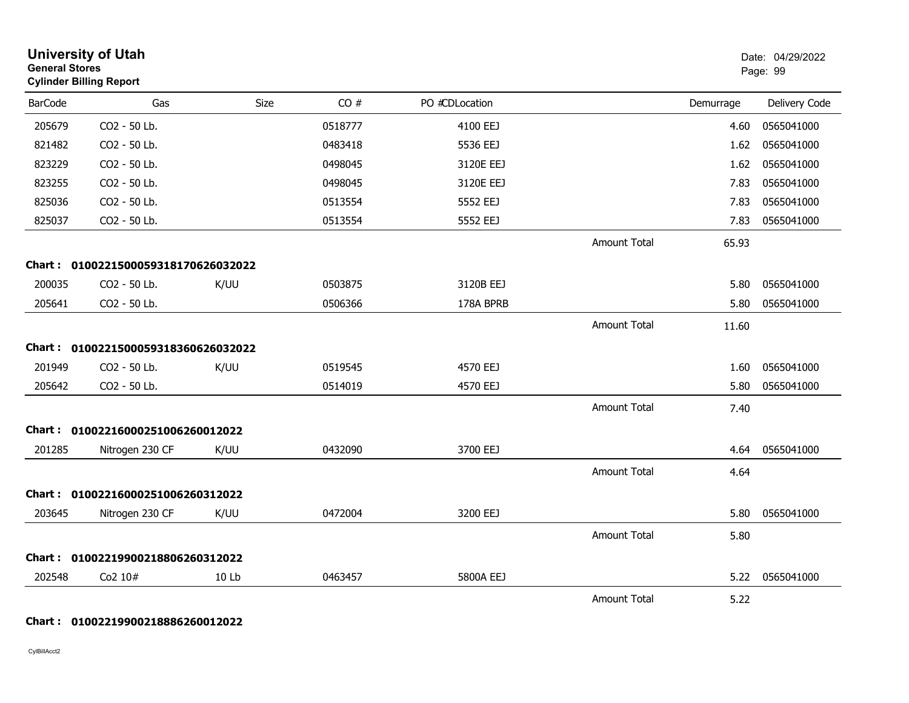# University of Utah

**General Stores**

**Cylinder Billing Report**

Date: 04/29/2022

| BarCode | Gas | Size | CO # | PO #CDLocation | | Demurrage | Delivery Code |
|---|---|---|---|---|---|---|---|
| 205679 | CO2 - 50 Lb. | | 0518777 | 4100 EEJ | | 4.60 | 0565041000 |
| 821482 | CO2 - 50 Lb. | | 0483418 | 5536 EEJ | | 1.62 | 0565041000 |
| 823229 | CO2 - 50 Lb. | | 0498045 | 3120E EEJ | | 1.62 | 0565041000 |
| 823255 | CO2 - 50 Lb. | | 0498045 | 3120E EEJ | | 7.83 | 0565041000 |
| 825036 | CO2 - 50 Lb. | | 0513554 | 5552 EEJ | | 7.83 | 0565041000 |
| 825037 | CO2 - 50 Lb. | | 0513554 | 5552 EEJ | | 7.83 | 0565041000 |
| | | | | | Amount Total | 65.93 | |

**Chart : 01002215000593181706260320 22**

| BarCode | Gas | Size | CO # | PO #CDLocation | | Demurrage | Delivery Code |
|---|---|---|---|---|---|---|---|
| 200035 | CO2 - 50 Lb. | K/UU | 0503875 | 3120B EEJ | | 5.80 | 0565041000 |
| 205641 | CO2 - 50 Lb. | | 0506366 | 178A BPRB | | 5.80 | 0565041000 |
| | | | | | Amount Total | 11.60 | |

**Chart : 01002215000593183606260320 22**

| BarCode | Gas | Size | CO # | PO #CDLocation | | Demurrage | Delivery Code |
|---|---|---|---|---|---|---|---|
| 201949 | CO2 - 50 Lb. | K/UU | 0519545 | 4570 EEJ | | 1.60 | 0565041000 |
| 205642 | CO2 - 50 Lb. | | 0514019 | 4570 EEJ | | 5.80 | 0565041000 |
| | | | | | Amount Total | 7.40 | |

**Chart : 01002216000251006260012022**

| BarCode | Gas | Size | CO # | PO #CDLocation | | Demurrage | Delivery Code |
|---|---|---|---|---|---|---|---|
| 201285 | Nitrogen 230 CF | K/UU | 0432090 | 3700 EEJ | | 4.64 | 0565041000 |
| | | | | | Amount Total | 4.64 | |

**Chart : 01002216000251006260312022**

| BarCode | Gas | Size | CO # | PO #CDLocation | | Demurrage | Delivery Code |
|---|---|---|---|---|---|---|---|
| 203645 | Nitrogen 230 CF | K/UU | 0472004 | 3200 EEJ | | 5.80 | 0565041000 |
| | | | | | Amount Total | 5.80 | |

**Chart : 01002219900218806260312022**

| BarCode | Gas | Size | CO # | PO #CDLocation | | Demurrage | Delivery Code |
|---|---|---|---|---|---|---|---|
| 202548 | Co2 10# | 10 Lb | 0463457 | 5800A EEJ | | 5.22 | 0565041000 |
| | | | | | Amount Total | 5.22 | |

**Chart : 01002219900218886260012022**

CylBillAcct2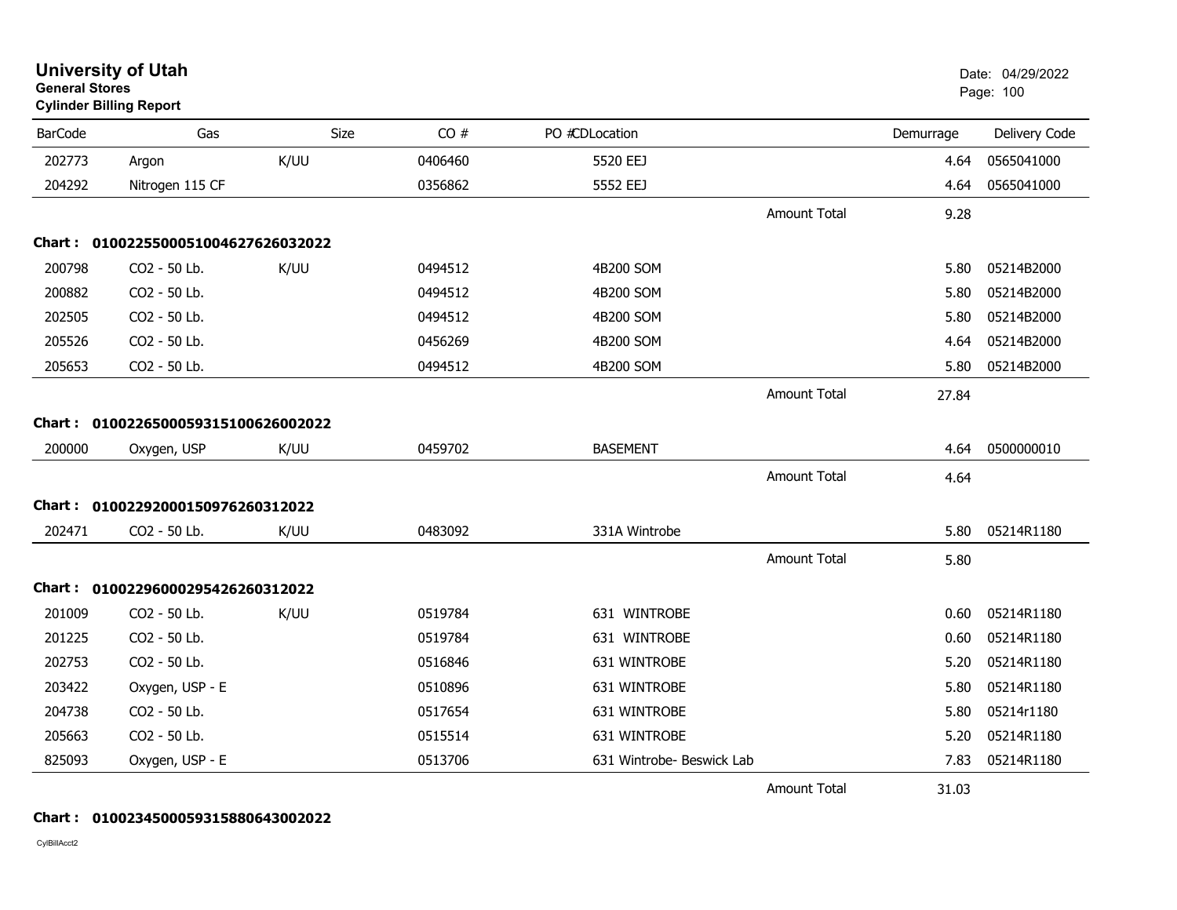# University of Utah
**General Stores**
**Cylinder Billing Report**

Date: 04/29/2022

| BarCode | Gas | Size | CO # | PO # | CDLocation | | Demurrage | Delivery Code |
|---|---|---|---|---|---|---|---|---|
| 202773 | Argon | K/UU | 0406460 | | 5520 EEJ | | 4.64 | 0565041000 |
| 204292 | Nitrogen 115 CF | | 0356862 | | 5552 EEJ | | 4.64 | 0565041000 |
| | | | | | | Amount Total | 9.28 | |
| **Chart :** | **01002255000510046276​26032022** | | | | | | | |
| 200798 | CO2 - 50 Lb. | K/UU | 0494512 | | 4B200 SOM | | 5.80 | 05214B2000 |
| 200882 | CO2 - 50 Lb. | | 0494512 | | 4B200 SOM | | 5.80 | 05214B2000 |
| 202505 | CO2 - 50 Lb. | | 0494512 | | 4B200 SOM | | 5.80 | 05214B2000 |
| 205526 | CO2 - 50 Lb. | | 0456269 | | 4B200 SOM | | 4.64 | 05214B2000 |
| 205653 | CO2 - 50 Lb. | | 0494512 | | 4B200 SOM | | 5.80 | 05214B2000 |
| | | | | | | Amount Total | 27.84 | |
| **Chart :** | **01002265000593151006​26002022** | | | | | | | |
| 200000 | Oxygen, USP | K/UU | 0459702 | | BASEMENT | | 4.64 | 0500000010 |
| | | | | | | Amount Total | 4.64 | |
| **Chart :** | **01002292000150976260312022** | | | | | | | |
| 202471 | CO2 - 50 Lb. | K/UU | 0483092 | | 331A Wintrobe | | 5.80 | 05214R1180 |
| | | | | | | Amount Total | 5.80 | |
| **Chart :** | **01002296000295426260312022** | | | | | | | |
| 201009 | CO2 - 50 Lb. | K/UU | 0519784 | | 631 WINTROBE | | 0.60 | 05214R1180 |
| 201225 | CO2 - 50 Lb. | | 0519784 | | 631 WINTROBE | | 0.60 | 05214R1180 |
| 202753 | CO2 - 50 Lb. | | 0516846 | | 631 WINTROBE | | 5.20 | 05214R1180 |
| 203422 | Oxygen, USP - E | | 0510896 | | 631 WINTROBE | | 5.80 | 05214R1180 |
| 204738 | CO2 - 50 Lb. | | 0517654 | | 631 WINTROBE | | 5.80 | 05214r1180 |
| 205663 | CO2 - 50 Lb. | | 0515514 | | 631 WINTROBE | | 5.20 | 05214R1180 |
| 825093 | Oxygen, USP - E | | 0513706 | | 631 Wintrobe- Beswick Lab | | 7.83 | 05214R1180 |
| | | | | | | Amount Total | 31.03 | |
| **Chart :** | **01002345000593158806​43002022** | | | | | | | |

CylBillAcct2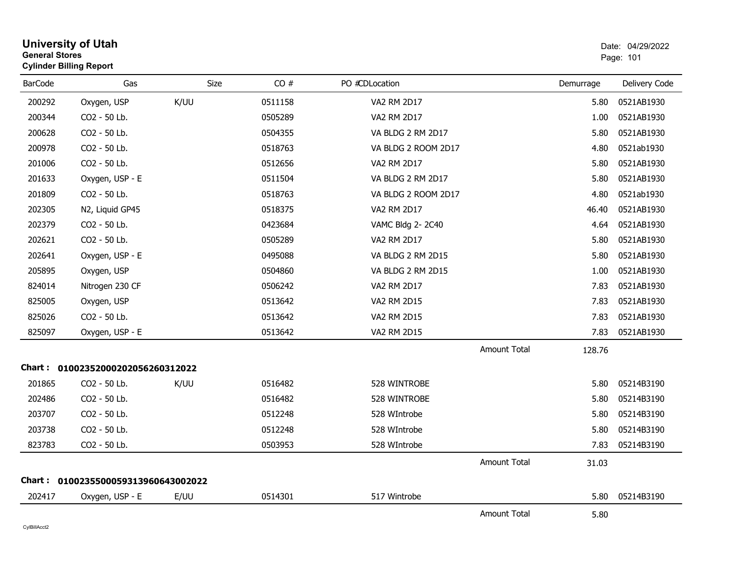# University of Utah
**General Stores**
**Cylinder Billing Report**

Date: 04/29/2022

| BarCode | Gas | Size | CO # | PO # | CD | Location | Demurrage | Delivery Code |
|---|---|---|---|---|---|---|---|---|
| 200292 | Oxygen, USP | K/UU | 0511158 | | | VA2 RM 2D17 | 5.80 | 0521AB1930 |
| 200344 | CO2 - 50 Lb. | | 0505289 | | | VA2 RM 2D17 | 1.00 | 0521AB1930 |
| 200628 | CO2 - 50 Lb. | | 0504355 | | | VA BLDG 2 RM 2D17 | 5.80 | 0521AB1930 |
| 200978 | CO2 - 50 Lb. | | 0518763 | | | VA BLDG 2 ROOM 2D17 | 4.80 | 0521ab1930 |
| 201006 | CO2 - 50 Lb. | | 0512656 | | | VA2 RM 2D17 | 5.80 | 0521AB1930 |
| 201633 | Oxygen, USP - E | | 0511504 | | | VA BLDG 2 RM 2D17 | 5.80 | 0521AB1930 |
| 201809 | CO2 - 50 Lb. | | 0518763 | | | VA BLDG 2 ROOM 2D17 | 4.80 | 0521ab1930 |
| 202305 | N2, Liquid GP45 | | 0518375 | | | VA2 RM 2D17 | 46.40 | 0521AB1930 |
| 202379 | CO2 - 50 Lb. | | 0423684 | | | VAMC Bldg 2- 2C40 | 4.64 | 0521AB1930 |
| 202621 | CO2 - 50 Lb. | | 0505289 | | | VA2 RM 2D17 | 5.80 | 0521AB1930 |
| 202641 | Oxygen, USP - E | | 0495088 | | | VA BLDG 2 RM 2D15 | 5.80 | 0521AB1930 |
| 205895 | Oxygen, USP | | 0504860 | | | VA BLDG 2 RM 2D15 | 1.00 | 0521AB1930 |
| 824014 | Nitrogen 230 CF | | 0506242 | | | VA2 RM 2D17 | 7.83 | 0521AB1930 |
| 825005 | Oxygen, USP | | 0513642 | | | VA2 RM 2D15 | 7.83 | 0521AB1930 |
| 825026 | CO2 - 50 Lb. | | 0513642 | | | VA2 RM 2D15 | 7.83 | 0521AB1930 |
| 825097 | Oxygen, USP - E | | 0513642 | | | VA2 RM 2D15 | 7.83 | 0521AB1930 |
| | | | | | | Amount Total | 128.76 | |

**Chart : 01002352000202056260312022**

| BarCode | Gas | Size | CO # | PO # | CD | Location | Demurrage | Delivery Code |
|---|---|---|---|---|---|---|---|---|
| 201865 | CO2 - 50 Lb. | K/UU | 0516482 | | | 528 WINTROBE | 5.80 | 05214B3190 |
| 202486 | CO2 - 50 Lb. | | 0516482 | | | 528 WINTROBE | 5.80 | 05214B3190 |
| 203707 | CO2 - 50 Lb. | | 0512248 | | | 528 WIntrobe | 5.80 | 05214B3190 |
| 203738 | CO2 - 50 Lb. | | 0512248 | | | 528 WIntrobe | 5.80 | 05214B3190 |
| 823783 | CO2 - 50 Lb. | | 0503953 | | | 528 WIntrobe | 7.83 | 05214B3190 |
| | | | | | | Amount Total | 31.03 | |

**Chart : 01002355000593139606430020220**

| BarCode | Gas | Size | CO # | PO # | CD | Location | Demurrage | Delivery Code |
|---|---|---|---|---|---|---|---|---|
| 202417 | Oxygen, USP - E | E/UU | 0514301 | | | 517 Wintrobe | 5.80 | 05214B3190 |
| | | | | | | Amount Total | 5.80 | |

CylBillAcct2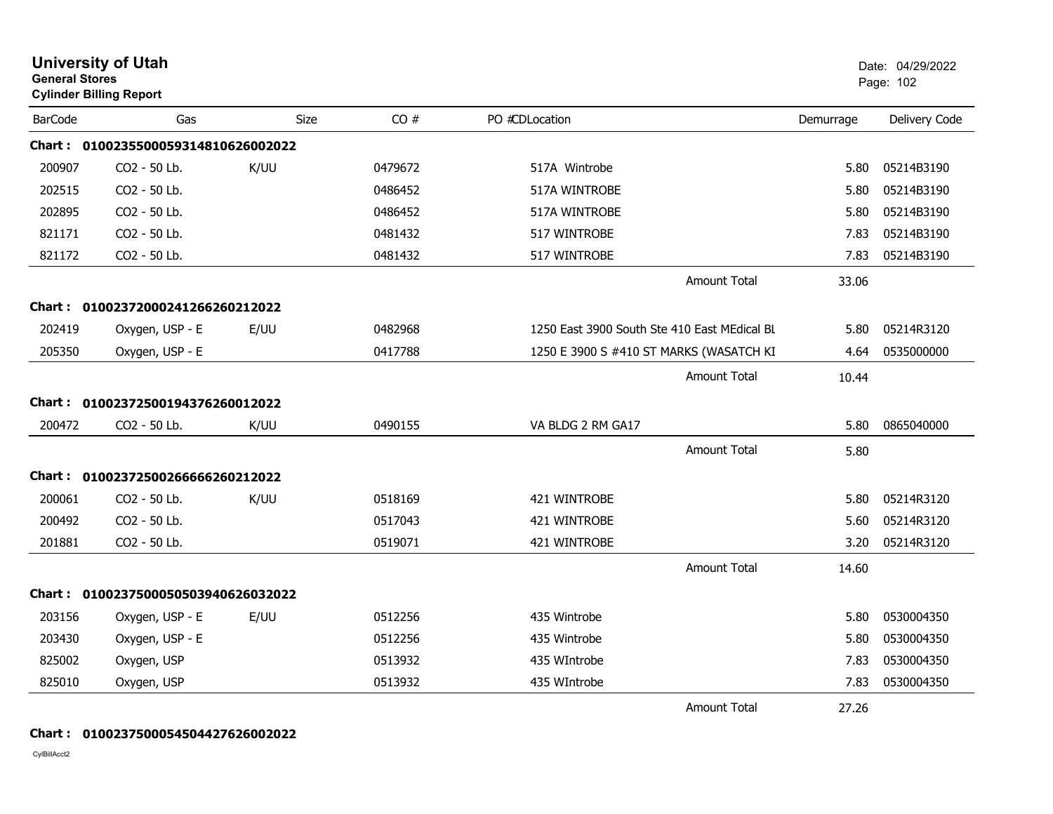**University of Utah**
**General Stores**
**Cylinder Billing Report**

Date: 04/29/2022

| BarCode | Gas | Size | CO # | PO #CDLocation | Demurrage | Delivery Code |
|---|---|---|---|---|---|---|
| **Chart : 01002355000593148106260020 22** | | | | | | |
| 200907 | CO2 - 50 Lb. | K/UU | 0479672 | 517A Wintrobe | 5.80 | 05214B3190 |
| 202515 | CO2 - 50 Lb. | | 0486452 | 517A WINTROBE | 5.80 | 05214B3190 |
| 202895 | CO2 - 50 Lb. | | 0486452 | 517A WINTROBE | 5.80 | 05214B3190 |
| 821171 | CO2 - 50 Lb. | | 0481432 | 517 WINTROBE | 7.83 | 05214B3190 |
| 821172 | CO2 - 50 Lb. | | 0481432 | 517 WINTROBE | 7.83 | 05214B3190 |
| | | | | Amount Total | 33.06 | |
| **Chart : 0100237200024126626021202 2** | | | | | | |
| 202419 | Oxygen, USP - E | E/UU | 0482968 | 1250 East 3900 South Ste 410 East MEdical BL | 5.80 | 05214R3120 |
| 205350 | Oxygen, USP - E | | 0417788 | 1250 E 3900 S #410 ST MARKS (WASATCH KI | 4.64 | 0535000000 |
| | | | | Amount Total | 10.44 | |
| **Chart : 0100237250019437626001202 2** | | | | | | |
| 200472 | CO2 - 50 Lb. | K/UU | 0490155 | VA BLDG 2 RM GA17 | 5.80 | 0865040000 |
| | | | | Amount Total | 5.80 | |
| **Chart : 0100237250026666626021202 2** | | | | | | |
| 200061 | CO2 - 50 Lb. | K/UU | 0518169 | 421 WINTROBE | 5.80 | 05214R3120 |
| 200492 | CO2 - 50 Lb. | | 0517043 | 421 WINTROBE | 5.60 | 05214R3120 |
| 201881 | CO2 - 50 Lb. | | 0519071 | 421 WINTROBE | 3.20 | 05214R3120 |
| | | | | Amount Total | 14.60 | |
| **Chart : 0100237500050503940626032022** | | | | | | |
| 203156 | Oxygen, USP - E | E/UU | 0512256 | 435 Wintrobe | 5.80 | 0530004350 |
| 203430 | Oxygen, USP - E | | 0512256 | 435 Wintrobe | 5.80 | 0530004350 |
| 825002 | Oxygen, USP | | 0513932 | 435 WIntrobe | 7.83 | 0530004350 |
| 825010 | Oxygen, USP | | 0513932 | 435 WIntrobe | 7.83 | 0530004350 |
| | | | | Amount Total | 27.26 | |

**Chart : 0100237500054504427626002022**

CylBillAcct2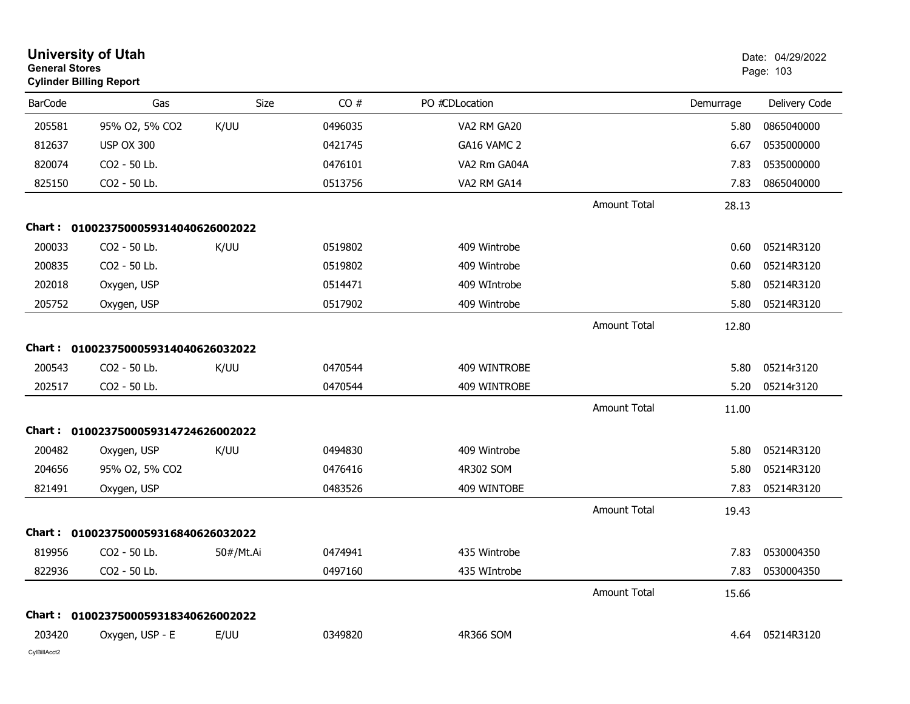**University of Utah**
**General Stores**
**Cylinder Billing Report**

Date: 04/29/2022

| BarCode | Gas | Size | CO # | PO # | CDLocation | | Demurrage | Delivery Code |
|---|---|---|---|---|---|---|---|---|
| 205581 | 95% O2, 5% CO2 | K/UU | 0496035 | | VA2 RM GA20 | | 5.80 | 0865040000 |
| 812637 | USP OX 300 | | 0421745 | | GA16 VAMC 2 | | 6.67 | 0535000000 |
| 820074 | CO2 - 50 Lb. | | 0476101 | | VA2 Rm GA04A | | 7.83 | 0535000000 |
| 825150 | CO2 - 50 Lb. | | 0513756 | | VA2 RM GA14 | | 7.83 | 0865040000 |
| | | | | | | Amount Total | 28.13 | |

**Chart : 01002375000593140406260020​22**

| BarCode | Gas | Size | CO # | PO # | CDLocation | | Demurrage | Delivery Code |
|---|---|---|---|---|---|---|---|---|
| 200033 | CO2 - 50 Lb. | K/UU | 0519802 | | 409 Wintrobe | | 0.60 | 05214R3120 |
| 200835 | CO2 - 50 Lb. | | 0519802 | | 409 Wintrobe | | 0.60 | 05214R3120 |
| 202018 | Oxygen, USP | | 0514471 | | 409 WIntrobe | | 5.80 | 05214R3120 |
| 205752 | Oxygen, USP | | 0517902 | | 409 Wintrobe | | 5.80 | 05214R3120 |
| | | | | | | Amount Total | 12.80 | |

**Chart : 01002375000593140406260320​22**

| BarCode | Gas | Size | CO # | PO # | CDLocation | | Demurrage | Delivery Code |
|---|---|---|---|---|---|---|---|---|
| 200543 | CO2 - 50 Lb. | K/UU | 0470544 | | 409 WINTROBE | | 5.80 | 05214r3120 |
| 202517 | CO2 - 50 Lb. | | 0470544 | | 409 WINTROBE | | 5.20 | 05214r3120 |
| | | | | | | Amount Total | 11.00 | |

**Chart : 01002375000593147246260020​22**

| BarCode | Gas | Size | CO # | PO # | CDLocation | | Demurrage | Delivery Code |
|---|---|---|---|---|---|---|---|---|
| 200482 | Oxygen, USP | K/UU | 0494830 | | 409 Wintrobe | | 5.80 | 05214R3120 |
| 204656 | 95% O2, 5% CO2 | | 0476416 | | 4R302 SOM | | 5.80 | 05214R3120 |
| 821491 | Oxygen, USP | | 0483526 | | 409 WINTOBE | | 7.83 | 05214R3120 |
| | | | | | | Amount Total | 19.43 | |

**Chart : 01002375000593168406260320​22**

| BarCode | Gas | Size | CO # | PO # | CDLocation | | Demurrage | Delivery Code |
|---|---|---|---|---|---|---|---|---|
| 819956 | CO2 - 50 Lb. | 50#/Mt.Ai | 0474941 | | 435 Wintrobe | | 7.83 | 0530004350 |
| 822936 | CO2 - 50 Lb. | | 0497160 | | 435 WIntrobe | | 7.83 | 0530004350 |
| | | | | | | Amount Total | 15.66 | |

**Chart : 01002375000593183406260020​22**

| BarCode | Gas | Size | CO # | PO # | CDLocation | | Demurrage | Delivery Code |
|---|---|---|---|---|---|---|---|---|
| 203420 | Oxygen, USP - E | E/UU | 0349820 | | 4R366 SOM | | 4.64 | 05214R3120 |

CylBillAcct2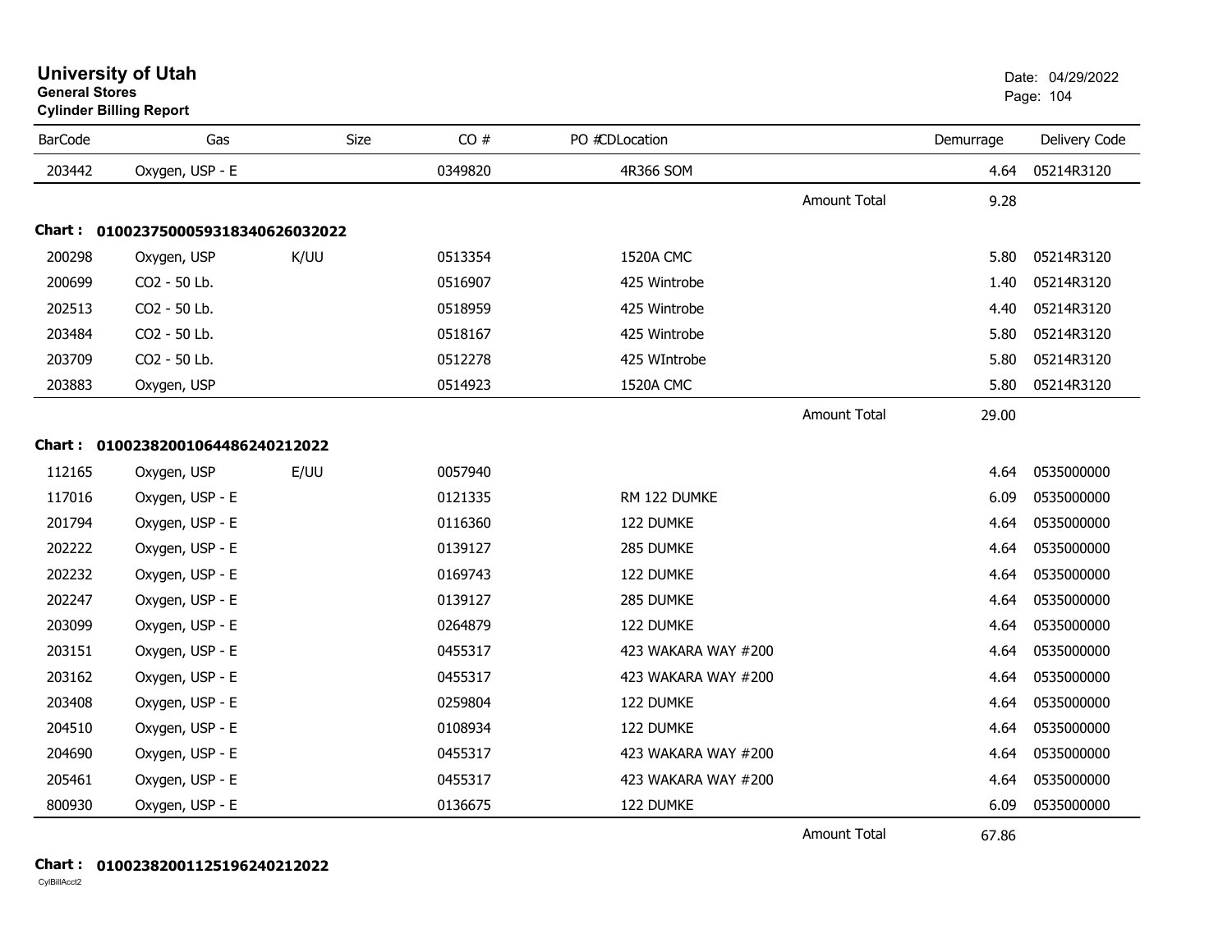# University of Utah

**General Stores**

**Cylinder Billing Report**

Date: 04/29/2022

| BarCode | Gas | Size | CO # | PO # | CDLocation | Demurrage | Delivery Code |
|---|---|---|---|---|---|---|---|
| 203442 | Oxygen, USP - E | | 0349820 | | 4R366 SOM | 4.64 | 05214R3120 |
| | | | | | Amount Total | 9.28 | |

**Chart : 0100237500059318340626032022**

| BarCode | Gas | Size | CO # | PO # | CDLocation | Demurrage | Delivery Code |
|---|---|---|---|---|---|---|---|
| 200298 | Oxygen, USP | K/UU | 0513354 | | 1520A CMC | 5.80 | 05214R3120 |
| 200699 | CO2 - 50 Lb. | | 0516907 | | 425 Wintrobe | 1.40 | 05214R3120 |
| 202513 | CO2 - 50 Lb. | | 0518959 | | 425 Wintrobe | 4.40 | 05214R3120 |
| 203484 | CO2 - 50 Lb. | | 0518167 | | 425 Wintrobe | 5.80 | 05214R3120 |
| 203709 | CO2 - 50 Lb. | | 0512278 | | 425 WIntrobe | 5.80 | 05214R3120 |
| 203883 | Oxygen, USP | | 0514923 | | 1520A CMC | 5.80 | 05214R3120 |
| | | | | | Amount Total | 29.00 | |

**Chart : 0100238200106448624021​2022**

| BarCode | Gas | Size | CO # | PO # | CDLocation | Demurrage | Delivery Code |
|---|---|---|---|---|---|---|---|
| 112165 | Oxygen, USP | E/UU | 0057940 | | | 4.64 | 0535000000 |
| 117016 | Oxygen, USP - E | | 0121335 | | RM 122 DUMKE | 6.09 | 0535000000 |
| 201794 | Oxygen, USP - E | | 0116360 | | 122 DUMKE | 4.64 | 0535000000 |
| 202222 | Oxygen, USP - E | | 0139127 | | 285 DUMKE | 4.64 | 0535000000 |
| 202232 | Oxygen, USP - E | | 0169743 | | 122 DUMKE | 4.64 | 0535000000 |
| 202247 | Oxygen, USP - E | | 0139127 | | 285 DUMKE | 4.64 | 0535000000 |
| 203099 | Oxygen, USP - E | | 0264879 | | 122 DUMKE | 4.64 | 0535000000 |
| 203151 | Oxygen, USP - E | | 0455317 | | 423 WAKARA WAY #200 | 4.64 | 0535000000 |
| 203162 | Oxygen, USP - E | | 0455317 | | 423 WAKARA WAY #200 | 4.64 | 0535000000 |
| 203408 | Oxygen, USP - E | | 0259804 | | 122 DUMKE | 4.64 | 0535000000 |
| 204510 | Oxygen, USP - E | | 0108934 | | 122 DUMKE | 4.64 | 0535000000 |
| 204690 | Oxygen, USP - E | | 0455317 | | 423 WAKARA WAY #200 | 4.64 | 0535000000 |
| 205461 | Oxygen, USP - E | | 0455317 | | 423 WAKARA WAY #200 | 4.64 | 0535000000 |
| 800930 | Oxygen, USP - E | | 0136675 | | 122 DUMKE | 6.09 | 0535000000 |
| | | | | | Amount Total | 67.86 | |

**Chart : 0100238200112519624021​2022**

CylBillAcct2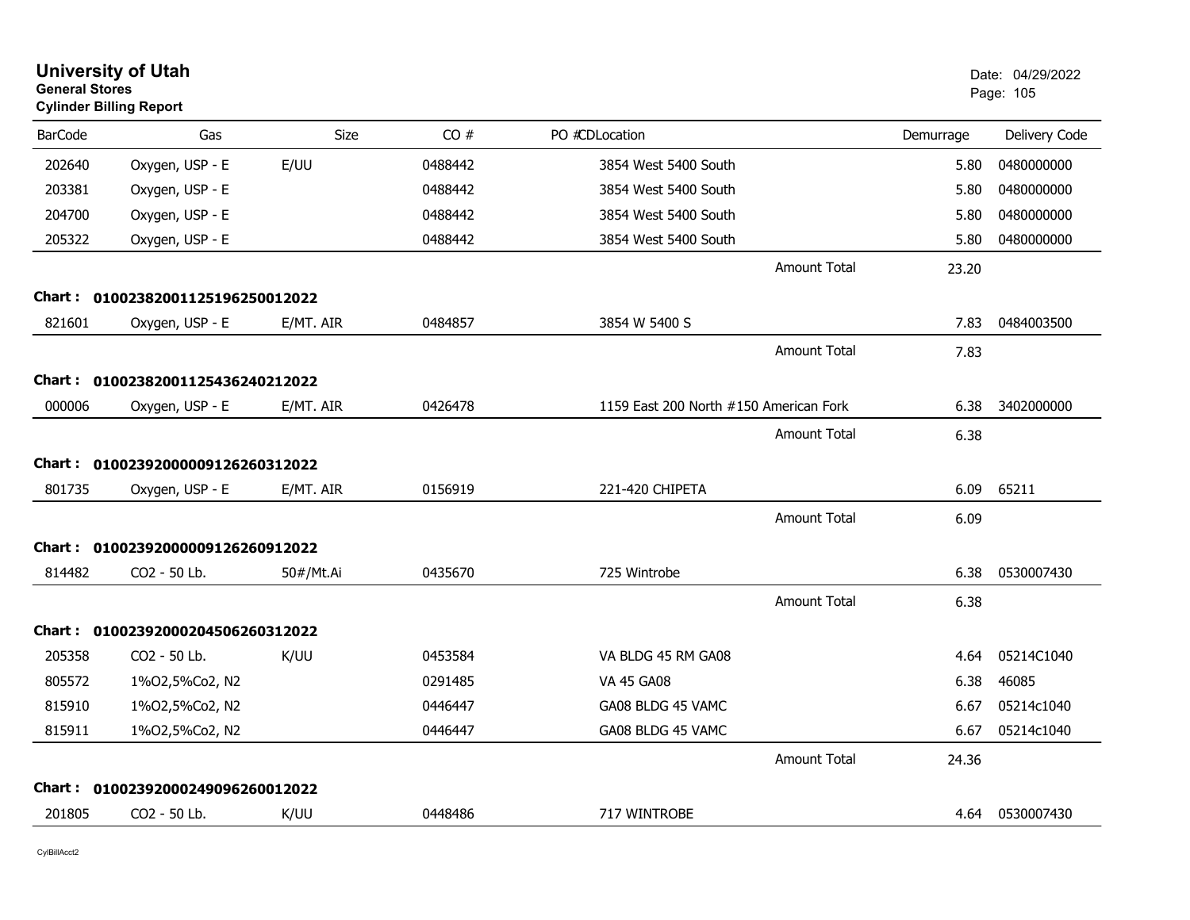# University of Utah
**General Stores**
**Cylinder Billing Report**

Date: 04/29/2022

| BarCode | Gas | Size | CO # | PO # | CDLocation | Demurrage | Delivery Code |
|---|---|---|---|---|---|---|---|
| 202640 | Oxygen, USP - E | E/UU | 0488442 | | 3854 West 5400 South | 5.80 | 0480000000 |
| 203381 | Oxygen, USP - E | | 0488442 | | 3854 West 5400 South | 5.80 | 0480000000 |
| 204700 | Oxygen, USP - E | | 0488442 | | 3854 West 5400 South | 5.80 | 0480000000 |
| 205322 | Oxygen, USP - E | | 0488442 | | 3854 West 5400 South | 5.80 | 0480000000 |
| | | | | | Amount Total | 23.20 | |

**Chart : 01002382001125196250012022**

| BarCode | Gas | Size | CO # | PO # | CDLocation | Demurrage | Delivery Code |
|---|---|---|---|---|---|---|---|
| 821601 | Oxygen, USP - E | E/MT. AIR | 0484857 | | 3854 W 5400 S | 7.83 | 0484003500 |
| | | | | | Amount Total | 7.83 | |

**Chart : 01002382001125436240212022**

| BarCode | Gas | Size | CO # | PO # | CDLocation | Demurrage | Delivery Code |
|---|---|---|---|---|---|---|---|
| 000006 | Oxygen, USP - E | E/MT. AIR | 0426478 | | 1159 East 200 North #150 American Fork | 6.38 | 3402000000 |
| | | | | | Amount Total | 6.38 | |

**Chart : 01002392000009126260312022**

| BarCode | Gas | Size | CO # | PO # | CDLocation | Demurrage | Delivery Code |
|---|---|---|---|---|---|---|---|
| 801735 | Oxygen, USP - E | E/MT. AIR | 0156919 | | 221-420 CHIPETA | 6.09 | 65211 |
| | | | | | Amount Total | 6.09 | |

**Chart : 01002392000009126260912022**

| BarCode | Gas | Size | CO # | PO # | CDLocation | Demurrage | Delivery Code |
|---|---|---|---|---|---|---|---|
| 814482 | CO2 - 50 Lb. | 50#/Mt.Ai | 0435670 | | 725 Wintrobe | 6.38 | 0530007430 |
| | | | | | Amount Total | 6.38 | |

**Chart : 01002392000204506260312022**

| BarCode | Gas | Size | CO # | PO # | CDLocation | Demurrage | Delivery Code |
|---|---|---|---|---|---|---|---|
| 205358 | CO2 - 50 Lb. | K/UU | 0453584 | | VA BLDG 45 RM GA08 | 4.64 | 05214C1040 |
| 805572 | 1%O2,5%Co2, N2 | | 0291485 | | VA 45 GA08 | 6.38 | 46085 |
| 815910 | 1%O2,5%Co2, N2 | | 0446447 | | GA08 BLDG 45 VAMC | 6.67 | 05214c1040 |
| 815911 | 1%O2,5%Co2, N2 | | 0446447 | | GA08 BLDG 45 VAMC | 6.67 | 05214c1040 |
| | | | | | Amount Total | 24.36 | |

**Chart : 01002392000249096260012022**

| BarCode | Gas | Size | CO # | PO # | CDLocation | Demurrage | Delivery Code |
|---|---|---|---|---|---|---|---|
| 201805 | CO2 - 50 Lb. | K/UU | 0448486 | | 717 WINTROBE | 4.64 | 0530007430 |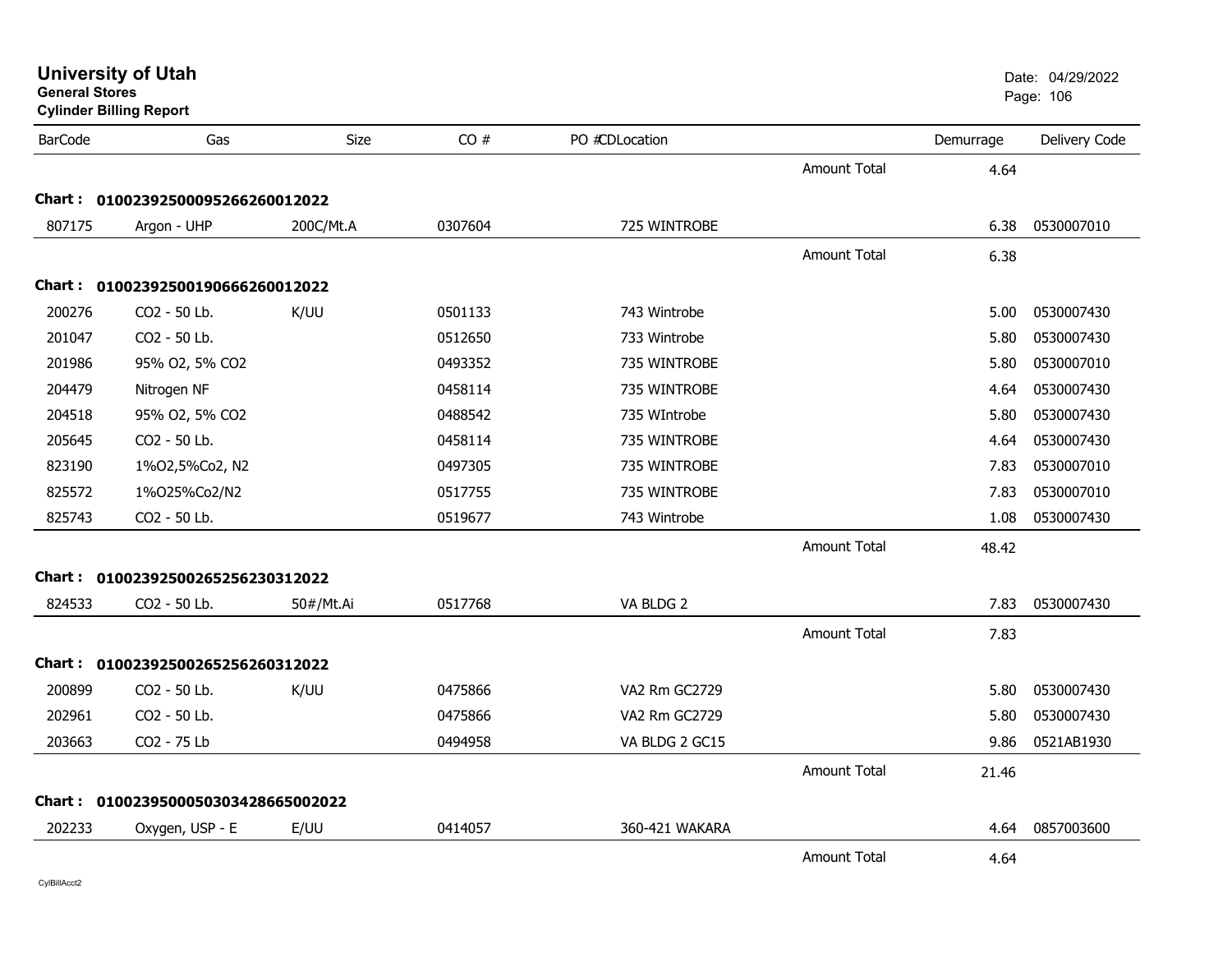# University of Utah
**General Stores**
**Cylinder Billing Report**

Date: 04/29/2022

| BarCode | Gas | Size | CO # | PO # | CDLocation | | Demurrage | Delivery Code |
|---|---|---|---|---|---|---|---|---|
| | | | | | | Amount Total | 4.64 | |
| **Chart :** | **0100239250009526626001 2022** | | | | | | | |
| 807175 | Argon - UHP | 200C/Mt.A | 0307604 | | 725 WINTROBE | | 6.38 | 0530007010 |
| | | | | | | Amount Total | 6.38 | |
| **Chart :** | **01002392500190666260012022** | | | | | | | |
| 200276 | CO2 - 50 Lb. | K/UU | 0501133 | | 743 Wintrobe | | 5.00 | 0530007430 |
| 201047 | CO2 - 50 Lb. | | 0512650 | | 733 Wintrobe | | 5.80 | 0530007430 |
| 201986 | 95% O2, 5% CO2 | | 0493352 | | 735 WINTROBE | | 5.80 | 0530007010 |
| 204479 | Nitrogen NF | | 0458114 | | 735 WINTROBE | | 4.64 | 0530007430 |
| 204518 | 95% O2, 5% CO2 | | 0488542 | | 735 WIntrobe | | 5.80 | 0530007430 |
| 205645 | CO2 - 50 Lb. | | 0458114 | | 735 WINTROBE | | 4.64 | 0530007430 |
| 823190 | 1%O2,5%Co2, N2 | | 0497305 | | 735 WINTROBE | | 7.83 | 0530007010 |
| 825572 | 1%O25%Co2/N2 | | 0517755 | | 735 WINTROBE | | 7.83 | 0530007010 |
| 825743 | CO2 - 50 Lb. | | 0519677 | | 743 Wintrobe | | 1.08 | 0530007430 |
| | | | | | | Amount Total | 48.42 | |
| **Chart :** | **01002392500265256230312022** | | | | | | | |
| 824533 | CO2 - 50 Lb. | 50#/Mt.Ai | 0517768 | | VA BLDG 2 | | 7.83 | 0530007430 |
| | | | | | | Amount Total | 7.83 | |
| **Chart :** | **01002392500265256260312022** | | | | | | | |
| 200899 | CO2 - 50 Lb. | K/UU | 0475866 | | VA2 Rm GC2729 | | 5.80 | 0530007430 |
| 202961 | CO2 - 50 Lb. | | 0475866 | | VA2 Rm GC2729 | | 5.80 | 0530007430 |
| 203663 | CO2 - 75 Lb | | 0494958 | | VA BLDG 2 GC15 | | 9.86 | 0521AB1930 |
| | | | | | | Amount Total | 21.46 | |
| **Chart :** | **01002395000503034286650020 22** | | | | | | | |
| 202233 | Oxygen, USP - E | E/UU | 0414057 | | 360-421 WAKARA | | 4.64 | 0857003600 |
| | | | | | | Amount Total | 4.64 | |

CylBillAcct2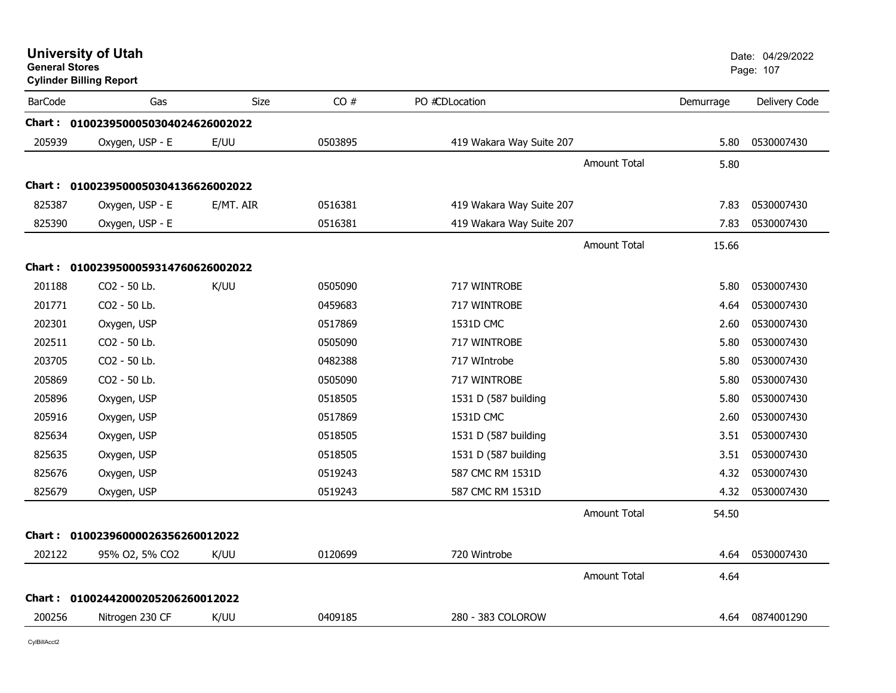# University of Utah

**General Stores**

**Cylinder Billing Report**

Date: 04/29/2022

| BarCode | Gas | Size | CO # | PO # | CD | Location | Demurrage | Delivery Code |
|---|---|---|---|---|---|---|---|---|
| **Chart : 01002395000503040246260020 22** | | | | | | | | |
| 205939 | Oxygen, USP - E | E/UU | 0503895 | | | 419 Wakara Way Suite 207 | 5.80 | 0530007430 |
| | | | | | | Amount Total | 5.80 | |
| **Chart : 0100239500050304136626002022** | | | | | | | | |
| 825387 | Oxygen, USP - E | E/MT. AIR | 0516381 | | | 419 Wakara Way Suite 207 | 7.83 | 0530007430 |
| 825390 | Oxygen, USP - E | | 0516381 | | | 419 Wakara Way Suite 207 | 7.83 | 0530007430 |
| | | | | | | Amount Total | 15.66 | |
| **Chart : 0100239500059314760626002022** | | | | | | | | |
| 201188 | CO2 - 50 Lb. | K/UU | 0505090 | | | 717 WINTROBE | 5.80 | 0530007430 |
| 201771 | CO2 - 50 Lb. | | 0459683 | | | 717 WINTROBE | 4.64 | 0530007430 |
| 202301 | Oxygen, USP | | 0517869 | | | 1531D CMC | 2.60 | 0530007430 |
| 202511 | CO2 - 50 Lb. | | 0505090 | | | 717 WINTROBE | 5.80 | 0530007430 |
| 203705 | CO2 - 50 Lb. | | 0482388 | | | 717 WIntrobe | 5.80 | 0530007430 |
| 205869 | CO2 - 50 Lb. | | 0505090 | | | 717 WINTROBE | 5.80 | 0530007430 |
| 205896 | Oxygen, USP | | 0518505 | | | 1531 D (587 building | 5.80 | 0530007430 |
| 205916 | Oxygen, USP | | 0517869 | | | 1531D CMC | 2.60 | 0530007430 |
| 825634 | Oxygen, USP | | 0518505 | | | 1531 D (587 building | 3.51 | 0530007430 |
| 825635 | Oxygen, USP | | 0518505 | | | 1531 D (587 building | 3.51 | 0530007430 |
| 825676 | Oxygen, USP | | 0519243 | | | 587 CMC RM 1531D | 4.32 | 0530007430 |
| 825679 | Oxygen, USP | | 0519243 | | | 587 CMC RM 1531D | 4.32 | 0530007430 |
| | | | | | | Amount Total | 54.50 | |
| **Chart : 0100239600026356260012022** | | | | | | | | |
| 202122 | 95% O2, 5% CO2 | K/UU | 0120699 | | | 720 Wintrobe | 4.64 | 0530007430 |
| | | | | | | Amount Total | 4.64 | |
| **Chart : 0100244200020520626001202 2** | | | | | | | | |
| 200256 | Nitrogen 230 CF | K/UU | 0409185 | | | 280 - 383 COLOROW | 4.64 | 0874001290 |

CylBillAcct2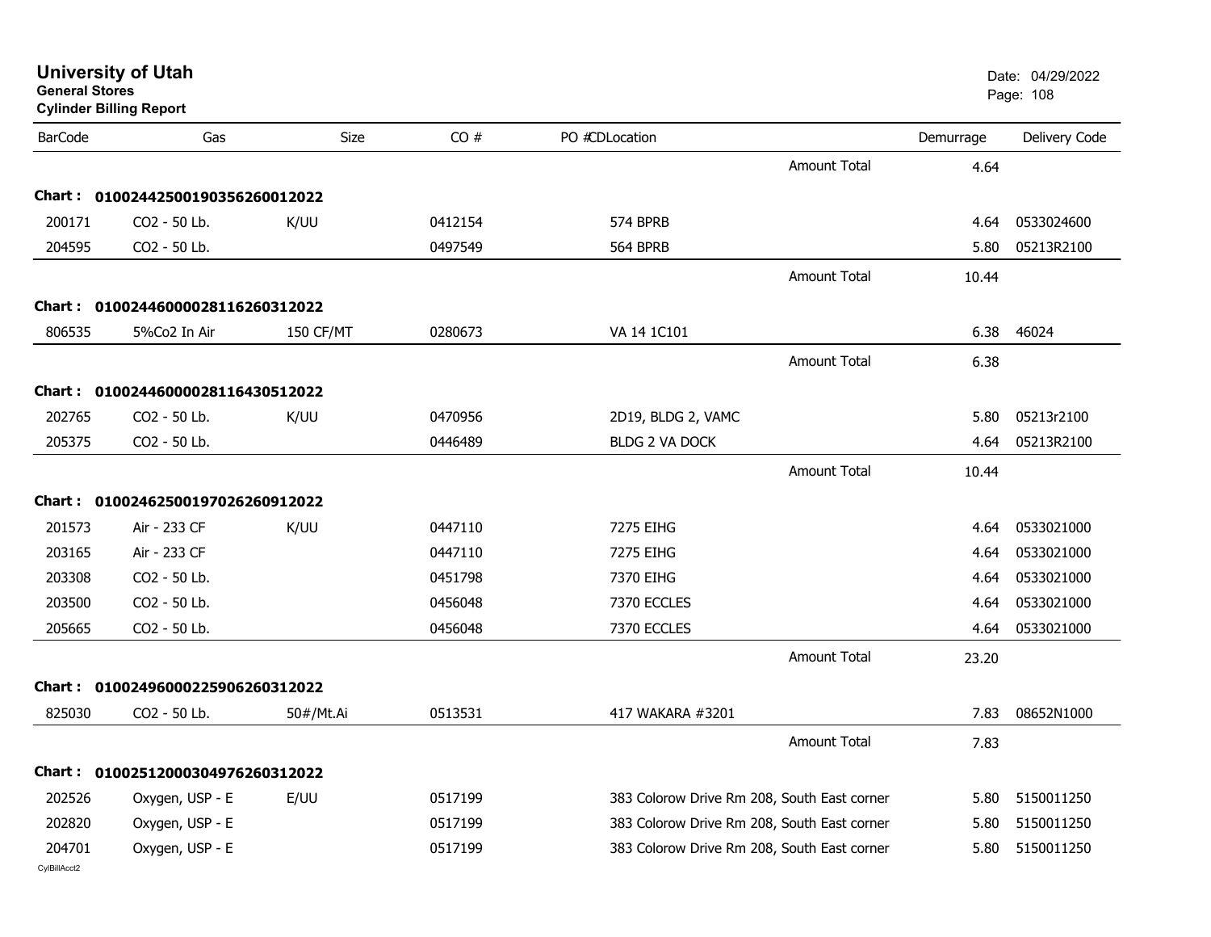# University of Utah

**General Stores**

**Cylinder Billing Report**

Date: 04/29/2022

| BarCode | Gas | Size | CO # | PO # | CD | Location | | Demurrage | Delivery Code |
|---|---|---|---|---|---|---|---|---|---|
| | | | | | | | Amount Total | 4.64 | |
| **Chart :** | **0100244250019035626001 2022** | | | | | | | | |
| 200171 | CO2 - 50 Lb. | K/UU | 0412154 | | | 574 BPRB | | 4.64 | 0533024600 |
| 204595 | CO2 - 50 Lb. | | 0497549 | | | 564 BPRB | | 5.80 | 05213R2100 |
| | | | | | | | Amount Total | 10.44 | |
| **Chart :** | **010024460000281162603 12022** | | | | | | | | |
| 806535 | 5%Co2 In Air | 150 CF/MT | 0280673 | | | VA 14 1C101 | | 6.38 | 46024 |
| | | | | | | | Amount Total | 6.38 | |
| **Chart :** | **010024460000281164305 12022** | | | | | | | | |
| 202765 | CO2 - 50 Lb. | K/UU | 0470956 | | | 2D19, BLDG 2, VAMC | | 5.80 | 05213r2100 |
| 205375 | CO2 - 50 Lb. | | 0446489 | | | BLDG 2 VA DOCK | | 4.64 | 05213R2100 |
| | | | | | | | Amount Total | 10.44 | |
| **Chart :** | **010024625001970262609 12022** | | | | | | | | |
| 201573 | Air - 233 CF | K/UU | 0447110 | | | 7275 EIHG | | 4.64 | 0533021000 |
| 203165 | Air - 233 CF | | 0447110 | | | 7275 EIHG | | 4.64 | 0533021000 |
| 203308 | CO2 - 50 Lb. | | 0451798 | | | 7370 EIHG | | 4.64 | 0533021000 |
| 203500 | CO2 - 50 Lb. | | 0456048 | | | 7370 ECCLES | | 4.64 | 0533021000 |
| 205665 | CO2 - 50 Lb. | | 0456048 | | | 7370 ECCLES | | 4.64 | 0533021000 |
| | | | | | | | Amount Total | 23.20 | |
| **Chart :** | **010024960002259062603 12022** | | | | | | | | |
| 825030 | CO2 - 50 Lb. | 50#/Mt.Ai | 0513531 | | | 417 WAKARA #3201 | | 7.83 | 08652N1000 |
| | | | | | | | Amount Total | 7.83 | |
| **Chart :** | **010025120003049762603 12022** | | | | | | | | |
| 202526 | Oxygen, USP - E | E/UU | 0517199 | | | 383 Colorow Drive Rm 208, South East corner | | 5.80 | 5150011250 |
| 202820 | Oxygen, USP - E | | 0517199 | | | 383 Colorow Drive Rm 208, South East corner | | 5.80 | 5150011250 |
| 204701 | Oxygen, USP - E | | 0517199 | | | 383 Colorow Drive Rm 208, South East corner | | 5.80 | 5150011250 |

CylBillAcct2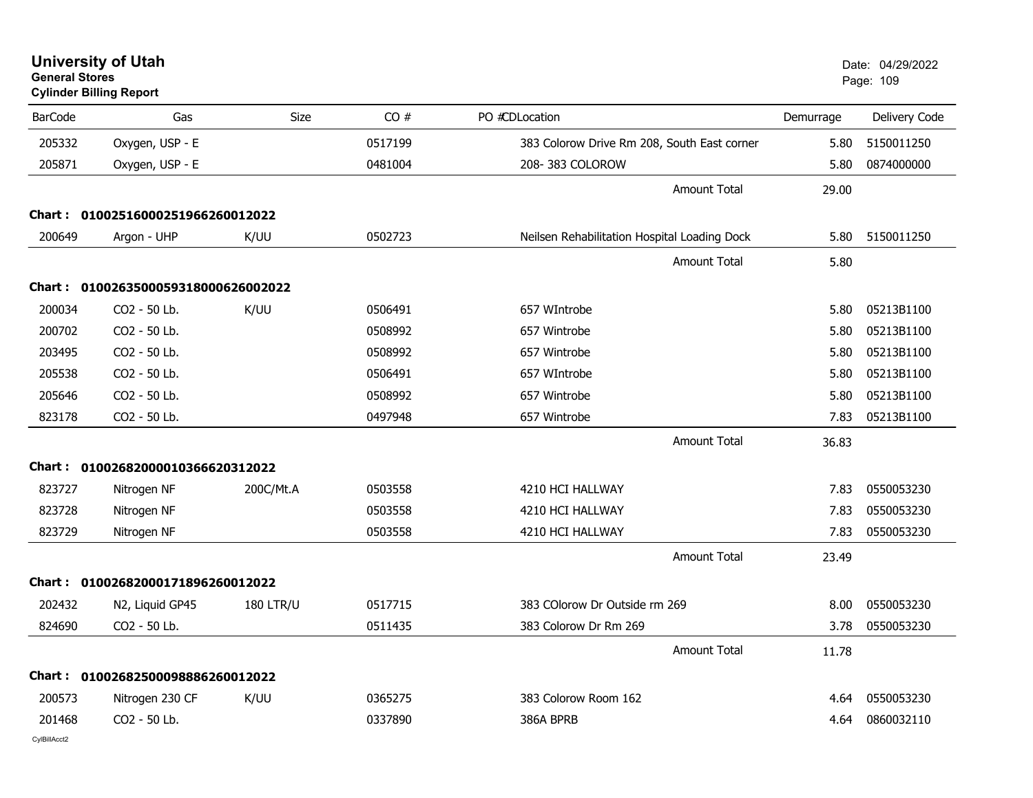# University of Utah

**General Stores**

**Cylinder Billing Report**

Date: 04/29/2022

| BarCode | Gas | Size | CO # | PO #CDLocation | Demurrage | Delivery Code |
|---|---|---|---|---|---|---|
| 205332 | Oxygen, USP - E | | 0517199 | 383 Colorow Drive Rm 208, South East corner | 5.80 | 5150011250 |
| 205871 | Oxygen, USP - E | | 0481004 | 208- 383 COLOROW | 5.80 | 0874000000 |
| | | | | Amount Total | 29.00 | |
| **Chart :** | **01002516000251966260012022** | | | | | |
| 200649 | Argon - UHP | K/UU | 0502723 | Neilsen Rehabilitation Hospital Loading Dock | 5.80 | 5150011250 |
| | | | | Amount Total | 5.80 | |
| **Chart :** | **01002635000593180006260020​22** | | | | | |
| 200034 | CO2 - 50 Lb. | K/UU | 0506491 | 657 WIntrobe | 5.80 | 05213B1100 |
| 200702 | CO2 - 50 Lb. | | 0508992 | 657 Wintrobe | 5.80 | 05213B1100 |
| 203495 | CO2 - 50 Lb. | | 0508992 | 657 Wintrobe | 5.80 | 05213B1100 |
| 205538 | CO2 - 50 Lb. | | 0506491 | 657 WIntrobe | 5.80 | 05213B1100 |
| 205646 | CO2 - 50 Lb. | | 0508992 | 657 Wintrobe | 5.80 | 05213B1100 |
| 823178 | CO2 - 50 Lb. | | 0497948 | 657 Wintrobe | 7.83 | 05213B1100 |
| | | | | Amount Total | 36.83 | |
| **Chart :** | **01002682000010366620312022** | | | | | |
| 823727 | Nitrogen NF | 200C/Mt.A | 0503558 | 4210 HCI HALLWAY | 7.83 | 0550053230 |
| 823728 | Nitrogen NF | | 0503558 | 4210 HCI HALLWAY | 7.83 | 0550053230 |
| 823729 | Nitrogen NF | | 0503558 | 4210 HCI HALLWAY | 7.83 | 0550053230 |
| | | | | Amount Total | 23.49 | |
| **Chart :** | **01002682000171896260012022** | | | | | |
| 202432 | N2, Liquid GP45 | 180 LTR/U | 0517715 | 383 COlorow Dr Outside rm 269 | 8.00 | 0550053230 |
| 824690 | CO2 - 50 Lb. | | 0511435 | 383 Colorow Dr Rm 269 | 3.78 | 0550053230 |
| | | | | Amount Total | 11.78 | |
| **Chart :** | **01002682500098886260012022** | | | | | |
| 200573 | Nitrogen 230 CF | K/UU | 0365275 | 383 Colorow Room 162 | 4.64 | 0550053230 |
| 201468 | CO2 - 50 Lb. | | 0337890 | 386A BPRB | 4.64 | 0860032110 |

CylBillAcct2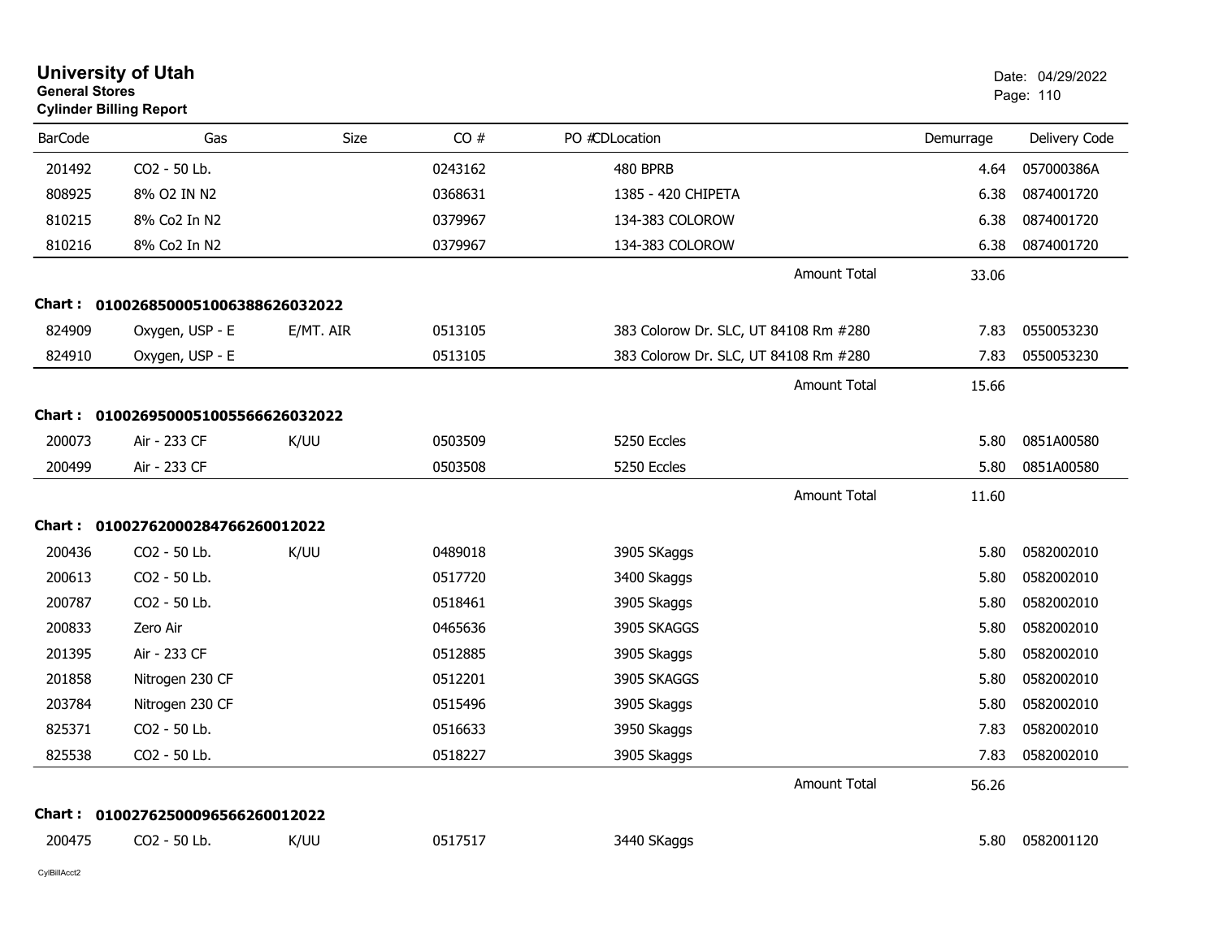# University of Utah
**General Stores**
**Cylinder Billing Report**

Date: 04/29/2022

| BarCode | Gas | Size | CO # | PO # | CDLocation | Demurrage | Delivery Code |
|---|---|---|---|---|---|---|---|
| 201492 | CO2 - 50 Lb. | | 0243162 | | 480 BPRB | 4.64 | 057000386A |
| 808925 | 8% O2 IN N2 | | 0368631 | | 1385 - 420 CHIPETA | 6.38 | 0874001720 |
| 810215 | 8% Co2 In N2 | | 0379967 | | 134-383 COLOROW | 6.38 | 0874001720 |
| 810216 | 8% Co2 In N2 | | 0379967 | | 134-383 COLOROW | 6.38 | 0874001720 |
| | | | | | Amount Total | 33.06 | |

**Chart : 01002685000510063886260320222**

| BarCode | Gas | Size | CO # | PO # | CDLocation | Demurrage | Delivery Code |
|---|---|---|---|---|---|---|---|
| 824909 | Oxygen, USP - E | E/MT. AIR | 0513105 | | 383 Colorow Dr. SLC, UT 84108 Rm #280 | 7.83 | 0550053230 |
| 824910 | Oxygen, USP - E | | 0513105 | | 383 Colorow Dr. SLC, UT 84108 Rm #280 | 7.83 | 0550053230 |
| | | | | | Amount Total | 15.66 | |

**Chart : 01002695000510055666260320222**

| BarCode | Gas | Size | CO # | PO # | CDLocation | Demurrage | Delivery Code |
|---|---|---|---|---|---|---|---|
| 200073 | Air - 233 CF | K/UU | 0503509 | | 5250 Eccles | 5.80 | 0851A00580 |
| 200499 | Air - 233 CF | | 0503508 | | 5250 Eccles | 5.80 | 0851A00580 |
| | | | | | Amount Total | 11.60 | |

**Chart : 01002762000284766260012022**

| BarCode | Gas | Size | CO # | PO # | CDLocation | Demurrage | Delivery Code |
|---|---|---|---|---|---|---|---|
| 200436 | CO2 - 50 Lb. | K/UU | 0489018 | | 3905 SKaggs | 5.80 | 0582002010 |
| 200613 | CO2 - 50 Lb. | | 0517720 | | 3400 Skaggs | 5.80 | 0582002010 |
| 200787 | CO2 - 50 Lb. | | 0518461 | | 3905 Skaggs | 5.80 | 0582002010 |
| 200833 | Zero Air | | 0465636 | | 3905 SKAGGS | 5.80 | 0582002010 |
| 201395 | Air - 233 CF | | 0512885 | | 3905 Skaggs | 5.80 | 0582002010 |
| 201858 | Nitrogen 230 CF | | 0512201 | | 3905 SKAGGS | 5.80 | 0582002010 |
| 203784 | Nitrogen 230 CF | | 0515496 | | 3905 Skaggs | 5.80 | 0582002010 |
| 825371 | CO2 - 50 Lb. | | 0516633 | | 3950 Skaggs | 7.83 | 0582002010 |
| 825538 | CO2 - 50 Lb. | | 0518227 | | 3905 Skaggs | 7.83 | 0582002010 |
| | | | | | Amount Total | 56.26 | |

**Chart : 01002762500096566260012022**

| BarCode | Gas | Size | CO # | PO # | CDLocation | Demurrage | Delivery Code |
|---|---|---|---|---|---|---|---|
| 200475 | CO2 - 50 Lb. | K/UU | 0517517 | | 3440 SKaggs | 5.80 | 0582001120 |

CylBillAcct2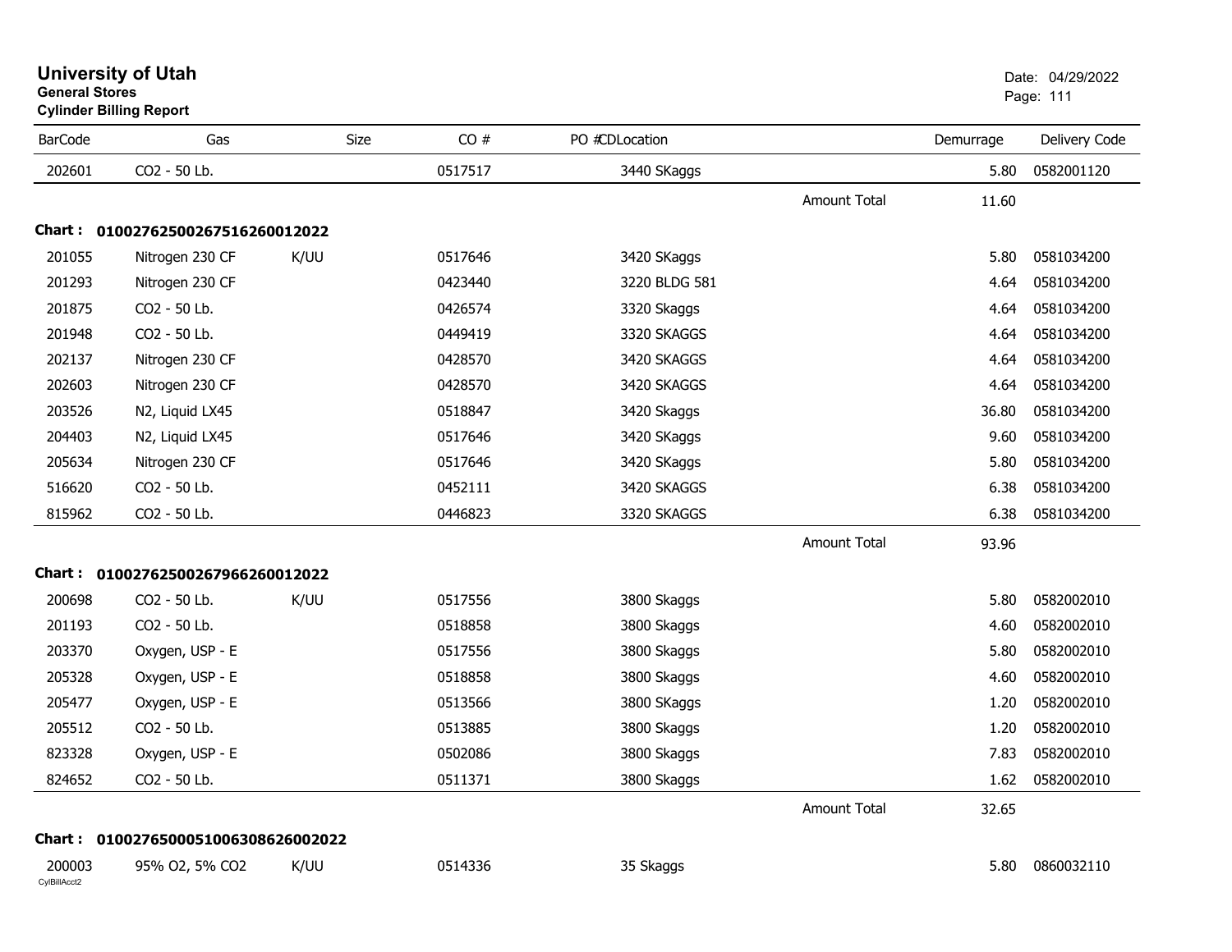# University of Utah

**General Stores**

**Cylinder Billing Report**

Date: 04/29/2022

| BarCode | Gas | Size | CO # | PO #CDLocation | | Demurrage | Delivery Code |
|---|---|---|---|---|---|---|---|
| 202601 | CO2 - 50 Lb. | | 0517517 | 3440 SKaggs | | 5.80 | 0582001120 |
| | | | | | Amount Total | 11.60 | |

**Chart : 01002762500267516260012022**

| BarCode | Gas | Size | CO # | PO #CDLocation | | Demurrage | Delivery Code |
|---|---|---|---|---|---|---|---|
| 201055 | Nitrogen 230 CF | K/UU | 0517646 | 3420 SKaggs | | 5.80 | 0581034200 |
| 201293 | Nitrogen 230 CF | | 0423440 | 3220 BLDG 581 | | 4.64 | 0581034200 |
| 201875 | CO2 - 50 Lb. | | 0426574 | 3320 Skaggs | | 4.64 | 0581034200 |
| 201948 | CO2 - 50 Lb. | | 0449419 | 3320 SKAGGS | | 4.64 | 0581034200 |
| 202137 | Nitrogen 230 CF | | 0428570 | 3420 SKAGGS | | 4.64 | 0581034200 |
| 202603 | Nitrogen 230 CF | | 0428570 | 3420 SKAGGS | | 4.64 | 0581034200 |
| 203526 | N2, Liquid LX45 | | 0518847 | 3420 Skaggs | | 36.80 | 0581034200 |
| 204403 | N2, Liquid LX45 | | 0517646 | 3420 SKaggs | | 9.60 | 0581034200 |
| 205634 | Nitrogen 230 CF | | 0517646 | 3420 SKaggs | | 5.80 | 0581034200 |
| 516620 | CO2 - 50 Lb. | | 0452111 | 3420 SKAGGS | | 6.38 | 0581034200 |
| 815962 | CO2 - 50 Lb. | | 0446823 | 3320 SKAGGS | | 6.38 | 0581034200 |
| | | | | | Amount Total | 93.96 | |

**Chart : 01002762500267966260012022**

| BarCode | Gas | Size | CO # | PO #CDLocation | | Demurrage | Delivery Code |
|---|---|---|---|---|---|---|---|
| 200698 | CO2 - 50 Lb. | K/UU | 0517556 | 3800 Skaggs | | 5.80 | 0582002010 |
| 201193 | CO2 - 50 Lb. | | 0518858 | 3800 Skaggs | | 4.60 | 0582002010 |
| 203370 | Oxygen, USP - E | | 0517556 | 3800 Skaggs | | 5.80 | 0582002010 |
| 205328 | Oxygen, USP - E | | 0518858 | 3800 Skaggs | | 4.60 | 0582002010 |
| 205477 | Oxygen, USP - E | | 0513566 | 3800 SKaggs | | 1.20 | 0582002010 |
| 205512 | CO2 - 50 Lb. | | 0513885 | 3800 Skaggs | | 1.20 | 0582002010 |
| 823328 | Oxygen, USP - E | | 0502086 | 3800 Skaggs | | 7.83 | 0582002010 |
| 824652 | CO2 - 50 Lb. | | 0511371 | 3800 Skaggs | | 1.62 | 0582002010 |
| | | | | | Amount Total | 32.65 | |

**Chart : 01002765000510063086260020222**

| BarCode | Gas | Size | CO # | PO #CDLocation | | Demurrage | Delivery Code |
|---|---|---|---|---|---|---|---|
| 200003 | 95% O2, 5% CO2 | K/UU | 0514336 | 35 Skaggs | | 5.80 | 0860032110 |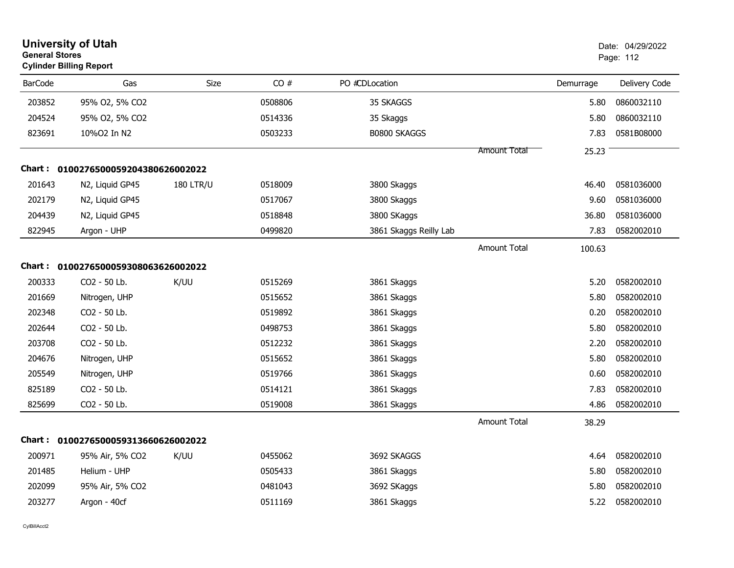**University of Utah**
**General Stores**
**Cylinder Billing Report**

Date: 04/29/2022

| BarCode | Gas | Size | CO # | PO # | CDLocation | Demurrage | Delivery Code |
|---|---|---|---|---|---|---|---|
| 203852 | 95% O2, 5% CO2 | | 0508806 | | 35 SKAGGS | 5.80 | 0860032110 |
| 204524 | 95% O2, 5% CO2 | | 0514336 | | 35 Skaggs | 5.80 | 0860032110 |
| 823691 | 10%O2 In N2 | | 0503233 | | B0800 SKAGGS | 7.83 | 0581B08000 |
| | | | | | Amount Total | 25.23 | |

**Chart : 01002765000592043806260O2022**

| BarCode | Gas | Size | CO # | PO # | CDLocation | Demurrage | Delivery Code |
|---|---|---|---|---|---|---|---|
| 201643 | N2, Liquid GP45 | 180 LTR/U | 0518009 | | 3800 Skaggs | 46.40 | 0581036000 |
| 202179 | N2, Liquid GP45 | | 0517067 | | 3800 Skaggs | 9.60 | 0581036000 |
| 204439 | N2, Liquid GP45 | | 0518848 | | 3800 SKaggs | 36.80 | 0581036000 |
| 822945 | Argon - UHP | | 0499820 | | 3861 Skaggs Reilly Lab | 7.83 | 0582002010 |
| | | | | | Amount Total | 100.63 | |

**Chart : 01002765000593080636260O2022**

| BarCode | Gas | Size | CO # | PO # | CDLocation | Demurrage | Delivery Code |
|---|---|---|---|---|---|---|---|
| 200333 | CO2 - 50 Lb. | K/UU | 0515269 | | 3861 Skaggs | 5.20 | 0582002010 |
| 201669 | Nitrogen, UHP | | 0515652 | | 3861 Skaggs | 5.80 | 0582002010 |
| 202348 | CO2 - 50 Lb. | | 0519892 | | 3861 Skaggs | 0.20 | 0582002010 |
| 202644 | CO2 - 50 Lb. | | 0498753 | | 3861 Skaggs | 5.80 | 0582002010 |
| 203708 | CO2 - 50 Lb. | | 0512232 | | 3861 Skaggs | 2.20 | 0582002010 |
| 204676 | Nitrogen, UHP | | 0515652 | | 3861 Skaggs | 5.80 | 0582002010 |
| 205549 | Nitrogen, UHP | | 0519766 | | 3861 Skaggs | 0.60 | 0582002010 |
| 825189 | CO2 - 50 Lb. | | 0514121 | | 3861 Skaggs | 7.83 | 0582002010 |
| 825699 | CO2 - 50 Lb. | | 0519008 | | 3861 Skaggs | 4.86 | 0582002010 |
| | | | | | Amount Total | 38.29 | |

**Chart : 01002765000593136606260O2022**

| BarCode | Gas | Size | CO # | PO # | CDLocation | Demurrage | Delivery Code |
|---|---|---|---|---|---|---|---|
| 200971 | 95% Air, 5% CO2 | K/UU | 0455062 | | 3692 SKAGGS | 4.64 | 0582002010 |
| 201485 | Helium - UHP | | 0505433 | | 3861 Skaggs | 5.80 | 0582002010 |
| 202099 | 95% Air, 5% CO2 | | 0481043 | | 3692 SKaggs | 5.80 | 0582002010 |
| 203277 | Argon - 40cf | | 0511169 | | 3861 Skaggs | 5.22 | 0582002010 |

CylBillAcct2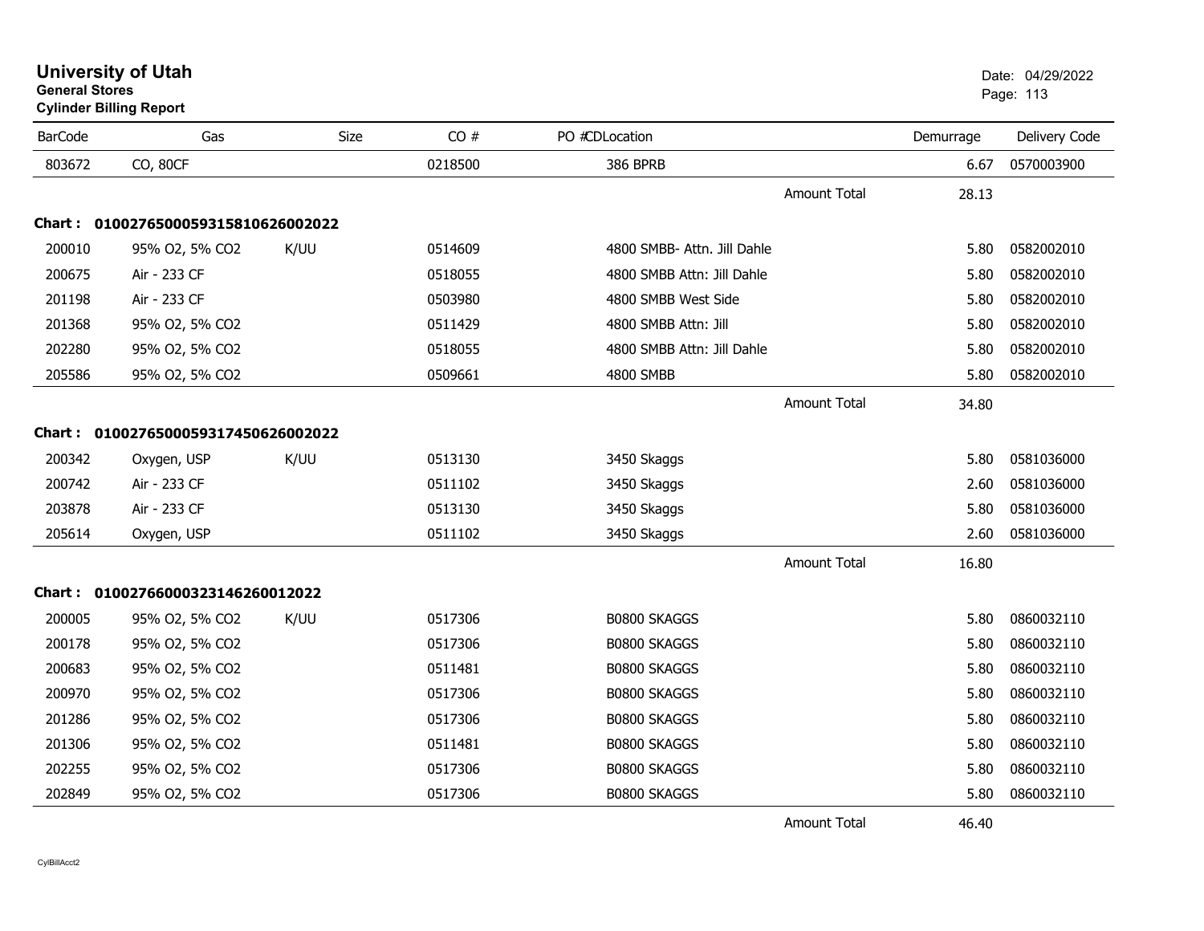# University of Utah

**General Stores**
**Cylinder Billing Report**

Date: 04/29/2022

| BarCode | Gas | Size | CO # | PO #CDLocation | | Demurrage | Delivery Code |
|---|---|---|---|---|---|---|---|
| 803672 | CO, 80CF | | 0218500 | 386 BPRB | | 6.67 | 0570003900 |
| | | | | | Amount Total | 28.13 | |
| **Chart :** | **01002765000593158106260020​22** | | | | | | |
| 200010 | 95% O2, 5% CO2 | K/UU | 0514609 | 4800 SMBB- Attn. Jill Dahle | | 5.80 | 0582002010 |
| 200675 | Air - 233 CF | | 0518055 | 4800 SMBB Attn: Jill Dahle | | 5.80 | 0582002010 |
| 201198 | Air - 233 CF | | 0503980 | 4800 SMBB West Side | | 5.80 | 0582002010 |
| 201368 | 95% O2, 5% CO2 | | 0511429 | 4800 SMBB Attn: Jill | | 5.80 | 0582002010 |
| 202280 | 95% O2, 5% CO2 | | 0518055 | 4800 SMBB Attn: Jill Dahle | | 5.80 | 0582002010 |
| 205586 | 95% O2, 5% CO2 | | 0509661 | 4800 SMBB | | 5.80 | 0582002010 |
| | | | | | Amount Total | 34.80 | |
| **Chart :** | **01002765000593174506260020​22** | | | | | | |
| 200342 | Oxygen, USP | K/UU | 0513130 | 3450 Skaggs | | 5.80 | 0581036000 |
| 200742 | Air - 233 CF | | 0511102 | 3450 Skaggs | | 2.60 | 0581036000 |
| 203878 | Air - 233 CF | | 0513130 | 3450 Skaggs | | 5.80 | 0581036000 |
| 205614 | Oxygen, USP | | 0511102 | 3450 Skaggs | | 2.60 | 0581036000 |
| | | | | | Amount Total | 16.80 | |
| **Chart :** | **01002766000323146260012022** | | | | | | |
| 200005 | 95% O2, 5% CO2 | K/UU | 0517306 | B0800 SKAGGS | | 5.80 | 0860032110 |
| 200178 | 95% O2, 5% CO2 | | 0517306 | B0800 SKAGGS | | 5.80 | 0860032110 |
| 200683 | 95% O2, 5% CO2 | | 0511481 | B0800 SKAGGS | | 5.80 | 0860032110 |
| 200970 | 95% O2, 5% CO2 | | 0517306 | B0800 SKAGGS | | 5.80 | 0860032110 |
| 201286 | 95% O2, 5% CO2 | | 0517306 | B0800 SKAGGS | | 5.80 | 0860032110 |
| 201306 | 95% O2, 5% CO2 | | 0511481 | B0800 SKAGGS | | 5.80 | 0860032110 |
| 202255 | 95% O2, 5% CO2 | | 0517306 | B0800 SKAGGS | | 5.80 | 0860032110 |
| 202849 | 95% O2, 5% CO2 | | 0517306 | B0800 SKAGGS | | 5.80 | 0860032110 |
| | | | | | Amount Total | 46.40 | |

CylBillAcct2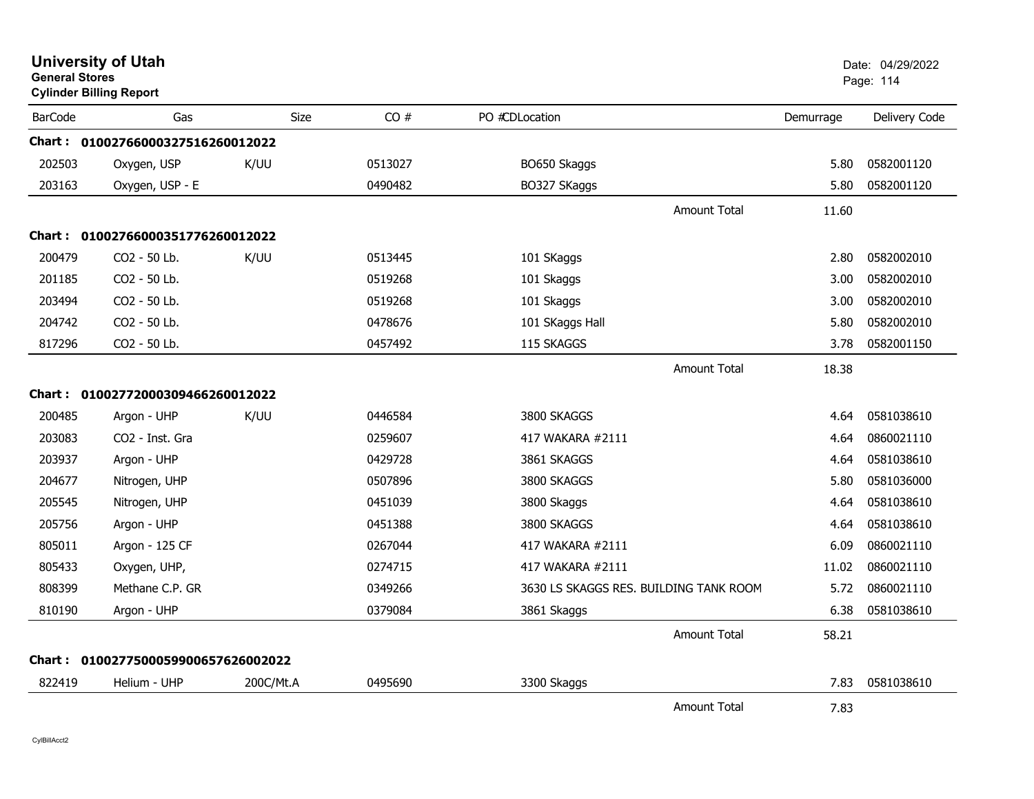# University of Utah

**General Stores**

**Cylinder Billing Report**

Date: 04/29/2022

| BarCode | Gas | Size | CO # | PO #CDLocation | Demurrage | Delivery Code |
|---|---|---|---|---|---|---|
| **Chart : 01002766000327516260012022** | | | | | | |
| 202503 | Oxygen, USP | K/UU | 0513027 | BO650 Skaggs | 5.80 | 0582001120 |
| 203163 | Oxygen, USP - E | | 0490482 | BO327 SKaggs | 5.80 | 0582001120 |
| | | | | Amount Total | 11.60 | |
| **Chart : 01002766000351776260012022** | | | | | | |
| 200479 | CO2 - 50 Lb. | K/UU | 0513445 | 101 SKaggs | 2.80 | 0582002010 |
| 201185 | CO2 - 50 Lb. | | 0519268 | 101 Skaggs | 3.00 | 0582002010 |
| 203494 | CO2 - 50 Lb. | | 0519268 | 101 Skaggs | 3.00 | 0582002010 |
| 204742 | CO2 - 50 Lb. | | 0478676 | 101 SKaggs Hall | 5.80 | 0582002010 |
| 817296 | CO2 - 50 Lb. | | 0457492 | 115 SKAGGS | 3.78 | 0582001150 |
| | | | | Amount Total | 18.38 | |
| **Chart : 01002772000309466260012022** | | | | | | |
| 200485 | Argon - UHP | K/UU | 0446584 | 3800 SKAGGS | 4.64 | 0581038610 |
| 203083 | CO2 - Inst. Gra | | 0259607 | 417 WAKARA #2111 | 4.64 | 0860021110 |
| 203937 | Argon - UHP | | 0429728 | 3861 SKAGGS | 4.64 | 0581038610 |
| 204677 | Nitrogen, UHP | | 0507896 | 3800 SKAGGS | 5.80 | 0581036000 |
| 205545 | Nitrogen, UHP | | 0451039 | 3800 Skaggs | 4.64 | 0581038610 |
| 205756 | Argon - UHP | | 0451388 | 3800 SKAGGS | 4.64 | 0581038610 |
| 805011 | Argon - 125 CF | | 0267044 | 417 WAKARA #2111 | 6.09 | 0860021110 |
| 805433 | Oxygen, UHP, | | 0274715 | 417 WAKARA #2111 | 11.02 | 0860021110 |
| 808399 | Methane C.P. GR | | 0349266 | 3630 LS SKAGGS RES. BUILDING TANK ROOM | 5.72 | 0860021110 |
| 810190 | Argon - UHP | | 0379084 | 3861 Skaggs | 6.38 | 0581038610 |
| | | | | Amount Total | 58.21 | |
| **Chart : 01002775000599006576260022022** | | | | | | |
| 822419 | Helium - UHP | 200C/Mt.A | 0495690 | 3300 Skaggs | 7.83 | 0581038610 |
| | | | | Amount Total | 7.83 | |

CylBillAcct2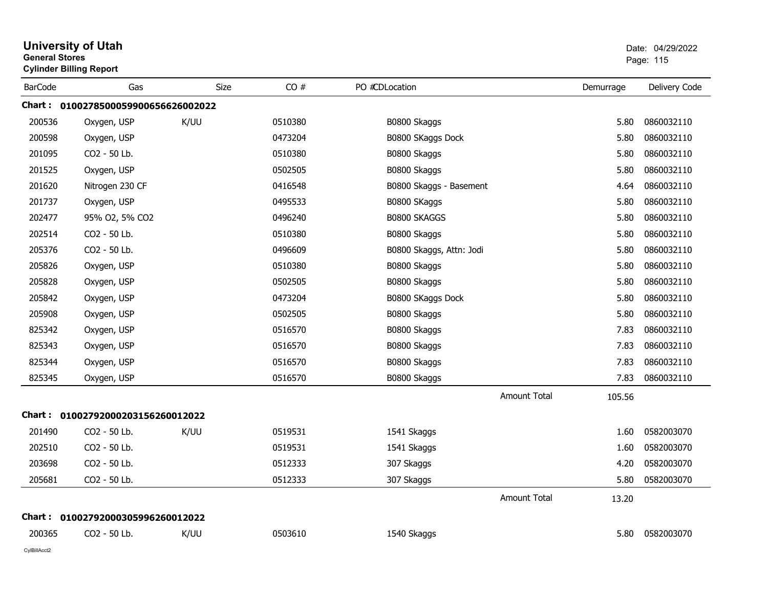# University of Utah
**General Stores**
**Cylinder Billing Report**

Date: 04/29/2022

| BarCode | Gas | Size | CO # | PO # | CDLocation | Demurrage | Delivery Code |
|---|---|---|---|---|---|---|---|
| **Chart : 01002785000599006566260020 22** | | | | | | | |
| 200536 | Oxygen, USP | K/UU | 0510380 | | B0800 Skaggs | 5.80 | 0860032110 |
| 200598 | Oxygen, USP | | 0473204 | | B0800 SKaggs Dock | 5.80 | 0860032110 |
| 201095 | CO2 - 50 Lb. | | 0510380 | | B0800 Skaggs | 5.80 | 0860032110 |
| 201525 | Oxygen, USP | | 0502505 | | B0800 Skaggs | 5.80 | 0860032110 |
| 201620 | Nitrogen 230 CF | | 0416548 | | B0800 Skaggs - Basement | 4.64 | 0860032110 |
| 201737 | Oxygen, USP | | 0495533 | | B0800 SKaggs | 5.80 | 0860032110 |
| 202477 | 95% O2, 5% CO2 | | 0496240 | | B0800 SKAGGS | 5.80 | 0860032110 |
| 202514 | CO2 - 50 Lb. | | 0510380 | | B0800 Skaggs | 5.80 | 0860032110 |
| 205376 | CO2 - 50 Lb. | | 0496609 | | B0800 Skaggs, Attn: Jodi | 5.80 | 0860032110 |
| 205826 | Oxygen, USP | | 0510380 | | B0800 Skaggs | 5.80 | 0860032110 |
| 205828 | Oxygen, USP | | 0502505 | | B0800 Skaggs | 5.80 | 0860032110 |
| 205842 | Oxygen, USP | | 0473204 | | B0800 SKaggs Dock | 5.80 | 0860032110 |
| 205908 | Oxygen, USP | | 0502505 | | B0800 Skaggs | 5.80 | 0860032110 |
| 825342 | Oxygen, USP | | 0516570 | | B0800 Skaggs | 7.83 | 0860032110 |
| 825343 | Oxygen, USP | | 0516570 | | B0800 Skaggs | 7.83 | 0860032110 |
| 825344 | Oxygen, USP | | 0516570 | | B0800 Skaggs | 7.83 | 0860032110 |
| 825345 | Oxygen, USP | | 0516570 | | B0800 Skaggs | 7.83 | 0860032110 |
| | | | | | Amount Total | 105.56 | |
| **Chart : 01002792000203156260012022** | | | | | | | |
| 201490 | CO2 - 50 Lb. | K/UU | 0519531 | | 1541 Skaggs | 1.60 | 0582003070 |
| 202510 | CO2 - 50 Lb. | | 0519531 | | 1541 Skaggs | 1.60 | 0582003070 |
| 203698 | CO2 - 50 Lb. | | 0512333 | | 307 Skaggs | 4.20 | 0582003070 |
| 205681 | CO2 - 50 Lb. | | 0512333 | | 307 Skaggs | 5.80 | 0582003070 |
| | | | | | Amount Total | 13.20 | |
| **Chart : 01002792000305996260012022** | | | | | | | |
| 200365 | CO2 - 50 Lb. | K/UU | 0503610 | | 1540 Skaggs | 5.80 | 0582003070 |

CylBillAcct2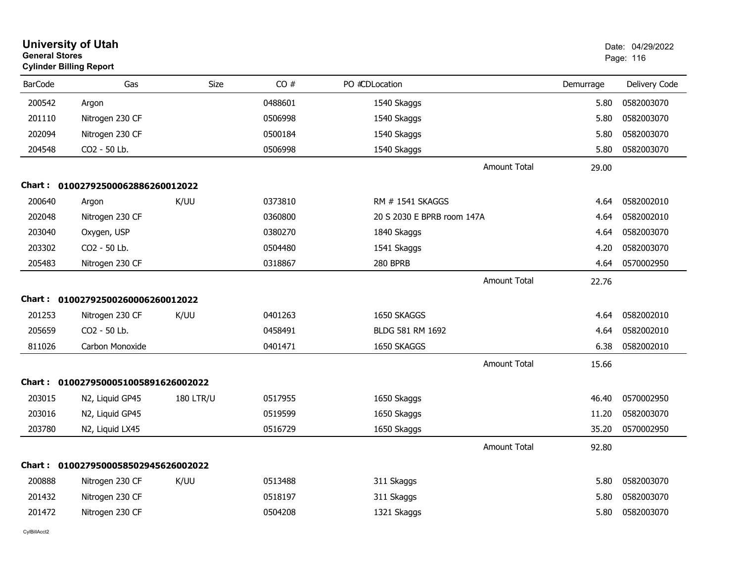# University of Utah

**General Stores**

**Cylinder Billing Report**

Date: 04/29/2022

| BarCode | Gas | Size | CO # | PO #CDLocation | Demurrage | Delivery Code |
|---|---|---|---|---|---|---|
| 200542 | Argon | | 0488601 | 1540 Skaggs | 5.80 | 0582003070 |
| 201110 | Nitrogen 230 CF | | 0506998 | 1540 Skaggs | 5.80 | 0582003070 |
| 202094 | Nitrogen 230 CF | | 0500184 | 1540 Skaggs | 5.80 | 0582003070 |
| 204548 | CO2 - 50 Lb. | | 0506998 | 1540 Skaggs | 5.80 | 0582003070 |
| | | | | Amount Total | 29.00 | |

**Chart : 01002792500062886260012022**

| BarCode | Gas | Size | CO # | PO #CDLocation | Demurrage | Delivery Code |
|---|---|---|---|---|---|---|
| 200640 | Argon | K/UU | 0373810 | RM # 1541 SKAGGS | 4.64 | 0582002010 |
| 202048 | Nitrogen 230 CF | | 0360800 | 20 S 2030 E BPRB room 147A | 4.64 | 0582002010 |
| 203040 | Oxygen, USP | | 0380270 | 1840 Skaggs | 4.64 | 0582003070 |
| 203302 | CO2 - 50 Lb. | | 0504480 | 1541 Skaggs | 4.20 | 0582003070 |
| 205483 | Nitrogen 230 CF | | 0318867 | 280 BPRB | 4.64 | 0570002950 |
| | | | | Amount Total | 22.76 | |

**Chart : 01002792500260006260012022**

| BarCode | Gas | Size | CO # | PO #CDLocation | Demurrage | Delivery Code |
|---|---|---|---|---|---|---|
| 201253 | Nitrogen 230 CF | K/UU | 0401263 | 1650 SKAGGS | 4.64 | 0582002010 |
| 205659 | CO2 - 50 Lb. | | 0458491 | BLDG 581 RM 1692 | 4.64 | 0582002010 |
| 811026 | Carbon Monoxide | | 0401471 | 1650 SKAGGS | 6.38 | 0582002010 |
| | | | | Amount Total | 15.66 | |

**Chart : 01002795000510058916260020​22**

| BarCode | Gas | Size | CO # | PO #CDLocation | Demurrage | Delivery Code |
|---|---|---|---|---|---|---|
| 203015 | N2, Liquid GP45 | 180 LTR/U | 0517955 | 1650 Skaggs | 46.40 | 0570002950 |
| 203016 | N2, Liquid GP45 | | 0519599 | 1650 Skaggs | 11.20 | 0582003070 |
| 203780 | N2, Liquid LX45 | | 0516729 | 1650 Skaggs | 35.20 | 0570002950 |
| | | | | Amount Total | 92.80 | |

**Chart : 01002795000585029456260020​22**

| BarCode | Gas | Size | CO # | PO #CDLocation | Demurrage | Delivery Code |
|---|---|---|---|---|---|---|
| 200888 | Nitrogen 230 CF | K/UU | 0513488 | 311 Skaggs | 5.80 | 0582003070 |
| 201432 | Nitrogen 230 CF | | 0518197 | 311 Skaggs | 5.80 | 0582003070 |
| 201472 | Nitrogen 230 CF | | 0504208 | 1321 Skaggs | 5.80 | 0582003070 |

CylBillAcct2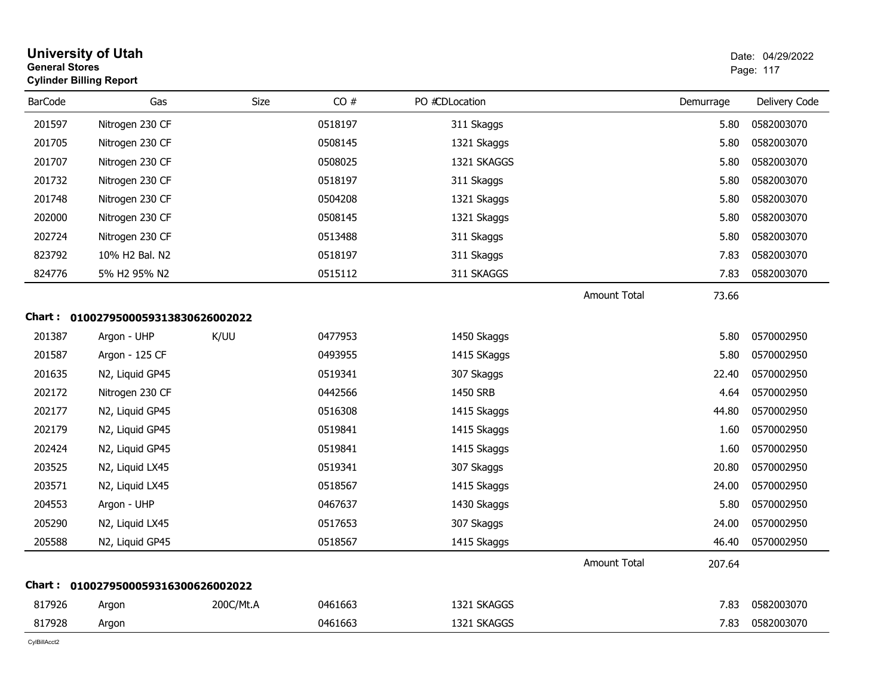# University of Utah

**General Stores**

**Cylinder Billing Report**

Date: 04/29/2022

| BarCode | Gas | Size | CO # | PO #CDLocation | | Demurrage | Delivery Code |
|---|---|---|---|---|---|---|---|
| 201597 | Nitrogen 230 CF | | 0518197 | 311 Skaggs | | 5.80 | 0582003070 |
| 201705 | Nitrogen 230 CF | | 0508145 | 1321 Skaggs | | 5.80 | 0582003070 |
| 201707 | Nitrogen 230 CF | | 0508025 | 1321 SKAGGS | | 5.80 | 0582003070 |
| 201732 | Nitrogen 230 CF | | 0518197 | 311 Skaggs | | 5.80 | 0582003070 |
| 201748 | Nitrogen 230 CF | | 0504208 | 1321 Skaggs | | 5.80 | 0582003070 |
| 202000 | Nitrogen 230 CF | | 0508145 | 1321 Skaggs | | 5.80 | 0582003070 |
| 202724 | Nitrogen 230 CF | | 0513488 | 311 Skaggs | | 5.80 | 0582003070 |
| 823792 | 10% H2 Bal. N2 | | 0518197 | 311 Skaggs | | 7.83 | 0582003070 |
| 824776 | 5% H2 95% N2 | | 0515112 | 311 SKAGGS | | 7.83 | 0582003070 |
| | | | | | Amount Total | 73.66 | |

**Chart : 01002795000593138306260020 22**

| BarCode | Gas | Size | CO # | PO #CDLocation | | Demurrage | Delivery Code |
|---|---|---|---|---|---|---|---|
| 201387 | Argon - UHP | K/UU | 0477953 | 1450 Skaggs | | 5.80 | 0570002950 |
| 201587 | Argon - 125 CF | | 0493955 | 1415 SKaggs | | 5.80 | 0570002950 |
| 201635 | N2, Liquid GP45 | | 0519341 | 307 Skaggs | | 22.40 | 0570002950 |
| 202172 | Nitrogen 230 CF | | 0442566 | 1450 SRB | | 4.64 | 0570002950 |
| 202177 | N2, Liquid GP45 | | 0516308 | 1415 Skaggs | | 44.80 | 0570002950 |
| 202179 | N2, Liquid GP45 | | 0519841 | 1415 Skaggs | | 1.60 | 0570002950 |
| 202424 | N2, Liquid GP45 | | 0519841 | 1415 Skaggs | | 1.60 | 0570002950 |
| 203525 | N2, Liquid LX45 | | 0519341 | 307 Skaggs | | 20.80 | 0570002950 |
| 203571 | N2, Liquid LX45 | | 0518567 | 1415 Skaggs | | 24.00 | 0570002950 |
| 204553 | Argon - UHP | | 0467637 | 1430 Skaggs | | 5.80 | 0570002950 |
| 205290 | N2, Liquid LX45 | | 0517653 | 307 Skaggs | | 24.00 | 0570002950 |
| 205588 | N2, Liquid GP45 | | 0518567 | 1415 Skaggs | | 46.40 | 0570002950 |
| | | | | | Amount Total | 207.64 | |

**Chart : 01002795000593163006260020 22**

| BarCode | Gas | Size | CO # | PO #CDLocation | | Demurrage | Delivery Code |
|---|---|---|---|---|---|---|---|
| 817926 | Argon | 200C/Mt.A | 0461663 | 1321 SKAGGS | | 7.83 | 0582003070 |
| 817928 | Argon | | 0461663 | 1321 SKAGGS | | 7.83 | 0582003070 |

CylBillAcct2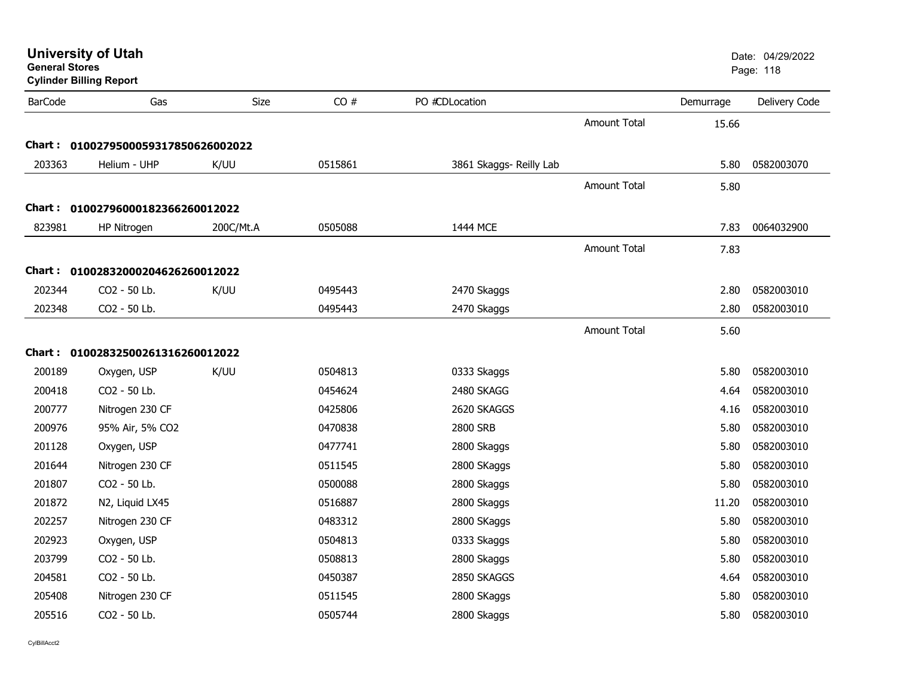# University of Utah

**General Stores**

**Cylinder Billing Report**

Date: 04/29/2022

| BarCode | Gas | Size | CO # | PO # | CDLocation | | Demurrage | Delivery Code |
|---|---|---|---|---|---|---|---|---|
| | | | | | | Amount Total | 15.66 | |
| **Chart :** | **01002795000593178506260020 22** | | | | | | | |
| 203363 | Helium - UHP | K/UU | 0515861 | | 3861 Skaggs- Reilly Lab | | 5.80 | 0582003070 |
| | | | | | | Amount Total | 5.80 | |
| **Chart :** | **01002796000182366260012022** | | | | | | | |
| 823981 | HP Nitrogen | 200C/Mt.A | 0505088 | | 1444 MCE | | 7.83 | 0064032900 |
| | | | | | | Amount Total | 7.83 | |
| **Chart :** | **01002832000204626260012022** | | | | | | | |
| 202344 | CO2 - 50 Lb. | K/UU | 0495443 | | 2470 Skaggs | | 2.80 | 0582003010 |
| 202348 | CO2 - 50 Lb. | | 0495443 | | 2470 Skaggs | | 2.80 | 0582003010 |
| | | | | | | Amount Total | 5.60 | |
| **Chart :** | **01002832500261316260012022** | | | | | | | |
| 200189 | Oxygen, USP | K/UU | 0504813 | | 0333 Skaggs | | 5.80 | 0582003010 |
| 200418 | CO2 - 50 Lb. | | 0454624 | | 2480 SKAGG | | 4.64 | 0582003010 |
| 200777 | Nitrogen 230 CF | | 0425806 | | 2620 SKAGGS | | 4.16 | 0582003010 |
| 200976 | 95% Air, 5% CO2 | | 0470838 | | 2800 SRB | | 5.80 | 0582003010 |
| 201128 | Oxygen, USP | | 0477741 | | 2800 Skaggs | | 5.80 | 0582003010 |
| 201644 | Nitrogen 230 CF | | 0511545 | | 2800 SKaggs | | 5.80 | 0582003010 |
| 201807 | CO2 - 50 Lb. | | 0500088 | | 2800 Skaggs | | 5.80 | 0582003010 |
| 201872 | N2, Liquid LX45 | | 0516887 | | 2800 Skaggs | | 11.20 | 0582003010 |
| 202257 | Nitrogen 230 CF | | 0483312 | | 2800 SKaggs | | 5.80 | 0582003010 |
| 202923 | Oxygen, USP | | 0504813 | | 0333 Skaggs | | 5.80 | 0582003010 |
| 203799 | CO2 - 50 Lb. | | 0508813 | | 2800 Skaggs | | 5.80 | 0582003010 |
| 204581 | CO2 - 50 Lb. | | 0450387 | | 2850 SKAGGS | | 4.64 | 0582003010 |
| 205408 | Nitrogen 230 CF | | 0511545 | | 2800 SKaggs | | 5.80 | 0582003010 |
| 205516 | CO2 - 50 Lb. | | 0505744 | | 2800 Skaggs | | 5.80 | 0582003010 |

CylBillAcct2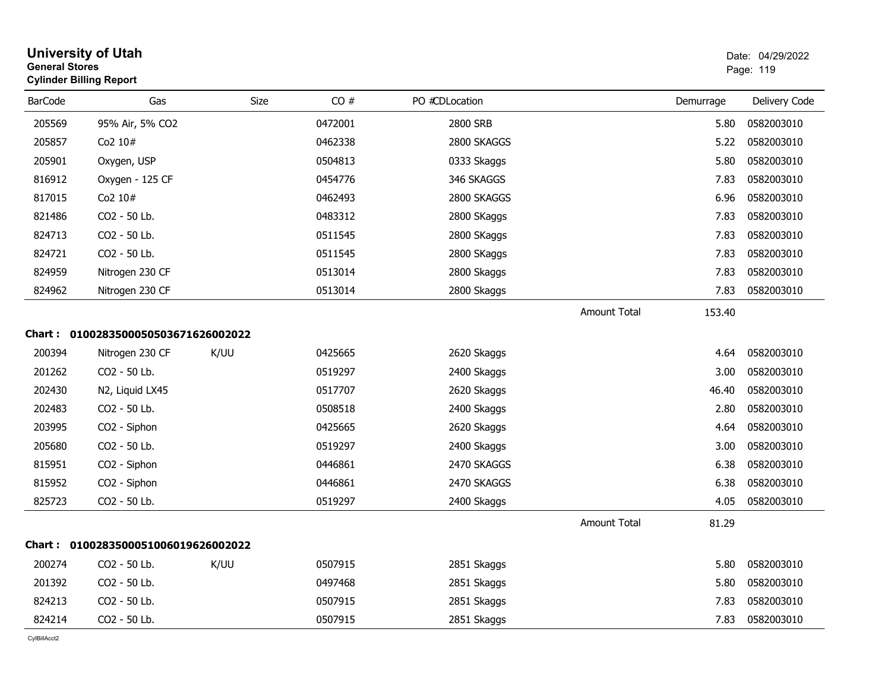# University of Utah
**General Stores**
**Cylinder Billing Report**

Date: 04/29/2022

| BarCode | Gas | Size | CO # | PO #CDLocation | | Demurrage | Delivery Code |
|---|---|---|---|---|---|---|---|
| 205569 | 95% Air, 5% CO2 | | 0472001 | 2800 SRB | | 5.80 | 0582003010 |
| 205857 | Co2 10# | | 0462338 | 2800 SKAGGS | | 5.22 | 0582003010 |
| 205901 | Oxygen, USP | | 0504813 | 0333 Skaggs | | 5.80 | 0582003010 |
| 816912 | Oxygen - 125 CF | | 0454776 | 346 SKAGGS | | 7.83 | 0582003010 |
| 817015 | Co2 10# | | 0462493 | 2800 SKAGGS | | 6.96 | 0582003010 |
| 821486 | CO2 - 50 Lb. | | 0483312 | 2800 SKaggs | | 7.83 | 0582003010 |
| 824713 | CO2 - 50 Lb. | | 0511545 | 2800 SKaggs | | 7.83 | 0582003010 |
| 824721 | CO2 - 50 Lb. | | 0511545 | 2800 SKaggs | | 7.83 | 0582003010 |
| 824959 | Nitrogen 230 CF | | 0513014 | 2800 Skaggs | | 7.83 | 0582003010 |
| 824962 | Nitrogen 230 CF | | 0513014 | 2800 Skaggs | | 7.83 | 0582003010 |
| | | | | | Amount Total | 153.40 | |

**Chart : 01002835000505036716260020​22**

| BarCode | Gas | Size | CO # | PO #CDLocation | | Demurrage | Delivery Code |
|---|---|---|---|---|---|---|---|
| 200394 | Nitrogen 230 CF | K/UU | 0425665 | 2620 Skaggs | | 4.64 | 0582003010 |
| 201262 | CO2 - 50 Lb. | | 0519297 | 2400 Skaggs | | 3.00 | 0582003010 |
| 202430 | N2, Liquid LX45 | | 0517707 | 2620 Skaggs | | 46.40 | 0582003010 |
| 202483 | CO2 - 50 Lb. | | 0508518 | 2400 Skaggs | | 2.80 | 0582003010 |
| 203995 | CO2 - Siphon | | 0425665 | 2620 Skaggs | | 4.64 | 0582003010 |
| 205680 | CO2 - 50 Lb. | | 0519297 | 2400 Skaggs | | 3.00 | 0582003010 |
| 815951 | CO2 - Siphon | | 0446861 | 2470 SKAGGS | | 6.38 | 0582003010 |
| 815952 | CO2 - Siphon | | 0446861 | 2470 SKAGGS | | 6.38 | 0582003010 |
| 825723 | CO2 - 50 Lb. | | 0519297 | 2400 Skaggs | | 4.05 | 0582003010 |
| | | | | | Amount Total | 81.29 | |

**Chart : 0100283500051006019626002022**

| BarCode | Gas | Size | CO # | PO #CDLocation | | Demurrage | Delivery Code |
|---|---|---|---|---|---|---|---|
| 200274 | CO2 - 50 Lb. | K/UU | 0507915 | 2851 Skaggs | | 5.80 | 0582003010 |
| 201392 | CO2 - 50 Lb. | | 0497468 | 2851 Skaggs | | 5.80 | 0582003010 |
| 824213 | CO2 - 50 Lb. | | 0507915 | 2851 Skaggs | | 7.83 | 0582003010 |
| 824214 | CO2 - 50 Lb. | | 0507915 | 2851 Skaggs | | 7.83 | 0582003010 |

CylBillAcct2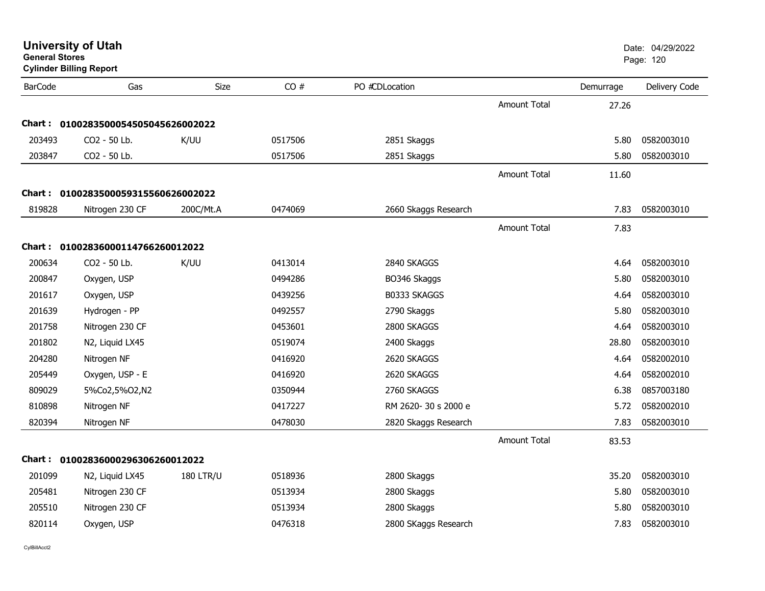# University of Utah

**General Stores**

**Cylinder Billing Report**

| BarCode | Gas | Size | CO # | PO # | CDLocation | | Demurrage | Delivery Code |
|---|---|---|---|---|---|---|---|---|
| | | | | | | Amount Total | 27.26 | |
| **Chart :** | **01002835000545050456260020​22** | | | | | | | |
| 203493 | CO2 - 50 Lb. | K/UU | 0517506 | | 2851 Skaggs | | 5.80 | 0582003010 |
| 203847 | CO2 - 50 Lb. | | 0517506 | | 2851 Skaggs | | 5.80 | 0582003010 |
| | | | | | | Amount Total | 11.60 | |
| **Chart :** | **01002835000593155606260020​22** | | | | | | | |
| 819828 | Nitrogen 230 CF | 200C/Mt.A | 0474069 | | 2660 Skaggs Research | | 7.83 | 0582003010 |
| | | | | | | Amount Total | 7.83 | |
| **Chart :** | **01002836000114766260012022** | | | | | | | |
| 200634 | CO2 - 50 Lb. | K/UU | 0413014 | | 2840 SKAGGS | | 4.64 | 0582003010 |
| 200847 | Oxygen, USP | | 0494286 | | BO346 Skaggs | | 5.80 | 0582003010 |
| 201617 | Oxygen, USP | | 0439256 | | B0333 SKAGGS | | 4.64 | 0582003010 |
| 201639 | Hydrogen - PP | | 0492557 | | 2790 Skaggs | | 5.80 | 0582003010 |
| 201758 | Nitrogen 230 CF | | 0453601 | | 2800 SKAGGS | | 4.64 | 0582003010 |
| 201802 | N2, Liquid LX45 | | 0519074 | | 2400 Skaggs | | 28.80 | 0582003010 |
| 204280 | Nitrogen NF | | 0416920 | | 2620 SKAGGS | | 4.64 | 0582002010 |
| 205449 | Oxygen, USP - E | | 0416920 | | 2620 SKAGGS | | 4.64 | 0582002010 |
| 809029 | 5%Co2,5%O2,N2 | | 0350944 | | 2760 SKAGGS | | 6.38 | 0857003180 |
| 810898 | Nitrogen NF | | 0417227 | | RM 2620- 30 s 2000 e | | 5.72 | 0582002010 |
| 820394 | Nitrogen NF | | 0478030 | | 2820 Skaggs Research | | 7.83 | 0582003010 |
| | | | | | | Amount Total | 83.53 | |
| **Chart :** | **01002836000296306260012022** | | | | | | | |
| 201099 | N2, Liquid LX45 | 180 LTR/U | 0518936 | | 2800 Skaggs | | 35.20 | 0582003010 |
| 205481 | Nitrogen 230 CF | | 0513934 | | 2800 Skaggs | | 5.80 | 0582003010 |
| 205510 | Nitrogen 230 CF | | 0513934 | | 2800 Skaggs | | 5.80 | 0582003010 |
| 820114 | Oxygen, USP | | 0476318 | | 2800 SKaggs Research | | 7.83 | 0582003010 |

CylBillAcct2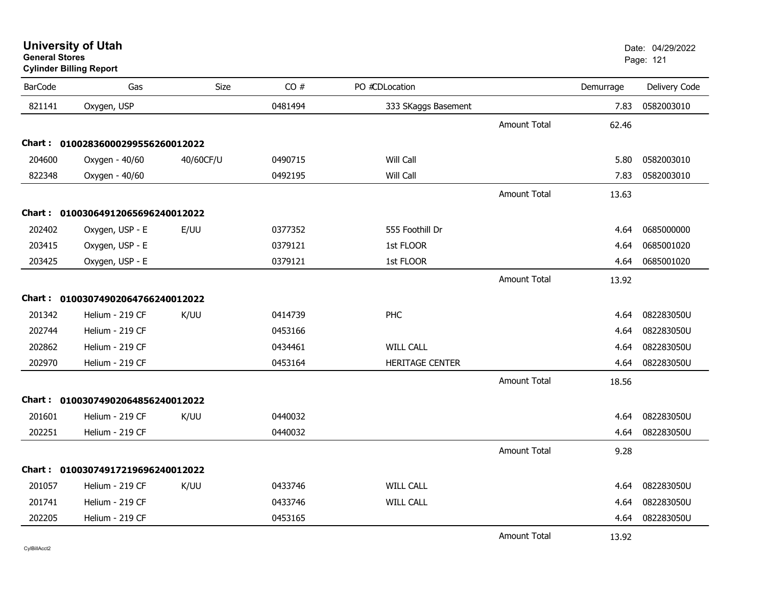# University of Utah
**General Stores**
**Cylinder Billing Report**

Date: 04/29/2022

| BarCode | Gas | Size | CO # | PO #CDLocation | | Demurrage | Delivery Code |
|---|---|---|---|---|---|---|---|
| 821141 | Oxygen, USP | | 0481494 | 333 SKaggs Basement | | 7.83 | 0582003010 |
| | | | | | Amount Total | 62.46 | |
| **Chart : 01002836000299556260012022** | | | | | | | |
| 204600 | Oxygen - 40/60 | 40/60CF/U | 0490715 | Will Call | | 5.80 | 0582003010 |
| 822348 | Oxygen - 40/60 | | 0492195 | Will Call | | 7.83 | 0582003010 |
| | | | | | Amount Total | 13.63 | |
| **Chart : 01003064912065696240012022** | | | | | | | |
| 202402 | Oxygen, USP - E | E/UU | 0377352 | 555 Foothill Dr | | 4.64 | 0685000000 |
| 203415 | Oxygen, USP - E | | 0379121 | 1st FLOOR | | 4.64 | 0685001020 |
| 203425 | Oxygen, USP - E | | 0379121 | 1st FLOOR | | 4.64 | 0685001020 |
| | | | | | Amount Total | 13.92 | |
| **Chart : 01003074902064766240012022** | | | | | | | |
| 201342 | Helium - 219 CF | K/UU | 0414739 | PHC | | 4.64 | 082283050U |
| 202744 | Helium - 219 CF | | 0453166 | | | 4.64 | 082283050U |
| 202862 | Helium - 219 CF | | 0434461 | WILL CALL | | 4.64 | 082283050U |
| 202970 | Helium - 219 CF | | 0453164 | HERITAGE CENTER | | 4.64 | 082283050U |
| | | | | | Amount Total | 18.56 | |
| **Chart : 01003074902064856240012022** | | | | | | | |
| 201601 | Helium - 219 CF | K/UU | 0440032 | | | 4.64 | 082283050U |
| 202251 | Helium - 219 CF | | 0440032 | | | 4.64 | 082283050U |
| | | | | | Amount Total | 9.28 | |
| **Chart : 01003074917219696240012022** | | | | | | | |
| 201057 | Helium - 219 CF | K/UU | 0433746 | WILL CALL | | 4.64 | 082283050U |
| 201741 | Helium - 219 CF | | 0433746 | WILL CALL | | 4.64 | 082283050U |
| 202205 | Helium - 219 CF | | 0453165 | | | 4.64 | 082283050U |
| | | | | | Amount Total | 13.92 | |

CylBillAcct2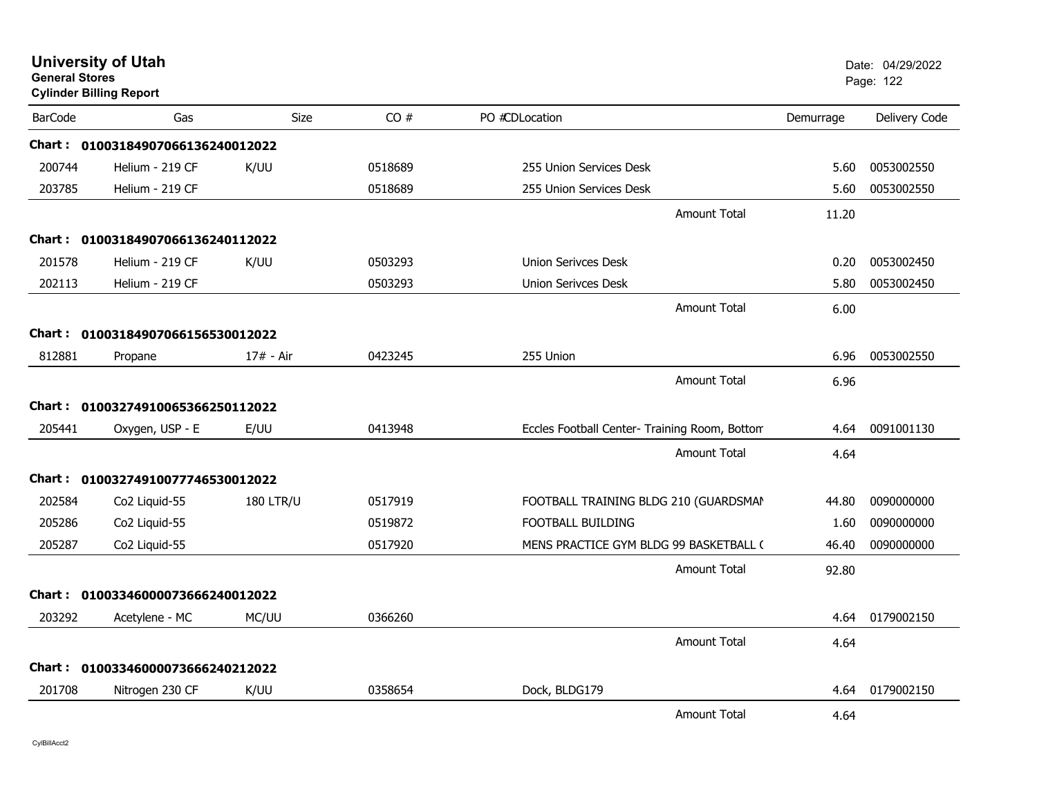# University of Utah

**General Stores**

**Cylinder Billing Report**

Date: 04/29/2022

| BarCode | Gas | Size | CO # | PO # | CD | Location | Demurrage | Delivery Code |
|---|---|---|---|---|---|---|---|---|
| **Chart :** | **01003184907066136240012022** | | | | | | | |
| 200744 | Helium - 219 CF | K/UU | 0518689 | | | 255 Union Services Desk | 5.60 | 0053002550 |
| 203785 | Helium - 219 CF | | 0518689 | | | 255 Union Services Desk | 5.60 | 0053002550 |
| | | | | | | Amount Total | 11.20 | |
| **Chart :** | **01003184907066136240112022** | | | | | | | |
| 201578 | Helium - 219 CF | K/UU | 0503293 | | | Union Serivces Desk | 0.20 | 0053002450 |
| 202113 | Helium - 219 CF | | 0503293 | | | Union Serivces Desk | 5.80 | 0053002450 |
| | | | | | | Amount Total | 6.00 | |
| **Chart :** | **01003184907066156530012022** | | | | | | | |
| 812881 | Propane | 17# - Air | 0423245 | | | 255 Union | 6.96 | 0053002550 |
| | | | | | | Amount Total | 6.96 | |
| **Chart :** | **01003274910065366250112022** | | | | | | | |
| 205441 | Oxygen, USP - E | E/UU | 0413948 | | | Eccles Football Center- Training Room, Bottom | 4.64 | 0091001130 |
| | | | | | | Amount Total | 4.64 | |
| **Chart :** | **01003274910077746530012022** | | | | | | | |
| 202584 | Co2 Liquid-55 | 180 LTR/U | 0517919 | | | FOOTBALL TRAINING BLDG 210 (GUARDSMAN | 44.80 | 0090000000 |
| 205286 | Co2 Liquid-55 | | 0519872 | | | FOOTBALL BUILDING | 1.60 | 0090000000 |
| 205287 | Co2 Liquid-55 | | 0517920 | | | MENS PRACTICE GYM BLDG 99 BASKETBALL ( | 46.40 | 0090000000 |
| | | | | | | Amount Total | 92.80 | |
| **Chart :** | **01003346000073666240012022** | | | | | | | |
| 203292 | Acetylene - MC | MC/UU | 0366260 | | | | 4.64 | 0179002150 |
| | | | | | | Amount Total | 4.64 | |
| **Chart :** | **01003346000073666240212022** | | | | | | | |
| 201708 | Nitrogen 230 CF | K/UU | 0358654 | | | Dock, BLDG179 | 4.64 | 0179002150 |
| | | | | | | Amount Total | 4.64 | |

CylBillAcct2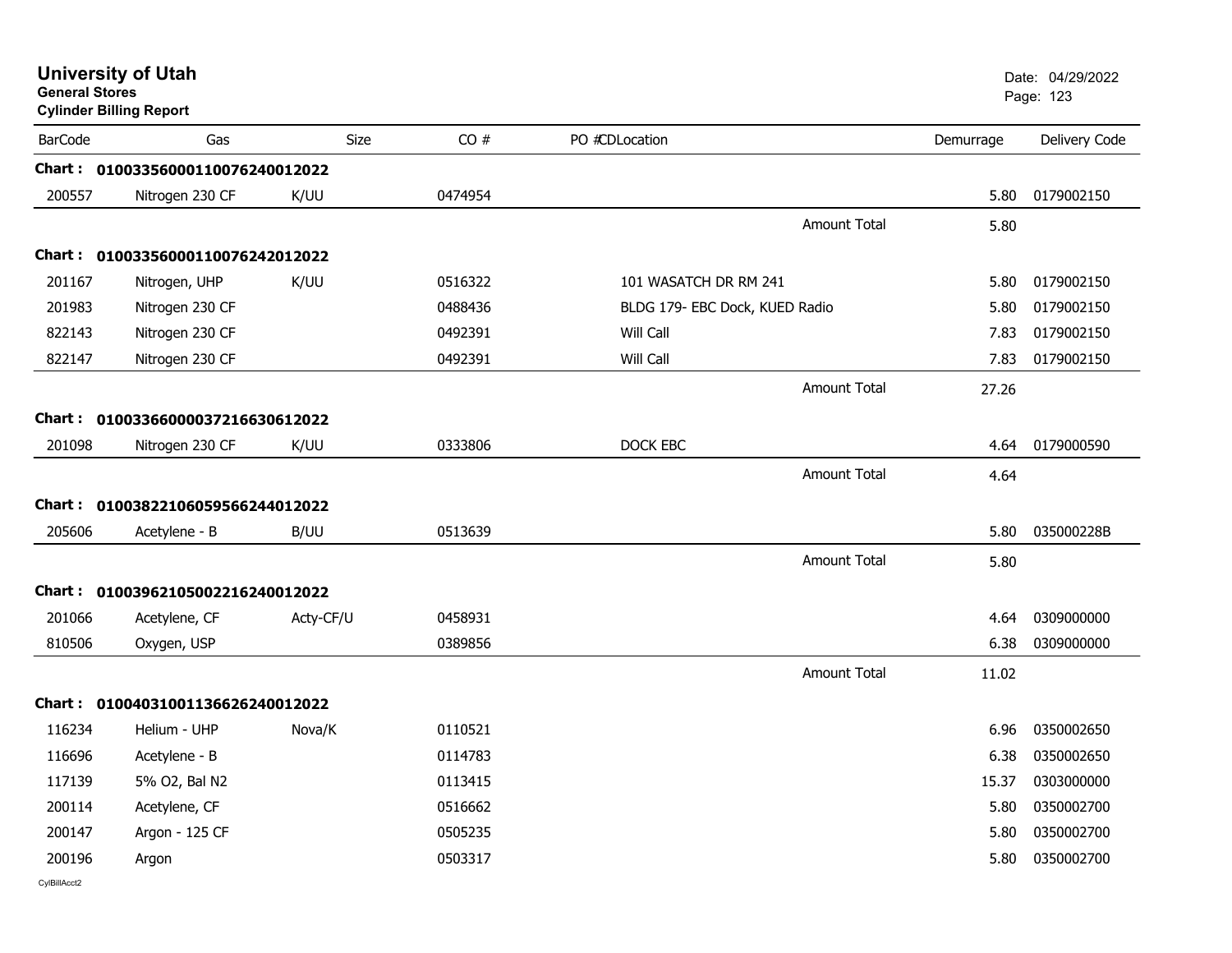# University of Utah

**General Stores**

**Cylinder Billing Report**

Date: 04/29/2022

| BarCode | Gas | Size | CO # | PO #CDLocation | Demurrage | Delivery Code |
|---|---|---|---|---|---|---|
| **Chart :** | **01003356000110076240012022** | | | | | |
| 200557 | Nitrogen 230 CF | K/UU | 0474954 | | 5.80 | 0179002150 |
| | | | | Amount Total | 5.80 | |
| **Chart :** | **01003356000110076242012022** | | | | | |
| 201167 | Nitrogen, UHP | K/UU | 0516322 | 101 WASATCH DR RM 241 | 5.80 | 0179002150 |
| 201983 | Nitrogen 230 CF | | 0488436 | BLDG 179- EBC Dock, KUED Radio | 5.80 | 0179002150 |
| 822143 | Nitrogen 230 CF | | 0492391 | Will Call | 7.83 | 0179002150 |
| 822147 | Nitrogen 230 CF | | 0492391 | Will Call | 7.83 | 0179002150 |
| | | | | Amount Total | 27.26 | |
| **Chart :** | **01003366000037216630612022** | | | | | |
| 201098 | Nitrogen 230 CF | K/UU | 0333806 | DOCK EBC | 4.64 | 0179000590 |
| | | | | Amount Total | 4.64 | |
| **Chart :** | **01003822106059566244012022** | | | | | |
| 205606 | Acetylene - B | B/UU | 0513639 | | 5.80 | 035000228B |
| | | | | Amount Total | 5.80 | |
| **Chart :** | **01003962105002216240012022** | | | | | |
| 201066 | Acetylene, CF | Acty-CF/U | 0458931 | | 4.64 | 0309000000 |
| 810506 | Oxygen, USP | | 0389856 | | 6.38 | 0309000000 |
| | | | | Amount Total | 11.02 | |
| **Chart :** | **01004031001136626240012022** | | | | | |
| 116234 | Helium - UHP | Nova/K | 0110521 | | 6.96 | 0350002650 |
| 116696 | Acetylene - B | | 0114783 | | 6.38 | 0350002650 |
| 117139 | 5% O2, Bal N2 | | 0113415 | | 15.37 | 0303000000 |
| 200114 | Acetylene, CF | | 0516662 | | 5.80 | 0350002700 |
| 200147 | Argon - 125 CF | | 0505235 | | 5.80 | 0350002700 |
| 200196 | Argon | | 0503317 | | 5.80 | 0350002700 |

CylBillAcct2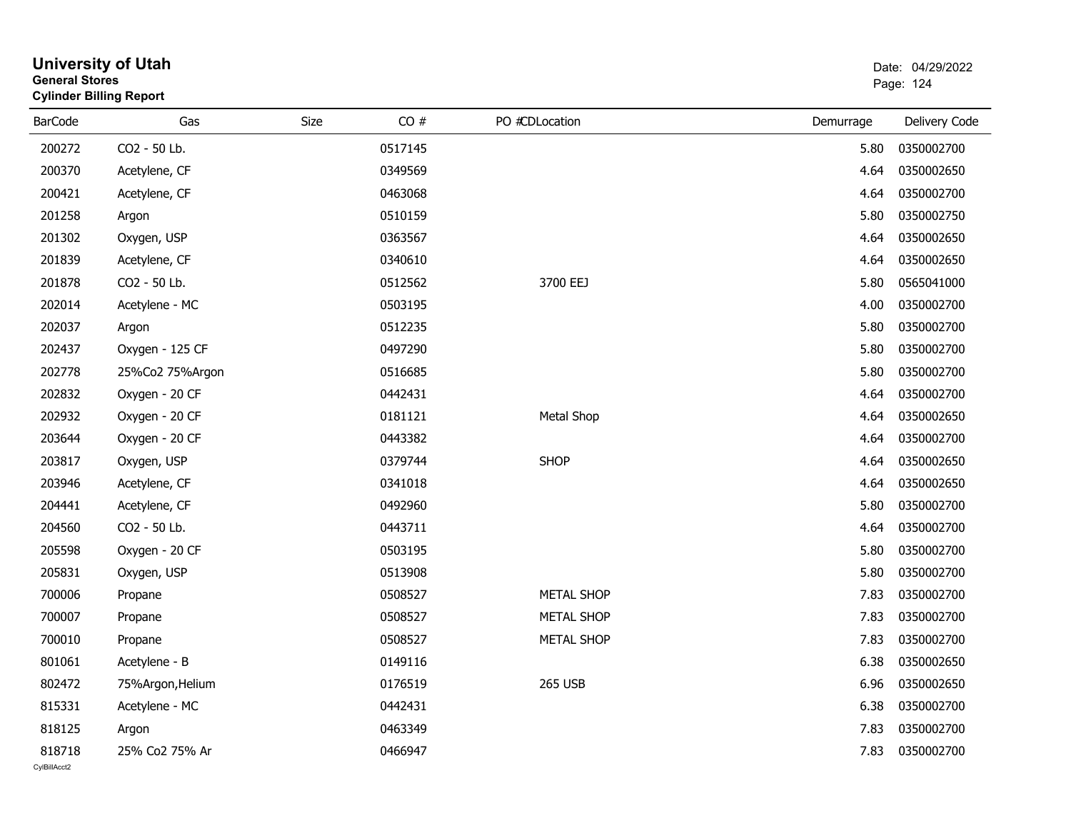# University of Utah

**General Stores**

**Cylinder Billing Report**

Date: 04/29/2022

| BarCode | Gas | Size | CO # | PO #CDLocation | Demurrage | Delivery Code |
|---|---|---|---|---|---|---|
| 200272 | CO2 - 50 Lb. | | 0517145 | | 5.80 | 0350002700 |
| 200370 | Acetylene, CF | | 0349569 | | 4.64 | 0350002650 |
| 200421 | Acetylene, CF | | 0463068 | | 4.64 | 0350002700 |
| 201258 | Argon | | 0510159 | | 5.80 | 0350002750 |
| 201302 | Oxygen, USP | | 0363567 | | 4.64 | 0350002650 |
| 201839 | Acetylene, CF | | 0340610 | | 4.64 | 0350002650 |
| 201878 | CO2 - 50 Lb. | | 0512562 | 3700 EEJ | 5.80 | 0565041000 |
| 202014 | Acetylene - MC | | 0503195 | | 4.00 | 0350002700 |
| 202037 | Argon | | 0512235 | | 5.80 | 0350002700 |
| 202437 | Oxygen - 125 CF | | 0497290 | | 5.80 | 0350002700 |
| 202778 | 25%Co2 75%Argon | | 0516685 | | 5.80 | 0350002700 |
| 202832 | Oxygen - 20 CF | | 0442431 | | 4.64 | 0350002700 |
| 202932 | Oxygen - 20 CF | | 0181121 | Metal Shop | 4.64 | 0350002650 |
| 203644 | Oxygen - 20 CF | | 0443382 | | 4.64 | 0350002700 |
| 203817 | Oxygen, USP | | 0379744 | SHOP | 4.64 | 0350002650 |
| 203946 | Acetylene, CF | | 0341018 | | 4.64 | 0350002650 |
| 204441 | Acetylene, CF | | 0492960 | | 5.80 | 0350002700 |
| 204560 | CO2 - 50 Lb. | | 0443711 | | 4.64 | 0350002700 |
| 205598 | Oxygen - 20 CF | | 0503195 | | 5.80 | 0350002700 |
| 205831 | Oxygen, USP | | 0513908 | | 5.80 | 0350002700 |
| 700006 | Propane | | 0508527 | METAL SHOP | 7.83 | 0350002700 |
| 700007 | Propane | | 0508527 | METAL SHOP | 7.83 | 0350002700 |
| 700010 | Propane | | 0508527 | METAL SHOP | 7.83 | 0350002700 |
| 801061 | Acetylene - B | | 0149116 | | 6.38 | 0350002650 |
| 802472 | 75%Argon,Helium | | 0176519 | 265 USB | 6.96 | 0350002650 |
| 815331 | Acetylene - MC | | 0442431 | | 6.38 | 0350002700 |
| 818125 | Argon | | 0463349 | | 7.83 | 0350002700 |
| 818718 | 25% Co2 75% Ar | | 0466947 | | 7.83 | 0350002700 |

CylBillAcct2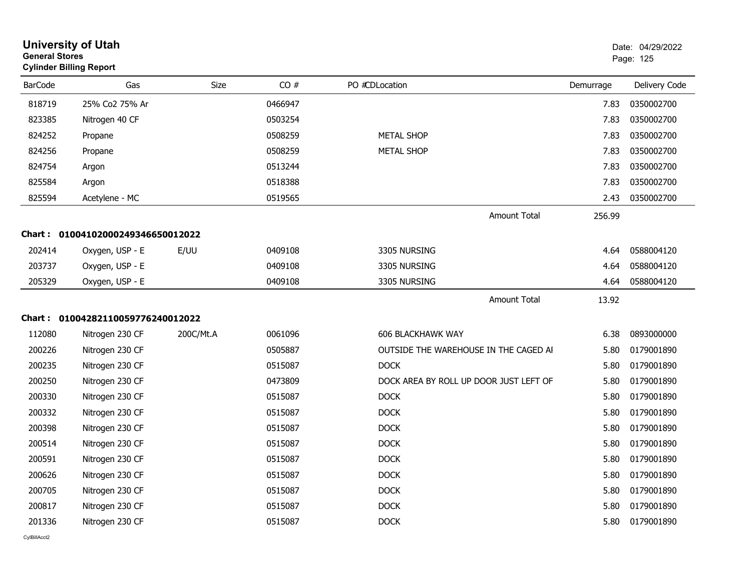# University of Utah
**General Stores**
**Cylinder Billing Report**

Date: 04/29/2022

| BarCode | Gas | Size | CO # | PO # | CDLocation | Demurrage | Delivery Code |
|---|---|---|---|---|---|---|---|
| 818719 | 25% Co2 75% Ar | | 0466947 | | | 7.83 | 0350002700 |
| 823385 | Nitrogen 40 CF | | 0503254 | | | 7.83 | 0350002700 |
| 824252 | Propane | | 0508259 | | METAL SHOP | 7.83 | 0350002700 |
| 824256 | Propane | | 0508259 | | METAL SHOP | 7.83 | 0350002700 |
| 824754 | Argon | | 0513244 | | | 7.83 | 0350002700 |
| 825584 | Argon | | 0518388 | | | 7.83 | 0350002700 |
| 825594 | Acetylene - MC | | 0519565 | | | 2.43 | 0350002700 |
| | | | | | Amount Total | 256.99 | |

**Chart : 0100410200024934665001202​2**

| BarCode | Gas | Size | CO # | PO # | CDLocation | Demurrage | Delivery Code |
|---|---|---|---|---|---|---|---|
| 202414 | Oxygen, USP - E | E/UU | 0409108 | | 3305 NURSING | 4.64 | 0588004120 |
| 203737 | Oxygen, USP - E | | 0409108 | | 3305 NURSING | 4.64 | 0588004120 |
| 205329 | Oxygen, USP - E | | 0409108 | | 3305 NURSING | 4.64 | 0588004120 |
| | | | | | Amount Total | 13.92 | |

**Chart : 01004282110059776240012022**

| BarCode | Gas | Size | CO # | PO # | CDLocation | Demurrage | Delivery Code |
|---|---|---|---|---|---|---|---|
| 112080 | Nitrogen 230 CF | 200C/Mt.A | 0061096 | | 606 BLACKHAWK WAY | 6.38 | 0893000000 |
| 200226 | Nitrogen 230 CF | | 0505887 | | OUTSIDE THE WAREHOUSE IN THE CAGED AI | 5.80 | 0179001890 |
| 200235 | Nitrogen 230 CF | | 0515087 | | DOCK | 5.80 | 0179001890 |
| 200250 | Nitrogen 230 CF | | 0473809 | | DOCK AREA BY ROLL UP DOOR JUST LEFT OF | 5.80 | 0179001890 |
| 200330 | Nitrogen 230 CF | | 0515087 | | DOCK | 5.80 | 0179001890 |
| 200332 | Nitrogen 230 CF | | 0515087 | | DOCK | 5.80 | 0179001890 |
| 200398 | Nitrogen 230 CF | | 0515087 | | DOCK | 5.80 | 0179001890 |
| 200514 | Nitrogen 230 CF | | 0515087 | | DOCK | 5.80 | 0179001890 |
| 200591 | Nitrogen 230 CF | | 0515087 | | DOCK | 5.80 | 0179001890 |
| 200626 | Nitrogen 230 CF | | 0515087 | | DOCK | 5.80 | 0179001890 |
| 200705 | Nitrogen 230 CF | | 0515087 | | DOCK | 5.80 | 0179001890 |
| 200817 | Nitrogen 230 CF | | 0515087 | | DOCK | 5.80 | 0179001890 |
| 201336 | Nitrogen 230 CF | | 0515087 | | DOCK | 5.80 | 0179001890 |

CylBillAcct2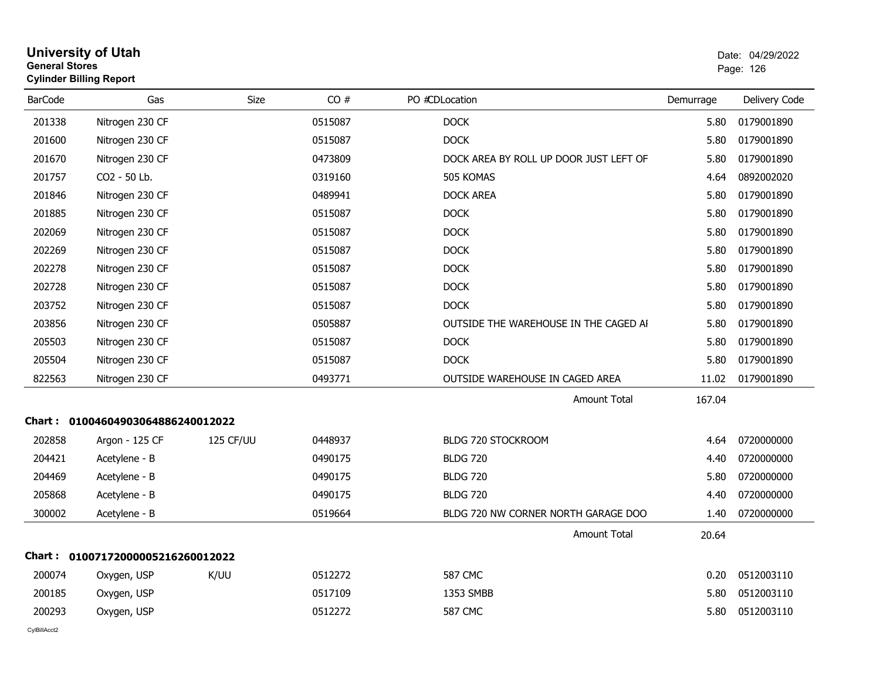# University of Utah
**General Stores**
**Cylinder Billing Report**

Date: 04/29/2022

| BarCode | Gas | Size | CO # | PO # | CD | Location | Demurrage | Delivery Code |
|---|---|---|---|---|---|---|---|---|
| 201338 | Nitrogen 230 CF | | 0515087 | | | DOCK | 5.80 | 0179001890 |
| 201600 | Nitrogen 230 CF | | 0515087 | | | DOCK | 5.80 | 0179001890 |
| 201670 | Nitrogen 230 CF | | 0473809 | | | DOCK AREA BY ROLL UP DOOR JUST LEFT OF | 5.80 | 0179001890 |
| 201757 | CO2 - 50 Lb. | | 0319160 | | | 505 KOMAS | 4.64 | 0892002020 |
| 201846 | Nitrogen 230 CF | | 0489941 | | | DOCK AREA | 5.80 | 0179001890 |
| 201885 | Nitrogen 230 CF | | 0515087 | | | DOCK | 5.80 | 0179001890 |
| 202069 | Nitrogen 230 CF | | 0515087 | | | DOCK | 5.80 | 0179001890 |
| 202269 | Nitrogen 230 CF | | 0515087 | | | DOCK | 5.80 | 0179001890 |
| 202278 | Nitrogen 230 CF | | 0515087 | | | DOCK | 5.80 | 0179001890 |
| 202728 | Nitrogen 230 CF | | 0515087 | | | DOCK | 5.80 | 0179001890 |
| 203752 | Nitrogen 230 CF | | 0515087 | | | DOCK | 5.80 | 0179001890 |
| 203856 | Nitrogen 230 CF | | 0505887 | | | OUTSIDE THE WAREHOUSE IN THE CAGED AI | 5.80 | 0179001890 |
| 205503 | Nitrogen 230 CF | | 0515087 | | | DOCK | 5.80 | 0179001890 |
| 205504 | Nitrogen 230 CF | | 0515087 | | | DOCK | 5.80 | 0179001890 |
| 822563 | Nitrogen 230 CF | | 0493771 | | | OUTSIDE WAREHOUSE IN CAGED AREA | 11.02 | 0179001890 |
| | | | | | | Amount Total | 167.04 | |

**Chart : 01004604903064886240012022**

| BarCode | Gas | Size | CO # | PO # | CD | Location | Demurrage | Delivery Code |
|---|---|---|---|---|---|---|---|---|
| 202858 | Argon - 125 CF | 125 CF/UU | 0448937 | | | BLDG 720 STOCKROOM | 4.64 | 0720000000 |
| 204421 | Acetylene - B | | 0490175 | | | BLDG 720 | 4.40 | 0720000000 |
| 204469 | Acetylene - B | | 0490175 | | | BLDG 720 | 5.80 | 0720000000 |
| 205868 | Acetylene - B | | 0490175 | | | BLDG 720 | 4.40 | 0720000000 |
| 300002 | Acetylene - B | | 0519664 | | | BLDG 720 NW CORNER NORTH GARAGE DOO | 1.40 | 0720000000 |
| | | | | | | Amount Total | 20.64 | |

**Chart : 01007172000005216260012022**

| BarCode | Gas | Size | CO # | PO # | CD | Location | Demurrage | Delivery Code |
|---|---|---|---|---|---|---|---|---|
| 200074 | Oxygen, USP | K/UU | 0512272 | | | 587 CMC | 0.20 | 0512003110 |
| 200185 | Oxygen, USP | | 0517109 | | | 1353 SMBB | 5.80 | 0512003110 |
| 200293 | Oxygen, USP | | 0512272 | | | 587 CMC | 5.80 | 0512003110 |

CylBillAcct2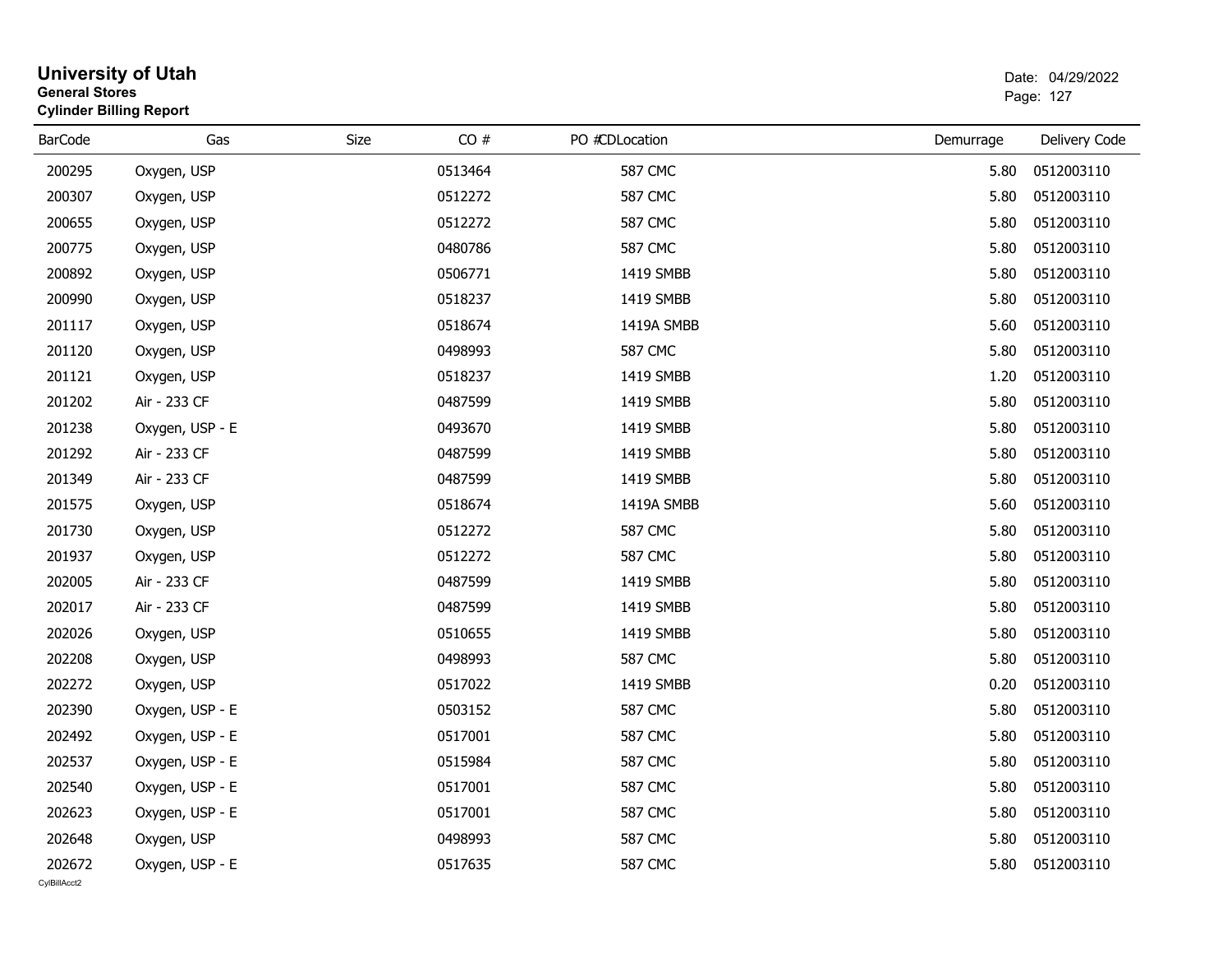# University of Utah
**General Stores**
**Cylinder Billing Report**

Date: 04/29/2022

| BarCode | Gas | Size | CO # | PO # | CDLocation | Demurrage | Delivery Code |
|---|---|---|---|---|---|---|---|
| 200295 | Oxygen, USP | | 0513464 | | 587 CMC | 5.80 | 0512003110 |
| 200307 | Oxygen, USP | | 0512272 | | 587 CMC | 5.80 | 0512003110 |
| 200655 | Oxygen, USP | | 0512272 | | 587 CMC | 5.80 | 0512003110 |
| 200775 | Oxygen, USP | | 0480786 | | 587 CMC | 5.80 | 0512003110 |
| 200892 | Oxygen, USP | | 0506771 | | 1419 SMBB | 5.80 | 0512003110 |
| 200990 | Oxygen, USP | | 0518237 | | 1419 SMBB | 5.80 | 0512003110 |
| 201117 | Oxygen, USP | | 0518674 | | 1419A SMBB | 5.60 | 0512003110 |
| 201120 | Oxygen, USP | | 0498993 | | 587 CMC | 5.80 | 0512003110 |
| 201121 | Oxygen, USP | | 0518237 | | 1419 SMBB | 1.20 | 0512003110 |
| 201202 | Air - 233 CF | | 0487599 | | 1419 SMBB | 5.80 | 0512003110 |
| 201238 | Oxygen, USP - E | | 0493670 | | 1419 SMBB | 5.80 | 0512003110 |
| 201292 | Air - 233 CF | | 0487599 | | 1419 SMBB | 5.80 | 0512003110 |
| 201349 | Air - 233 CF | | 0487599 | | 1419 SMBB | 5.80 | 0512003110 |
| 201575 | Oxygen, USP | | 0518674 | | 1419A SMBB | 5.60 | 0512003110 |
| 201730 | Oxygen, USP | | 0512272 | | 587 CMC | 5.80 | 0512003110 |
| 201937 | Oxygen, USP | | 0512272 | | 587 CMC | 5.80 | 0512003110 |
| 202005 | Air - 233 CF | | 0487599 | | 1419 SMBB | 5.80 | 0512003110 |
| 202017 | Air - 233 CF | | 0487599 | | 1419 SMBB | 5.80 | 0512003110 |
| 202026 | Oxygen, USP | | 0510655 | | 1419 SMBB | 5.80 | 0512003110 |
| 202208 | Oxygen, USP | | 0498993 | | 587 CMC | 5.80 | 0512003110 |
| 202272 | Oxygen, USP | | 0517022 | | 1419 SMBB | 0.20 | 0512003110 |
| 202390 | Oxygen, USP - E | | 0503152 | | 587 CMC | 5.80 | 0512003110 |
| 202492 | Oxygen, USP - E | | 0517001 | | 587 CMC | 5.80 | 0512003110 |
| 202537 | Oxygen, USP - E | | 0515984 | | 587 CMC | 5.80 | 0512003110 |
| 202540 | Oxygen, USP - E | | 0517001 | | 587 CMC | 5.80 | 0512003110 |
| 202623 | Oxygen, USP - E | | 0517001 | | 587 CMC | 5.80 | 0512003110 |
| 202648 | Oxygen, USP | | 0498993 | | 587 CMC | 5.80 | 0512003110 |
| 202672 | Oxygen, USP - E | | 0517635 | | 587 CMC | 5.80 | 0512003110 |

CylBillAcct2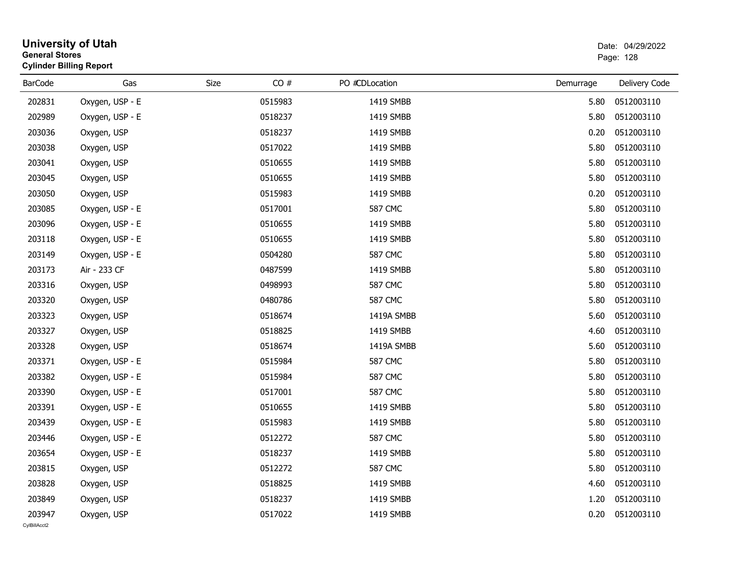# University of Utah
## General Stores
### Cylinder Billing Report

Date: 04/29/2022

| BarCode | Gas | Size | CO # | PO # | CDLocation | Demurrage | Delivery Code |
|---|---|---|---|---|---|---|---|
| 202831 | Oxygen, USP - E | | 0515983 | | 1419 SMBB | 5.80 | 0512003110 |
| 202989 | Oxygen, USP - E | | 0518237 | | 1419 SMBB | 5.80 | 0512003110 |
| 203036 | Oxygen, USP | | 0518237 | | 1419 SMBB | 0.20 | 0512003110 |
| 203038 | Oxygen, USP | | 0517022 | | 1419 SMBB | 5.80 | 0512003110 |
| 203041 | Oxygen, USP | | 0510655 | | 1419 SMBB | 5.80 | 0512003110 |
| 203045 | Oxygen, USP | | 0510655 | | 1419 SMBB | 5.80 | 0512003110 |
| 203050 | Oxygen, USP | | 0515983 | | 1419 SMBB | 0.20 | 0512003110 |
| 203085 | Oxygen, USP - E | | 0517001 | | 587 CMC | 5.80 | 0512003110 |
| 203096 | Oxygen, USP - E | | 0510655 | | 1419 SMBB | 5.80 | 0512003110 |
| 203118 | Oxygen, USP - E | | 0510655 | | 1419 SMBB | 5.80 | 0512003110 |
| 203149 | Oxygen, USP - E | | 0504280 | | 587 CMC | 5.80 | 0512003110 |
| 203173 | Air - 233 CF | | 0487599 | | 1419 SMBB | 5.80 | 0512003110 |
| 203316 | Oxygen, USP | | 0498993 | | 587 CMC | 5.80 | 0512003110 |
| 203320 | Oxygen, USP | | 0480786 | | 587 CMC | 5.80 | 0512003110 |
| 203323 | Oxygen, USP | | 0518674 | | 1419A SMBB | 5.60 | 0512003110 |
| 203327 | Oxygen, USP | | 0518825 | | 1419 SMBB | 4.60 | 0512003110 |
| 203328 | Oxygen, USP | | 0518674 | | 1419A SMBB | 5.60 | 0512003110 |
| 203371 | Oxygen, USP - E | | 0515984 | | 587 CMC | 5.80 | 0512003110 |
| 203382 | Oxygen, USP - E | | 0515984 | | 587 CMC | 5.80 | 0512003110 |
| 203390 | Oxygen, USP - E | | 0517001 | | 587 CMC | 5.80 | 0512003110 |
| 203391 | Oxygen, USP - E | | 0510655 | | 1419 SMBB | 5.80 | 0512003110 |
| 203439 | Oxygen, USP - E | | 0515983 | | 1419 SMBB | 5.80 | 0512003110 |
| 203446 | Oxygen, USP - E | | 0512272 | | 587 CMC | 5.80 | 0512003110 |
| 203654 | Oxygen, USP - E | | 0518237 | | 1419 SMBB | 5.80 | 0512003110 |
| 203815 | Oxygen, USP | | 0512272 | | 587 CMC | 5.80 | 0512003110 |
| 203828 | Oxygen, USP | | 0518825 | | 1419 SMBB | 4.60 | 0512003110 |
| 203849 | Oxygen, USP | | 0518237 | | 1419 SMBB | 1.20 | 0512003110 |
| 203947 | Oxygen, USP | | 0517022 | | 1419 SMBB | 0.20 | 0512003110 |

CylBillAcct2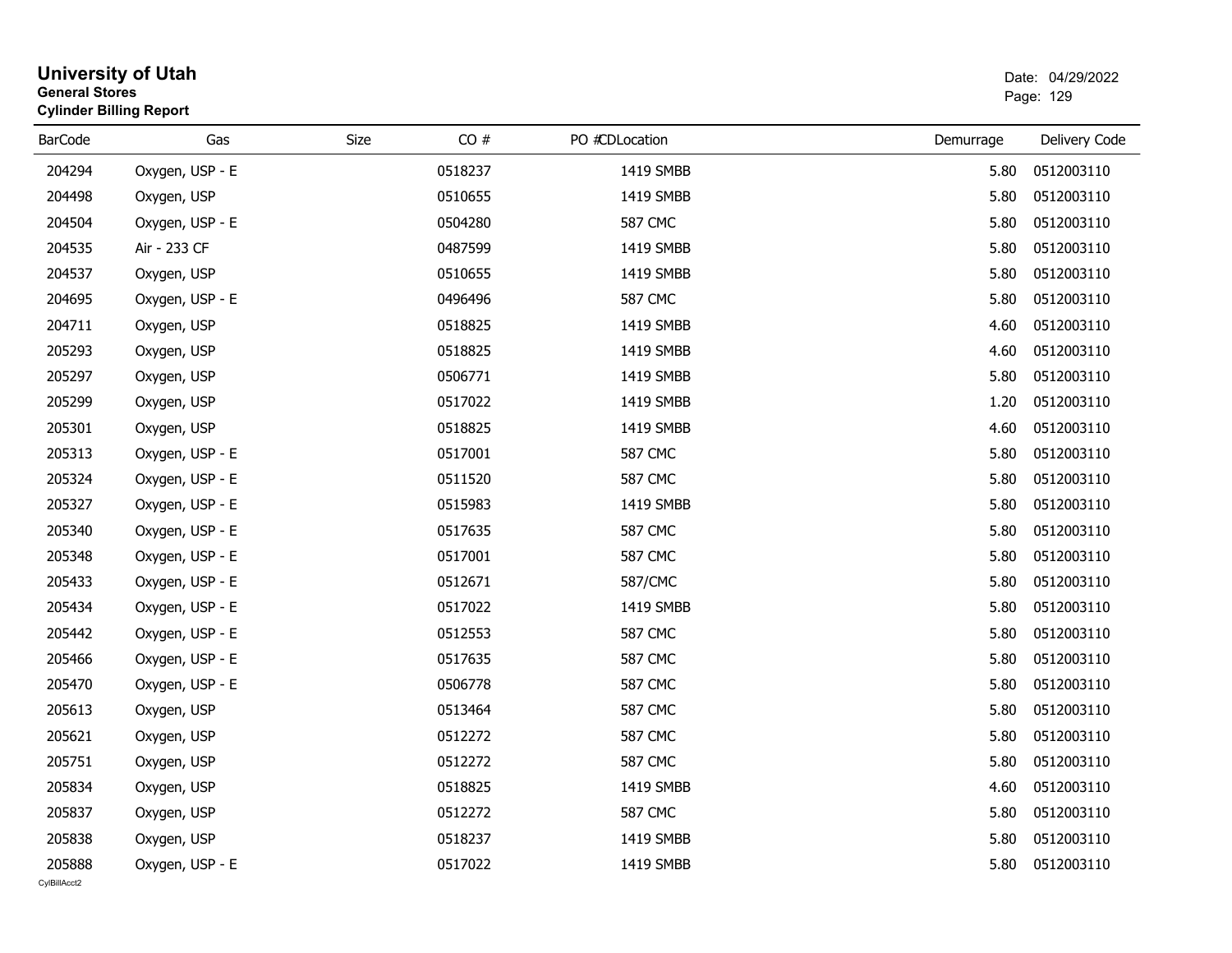# University of Utah

**General Stores**

**Cylinder Billing Report**

Date: 04/29/2022

| BarCode | Gas | Size | CO # | PO # | CDLocation | Demurrage | Delivery Code |
|---|---|---|---|---|---|---|---|
| 204294 | Oxygen, USP - E | | 0518237 | | 1419 SMBB | 5.80 | 0512003110 |
| 204498 | Oxygen, USP | | 0510655 | | 1419 SMBB | 5.80 | 0512003110 |
| 204504 | Oxygen, USP - E | | 0504280 | | 587 CMC | 5.80 | 0512003110 |
| 204535 | Air - 233 CF | | 0487599 | | 1419 SMBB | 5.80 | 0512003110 |
| 204537 | Oxygen, USP | | 0510655 | | 1419 SMBB | 5.80 | 0512003110 |
| 204695 | Oxygen, USP - E | | 0496496 | | 587 CMC | 5.80 | 0512003110 |
| 204711 | Oxygen, USP | | 0518825 | | 1419 SMBB | 4.60 | 0512003110 |
| 205293 | Oxygen, USP | | 0518825 | | 1419 SMBB | 4.60 | 0512003110 |
| 205297 | Oxygen, USP | | 0506771 | | 1419 SMBB | 5.80 | 0512003110 |
| 205299 | Oxygen, USP | | 0517022 | | 1419 SMBB | 1.20 | 0512003110 |
| 205301 | Oxygen, USP | | 0518825 | | 1419 SMBB | 4.60 | 0512003110 |
| 205313 | Oxygen, USP - E | | 0517001 | | 587 CMC | 5.80 | 0512003110 |
| 205324 | Oxygen, USP - E | | 0511520 | | 587 CMC | 5.80 | 0512003110 |
| 205327 | Oxygen, USP - E | | 0515983 | | 1419 SMBB | 5.80 | 0512003110 |
| 205340 | Oxygen, USP - E | | 0517635 | | 587 CMC | 5.80 | 0512003110 |
| 205348 | Oxygen, USP - E | | 0517001 | | 587 CMC | 5.80 | 0512003110 |
| 205433 | Oxygen, USP - E | | 0512671 | | 587/CMC | 5.80 | 0512003110 |
| 205434 | Oxygen, USP - E | | 0517022 | | 1419 SMBB | 5.80 | 0512003110 |
| 205442 | Oxygen, USP - E | | 0512553 | | 587 CMC | 5.80 | 0512003110 |
| 205466 | Oxygen, USP - E | | 0517635 | | 587 CMC | 5.80 | 0512003110 |
| 205470 | Oxygen, USP - E | | 0506778 | | 587 CMC | 5.80 | 0512003110 |
| 205613 | Oxygen, USP | | 0513464 | | 587 CMC | 5.80 | 0512003110 |
| 205621 | Oxygen, USP | | 0512272 | | 587 CMC | 5.80 | 0512003110 |
| 205751 | Oxygen, USP | | 0512272 | | 587 CMC | 5.80 | 0512003110 |
| 205834 | Oxygen, USP | | 0518825 | | 1419 SMBB | 4.60 | 0512003110 |
| 205837 | Oxygen, USP | | 0512272 | | 587 CMC | 5.80 | 0512003110 |
| 205838 | Oxygen, USP | | 0518237 | | 1419 SMBB | 5.80 | 0512003110 |
| 205888 | Oxygen, USP - E | | 0517022 | | 1419 SMBB | 5.80 | 0512003110 |

CylBillAcct2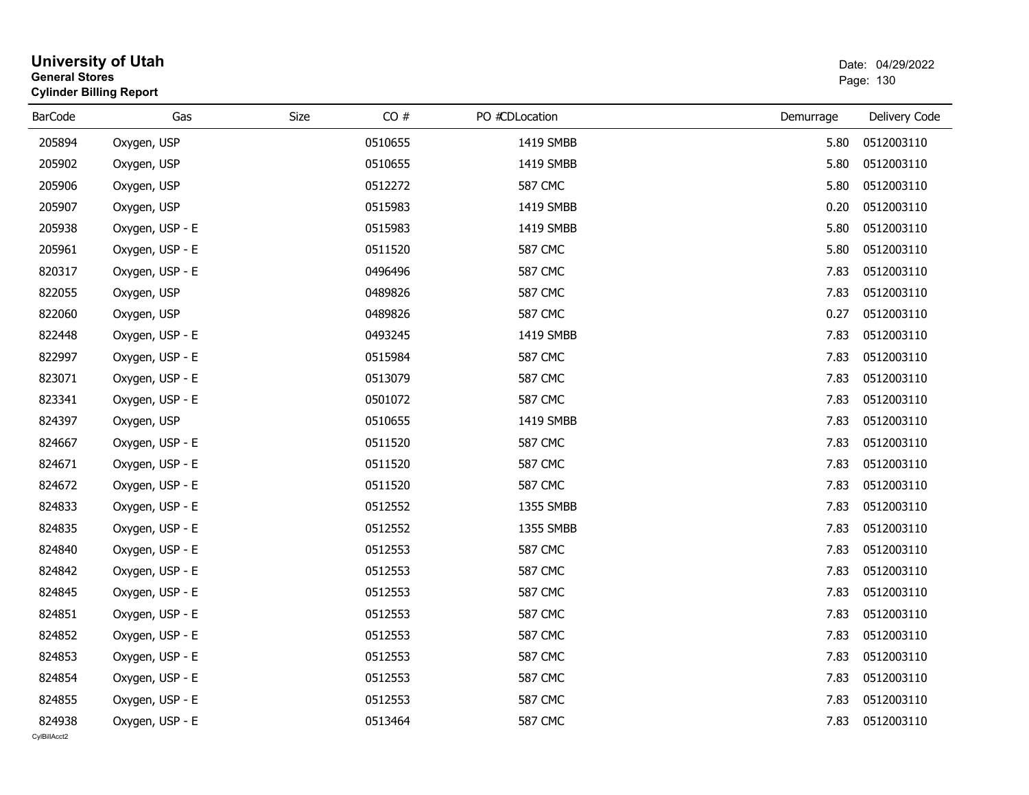# University of Utah

**General Stores**

**Cylinder Billing Report**

Date: 04/29/2022

| BarCode | Gas | Size | CO # | PO # | CDLocation | Demurrage | Delivery Code |
|---|---|---|---|---|---|---|---|
| 205894 | Oxygen, USP | | 0510655 | | 1419 SMBB | 5.80 | 0512003110 |
| 205902 | Oxygen, USP | | 0510655 | | 1419 SMBB | 5.80 | 0512003110 |
| 205906 | Oxygen, USP | | 0512272 | | 587 CMC | 5.80 | 0512003110 |
| 205907 | Oxygen, USP | | 0515983 | | 1419 SMBB | 0.20 | 0512003110 |
| 205938 | Oxygen, USP - E | | 0515983 | | 1419 SMBB | 5.80 | 0512003110 |
| 205961 | Oxygen, USP - E | | 0511520 | | 587 CMC | 5.80 | 0512003110 |
| 820317 | Oxygen, USP - E | | 0496496 | | 587 CMC | 7.83 | 0512003110 |
| 822055 | Oxygen, USP | | 0489826 | | 587 CMC | 7.83 | 0512003110 |
| 822060 | Oxygen, USP | | 0489826 | | 587 CMC | 0.27 | 0512003110 |
| 822448 | Oxygen, USP - E | | 0493245 | | 1419 SMBB | 7.83 | 0512003110 |
| 822997 | Oxygen, USP - E | | 0515984 | | 587 CMC | 7.83 | 0512003110 |
| 823071 | Oxygen, USP - E | | 0513079 | | 587 CMC | 7.83 | 0512003110 |
| 823341 | Oxygen, USP - E | | 0501072 | | 587 CMC | 7.83 | 0512003110 |
| 824397 | Oxygen, USP | | 0510655 | | 1419 SMBB | 7.83 | 0512003110 |
| 824667 | Oxygen, USP - E | | 0511520 | | 587 CMC | 7.83 | 0512003110 |
| 824671 | Oxygen, USP - E | | 0511520 | | 587 CMC | 7.83 | 0512003110 |
| 824672 | Oxygen, USP - E | | 0511520 | | 587 CMC | 7.83 | 0512003110 |
| 824833 | Oxygen, USP - E | | 0512552 | | 1355 SMBB | 7.83 | 0512003110 |
| 824835 | Oxygen, USP - E | | 0512552 | | 1355 SMBB | 7.83 | 0512003110 |
| 824840 | Oxygen, USP - E | | 0512553 | | 587 CMC | 7.83 | 0512003110 |
| 824842 | Oxygen, USP - E | | 0512553 | | 587 CMC | 7.83 | 0512003110 |
| 824845 | Oxygen, USP - E | | 0512553 | | 587 CMC | 7.83 | 0512003110 |
| 824851 | Oxygen, USP - E | | 0512553 | | 587 CMC | 7.83 | 0512003110 |
| 824852 | Oxygen, USP - E | | 0512553 | | 587 CMC | 7.83 | 0512003110 |
| 824853 | Oxygen, USP - E | | 0512553 | | 587 CMC | 7.83 | 0512003110 |
| 824854 | Oxygen, USP - E | | 0512553 | | 587 CMC | 7.83 | 0512003110 |
| 824855 | Oxygen, USP - E | | 0512553 | | 587 CMC | 7.83 | 0512003110 |
| 824938 | Oxygen, USP - E | | 0513464 | | 587 CMC | 7.83 | 0512003110 |

CylBillAcct2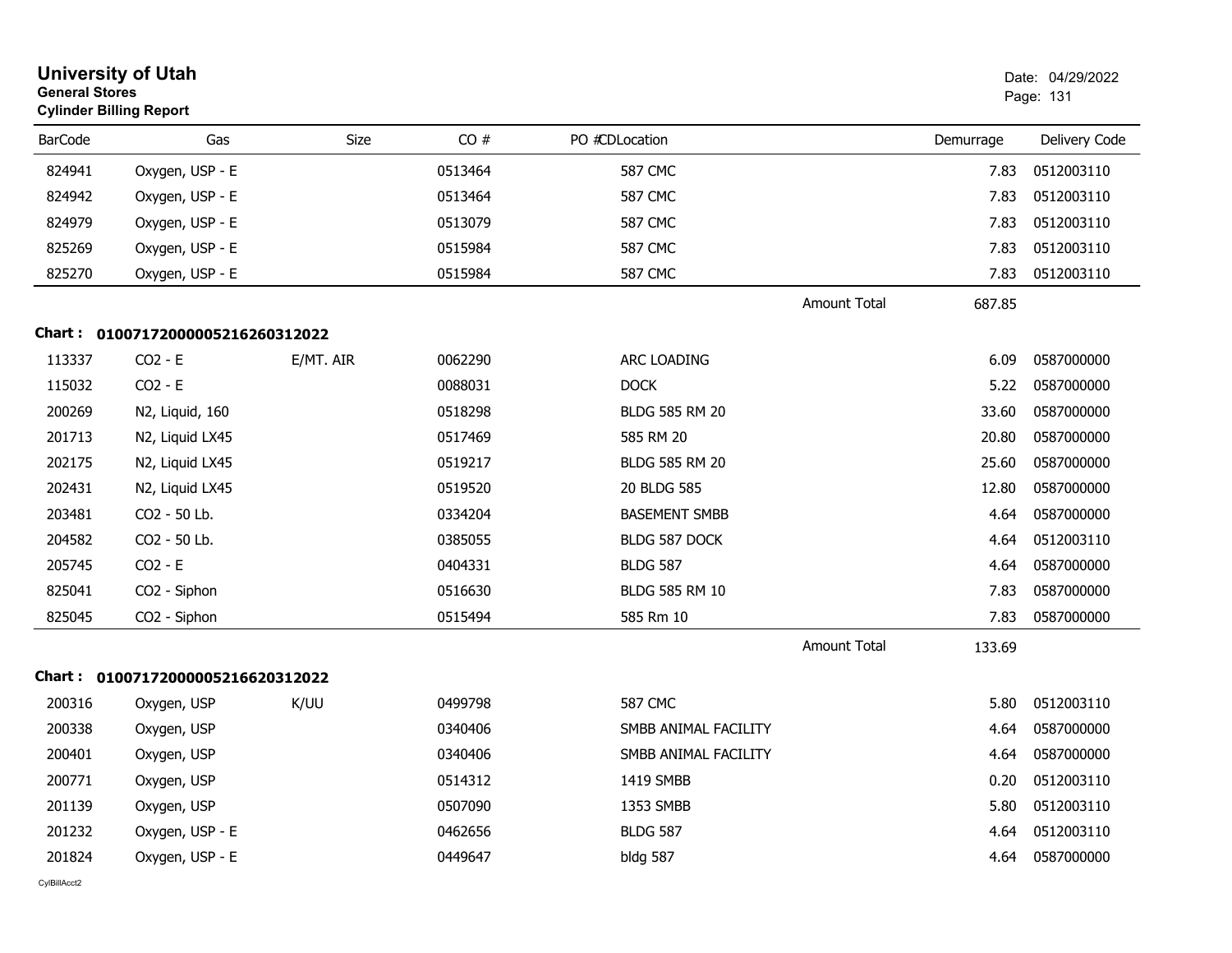# University of Utah
**General Stores**
**Cylinder Billing Report**

Date: 04/29/2022

| BarCode | Gas | Size | CO # | PO # | CD | Location | Demurrage | Delivery Code |
|---|---|---|---|---|---|---|---|---|
| 824941 | Oxygen, USP - E | | 0513464 | | | 587 CMC | 7.83 | 0512003110 |
| 824942 | Oxygen, USP - E | | 0513464 | | | 587 CMC | 7.83 | 0512003110 |
| 824979 | Oxygen, USP - E | | 0513079 | | | 587 CMC | 7.83 | 0512003110 |
| 825269 | Oxygen, USP - E | | 0515984 | | | 587 CMC | 7.83 | 0512003110 |
| 825270 | Oxygen, USP - E | | 0515984 | | | 587 CMC | 7.83 | 0512003110 |
| | | | | | | Amount Total | 687.85 | |

**Chart : 01007172000005216260312022**

| BarCode | Gas | Size | CO # | PO # | CD | Location | Demurrage | Delivery Code |
|---|---|---|---|---|---|---|---|---|
| 113337 | $CO_2$ - E | E/MT. AIR | 0062290 | | | ARC LOADING | 6.09 | 0587000000 |
| 115032 | $CO_2$ - E | | 0088031 | | | DOCK | 5.22 | 0587000000 |
| 200269 | N2, Liquid, 160 | | 0518298 | | | BLDG 585 RM 20 | 33.60 | 0587000000 |
| 201713 | N2, Liquid LX45 | | 0517469 | | | 585 RM 20 | 20.80 | 0587000000 |
| 202175 | N2, Liquid LX45 | | 0519217 | | | BLDG 585 RM 20 | 25.60 | 0587000000 |
| 202431 | N2, Liquid LX45 | | 0519520 | | | 20 BLDG 585 | 12.80 | 0587000000 |
| 203481 | $CO_2$ - 50 Lb. | | 0334204 | | | BASEMENT SMBB | 4.64 | 0587000000 |
| 204582 | $CO_2$ - 50 Lb. | | 0385055 | | | BLDG 587 DOCK | 4.64 | 0512003110 |
| 205745 | $CO_2$ - E | | 0404331 | | | BLDG 587 | 4.64 | 0587000000 |
| 825041 | $CO_2$ - Siphon | | 0516630 | | | BLDG 585 RM 10 | 7.83 | 0587000000 |
| 825045 | $CO_2$ - Siphon | | 0515494 | | | 585 Rm 10 | 7.83 | 0587000000 |
| | | | | | | Amount Total | 133.69 | |

**Chart : 01007172000005216620312022**

| BarCode | Gas | Size | CO # | PO # | CD | Location | Demurrage | Delivery Code |
|---|---|---|---|---|---|---|---|---|
| 200316 | Oxygen, USP | K/UU | 0499798 | | | 587 CMC | 5.80 | 0512003110 |
| 200338 | Oxygen, USP | | 0340406 | | | SMBB ANIMAL FACILITY | 4.64 | 0587000000 |
| 200401 | Oxygen, USP | | 0340406 | | | SMBB ANIMAL FACILITY | 4.64 | 0587000000 |
| 200771 | Oxygen, USP | | 0514312 | | | 1419 SMBB | 0.20 | 0512003110 |
| 201139 | Oxygen, USP | | 0507090 | | | 1353 SMBB | 5.80 | 0512003110 |
| 201232 | Oxygen, USP - E | | 0462656 | | | BLDG 587 | 4.64 | 0512003110 |
| 201824 | Oxygen, USP - E | | 0449647 | | | bldg 587 | 4.64 | 0587000000 |

CylBillAcct2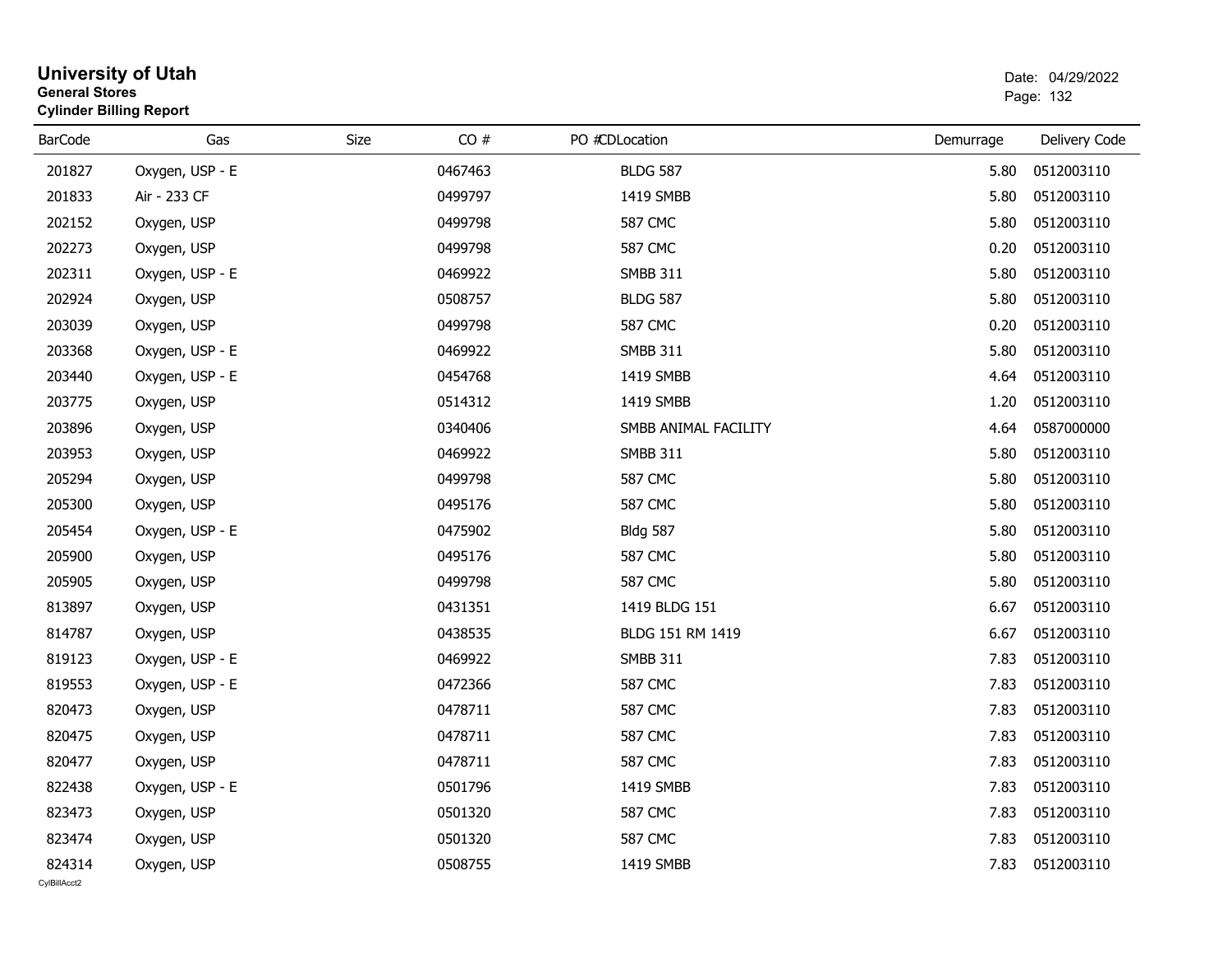# University of Utah
**General Stores**
**Cylinder Billing Report**

Date: 04/29/2022

| BarCode | Gas | Size | CO # | PO # | CDLocation | Demurrage | Delivery Code |
|---|---|---|---|---|---|---|---|
| 201827 | Oxygen, USP - E | | 0467463 | | BLDG 587 | 5.80 | 0512003110 |
| 201833 | Air - 233 CF | | 0499797 | | 1419 SMBB | 5.80 | 0512003110 |
| 202152 | Oxygen, USP | | 0499798 | | 587 CMC | 5.80 | 0512003110 |
| 202273 | Oxygen, USP | | 0499798 | | 587 CMC | 0.20 | 0512003110 |
| 202311 | Oxygen, USP - E | | 0469922 | | SMBB 311 | 5.80 | 0512003110 |
| 202924 | Oxygen, USP | | 0508757 | | BLDG 587 | 5.80 | 0512003110 |
| 203039 | Oxygen, USP | | 0499798 | | 587 CMC | 0.20 | 0512003110 |
| 203368 | Oxygen, USP - E | | 0469922 | | SMBB 311 | 5.80 | 0512003110 |
| 203440 | Oxygen, USP - E | | 0454768 | | 1419 SMBB | 4.64 | 0512003110 |
| 203775 | Oxygen, USP | | 0514312 | | 1419 SMBB | 1.20 | 0512003110 |
| 203896 | Oxygen, USP | | 0340406 | | SMBB ANIMAL FACILITY | 4.64 | 0587000000 |
| 203953 | Oxygen, USP | | 0469922 | | SMBB 311 | 5.80 | 0512003110 |
| 205294 | Oxygen, USP | | 0499798 | | 587 CMC | 5.80 | 0512003110 |
| 205300 | Oxygen, USP | | 0495176 | | 587 CMC | 5.80 | 0512003110 |
| 205454 | Oxygen, USP - E | | 0475902 | | Bldg 587 | 5.80 | 0512003110 |
| 205900 | Oxygen, USP | | 0495176 | | 587 CMC | 5.80 | 0512003110 |
| 205905 | Oxygen, USP | | 0499798 | | 587 CMC | 5.80 | 0512003110 |
| 813897 | Oxygen, USP | | 0431351 | | 1419 BLDG 151 | 6.67 | 0512003110 |
| 814787 | Oxygen, USP | | 0438535 | | BLDG 151 RM 1419 | 6.67 | 0512003110 |
| 819123 | Oxygen, USP - E | | 0469922 | | SMBB 311 | 7.83 | 0512003110 |
| 819553 | Oxygen, USP - E | | 0472366 | | 587 CMC | 7.83 | 0512003110 |
| 820473 | Oxygen, USP | | 0478711 | | 587 CMC | 7.83 | 0512003110 |
| 820475 | Oxygen, USP | | 0478711 | | 587 CMC | 7.83 | 0512003110 |
| 820477 | Oxygen, USP | | 0478711 | | 587 CMC | 7.83 | 0512003110 |
| 822438 | Oxygen, USP - E | | 0501796 | | 1419 SMBB | 7.83 | 0512003110 |
| 823473 | Oxygen, USP | | 0501320 | | 587 CMC | 7.83 | 0512003110 |
| 823474 | Oxygen, USP | | 0501320 | | 587 CMC | 7.83 | 0512003110 |
| 824314 | Oxygen, USP | | 0508755 | | 1419 SMBB | 7.83 | 0512003110 |

CylBillAcct2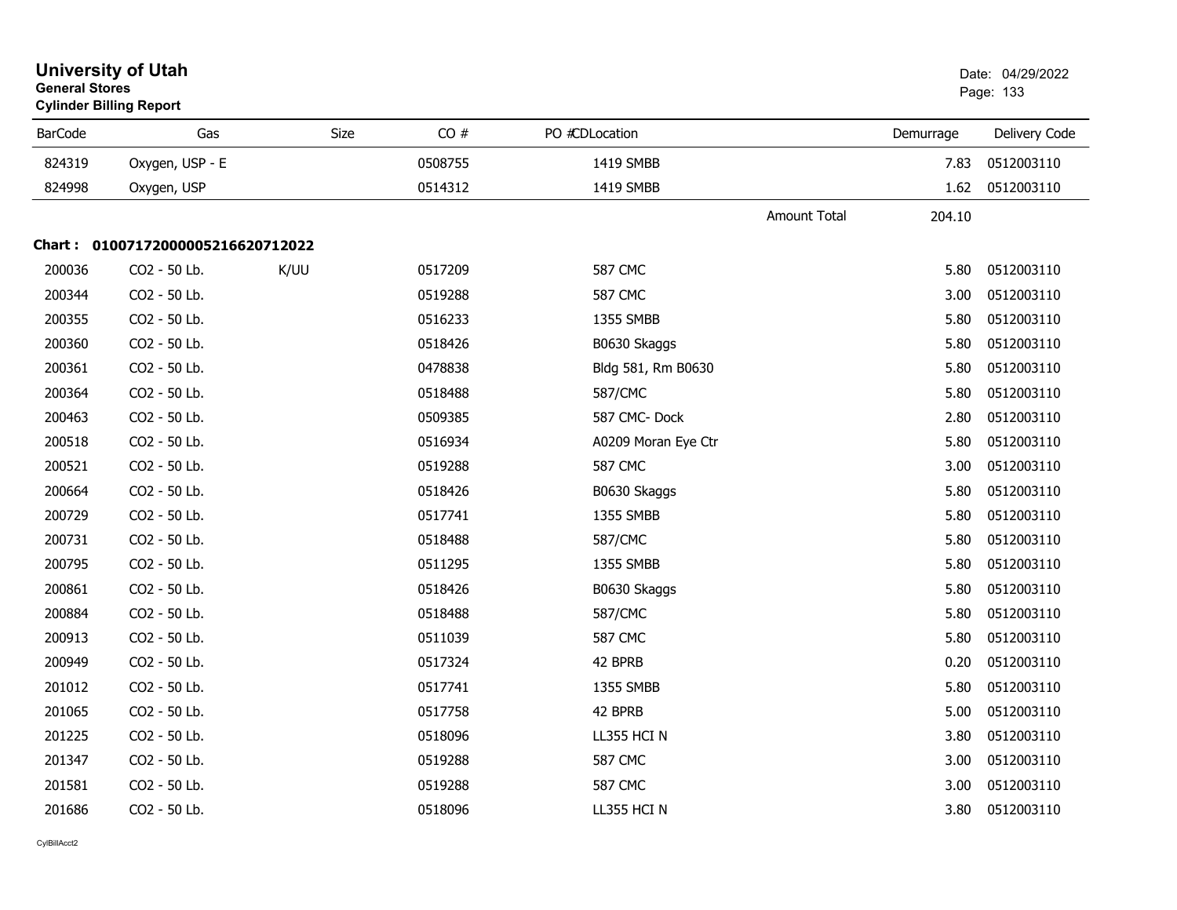# University of Utah
**General Stores**
**Cylinder Billing Report**

Date: 04/29/2022

| BarCode | Gas | Size | CO # | PO #CDLocation | Demurrage | Delivery Code |
|---|---|---|---|---|---|---|
| 824319 | Oxygen, USP - E | | 0508755 | 1419 SMBB | 7.83 | 0512003110 |
| 824998 | Oxygen, USP | | 0514312 | 1419 SMBB | 1.62 | 0512003110 |
| | | | | Amount Total | 204.10 | |

**Chart : 01007172000005216620712022**

| BarCode | Gas | Size | CO # | PO #CDLocation | Demurrage | Delivery Code |
|---|---|---|---|---|---|---|
| 200036 | CO2 - 50 Lb. | K/UU | 0517209 | 587 CMC | 5.80 | 0512003110 |
| 200344 | CO2 - 50 Lb. | | 0519288 | 587 CMC | 3.00 | 0512003110 |
| 200355 | CO2 - 50 Lb. | | 0516233 | 1355 SMBB | 5.80 | 0512003110 |
| 200360 | CO2 - 50 Lb. | | 0518426 | B0630 Skaggs | 5.80 | 0512003110 |
| 200361 | CO2 - 50 Lb. | | 0478838 | Bldg 581, Rm B0630 | 5.80 | 0512003110 |
| 200364 | CO2 - 50 Lb. | | 0518488 | 587/CMC | 5.80 | 0512003110 |
| 200463 | CO2 - 50 Lb. | | 0509385 | 587 CMC- Dock | 2.80 | 0512003110 |
| 200518 | CO2 - 50 Lb. | | 0516934 | A0209 Moran Eye Ctr | 5.80 | 0512003110 |
| 200521 | CO2 - 50 Lb. | | 0519288 | 587 CMC | 3.00 | 0512003110 |
| 200664 | CO2 - 50 Lb. | | 0518426 | B0630 Skaggs | 5.80 | 0512003110 |
| 200729 | CO2 - 50 Lb. | | 0517741 | 1355 SMBB | 5.80 | 0512003110 |
| 200731 | CO2 - 50 Lb. | | 0518488 | 587/CMC | 5.80 | 0512003110 |
| 200795 | CO2 - 50 Lb. | | 0511295 | 1355 SMBB | 5.80 | 0512003110 |
| 200861 | CO2 - 50 Lb. | | 0518426 | B0630 Skaggs | 5.80 | 0512003110 |
| 200884 | CO2 - 50 Lb. | | 0518488 | 587/CMC | 5.80 | 0512003110 |
| 200913 | CO2 - 50 Lb. | | 0511039 | 587 CMC | 5.80 | 0512003110 |
| 200949 | CO2 - 50 Lb. | | 0517324 | 42 BPRB | 0.20 | 0512003110 |
| 201012 | CO2 - 50 Lb. | | 0517741 | 1355 SMBB | 5.80 | 0512003110 |
| 201065 | CO2 - 50 Lb. | | 0517758 | 42 BPRB | 5.00 | 0512003110 |
| 201225 | CO2 - 50 Lb. | | 0518096 | LL355 HCI N | 3.80 | 0512003110 |
| 201347 | CO2 - 50 Lb. | | 0519288 | 587 CMC | 3.00 | 0512003110 |
| 201581 | CO2 - 50 Lb. | | 0519288 | 587 CMC | 3.00 | 0512003110 |
| 201686 | CO2 - 50 Lb. | | 0518096 | LL355 HCI N | 3.80 | 0512003110 |

CylBillAcct2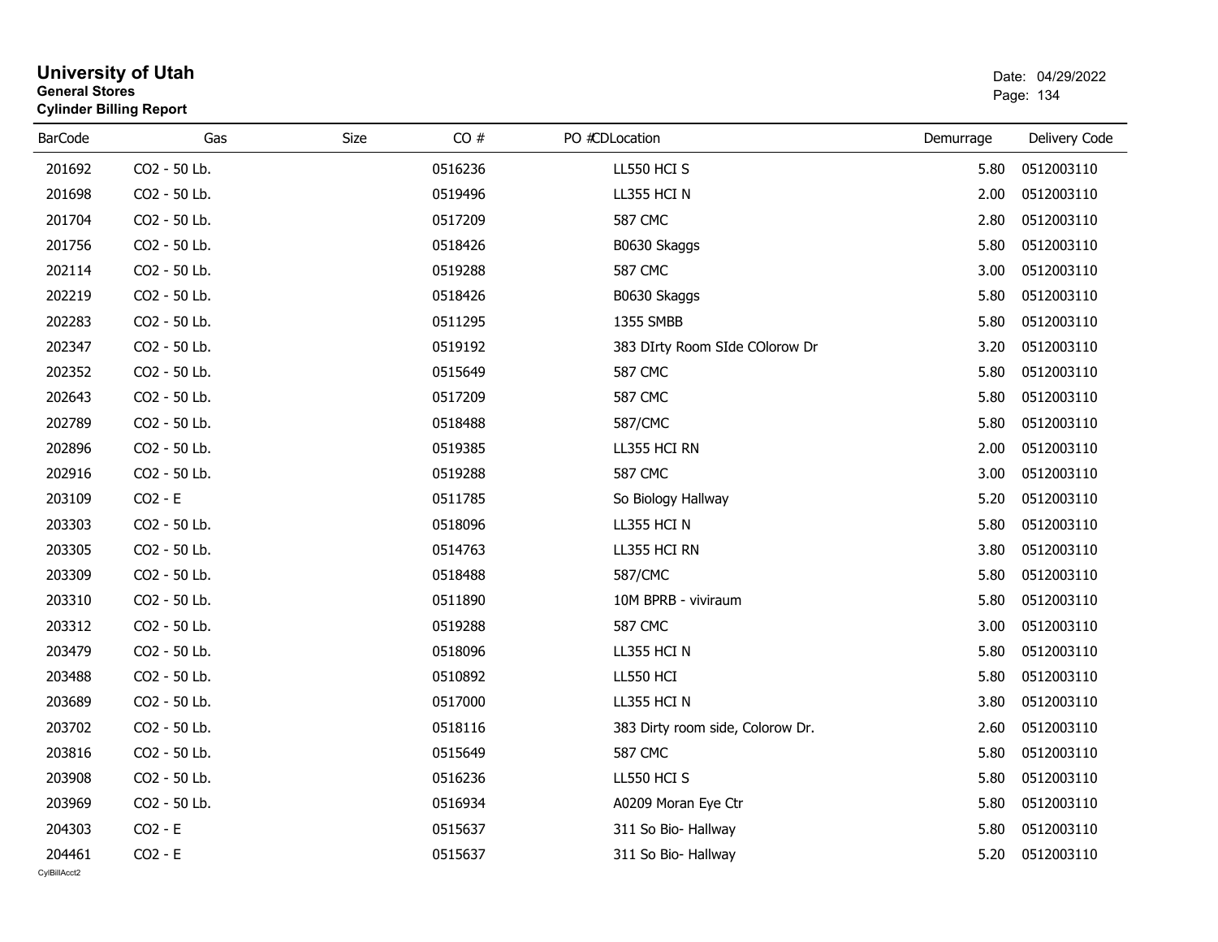# University of Utah
**General Stores**
**Cylinder Billing Report**

Date: 04/29/2022

| BarCode | Gas | Size | CO # | PO # | CDLocation | Demurrage | Delivery Code |
|---|---|---|---|---|---|---|---|
| 201692 | CO2 - 50 Lb. | | 0516236 | | LL550 HCI S | 5.80 | 0512003110 |
| 201698 | CO2 - 50 Lb. | | 0519496 | | LL355 HCI N | 2.00 | 0512003110 |
| 201704 | CO2 - 50 Lb. | | 0517209 | | 587 CMC | 2.80 | 0512003110 |
| 201756 | CO2 - 50 Lb. | | 0518426 | | B0630 Skaggs | 5.80 | 0512003110 |
| 202114 | CO2 - 50 Lb. | | 0519288 | | 587 CMC | 3.00 | 0512003110 |
| 202219 | CO2 - 50 Lb. | | 0518426 | | B0630 Skaggs | 5.80 | 0512003110 |
| 202283 | CO2 - 50 Lb. | | 0511295 | | 1355 SMBB | 5.80 | 0512003110 |
| 202347 | CO2 - 50 Lb. | | 0519192 | | 383 DIrty Room SIde COlorow Dr | 3.20 | 0512003110 |
| 202352 | CO2 - 50 Lb. | | 0515649 | | 587 CMC | 5.80 | 0512003110 |
| 202643 | CO2 - 50 Lb. | | 0517209 | | 587 CMC | 5.80 | 0512003110 |
| 202789 | CO2 - 50 Lb. | | 0518488 | | 587/CMC | 5.80 | 0512003110 |
| 202896 | CO2 - 50 Lb. | | 0519385 | | LL355 HCI RN | 2.00 | 0512003110 |
| 202916 | CO2 - 50 Lb. | | 0519288 | | 587 CMC | 3.00 | 0512003110 |
| 203109 | CO2 - E | | 0511785 | | So Biology Hallway | 5.20 | 0512003110 |
| 203303 | CO2 - 50 Lb. | | 0518096 | | LL355 HCI N | 5.80 | 0512003110 |
| 203305 | CO2 - 50 Lb. | | 0514763 | | LL355 HCI RN | 3.80 | 0512003110 |
| 203309 | CO2 - 50 Lb. | | 0518488 | | 587/CMC | 5.80 | 0512003110 |
| 203310 | CO2 - 50 Lb. | | 0511890 | | 10M BPRB - viviraum | 5.80 | 0512003110 |
| 203312 | CO2 - 50 Lb. | | 0519288 | | 587 CMC | 3.00 | 0512003110 |
| 203479 | CO2 - 50 Lb. | | 0518096 | | LL355 HCI N | 5.80 | 0512003110 |
| 203488 | CO2 - 50 Lb. | | 0510892 | | LL550 HCI | 5.80 | 0512003110 |
| 203689 | CO2 - 50 Lb. | | 0517000 | | LL355 HCI N | 3.80 | 0512003110 |
| 203702 | CO2 - 50 Lb. | | 0518116 | | 383 Dirty room side, Colorow Dr. | 2.60 | 0512003110 |
| 203816 | CO2 - 50 Lb. | | 0515649 | | 587 CMC | 5.80 | 0512003110 |
| 203908 | CO2 - 50 Lb. | | 0516236 | | LL550 HCI S | 5.80 | 0512003110 |
| 203969 | CO2 - 50 Lb. | | 0516934 | | A0209 Moran Eye Ctr | 5.80 | 0512003110 |
| 204303 | CO2 - E | | 0515637 | | 311 So Bio- Hallway | 5.80 | 0512003110 |
| 204461 | CO2 - E | | 0515637 | | 311 So Bio- Hallway | 5.20 | 0512003110 |

CylBillAcct2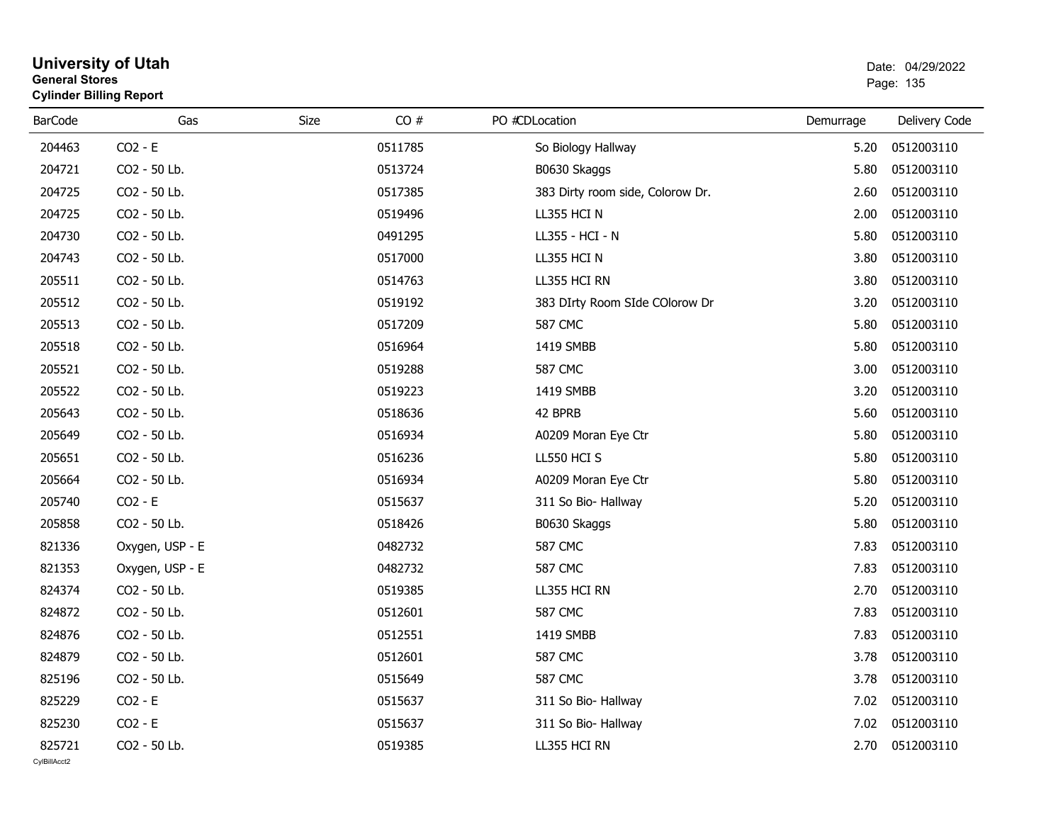# University of Utah
**General Stores**
**Cylinder Billing Report**

Date: 04/29/2022

| BarCode | Gas | Size | CO # | PO # | CDLocation | Demurrage | Delivery Code |
|---|---|---|---|---|---|---|---|
| 204463 | CO2 - E | | 0511785 | | So Biology Hallway | 5.20 | 0512003110 |
| 204721 | CO2 - 50 Lb. | | 0513724 | | B0630 Skaggs | 5.80 | 0512003110 |
| 204725 | CO2 - 50 Lb. | | 0517385 | | 383 Dirty room side, Colorow Dr. | 2.60 | 0512003110 |
| 204725 | CO2 - 50 Lb. | | 0519496 | | LL355 HCI N | 2.00 | 0512003110 |
| 204730 | CO2 - 50 Lb. | | 0491295 | | LL355 - HCI - N | 5.80 | 0512003110 |
| 204743 | CO2 - 50 Lb. | | 0517000 | | LL355 HCI N | 3.80 | 0512003110 |
| 205511 | CO2 - 50 Lb. | | 0514763 | | LL355 HCI RN | 3.80 | 0512003110 |
| 205512 | CO2 - 50 Lb. | | 0519192 | | 383 DIrty Room SIde COlorow Dr | 3.20 | 0512003110 |
| 205513 | CO2 - 50 Lb. | | 0517209 | | 587 CMC | 5.80 | 0512003110 |
| 205518 | CO2 - 50 Lb. | | 0516964 | | 1419 SMBB | 5.80 | 0512003110 |
| 205521 | CO2 - 50 Lb. | | 0519288 | | 587 CMC | 3.00 | 0512003110 |
| 205522 | CO2 - 50 Lb. | | 0519223 | | 1419 SMBB | 3.20 | 0512003110 |
| 205643 | CO2 - 50 Lb. | | 0518636 | | 42 BPRB | 5.60 | 0512003110 |
| 205649 | CO2 - 50 Lb. | | 0516934 | | A0209 Moran Eye Ctr | 5.80 | 0512003110 |
| 205651 | CO2 - 50 Lb. | | 0516236 | | LL550 HCI S | 5.80 | 0512003110 |
| 205664 | CO2 - 50 Lb. | | 0516934 | | A0209 Moran Eye Ctr | 5.80 | 0512003110 |
| 205740 | CO2 - E | | 0515637 | | 311 So Bio- Hallway | 5.20 | 0512003110 |
| 205858 | CO2 - 50 Lb. | | 0518426 | | B0630 Skaggs | 5.80 | 0512003110 |
| 821336 | Oxygen, USP - E | | 0482732 | | 587 CMC | 7.83 | 0512003110 |
| 821353 | Oxygen, USP - E | | 0482732 | | 587 CMC | 7.83 | 0512003110 |
| 824374 | CO2 - 50 Lb. | | 0519385 | | LL355 HCI RN | 2.70 | 0512003110 |
| 824872 | CO2 - 50 Lb. | | 0512601 | | 587 CMC | 7.83 | 0512003110 |
| 824876 | CO2 - 50 Lb. | | 0512551 | | 1419 SMBB | 7.83 | 0512003110 |
| 824879 | CO2 - 50 Lb. | | 0512601 | | 587 CMC | 3.78 | 0512003110 |
| 825196 | CO2 - 50 Lb. | | 0515649 | | 587 CMC | 3.78 | 0512003110 |
| 825229 | CO2 - E | | 0515637 | | 311 So Bio- Hallway | 7.02 | 0512003110 |
| 825230 | CO2 - E | | 0515637 | | 311 So Bio- Hallway | 7.02 | 0512003110 |
| 825721 | CO2 - 50 Lb. | | 0519385 | | LL355 HCI RN | 2.70 | 0512003110 |

CylBillAcct2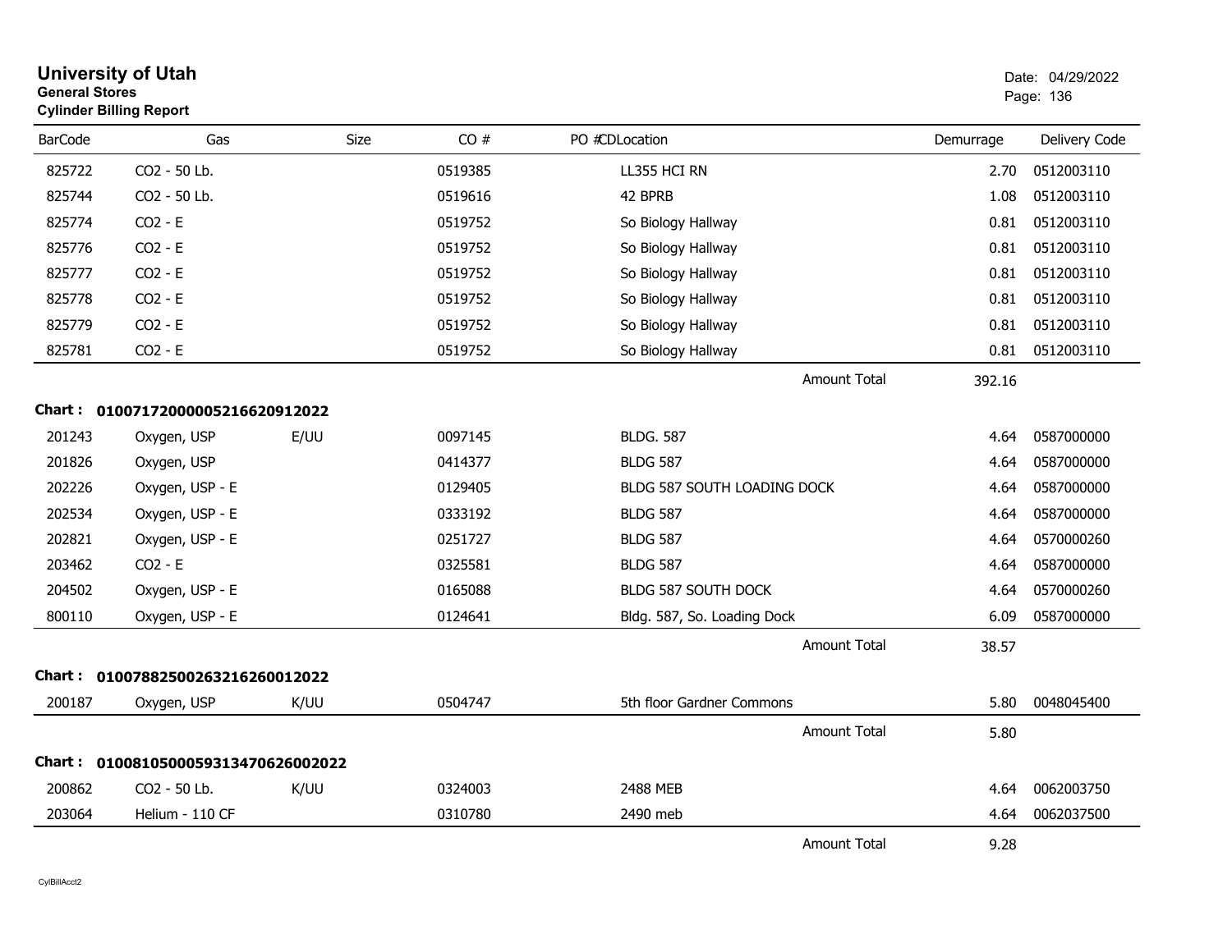**University of Utah**
**General Stores**
**Cylinder Billing Report**

Date: 04/29/2022

| BarCode | Gas | Size | CO # | PO # | CDLocation | Demurrage | Delivery Code |
|---|---|---|---|---|---|---|---|
| 825722 | CO2 - 50 Lb. | | 0519385 | | LL355 HCI RN | 2.70 | 0512003110 |
| 825744 | CO2 - 50 Lb. | | 0519616 | | 42 BPRB | 1.08 | 0512003110 |
| 825774 | CO2 - E | | 0519752 | | So Biology Hallway | 0.81 | 0512003110 |
| 825776 | CO2 - E | | 0519752 | | So Biology Hallway | 0.81 | 0512003110 |
| 825777 | CO2 - E | | 0519752 | | So Biology Hallway | 0.81 | 0512003110 |
| 825778 | CO2 - E | | 0519752 | | So Biology Hallway | 0.81 | 0512003110 |
| 825779 | CO2 - E | | 0519752 | | So Biology Hallway | 0.81 | 0512003110 |
| 825781 | CO2 - E | | 0519752 | | So Biology Hallway | 0.81 | 0512003110 |
| | | | | | Amount Total | 392.16 | |

**Chart : 01007172000005216620912022**

| BarCode | Gas | Size | CO # | PO # | CDLocation | Demurrage | Delivery Code |
|---|---|---|---|---|---|---|---|
| 201243 | Oxygen, USP | E/UU | 0097145 | | BLDG. 587 | 4.64 | 0587000000 |
| 201826 | Oxygen, USP | | 0414377 | | BLDG 587 | 4.64 | 0587000000 |
| 202226 | Oxygen, USP - E | | 0129405 | | BLDG 587 SOUTH LOADING DOCK | 4.64 | 0587000000 |
| 202534 | Oxygen, USP - E | | 0333192 | | BLDG 587 | 4.64 | 0587000000 |
| 202821 | Oxygen, USP - E | | 0251727 | | BLDG 587 | 4.64 | 0570000260 |
| 203462 | CO2 - E | | 0325581 | | BLDG 587 | 4.64 | 0587000000 |
| 204502 | Oxygen, USP - E | | 0165088 | | BLDG 587 SOUTH DOCK | 4.64 | 0570000260 |
| 800110 | Oxygen, USP - E | | 0124641 | | Bldg. 587, So. Loading Dock | 6.09 | 0587000000 |
| | | | | | Amount Total | 38.57 | |

**Chart : 01007882500263216260012022**

| BarCode | Gas | Size | CO # | PO # | CDLocation | Demurrage | Delivery Code |
|---|---|---|---|---|---|---|---|
| 200187 | Oxygen, USP | K/UU | 0504747 | | 5th floor Gardner Commons | 5.80 | 0048045400 |
| | | | | | Amount Total | 5.80 | |

**Chart : 01008105000593134706260020222**

| BarCode | Gas | Size | CO # | PO # | CDLocation | Demurrage | Delivery Code |
|---|---|---|---|---|---|---|---|
| 200862 | CO2 - 50 Lb. | K/UU | 0324003 | | 2488 MEB | 4.64 | 0062003750 |
| 203064 | Helium - 110 CF | | 0310780 | | 2490 meb | 4.64 | 0062037500 |
| | | | | | Amount Total | 9.28 | |

CylBillAcct2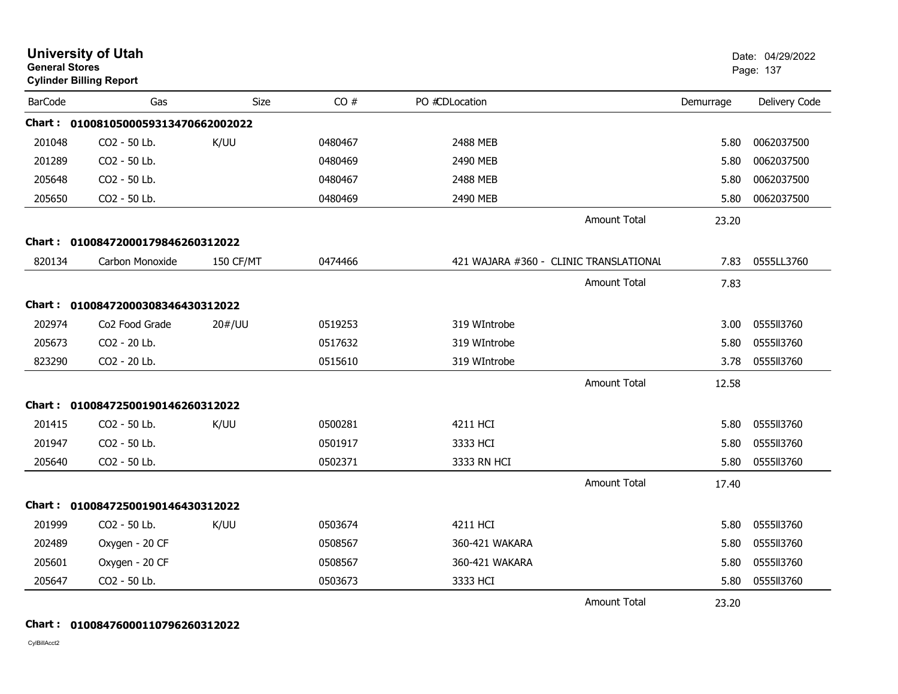# University of Utah

**General Stores**

**Cylinder Billing Report**

Date: 04/29/2022

| BarCode | Gas | Size | CO # | PO # | CDLocation | Demurrage | Delivery Code |
|---|---|---|---|---|---|---|---|
| **Chart : 01008105000593134706620020​22** | | | | | | | |
| 201048 | CO2 - 50 Lb. | K/UU | 0480467 | | 2488 MEB | 5.80 | 0062037500 |
| 201289 | CO2 - 50 Lb. | | 0480469 | | 2490 MEB | 5.80 | 0062037500 |
| 205648 | CO2 - 50 Lb. | | 0480467 | | 2488 MEB | 5.80 | 0062037500 |
| 205650 | CO2 - 50 Lb. | | 0480469 | | 2490 MEB | 5.80 | 0062037500 |
| | | | | | Amount Total | 23.20 | |
| **Chart : 01008472000179846260312022** | | | | | | | |
| 820134 | Carbon Monoxide | 150 CF/MT | 0474466 | | 421 WAJARA #360 - CLINIC TRANSLATIONAL | 7.83 | 0555LL3760 |
| | | | | | Amount Total | 7.83 | |
| **Chart : 01008472000308346430312022** | | | | | | | |
| 202974 | Co2 Food Grade | 20#/UU | 0519253 | | 319 WIntrobe | 3.00 | 0555ll3760 |
| 205673 | CO2 - 20 Lb. | | 0517632 | | 319 WIntrobe | 5.80 | 0555ll3760 |
| 823290 | CO2 - 20 Lb. | | 0515610 | | 319 WIntrobe | 3.78 | 0555ll3760 |
| | | | | | Amount Total | 12.58 | |
| **Chart : 01008472500190146260312022** | | | | | | | |
| 201415 | CO2 - 50 Lb. | K/UU | 0500281 | | 4211 HCI | 5.80 | 0555ll3760 |
| 201947 | CO2 - 50 Lb. | | 0501917 | | 3333 HCI | 5.80 | 0555ll3760 |
| 205640 | CO2 - 50 Lb. | | 0502371 | | 3333 RN HCI | 5.80 | 0555ll3760 |
| | | | | | Amount Total | 17.40 | |
| **Chart : 01008472500190146430312022** | | | | | | | |
| 201999 | CO2 - 50 Lb. | K/UU | 0503674 | | 4211 HCI | 5.80 | 0555ll3760 |
| 202489 | Oxygen - 20 CF | | 0508567 | | 360-421 WAKARA | 5.80 | 0555ll3760 |
| 205601 | Oxygen - 20 CF | | 0508567 | | 360-421 WAKARA | 5.80 | 0555ll3760 |
| 205647 | CO2 - 50 Lb. | | 0503673 | | 3333 HCI | 5.80 | 0555ll3760 |
| | | | | | Amount Total | 23.20 | |
| **Chart : 01008476000110796260312022** | | | | | | | |

CylBillAcct2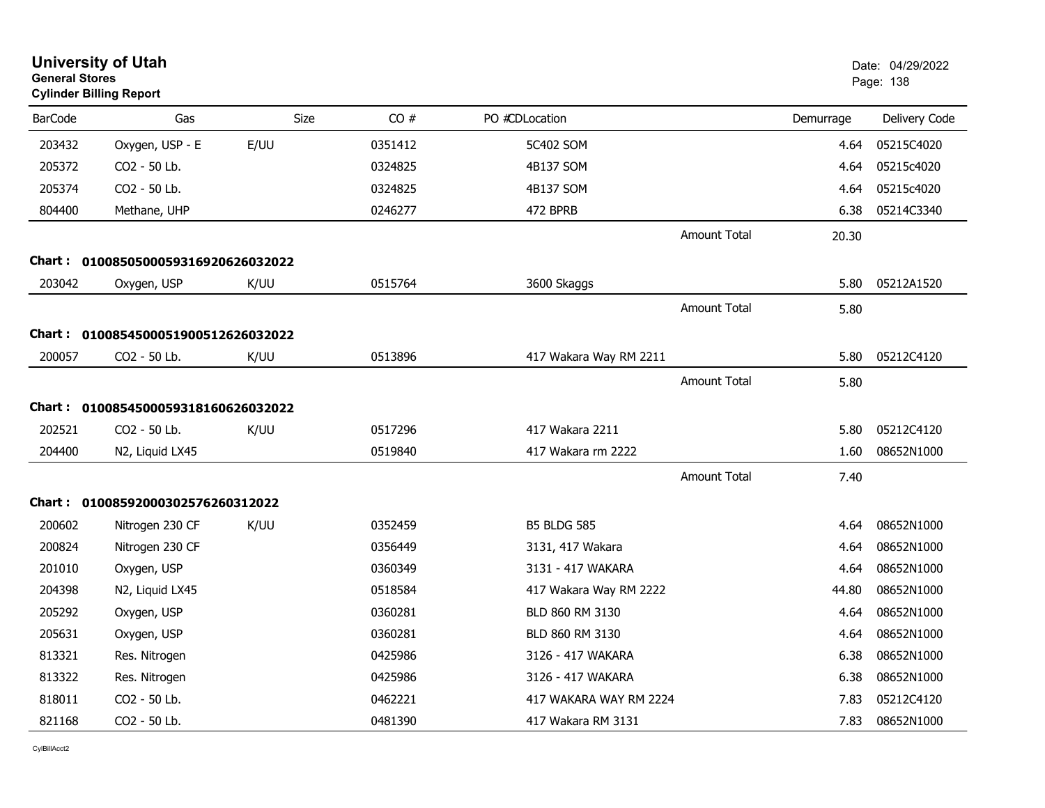# University of Utah

**General Stores**

**Cylinder Billing Report**

Date: 04/29/2022

| BarCode | Gas | Size | CO # | PO # | CDLocation | Demurrage | Delivery Code |
|---|---|---|---|---|---|---|---|
| 203432 | Oxygen, USP - E | E/UU | 0351412 | | 5C402 SOM | 4.64 | 05215C4020 |
| 205372 | CO2 - 50 Lb. | | 0324825 | | 4B137 SOM | 4.64 | 05215c4020 |
| 205374 | CO2 - 50 Lb. | | 0324825 | | 4B137 SOM | 4.64 | 05215c4020 |
| 804400 | Methane, UHP | | 0246277 | | 472 BPRB | 6.38 | 05214C3340 |
| | | | | | Amount Total | 20.30 | |
| **Chart : 01008505000593169206260320220** | | | | | | | |
| 203042 | Oxygen, USP | K/UU | 0515764 | | 3600 Skaggs | 5.80 | 05212A1520 |
| | | | | | Amount Total | 5.80 | |
| **Chart : 01008545000519005126260320220** | | | | | | | |
| 200057 | CO2 - 50 Lb. | K/UU | 0513896 | | 417 Wakara Way RM 2211 | 5.80 | 05212C4120 |
| | | | | | Amount Total | 5.80 | |
| **Chart : 01008545000593181606260320220** | | | | | | | |
| 202521 | CO2 - 50 Lb. | K/UU | 0517296 | | 417 Wakara 2211 | 5.80 | 05212C4120 |
| 204400 | N2, Liquid LX45 | | 0519840 | | 417 Wakara rm 2222 | 1.60 | 08652N1000 |
| | | | | | Amount Total | 7.40 | |
| **Chart : 01008592000302576260312022** | | | | | | | |
| 200602 | Nitrogen 230 CF | K/UU | 0352459 | | B5 BLDG 585 | 4.64 | 08652N1000 |
| 200824 | Nitrogen 230 CF | | 0356449 | | 3131, 417 Wakara | 4.64 | 08652N1000 |
| 201010 | Oxygen, USP | | 0360349 | | 3131 - 417 WAKARA | 4.64 | 08652N1000 |
| 204398 | N2, Liquid LX45 | | 0518584 | | 417 Wakara Way RM 2222 | 44.80 | 08652N1000 |
| 205292 | Oxygen, USP | | 0360281 | | BLD 860 RM 3130 | 4.64 | 08652N1000 |
| 205631 | Oxygen, USP | | 0360281 | | BLD 860 RM 3130 | 4.64 | 08652N1000 |
| 813321 | Res. Nitrogen | | 0425986 | | 3126 - 417 WAKARA | 6.38 | 08652N1000 |
| 813322 | Res. Nitrogen | | 0425986 | | 3126 - 417 WAKARA | 6.38 | 08652N1000 |
| 818011 | CO2 - 50 Lb. | | 0462221 | | 417 WAKARA WAY RM 2224 | 7.83 | 05212C4120 |
| 821168 | CO2 - 50 Lb. | | 0481390 | | 417 Wakara RM 3131 | 7.83 | 08652N1000 |

CylBillAcct2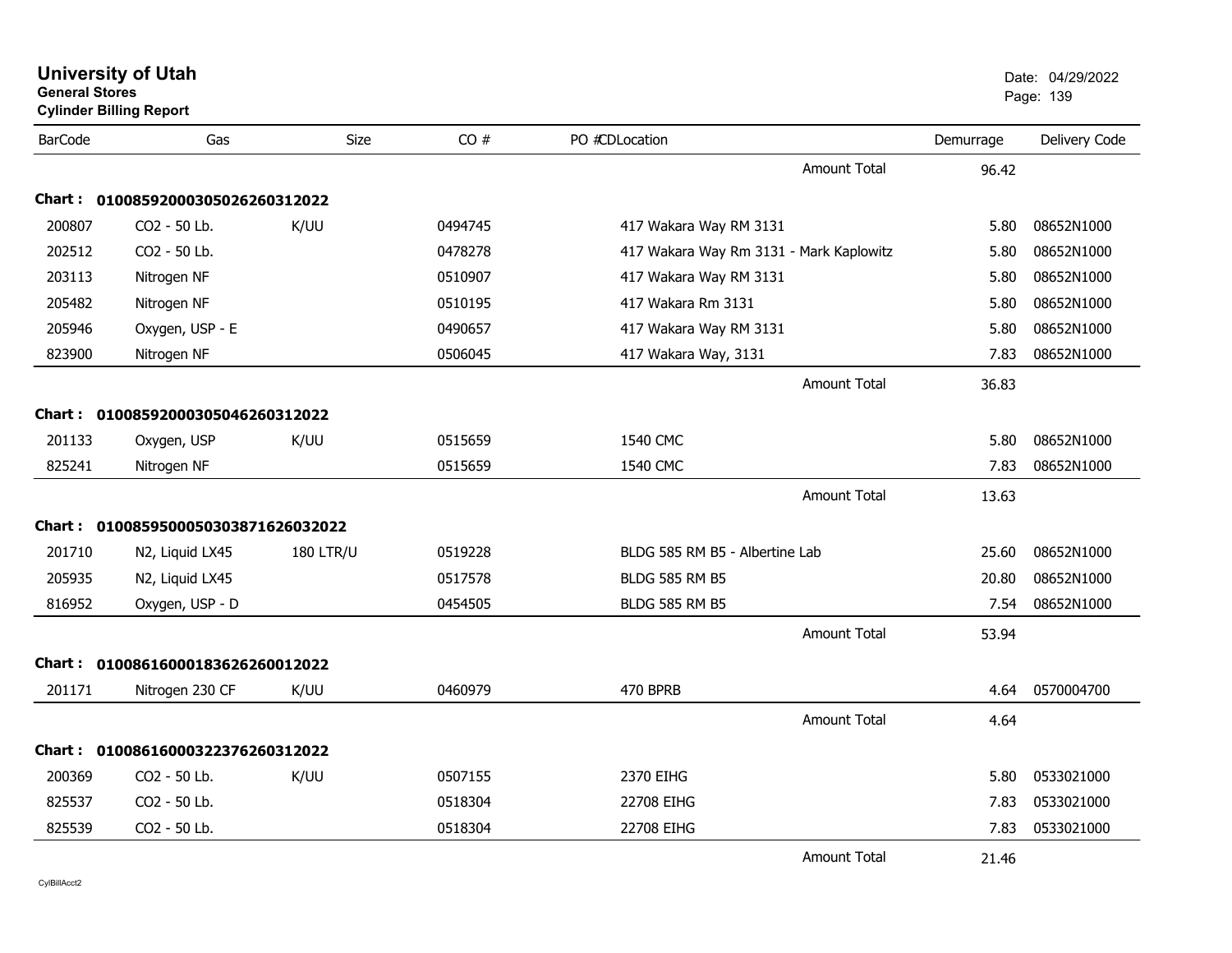# University of Utah
**General Stores**
**Cylinder Billing Report**

Date: 04/29/2022

| BarCode | Gas | Size | CO # | PO # | CDLocation | Demurrage | Delivery Code |
|---|---|---|---|---|---|---|---|
| | | | | | Amount Total | 96.42 | |
| **Chart : 01008592000305026260312022** | | | | | | | |
| 200807 | CO2 - 50 Lb. | K/UU | 0494745 | | 417 Wakara Way RM 3131 | 5.80 | 08652N1000 |
| 202512 | CO2 - 50 Lb. | | 0478278 | | 417 Wakara Way Rm 3131 - Mark Kaplowitz | 5.80 | 08652N1000 |
| 203113 | Nitrogen NF | | 0510907 | | 417 Wakara Way RM 3131 | 5.80 | 08652N1000 |
| 205482 | Nitrogen NF | | 0510195 | | 417 Wakara Rm 3131 | 5.80 | 08652N1000 |
| 205946 | Oxygen, USP - E | | 0490657 | | 417 Wakara Way RM 3131 | 5.80 | 08652N1000 |
| 823900 | Nitrogen NF | | 0506045 | | 417 Wakara Way, 3131 | 7.83 | 08652N1000 |
| | | | | | Amount Total | 36.83 | |
| **Chart : 01008592000305046260312022** | | | | | | | |
| 201133 | Oxygen, USP | K/UU | 0515659 | | 1540 CMC | 5.80 | 08652N1000 |
| 825241 | Nitrogen NF | | 0515659 | | 1540 CMC | 7.83 | 08652N1000 |
| | | | | | Amount Total | 13.63 | |
| **Chart : 01008595000503038716260032022** | | | | | | | |
| 201710 | N2, Liquid LX45 | 180 LTR/U | 0519228 | | BLDG 585 RM B5 - Albertine Lab | 25.60 | 08652N1000 |
| 205935 | N2, Liquid LX45 | | 0517578 | | BLDG 585 RM B5 | 20.80 | 08652N1000 |
| 816952 | Oxygen, USP - D | | 0454505 | | BLDG 585 RM B5 | 7.54 | 08652N1000 |
| | | | | | Amount Total | 53.94 | |
| **Chart : 01008616000183626260012022** | | | | | | | |
| 201171 | Nitrogen 230 CF | K/UU | 0460979 | | 470 BPRB | 4.64 | 0570004700 |
| | | | | | Amount Total | 4.64 | |
| **Chart : 01008616000322376260312022** | | | | | | | |
| 200369 | CO2 - 50 Lb. | K/UU | 0507155 | | 2370 EIHG | 5.80 | 0533021000 |
| 825537 | CO2 - 50 Lb. | | 0518304 | | 22708 EIHG | 7.83 | 0533021000 |
| 825539 | CO2 - 50 Lb. | | 0518304 | | 22708 EIHG | 7.83 | 0533021000 |
| | | | | | Amount Total | 21.46 | |

CylBillAcct2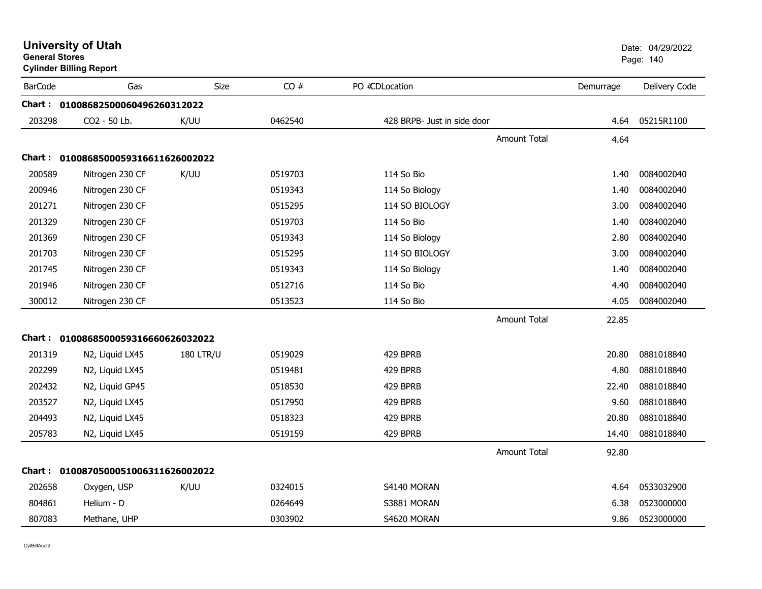# University of Utah

**General Stores**

**Cylinder Billing Report**

Date: 04/29/2022

| BarCode | Gas | Size | CO # | PO #CDLocation | Demurrage | Delivery Code |
|---|---|---|---|---|---|---|
| **Chart : 01008682500060496260312022** | | | | | | |
| 203298 | CO2 - 50 Lb. | K/UU | 0462540 | 428 BRPB- Just in side door | 4.64 | 05215R1100 |
| | | | | Amount Total | 4.64 | |
| **Chart : 01008685000593166116260020​22** | | | | | | |
| 200589 | Nitrogen 230 CF | K/UU | 0519703 | 114 So Bio | 1.40 | 0084002040 |
| 200946 | Nitrogen 230 CF | | 0519343 | 114 So Biology | 1.40 | 0084002040 |
| 201271 | Nitrogen 230 CF | | 0515295 | 114 SO BIOLOGY | 3.00 | 0084002040 |
| 201329 | Nitrogen 230 CF | | 0519703 | 114 So Bio | 1.40 | 0084002040 |
| 201369 | Nitrogen 230 CF | | 0519343 | 114 So Biology | 2.80 | 0084002040 |
| 201703 | Nitrogen 230 CF | | 0515295 | 114 SO BIOLOGY | 3.00 | 0084002040 |
| 201745 | Nitrogen 230 CF | | 0519343 | 114 So Biology | 1.40 | 0084002040 |
| 201946 | Nitrogen 230 CF | | 0512716 | 114 So Bio | 4.40 | 0084002040 |
| 300012 | Nitrogen 230 CF | | 0513523 | 114 So Bio | 4.05 | 0084002040 |
| | | | | Amount Total | 22.85 | |
| **Chart : 01008685000593166606260320​22** | | | | | | |
| 201319 | N2, Liquid LX45 | 180 LTR/U | 0519029 | 429 BPRB | 20.80 | 0881018840 |
| 202299 | N2, Liquid LX45 | | 0519481 | 429 BPRB | 4.80 | 0881018840 |
| 202432 | N2, Liquid GP45 | | 0518530 | 429 BPRB | 22.40 | 0881018840 |
| 203527 | N2, Liquid LX45 | | 0517950 | 429 BPRB | 9.60 | 0881018840 |
| 204493 | N2, Liquid LX45 | | 0518323 | 429 BPRB | 20.80 | 0881018840 |
| 205783 | N2, Liquid LX45 | | 0519159 | 429 BPRB | 14.40 | 0881018840 |
| | | | | Amount Total | 92.80 | |
| **Chart : 01008705000510063116260020​22** | | | | | | |
| 202658 | Oxygen, USP | K/UU | 0324015 | S4140 MORAN | 4.64 | 0533032900 |
| 804861 | Helium - D | | 0264649 | S3881 MORAN | 6.38 | 0523000000 |
| 807083 | Methane, UHP | | 0303902 | S4620 MORAN | 9.86 | 0523000000 |

CylBillAcct2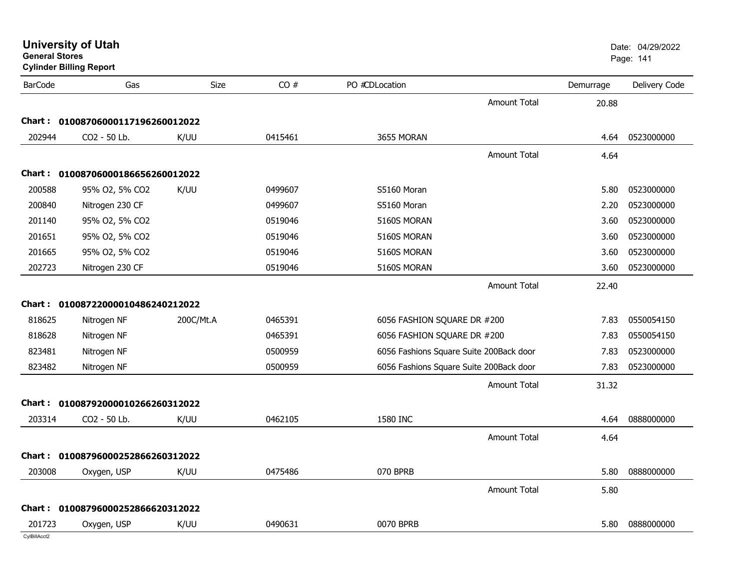# University of Utah

**General Stores**

**Cylinder Billing Report**

Date: 04/29/2022

| BarCode | Gas | Size | CO # | PO # | CD | Location | Demurrage | Delivery Code |
|---|---|---|---|---|---|---|---|---|
| | | | | | | Amount Total | 20.88 | |
| **Chart :** | **01008706000117196260012022** | | | | | | | |
| 202944 | CO2 - 50 Lb. | K/UU | 0415461 | | | 3655 MORAN | 4.64 | 0523000000 |
| | | | | | | Amount Total | 4.64 | |
| **Chart :** | **01008706000186656260012022** | | | | | | | |
| 200588 | 95% O2, 5% CO2 | K/UU | 0499607 | | | S5160 Moran | 5.80 | 0523000000 |
| 200840 | Nitrogen 230 CF | | 0499607 | | | S5160 Moran | 2.20 | 0523000000 |
| 201140 | 95% O2, 5% CO2 | | 0519046 | | | 5160S MORAN | 3.60 | 0523000000 |
| 201651 | 95% O2, 5% CO2 | | 0519046 | | | 5160S MORAN | 3.60 | 0523000000 |
| 201665 | 95% O2, 5% CO2 | | 0519046 | | | 5160S MORAN | 3.60 | 0523000000 |
| 202723 | Nitrogen 230 CF | | 0519046 | | | 5160S MORAN | 3.60 | 0523000000 |
| | | | | | | Amount Total | 22.40 | |
| **Chart :** | **01008722000010486240212022** | | | | | | | |
| 818625 | Nitrogen NF | 200C/Mt.A | 0465391 | | | 6056 FASHION SQUARE DR #200 | 7.83 | 0550054150 |
| 818628 | Nitrogen NF | | 0465391 | | | 6056 FASHION SQUARE DR #200 | 7.83 | 0550054150 |
| 823481 | Nitrogen NF | | 0500959 | | | 6056 Fashions Square Suite 200Back door | 7.83 | 0523000000 |
| 823482 | Nitrogen NF | | 0500959 | | | 6056 Fashions Square Suite 200Back door | 7.83 | 0523000000 |
| | | | | | | Amount Total | 31.32 | |
| **Chart :** | **01008792000010266260312022** | | | | | | | |
| 203314 | CO2 - 50 Lb. | K/UU | 0462105 | | | 1580 INC | 4.64 | 0888000000 |
| | | | | | | Amount Total | 4.64 | |
| **Chart :** | **01008796000252866260312022** | | | | | | | |
| 203008 | Oxygen, USP | K/UU | 0475486 | | | 070 BPRB | 5.80 | 0888000000 |
| | | | | | | Amount Total | 5.80 | |
| **Chart :** | **01008796000252866620312022** | | | | | | | |
| 201723 | Oxygen, USP | K/UU | 0490631 | | | 0070 BPRB | 5.80 | 0888000000 |

CylBillAcct2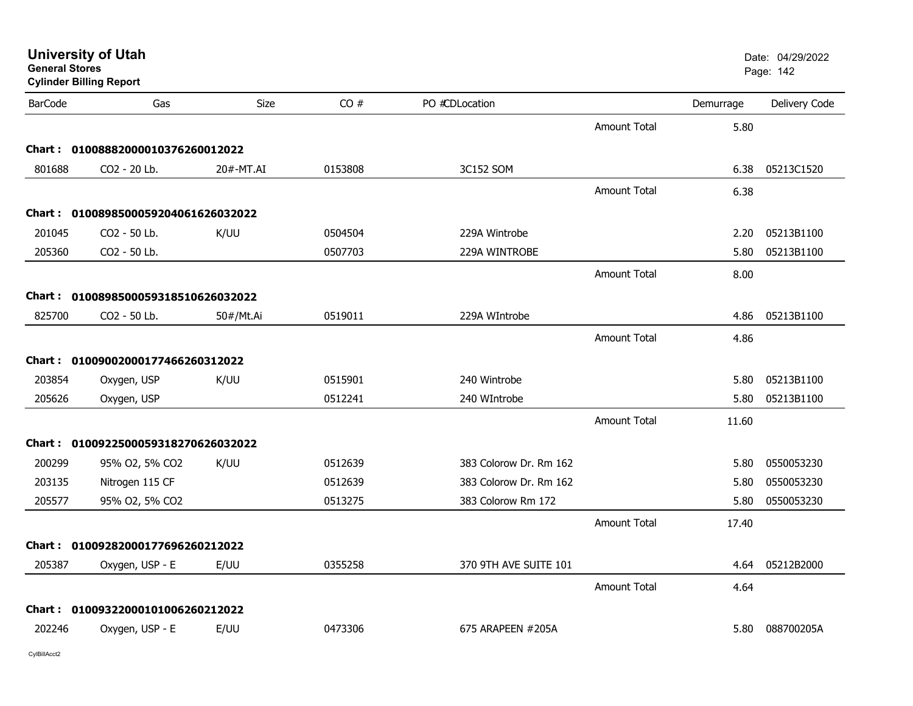# University of Utah

**General Stores**

**Cylinder Billing Report**

Date: 04/29/2022

| BarCode | Gas | Size | CO # | PO # | CD | Location | | Demurrage | Delivery Code |
|---|---|---|---|---|---|---|---|---|---|
| | | | | | | | Amount Total | 5.80 | |
| **Chart : 01008882000010376260012022** | | | | | | | | | |
| 801688 | CO2 - 20 Lb. | 20#-MT.AI | 0153808 | | | 3C152 SOM | | 6.38 | 05213C1520 |
| | | | | | | | Amount Total | 6.38 | |
| **Chart : 01008985000592040616260320​22** | | | | | | | | | |
| 201045 | CO2 - 50 Lb. | K/UU | 0504504 | | | 229A Wintrobe | | 2.20 | 05213B1100 |
| 205360 | CO2 - 50 Lb. | | 0507703 | | | 229A WINTROBE | | 5.80 | 05213B1100 |
| | | | | | | | Amount Total | 8.00 | |
| **Chart : 01008985000593185106260320​22** | | | | | | | | | |
| 825700 | CO2 - 50 Lb. | 50#/Mt.Ai | 0519011 | | | 229A WIntrobe | | 4.86 | 05213B1100 |
| | | | | | | | Amount Total | 4.86 | |
| **Chart : 01009002000177466260312022** | | | | | | | | | |
| 203854 | Oxygen, USP | K/UU | 0515901 | | | 240 Wintrobe | | 5.80 | 05213B1100 |
| 205626 | Oxygen, USP | | 0512241 | | | 240 WIntrobe | | 5.80 | 05213B1100 |
| | | | | | | | Amount Total | 11.60 | |
| **Chart : 01009225000593182706260320​22** | | | | | | | | | |
| 200299 | 95% O2, 5% CO2 | K/UU | 0512639 | | | 383 Colorow Dr. Rm 162 | | 5.80 | 0550053230 |
| 203135 | Nitrogen 115 CF | | 0512639 | | | 383 Colorow Dr. Rm 162 | | 5.80 | 0550053230 |
| 205577 | 95% O2, 5% CO2 | | 0513275 | | | 383 Colorow Rm 172 | | 5.80 | 0550053230 |
| | | | | | | | Amount Total | 17.40 | |
| **Chart : 01009282000177696260212022** | | | | | | | | | |
| 205387 | Oxygen, USP - E | E/UU | 0355258 | | | 370 9TH AVE SUITE 101 | | 4.64 | 05212B2000 |
| | | | | | | | Amount Total | 4.64 | |
| **Chart : 01009322000101006260212022** | | | | | | | | | |
| 202246 | Oxygen, USP - E | E/UU | 0473306 | | | 675 ARAPEEN #205A | | 5.80 | 088700205A |

CylBillAcct2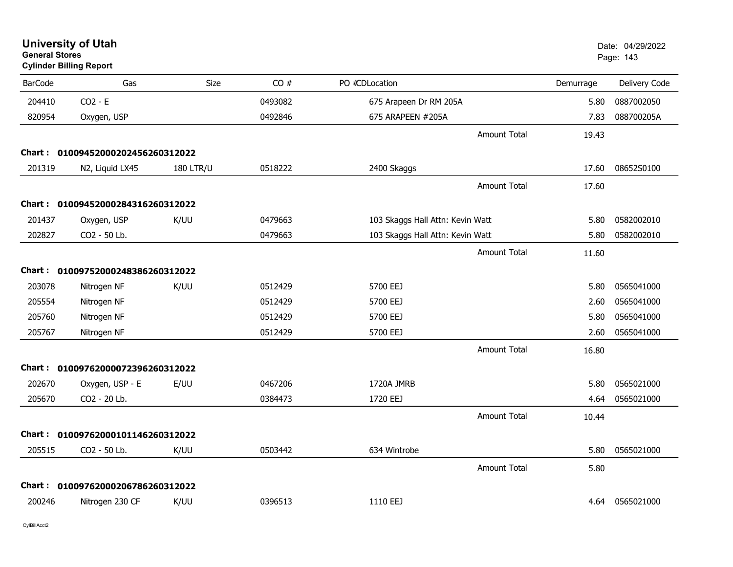# University of Utah

**General Stores**

**Cylinder Billing Report**

Date: 04/29/2022

| BarCode | Gas | Size | CO # | PO # | CD | Location | Demurrage | Delivery Code |
|---|---|---|---|---|---|---|---|---|
| 204410 | CO2 - E | | 0493082 | | | 675 Arapeen Dr RM 205A | 5.80 | 0887002050 |
| 820954 | Oxygen, USP | | 0492846 | | | 675 ARAPEEN #205A | 7.83 | 088700205A |
| | | | | | | Amount Total | 19.43 | |
| **Chart :** | **01009452000202456260312022** | | | | | | | |
| 201319 | N2, Liquid LX45 | 180 LTR/U | 0518222 | | | 2400 Skaggs | 17.60 | 08652S0100 |
| | | | | | | Amount Total | 17.60 | |
| **Chart :** | **01009452000284316260312022** | | | | | | | |
| 201437 | Oxygen, USP | K/UU | 0479663 | | | 103 Skaggs Hall Attn: Kevin Watt | 5.80 | 0582002010 |
| 202827 | CO2 - 50 Lb. | | 0479663 | | | 103 Skaggs Hall Attn: Kevin Watt | 5.80 | 0582002010 |
| | | | | | | Amount Total | 11.60 | |
| **Chart :** | **01009752000248386260312022** | | | | | | | |
| 203078 | Nitrogen NF | K/UU | 0512429 | | | 5700 EEJ | 5.80 | 0565041000 |
| 205554 | Nitrogen NF | | 0512429 | | | 5700 EEJ | 2.60 | 0565041000 |
| 205760 | Nitrogen NF | | 0512429 | | | 5700 EEJ | 5.80 | 0565041000 |
| 205767 | Nitrogen NF | | 0512429 | | | 5700 EEJ | 2.60 | 0565041000 |
| | | | | | | Amount Total | 16.80 | |
| **Chart :** | **01009762000072396260312022** | | | | | | | |
| 202670 | Oxygen, USP - E | E/UU | 0467206 | | | 1720A JMRB | 5.80 | 0565021000 |
| 205670 | CO2 - 20 Lb. | | 0384473 | | | 1720 EEJ | 4.64 | 0565021000 |
| | | | | | | Amount Total | 10.44 | |
| **Chart :** | **01009762000101146260312022** | | | | | | | |
| 205515 | CO2 - 50 Lb. | K/UU | 0503442 | | | 634 Wintrobe | 5.80 | 0565021000 |
| | | | | | | Amount Total | 5.80 | |
| **Chart :** | **01009762000206786260312022** | | | | | | | |
| 200246 | Nitrogen 230 CF | K/UU | 0396513 | | | 1110 EEJ | 4.64 | 0565021000 |

CylBillAcct2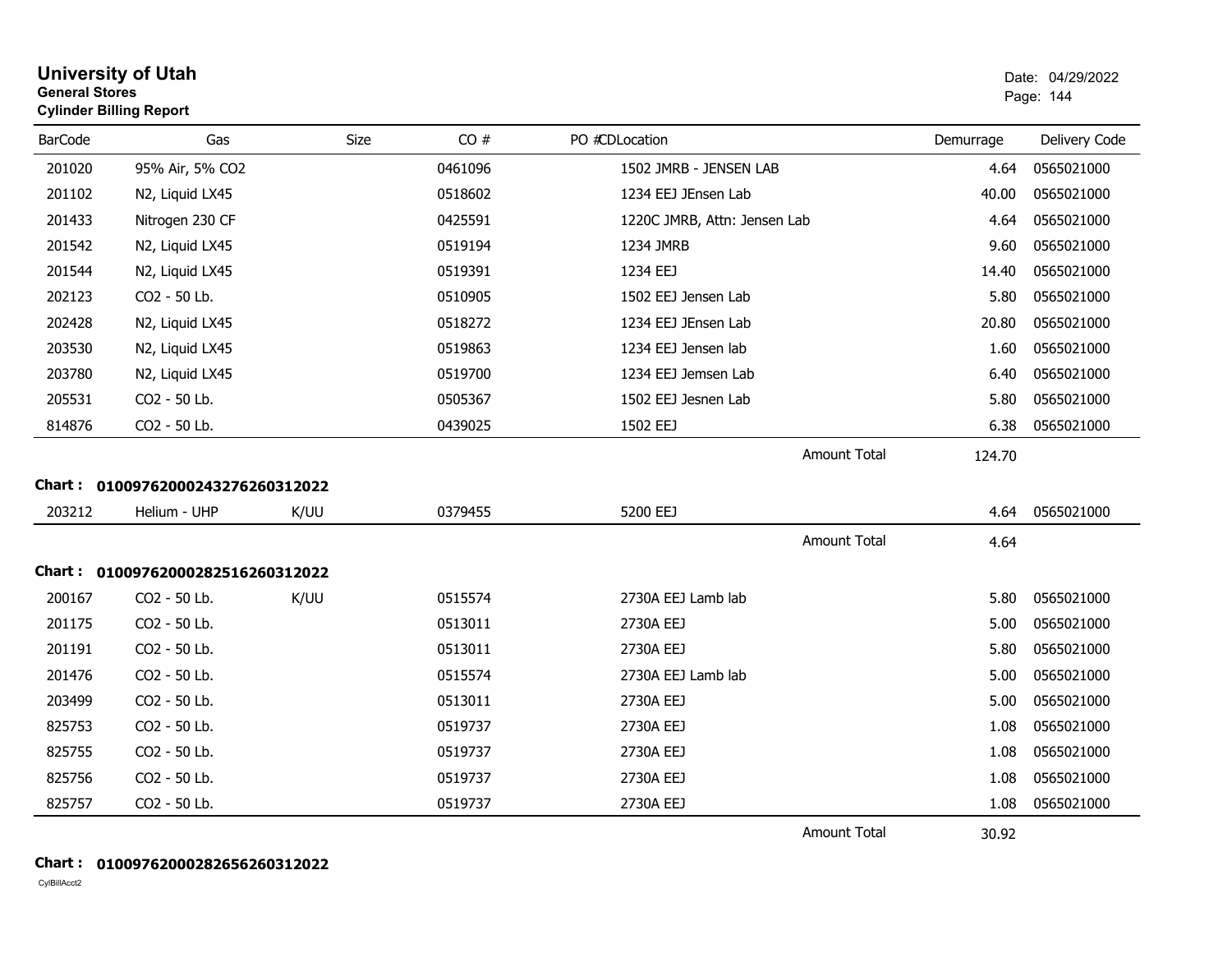# University of Utah
**General Stores**
**Cylinder Billing Report**

Date: 04/29/2022

| BarCode | Gas | Size | CO # | PO #CDLocation | Demurrage | Delivery Code |
|---|---|---|---|---|---|---|
| 201020 | 95% Air, 5% CO2 | | 0461096 | 1502 JMRB - JENSEN LAB | 4.64 | 0565021000 |
| 201102 | N2, Liquid LX45 | | 0518602 | 1234 EEJ JEnsen Lab | 40.00 | 0565021000 |
| 201433 | Nitrogen 230 CF | | 0425591 | 1220C JMRB, Attn: Jensen Lab | 4.64 | 0565021000 |
| 201542 | N2, Liquid LX45 | | 0519194 | 1234 JMRB | 9.60 | 0565021000 |
| 201544 | N2, Liquid LX45 | | 0519391 | 1234 EEJ | 14.40 | 0565021000 |
| 202123 | CO2 - 50 Lb. | | 0510905 | 1502 EEJ Jensen Lab | 5.80 | 0565021000 |
| 202428 | N2, Liquid LX45 | | 0518272 | 1234 EEJ JEnsen Lab | 20.80 | 0565021000 |
| 203530 | N2, Liquid LX45 | | 0519863 | 1234 EEJ Jensen lab | 1.60 | 0565021000 |
| 203780 | N2, Liquid LX45 | | 0519700 | 1234 EEJ Jemsen Lab | 6.40 | 0565021000 |
| 205531 | CO2 - 50 Lb. | | 0505367 | 1502 EEJ Jesnen Lab | 5.80 | 0565021000 |
| 814876 | CO2 - 50 Lb. | | 0439025 | 1502 EEJ | 6.38 | 0565021000 |
| | | | | Amount Total | 124.70 | |

**Chart : 01009762000243276260312022**

| BarCode | Gas | Size | CO # | PO #CDLocation | Demurrage | Delivery Code |
|---|---|---|---|---|---|---|
| 203212 | Helium - UHP | K/UU | 0379455 | 5200 EEJ | 4.64 | 0565021000 |
| | | | | Amount Total | 4.64 | |

**Chart : 01009762000282516260312022**

| BarCode | Gas | Size | CO # | PO #CDLocation | Demurrage | Delivery Code |
|---|---|---|---|---|---|---|
| 200167 | CO2 - 50 Lb. | K/UU | 0515574 | 2730A EEJ Lamb lab | 5.80 | 0565021000 |
| 201175 | CO2 - 50 Lb. | | 0513011 | 2730A EEJ | 5.00 | 0565021000 |
| 201191 | CO2 - 50 Lb. | | 0513011 | 2730A EEJ | 5.80 | 0565021000 |
| 201476 | CO2 - 50 Lb. | | 0515574 | 2730A EEJ Lamb lab | 5.00 | 0565021000 |
| 203499 | CO2 - 50 Lb. | | 0513011 | 2730A EEJ | 5.00 | 0565021000 |
| 825753 | CO2 - 50 Lb. | | 0519737 | 2730A EEJ | 1.08 | 0565021000 |
| 825755 | CO2 - 50 Lb. | | 0519737 | 2730A EEJ | 1.08 | 0565021000 |
| 825756 | CO2 - 50 Lb. | | 0519737 | 2730A EEJ | 1.08 | 0565021000 |
| 825757 | CO2 - 50 Lb. | | 0519737 | 2730A EEJ | 1.08 | 0565021000 |
| | | | | Amount Total | 30.92 | |

**Chart : 01009762000282656260312022**

CylBillAcct2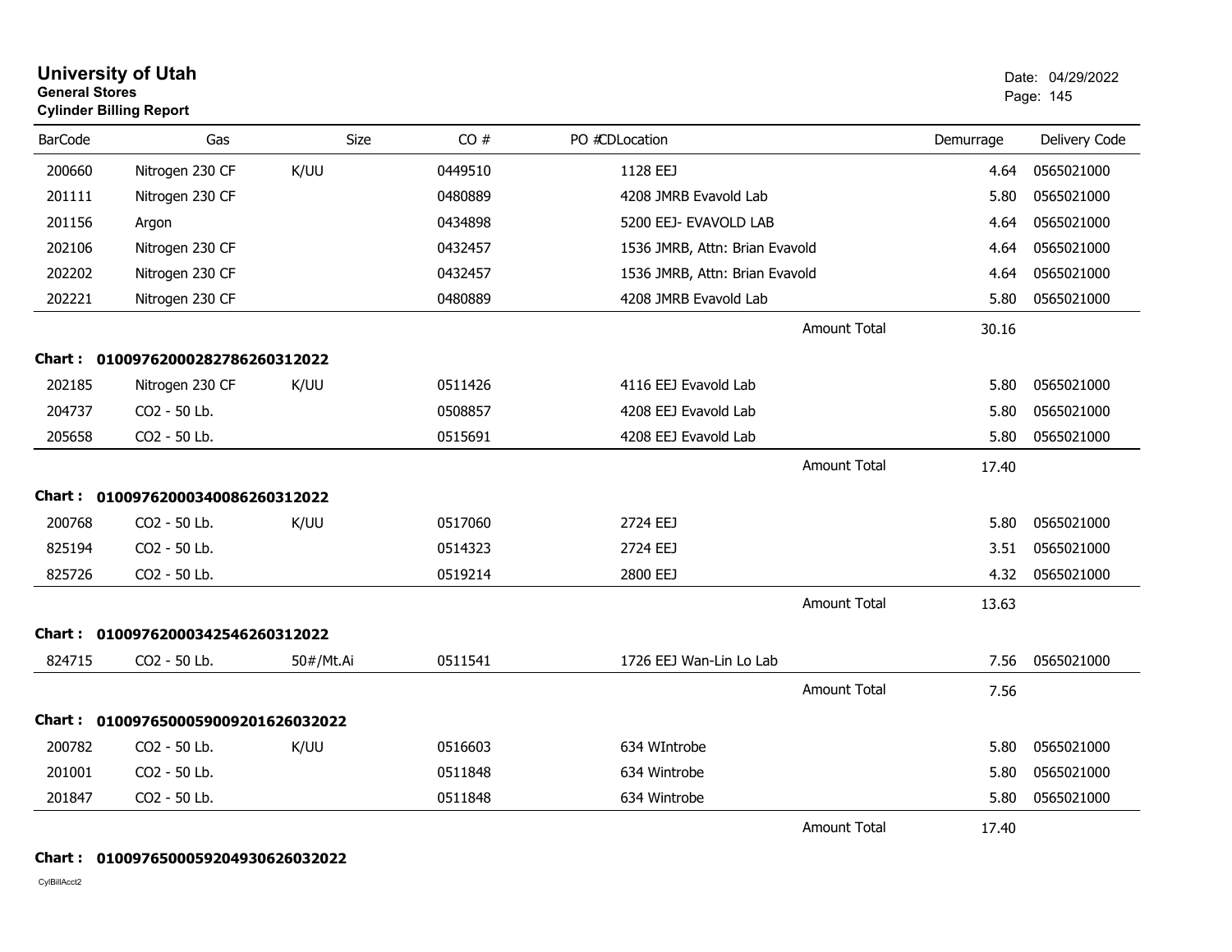# University of Utah
**General Stores**
**Cylinder Billing Report**

Date: 04/29/2022

| BarCode | Gas | Size | CO # | PO # | CDLocation | Demurrage | Delivery Code |
|---|---|---|---|---|---|---|---|
| 200660 | Nitrogen 230 CF | K/UU | 0449510 | | 1128 EEJ | 4.64 | 0565021000 |
| 201111 | Nitrogen 230 CF | | 0480889 | | 4208 JMRB Evavold Lab | 5.80 | 0565021000 |
| 201156 | Argon | | 0434898 | | 5200 EEJ- EVAVOLD LAB | 4.64 | 0565021000 |
| 202106 | Nitrogen 230 CF | | 0432457 | | 1536 JMRB, Attn: Brian Evavold | 4.64 | 0565021000 |
| 202202 | Nitrogen 230 CF | | 0432457 | | 1536 JMRB, Attn: Brian Evavold | 4.64 | 0565021000 |
| 202221 | Nitrogen 230 CF | | 0480889 | | 4208 JMRB Evavold Lab | 5.80 | 0565021000 |
| | | | | | Amount Total | 30.16 | |

**Chart : 01009762000282786260312022**

| BarCode | Gas | Size | CO # | PO # | CDLocation | Demurrage | Delivery Code |
|---|---|---|---|---|---|---|---|
| 202185 | Nitrogen 230 CF | K/UU | 0511426 | | 4116 EEJ Evavold Lab | 5.80 | 0565021000 |
| 204737 | CO2 - 50 Lb. | | 0508857 | | 4208 EEJ Evavold Lab | 5.80 | 0565021000 |
| 205658 | CO2 - 50 Lb. | | 0515691 | | 4208 EEJ Evavold Lab | 5.80 | 0565021000 |
| | | | | | Amount Total | 17.40 | |

**Chart : 01009762000340086260312022**

| BarCode | Gas | Size | CO # | PO # | CDLocation | Demurrage | Delivery Code |
|---|---|---|---|---|---|---|---|
| 200768 | CO2 - 50 Lb. | K/UU | 0517060 | | 2724 EEJ | 5.80 | 0565021000 |
| 825194 | CO2 - 50 Lb. | | 0514323 | | 2724 EEJ | 3.51 | 0565021000 |
| 825726 | CO2 - 50 Lb. | | 0519214 | | 2800 EEJ | 4.32 | 0565021000 |
| | | | | | Amount Total | 13.63 | |

**Chart : 01009762000342546260312022**

| BarCode | Gas | Size | CO # | PO # | CDLocation | Demurrage | Delivery Code |
|---|---|---|---|---|---|---|---|
| 824715 | CO2 - 50 Lb. | 50#/Mt.Ai | 0511541 | | 1726 EEJ Wan-Lin Lo Lab | 7.56 | 0565021000 |
| | | | | | Amount Total | 7.56 | |

**Chart : 01009765000590092016260320 22**

| BarCode | Gas | Size | CO # | PO # | CDLocation | Demurrage | Delivery Code |
|---|---|---|---|---|---|---|---|
| 200782 | CO2 - 50 Lb. | K/UU | 0516603 | | 634 WIntrobe | 5.80 | 0565021000 |
| 201001 | CO2 - 50 Lb. | | 0511848 | | 634 Wintrobe | 5.80 | 0565021000 |
| 201847 | CO2 - 50 Lb. | | 0511848 | | 634 Wintrobe | 5.80 | 0565021000 |
| | | | | | Amount Total | 17.40 | |

**Chart : 01009765000592049306260320 22**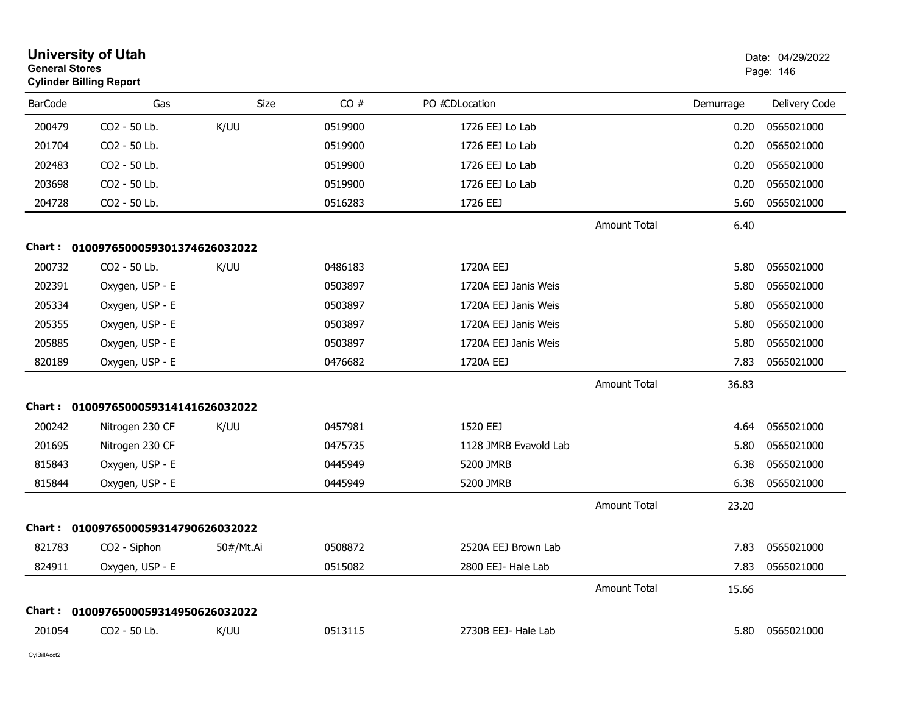# University of Utah

**General Stores**

**Cylinder Billing Report**

Date: 04/29/2022

| BarCode | Gas | Size | CO # | PO # | CDLocation | | Demurrage | Delivery Code |
|---|---|---|---|---|---|---|---|---|
| 200479 | CO2 - 50 Lb. | K/UU | 0519900 | | 1726 EEJ Lo Lab | | 0.20 | 0565021000 |
| 201704 | CO2 - 50 Lb. | | 0519900 | | 1726 EEJ Lo Lab | | 0.20 | 0565021000 |
| 202483 | CO2 - 50 Lb. | | 0519900 | | 1726 EEJ Lo Lab | | 0.20 | 0565021000 |
| 203698 | CO2 - 50 Lb. | | 0519900 | | 1726 EEJ Lo Lab | | 0.20 | 0565021000 |
| 204728 | CO2 - 50 Lb. | | 0516283 | | 1726 EEJ | | 5.60 | 0565021000 |
| | | | | | | Amount Total | 6.40 | |
| **Chart :** | **01009765000593013746260320​22** | | | | | | | |
| 200732 | CO2 - 50 Lb. | K/UU | 0486183 | | 1720A EEJ | | 5.80 | 0565021000 |
| 202391 | Oxygen, USP - E | | 0503897 | | 1720A EEJ Janis Weis | | 5.80 | 0565021000 |
| 205334 | Oxygen, USP - E | | 0503897 | | 1720A EEJ Janis Weis | | 5.80 | 0565021000 |
| 205355 | Oxygen, USP - E | | 0503897 | | 1720A EEJ Janis Weis | | 5.80 | 0565021000 |
| 205885 | Oxygen, USP - E | | 0503897 | | 1720A EEJ Janis Weis | | 5.80 | 0565021000 |
| 820189 | Oxygen, USP - E | | 0476682 | | 1720A EEJ | | 7.83 | 0565021000 |
| | | | | | | Amount Total | 36.83 | |
| **Chart :** | **01009765000593141416260320​22** | | | | | | | |
| 200242 | Nitrogen 230 CF | K/UU | 0457981 | | 1520 EEJ | | 4.64 | 0565021000 |
| 201695 | Nitrogen 230 CF | | 0475735 | | 1128 JMRB Evavold Lab | | 5.80 | 0565021000 |
| 815843 | Oxygen, USP - E | | 0445949 | | 5200 JMRB | | 6.38 | 0565021000 |
| 815844 | Oxygen, USP - E | | 0445949 | | 5200 JMRB | | 6.38 | 0565021000 |
| | | | | | | Amount Total | 23.20 | |
| **Chart :** | **01009765000593147906260320​22** | | | | | | | |
| 821783 | CO2 - Siphon | 50#/Mt.Ai | 0508872 | | 2520A EEJ Brown Lab | | 7.83 | 0565021000 |
| 824911 | Oxygen, USP - E | | 0515082 | | 2800 EEJ- Hale Lab | | 7.83 | 0565021000 |
| | | | | | | Amount Total | 15.66 | |
| **Chart :** | **01009765000593149506260320​22** | | | | | | | |
| 201054 | CO2 - 50 Lb. | K/UU | 0513115 | | 2730B EEJ- Hale Lab | | 5.80 | 0565021000 |

CylBillAcct2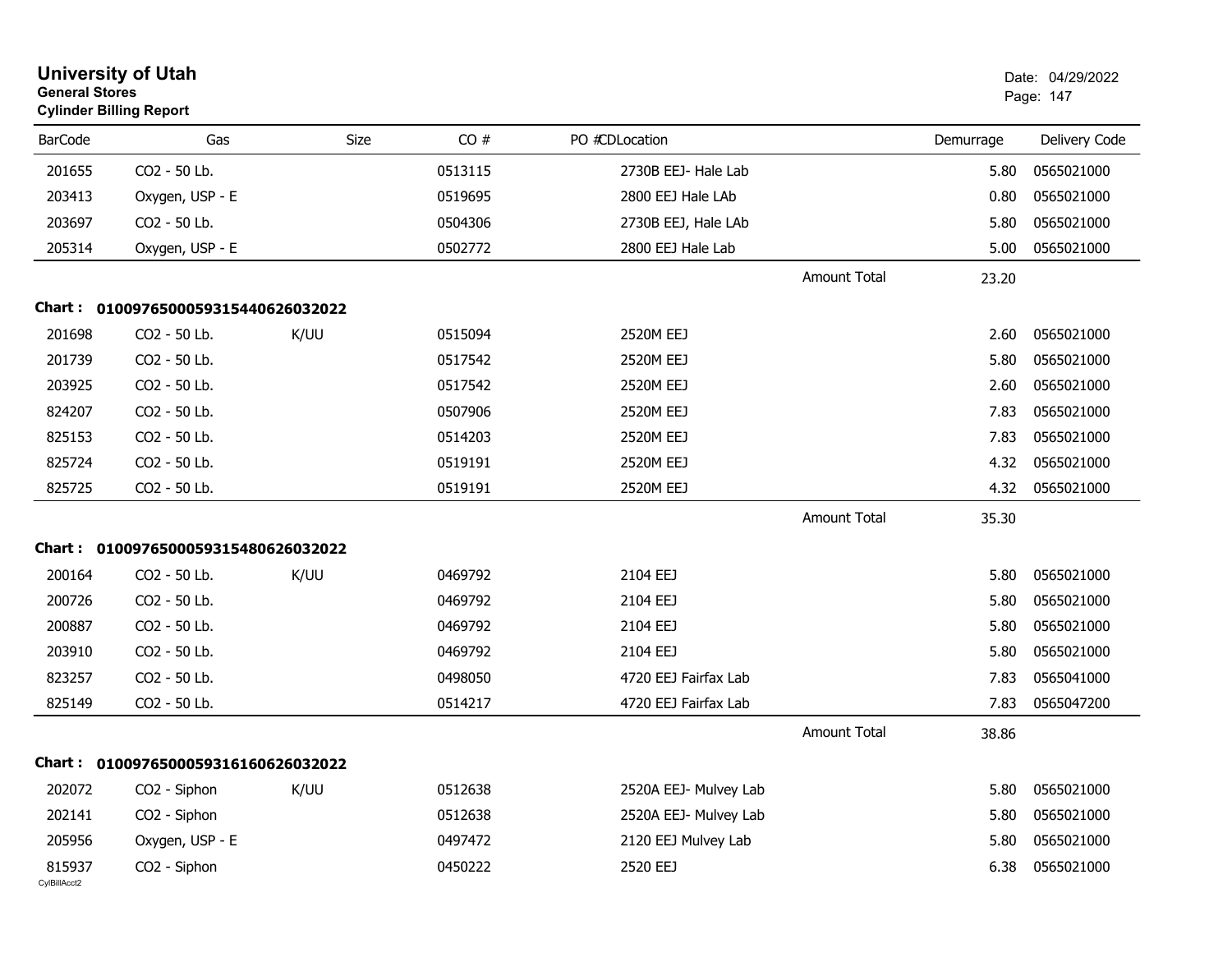# University of Utah

**General Stores**

**Cylinder Billing Report**

Date: 04/29/2022

| BarCode | Gas | Size | CO # | PO #CDLocation | | Demurrage | Delivery Code |
|---|---|---|---|---|---|---|---|
| 201655 | CO2 - 50 Lb. | | 0513115 | 2730B EEJ- Hale Lab | | 5.80 | 0565021000 |
| 203413 | Oxygen, USP - E | | 0519695 | 2800 EEJ Hale LAb | | 0.80 | 0565021000 |
| 203697 | CO2 - 50 Lb. | | 0504306 | 2730B EEJ, Hale LAb | | 5.80 | 0565021000 |
| 205314 | Oxygen, USP - E | | 0502772 | 2800 EEJ Hale Lab | | 5.00 | 0565021000 |
| | | | | | Amount Total | 23.20 | |

**Chart : 01009765000593154406260320 22**

| BarCode | Gas | Size | CO # | PO #CDLocation | | Demurrage | Delivery Code |
|---|---|---|---|---|---|---|---|
| 201698 | CO2 - 50 Lb. | K/UU | 0515094 | 2520M EEJ | | 2.60 | 0565021000 |
| 201739 | CO2 - 50 Lb. | | 0517542 | 2520M EEJ | | 5.80 | 0565021000 |
| 203925 | CO2 - 50 Lb. | | 0517542 | 2520M EEJ | | 2.60 | 0565021000 |
| 824207 | CO2 - 50 Lb. | | 0507906 | 2520M EEJ | | 7.83 | 0565021000 |
| 825153 | CO2 - 50 Lb. | | 0514203 | 2520M EEJ | | 7.83 | 0565021000 |
| 825724 | CO2 - 50 Lb. | | 0519191 | 2520M EEJ | | 4.32 | 0565021000 |
| 825725 | CO2 - 50 Lb. | | 0519191 | 2520M EEJ | | 4.32 | 0565021000 |
| | | | | | Amount Total | 35.30 | |

**Chart : 01009765000593154806260320 22**

| BarCode | Gas | Size | CO # | PO #CDLocation | | Demurrage | Delivery Code |
|---|---|---|---|---|---|---|---|
| 200164 | CO2 - 50 Lb. | K/UU | 0469792 | 2104 EEJ | | 5.80 | 0565021000 |
| 200726 | CO2 - 50 Lb. | | 0469792 | 2104 EEJ | | 5.80 | 0565021000 |
| 200887 | CO2 - 50 Lb. | | 0469792 | 2104 EEJ | | 5.80 | 0565021000 |
| 203910 | CO2 - 50 Lb. | | 0469792 | 2104 EEJ | | 5.80 | 0565021000 |
| 823257 | CO2 - 50 Lb. | | 0498050 | 4720 EEJ Fairfax Lab | | 7.83 | 0565041000 |
| 825149 | CO2 - 50 Lb. | | 0514217 | 4720 EEJ Fairfax Lab | | 7.83 | 0565047200 |
| | | | | | Amount Total | 38.86 | |

**Chart : 01009765000593161606260320 22**

| BarCode | Gas | Size | CO # | PO #CDLocation | | Demurrage | Delivery Code |
|---|---|---|---|---|---|---|---|
| 202072 | CO2 - Siphon | K/UU | 0512638 | 2520A EEJ- Mulvey Lab | | 5.80 | 0565021000 |
| 202141 | CO2 - Siphon | | 0512638 | 2520A EEJ- Mulvey Lab | | 5.80 | 0565021000 |
| 205956 | Oxygen, USP - E | | 0497472 | 2120 EEJ Mulvey Lab | | 5.80 | 0565021000 |
| 815937 | CO2 - Siphon | | 0450222 | 2520 EEJ | | 6.38 | 0565021000 |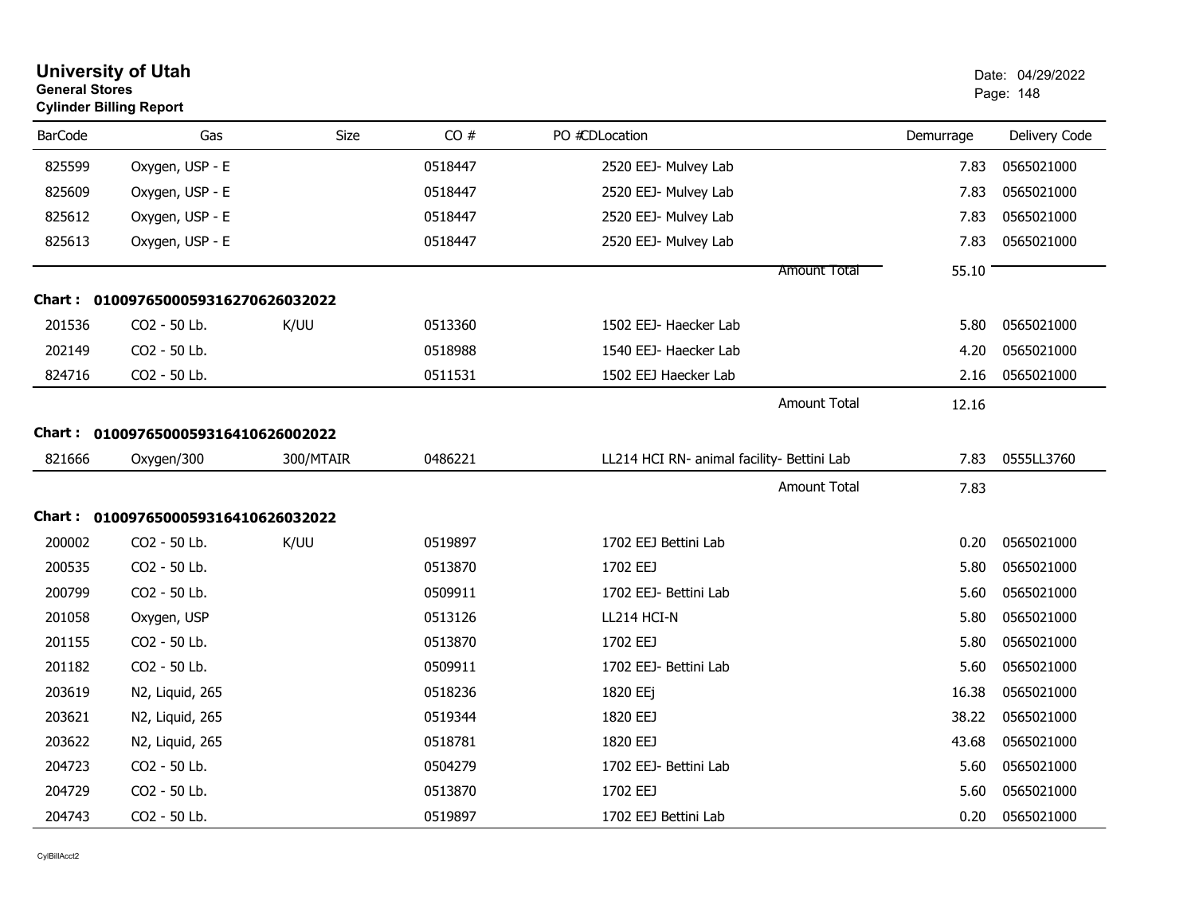# University of Utah

**General Stores**

**Cylinder Billing Report**

Date: 04/29/2022

| BarCode | Gas | Size | CO # | PO # | CDLocation | Demurrage | Delivery Code |
|---|---|---|---|---|---|---|---|
| 825599 | Oxygen, USP - E | | 0518447 | | 2520 EEJ- Mulvey Lab | 7.83 | 0565021000 |
| 825609 | Oxygen, USP - E | | 0518447 | | 2520 EEJ- Mulvey Lab | 7.83 | 0565021000 |
| 825612 | Oxygen, USP - E | | 0518447 | | 2520 EEJ- Mulvey Lab | 7.83 | 0565021000 |
| 825613 | Oxygen, USP - E | | 0518447 | | 2520 EEJ- Mulvey Lab | 7.83 | 0565021000 |
| | | | | | Amount Total | 55.10 | |

**Chart : 01009765000593162706260320​22**

| BarCode | Gas | Size | CO # | PO # | CDLocation | Demurrage | Delivery Code |
|---|---|---|---|---|---|---|---|
| 201536 | CO2 - 50 Lb. | K/UU | 0513360 | | 1502 EEJ- Haecker Lab | 5.80 | 0565021000 |
| 202149 | CO2 - 50 Lb. | | 0518988 | | 1540 EEJ- Haecker Lab | 4.20 | 0565021000 |
| 824716 | CO2 - 50 Lb. | | 0511531 | | 1502 EEJ Haecker Lab | 2.16 | 0565021000 |
| | | | | | Amount Total | 12.16 | |

**Chart : 0100976500059316410626002022**

| BarCode | Gas | Size | CO # | PO # | CDLocation | Demurrage | Delivery Code |
|---|---|---|---|---|---|---|---|
| 821666 | Oxygen/300 | 300/MTAIR | 0486221 | | LL214 HCI RN- animal facility- Bettini Lab | 7.83 | 0555LL3760 |
| | | | | | Amount Total | 7.83 | |

**Chart : 0100976500059316410626032022**

| BarCode | Gas | Size | CO # | PO # | CDLocation | Demurrage | Delivery Code |
|---|---|---|---|---|---|---|---|
| 200002 | CO2 - 50 Lb. | K/UU | 0519897 | | 1702 EEJ Bettini Lab | 0.20 | 0565021000 |
| 200535 | CO2 - 50 Lb. | | 0513870 | | 1702 EEJ | 5.80 | 0565021000 |
| 200799 | CO2 - 50 Lb. | | 0509911 | | 1702 EEJ- Bettini Lab | 5.60 | 0565021000 |
| 201058 | Oxygen, USP | | 0513126 | | LL214 HCI-N | 5.80 | 0565021000 |
| 201155 | CO2 - 50 Lb. | | 0513870 | | 1702 EEJ | 5.80 | 0565021000 |
| 201182 | CO2 - 50 Lb. | | 0509911 | | 1702 EEJ- Bettini Lab | 5.60 | 0565021000 |
| 203619 | N2, Liquid, 265 | | 0518236 | | 1820 EEj | 16.38 | 0565021000 |
| 203621 | N2, Liquid, 265 | | 0519344 | | 1820 EEJ | 38.22 | 0565021000 |
| 203622 | N2, Liquid, 265 | | 0518781 | | 1820 EEJ | 43.68 | 0565021000 |
| 204723 | CO2 - 50 Lb. | | 0504279 | | 1702 EEJ- Bettini Lab | 5.60 | 0565021000 |
| 204729 | CO2 - 50 Lb. | | 0513870 | | 1702 EEJ | 5.60 | 0565021000 |
| 204743 | CO2 - 50 Lb. | | 0519897 | | 1702 EEJ Bettini Lab | 0.20 | 0565021000 |

CylBillAcct2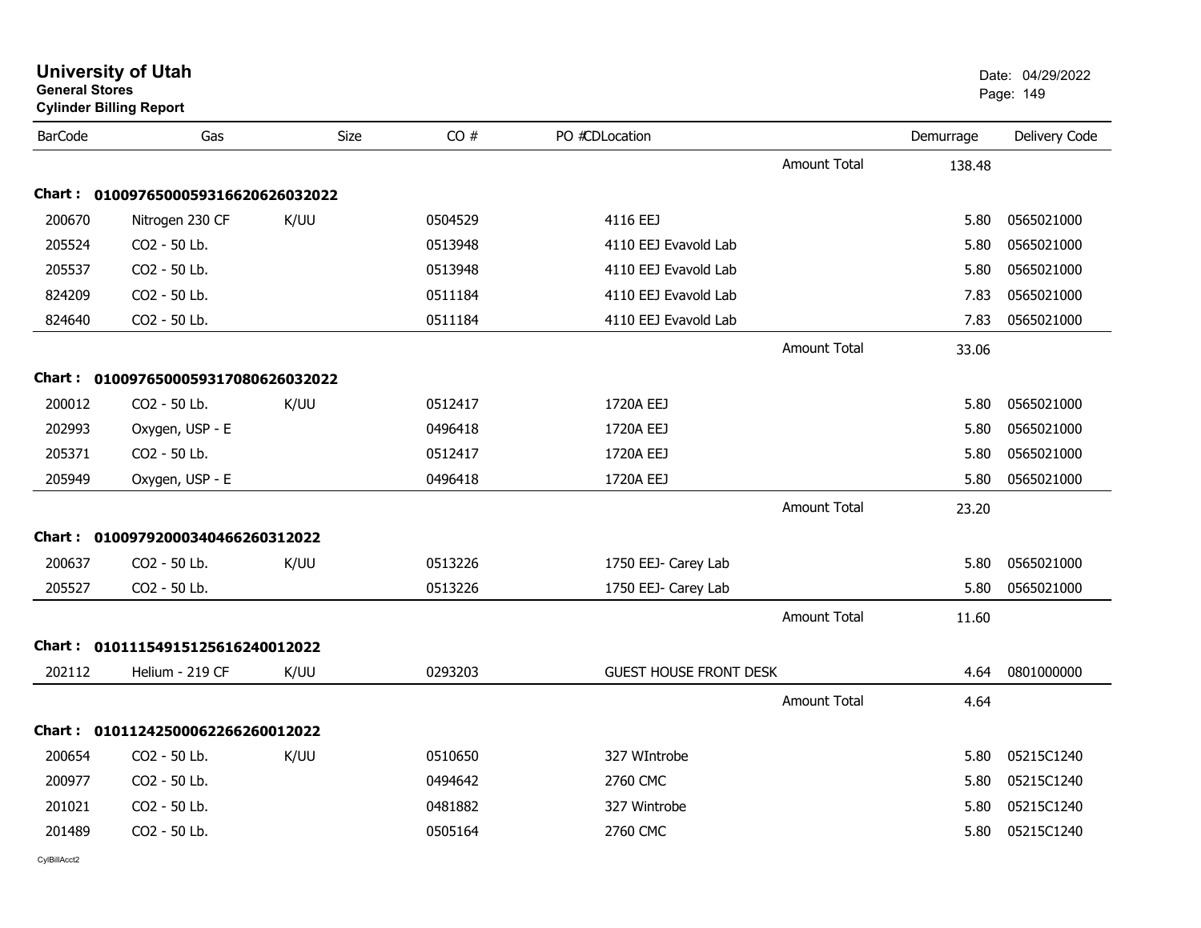# University of Utah
**General Stores**
**Cylinder Billing Report**

Date: 04/29/2022

| BarCode | Gas | Size | CO # | PO # | CDLocation | | Demurrage | Delivery Code |
|---|---|---|---|---|---|---|---|---|
| | | | | | | Amount Total | 138.48 | |
| **Chart : 01009765000593166206260320 22** | | | | | | | | |
| 200670 | Nitrogen 230 CF | K/UU | 0504529 | | 4116 EEJ | | 5.80 | 0565021000 |
| 205524 | CO2 - 50 Lb. | | 0513948 | | 4110 EEJ Evavold Lab | | 5.80 | 0565021000 |
| 205537 | CO2 - 50 Lb. | | 0513948 | | 4110 EEJ Evavold Lab | | 5.80 | 0565021000 |
| 824209 | CO2 - 50 Lb. | | 0511184 | | 4110 EEJ Evavold Lab | | 7.83 | 0565021000 |
| 824640 | CO2 - 50 Lb. | | 0511184 | | 4110 EEJ Evavold Lab | | 7.83 | 0565021000 |
| | | | | | | Amount Total | 33.06 | |
| **Chart : 010097650005931708062603 2022** | | | | | | | | |
| 200012 | CO2 - 50 Lb. | K/UU | 0512417 | | 1720A EEJ | | 5.80 | 0565021000 |
| 202993 | Oxygen, USP - E | | 0496418 | | 1720A EEJ | | 5.80 | 0565021000 |
| 205371 | CO2 - 50 Lb. | | 0512417 | | 1720A EEJ | | 5.80 | 0565021000 |
| 205949 | Oxygen, USP - E | | 0496418 | | 1720A EEJ | | 5.80 | 0565021000 |
| | | | | | | Amount Total | 23.20 | |
| **Chart : 0100979200034046626031 2022** | | | | | | | | |
| 200637 | CO2 - 50 Lb. | K/UU | 0513226 | | 1750 EEJ- Carey Lab | | 5.80 | 0565021000 |
| 205527 | CO2 - 50 Lb. | | 0513226 | | 1750 EEJ- Carey Lab | | 5.80 | 0565021000 |
| | | | | | | Amount Total | 11.60 | |
| **Chart : 0101115491512561624001 2022** | | | | | | | | |
| 202112 | Helium - 219 CF | K/UU | 0293203 | | GUEST HOUSE FRONT DESK | | 4.64 | 0801000000 |
| | | | | | | Amount Total | 4.64 | |
| **Chart : 0101124250006226626001 2022** | | | | | | | | |
| 200654 | CO2 - 50 Lb. | K/UU | 0510650 | | 327 WIntrobe | | 5.80 | 05215C1240 |
| 200977 | CO2 - 50 Lb. | | 0494642 | | 2760 CMC | | 5.80 | 05215C1240 |
| 201021 | CO2 - 50 Lb. | | 0481882 | | 327 Wintrobe | | 5.80 | 05215C1240 |
| 201489 | CO2 - 50 Lb. | | 0505164 | | 2760 CMC | | 5.80 | 05215C1240 |

CylBillAcct2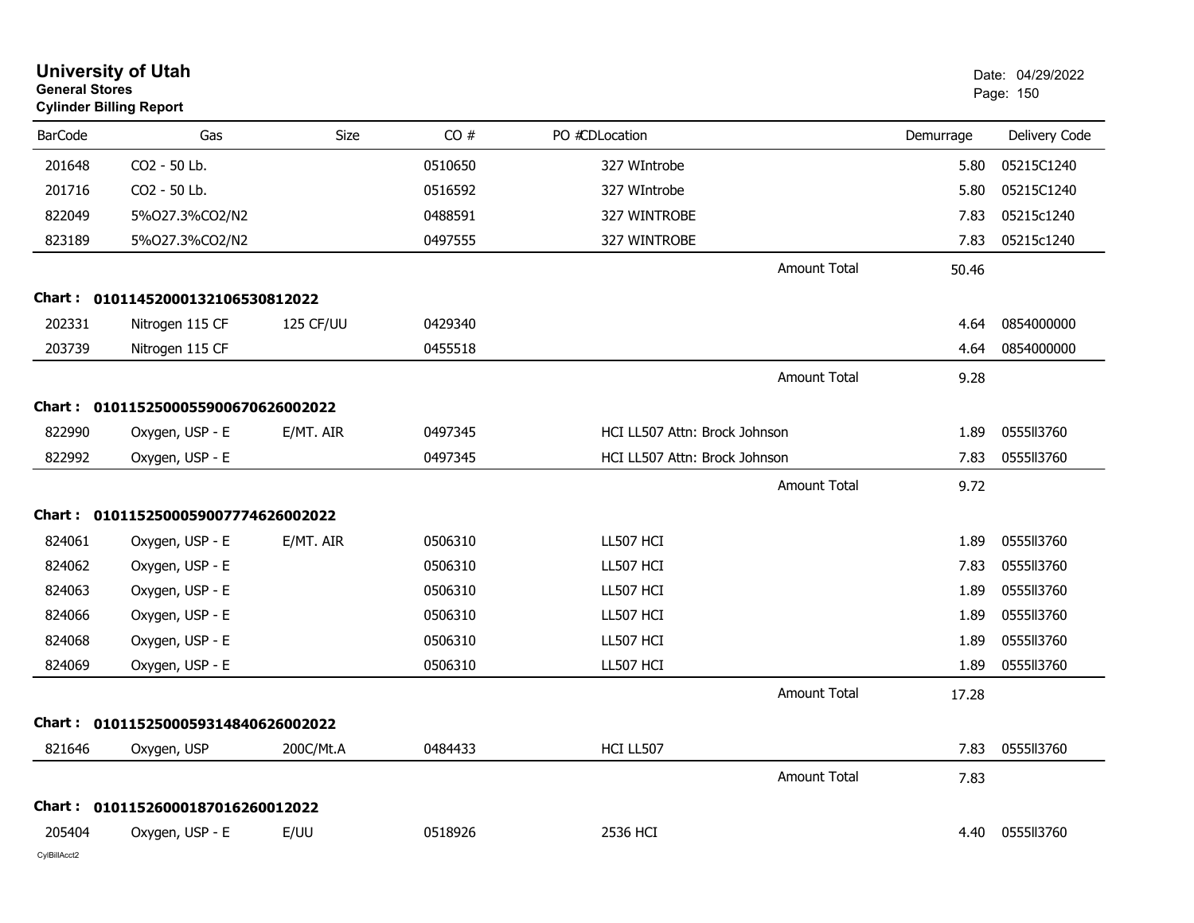# University of Utah
**General Stores**
**Cylinder Billing Report**

Date: 04/29/2022

| BarCode | Gas | Size | CO # | PO # | CDLocation | Demurrage | Delivery Code |
|---|---|---|---|---|---|---|---|
| 201648 | CO2 - 50 Lb. | | 0510650 | | 327 WIntrobe | 5.80 | 05215C1240 |
| 201716 | CO2 - 50 Lb. | | 0516592 | | 327 WIntrobe | 5.80 | 05215C1240 |
| 822049 | 5%O27.3%CO2/N2 | | 0488591 | | 327 WINTROBE | 7.83 | 05215c1240 |
| 823189 | 5%O27.3%CO2/N2 | | 0497555 | | 327 WINTROBE | 7.83 | 05215c1240 |
| | | | | | Amount Total | 50.46 | |

**Chart : 01011452000132106530812022**

| BarCode | Gas | Size | CO # | PO # | CDLocation | Demurrage | Delivery Code |
|---|---|---|---|---|---|---|---|
| 202331 | Nitrogen 115 CF | 125 CF/UU | 0429340 | | | 4.64 | 0854000000 |
| 203739 | Nitrogen 115 CF | | 0455518 | | | 4.64 | 0854000000 |
| | | | | | Amount Total | 9.28 | |

**Chart : 01011525000559006706260020​22**

| BarCode | Gas | Size | CO # | PO # | CDLocation | Demurrage | Delivery Code |
|---|---|---|---|---|---|---|---|
| 822990 | Oxygen, USP - E | E/MT. AIR | 0497345 | | HCI LL507 Attn: Brock Johnson | 1.89 | 0555ll3760 |
| 822992 | Oxygen, USP - E | | 0497345 | | HCI LL507 Attn: Brock Johnson | 7.83 | 0555ll3760 |
| | | | | | Amount Total | 9.72 | |

**Chart : 01011525000590077746260020​22**

| BarCode | Gas | Size | CO # | PO # | CDLocation | Demurrage | Delivery Code |
|---|---|---|---|---|---|---|---|
| 824061 | Oxygen, USP - E | E/MT. AIR | 0506310 | | LL507 HCI | 1.89 | 0555ll3760 |
| 824062 | Oxygen, USP - E | | 0506310 | | LL507 HCI | 7.83 | 0555ll3760 |
| 824063 | Oxygen, USP - E | | 0506310 | | LL507 HCI | 1.89 | 0555ll3760 |
| 824066 | Oxygen, USP - E | | 0506310 | | LL507 HCI | 1.89 | 0555ll3760 |
| 824068 | Oxygen, USP - E | | 0506310 | | LL507 HCI | 1.89 | 0555ll3760 |
| 824069 | Oxygen, USP - E | | 0506310 | | LL507 HCI | 1.89 | 0555ll3760 |
| | | | | | Amount Total | 17.28 | |

**Chart : 01011525000593148406260020​22**

| BarCode | Gas | Size | CO # | PO # | CDLocation | Demurrage | Delivery Code |
|---|---|---|---|---|---|---|---|
| 821646 | Oxygen, USP | 200C/Mt.A | 0484433 | | HCI LL507 | 7.83 | 0555ll3760 |
| | | | | | Amount Total | 7.83 | |

**Chart : 01011526000187016260012022**

| BarCode | Gas | Size | CO # | PO # | CDLocation | Demurrage | Delivery Code |
|---|---|---|---|---|---|---|---|
| 205404 | Oxygen, USP - E | E/UU | 0518926 | | 2536 HCI | 4.40 | 0555ll3760 |

CylBillAcct2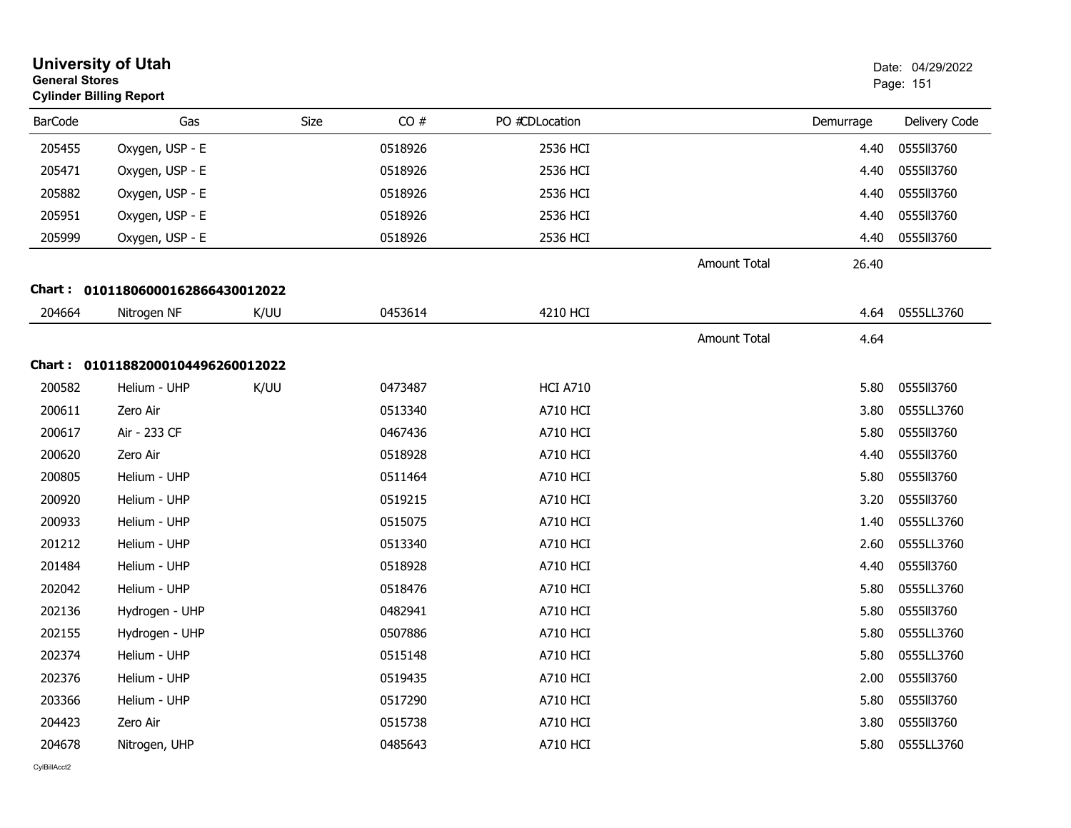# University of Utah
**General Stores**
**Cylinder Billing Report**

Date: 04/29/2022

| BarCode | Gas | Size | CO # | PO #CDLocation | | Demurrage | Delivery Code |
|---|---|---|---|---|---|---|---|
| 205455 | Oxygen, USP - E | | 0518926 | 2536 HCI | | 4.40 | 0555ll3760 |
| 205471 | Oxygen, USP - E | | 0518926 | 2536 HCI | | 4.40 | 0555ll3760 |
| 205882 | Oxygen, USP - E | | 0518926 | 2536 HCI | | 4.40 | 0555ll3760 |
| 205951 | Oxygen, USP - E | | 0518926 | 2536 HCI | | 4.40 | 0555ll3760 |
| 205999 | Oxygen, USP - E | | 0518926 | 2536 HCI | | 4.40 | 0555ll3760 |
| | | | | | Amount Total | 26.40 | |

**Chart : 01011806000162866430012022**

| BarCode | Gas | Size | CO # | PO #CDLocation | | Demurrage | Delivery Code |
|---|---|---|---|---|---|---|---|
| 204664 | Nitrogen NF | K/UU | 0453614 | 4210 HCI | | 4.64 | 0555LL3760 |
| | | | | | Amount Total | 4.64 | |

**Chart : 01011882000104496260012022**

| BarCode | Gas | Size | CO # | PO #CDLocation | | Demurrage | Delivery Code |
|---|---|---|---|---|---|---|---|
| 200582 | Helium - UHP | K/UU | 0473487 | HCI A710 | | 5.80 | 0555ll3760 |
| 200611 | Zero Air | | 0513340 | A710 HCI | | 3.80 | 0555LL3760 |
| 200617 | Air - 233 CF | | 0467436 | A710 HCI | | 5.80 | 0555ll3760 |
| 200620 | Zero Air | | 0518928 | A710 HCI | | 4.40 | 0555ll3760 |
| 200805 | Helium - UHP | | 0511464 | A710 HCI | | 5.80 | 0555ll3760 |
| 200920 | Helium - UHP | | 0519215 | A710 HCI | | 3.20 | 0555ll3760 |
| 200933 | Helium - UHP | | 0515075 | A710 HCI | | 1.40 | 0555LL3760 |
| 201212 | Helium - UHP | | 0513340 | A710 HCI | | 2.60 | 0555LL3760 |
| 201484 | Helium - UHP | | 0518928 | A710 HCI | | 4.40 | 0555ll3760 |
| 202042 | Helium - UHP | | 0518476 | A710 HCI | | 5.80 | 0555LL3760 |
| 202136 | Hydrogen - UHP | | 0482941 | A710 HCI | | 5.80 | 0555ll3760 |
| 202155 | Hydrogen - UHP | | 0507886 | A710 HCI | | 5.80 | 0555LL3760 |
| 202374 | Helium - UHP | | 0515148 | A710 HCI | | 5.80 | 0555LL3760 |
| 202376 | Helium - UHP | | 0519435 | A710 HCI | | 2.00 | 0555ll3760 |
| 203366 | Helium - UHP | | 0517290 | A710 HCI | | 5.80 | 0555ll3760 |
| 204423 | Zero Air | | 0515738 | A710 HCI | | 3.80 | 0555ll3760 |
| 204678 | Nitrogen, UHP | | 0485643 | A710 HCI | | 5.80 | 0555LL3760 |

CylBillAcct2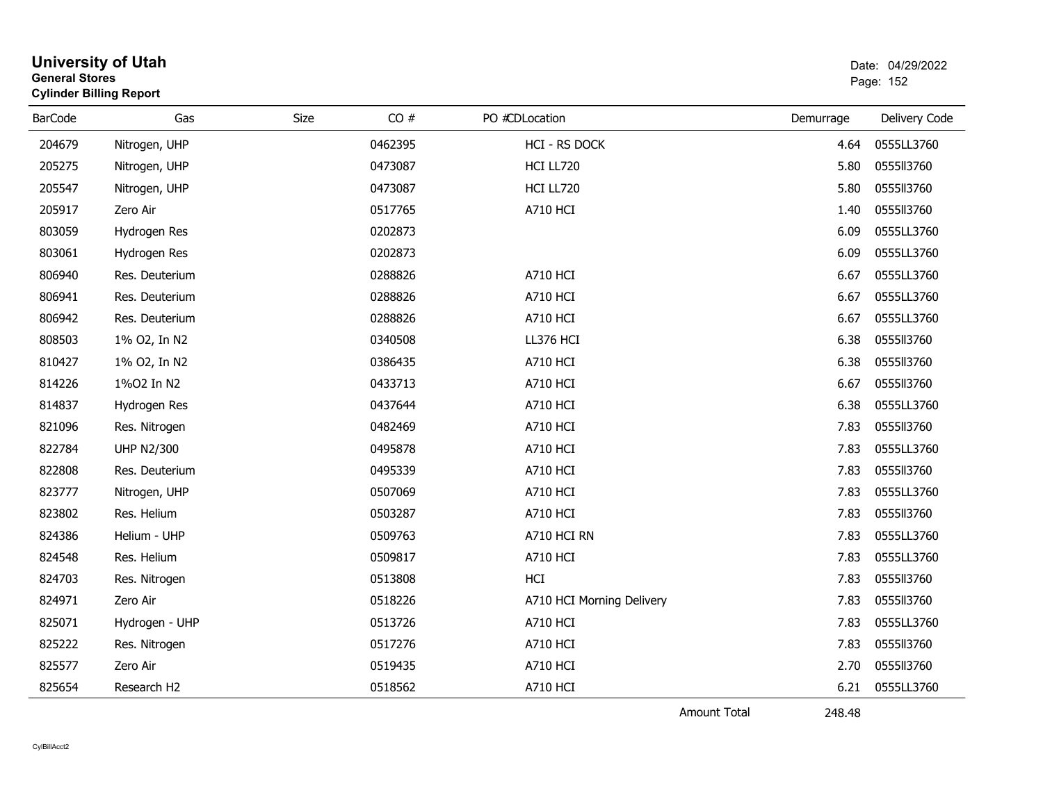# University of Utah
**General Stores**
**Cylinder Billing Report**

Date: 04/29/2022

| BarCode | Gas | Size | CO # | PO #CDLocation | Demurrage | Delivery Code |
|---|---|---|---|---|---|---|
| 204679 | Nitrogen, UHP | | 0462395 | HCI - RS DOCK | 4.64 | 0555LL3760 |
| 205275 | Nitrogen, UHP | | 0473087 | HCI LL720 | 5.80 | 0555ll3760 |
| 205547 | Nitrogen, UHP | | 0473087 | HCI LL720 | 5.80 | 0555ll3760 |
| 205917 | Zero Air | | 0517765 | A710 HCI | 1.40 | 0555ll3760 |
| 803059 | Hydrogen Res | | 0202873 | | 6.09 | 0555LL3760 |
| 803061 | Hydrogen Res | | 0202873 | | 6.09 | 0555LL3760 |
| 806940 | Res. Deuterium | | 0288826 | A710 HCI | 6.67 | 0555LL3760 |
| 806941 | Res. Deuterium | | 0288826 | A710 HCI | 6.67 | 0555LL3760 |
| 806942 | Res. Deuterium | | 0288826 | A710 HCI | 6.67 | 0555LL3760 |
| 808503 | 1% O2, In N2 | | 0340508 | LL376 HCI | 6.38 | 0555ll3760 |
| 810427 | 1% O2, In N2 | | 0386435 | A710 HCI | 6.38 | 0555ll3760 |
| 814226 | 1%O2 In N2 | | 0433713 | A710 HCI | 6.67 | 0555ll3760 |
| 814837 | Hydrogen Res | | 0437644 | A710 HCI | 6.38 | 0555LL3760 |
| 821096 | Res. Nitrogen | | 0482469 | A710 HCI | 7.83 | 0555ll3760 |
| 822784 | UHP N2/300 | | 0495878 | A710 HCI | 7.83 | 0555LL3760 |
| 822808 | Res. Deuterium | | 0495339 | A710 HCI | 7.83 | 0555ll3760 |
| 823777 | Nitrogen, UHP | | 0507069 | A710 HCI | 7.83 | 0555LL3760 |
| 823802 | Res. Helium | | 0503287 | A710 HCI | 7.83 | 0555ll3760 |
| 824386 | Helium - UHP | | 0509763 | A710 HCI RN | 7.83 | 0555LL3760 |
| 824548 | Res. Helium | | 0509817 | A710 HCI | 7.83 | 0555LL3760 |
| 824703 | Res. Nitrogen | | 0513808 | HCI | 7.83 | 0555ll3760 |
| 824971 | Zero Air | | 0518226 | A710 HCI Morning Delivery | 7.83 | 0555ll3760 |
| 825071 | Hydrogen - UHP | | 0513726 | A710 HCI | 7.83 | 0555LL3760 |
| 825222 | Res. Nitrogen | | 0517276 | A710 HCI | 7.83 | 0555ll3760 |
| 825577 | Zero Air | | 0519435 | A710 HCI | 2.70 | 0555ll3760 |
| 825654 | Research H2 | | 0518562 | A710 HCI | 6.21 | 0555LL3760 |
| | | | | Amount Total | 248.48 | |

CylBillAcct2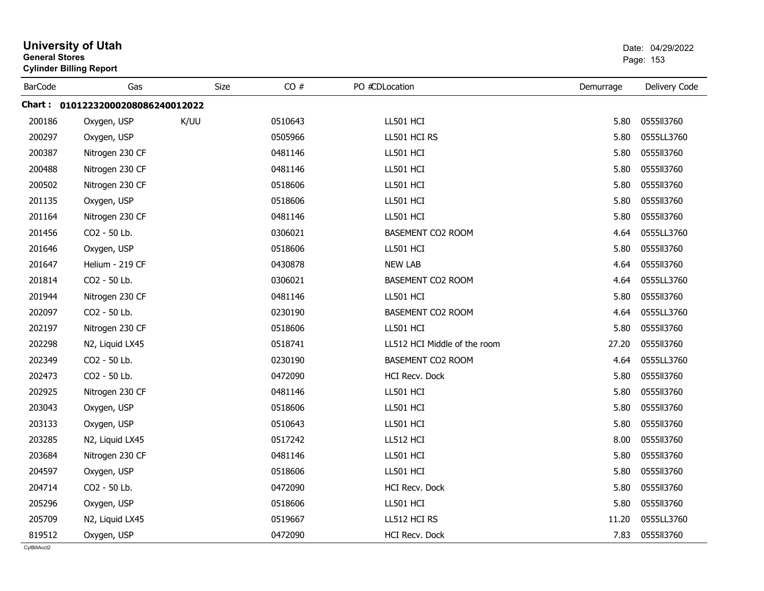# University of Utah

**General Stores**

**Cylinder Billing Report**

Date: 04/29/2022

| BarCode | Gas | Size | CO # | PO #CDLocation | Demurrage | Delivery Code |
|---|---|---|---|---|---|---|
| **Chart : 0101223200020808624001202​2** | | | | | | |
| 200186 | Oxygen, USP | K/UU | 0510643 | LL501 HCI | 5.80 | 0555ll3760 |
| 200297 | Oxygen, USP | | 0505966 | LL501 HCI RS | 5.80 | 0555LL3760 |
| 200387 | Nitrogen 230 CF | | 0481146 | LL501 HCI | 5.80 | 0555ll3760 |
| 200488 | Nitrogen 230 CF | | 0481146 | LL501 HCI | 5.80 | 0555ll3760 |
| 200502 | Nitrogen 230 CF | | 0518606 | LL501 HCI | 5.80 | 0555ll3760 |
| 201135 | Oxygen, USP | | 0518606 | LL501 HCI | 5.80 | 0555ll3760 |
| 201164 | Nitrogen 230 CF | | 0481146 | LL501 HCI | 5.80 | 0555ll3760 |
| 201456 | CO2 - 50 Lb. | | 0306021 | BASEMENT CO2 ROOM | 4.64 | 0555LL3760 |
| 201646 | Oxygen, USP | | 0518606 | LL501 HCI | 5.80 | 0555ll3760 |
| 201647 | Helium - 219 CF | | 0430878 | NEW LAB | 4.64 | 0555ll3760 |
| 201814 | CO2 - 50 Lb. | | 0306021 | BASEMENT CO2 ROOM | 4.64 | 0555LL3760 |
| 201944 | Nitrogen 230 CF | | 0481146 | LL501 HCI | 5.80 | 0555ll3760 |
| 202097 | CO2 - 50 Lb. | | 0230190 | BASEMENT CO2 ROOM | 4.64 | 0555LL3760 |
| 202197 | Nitrogen 230 CF | | 0518606 | LL501 HCI | 5.80 | 0555ll3760 |
| 202298 | N2, Liquid LX45 | | 0518741 | LL512 HCI Middle of the room | 27.20 | 0555ll3760 |
| 202349 | CO2 - 50 Lb. | | 0230190 | BASEMENT CO2 ROOM | 4.64 | 0555LL3760 |
| 202473 | CO2 - 50 Lb. | | 0472090 | HCI Recv. Dock | 5.80 | 0555ll3760 |
| 202925 | Nitrogen 230 CF | | 0481146 | LL501 HCI | 5.80 | 0555ll3760 |
| 203043 | Oxygen, USP | | 0518606 | LL501 HCI | 5.80 | 0555ll3760 |
| 203133 | Oxygen, USP | | 0510643 | LL501 HCI | 5.80 | 0555ll3760 |
| 203285 | N2, Liquid LX45 | | 0517242 | LL512 HCI | 8.00 | 0555ll3760 |
| 203684 | Nitrogen 230 CF | | 0481146 | LL501 HCI | 5.80 | 0555ll3760 |
| 204597 | Oxygen, USP | | 0518606 | LL501 HCI | 5.80 | 0555ll3760 |
| 204714 | CO2 - 50 Lb. | | 0472090 | HCI Recv. Dock | 5.80 | 0555ll3760 |
| 205296 | Oxygen, USP | | 0518606 | LL501 HCI | 5.80 | 0555ll3760 |
| 205709 | N2, Liquid LX45 | | 0519667 | LL512 HCI RS | 11.20 | 0555LL3760 |
| 819512 | Oxygen, USP | | 0472090 | HCI Recv. Dock | 7.83 | 0555ll3760 |

CylBillAcct2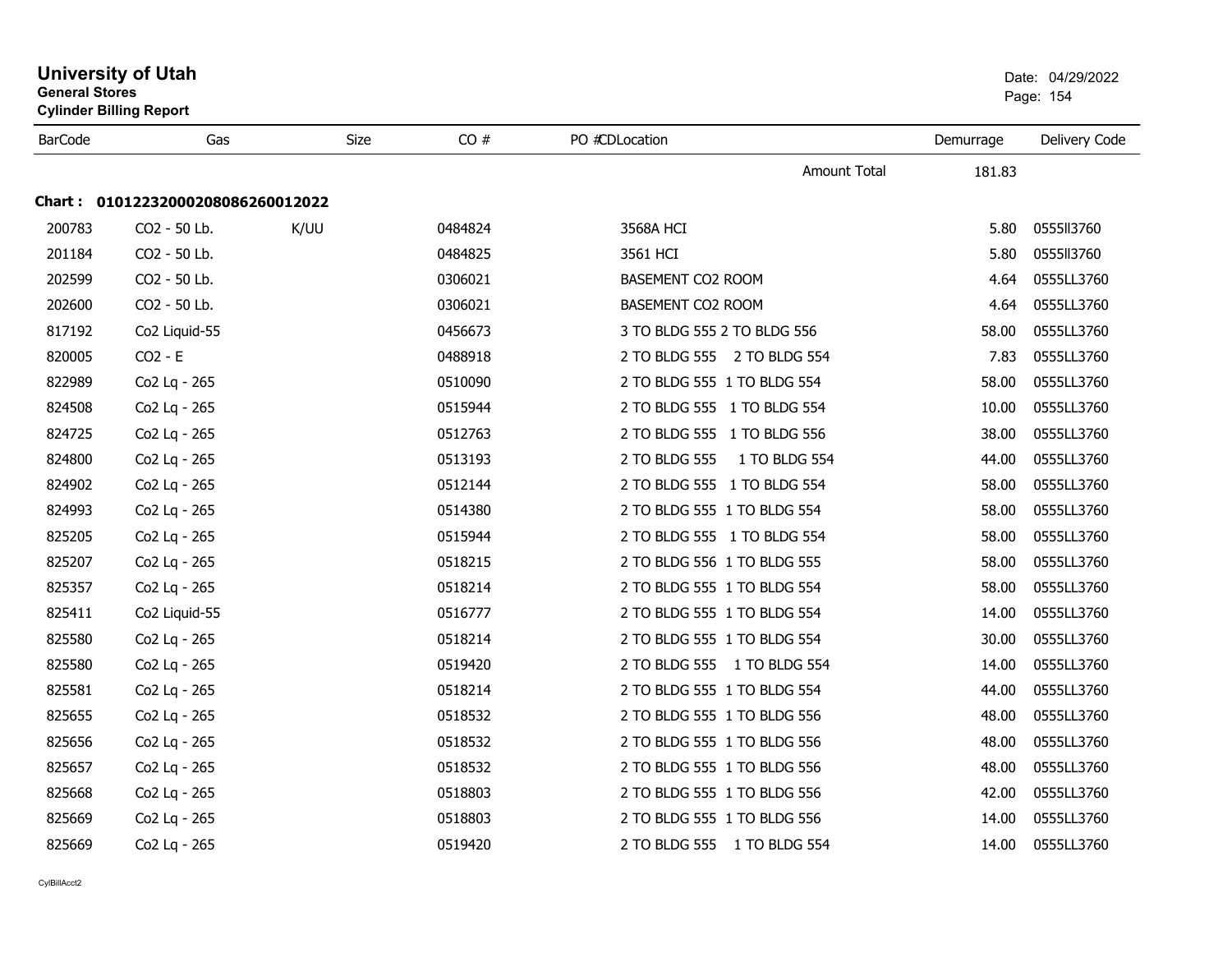# University of Utah

**General Stores**

**Cylinder Billing Report**

Date: 04/29/2022

| BarCode | Gas | Size | CO # | PO # | CDLocation | Demurrage | Delivery Code |
|---|---|---|---|---|---|---|---|
| | | | | | Amount Total | 181.83 | |

**Chart : 01012232000208086260012022**

| BarCode | Gas | Size | CO # | PO # | CDLocation | Demurrage | Delivery Code |
|---|---|---|---|---|---|---|---|
| 200783 | CO2 - 50 Lb. | K/UU | 0484824 | | 3568A HCI | 5.80 | 0555ll3760 |
| 201184 | CO2 - 50 Lb. | | 0484825 | | 3561 HCI | 5.80 | 0555ll3760 |
| 202599 | CO2 - 50 Lb. | | 0306021 | | BASEMENT CO2 ROOM | 4.64 | 0555LL3760 |
| 202600 | CO2 - 50 Lb. | | 0306021 | | BASEMENT CO2 ROOM | 4.64 | 0555LL3760 |
| 817192 | Co2 Liquid-55 | | 0456673 | | 3 TO BLDG 555 2 TO BLDG 556 | 58.00 | 0555LL3760 |
| 820005 | CO2 - E | | 0488918 | | 2 TO BLDG 555 2 TO BLDG 554 | 7.83 | 0555LL3760 |
| 822989 | Co2 Lq - 265 | | 0510090 | | 2 TO BLDG 555 1 TO BLDG 554 | 58.00 | 0555LL3760 |
| 824508 | Co2 Lq - 265 | | 0515944 | | 2 TO BLDG 555 1 TO BLDG 554 | 10.00 | 0555LL3760 |
| 824725 | Co2 Lq - 265 | | 0512763 | | 2 TO BLDG 555 1 TO BLDG 556 | 38.00 | 0555LL3760 |
| 824800 | Co2 Lq - 265 | | 0513193 | | 2 TO BLDG 555 1 TO BLDG 554 | 44.00 | 0555LL3760 |
| 824902 | Co2 Lq - 265 | | 0512144 | | 2 TO BLDG 555 1 TO BLDG 554 | 58.00 | 0555LL3760 |
| 824993 | Co2 Lq - 265 | | 0514380 | | 2 TO BLDG 555 1 TO BLDG 554 | 58.00 | 0555LL3760 |
| 825205 | Co2 Lq - 265 | | 0515944 | | 2 TO BLDG 555 1 TO BLDG 554 | 58.00 | 0555LL3760 |
| 825207 | Co2 Lq - 265 | | 0518215 | | 2 TO BLDG 556 1 TO BLDG 555 | 58.00 | 0555LL3760 |
| 825357 | Co2 Lq - 265 | | 0518214 | | 2 TO BLDG 555 1 TO BLDG 554 | 58.00 | 0555LL3760 |
| 825411 | Co2 Liquid-55 | | 0516777 | | 2 TO BLDG 555 1 TO BLDG 554 | 14.00 | 0555LL3760 |
| 825580 | Co2 Lq - 265 | | 0518214 | | 2 TO BLDG 555 1 TO BLDG 554 | 30.00 | 0555LL3760 |
| 825580 | Co2 Lq - 265 | | 0519420 | | 2 TO BLDG 555 1 TO BLDG 554 | 14.00 | 0555LL3760 |
| 825581 | Co2 Lq - 265 | | 0518214 | | 2 TO BLDG 555 1 TO BLDG 554 | 44.00 | 0555LL3760 |
| 825655 | Co2 Lq - 265 | | 0518532 | | 2 TO BLDG 555 1 TO BLDG 556 | 48.00 | 0555LL3760 |
| 825656 | Co2 Lq - 265 | | 0518532 | | 2 TO BLDG 555 1 TO BLDG 556 | 48.00 | 0555LL3760 |
| 825657 | Co2 Lq - 265 | | 0518532 | | 2 TO BLDG 555 1 TO BLDG 556 | 48.00 | 0555LL3760 |
| 825668 | Co2 Lq - 265 | | 0518803 | | 2 TO BLDG 555 1 TO BLDG 556 | 42.00 | 0555LL3760 |
| 825669 | Co2 Lq - 265 | | 0518803 | | 2 TO BLDG 555 1 TO BLDG 556 | 14.00 | 0555LL3760 |
| 825669 | Co2 Lq - 265 | | 0519420 | | 2 TO BLDG 555 1 TO BLDG 554 | 14.00 | 0555LL3760 |

CylBillAcct2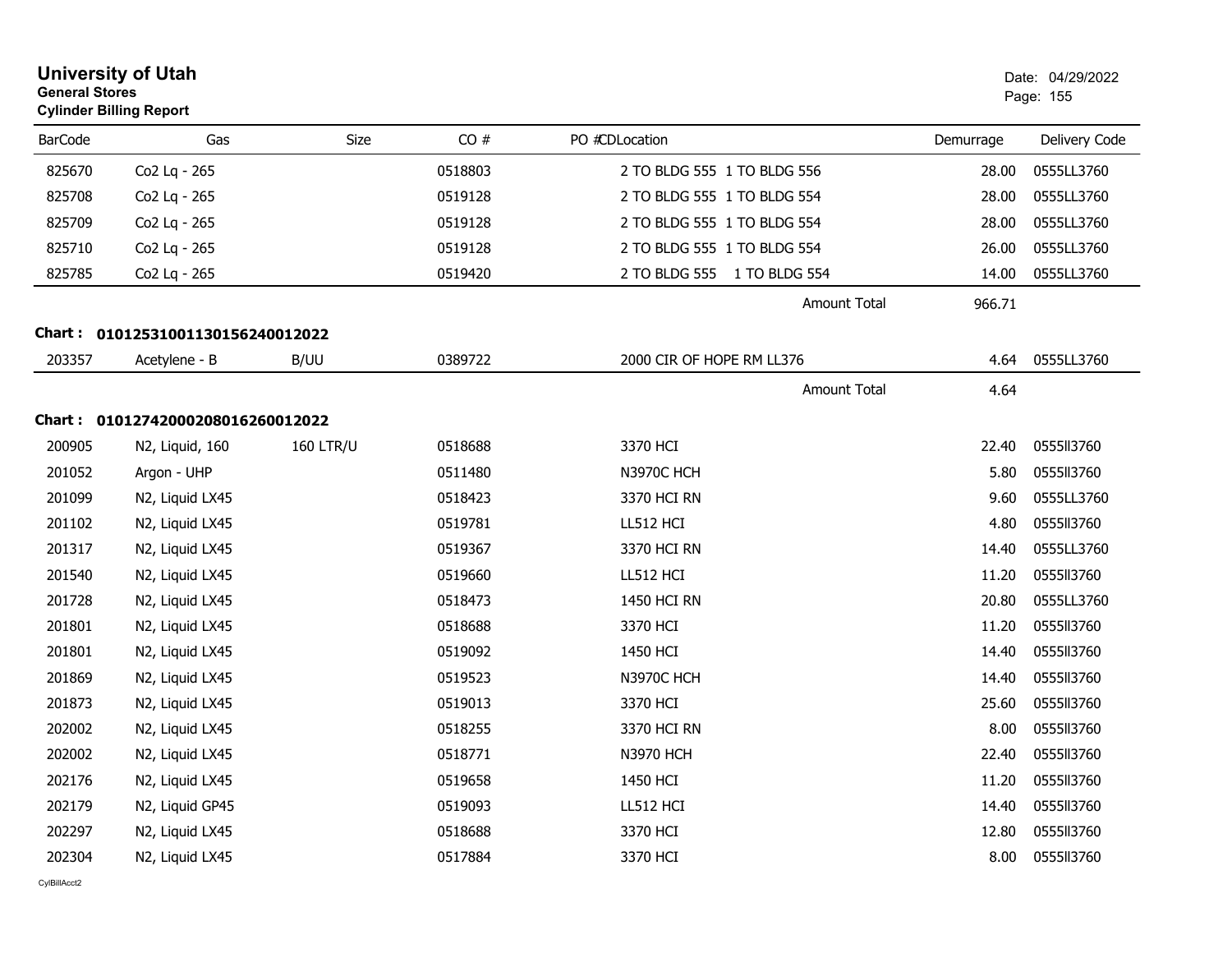# University of Utah
**General Stores**
**Cylinder Billing Report**

Date: 04/29/2022

| BarCode | Gas | Size | CO # | PO #CDLocation | Demurrage | Delivery Code |
|---|---|---|---|---|---|---|
| 825670 | Co2 Lq - 265 | | 0518803 | 2 TO BLDG 555 1 TO BLDG 556 | 28.00 | 0555LL3760 |
| 825708 | Co2 Lq - 265 | | 0519128 | 2 TO BLDG 555 1 TO BLDG 554 | 28.00 | 0555LL3760 |
| 825709 | Co2 Lq - 265 | | 0519128 | 2 TO BLDG 555 1 TO BLDG 554 | 28.00 | 0555LL3760 |
| 825710 | Co2 Lq - 265 | | 0519128 | 2 TO BLDG 555 1 TO BLDG 554 | 26.00 | 0555LL3760 |
| 825785 | Co2 Lq - 265 | | 0519420 | 2 TO BLDG 555 1 TO BLDG 554 | 14.00 | 0555LL3760 |
| | | | | Amount Total | 966.71 | |

**Chart : 01012531001130156240012022**

| BarCode | Gas | Size | CO # | PO #CDLocation | Demurrage | Delivery Code |
|---|---|---|---|---|---|---|
| 203357 | Acetylene - B | B/UU | 0389722 | 2000 CIR OF HOPE RM LL376 | 4.64 | 0555LL3760 |
| | | | | Amount Total | 4.64 | |

**Chart : 01012742000208016260012022**

| BarCode | Gas | Size | CO # | PO #CDLocation | Demurrage | Delivery Code |
|---|---|---|---|---|---|---|
| 200905 | N2, Liquid, 160 | 160 LTR/U | 0518688 | 3370 HCI | 22.40 | 0555ll3760 |
| 201052 | Argon - UHP | | 0511480 | N3970C HCH | 5.80 | 0555ll3760 |
| 201099 | N2, Liquid LX45 | | 0518423 | 3370 HCI RN | 9.60 | 0555LL3760 |
| 201102 | N2, Liquid LX45 | | 0519781 | LL512 HCI | 4.80 | 0555ll3760 |
| 201317 | N2, Liquid LX45 | | 0519367 | 3370 HCI RN | 14.40 | 0555LL3760 |
| 201540 | N2, Liquid LX45 | | 0519660 | LL512 HCI | 11.20 | 0555ll3760 |
| 201728 | N2, Liquid LX45 | | 0518473 | 1450 HCI RN | 20.80 | 0555LL3760 |
| 201801 | N2, Liquid LX45 | | 0518688 | 3370 HCI | 11.20 | 0555ll3760 |
| 201801 | N2, Liquid LX45 | | 0519092 | 1450 HCI | 14.40 | 0555ll3760 |
| 201869 | N2, Liquid LX45 | | 0519523 | N3970C HCH | 14.40 | 0555ll3760 |
| 201873 | N2, Liquid LX45 | | 0519013 | 3370 HCI | 25.60 | 0555ll3760 |
| 202002 | N2, Liquid LX45 | | 0518255 | 3370 HCI RN | 8.00 | 0555ll3760 |
| 202002 | N2, Liquid LX45 | | 0518771 | N3970 HCH | 22.40 | 0555ll3760 |
| 202176 | N2, Liquid LX45 | | 0519658 | 1450 HCI | 11.20 | 0555ll3760 |
| 202179 | N2, Liquid GP45 | | 0519093 | LL512 HCI | 14.40 | 0555ll3760 |
| 202297 | N2, Liquid LX45 | | 0518688 | 3370 HCI | 12.80 | 0555ll3760 |
| 202304 | N2, Liquid LX45 | | 0517884 | 3370 HCI | 8.00 | 0555ll3760 |

CylBillAcct2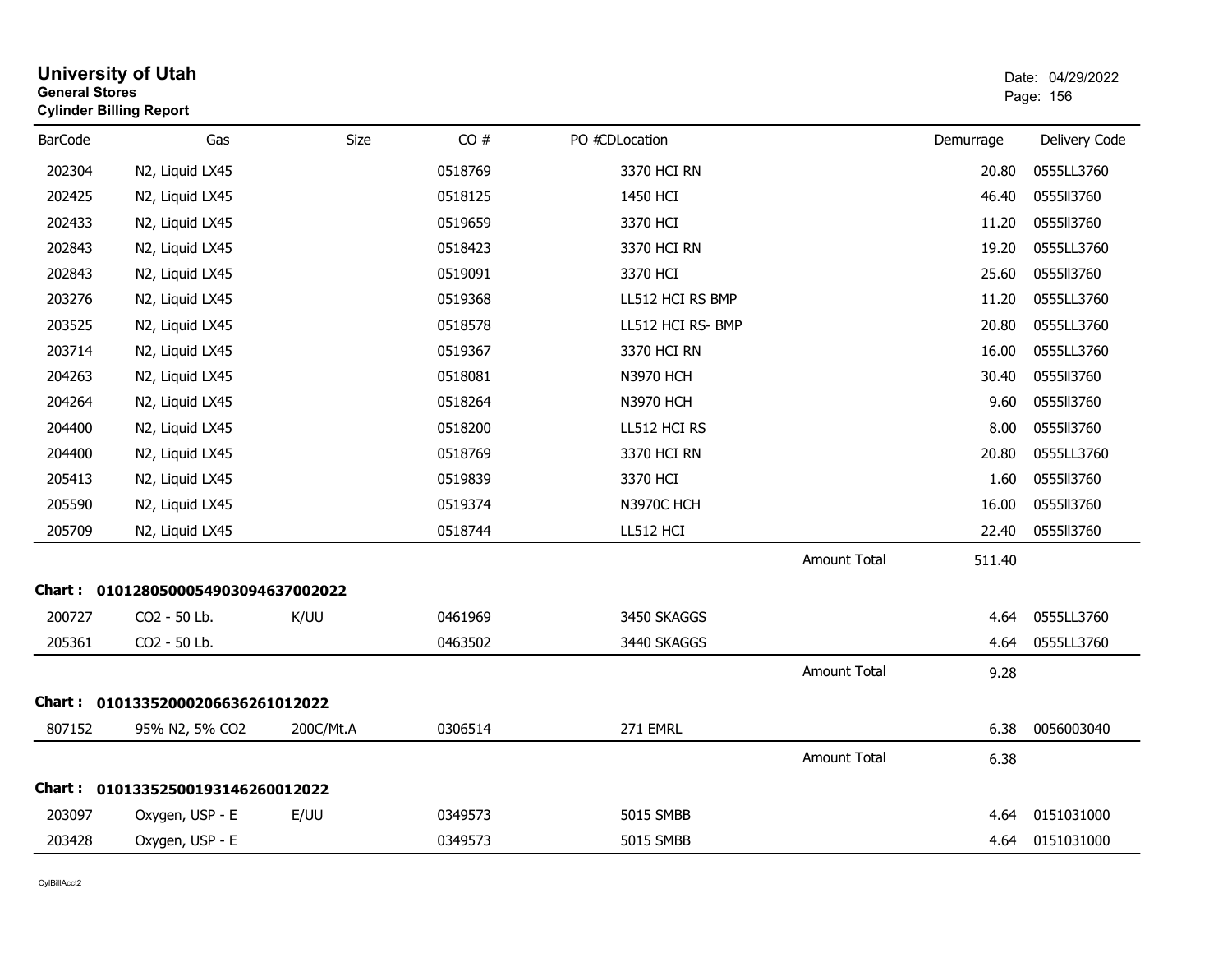# University of Utah
**General Stores**
**Cylinder Billing Report**

Date: 04/29/2022

| BarCode | Gas | Size | CO # | PO #CDLocation | | Demurrage | Delivery Code |
|---|---|---|---|---|---|---|---|
| 202304 | N2, Liquid LX45 | | 0518769 | 3370 HCI RN | | 20.80 | 0555LL3760 |
| 202425 | N2, Liquid LX45 | | 0518125 | 1450 HCI | | 46.40 | 0555ll3760 |
| 202433 | N2, Liquid LX45 | | 0519659 | 3370 HCI | | 11.20 | 0555ll3760 |
| 202843 | N2, Liquid LX45 | | 0518423 | 3370 HCI RN | | 19.20 | 0555LL3760 |
| 202843 | N2, Liquid LX45 | | 0519091 | 3370 HCI | | 25.60 | 0555ll3760 |
| 203276 | N2, Liquid LX45 | | 0519368 | LL512 HCI RS BMP | | 11.20 | 0555LL3760 |
| 203525 | N2, Liquid LX45 | | 0518578 | LL512 HCI RS- BMP | | 20.80 | 0555LL3760 |
| 203714 | N2, Liquid LX45 | | 0519367 | 3370 HCI RN | | 16.00 | 0555LL3760 |
| 204263 | N2, Liquid LX45 | | 0518081 | N3970 HCH | | 30.40 | 0555ll3760 |
| 204264 | N2, Liquid LX45 | | 0518264 | N3970 HCH | | 9.60 | 0555ll3760 |
| 204400 | N2, Liquid LX45 | | 0518200 | LL512 HCI RS | | 8.00 | 0555ll3760 |
| 204400 | N2, Liquid LX45 | | 0518769 | 3370 HCI RN | | 20.80 | 0555LL3760 |
| 205413 | N2, Liquid LX45 | | 0519839 | 3370 HCI | | 1.60 | 0555ll3760 |
| 205590 | N2, Liquid LX45 | | 0519374 | N3970C HCH | | 16.00 | 0555ll3760 |
| 205709 | N2, Liquid LX45 | | 0518744 | LL512 HCI | | 22.40 | 0555ll3760 |
| | | | | | Amount Total | 511.40 | |

**Chart : 01012805000549030946370020 22**

| BarCode | Gas | Size | CO # | PO #CDLocation | | Demurrage | Delivery Code |
|---|---|---|---|---|---|---|---|
| 200727 | CO2 - 50 Lb. | K/UU | 0461969 | 3450 SKAGGS | | 4.64 | 0555LL3760 |
| 205361 | CO2 - 50 Lb. | | 0463502 | 3440 SKAGGS | | 4.64 | 0555LL3760 |
| | | | | | Amount Total | 9.28 | |

**Chart : 01013352000206636261012022**

| BarCode | Gas | Size | CO # | PO #CDLocation | | Demurrage | Delivery Code |
|---|---|---|---|---|---|---|---|
| 807152 | 95% N2, 5% CO2 | 200C/Mt.A | 0306514 | 271 EMRL | | 6.38 | 0056003040 |
| | | | | | Amount Total | 6.38 | |

**Chart : 01013352500193146260012022**

| BarCode | Gas | Size | CO # | PO #CDLocation | | Demurrage | Delivery Code |
|---|---|---|---|---|---|---|---|
| 203097 | Oxygen, USP - E | E/UU | 0349573 | 5015 SMBB | | 4.64 | 0151031000 |
| 203428 | Oxygen, USP - E | | 0349573 | 5015 SMBB | | 4.64 | 0151031000 |

CylBillAcct2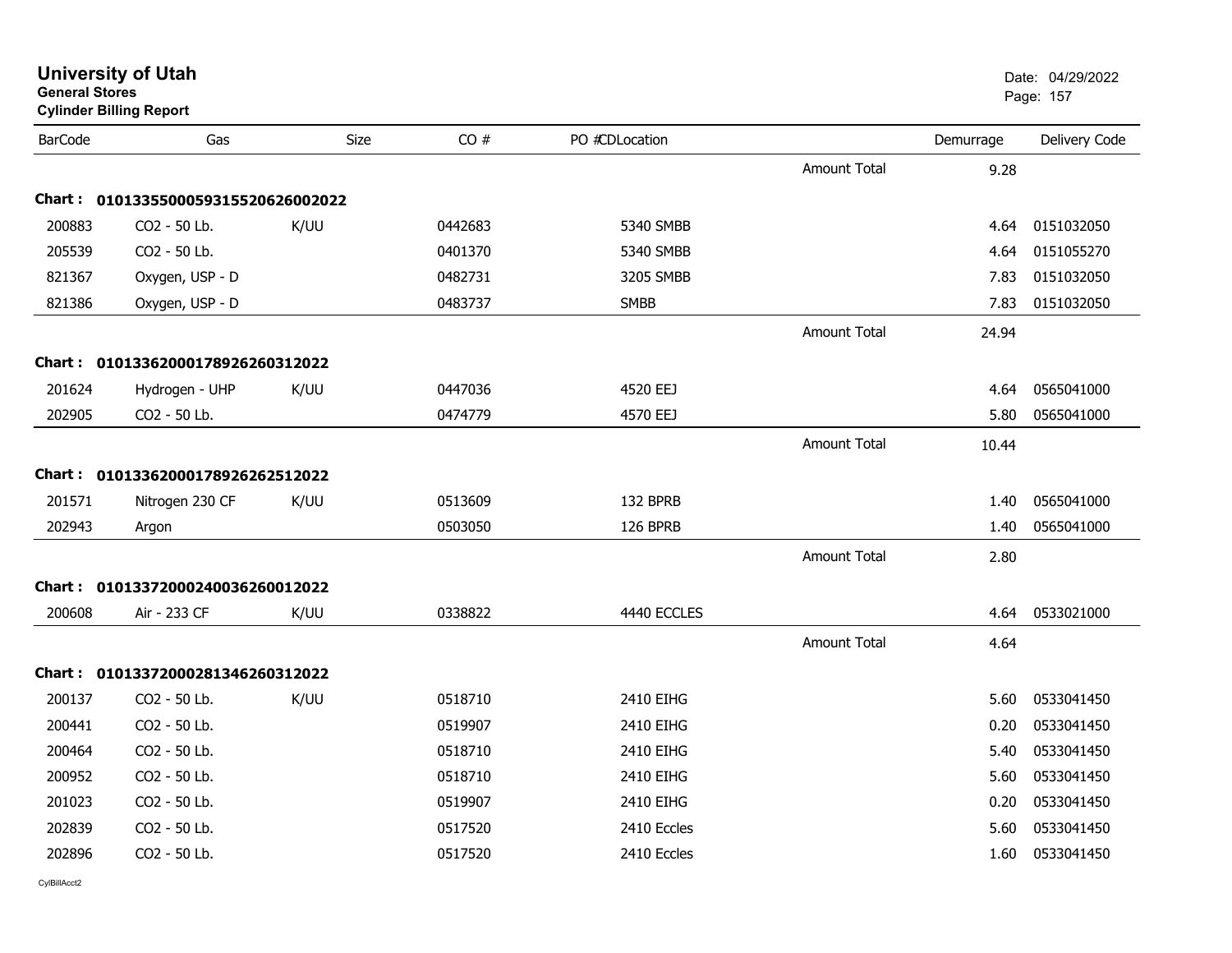# University of Utah

**General Stores**
**Cylinder Billing Report**

Date: 04/29/2022

| BarCode | Gas | Size | CO # | PO #CDLocation | | Demurrage | Delivery Code |
|---|---|---|---|---|---|---|---|
| | | | | | Amount Total | 9.28 | |
| **Chart : 01013355000593155206260020 22** | | | | | | | |
| 200883 | CO2 - 50 Lb. | K/UU | 0442683 | 5340 SMBB | | 4.64 | 0151032050 |
| 205539 | CO2 - 50 Lb. | | 0401370 | 5340 SMBB | | 4.64 | 0151055270 |
| 821367 | Oxygen, USP - D | | 0482731 | 3205 SMBB | | 7.83 | 0151032050 |
| 821386 | Oxygen, USP - D | | 0483737 | SMBB | | 7.83 | 0151032050 |
| | | | | | Amount Total | 24.94 | |
| **Chart : 01013362000178926260312022** | | | | | | | |
| 201624 | Hydrogen - UHP | K/UU | 0447036 | 4520 EEJ | | 4.64 | 0565041000 |
| 202905 | CO2 - 50 Lb. | | 0474779 | 4570 EEJ | | 5.80 | 0565041000 |
| | | | | | Amount Total | 10.44 | |
| **Chart : 01013362000178926262512022** | | | | | | | |
| 201571 | Nitrogen 230 CF | K/UU | 0513609 | 132 BPRB | | 1.40 | 0565041000 |
| 202943 | Argon | | 0503050 | 126 BPRB | | 1.40 | 0565041000 |
| | | | | | Amount Total | 2.80 | |
| **Chart : 01013372000240036260012022** | | | | | | | |
| 200608 | Air - 233 CF | K/UU | 0338822 | 4440 ECCLES | | 4.64 | 0533021000 |
| | | | | | Amount Total | 4.64 | |
| **Chart : 01013372000281346260312022** | | | | | | | |
| 200137 | CO2 - 50 Lb. | K/UU | 0518710 | 2410 EIHG | | 5.60 | 0533041450 |
| 200441 | CO2 - 50 Lb. | | 0519907 | 2410 EIHG | | 0.20 | 0533041450 |
| 200464 | CO2 - 50 Lb. | | 0518710 | 2410 EIHG | | 5.40 | 0533041450 |
| 200952 | CO2 - 50 Lb. | | 0518710 | 2410 EIHG | | 5.60 | 0533041450 |
| 201023 | CO2 - 50 Lb. | | 0519907 | 2410 EIHG | | 0.20 | 0533041450 |
| 202839 | CO2 - 50 Lb. | | 0517520 | 2410 Eccles | | 5.60 | 0533041450 |
| 202896 | CO2 - 50 Lb. | | 0517520 | 2410 Eccles | | 1.60 | 0533041450 |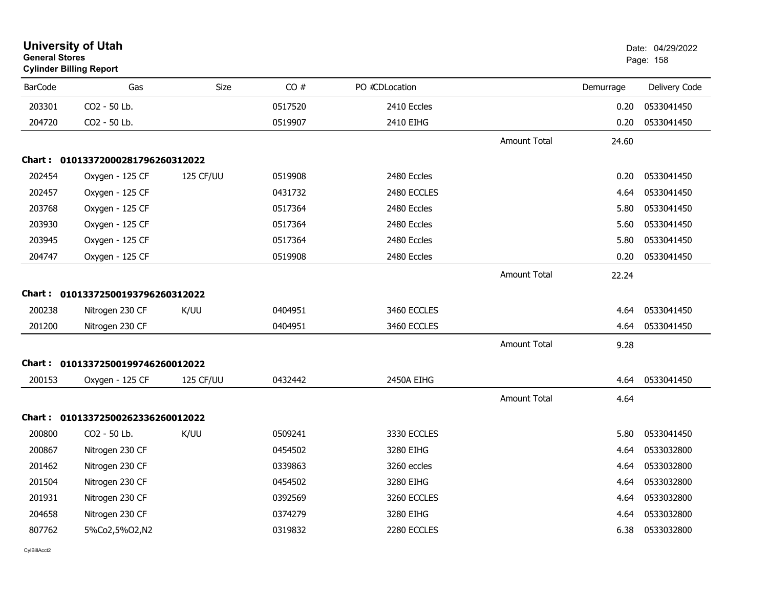# University of Utah
**General Stores**
**Cylinder Billing Report**

Date: 04/29/2022

| BarCode | Gas | Size | CO # | PO # | CDLocation | | Demurrage | Delivery Code |
|---|---|---|---|---|---|---|---|---|
| 203301 | CO2 - 50 Lb. | | 0517520 | | 2410 Eccles | | 0.20 | 0533041450 |
| 204720 | CO2 - 50 Lb. | | 0519907 | | 2410 EIHG | | 0.20 | 0533041450 |
| | | | | | | Amount Total | 24.60 | |
| **Chart :** | **01013372000281796260312022** | | | | | | | |
| 202454 | Oxygen - 125 CF | 125 CF/UU | 0519908 | | 2480 Eccles | | 0.20 | 0533041450 |
| 202457 | Oxygen - 125 CF | | 0431732 | | 2480 ECCLES | | 4.64 | 0533041450 |
| 203768 | Oxygen - 125 CF | | 0517364 | | 2480 Eccles | | 5.80 | 0533041450 |
| 203930 | Oxygen - 125 CF | | 0517364 | | 2480 Eccles | | 5.60 | 0533041450 |
| 203945 | Oxygen - 125 CF | | 0517364 | | 2480 Eccles | | 5.80 | 0533041450 |
| 204747 | Oxygen - 125 CF | | 0519908 | | 2480 Eccles | | 0.20 | 0533041450 |
| | | | | | | Amount Total | 22.24 | |
| **Chart :** | **01013372500193796260312022** | | | | | | | |
| 200238 | Nitrogen 230 CF | K/UU | 0404951 | | 3460 ECCLES | | 4.64 | 0533041450 |
| 201200 | Nitrogen 230 CF | | 0404951 | | 3460 ECCLES | | 4.64 | 0533041450 |
| | | | | | | Amount Total | 9.28 | |
| **Chart :** | **01013372500199746260012022** | | | | | | | |
| 200153 | Oxygen - 125 CF | 125 CF/UU | 0432442 | | 2450A EIHG | | 4.64 | 0533041450 |
| | | | | | | Amount Total | 4.64 | |
| **Chart :** | **01013372500262336260012022** | | | | | | | |
| 200800 | CO2 - 50 Lb. | K/UU | 0509241 | | 3330 ECCLES | | 5.80 | 0533041450 |
| 200867 | Nitrogen 230 CF | | 0454502 | | 3280 EIHG | | 4.64 | 0533032800 |
| 201462 | Nitrogen 230 CF | | 0339863 | | 3260 eccles | | 4.64 | 0533032800 |
| 201504 | Nitrogen 230 CF | | 0454502 | | 3280 EIHG | | 4.64 | 0533032800 |
| 201931 | Nitrogen 230 CF | | 0392569 | | 3260 ECCLES | | 4.64 | 0533032800 |
| 204658 | Nitrogen 230 CF | | 0374279 | | 3280 EIHG | | 4.64 | 0533032800 |
| 807762 | 5%Co2,5%O2,N2 | | 0319832 | | 2280 ECCLES | | 6.38 | 0533032800 |

CylBillAcct2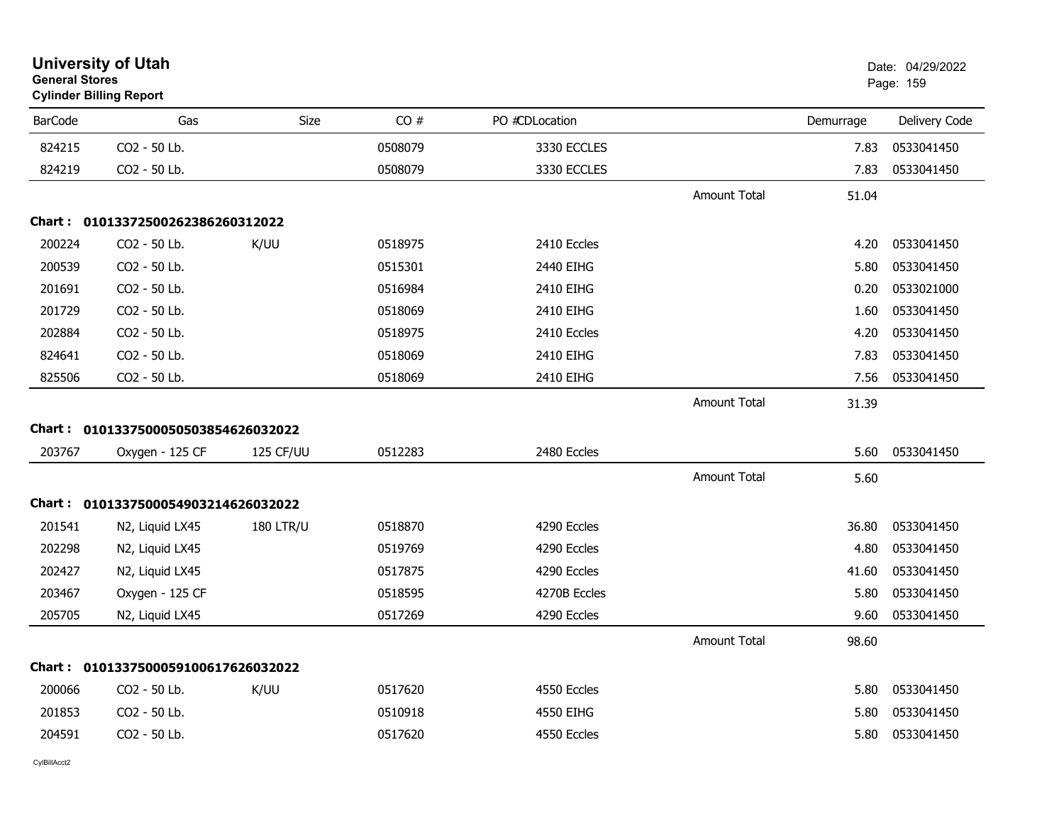# University of Utah

**General Stores**

**Cylinder Billing Report**

Date: 04/29/2022

| BarCode | Gas | Size | CO # | PO #CDLocation | | Demurrage | Delivery Code |
|---|---|---|---|---|---|---|---|
| 824215 | CO2 - 50 Lb. | | 0508079 | 3330 ECCLES | | 7.83 | 0533041450 |
| 824219 | CO2 - 50 Lb. | | 0508079 | 3330 ECCLES | | 7.83 | 0533041450 |
| | | | | | Amount Total | 51.04 | |

**Chart : 01013372500262386260312022**

| BarCode | Gas | Size | CO # | PO #CDLocation | | Demurrage | Delivery Code |
|---|---|---|---|---|---|---|---|
| 200224 | CO2 - 50 Lb. | K/UU | 0518975 | 2410 Eccles | | 4.20 | 0533041450 |
| 200539 | CO2 - 50 Lb. | | 0515301 | 2440 EIHG | | 5.80 | 0533041450 |
| 201691 | CO2 - 50 Lb. | | 0516984 | 2410 EIHG | | 0.20 | 0533021000 |
| 201729 | CO2 - 50 Lb. | | 0518069 | 2410 EIHG | | 1.60 | 0533041450 |
| 202884 | CO2 - 50 Lb. | | 0518975 | 2410 Eccles | | 4.20 | 0533041450 |
| 824641 | CO2 - 50 Lb. | | 0518069 | 2410 EIHG | | 7.83 | 0533041450 |
| 825506 | CO2 - 50 Lb. | | 0518069 | 2410 EIHG | | 7.56 | 0533041450 |
| | | | | | Amount Total | 31.39 | |

**Chart : 01013375000505038546260320222**

| BarCode | Gas | Size | CO # | PO #CDLocation | | Demurrage | Delivery Code |
|---|---|---|---|---|---|---|---|
| 203767 | Oxygen - 125 CF | 125 CF/UU | 0512283 | 2480 Eccles | | 5.60 | 0533041450 |
| | | | | | Amount Total | 5.60 | |

**Chart : 01013375000549032146260320222**

| BarCode | Gas | Size | CO # | PO #CDLocation | | Demurrage | Delivery Code |
|---|---|---|---|---|---|---|---|
| 201541 | N2, Liquid LX45 | 180 LTR/U | 0518870 | 4290 Eccles | | 36.80 | 0533041450 |
| 202298 | N2, Liquid LX45 | | 0519769 | 4290 Eccles | | 4.80 | 0533041450 |
| 202427 | N2, Liquid LX45 | | 0517875 | 4290 Eccles | | 41.60 | 0533041450 |
| 203467 | Oxygen - 125 CF | | 0518595 | 4270B Eccles | | 5.80 | 0533041450 |
| 205705 | N2, Liquid LX45 | | 0517269 | 4290 Eccles | | 9.60 | 0533041450 |
| | | | | | Amount Total | 98.60 | |

**Chart : 01013375000591006176260320222**

| BarCode | Gas | Size | CO # | PO #CDLocation | | Demurrage | Delivery Code |
|---|---|---|---|---|---|---|---|
| 200066 | CO2 - 50 Lb. | K/UU | 0517620 | 4550 Eccles | | 5.80 | 0533041450 |
| 201853 | CO2 - 50 Lb. | | 0510918 | 4550 EIHG | | 5.80 | 0533041450 |
| 204591 | CO2 - 50 Lb. | | 0517620 | 4550 Eccles | | 5.80 | 0533041450 |

CylBillAcct2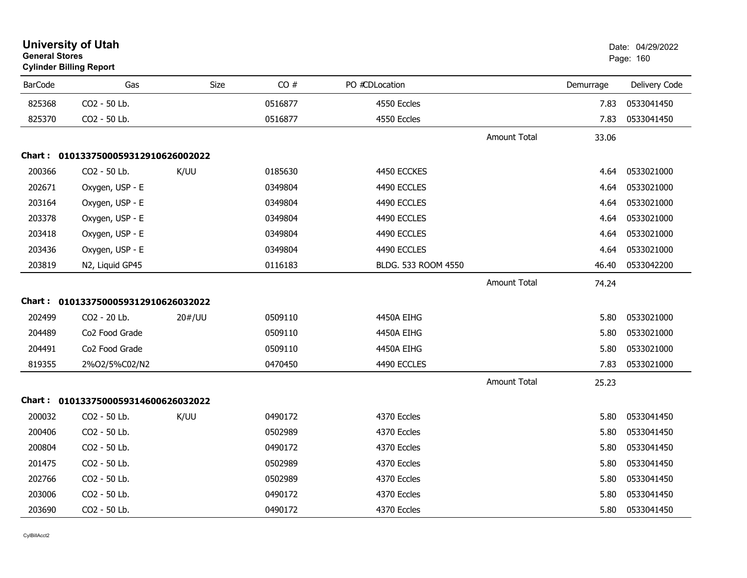# University of Utah
**General Stores**
**Cylinder Billing Report**

Date: 04/29/2022

| BarCode | Gas | Size | CO # | PO # | CDLocation | | Demurrage | Delivery Code |
|---|---|---|---|---|---|---|---|---|
| 825368 | CO2 - 50 Lb. | | 0516877 | | 4550 Eccles | | 7.83 | 0533041450 |
| 825370 | CO2 - 50 Lb. | | 0516877 | | 4550 Eccles | | 7.83 | 0533041450 |
| | | | | | | Amount Total | 33.06 | |

**Chart : 01013375000593129106260020​22**

| BarCode | Gas | Size | CO # | PO # | CDLocation | | Demurrage | Delivery Code |
|---|---|---|---|---|---|---|---|---|
| 200366 | CO2 - 50 Lb. | K/UU | 0185630 | | 4450 ECCKES | | 4.64 | 0533021000 |
| 202671 | Oxygen, USP - E | | 0349804 | | 4490 ECCLES | | 4.64 | 0533021000 |
| 203164 | Oxygen, USP - E | | 0349804 | | 4490 ECCLES | | 4.64 | 0533021000 |
| 203378 | Oxygen, USP - E | | 0349804 | | 4490 ECCLES | | 4.64 | 0533021000 |
| 203418 | Oxygen, USP - E | | 0349804 | | 4490 ECCLES | | 4.64 | 0533021000 |
| 203436 | Oxygen, USP - E | | 0349804 | | 4490 ECCLES | | 4.64 | 0533021000 |
| 203819 | N2, Liquid GP45 | | 0116183 | | BLDG. 533 ROOM 4550 | | 46.40 | 0533042200 |
| | | | | | | Amount Total | 74.24 | |

**Chart : 0101337500059312910626032022**

| BarCode | Gas | Size | CO # | PO # | CDLocation | | Demurrage | Delivery Code |
|---|---|---|---|---|---|---|---|---|
| 202499 | CO2 - 20 Lb. | 20#/UU | 0509110 | | 4450A EIHG | | 5.80 | 0533021000 |
| 204489 | Co2 Food Grade | | 0509110 | | 4450A EIHG | | 5.80 | 0533021000 |
| 204491 | Co2 Food Grade | | 0509110 | | 4450A EIHG | | 5.80 | 0533021000 |
| 819355 | 2%O2/5%C02/N2 | | 0470450 | | 4490 ECCLES | | 7.83 | 0533021000 |
| | | | | | | Amount Total | 25.23 | |

**Chart : 0101337500059314600626032022**

| BarCode | Gas | Size | CO # | PO # | CDLocation | | Demurrage | Delivery Code |
|---|---|---|---|---|---|---|---|---|
| 200032 | CO2 - 50 Lb. | K/UU | 0490172 | | 4370 Eccles | | 5.80 | 0533041450 |
| 200406 | CO2 - 50 Lb. | | 0502989 | | 4370 Eccles | | 5.80 | 0533041450 |
| 200804 | CO2 - 50 Lb. | | 0490172 | | 4370 Eccles | | 5.80 | 0533041450 |
| 201475 | CO2 - 50 Lb. | | 0502989 | | 4370 Eccles | | 5.80 | 0533041450 |
| 202766 | CO2 - 50 Lb. | | 0502989 | | 4370 Eccles | | 5.80 | 0533041450 |
| 203006 | CO2 - 50 Lb. | | 0490172 | | 4370 Eccles | | 5.80 | 0533041450 |
| 203690 | CO2 - 50 Lb. | | 0490172 | | 4370 Eccles | | 5.80 | 0533041450 |

CylBillAcct2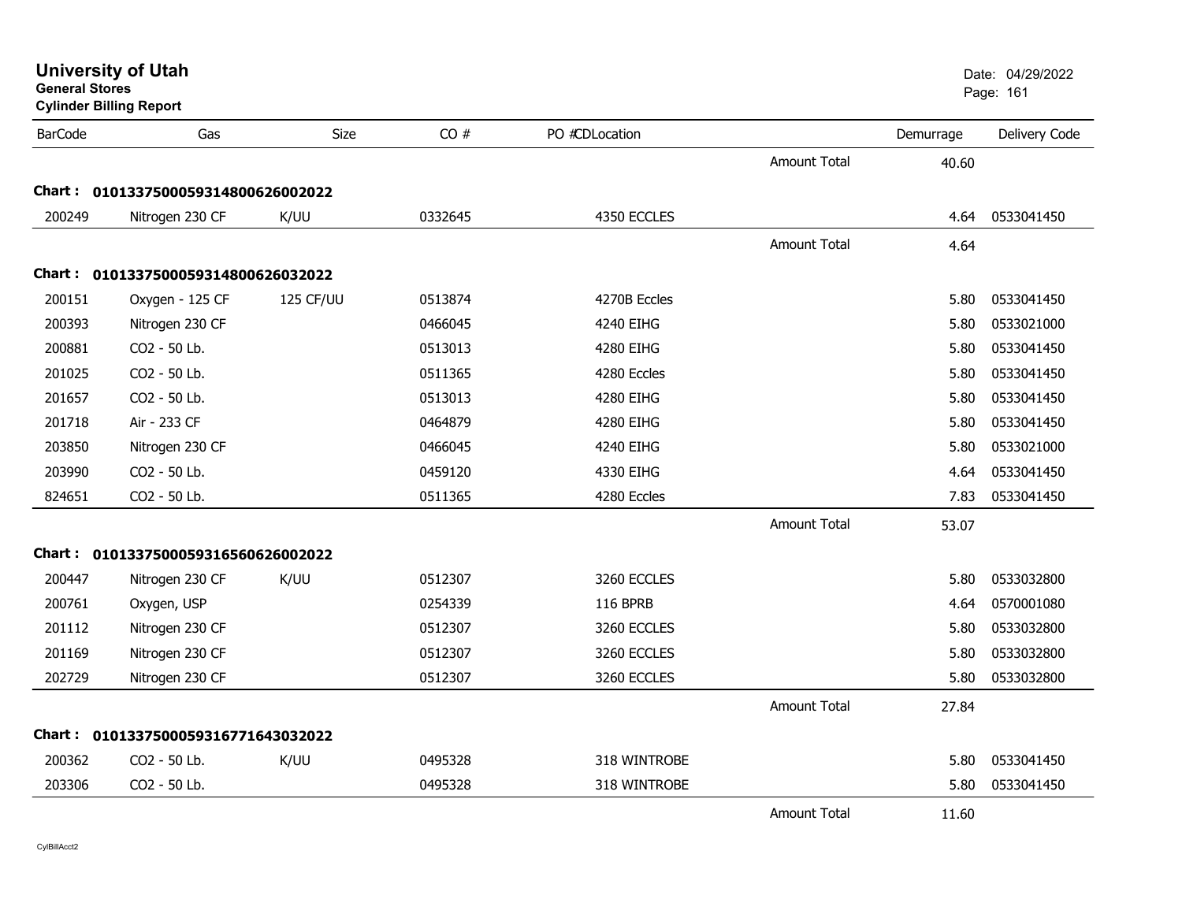# University of Utah
**General Stores**
**Cylinder Billing Report**

Date: 04/29/2022

| BarCode | Gas | Size | CO # | PO # | CDLocation | | Demurrage | Delivery Code |
|---|---|---|---|---|---|---|---|---|
| | | | | | | Amount Total | 40.60 | |
| **Chart :** | **01013375000593148006260020​22** | | | | | | | |
| 200249 | Nitrogen 230 CF | K/UU | 0332645 | | 4350 ECCLES | | 4.64 | 0533041450 |
| | | | | | | Amount Total | 4.64 | |
| **Chart :** | **0101337500059314800626032022** | | | | | | | |
| 200151 | Oxygen - 125 CF | 125 CF/UU | 0513874 | | 4270B Eccles | | 5.80 | 0533041450 |
| 200393 | Nitrogen 230 CF | | 0466045 | | 4240 EIHG | | 5.80 | 0533021000 |
| 200881 | CO2 - 50 Lb. | | 0513013 | | 4280 EIHG | | 5.80 | 0533041450 |
| 201025 | CO2 - 50 Lb. | | 0511365 | | 4280 Eccles | | 5.80 | 0533041450 |
| 201657 | CO2 - 50 Lb. | | 0513013 | | 4280 EIHG | | 5.80 | 0533041450 |
| 201718 | Air - 233 CF | | 0464879 | | 4280 EIHG | | 5.80 | 0533041450 |
| 203850 | Nitrogen 230 CF | | 0466045 | | 4240 EIHG | | 5.80 | 0533021000 |
| 203990 | CO2 - 50 Lb. | | 0459120 | | 4330 EIHG | | 4.64 | 0533041450 |
| 824651 | CO2 - 50 Lb. | | 0511365 | | 4280 Eccles | | 7.83 | 0533041450 |
| | | | | | | Amount Total | 53.07 | |
| **Chart :** | **0101337500059316560626002022** | | | | | | | |
| 200447 | Nitrogen 230 CF | K/UU | 0512307 | | 3260 ECCLES | | 5.80 | 0533032800 |
| 200761 | Oxygen, USP | | 0254339 | | 116 BPRB | | 4.64 | 0570001080 |
| 201112 | Nitrogen 230 CF | | 0512307 | | 3260 ECCLES | | 5.80 | 0533032800 |
| 201169 | Nitrogen 230 CF | | 0512307 | | 3260 ECCLES | | 5.80 | 0533032800 |
| 202729 | Nitrogen 230 CF | | 0512307 | | 3260 ECCLES | | 5.80 | 0533032800 |
| | | | | | | Amount Total | 27.84 | |
| **Chart :** | **0101337500059316771643032022** | | | | | | | |
| 200362 | CO2 - 50 Lb. | K/UU | 0495328 | | 318 WINTROBE | | 5.80 | 0533041450 |
| 203306 | CO2 - 50 Lb. | | 0495328 | | 318 WINTROBE | | 5.80 | 0533041450 |
| | | | | | | Amount Total | 11.60 | |

CylBillAcct2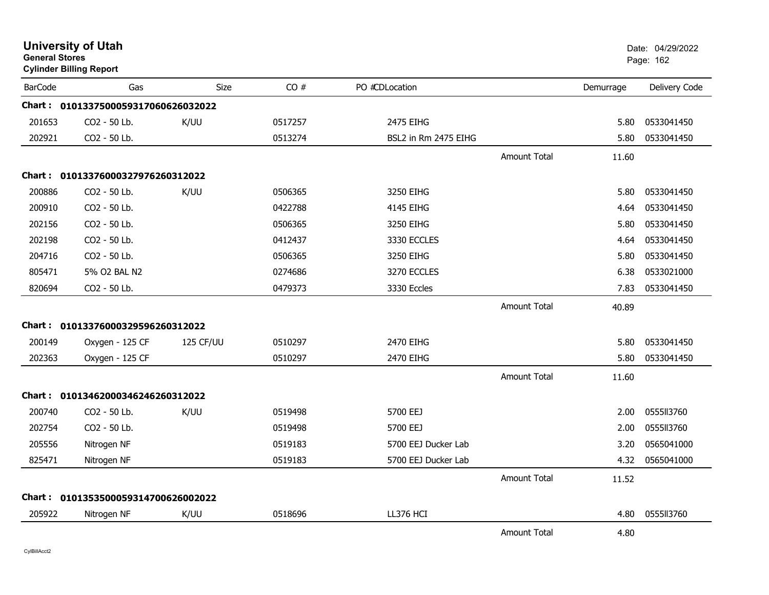# University of Utah

**General Stores**

**Cylinder Billing Report**

Date: 04/29/2022

| BarCode | Gas | Size | CO # | PO #CDLocation | | Demurrage | Delivery Code |
|---|---|---|---|---|---|---|---|
| **Chart : 01013375000593170606260320​22** | | | | | | | |
| 201653 | CO2 - 50 Lb. | K/UU | 0517257 | 2475 EIHG | | 5.80 | 0533041450 |
| 202921 | CO2 - 50 Lb. | | 0513274 | BSL2 in Rm 2475 EIHG | | 5.80 | 0533041450 |
| | | | | | Amount Total | 11.60 | |
| **Chart : 0101337600032797626031​2022** | | | | | | | |
| 200886 | CO2 - 50 Lb. | K/UU | 0506365 | 3250 EIHG | | 5.80 | 0533041450 |
| 200910 | CO2 - 50 Lb. | | 0422788 | 4145 EIHG | | 4.64 | 0533041450 |
| 202156 | CO2 - 50 Lb. | | 0506365 | 3250 EIHG | | 5.80 | 0533041450 |
| 202198 | CO2 - 50 Lb. | | 0412437 | 3330 ECCLES | | 4.64 | 0533041450 |
| 204716 | CO2 - 50 Lb. | | 0506365 | 3250 EIHG | | 5.80 | 0533041450 |
| 805471 | 5% O2 BAL N2 | | 0274686 | 3270 ECCLES | | 6.38 | 0533021000 |
| 820694 | CO2 - 50 Lb. | | 0479373 | 3330 Eccles | | 7.83 | 0533041450 |
| | | | | | Amount Total | 40.89 | |
| **Chart : 0101337600032959626031​2022** | | | | | | | |
| 200149 | Oxygen - 125 CF | 125 CF/UU | 0510297 | 2470 EIHG | | 5.80 | 0533041450 |
| 202363 | Oxygen - 125 CF | | 0510297 | 2470 EIHG | | 5.80 | 0533041450 |
| | | | | | Amount Total | 11.60 | |
| **Chart : 0101346200034624626031​2022** | | | | | | | |
| 200740 | CO2 - 50 Lb. | K/UU | 0519498 | 5700 EEJ | | 2.00 | 0555ll3760 |
| 202754 | CO2 - 50 Lb. | | 0519498 | 5700 EEJ | | 2.00 | 0555ll3760 |
| 205556 | Nitrogen NF | | 0519183 | 5700 EEJ Ducker Lab | | 3.20 | 0565041000 |
| 825471 | Nitrogen NF | | 0519183 | 5700 EEJ Ducker Lab | | 4.32 | 0565041000 |
| | | | | | Amount Total | 11.52 | |
| **Chart : 01013535000593147006260​02022** | | | | | | | |
| 205922 | Nitrogen NF | K/UU | 0518696 | LL376 HCI | | 4.80 | 0555ll3760 |
| | | | | | Amount Total | 4.80 | |

CylBillAcct2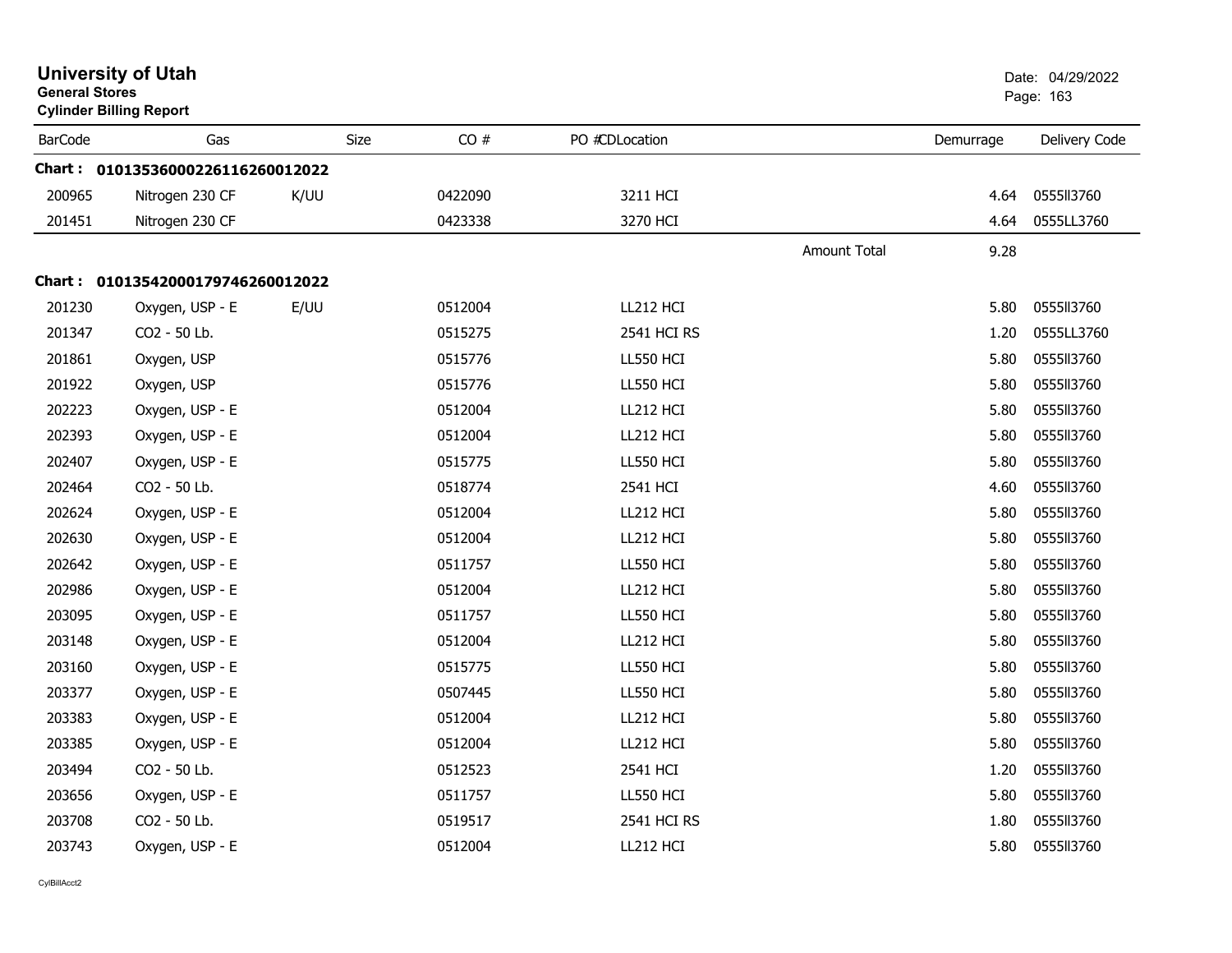# University of Utah

**General Stores**
**Cylinder Billing Report**

Date: 04/29/2022

| BarCode | Gas | Size | CO # | PO #CDLocation | | Demurrage | Delivery Code |
|---|---|---|---|---|---|---|---|
| **Chart : 01013536000226116260012022** | | | | | | | |
| 200965 | Nitrogen 230 CF | K/UU | 0422090 | 3211 HCI | | 4.64 | 0555ll3760 |
| 201451 | Nitrogen 230 CF | | 0423338 | 3270 HCI | | 4.64 | 0555LL3760 |
| | | | | | Amount Total | 9.28 | |
| **Chart : 01013542000179746260012022** | | | | | | | |
| 201230 | Oxygen, USP - E | E/UU | 0512004 | LL212 HCI | | 5.80 | 0555ll3760 |
| 201347 | CO2 - 50 Lb. | | 0515275 | 2541 HCI RS | | 1.20 | 0555LL3760 |
| 201861 | Oxygen, USP | | 0515776 | LL550 HCI | | 5.80 | 0555ll3760 |
| 201922 | Oxygen, USP | | 0515776 | LL550 HCI | | 5.80 | 0555ll3760 |
| 202223 | Oxygen, USP - E | | 0512004 | LL212 HCI | | 5.80 | 0555ll3760 |
| 202393 | Oxygen, USP - E | | 0512004 | LL212 HCI | | 5.80 | 0555ll3760 |
| 202407 | Oxygen, USP - E | | 0515775 | LL550 HCI | | 5.80 | 0555ll3760 |
| 202464 | CO2 - 50 Lb. | | 0518774 | 2541 HCI | | 4.60 | 0555ll3760 |
| 202624 | Oxygen, USP - E | | 0512004 | LL212 HCI | | 5.80 | 0555ll3760 |
| 202630 | Oxygen, USP - E | | 0512004 | LL212 HCI | | 5.80 | 0555ll3760 |
| 202642 | Oxygen, USP - E | | 0511757 | LL550 HCI | | 5.80 | 0555ll3760 |
| 202986 | Oxygen, USP - E | | 0512004 | LL212 HCI | | 5.80 | 0555ll3760 |
| 203095 | Oxygen, USP - E | | 0511757 | LL550 HCI | | 5.80 | 0555ll3760 |
| 203148 | Oxygen, USP - E | | 0512004 | LL212 HCI | | 5.80 | 0555ll3760 |
| 203160 | Oxygen, USP - E | | 0515775 | LL550 HCI | | 5.80 | 0555ll3760 |
| 203377 | Oxygen, USP - E | | 0507445 | LL550 HCI | | 5.80 | 0555ll3760 |
| 203383 | Oxygen, USP - E | | 0512004 | LL212 HCI | | 5.80 | 0555ll3760 |
| 203385 | Oxygen, USP - E | | 0512004 | LL212 HCI | | 5.80 | 0555ll3760 |
| 203494 | CO2 - 50 Lb. | | 0512523 | 2541 HCI | | 1.20 | 0555ll3760 |
| 203656 | Oxygen, USP - E | | 0511757 | LL550 HCI | | 5.80 | 0555ll3760 |
| 203708 | CO2 - 50 Lb. | | 0519517 | 2541 HCI RS | | 1.80 | 0555ll3760 |
| 203743 | Oxygen, USP - E | | 0512004 | LL212 HCI | | 5.80 | 0555ll3760 |

CylBillAcct2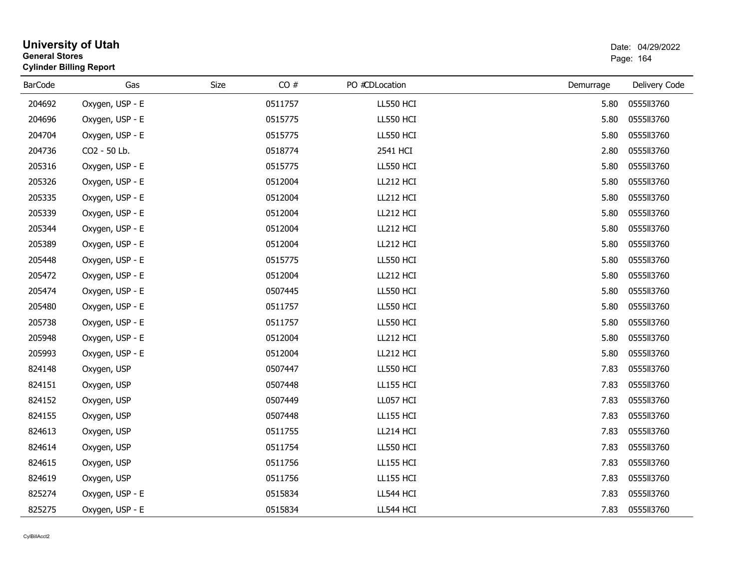# University of Utah
**General Stores**
**Cylinder Billing Report**

Date: 04/29/2022

| BarCode | Gas | Size | CO # | PO # | CDLocation | Demurrage | Delivery Code |
|---|---|---|---|---|---|---|---|
| 204692 | Oxygen, USP - E | | 0511757 | | LL550 HCI | 5.80 | 0555ll3760 |
| 204696 | Oxygen, USP - E | | 0515775 | | LL550 HCI | 5.80 | 0555ll3760 |
| 204704 | Oxygen, USP - E | | 0515775 | | LL550 HCI | 5.80 | 0555ll3760 |
| 204736 | CO2 - 50 Lb. | | 0518774 | | 2541 HCI | 2.80 | 0555ll3760 |
| 205316 | Oxygen, USP - E | | 0515775 | | LL550 HCI | 5.80 | 0555ll3760 |
| 205326 | Oxygen, USP - E | | 0512004 | | LL212 HCI | 5.80 | 0555ll3760 |
| 205335 | Oxygen, USP - E | | 0512004 | | LL212 HCI | 5.80 | 0555ll3760 |
| 205339 | Oxygen, USP - E | | 0512004 | | LL212 HCI | 5.80 | 0555ll3760 |
| 205344 | Oxygen, USP - E | | 0512004 | | LL212 HCI | 5.80 | 0555ll3760 |
| 205389 | Oxygen, USP - E | | 0512004 | | LL212 HCI | 5.80 | 0555ll3760 |
| 205448 | Oxygen, USP - E | | 0515775 | | LL550 HCI | 5.80 | 0555ll3760 |
| 205472 | Oxygen, USP - E | | 0512004 | | LL212 HCI | 5.80 | 0555ll3760 |
| 205474 | Oxygen, USP - E | | 0507445 | | LL550 HCI | 5.80 | 0555ll3760 |
| 205480 | Oxygen, USP - E | | 0511757 | | LL550 HCI | 5.80 | 0555ll3760 |
| 205738 | Oxygen, USP - E | | 0511757 | | LL550 HCI | 5.80 | 0555ll3760 |
| 205948 | Oxygen, USP - E | | 0512004 | | LL212 HCI | 5.80 | 0555ll3760 |
| 205993 | Oxygen, USP - E | | 0512004 | | LL212 HCI | 5.80 | 0555ll3760 |
| 824148 | Oxygen, USP | | 0507447 | | LL550 HCI | 7.83 | 0555ll3760 |
| 824151 | Oxygen, USP | | 0507448 | | LL155 HCI | 7.83 | 0555ll3760 |
| 824152 | Oxygen, USP | | 0507449 | | LL057 HCI | 7.83 | 0555ll3760 |
| 824155 | Oxygen, USP | | 0507448 | | LL155 HCI | 7.83 | 0555ll3760 |
| 824613 | Oxygen, USP | | 0511755 | | LL214 HCI | 7.83 | 0555ll3760 |
| 824614 | Oxygen, USP | | 0511754 | | LL550 HCI | 7.83 | 0555ll3760 |
| 824615 | Oxygen, USP | | 0511756 | | LL155 HCI | 7.83 | 0555ll3760 |
| 824619 | Oxygen, USP | | 0511756 | | LL155 HCI | 7.83 | 0555ll3760 |
| 825274 | Oxygen, USP - E | | 0515834 | | LL544 HCI | 7.83 | 0555ll3760 |
| 825275 | Oxygen, USP - E | | 0515834 | | LL544 HCI | 7.83 | 0555ll3760 |

CylBillAcct2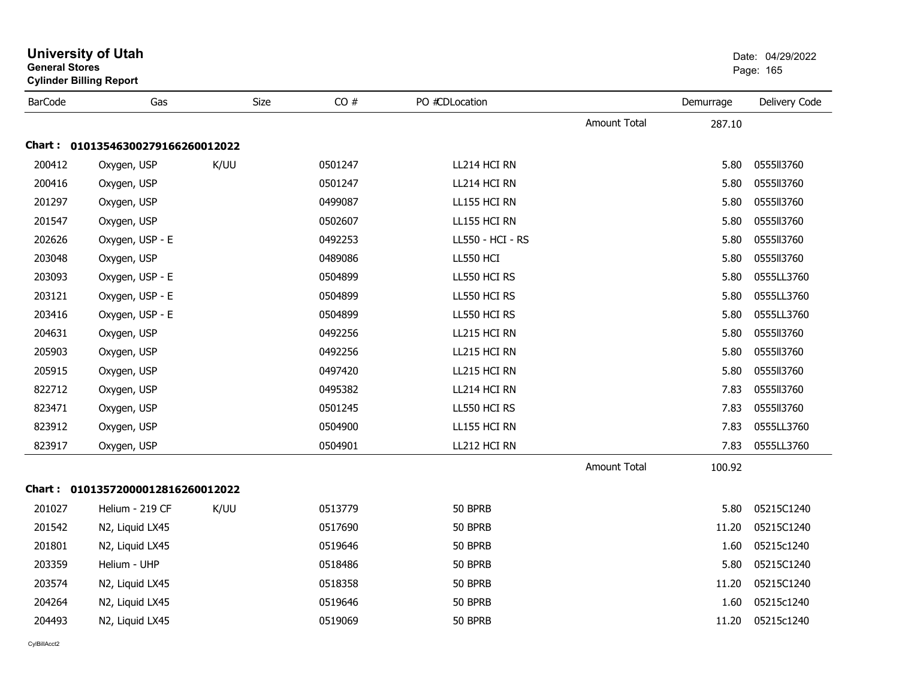# University of Utah
**General Stores**
**Cylinder Billing Report**

Date: 04/29/2022

| BarCode | Gas | Size | CO # | PO # | CDLocation | | Demurrage | Delivery Code |
|---|---|---|---|---|---|---|---|---|
| | | | | | | Amount Total | 287.10 | |

**Chart : 01013546300279166260012022**

| BarCode | Gas | Size | CO # | PO # | CDLocation | | Demurrage | Delivery Code |
|---|---|---|---|---|---|---|---|---|
| 200412 | Oxygen, USP | K/UU | 0501247 | | LL214 HCI RN | | 5.80 | 0555ll3760 |
| 200416 | Oxygen, USP | | 0501247 | | LL214 HCI RN | | 5.80 | 0555ll3760 |
| 201297 | Oxygen, USP | | 0499087 | | LL155 HCI RN | | 5.80 | 0555ll3760 |
| 201547 | Oxygen, USP | | 0502607 | | LL155 HCI RN | | 5.80 | 0555ll3760 |
| 202626 | Oxygen, USP - E | | 0492253 | | LL550 - HCI - RS | | 5.80 | 0555ll3760 |
| 203048 | Oxygen, USP | | 0489086 | | LL550 HCI | | 5.80 | 0555ll3760 |
| 203093 | Oxygen, USP - E | | 0504899 | | LL550 HCI RS | | 5.80 | 0555LL3760 |
| 203121 | Oxygen, USP - E | | 0504899 | | LL550 HCI RS | | 5.80 | 0555LL3760 |
| 203416 | Oxygen, USP - E | | 0504899 | | LL550 HCI RS | | 5.80 | 0555LL3760 |
| 204631 | Oxygen, USP | | 0492256 | | LL215 HCI RN | | 5.80 | 0555ll3760 |
| 205903 | Oxygen, USP | | 0492256 | | LL215 HCI RN | | 5.80 | 0555ll3760 |
| 205915 | Oxygen, USP | | 0497420 | | LL215 HCI RN | | 5.80 | 0555ll3760 |
| 822712 | Oxygen, USP | | 0495382 | | LL214 HCI RN | | 7.83 | 0555ll3760 |
| 823471 | Oxygen, USP | | 0501245 | | LL550 HCI RS | | 7.83 | 0555ll3760 |
| 823912 | Oxygen, USP | | 0504900 | | LL155 HCI RN | | 7.83 | 0555LL3760 |
| 823917 | Oxygen, USP | | 0504901 | | LL212 HCI RN | | 7.83 | 0555LL3760 |
| | | | | | | Amount Total | 100.92 | |

**Chart : 01013572000012816260012022**

| BarCode | Gas | Size | CO # | PO # | CDLocation | | Demurrage | Delivery Code |
|---|---|---|---|---|---|---|---|---|
| 201027 | Helium - 219 CF | K/UU | 0513779 | | 50 BPRB | | 5.80 | 05215C1240 |
| 201542 | N2, Liquid LX45 | | 0517690 | | 50 BPRB | | 11.20 | 05215C1240 |
| 201801 | N2, Liquid LX45 | | 0519646 | | 50 BPRB | | 1.60 | 05215c1240 |
| 203359 | Helium - UHP | | 0518486 | | 50 BPRB | | 5.80 | 05215C1240 |
| 203574 | N2, Liquid LX45 | | 0518358 | | 50 BPRB | | 11.20 | 05215C1240 |
| 204264 | N2, Liquid LX45 | | 0519646 | | 50 BPRB | | 1.60 | 05215c1240 |
| 204493 | N2, Liquid LX45 | | 0519069 | | 50 BPRB | | 11.20 | 05215c1240 |

CylBillAcct2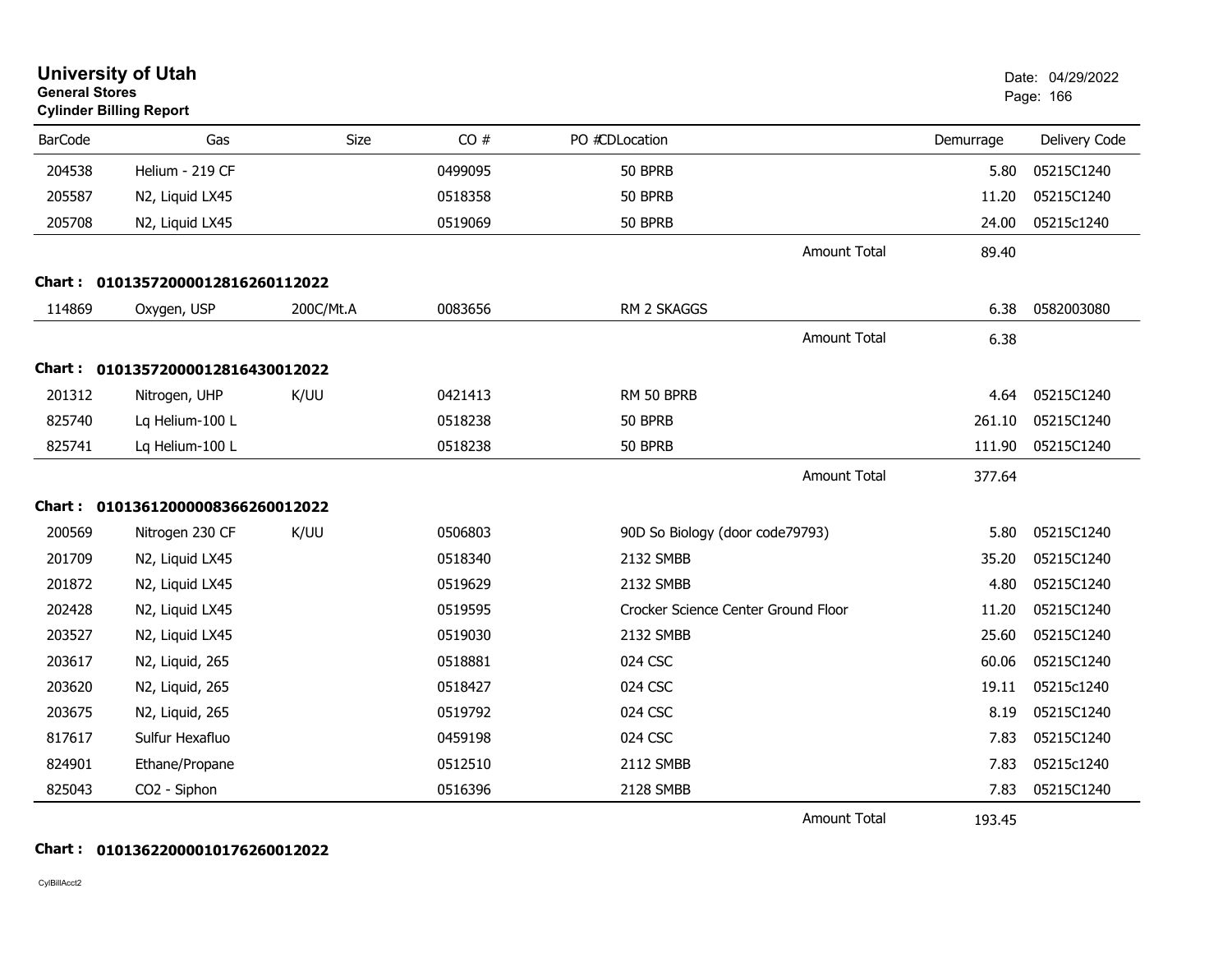# University of Utah
**General Stores**
**Cylinder Billing Report**

Date: 04/29/2022

| BarCode | Gas | Size | CO # | PO # | CDLocation | Demurrage | Delivery Code |
|---|---|---|---|---|---|---|---|
| 204538 | Helium - 219 CF | | 0499095 | | 50 BPRB | 5.80 | 05215C1240 |
| 205587 | N2, Liquid LX45 | | 0518358 | | 50 BPRB | 11.20 | 05215C1240 |
| 205708 | N2, Liquid LX45 | | 0519069 | | 50 BPRB | 24.00 | 05215c1240 |
| | | | | | Amount Total | 89.40 | |

**Chart : 01013572000012816260112022**

| BarCode | Gas | Size | CO # | PO # | CDLocation | Demurrage | Delivery Code |
|---|---|---|---|---|---|---|---|
| 114869 | Oxygen, USP | 200C/Mt.A | 0083656 | | RM 2 SKAGGS | 6.38 | 0582003080 |
| | | | | | Amount Total | 6.38 | |

**Chart : 01013572000012816430012022**

| BarCode | Gas | Size | CO # | PO # | CDLocation | Demurrage | Delivery Code |
|---|---|---|---|---|---|---|---|
| 201312 | Nitrogen, UHP | K/UU | 0421413 | | RM 50 BPRB | 4.64 | 05215C1240 |
| 825740 | Lq Helium-100 L | | 0518238 | | 50 BPRB | 261.10 | 05215C1240 |
| 825741 | Lq Helium-100 L | | 0518238 | | 50 BPRB | 111.90 | 05215C1240 |
| | | | | | Amount Total | 377.64 | |

**Chart : 01013612000008366260012022**

| BarCode | Gas | Size | CO # | PO # | CDLocation | Demurrage | Delivery Code |
|---|---|---|---|---|---|---|---|
| 200569 | Nitrogen 230 CF | K/UU | 0506803 | | 90D So Biology (door code79793) | 5.80 | 05215C1240 |
| 201709 | N2, Liquid LX45 | | 0518340 | | 2132 SMBB | 35.20 | 05215C1240 |
| 201872 | N2, Liquid LX45 | | 0519629 | | 2132 SMBB | 4.80 | 05215C1240 |
| 202428 | N2, Liquid LX45 | | 0519595 | | Crocker Science Center Ground Floor | 11.20 | 05215C1240 |
| 203527 | N2, Liquid LX45 | | 0519030 | | 2132 SMBB | 25.60 | 05215C1240 |
| 203617 | N2, Liquid, 265 | | 0518881 | | 024 CSC | 60.06 | 05215C1240 |
| 203620 | N2, Liquid, 265 | | 0518427 | | 024 CSC | 19.11 | 05215c1240 |
| 203675 | N2, Liquid, 265 | | 0519792 | | 024 CSC | 8.19 | 05215C1240 |
| 817617 | Sulfur Hexafluo | | 0459198 | | 024 CSC | 7.83 | 05215C1240 |
| 824901 | Ethane/Propane | | 0512510 | | 2112 SMBB | 7.83 | 05215c1240 |
| 825043 | CO2 - Siphon | | 0516396 | | 2128 SMBB | 7.83 | 05215C1240 |
| | | | | | Amount Total | 193.45 | |

**Chart : 01013622000010176260012022**

CylBillAcct2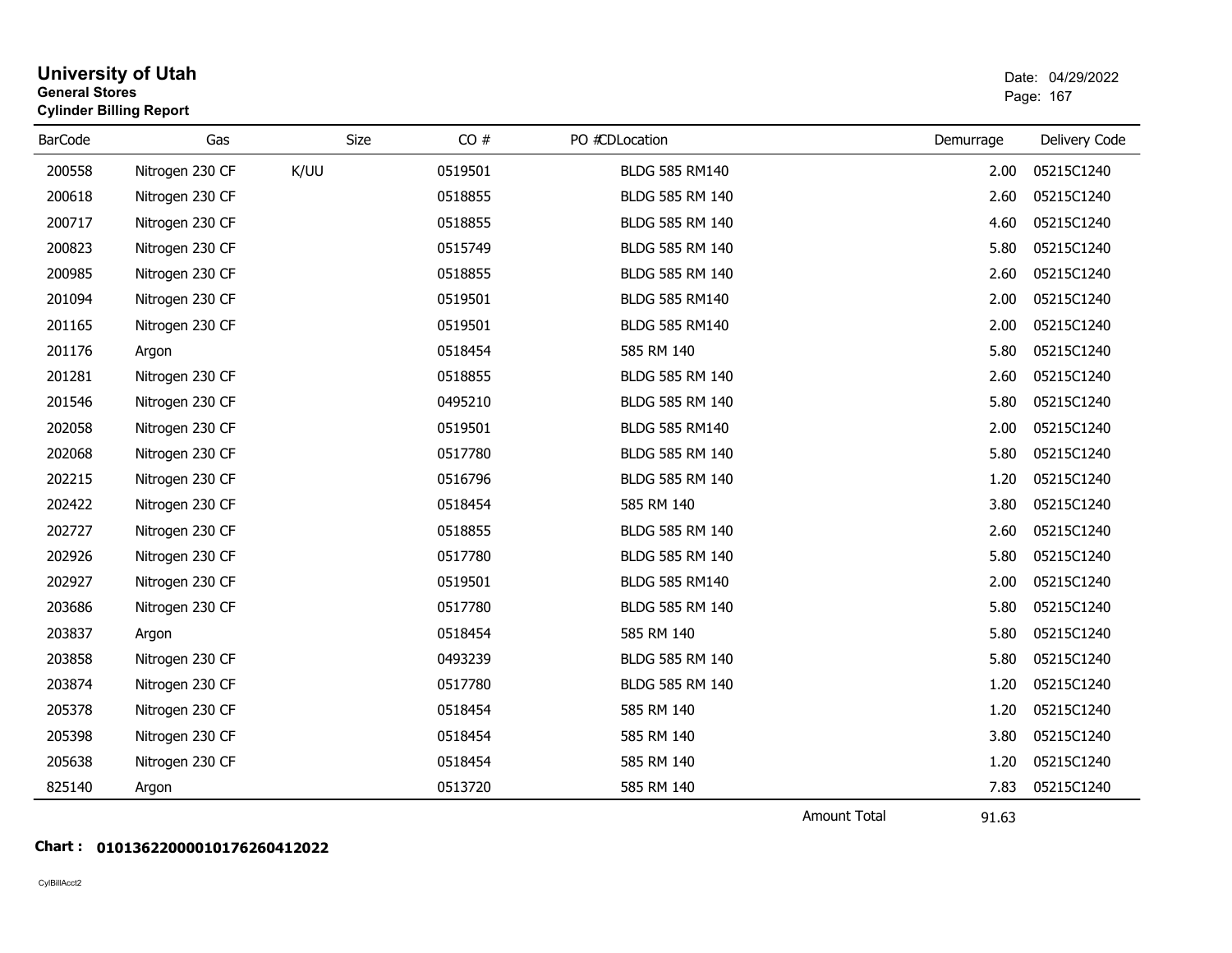**University of Utah**
**General Stores**
**Cylinder Billing Report**

Date: 04/29/2022

| BarCode | Gas | Size | CO # | PO # | CDLocation | Demurrage | Delivery Code |
|---|---|---|---|---|---|---|---|
| 200558 | Nitrogen 230 CF | K/UU | 0519501 | | BLDG 585 RM140 | 2.00 | 05215C1240 |
| 200618 | Nitrogen 230 CF | | 0518855 | | BLDG 585 RM 140 | 2.60 | 05215C1240 |
| 200717 | Nitrogen 230 CF | | 0518855 | | BLDG 585 RM 140 | 4.60 | 05215C1240 |
| 200823 | Nitrogen 230 CF | | 0515749 | | BLDG 585 RM 140 | 5.80 | 05215C1240 |
| 200985 | Nitrogen 230 CF | | 0518855 | | BLDG 585 RM 140 | 2.60 | 05215C1240 |
| 201094 | Nitrogen 230 CF | | 0519501 | | BLDG 585 RM140 | 2.00 | 05215C1240 |
| 201165 | Nitrogen 230 CF | | 0519501 | | BLDG 585 RM140 | 2.00 | 05215C1240 |
| 201176 | Argon | | 0518454 | | 585 RM 140 | 5.80 | 05215C1240 |
| 201281 | Nitrogen 230 CF | | 0518855 | | BLDG 585 RM 140 | 2.60 | 05215C1240 |
| 201546 | Nitrogen 230 CF | | 0495210 | | BLDG 585 RM 140 | 5.80 | 05215C1240 |
| 202058 | Nitrogen 230 CF | | 0519501 | | BLDG 585 RM140 | 2.00 | 05215C1240 |
| 202068 | Nitrogen 230 CF | | 0517780 | | BLDG 585 RM 140 | 5.80 | 05215C1240 |
| 202215 | Nitrogen 230 CF | | 0516796 | | BLDG 585 RM 140 | 1.20 | 05215C1240 |
| 202422 | Nitrogen 230 CF | | 0518454 | | 585 RM 140 | 3.80 | 05215C1240 |
| 202727 | Nitrogen 230 CF | | 0518855 | | BLDG 585 RM 140 | 2.60 | 05215C1240 |
| 202926 | Nitrogen 230 CF | | 0517780 | | BLDG 585 RM 140 | 5.80 | 05215C1240 |
| 202927 | Nitrogen 230 CF | | 0519501 | | BLDG 585 RM140 | 2.00 | 05215C1240 |
| 203686 | Nitrogen 230 CF | | 0517780 | | BLDG 585 RM 140 | 5.80 | 05215C1240 |
| 203837 | Argon | | 0518454 | | 585 RM 140 | 5.80 | 05215C1240 |
| 203858 | Nitrogen 230 CF | | 0493239 | | BLDG 585 RM 140 | 5.80 | 05215C1240 |
| 203874 | Nitrogen 230 CF | | 0517780 | | BLDG 585 RM 140 | 1.20 | 05215C1240 |
| 205378 | Nitrogen 230 CF | | 0518454 | | 585 RM 140 | 1.20 | 05215C1240 |
| 205398 | Nitrogen 230 CF | | 0518454 | | 585 RM 140 | 3.80 | 05215C1240 |
| 205638 | Nitrogen 230 CF | | 0518454 | | 585 RM 140 | 1.20 | 05215C1240 |
| 825140 | Argon | | 0513720 | | 585 RM 140 | 7.83 | 05215C1240 |
| | | | | | Amount Total | 91.63 | |

**Chart : 01013622000010176260412022**

CylBillAcct2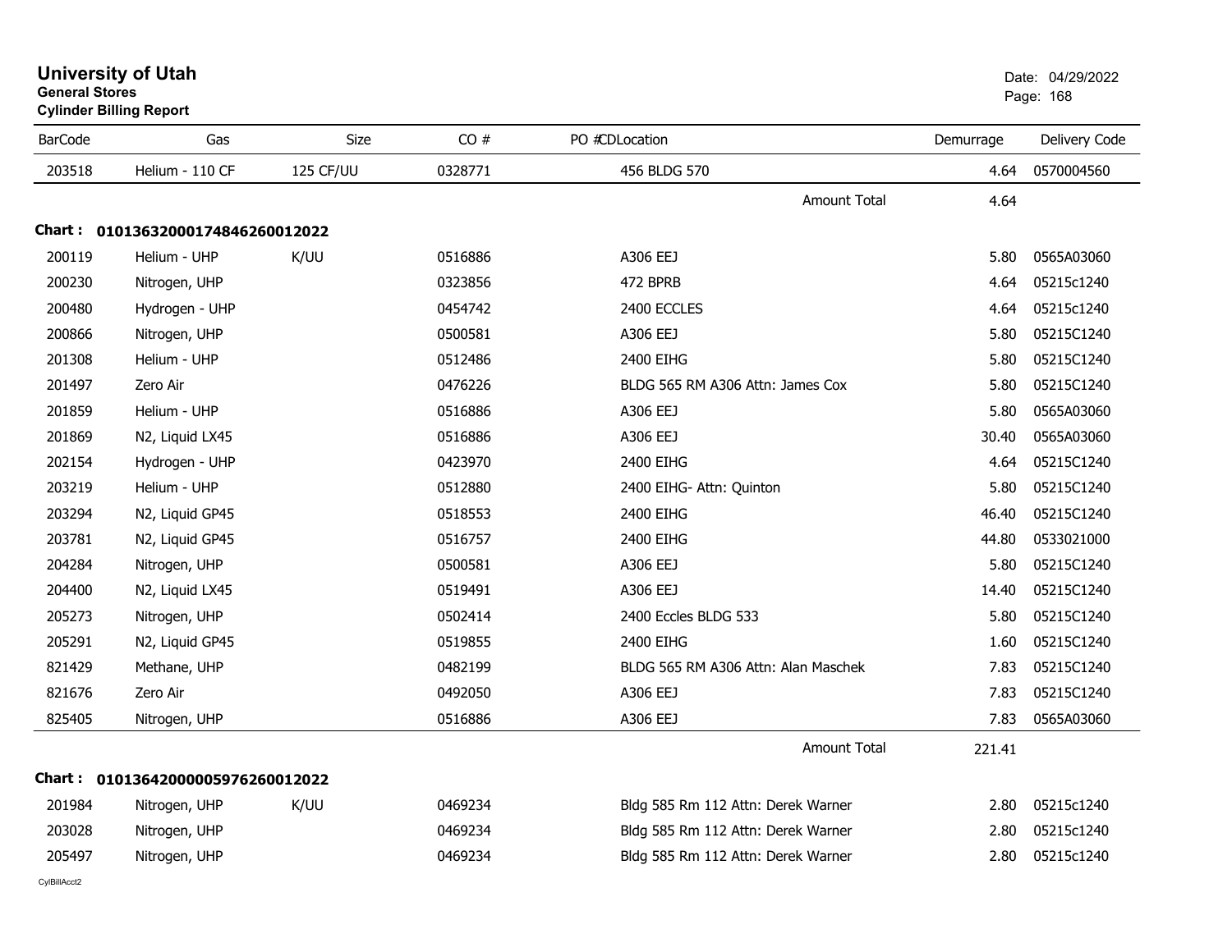# University of Utah
**General Stores**
**Cylinder Billing Report**

Date: 04/29/2022

| BarCode | Gas | Size | CO # | PO #CDLocation | Demurrage | Delivery Code |
|---|---|---|---|---|---|---|
| 203518 | Helium - 110 CF | 125 CF/UU | 0328771 | 456 BLDG 570 | 4.64 | 0570004560 |
| | | | | Amount Total | 4.64 | |

**Chart : 01013632000174846260012022**

| BarCode | Gas | Size | CO # | PO #CDLocation | Demurrage | Delivery Code |
|---|---|---|---|---|---|---|
| 200119 | Helium - UHP | K/UU | 0516886 | A306 EEJ | 5.80 | 0565A03060 |
| 200230 | Nitrogen, UHP | | 0323856 | 472 BPRB | 4.64 | 05215c1240 |
| 200480 | Hydrogen - UHP | | 0454742 | 2400 ECCLES | 4.64 | 05215c1240 |
| 200866 | Nitrogen, UHP | | 0500581 | A306 EEJ | 5.80 | 05215C1240 |
| 201308 | Helium - UHP | | 0512486 | 2400 EIHG | 5.80 | 05215C1240 |
| 201497 | Zero Air | | 0476226 | BLDG 565 RM A306 Attn: James Cox | 5.80 | 05215C1240 |
| 201859 | Helium - UHP | | 0516886 | A306 EEJ | 5.80 | 0565A03060 |
| 201869 | N2, Liquid LX45 | | 0516886 | A306 EEJ | 30.40 | 0565A03060 |
| 202154 | Hydrogen - UHP | | 0423970 | 2400 EIHG | 4.64 | 05215C1240 |
| 203219 | Helium - UHP | | 0512880 | 2400 EIHG- Attn: Quinton | 5.80 | 05215C1240 |
| 203294 | N2, Liquid GP45 | | 0518553 | 2400 EIHG | 46.40 | 05215C1240 |
| 203781 | N2, Liquid GP45 | | 0516757 | 2400 EIHG | 44.80 | 0533021000 |
| 204284 | Nitrogen, UHP | | 0500581 | A306 EEJ | 5.80 | 05215C1240 |
| 204400 | N2, Liquid LX45 | | 0519491 | A306 EEJ | 14.40 | 05215C1240 |
| 205273 | Nitrogen, UHP | | 0502414 | 2400 Eccles BLDG 533 | 5.80 | 05215C1240 |
| 205291 | N2, Liquid GP45 | | 0519855 | 2400 EIHG | 1.60 | 05215C1240 |
| 821429 | Methane, UHP | | 0482199 | BLDG 565 RM A306 Attn: Alan Maschek | 7.83 | 05215C1240 |
| 821676 | Zero Air | | 0492050 | A306 EEJ | 7.83 | 05215C1240 |
| 825405 | Nitrogen, UHP | | 0516886 | A306 EEJ | 7.83 | 0565A03060 |
| | | | | Amount Total | 221.41 | |

**Chart : 01013642000005976260012022**

| BarCode | Gas | Size | CO # | PO #CDLocation | Demurrage | Delivery Code |
|---|---|---|---|---|---|---|
| 201984 | Nitrogen, UHP | K/UU | 0469234 | Bldg 585 Rm 112 Attn: Derek Warner | 2.80 | 05215c1240 |
| 203028 | Nitrogen, UHP | | 0469234 | Bldg 585 Rm 112 Attn: Derek Warner | 2.80 | 05215c1240 |
| 205497 | Nitrogen, UHP | | 0469234 | Bldg 585 Rm 112 Attn: Derek Warner | 2.80 | 05215c1240 |

CylBillAcct2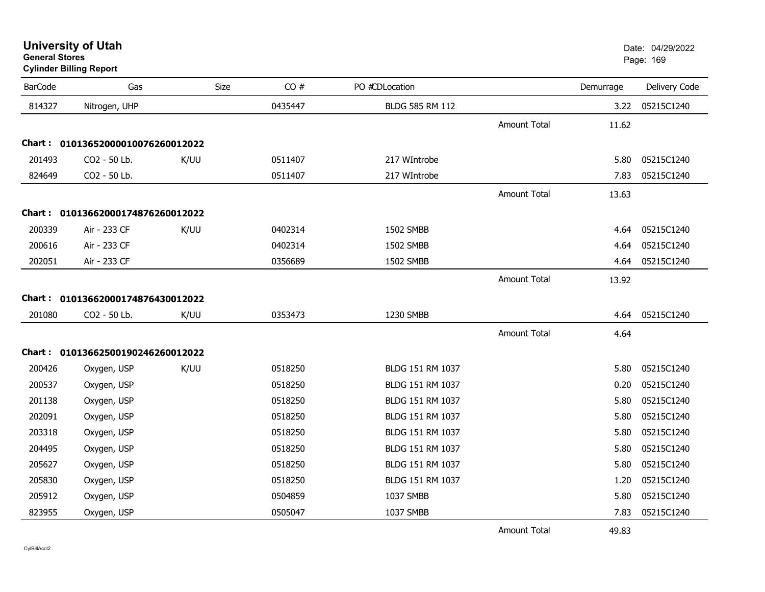**University of Utah**
**General Stores**
**Cylinder Billing Report**

Date: 04/29/2022

| BarCode | Gas | Size | CO # | PO #CDLocation | | Demurrage | Delivery Code |
|---|---|---|---|---|---|---|---|
| 814327 | Nitrogen, UHP | | 0435447 | BLDG 585 RM 112 | | 3.22 | 05215C1240 |
| | | | | | Amount Total | 11.62 | |
| **Chart :** | **01013652000010076260012022** | | | | | | |
| 201493 | CO2 - 50 Lb. | K/UU | 0511407 | 217 WIntrobe | | 5.80 | 05215C1240 |
| 824649 | CO2 - 50 Lb. | | 0511407 | 217 WIntrobe | | 7.83 | 05215C1240 |
| | | | | | Amount Total | 13.63 | |
| **Chart :** | **01013662000174876260012022** | | | | | | |
| 200339 | Air - 233 CF | K/UU | 0402314 | 1502 SMBB | | 4.64 | 05215C1240 |
| 200616 | Air - 233 CF | | 0402314 | 1502 SMBB | | 4.64 | 05215C1240 |
| 202051 | Air - 233 CF | | 0356689 | 1502 SMBB | | 4.64 | 05215C1240 |
| | | | | | Amount Total | 13.92 | |
| **Chart :** | **01013662000174876430012022** | | | | | | |
| 201080 | CO2 - 50 Lb. | K/UU | 0353473 | 1230 SMBB | | 4.64 | 05215C1240 |
| | | | | | Amount Total | 4.64 | |
| **Chart :** | **01013662500190246260012022** | | | | | | |
| 200426 | Oxygen, USP | K/UU | 0518250 | BLDG 151 RM 1037 | | 5.80 | 05215C1240 |
| 200537 | Oxygen, USP | | 0518250 | BLDG 151 RM 1037 | | 0.20 | 05215C1240 |
| 201138 | Oxygen, USP | | 0518250 | BLDG 151 RM 1037 | | 5.80 | 05215C1240 |
| 202091 | Oxygen, USP | | 0518250 | BLDG 151 RM 1037 | | 5.80 | 05215C1240 |
| 203318 | Oxygen, USP | | 0518250 | BLDG 151 RM 1037 | | 5.80 | 05215C1240 |
| 204495 | Oxygen, USP | | 0518250 | BLDG 151 RM 1037 | | 5.80 | 05215C1240 |
| 205627 | Oxygen, USP | | 0518250 | BLDG 151 RM 1037 | | 5.80 | 05215C1240 |
| 205830 | Oxygen, USP | | 0518250 | BLDG 151 RM 1037 | | 1.20 | 05215C1240 |
| 205912 | Oxygen, USP | | 0504859 | 1037 SMBB | | 5.80 | 05215C1240 |
| 823955 | Oxygen, USP | | 0505047 | 1037 SMBB | | 7.83 | 05215C1240 |
| | | | | | Amount Total | 49.83 | |

CylBillAcct2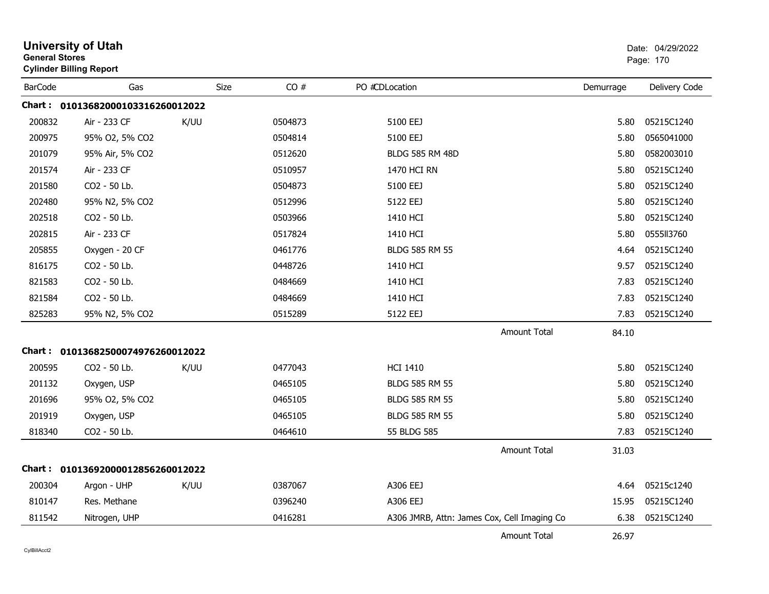# University of Utah
**General Stores**
**Cylinder Billing Report**

Date: 04/29/2022

| BarCode | Gas | Size | CO # | PO # | CD | Location | Demurrage | Delivery Code |
|---|---|---|---|---|---|---|---|---|
| **Chart :** | **01013682000103316260012022** | | | | | | | |
| 200832 | Air - 233 CF | K/UU | 0504873 | | | 5100 EEJ | 5.80 | 05215C1240 |
| 200975 | 95% O2, 5% CO2 | | 0504814 | | | 5100 EEJ | 5.80 | 0565041000 |
| 201079 | 95% Air, 5% CO2 | | 0512620 | | | BLDG 585 RM 48D | 5.80 | 0582003010 |
| 201574 | Air - 233 CF | | 0510957 | | | 1470 HCI RN | 5.80 | 05215C1240 |
| 201580 | CO2 - 50 Lb. | | 0504873 | | | 5100 EEJ | 5.80 | 05215C1240 |
| 202480 | 95% N2, 5% CO2 | | 0512996 | | | 5122 EEJ | 5.80 | 05215C1240 |
| 202518 | CO2 - 50 Lb. | | 0503966 | | | 1410 HCI | 5.80 | 05215C1240 |
| 202815 | Air - 233 CF | | 0517824 | | | 1410 HCI | 5.80 | 0555II3760 |
| 205855 | Oxygen - 20 CF | | 0461776 | | | BLDG 585 RM 55 | 4.64 | 05215C1240 |
| 816175 | CO2 - 50 Lb. | | 0448726 | | | 1410 HCI | 9.57 | 05215C1240 |
| 821583 | CO2 - 50 Lb. | | 0484669 | | | 1410 HCI | 7.83 | 05215C1240 |
| 821584 | CO2 - 50 Lb. | | 0484669 | | | 1410 HCI | 7.83 | 05215C1240 |
| 825283 | 95% N2, 5% CO2 | | 0515289 | | | 5122 EEJ | 7.83 | 05215C1240 |
| | | | | | | Amount Total | 84.10 | |
| **Chart :** | **01013682500074976260012022** | | | | | | | |
| 200595 | CO2 - 50 Lb. | K/UU | 0477043 | | | HCI 1410 | 5.80 | 05215C1240 |
| 201132 | Oxygen, USP | | 0465105 | | | BLDG 585 RM 55 | 5.80 | 05215C1240 |
| 201696 | 95% O2, 5% CO2 | | 0465105 | | | BLDG 585 RM 55 | 5.80 | 05215C1240 |
| 201919 | Oxygen, USP | | 0465105 | | | BLDG 585 RM 55 | 5.80 | 05215C1240 |
| 818340 | CO2 - 50 Lb. | | 0464610 | | | 55 BLDG 585 | 7.83 | 05215C1240 |
| | | | | | | Amount Total | 31.03 | |
| **Chart :** | **01013692000012856260012022** | | | | | | | |
| 200304 | Argon - UHP | K/UU | 0387067 | | | A306 EEJ | 4.64 | 05215c1240 |
| 810147 | Res. Methane | | 0396240 | | | A306 EEJ | 15.95 | 05215C1240 |
| 811542 | Nitrogen, UHP | | 0416281 | | | A306 JMRB, Attn: James Cox, Cell Imaging Co | 6.38 | 05215C1240 |
| | | | | | | Amount Total | 26.97 | |

CylBillAcct2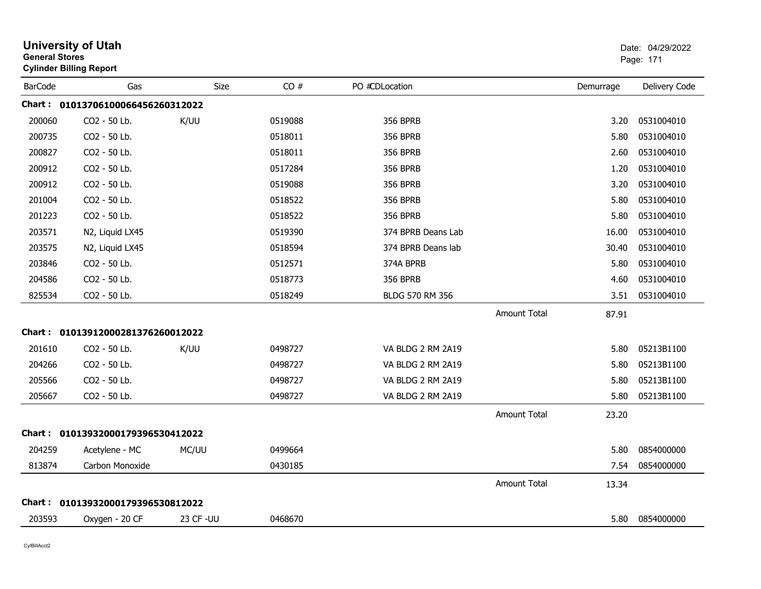# University of Utah

**General Stores**

**Cylinder Billing Report**

Date: 04/29/2022

| BarCode | Gas | Size | CO # | PO #CDLocation | | Demurrage | Delivery Code |
|---|---|---|---|---|---|---|---|
| **Chart : 01013706100066456260312022** | | | | | | | |
| 200060 | CO2 - 50 Lb. | K/UU | 0519088 | 356 BPRB | | 3.20 | 0531004010 |
| 200735 | CO2 - 50 Lb. | | 0518011 | 356 BPRB | | 5.80 | 0531004010 |
| 200827 | CO2 - 50 Lb. | | 0518011 | 356 BPRB | | 2.60 | 0531004010 |
| 200912 | CO2 - 50 Lb. | | 0517284 | 356 BPRB | | 1.20 | 0531004010 |
| 200912 | CO2 - 50 Lb. | | 0519088 | 356 BPRB | | 3.20 | 0531004010 |
| 201004 | CO2 - 50 Lb. | | 0518522 | 356 BPRB | | 5.80 | 0531004010 |
| 201223 | CO2 - 50 Lb. | | 0518522 | 356 BPRB | | 5.80 | 0531004010 |
| 203571 | N2, Liquid LX45 | | 0519390 | 374 BPRB Deans Lab | | 16.00 | 0531004010 |
| 203575 | N2, Liquid LX45 | | 0518594 | 374 BPRB Deans lab | | 30.40 | 0531004010 |
| 203846 | CO2 - 50 Lb. | | 0512571 | 374A BPRB | | 5.80 | 0531004010 |
| 204586 | CO2 - 50 Lb. | | 0518773 | 356 BPRB | | 4.60 | 0531004010 |
| 825534 | CO2 - 50 Lb. | | 0518249 | BLDG 570 RM 356 | | 3.51 | 0531004010 |
| | | | | | Amount Total | 87.91 | |
| **Chart : 01013912000281376260012022** | | | | | | | |
| 201610 | CO2 - 50 Lb. | K/UU | 0498727 | VA BLDG 2 RM 2A19 | | 5.80 | 05213B1100 |
| 204266 | CO2 - 50 Lb. | | 0498727 | VA BLDG 2 RM 2A19 | | 5.80 | 05213B1100 |
| 205566 | CO2 - 50 Lb. | | 0498727 | VA BLDG 2 RM 2A19 | | 5.80 | 05213B1100 |
| 205667 | CO2 - 50 Lb. | | 0498727 | VA BLDG 2 RM 2A19 | | 5.80 | 05213B1100 |
| | | | | | Amount Total | 23.20 | |
| **Chart : 01013932000179396530412022** | | | | | | | |
| 204259 | Acetylene - MC | MC/UU | 0499664 | | | 5.80 | 0854000000 |
| 813874 | Carbon Monoxide | | 0430185 | | | 7.54 | 0854000000 |
| | | | | | Amount Total | 13.34 | |
| **Chart : 01013932000179396530812022** | | | | | | | |
| 203593 | Oxygen - 20 CF | 23 CF -UU | 0468670 | | | 5.80 | 0854000000 |

CylBillAcct2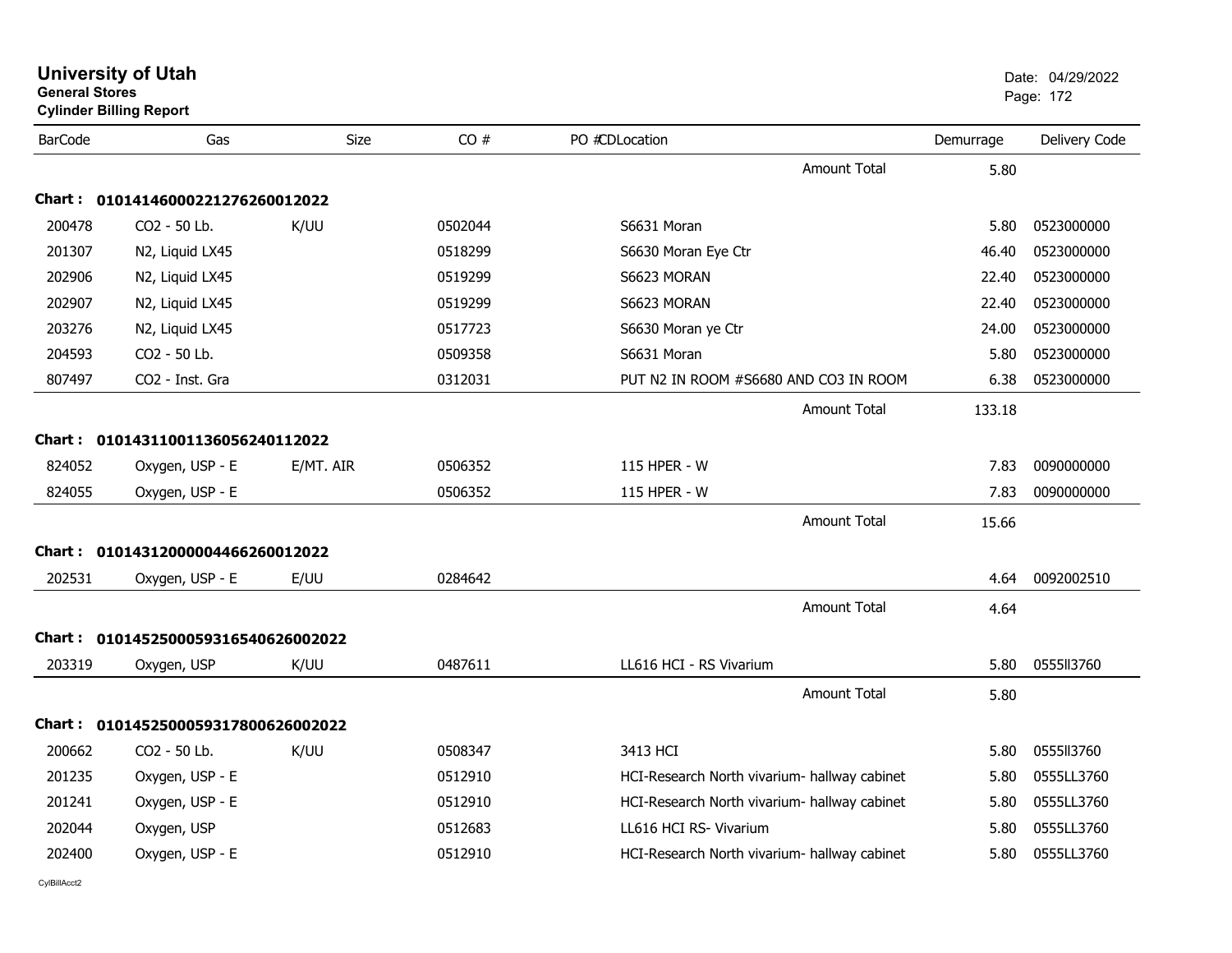# University of Utah
**General Stores**
**Cylinder Billing Report**

Date: 04/29/2022

| BarCode | Gas | Size | CO # | PO #CDLocation | Demurrage | Delivery Code |
|---|---|---|---|---|---|---|
| | | | | Amount Total | 5.80 | |
| **Chart : 01014146000221276260012022** | | | | | | |
| 200478 | CO2 - 50 Lb. | K/UU | 0502044 | S6631 Moran | 5.80 | 0523000000 |
| 201307 | N2, Liquid LX45 | | 0518299 | S6630 Moran Eye Ctr | 46.40 | 0523000000 |
| 202906 | N2, Liquid LX45 | | 0519299 | S6623 MORAN | 22.40 | 0523000000 |
| 202907 | N2, Liquid LX45 | | 0519299 | S6623 MORAN | 22.40 | 0523000000 |
| 203276 | N2, Liquid LX45 | | 0517723 | S6630 Moran ye Ctr | 24.00 | 0523000000 |
| 204593 | CO2 - 50 Lb. | | 0509358 | S6631 Moran | 5.80 | 0523000000 |
| 807497 | CO2 - Inst. Gra | | 0312031 | PUT N2 IN ROOM #S6680 AND CO3 IN ROOM | 6.38 | 0523000000 |
| | | | | Amount Total | 133.18 | |
| **Chart : 01014311001136056240112022** | | | | | | |
| 824052 | Oxygen, USP - E | E/MT. AIR | 0506352 | 115 HPER - W | 7.83 | 0090000000 |
| 824055 | Oxygen, USP - E | | 0506352 | 115 HPER - W | 7.83 | 0090000000 |
| | | | | Amount Total | 15.66 | |
| **Chart : 01014312000004466260012022** | | | | | | |
| 202531 | Oxygen, USP - E | E/UU | 0284642 | | 4.64 | 0092002510 |
| | | | | Amount Total | 4.64 | |
| **Chart : 01014525000593165406260020 22** | | | | | | |
| 203319 | Oxygen, USP | K/UU | 0487611 | LL616 HCI - RS Vivarium | 5.80 | 0555ll3760 |
| | | | | Amount Total | 5.80 | |
| **Chart : 01014525000593178006260020 22** | | | | | | |
| 200662 | CO2 - 50 Lb. | K/UU | 0508347 | 3413 HCI | 5.80 | 0555ll3760 |
| 201235 | Oxygen, USP - E | | 0512910 | HCI-Research North vivarium- hallway cabinet | 5.80 | 0555LL3760 |
| 201241 | Oxygen, USP - E | | 0512910 | HCI-Research North vivarium- hallway cabinet | 5.80 | 0555LL3760 |
| 202044 | Oxygen, USP | | 0512683 | LL616 HCI RS- Vivarium | 5.80 | 0555LL3760 |
| 202400 | Oxygen, USP - E | | 0512910 | HCI-Research North vivarium- hallway cabinet | 5.80 | 0555LL3760 |

CylBillAcct2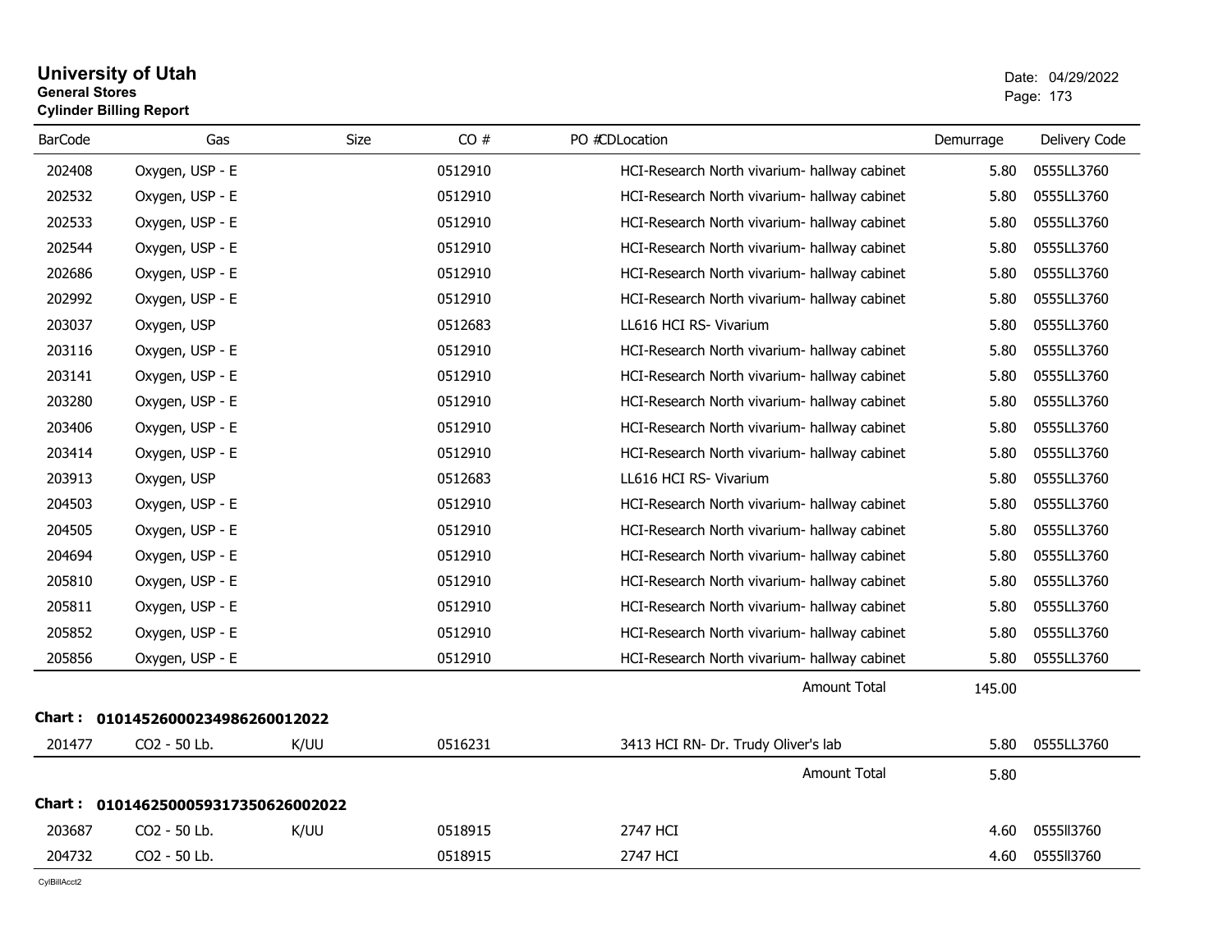# University of Utah
**General Stores**
**Cylinder Billing Report**

Date: 04/29/2022

| BarCode | Gas | Size | CO # | PO # | CD | Location | Demurrage | Delivery Code |
|---|---|---|---|---|---|---|---|---|
| 202408 | Oxygen, USP - E | | 0512910 | | | HCI-Research North vivarium- hallway cabinet | 5.80 | 0555LL3760 |
| 202532 | Oxygen, USP - E | | 0512910 | | | HCI-Research North vivarium- hallway cabinet | 5.80 | 0555LL3760 |
| 202533 | Oxygen, USP - E | | 0512910 | | | HCI-Research North vivarium- hallway cabinet | 5.80 | 0555LL3760 |
| 202544 | Oxygen, USP - E | | 0512910 | | | HCI-Research North vivarium- hallway cabinet | 5.80 | 0555LL3760 |
| 202686 | Oxygen, USP - E | | 0512910 | | | HCI-Research North vivarium- hallway cabinet | 5.80 | 0555LL3760 |
| 202992 | Oxygen, USP - E | | 0512910 | | | HCI-Research North vivarium- hallway cabinet | 5.80 | 0555LL3760 |
| 203037 | Oxygen, USP | | 0512683 | | | LL616 HCI RS- Vivarium | 5.80 | 0555LL3760 |
| 203116 | Oxygen, USP - E | | 0512910 | | | HCI-Research North vivarium- hallway cabinet | 5.80 | 0555LL3760 |
| 203141 | Oxygen, USP - E | | 0512910 | | | HCI-Research North vivarium- hallway cabinet | 5.80 | 0555LL3760 |
| 203280 | Oxygen, USP - E | | 0512910 | | | HCI-Research North vivarium- hallway cabinet | 5.80 | 0555LL3760 |
| 203406 | Oxygen, USP - E | | 0512910 | | | HCI-Research North vivarium- hallway cabinet | 5.80 | 0555LL3760 |
| 203414 | Oxygen, USP - E | | 0512910 | | | HCI-Research North vivarium- hallway cabinet | 5.80 | 0555LL3760 |
| 203913 | Oxygen, USP | | 0512683 | | | LL616 HCI RS- Vivarium | 5.80 | 0555LL3760 |
| 204503 | Oxygen, USP - E | | 0512910 | | | HCI-Research North vivarium- hallway cabinet | 5.80 | 0555LL3760 |
| 204505 | Oxygen, USP - E | | 0512910 | | | HCI-Research North vivarium- hallway cabinet | 5.80 | 0555LL3760 |
| 204694 | Oxygen, USP - E | | 0512910 | | | HCI-Research North vivarium- hallway cabinet | 5.80 | 0555LL3760 |
| 205810 | Oxygen, USP - E | | 0512910 | | | HCI-Research North vivarium- hallway cabinet | 5.80 | 0555LL3760 |
| 205811 | Oxygen, USP - E | | 0512910 | | | HCI-Research North vivarium- hallway cabinet | 5.80 | 0555LL3760 |
| 205852 | Oxygen, USP - E | | 0512910 | | | HCI-Research North vivarium- hallway cabinet | 5.80 | 0555LL3760 |
| 205856 | Oxygen, USP - E | | 0512910 | | | HCI-Research North vivarium- hallway cabinet | 5.80 | 0555LL3760 |
| | | | | | | Amount Total | 145.00 | |

**Chart : 01014526000234986260012022**

| BarCode | Gas | Size | CO # | PO # | CD | Location | Demurrage | Delivery Code |
|---|---|---|---|---|---|---|---|---|
| 201477 | CO2 - 50 Lb. | K/UU | 0516231 | | | 3413 HCI RN- Dr. Trudy Oliver's lab | 5.80 | 0555LL3760 |
| | | | | | | Amount Total | 5.80 | |

**Chart : 01014625000593173506260020222**

| BarCode | Gas | Size | CO # | PO # | CD | Location | Demurrage | Delivery Code |
|---|---|---|---|---|---|---|---|---|
| 203687 | CO2 - 50 Lb. | K/UU | 0518915 | | | 2747 HCI | 4.60 | 0555ll3760 |
| 204732 | CO2 - 50 Lb. | | 0518915 | | | 2747 HCI | 4.60 | 0555ll3760 |

CylBillAcct2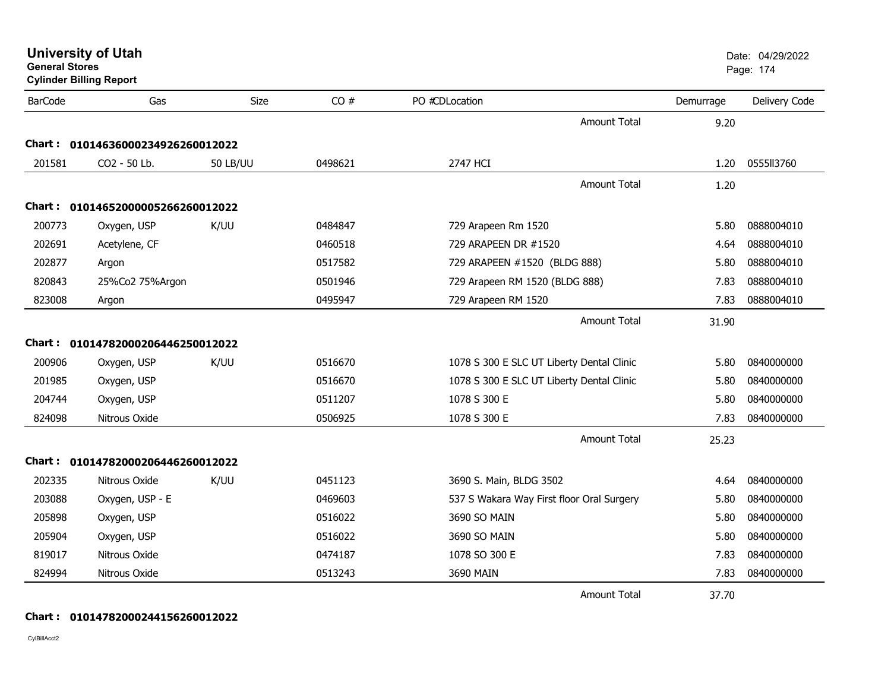**University of Utah**
**General Stores**
**Cylinder Billing Report**

Date: 04/29/2022

| BarCode | Gas | Size | CO # | PO #CDLocation | Demurrage | Delivery Code |
|---|---|---|---|---|---|---|
| | | | | Amount Total | 9.20 | |
| **Chart :** | **0101463600023492626001202** | | | | | |
| 201581 | CO2 - 50 Lb. | 50 LB/UU | 0498621 | 2747 HCI | 1.20 | 0555ll3760 |
| | | | | Amount Total | 1.20 | |
| **Chart :** | **0101465200000526626001202** | | | | | |
| 200773 | Oxygen, USP | K/UU | 0484847 | 729 Arapeen Rm 1520 | 5.80 | 0888004010 |
| 202691 | Acetylene, CF | | 0460518 | 729 ARAPEEN DR #1520 | 4.64 | 0888004010 |
| 202877 | Argon | | 0517582 | 729 ARAPEEN #1520 (BLDG 888) | 5.80 | 0888004010 |
| 820843 | 25%Co2 75%Argon | | 0501946 | 729 Arapeen RM 1520 (BLDG 888) | 7.83 | 0888004010 |
| 823008 | Argon | | 0495947 | 729 Arapeen RM 1520 | 7.83 | 0888004010 |
| | | | | Amount Total | 31.90 | |
| **Chart :** | **0101478200020644625001202** | | | | | |
| 200906 | Oxygen, USP | K/UU | 0516670 | 1078 S 300 E SLC UT Liberty Dental Clinic | 5.80 | 0840000000 |
| 201985 | Oxygen, USP | | 0516670 | 1078 S 300 E SLC UT Liberty Dental Clinic | 5.80 | 0840000000 |
| 204744 | Oxygen, USP | | 0511207 | 1078 S 300 E | 5.80 | 0840000000 |
| 824098 | Nitrous Oxide | | 0506925 | 1078 S 300 E | 7.83 | 0840000000 |
| | | | | Amount Total | 25.23 | |
| **Chart :** | **0101478200020644626001202** | | | | | |
| 202335 | Nitrous Oxide | K/UU | 0451123 | 3690 S. Main, BLDG 3502 | 4.64 | 0840000000 |
| 203088 | Oxygen, USP - E | | 0469603 | 537 S Wakara Way First floor Oral Surgery | 5.80 | 0840000000 |
| 205898 | Oxygen, USP | | 0516022 | 3690 SO MAIN | 5.80 | 0840000000 |
| 205904 | Oxygen, USP | | 0516022 | 3690 SO MAIN | 5.80 | 0840000000 |
| 819017 | Nitrous Oxide | | 0474187 | 1078 SO 300 E | 7.83 | 0840000000 |
| 824994 | Nitrous Oxide | | 0513243 | 3690 MAIN | 7.83 | 0840000000 |
| | | | | Amount Total | 37.70 | |
| **Chart :** | **0101478200024415626001202** | | | | | |

CylBillAcct2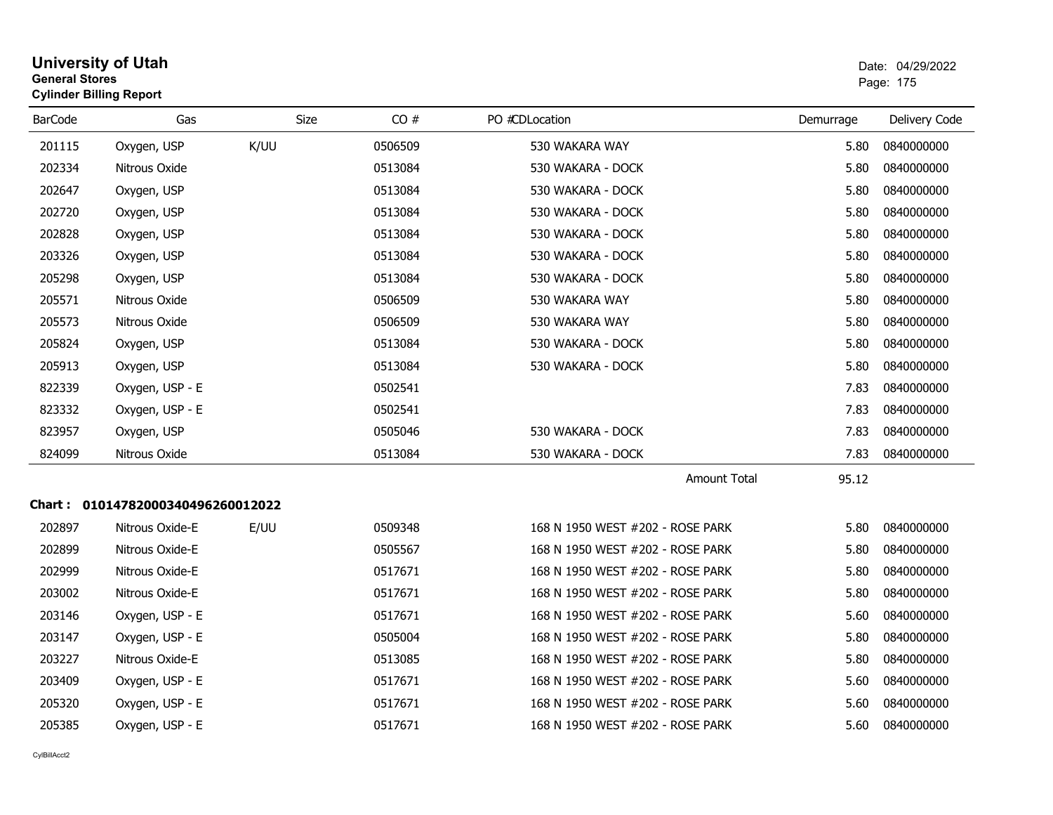**University of Utah**
**General Stores**
**Cylinder Billing Report**

Date: 04/29/2022

| BarCode | Gas | Size | CO # | PO #CDLocation | Demurrage | Delivery Code |
|---|---|---|---|---|---|---|
| 201115 | Oxygen, USP | K/UU | 0506509 | 530 WAKARA WAY | 5.80 | 0840000000 |
| 202334 | Nitrous Oxide | | 0513084 | 530 WAKARA - DOCK | 5.80 | 0840000000 |
| 202647 | Oxygen, USP | | 0513084 | 530 WAKARA - DOCK | 5.80 | 0840000000 |
| 202720 | Oxygen, USP | | 0513084 | 530 WAKARA - DOCK | 5.80 | 0840000000 |
| 202828 | Oxygen, USP | | 0513084 | 530 WAKARA - DOCK | 5.80 | 0840000000 |
| 203326 | Oxygen, USP | | 0513084 | 530 WAKARA - DOCK | 5.80 | 0840000000 |
| 205298 | Oxygen, USP | | 0513084 | 530 WAKARA - DOCK | 5.80 | 0840000000 |
| 205571 | Nitrous Oxide | | 0506509 | 530 WAKARA WAY | 5.80 | 0840000000 |
| 205573 | Nitrous Oxide | | 0506509 | 530 WAKARA WAY | 5.80 | 0840000000 |
| 205824 | Oxygen, USP | | 0513084 | 530 WAKARA - DOCK | 5.80 | 0840000000 |
| 205913 | Oxygen, USP | | 0513084 | 530 WAKARA - DOCK | 5.80 | 0840000000 |
| 822339 | Oxygen, USP - E | | 0502541 | | 7.83 | 0840000000 |
| 823332 | Oxygen, USP - E | | 0502541 | | 7.83 | 0840000000 |
| 823957 | Oxygen, USP | | 0505046 | 530 WAKARA - DOCK | 7.83 | 0840000000 |
| 824099 | Nitrous Oxide | | 0513084 | 530 WAKARA - DOCK | 7.83 | 0840000000 |
| | | | | Amount Total | 95.12 | |

**Chart : 01014782000340496260012022**

| BarCode | Gas | Size | CO # | PO #CDLocation | Demurrage | Delivery Code |
|---|---|---|---|---|---|---|
| 202897 | Nitrous Oxide-E | E/UU | 0509348 | 168 N 1950 WEST #202 - ROSE PARK | 5.80 | 0840000000 |
| 202899 | Nitrous Oxide-E | | 0505567 | 168 N 1950 WEST #202 - ROSE PARK | 5.80 | 0840000000 |
| 202999 | Nitrous Oxide-E | | 0517671 | 168 N 1950 WEST #202 - ROSE PARK | 5.80 | 0840000000 |
| 203002 | Nitrous Oxide-E | | 0517671 | 168 N 1950 WEST #202 - ROSE PARK | 5.80 | 0840000000 |
| 203146 | Oxygen, USP - E | | 0517671 | 168 N 1950 WEST #202 - ROSE PARK | 5.60 | 0840000000 |
| 203147 | Oxygen, USP - E | | 0505004 | 168 N 1950 WEST #202 - ROSE PARK | 5.80 | 0840000000 |
| 203227 | Nitrous Oxide-E | | 0513085 | 168 N 1950 WEST #202 - ROSE PARK | 5.80 | 0840000000 |
| 203409 | Oxygen, USP - E | | 0517671 | 168 N 1950 WEST #202 - ROSE PARK | 5.60 | 0840000000 |
| 205320 | Oxygen, USP - E | | 0517671 | 168 N 1950 WEST #202 - ROSE PARK | 5.60 | 0840000000 |
| 205385 | Oxygen, USP - E | | 0517671 | 168 N 1950 WEST #202 - ROSE PARK | 5.60 | 0840000000 |

CylBillAcct2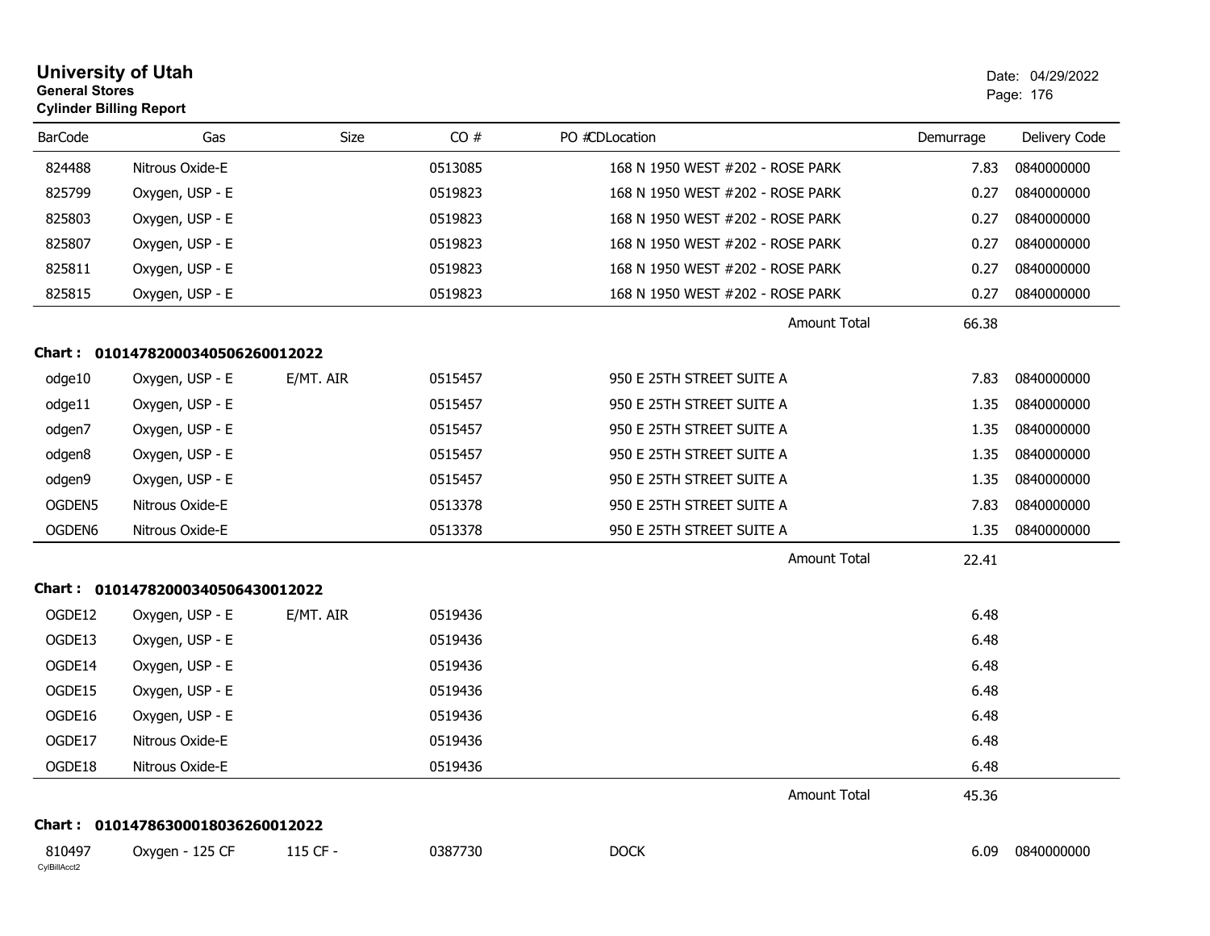# University of Utah

**General Stores**

**Cylinder Billing Report**

Date: 04/29/2022

| BarCode | Gas | Size | CO # | PO # | CDLocation | Demurrage | Delivery Code |
|---|---|---|---|---|---|---|---|
| 824488 | Nitrous Oxide-E | | 0513085 | | 168 N 1950 WEST #202 - ROSE PARK | 7.83 | 0840000000 |
| 825799 | Oxygen, USP - E | | 0519823 | | 168 N 1950 WEST #202 - ROSE PARK | 0.27 | 0840000000 |
| 825803 | Oxygen, USP - E | | 0519823 | | 168 N 1950 WEST #202 - ROSE PARK | 0.27 | 0840000000 |
| 825807 | Oxygen, USP - E | | 0519823 | | 168 N 1950 WEST #202 - ROSE PARK | 0.27 | 0840000000 |
| 825811 | Oxygen, USP - E | | 0519823 | | 168 N 1950 WEST #202 - ROSE PARK | 0.27 | 0840000000 |
| 825815 | Oxygen, USP - E | | 0519823 | | 168 N 1950 WEST #202 - ROSE PARK | 0.27 | 0840000000 |
| | | | | | Amount Total | 66.38 | |

**Chart : 01014782000340506260012022**

| BarCode | Gas | Size | CO # | PO # | CDLocation | Demurrage | Delivery Code |
|---|---|---|---|---|---|---|---|
| odge10 | Oxygen, USP - E | E/MT. AIR | 0515457 | | 950 E 25TH STREET SUITE A | 7.83 | 0840000000 |
| odge11 | Oxygen, USP - E | | 0515457 | | 950 E 25TH STREET SUITE A | 1.35 | 0840000000 |
| odgen7 | Oxygen, USP - E | | 0515457 | | 950 E 25TH STREET SUITE A | 1.35 | 0840000000 |
| odgen8 | Oxygen, USP - E | | 0515457 | | 950 E 25TH STREET SUITE A | 1.35 | 0840000000 |
| odgen9 | Oxygen, USP - E | | 0515457 | | 950 E 25TH STREET SUITE A | 1.35 | 0840000000 |
| OGDEN5 | Nitrous Oxide-E | | 0513378 | | 950 E 25TH STREET SUITE A | 7.83 | 0840000000 |
| OGDEN6 | Nitrous Oxide-E | | 0513378 | | 950 E 25TH STREET SUITE A | 1.35 | 0840000000 |
| | | | | | Amount Total | 22.41 | |

**Chart : 01014782000340506430012022**

| BarCode | Gas | Size | CO # | PO # | CDLocation | Demurrage | Delivery Code |
|---|---|---|---|---|---|---|---|
| OGDE12 | Oxygen, USP - E | E/MT. AIR | 0519436 | | | 6.48 | |
| OGDE13 | Oxygen, USP - E | | 0519436 | | | 6.48 | |
| OGDE14 | Oxygen, USP - E | | 0519436 | | | 6.48 | |
| OGDE15 | Oxygen, USP - E | | 0519436 | | | 6.48 | |
| OGDE16 | Oxygen, USP - E | | 0519436 | | | 6.48 | |
| OGDE17 | Nitrous Oxide-E | | 0519436 | | | 6.48 | |
| OGDE18 | Nitrous Oxide-E | | 0519436 | | | 6.48 | |
| | | | | | Amount Total | 45.36 | |

**Chart : 01014786300018036260012022**

| BarCode | Gas | Size | CO # | PO # | CDLocation | Demurrage | Delivery Code |
|---|---|---|---|---|---|---|---|
| 810497 | Oxygen - 125 CF | 115 CF - | 0387730 | | DOCK | 6.09 | 0840000000 |

CylBillAcct2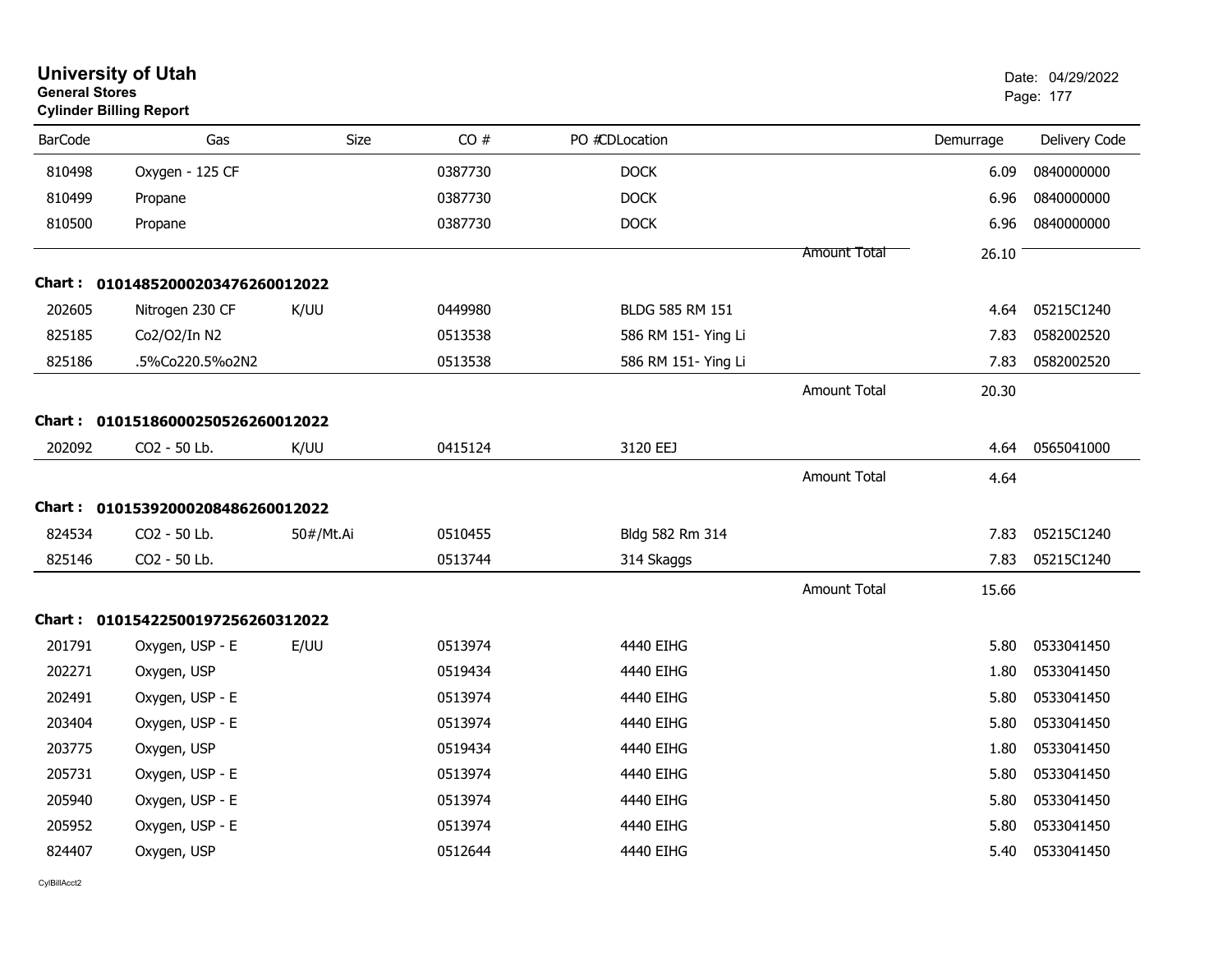# University of Utah

**General Stores**
**Cylinder Billing Report**

Date: 04/29/2022

| BarCode | Gas | Size | CO # | PO # | CDLocation | | Demurrage | Delivery Code |
|---|---|---|---|---|---|---|---|---|
| 810498 | Oxygen - 125 CF | | 0387730 | | DOCK | | 6.09 | 0840000000 |
| 810499 | Propane | | 0387730 | | DOCK | | 6.96 | 0840000000 |
| 810500 | Propane | | 0387730 | | DOCK | | 6.96 | 0840000000 |
| | | | | | | Amount Total | 26.10 | |
| **Chart :** | **01014852000203476260012022** | | | | | | | |
| 202605 | Nitrogen 230 CF | K/UU | 0449980 | | BLDG 585 RM 151 | | 4.64 | 05215C1240 |
| 825185 | Co2/O2/In N2 | | 0513538 | | 586 RM 151- Ying Li | | 7.83 | 0582002520 |
| 825186 | .5%Co220.5%o2N2 | | 0513538 | | 586 RM 151- Ying Li | | 7.83 | 0582002520 |
| | | | | | | Amount Total | 20.30 | |
| **Chart :** | **01015186000250526260012022** | | | | | | | |
| 202092 | CO2 - 50 Lb. | K/UU | 0415124 | | 3120 EEJ | | 4.64 | 0565041000 |
| | | | | | | Amount Total | 4.64 | |
| **Chart :** | **01015392000208486260012022** | | | | | | | |
| 824534 | CO2 - 50 Lb. | 50#/Mt.Ai | 0510455 | | Bldg 582 Rm 314 | | 7.83 | 05215C1240 |
| 825146 | CO2 - 50 Lb. | | 0513744 | | 314 Skaggs | | 7.83 | 05215C1240 |
| | | | | | | Amount Total | 15.66 | |
| **Chart :** | **01015422500197256260312022** | | | | | | | |
| 201791 | Oxygen, USP - E | E/UU | 0513974 | | 4440 EIHG | | 5.80 | 0533041450 |
| 202271 | Oxygen, USP | | 0519434 | | 4440 EIHG | | 1.80 | 0533041450 |
| 202491 | Oxygen, USP - E | | 0513974 | | 4440 EIHG | | 5.80 | 0533041450 |
| 203404 | Oxygen, USP - E | | 0513974 | | 4440 EIHG | | 5.80 | 0533041450 |
| 203775 | Oxygen, USP | | 0519434 | | 4440 EIHG | | 1.80 | 0533041450 |
| 205731 | Oxygen, USP - E | | 0513974 | | 4440 EIHG | | 5.80 | 0533041450 |
| 205940 | Oxygen, USP - E | | 0513974 | | 4440 EIHG | | 5.80 | 0533041450 |
| 205952 | Oxygen, USP - E | | 0513974 | | 4440 EIHG | | 5.80 | 0533041450 |
| 824407 | Oxygen, USP | | 0512644 | | 4440 EIHG | | 5.40 | 0533041450 |

CylBillAcct2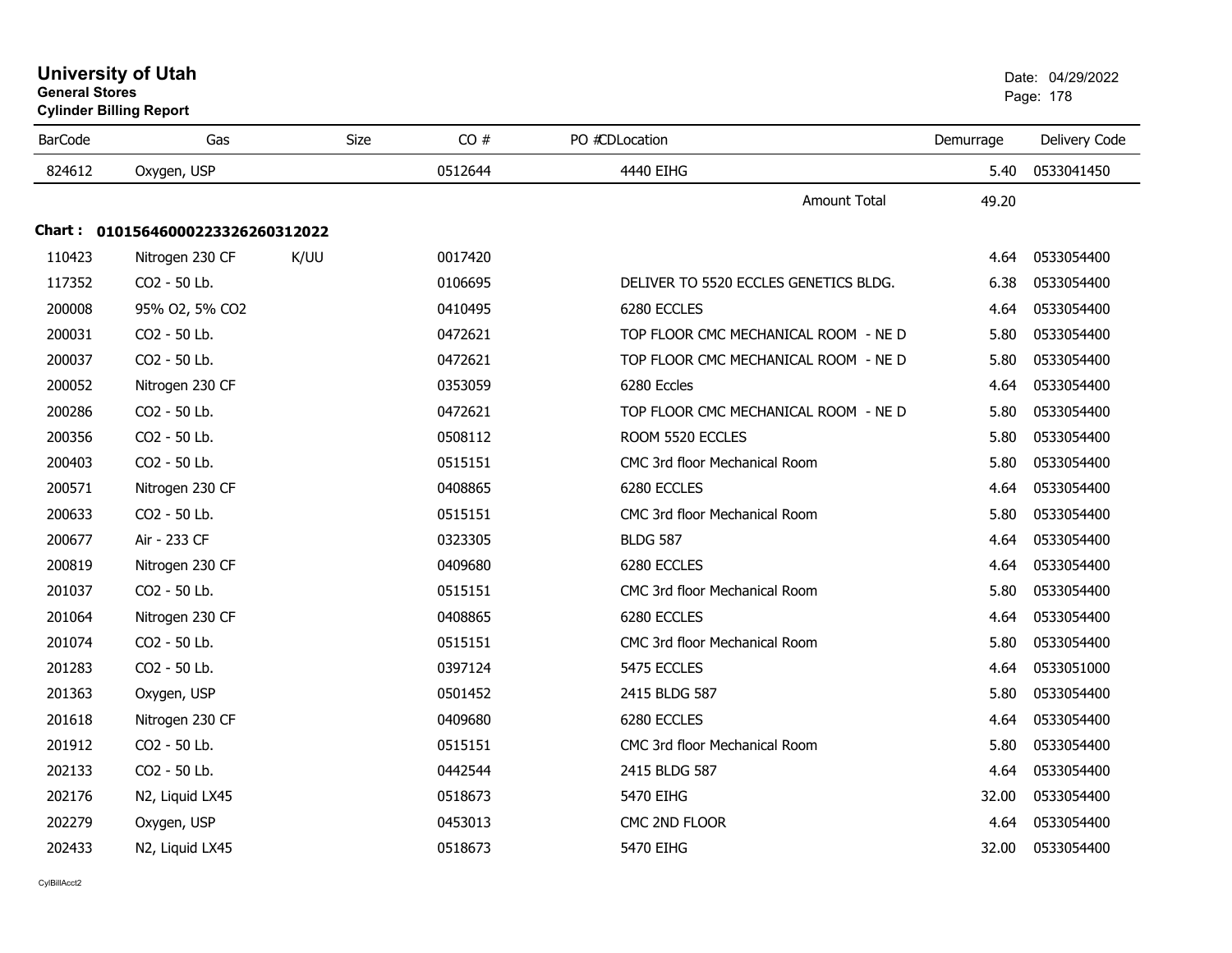# University of Utah

**General Stores**

**Cylinder Billing Report**

Date: 04/29/2022

| BarCode | Gas | Size | CO # | PO # | CD | Location | Demurrage | Delivery Code |
|---|---|---|---|---|---|---|---|---|
| 824612 | Oxygen, USP | | 0512644 | | | 4440 EIHG | 5.40 | 0533041450 |
| | | | | | | Amount Total | 49.20 | |

**Chart : 01015646000223326260312022**

| BarCode | Gas | Size | CO # | PO # | CD | Location | Demurrage | Delivery Code |
|---|---|---|---|---|---|---|---|---|
| 110423 | Nitrogen 230 CF | K/UU | 0017420 | | | | 4.64 | 0533054400 |
| 117352 | CO2 - 50 Lb. | | 0106695 | | | DELIVER TO 5520 ECCLES GENETICS BLDG. | 6.38 | 0533054400 |
| 200008 | 95% O2, 5% CO2 | | 0410495 | | | 6280 ECCLES | 4.64 | 0533054400 |
| 200031 | CO2 - 50 Lb. | | 0472621 | | | TOP FLOOR CMC MECHANICAL ROOM - NE D | 5.80 | 0533054400 |
| 200037 | CO2 - 50 Lb. | | 0472621 | | | TOP FLOOR CMC MECHANICAL ROOM - NE D | 5.80 | 0533054400 |
| 200052 | Nitrogen 230 CF | | 0353059 | | | 6280 Eccles | 4.64 | 0533054400 |
| 200286 | CO2 - 50 Lb. | | 0472621 | | | TOP FLOOR CMC MECHANICAL ROOM - NE D | 5.80 | 0533054400 |
| 200356 | CO2 - 50 Lb. | | 0508112 | | | ROOM 5520 ECCLES | 5.80 | 0533054400 |
| 200403 | CO2 - 50 Lb. | | 0515151 | | | CMC 3rd floor Mechanical Room | 5.80 | 0533054400 |
| 200571 | Nitrogen 230 CF | | 0408865 | | | 6280 ECCLES | 4.64 | 0533054400 |
| 200633 | CO2 - 50 Lb. | | 0515151 | | | CMC 3rd floor Mechanical Room | 5.80 | 0533054400 |
| 200677 | Air - 233 CF | | 0323305 | | | BLDG 587 | 4.64 | 0533054400 |
| 200819 | Nitrogen 230 CF | | 0409680 | | | 6280 ECCLES | 4.64 | 0533054400 |
| 201037 | CO2 - 50 Lb. | | 0515151 | | | CMC 3rd floor Mechanical Room | 5.80 | 0533054400 |
| 201064 | Nitrogen 230 CF | | 0408865 | | | 6280 ECCLES | 4.64 | 0533054400 |
| 201074 | CO2 - 50 Lb. | | 0515151 | | | CMC 3rd floor Mechanical Room | 5.80 | 0533054400 |
| 201283 | CO2 - 50 Lb. | | 0397124 | | | 5475 ECCLES | 4.64 | 0533051000 |
| 201363 | Oxygen, USP | | 0501452 | | | 2415 BLDG 587 | 5.80 | 0533054400 |
| 201618 | Nitrogen 230 CF | | 0409680 | | | 6280 ECCLES | 4.64 | 0533054400 |
| 201912 | CO2 - 50 Lb. | | 0515151 | | | CMC 3rd floor Mechanical Room | 5.80 | 0533054400 |
| 202133 | CO2 - 50 Lb. | | 0442544 | | | 2415 BLDG 587 | 4.64 | 0533054400 |
| 202176 | N2, Liquid LX45 | | 0518673 | | | 5470 EIHG | 32.00 | 0533054400 |
| 202279 | Oxygen, USP | | 0453013 | | | CMC 2ND FLOOR | 4.64 | 0533054400 |
| 202433 | N2, Liquid LX45 | | 0518673 | | | 5470 EIHG | 32.00 | 0533054400 |

CylBillAcct2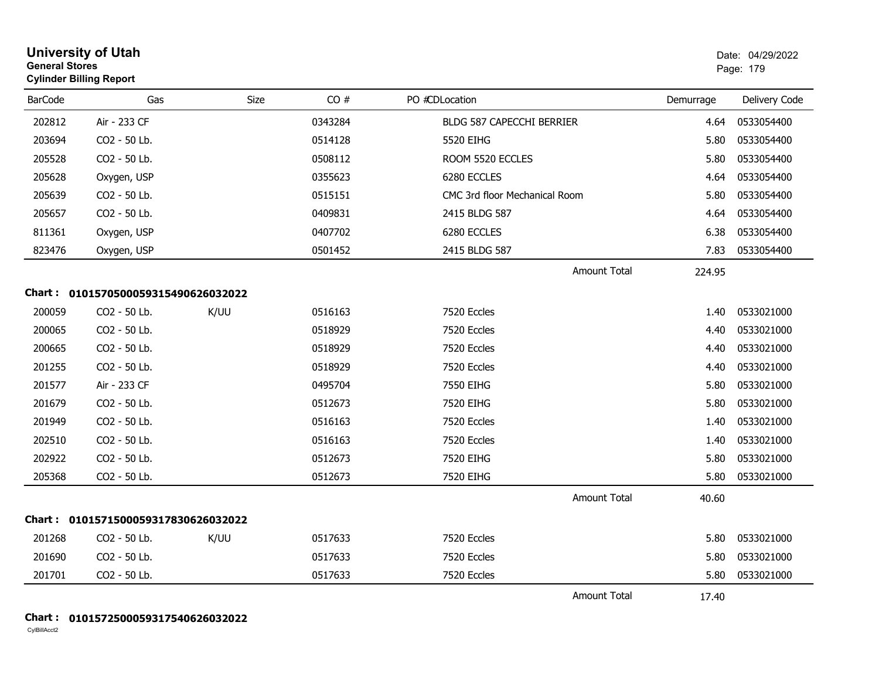**University of Utah**
**General Stores**
**Cylinder Billing Report**

Date: 04/29/2022

| BarCode | Gas | Size | CO # | PO #CDLocation | Demurrage | Delivery Code |
|---|---|---|---|---|---|---|
| 202812 | Air - 233 CF | | 0343284 | BLDG 587 CAPECCHI BERRIER | 4.64 | 0533054400 |
| 203694 | CO2 - 50 Lb. | | 0514128 | 5520 EIHG | 5.80 | 0533054400 |
| 205528 | CO2 - 50 Lb. | | 0508112 | ROOM 5520 ECCLES | 5.80 | 0533054400 |
| 205628 | Oxygen, USP | | 0355623 | 6280 ECCLES | 4.64 | 0533054400 |
| 205639 | CO2 - 50 Lb. | | 0515151 | CMC 3rd floor Mechanical Room | 5.80 | 0533054400 |
| 205657 | CO2 - 50 Lb. | | 0409831 | 2415 BLDG 587 | 4.64 | 0533054400 |
| 811361 | Oxygen, USP | | 0407702 | 6280 ECCLES | 6.38 | 0533054400 |
| 823476 | Oxygen, USP | | 0501452 | 2415 BLDG 587 | 7.83 | 0533054400 |
| | | | | Amount Total | 224.95 | |

**Chart : 01015705000593154906260320​22**

| BarCode | Gas | Size | CO # | PO #CDLocation | Demurrage | Delivery Code |
|---|---|---|---|---|---|---|
| 200059 | CO2 - 50 Lb. | K/UU | 0516163 | 7520 Eccles | 1.40 | 0533021000 |
| 200065 | CO2 - 50 Lb. | | 0518929 | 7520 Eccles | 4.40 | 0533021000 |
| 200665 | CO2 - 50 Lb. | | 0518929 | 7520 Eccles | 4.40 | 0533021000 |
| 201255 | CO2 - 50 Lb. | | 0518929 | 7520 Eccles | 4.40 | 0533021000 |
| 201577 | Air - 233 CF | | 0495704 | 7550 EIHG | 5.80 | 0533021000 |
| 201679 | CO2 - 50 Lb. | | 0512673 | 7520 EIHG | 5.80 | 0533021000 |
| 201949 | CO2 - 50 Lb. | | 0516163 | 7520 Eccles | 1.40 | 0533021000 |
| 202510 | CO2 - 50 Lb. | | 0516163 | 7520 Eccles | 1.40 | 0533021000 |
| 202922 | CO2 - 50 Lb. | | 0512673 | 7520 EIHG | 5.80 | 0533021000 |
| 205368 | CO2 - 50 Lb. | | 0512673 | 7520 EIHG | 5.80 | 0533021000 |
| | | | | Amount Total | 40.60 | |

**Chart : 010157150005931783062603202​2**

| BarCode | Gas | Size | CO # | PO #CDLocation | Demurrage | Delivery Code |
|---|---|---|---|---|---|---|
| 201268 | CO2 - 50 Lb. | K/UU | 0517633 | 7520 Eccles | 5.80 | 0533021000 |
| 201690 | CO2 - 50 Lb. | | 0517633 | 7520 Eccles | 5.80 | 0533021000 |
| 201701 | CO2 - 50 Lb. | | 0517633 | 7520 Eccles | 5.80 | 0533021000 |
| | | | | Amount Total | 17.40 | |

**Chart : 010157250005931754062603202​2**

CylBillAcct2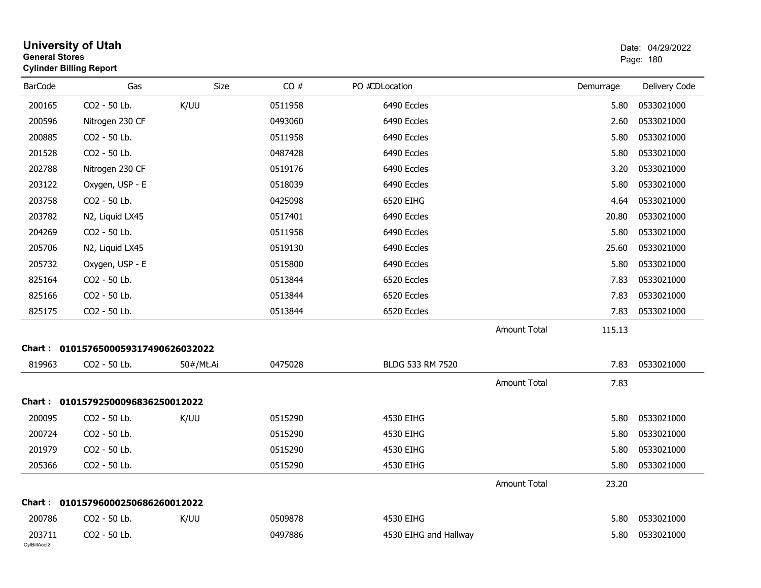# University of Utah
**General Stores**
**Cylinder Billing Report**

Date: 04/29/2022

| BarCode | Gas | Size | CO # | PO # | CDLocation | Demurrage | Delivery Code |
|---|---|---|---|---|---|---|---|
| 200165 | CO2 - 50 Lb. | K/UU | 0511958 | | 6490 Eccles | 5.80 | 0533021000 |
| 200596 | Nitrogen 230 CF | | 0493060 | | 6490 Eccles | 2.60 | 0533021000 |
| 200885 | CO2 - 50 Lb. | | 0511958 | | 6490 Eccles | 5.80 | 0533021000 |
| 201528 | CO2 - 50 Lb. | | 0487428 | | 6490 Eccles | 5.80 | 0533021000 |
| 202788 | Nitrogen 230 CF | | 0519176 | | 6490 Eccles | 3.20 | 0533021000 |
| 203122 | Oxygen, USP - E | | 0518039 | | 6490 Eccles | 5.80 | 0533021000 |
| 203758 | CO2 - 50 Lb. | | 0425098 | | 6520 EIHG | 4.64 | 0533021000 |
| 203782 | N2, Liquid LX45 | | 0517401 | | 6490 Eccles | 20.80 | 0533021000 |
| 204269 | CO2 - 50 Lb. | | 0511958 | | 6490 Eccles | 5.80 | 0533021000 |
| 205706 | N2, Liquid LX45 | | 0519130 | | 6490 Eccles | 25.60 | 0533021000 |
| 205732 | Oxygen, USP - E | | 0515800 | | 6490 Eccles | 5.80 | 0533021000 |
| 825164 | CO2 - 50 Lb. | | 0513844 | | 6520 Eccles | 7.83 | 0533021000 |
| 825166 | CO2 - 50 Lb. | | 0513844 | | 6520 Eccles | 7.83 | 0533021000 |
| 825175 | CO2 - 50 Lb. | | 0513844 | | 6520 Eccles | 7.83 | 0533021000 |
| | | | | | Amount Total | 115.13 | |

**Chart : 01015765000593174906260320​22**

| BarCode | Gas | Size | CO # | PO # | CDLocation | Demurrage | Delivery Code |
|---|---|---|---|---|---|---|---|
| 819963 | CO2 - 50 Lb. | 50#/Mt.Ai | 0475028 | | BLDG 533 RM 7520 | 7.83 | 0533021000 |
| | | | | | Amount Total | 7.83 | |

**Chart : 01015792500096836250012022**

| BarCode | Gas | Size | CO # | PO # | CDLocation | Demurrage | Delivery Code |
|---|---|---|---|---|---|---|---|
| 200095 | CO2 - 50 Lb. | K/UU | 0515290 | | 4530 EIHG | 5.80 | 0533021000 |
| 200724 | CO2 - 50 Lb. | | 0515290 | | 4530 EIHG | 5.80 | 0533021000 |
| 201979 | CO2 - 50 Lb. | | 0515290 | | 4530 EIHG | 5.80 | 0533021000 |
| 205366 | CO2 - 50 Lb. | | 0515290 | | 4530 EIHG | 5.80 | 0533021000 |
| | | | | | Amount Total | 23.20 | |

**Chart : 01015796000250686260012022**

| BarCode | Gas | Size | CO # | PO # | CDLocation | Demurrage | Delivery Code |
|---|---|---|---|---|---|---|---|
| 200786 | CO2 - 50 Lb. | K/UU | 0509878 | | 4530 EIHG | 5.80 | 0533021000 |
| 203711 | CO2 - 50 Lb. | | 0497886 | | 4530 EIHG and Hallway | 5.80 | 0533021000 |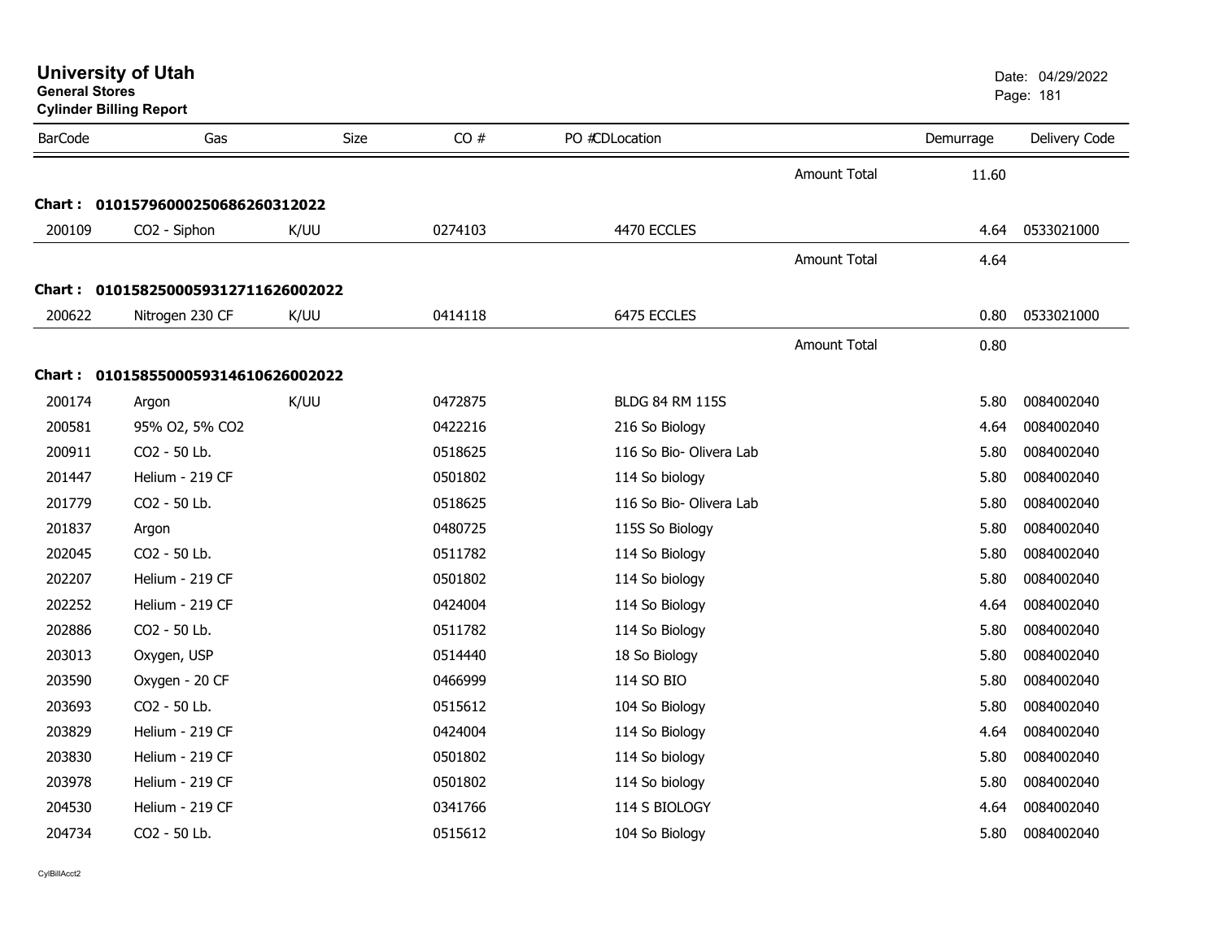# University of Utah

**General Stores**

**Cylinder Billing Report**

Date: 04/29/2022

| BarCode | Gas | Size | CO # | PO # | CDLocation | | Demurrage | Delivery Code |
|---|---|---|---|---|---|---|---|---|
| | | | | | | Amount Total | 11.60 | |
| **Chart : 01015796000250686260312022** | | | | | | | | |
| 200109 | CO2 - Siphon | K/UU | 0274103 | | 4470 ECCLES | | 4.64 | 0533021000 |
| | | | | | | Amount Total | 4.64 | |
| **Chart : 01015825000593127116260022022** | | | | | | | | |
| 200622 | Nitrogen 230 CF | K/UU | 0414118 | | 6475 ECCLES | | 0.80 | 0533021000 |
| | | | | | | Amount Total | 0.80 | |
| **Chart : 01015855000593146106260022022** | | | | | | | | |
| 200174 | Argon | K/UU | 0472875 | | BLDG 84 RM 115S | | 5.80 | 0084002040 |
| 200581 | 95% O2, 5% CO2 | | 0422216 | | 216 So Biology | | 4.64 | 0084002040 |
| 200911 | CO2 - 50 Lb. | | 0518625 | | 116 So Bio- Olivera Lab | | 5.80 | 0084002040 |
| 201447 | Helium - 219 CF | | 0501802 | | 114 So biology | | 5.80 | 0084002040 |
| 201779 | CO2 - 50 Lb. | | 0518625 | | 116 So Bio- Olivera Lab | | 5.80 | 0084002040 |
| 201837 | Argon | | 0480725 | | 115S So Biology | | 5.80 | 0084002040 |
| 202045 | CO2 - 50 Lb. | | 0511782 | | 114 So Biology | | 5.80 | 0084002040 |
| 202207 | Helium - 219 CF | | 0501802 | | 114 So biology | | 5.80 | 0084002040 |
| 202252 | Helium - 219 CF | | 0424004 | | 114 So Biology | | 4.64 | 0084002040 |
| 202886 | CO2 - 50 Lb. | | 0511782 | | 114 So Biology | | 5.80 | 0084002040 |
| 203013 | Oxygen, USP | | 0514440 | | 18 So Biology | | 5.80 | 0084002040 |
| 203590 | Oxygen - 20 CF | | 0466999 | | 114 SO BIO | | 5.80 | 0084002040 |
| 203693 | CO2 - 50 Lb. | | 0515612 | | 104 So Biology | | 5.80 | 0084002040 |
| 203829 | Helium - 219 CF | | 0424004 | | 114 So Biology | | 4.64 | 0084002040 |
| 203830 | Helium - 219 CF | | 0501802 | | 114 So biology | | 5.80 | 0084002040 |
| 203978 | Helium - 219 CF | | 0501802 | | 114 So biology | | 5.80 | 0084002040 |
| 204530 | Helium - 219 CF | | 0341766 | | 114 S BIOLOGY | | 4.64 | 0084002040 |
| 204734 | CO2 - 50 Lb. | | 0515612 | | 104 So Biology | | 5.80 | 0084002040 |

CylBillAcct2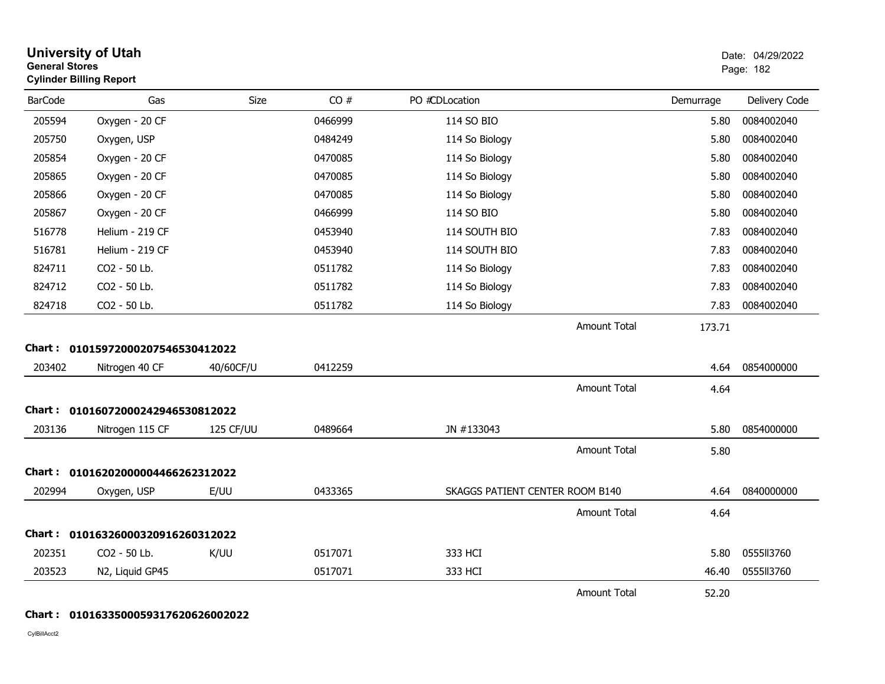# University of Utah
**General Stores**
**Cylinder Billing Report**

Date: 04/29/2022

| BarCode | Gas | Size | CO # | PO #CDLocation | Demurrage | Delivery Code |
|---|---|---|---|---|---|---|
| 205594 | Oxygen - 20 CF | | 0466999 | 114 SO BIO | 5.80 | 0084002040 |
| 205750 | Oxygen, USP | | 0484249 | 114 So Biology | 5.80 | 0084002040 |
| 205854 | Oxygen - 20 CF | | 0470085 | 114 So Biology | 5.80 | 0084002040 |
| 205865 | Oxygen - 20 CF | | 0470085 | 114 So Biology | 5.80 | 0084002040 |
| 205866 | Oxygen - 20 CF | | 0470085 | 114 So Biology | 5.80 | 0084002040 |
| 205867 | Oxygen - 20 CF | | 0466999 | 114 SO BIO | 5.80 | 0084002040 |
| 516778 | Helium - 219 CF | | 0453940 | 114 SOUTH BIO | 7.83 | 0084002040 |
| 516781 | Helium - 219 CF | | 0453940 | 114 SOUTH BIO | 7.83 | 0084002040 |
| 824711 | CO2 - 50 Lb. | | 0511782 | 114 So Biology | 7.83 | 0084002040 |
| 824712 | CO2 - 50 Lb. | | 0511782 | 114 So Biology | 7.83 | 0084002040 |
| 824718 | CO2 - 50 Lb. | | 0511782 | 114 So Biology | 7.83 | 0084002040 |
| | | | | Amount Total | 173.71 | |

**Chart : 01015972000207546530412022**

| BarCode | Gas | Size | CO # | PO #CDLocation | Demurrage | Delivery Code |
|---|---|---|---|---|---|---|
| 203402 | Nitrogen 40 CF | 40/60CF/U | 0412259 | | 4.64 | 0854000000 |
| | | | | Amount Total | 4.64 | |

**Chart : 01016072000242946530812022**

| BarCode | Gas | Size | CO # | PO #CDLocation | Demurrage | Delivery Code |
|---|---|---|---|---|---|---|
| 203136 | Nitrogen 115 CF | 125 CF/UU | 0489664 | JN #133043 | 5.80 | 0854000000 |
| | | | | Amount Total | 5.80 | |

**Chart : 01016202000004466262312022**

| BarCode | Gas | Size | CO # | PO #CDLocation | Demurrage | Delivery Code |
|---|---|---|---|---|---|---|
| 202994 | Oxygen, USP | E/UU | 0433365 | SKAGGS PATIENT CENTER ROOM B140 | 4.64 | 0840000000 |
| | | | | Amount Total | 4.64 | |

**Chart : 01016326000320916260312022**

| BarCode | Gas | Size | CO # | PO #CDLocation | Demurrage | Delivery Code |
|---|---|---|---|---|---|---|
| 202351 | CO2 - 50 Lb. | K/UU | 0517071 | 333 HCI | 5.80 | 0555ll3760 |
| 203523 | N2, Liquid GP45 | | 0517071 | 333 HCI | 46.40 | 0555ll3760 |
| | | | | Amount Total | 52.20 | |

**Chart : 01016335000593176206260020 22**

CylBillAcct2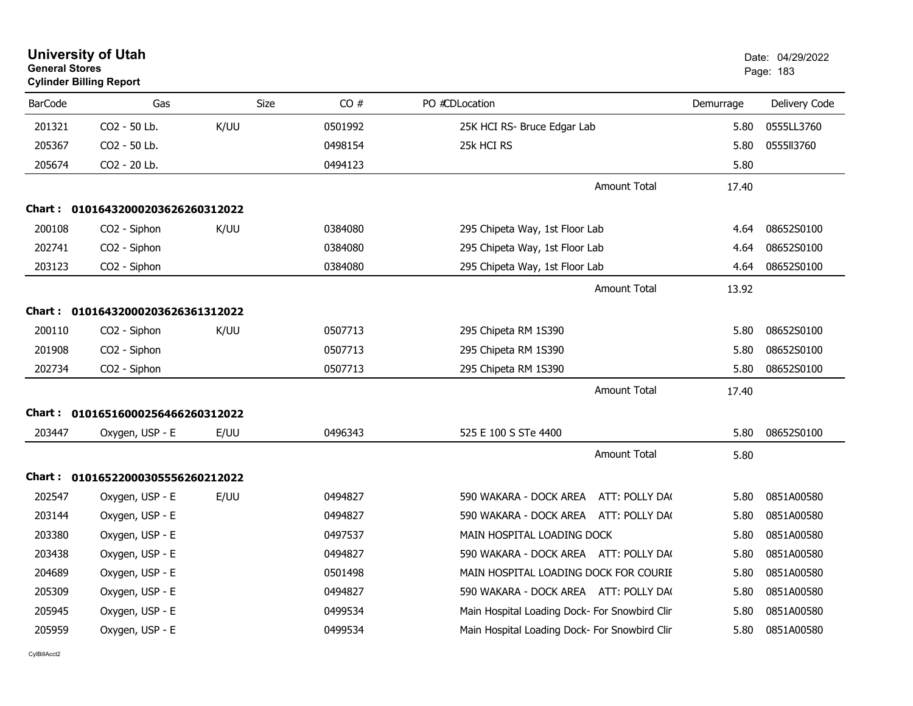# University of Utah
**General Stores**
**Cylinder Billing Report**

Date: 04/29/2022

| BarCode | Gas | Size | CO # | PO # | CD | Location | Demurrage | Delivery Code |
|---|---|---|---|---|---|---|---|---|
| 201321 | CO2 - 50 Lb. | K/UU | 0501992 | | | 25K HCI RS- Bruce Edgar Lab | 5.80 | 0555LL3760 |
| 205367 | CO2 - 50 Lb. | | 0498154 | | | 25k HCI RS | 5.80 | 0555ll3760 |
| 205674 | CO2 - 20 Lb. | | 0494123 | | | | 5.80 | |
| | | | | | | Amount Total | 17.40 | |
| **Chart :** | **01016432000203626260312022** | | | | | | | |
| 200108 | CO2 - Siphon | K/UU | 0384080 | | | 295 Chipeta Way, 1st Floor Lab | 4.64 | 08652S0100 |
| 202741 | CO2 - Siphon | | 0384080 | | | 295 Chipeta Way, 1st Floor Lab | 4.64 | 08652S0100 |
| 203123 | CO2 - Siphon | | 0384080 | | | 295 Chipeta Way, 1st Floor Lab | 4.64 | 08652S0100 |
| | | | | | | Amount Total | 13.92 | |
| **Chart :** | **01016432000203626361312022** | | | | | | | |
| 200110 | CO2 - Siphon | K/UU | 0507713 | | | 295 Chipeta RM 1S390 | 5.80 | 08652S0100 |
| 201908 | CO2 - Siphon | | 0507713 | | | 295 Chipeta RM 1S390 | 5.80 | 08652S0100 |
| 202734 | CO2 - Siphon | | 0507713 | | | 295 Chipeta RM 1S390 | 5.80 | 08652S0100 |
| | | | | | | Amount Total | 17.40 | |
| **Chart :** | **01016516000256466260312022** | | | | | | | |
| 203447 | Oxygen, USP - E | E/UU | 0496343 | | | 525 E 100 S STe 4400 | 5.80 | 08652S0100 |
| | | | | | | Amount Total | 5.80 | |
| **Chart :** | **01016522000305556260212022** | | | | | | | |
| 202547 | Oxygen, USP - E | E/UU | 0494827 | | | 590 WAKARA - DOCK AREA ATT: POLLY DA( | 5.80 | 0851A00580 |
| 203144 | Oxygen, USP - E | | 0494827 | | | 590 WAKARA - DOCK AREA ATT: POLLY DA( | 5.80 | 0851A00580 |
| 203380 | Oxygen, USP - E | | 0497537 | | | MAIN HOSPITAL LOADING DOCK | 5.80 | 0851A00580 |
| 203438 | Oxygen, USP - E | | 0494827 | | | 590 WAKARA - DOCK AREA ATT: POLLY DA( | 5.80 | 0851A00580 |
| 204689 | Oxygen, USP - E | | 0501498 | | | MAIN HOSPITAL LOADING DOCK FOR COURIE | 5.80 | 0851A00580 |
| 205309 | Oxygen, USP - E | | 0494827 | | | 590 WAKARA - DOCK AREA ATT: POLLY DA( | 5.80 | 0851A00580 |
| 205945 | Oxygen, USP - E | | 0499534 | | | Main Hospital Loading Dock- For Snowbird Clir | 5.80 | 0851A00580 |
| 205959 | Oxygen, USP - E | | 0499534 | | | Main Hospital Loading Dock- For Snowbird Clir | 5.80 | 0851A00580 |

CylBillAcct2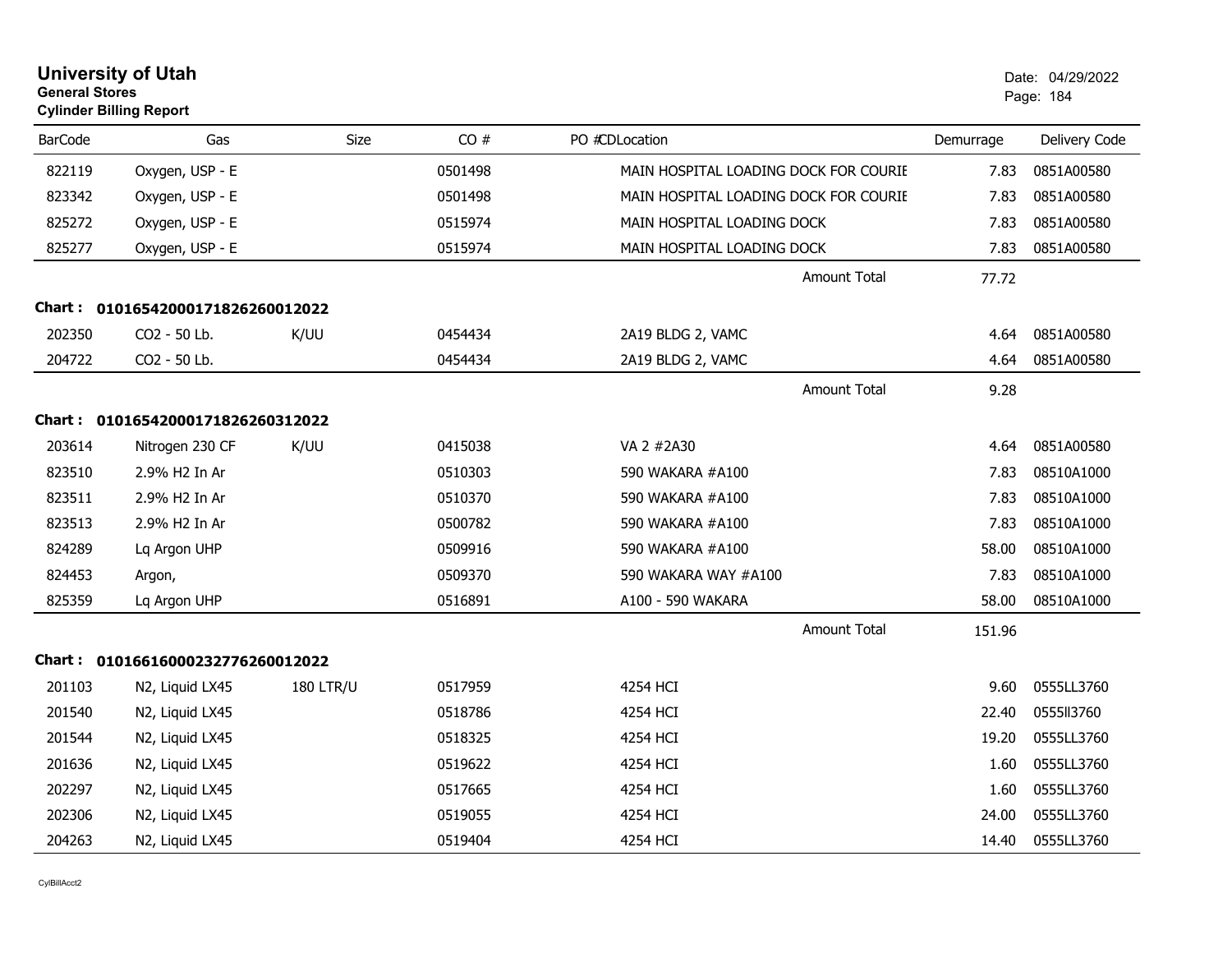# University of Utah

**General Stores**

**Cylinder Billing Report**

Date: 04/29/2022

| BarCode | Gas | Size | CO # | PO # | CD | Location | Demurrage | Delivery Code |
|---|---|---|---|---|---|---|---|---|
| 822119 | Oxygen, USP - E | | 0501498 | | | MAIN HOSPITAL LOADING DOCK FOR COURIE | 7.83 | 0851A00580 |
| 823342 | Oxygen, USP - E | | 0501498 | | | MAIN HOSPITAL LOADING DOCK FOR COURIE | 7.83 | 0851A00580 |
| 825272 | Oxygen, USP - E | | 0515974 | | | MAIN HOSPITAL LOADING DOCK | 7.83 | 0851A00580 |
| 825277 | Oxygen, USP - E | | 0515974 | | | MAIN HOSPITAL LOADING DOCK | 7.83 | 0851A00580 |
| | | | | | | Amount Total | 77.72 | |

**Chart : 01016542000171826260012022**

| BarCode | Gas | Size | CO # | PO # | CD | Location | Demurrage | Delivery Code |
|---|---|---|---|---|---|---|---|---|
| 202350 | CO2 - 50 Lb. | K/UU | 0454434 | | | 2A19 BLDG 2, VAMC | 4.64 | 0851A00580 |
| 204722 | CO2 - 50 Lb. | | 0454434 | | | 2A19 BLDG 2, VAMC | 4.64 | 0851A00580 |
| | | | | | | Amount Total | 9.28 | |

**Chart : 01016542000171826260312022**

| BarCode | Gas | Size | CO # | PO # | CD | Location | Demurrage | Delivery Code |
|---|---|---|---|---|---|---|---|---|
| 203614 | Nitrogen 230 CF | K/UU | 0415038 | | | VA 2 #2A30 | 4.64 | 0851A00580 |
| 823510 | 2.9% H2 In Ar | | 0510303 | | | 590 WAKARA #A100 | 7.83 | 08510A1000 |
| 823511 | 2.9% H2 In Ar | | 0510370 | | | 590 WAKARA #A100 | 7.83 | 08510A1000 |
| 823513 | 2.9% H2 In Ar | | 0500782 | | | 590 WAKARA #A100 | 7.83 | 08510A1000 |
| 824289 | Lq Argon UHP | | 0509916 | | | 590 WAKARA #A100 | 58.00 | 08510A1000 |
| 824453 | Argon, | | 0509370 | | | 590 WAKARA WAY #A100 | 7.83 | 08510A1000 |
| 825359 | Lq Argon UHP | | 0516891 | | | A100 - 590 WAKARA | 58.00 | 08510A1000 |
| | | | | | | Amount Total | 151.96 | |

**Chart : 01016616000232776260012022**

| BarCode | Gas | Size | CO # | PO # | CD | Location | Demurrage | Delivery Code |
|---|---|---|---|---|---|---|---|---|
| 201103 | N2, Liquid LX45 | 180 LTR/U | 0517959 | | | 4254 HCI | 9.60 | 0555LL3760 |
| 201540 | N2, Liquid LX45 | | 0518786 | | | 4254 HCI | 22.40 | 0555ll3760 |
| 201544 | N2, Liquid LX45 | | 0518325 | | | 4254 HCI | 19.20 | 0555LL3760 |
| 201636 | N2, Liquid LX45 | | 0519622 | | | 4254 HCI | 1.60 | 0555LL3760 |
| 202297 | N2, Liquid LX45 | | 0517665 | | | 4254 HCI | 1.60 | 0555LL3760 |
| 202306 | N2, Liquid LX45 | | 0519055 | | | 4254 HCI | 24.00 | 0555LL3760 |
| 204263 | N2, Liquid LX45 | | 0519404 | | | 4254 HCI | 14.40 | 0555LL3760 |

CylBillAcct2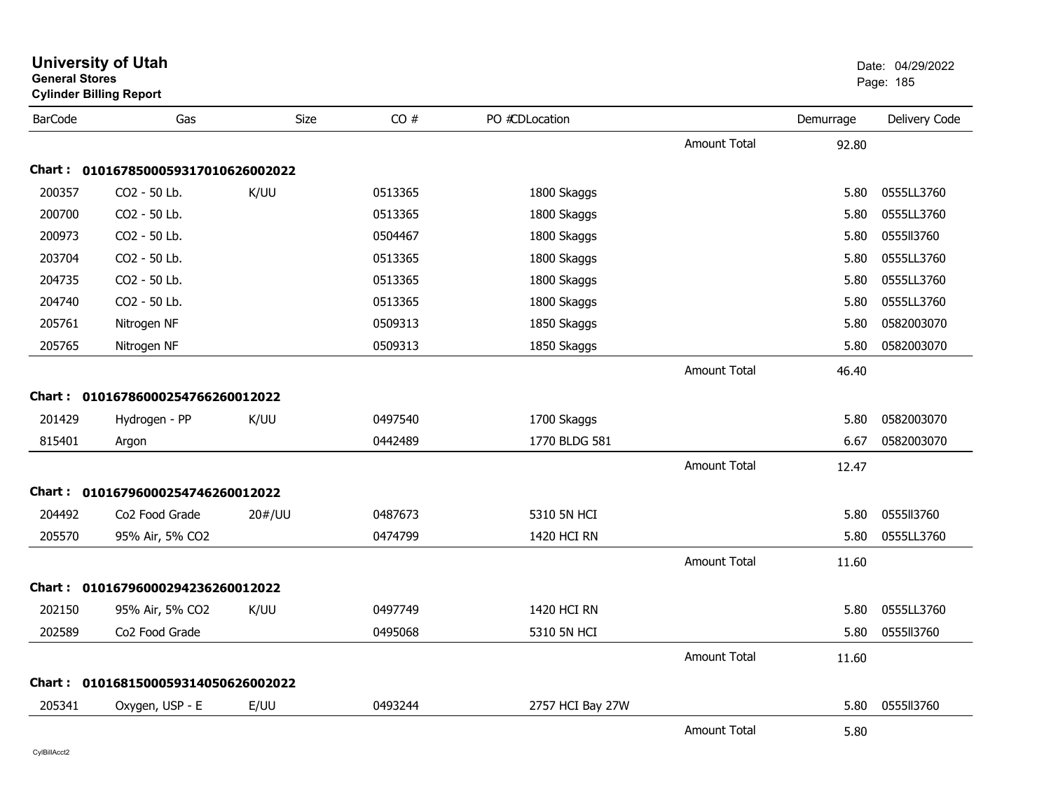# University of Utah

**General Stores**

**Cylinder Billing Report**

Date: 04/29/2022

| BarCode | Gas | Size | CO # | PO # | CDLocation | | Demurrage | Delivery Code |
|---|---|---|---|---|---|---|---|---|
| | | | | | | Amount Total | 92.80 | |
| **Chart :** | **01016785000593170106260020 22** | | | | | | | |
| 200357 | CO2 - 50 Lb. | K/UU | 0513365 | | 1800 Skaggs | | 5.80 | 0555LL3760 |
| 200700 | CO2 - 50 Lb. | | 0513365 | | 1800 Skaggs | | 5.80 | 0555LL3760 |
| 200973 | CO2 - 50 Lb. | | 0504467 | | 1800 Skaggs | | 5.80 | 0555ll3760 |
| 203704 | CO2 - 50 Lb. | | 0513365 | | 1800 Skaggs | | 5.80 | 0555LL3760 |
| 204735 | CO2 - 50 Lb. | | 0513365 | | 1800 Skaggs | | 5.80 | 0555LL3760 |
| 204740 | CO2 - 50 Lb. | | 0513365 | | 1800 Skaggs | | 5.80 | 0555LL3760 |
| 205761 | Nitrogen NF | | 0509313 | | 1850 Skaggs | | 5.80 | 0582003070 |
| 205765 | Nitrogen NF | | 0509313 | | 1850 Skaggs | | 5.80 | 0582003070 |
| | | | | | | Amount Total | 46.40 | |
| **Chart :** | **01016786000254766260012022** | | | | | | | |
| 201429 | Hydrogen - PP | K/UU | 0497540 | | 1700 Skaggs | | 5.80 | 0582003070 |
| 815401 | Argon | | 0442489 | | 1770 BLDG 581 | | 6.67 | 0582003070 |
| | | | | | | Amount Total | 12.47 | |
| **Chart :** | **01016796000254746260012022** | | | | | | | |
| 204492 | Co2 Food Grade | 20#/UU | 0487673 | | 5310 5N HCI | | 5.80 | 0555ll3760 |
| 205570 | 95% Air, 5% CO2 | | 0474799 | | 1420 HCI RN | | 5.80 | 0555LL3760 |
| | | | | | | Amount Total | 11.60 | |
| **Chart :** | **01016796000294236260012022** | | | | | | | |
| 202150 | 95% Air, 5% CO2 | K/UU | 0497749 | | 1420 HCI RN | | 5.80 | 0555LL3760 |
| 202589 | Co2 Food Grade | | 0495068 | | 5310 5N HCI | | 5.80 | 0555ll3760 |
| | | | | | | Amount Total | 11.60 | |
| **Chart :** | **01016815000593140506260020 22** | | | | | | | |
| 205341 | Oxygen, USP - E | E/UU | 0493244 | | 2757 HCI Bay 27W | | 5.80 | 0555ll3760 |
| | | | | | | Amount Total | 5.80 | |

CylBillAcct2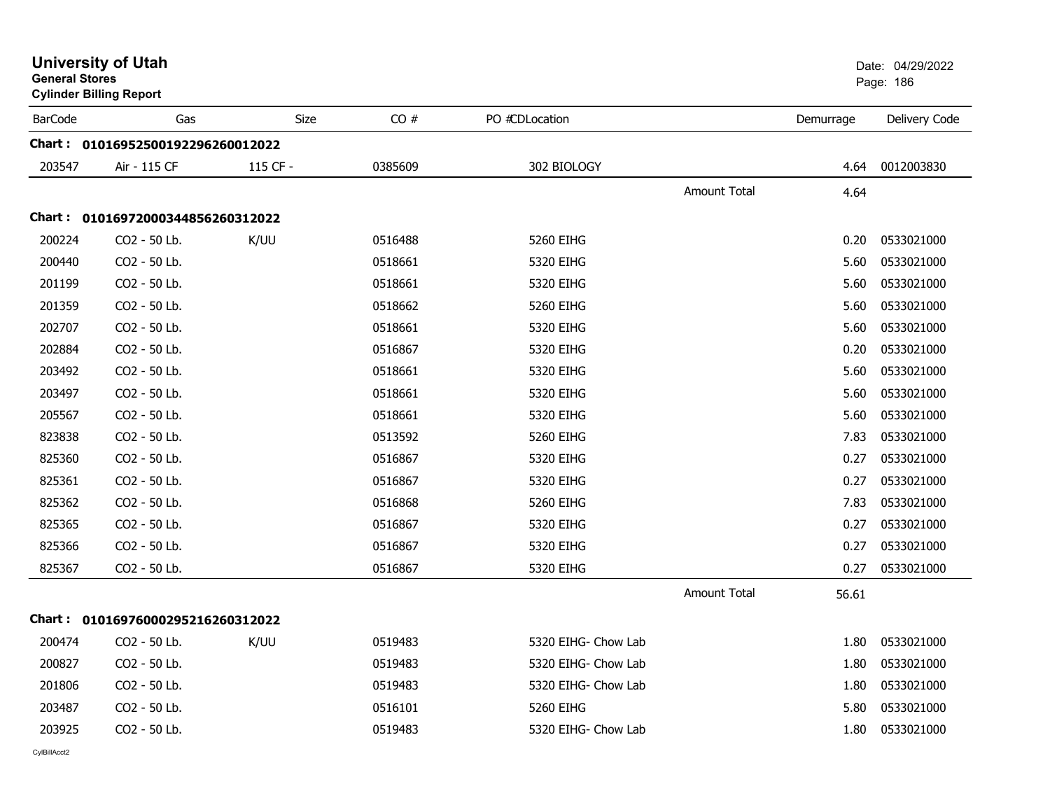# University of Utah

**General Stores**

**Cylinder Billing Report**

Date: 04/29/2022

| BarCode | Gas | Size | CO # | PO #CDLocation | | Demurrage | Delivery Code |
|---|---|---|---|---|---|---|---|
| **Chart :** | **01016952500192296260012022** | | | | | | |
| 203547 | Air - 115 CF | 115 CF - | 0385609 | 302 BIOLOGY | | 4.64 | 0012003830 |
| | | | | | Amount Total | 4.64 | |
| **Chart :** | **01016972000344856260312022** | | | | | | |
| 200224 | CO2 - 50 Lb. | K/UU | 0516488 | 5260 EIHG | | 0.20 | 0533021000 |
| 200440 | CO2 - 50 Lb. | | 0518661 | 5320 EIHG | | 5.60 | 0533021000 |
| 201199 | CO2 - 50 Lb. | | 0518661 | 5320 EIHG | | 5.60 | 0533021000 |
| 201359 | CO2 - 50 Lb. | | 0518662 | 5260 EIHG | | 5.60 | 0533021000 |
| 202707 | CO2 - 50 Lb. | | 0518661 | 5320 EIHG | | 5.60 | 0533021000 |
| 202884 | CO2 - 50 Lb. | | 0516867 | 5320 EIHG | | 0.20 | 0533021000 |
| 203492 | CO2 - 50 Lb. | | 0518661 | 5320 EIHG | | 5.60 | 0533021000 |
| 203497 | CO2 - 50 Lb. | | 0518661 | 5320 EIHG | | 5.60 | 0533021000 |
| 205567 | CO2 - 50 Lb. | | 0518661 | 5320 EIHG | | 5.60 | 0533021000 |
| 823838 | CO2 - 50 Lb. | | 0513592 | 5260 EIHG | | 7.83 | 0533021000 |
| 825360 | CO2 - 50 Lb. | | 0516867 | 5320 EIHG | | 0.27 | 0533021000 |
| 825361 | CO2 - 50 Lb. | | 0516867 | 5320 EIHG | | 0.27 | 0533021000 |
| 825362 | CO2 - 50 Lb. | | 0516868 | 5260 EIHG | | 7.83 | 0533021000 |
| 825365 | CO2 - 50 Lb. | | 0516867 | 5320 EIHG | | 0.27 | 0533021000 |
| 825366 | CO2 - 50 Lb. | | 0516867 | 5320 EIHG | | 0.27 | 0533021000 |
| 825367 | CO2 - 50 Lb. | | 0516867 | 5320 EIHG | | 0.27 | 0533021000 |
| | | | | | Amount Total | 56.61 | |
| **Chart :** | **01016976000295216260312022** | | | | | | |
| 200474 | CO2 - 50 Lb. | K/UU | 0519483 | 5320 EIHG- Chow Lab | | 1.80 | 0533021000 |
| 200827 | CO2 - 50 Lb. | | 0519483 | 5320 EIHG- Chow Lab | | 1.80 | 0533021000 |
| 201806 | CO2 - 50 Lb. | | 0519483 | 5320 EIHG- Chow Lab | | 1.80 | 0533021000 |
| 203487 | CO2 - 50 Lb. | | 0516101 | 5260 EIHG | | 5.80 | 0533021000 |
| 203925 | CO2 - 50 Lb. | | 0519483 | 5320 EIHG- Chow Lab | | 1.80 | 0533021000 |

CylBillAcct2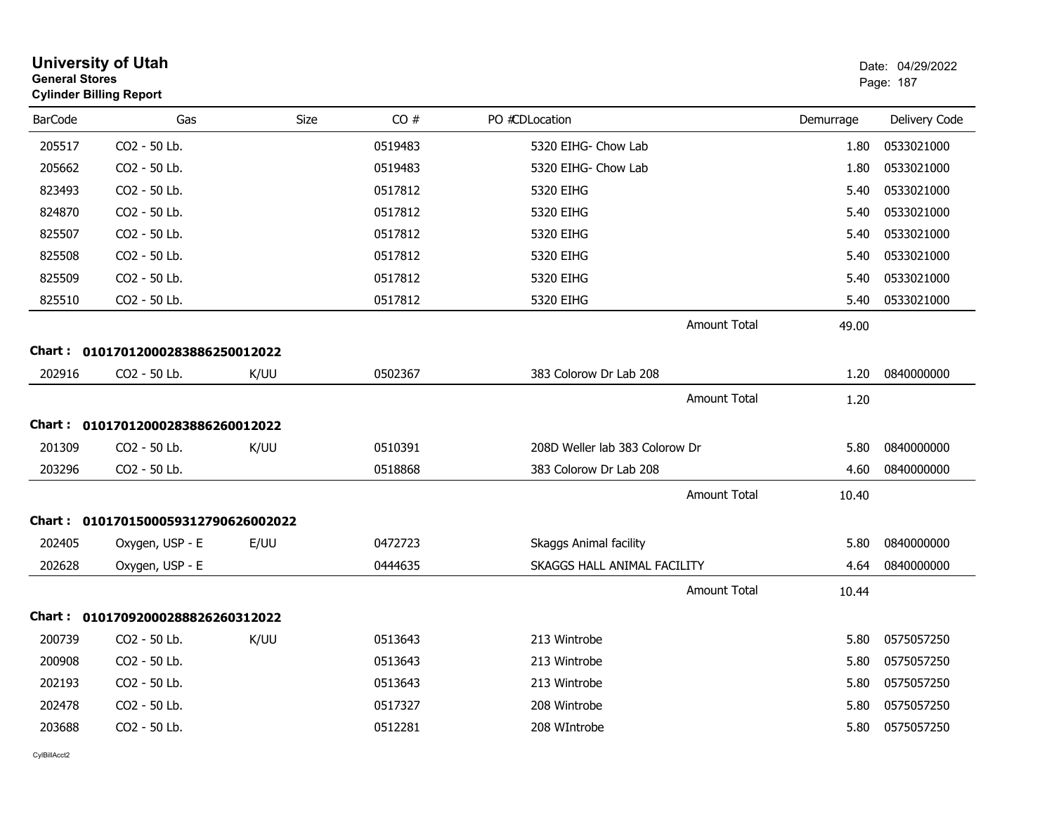# University of Utah

**General Stores**

**Cylinder Billing Report**

Date: 04/29/2022

| BarCode | Gas | Size | CO # | PO # | CDLocation | Demurrage | Delivery Code |
|---|---|---|---|---|---|---|---|
| 205517 | CO2 - 50 Lb. | | 0519483 | | 5320 EIHG- Chow Lab | 1.80 | 0533021000 |
| 205662 | CO2 - 50 Lb. | | 0519483 | | 5320 EIHG- Chow Lab | 1.80 | 0533021000 |
| 823493 | CO2 - 50 Lb. | | 0517812 | | 5320 EIHG | 5.40 | 0533021000 |
| 824870 | CO2 - 50 Lb. | | 0517812 | | 5320 EIHG | 5.40 | 0533021000 |
| 825507 | CO2 - 50 Lb. | | 0517812 | | 5320 EIHG | 5.40 | 0533021000 |
| 825508 | CO2 - 50 Lb. | | 0517812 | | 5320 EIHG | 5.40 | 0533021000 |
| 825509 | CO2 - 50 Lb. | | 0517812 | | 5320 EIHG | 5.40 | 0533021000 |
| 825510 | CO2 - 50 Lb. | | 0517812 | | 5320 EIHG | 5.40 | 0533021000 |
| | | | | | Amount Total | 49.00 | |

**Chart : 01017012000283886250012022**

| BarCode | Gas | Size | CO # | PO # | CDLocation | Demurrage | Delivery Code |
|---|---|---|---|---|---|---|---|
| 202916 | CO2 - 50 Lb. | K/UU | 0502367 | | 383 Colorow Dr Lab 208 | 1.20 | 0840000000 |
| | | | | | Amount Total | 1.20 | |

**Chart : 01017012000283886260012022**

| BarCode | Gas | Size | CO # | PO # | CDLocation | Demurrage | Delivery Code |
|---|---|---|---|---|---|---|---|
| 201309 | CO2 - 50 Lb. | K/UU | 0510391 | | 208D Weller lab 383 Colorow Dr | 5.80 | 0840000000 |
| 203296 | CO2 - 50 Lb. | | 0518868 | | 383 Colorow Dr Lab 208 | 4.60 | 0840000000 |
| | | | | | Amount Total | 10.40 | |

**Chart : 01017015000593127906260020​22**

| BarCode | Gas | Size | CO # | PO # | CDLocation | Demurrage | Delivery Code |
|---|---|---|---|---|---|---|---|
| 202405 | Oxygen, USP - E | E/UU | 0472723 | | Skaggs Animal facility | 5.80 | 0840000000 |
| 202628 | Oxygen, USP - E | | 0444635 | | SKAGGS HALL ANIMAL FACILITY | 4.64 | 0840000000 |
| | | | | | Amount Total | 10.44 | |

**Chart : 01017092000288826260312022**

| BarCode | Gas | Size | CO # | PO # | CDLocation | Demurrage | Delivery Code |
|---|---|---|---|---|---|---|---|
| 200739 | CO2 - 50 Lb. | K/UU | 0513643 | | 213 Wintrobe | 5.80 | 0575057250 |
| 200908 | CO2 - 50 Lb. | | 0513643 | | 213 Wintrobe | 5.80 | 0575057250 |
| 202193 | CO2 - 50 Lb. | | 0513643 | | 213 Wintrobe | 5.80 | 0575057250 |
| 202478 | CO2 - 50 Lb. | | 0517327 | | 208 Wintrobe | 5.80 | 0575057250 |
| 203688 | CO2 - 50 Lb. | | 0512281 | | 208 WIntrobe | 5.80 | 0575057250 |

CylBillAcct2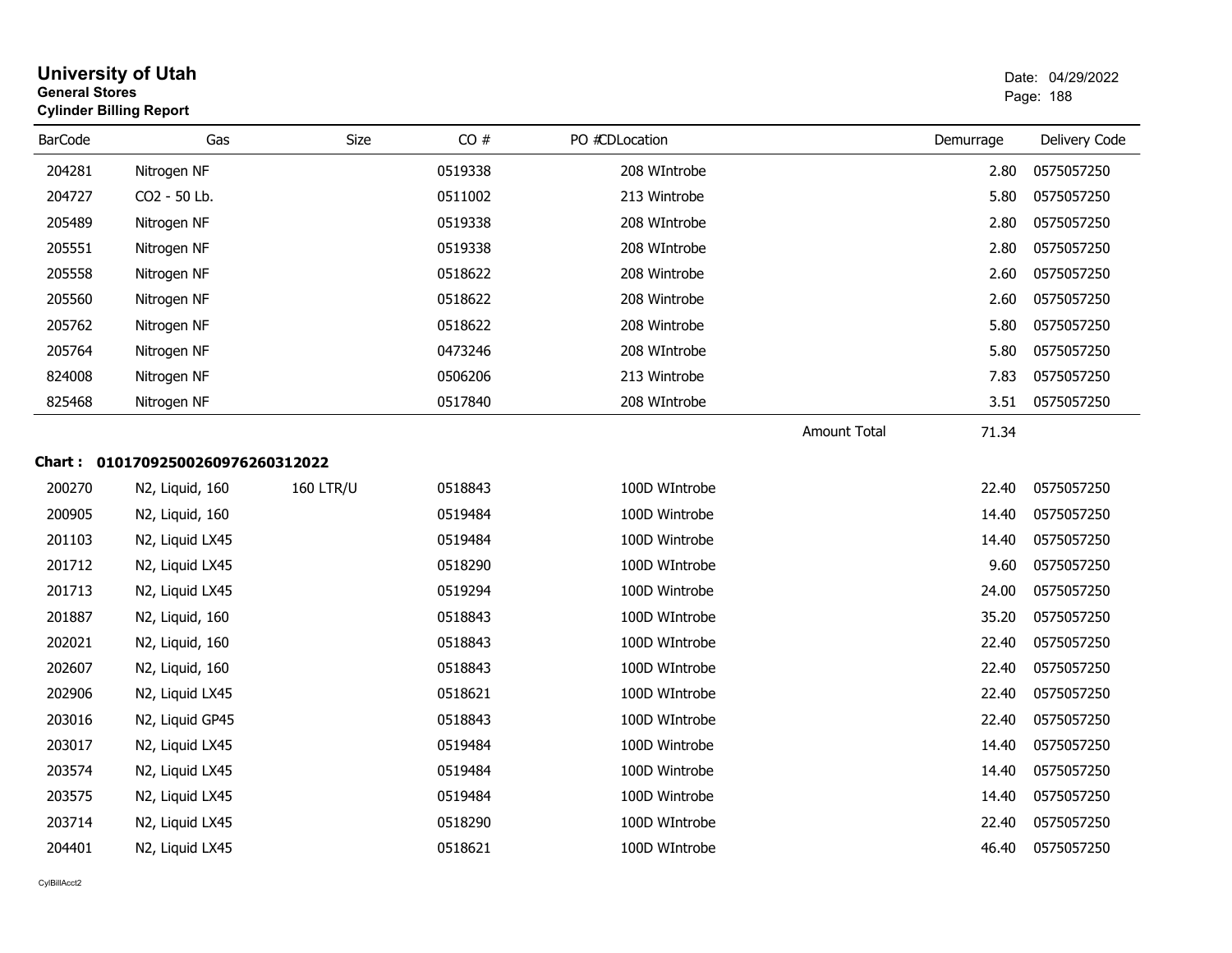# University of Utah

**General Stores**
**Cylinder Billing Report**

Date: 04/29/2022

| BarCode | Gas | Size | CO # | PO # | CDLocation | Demurrage | Delivery Code |
|---|---|---|---|---|---|---|---|
| 204281 | Nitrogen NF | | 0519338 | | 208 WIntrobe | 2.80 | 0575057250 |
| 204727 | CO2 - 50 Lb. | | 0511002 | | 213 Wintrobe | 5.80 | 0575057250 |
| 205489 | Nitrogen NF | | 0519338 | | 208 WIntrobe | 2.80 | 0575057250 |
| 205551 | Nitrogen NF | | 0519338 | | 208 WIntrobe | 2.80 | 0575057250 |
| 205558 | Nitrogen NF | | 0518622 | | 208 Wintrobe | 2.60 | 0575057250 |
| 205560 | Nitrogen NF | | 0518622 | | 208 Wintrobe | 2.60 | 0575057250 |
| 205762 | Nitrogen NF | | 0518622 | | 208 Wintrobe | 5.80 | 0575057250 |
| 205764 | Nitrogen NF | | 0473246 | | 208 WIntrobe | 5.80 | 0575057250 |
| 824008 | Nitrogen NF | | 0506206 | | 213 Wintrobe | 7.83 | 0575057250 |
| 825468 | Nitrogen NF | | 0517840 | | 208 WIntrobe | 3.51 | 0575057250 |
| | | | | | Amount Total | 71.34 | |

**Chart : 01017092500260976260312022**

| BarCode | Gas | Size | CO # | PO # | CDLocation | Demurrage | Delivery Code |
|---|---|---|---|---|---|---|---|
| 200270 | N2, Liquid, 160 | 160 LTR/U | 0518843 | | 100D WIntrobe | 22.40 | 0575057250 |
| 200905 | N2, Liquid, 160 | | 0519484 | | 100D Wintrobe | 14.40 | 0575057250 |
| 201103 | N2, Liquid LX45 | | 0519484 | | 100D Wintrobe | 14.40 | 0575057250 |
| 201712 | N2, Liquid LX45 | | 0518290 | | 100D WIntrobe | 9.60 | 0575057250 |
| 201713 | N2, Liquid LX45 | | 0519294 | | 100D Wintrobe | 24.00 | 0575057250 |
| 201887 | N2, Liquid, 160 | | 0518843 | | 100D WIntrobe | 35.20 | 0575057250 |
| 202021 | N2, Liquid, 160 | | 0518843 | | 100D WIntrobe | 22.40 | 0575057250 |
| 202607 | N2, Liquid, 160 | | 0518843 | | 100D WIntrobe | 22.40 | 0575057250 |
| 202906 | N2, Liquid LX45 | | 0518621 | | 100D WIntrobe | 22.40 | 0575057250 |
| 203016 | N2, Liquid GP45 | | 0518843 | | 100D WIntrobe | 22.40 | 0575057250 |
| 203017 | N2, Liquid LX45 | | 0519484 | | 100D Wintrobe | 14.40 | 0575057250 |
| 203574 | N2, Liquid LX45 | | 0519484 | | 100D Wintrobe | 14.40 | 0575057250 |
| 203575 | N2, Liquid LX45 | | 0519484 | | 100D Wintrobe | 14.40 | 0575057250 |
| 203714 | N2, Liquid LX45 | | 0518290 | | 100D WIntrobe | 22.40 | 0575057250 |
| 204401 | N2, Liquid LX45 | | 0518621 | | 100D WIntrobe | 46.40 | 0575057250 |

CylBillAcct2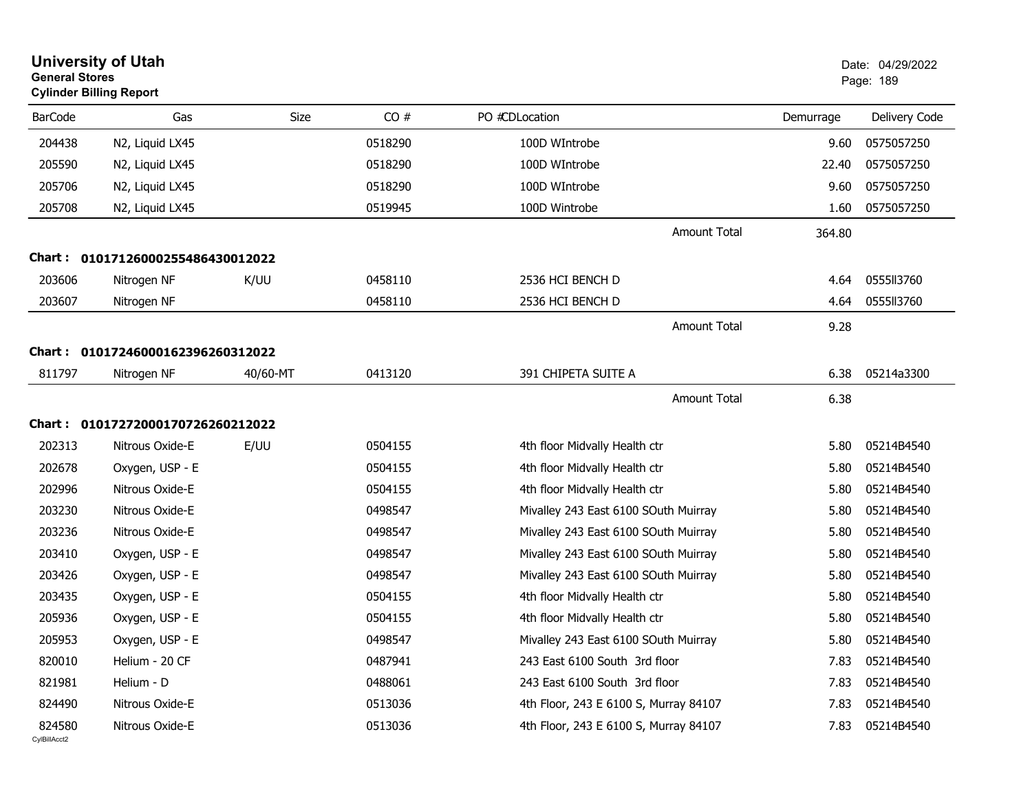# University of Utah

**General Stores**
**Cylinder Billing Report**

Date: 04/29/2022

| BarCode | Gas | Size | CO # | PO #CDLocation | Demurrage | Delivery Code |
|---|---|---|---|---|---|---|
| 204438 | N2, Liquid LX45 | | 0518290 | 100D WIntrobe | 9.60 | 0575057250 |
| 205590 | N2, Liquid LX45 | | 0518290 | 100D WIntrobe | 22.40 | 0575057250 |
| 205706 | N2, Liquid LX45 | | 0518290 | 100D WIntrobe | 9.60 | 0575057250 |
| 205708 | N2, Liquid LX45 | | 0519945 | 100D Wintrobe | 1.60 | 0575057250 |
| | | | | Amount Total | 364.80 | |

**Chart : 0101712600025548643001 2022**

| BarCode | Gas | Size | CO # | PO #CDLocation | Demurrage | Delivery Code |
|---|---|---|---|---|---|---|
| 203606 | Nitrogen NF | K/UU | 0458110 | 2536 HCI BENCH D | 4.64 | 0555ll3760 |
| 203607 | Nitrogen NF | | 0458110 | 2536 HCI BENCH D | 4.64 | 0555ll3760 |
| | | | | Amount Total | 9.28 | |

**Chart : 01017246000162396260312022**

| BarCode | Gas | Size | CO # | PO #CDLocation | Demurrage | Delivery Code |
|---|---|---|---|---|---|---|
| 811797 | Nitrogen NF | 40/60-MT | 0413120 | 391 CHIPETA SUITE A | 6.38 | 05214a3300 |
| | | | | Amount Total | 6.38 | |

**Chart : 01017272000170726260212022**

| BarCode | Gas | Size | CO # | PO #CDLocation | Demurrage | Delivery Code |
|---|---|---|---|---|---|---|
| 202313 | Nitrous Oxide-E | E/UU | 0504155 | 4th floor Midvally Health ctr | 5.80 | 05214B4540 |
| 202678 | Oxygen, USP - E | | 0504155 | 4th floor Midvally Health ctr | 5.80 | 05214B4540 |
| 202996 | Nitrous Oxide-E | | 0504155 | 4th floor Midvally Health ctr | 5.80 | 05214B4540 |
| 203230 | Nitrous Oxide-E | | 0498547 | Mivalley 243 East 6100 SOuth Muirray | 5.80 | 05214B4540 |
| 203236 | Nitrous Oxide-E | | 0498547 | Mivalley 243 East 6100 SOuth Muirray | 5.80 | 05214B4540 |
| 203410 | Oxygen, USP - E | | 0498547 | Mivalley 243 East 6100 SOuth Muirray | 5.80 | 05214B4540 |
| 203426 | Oxygen, USP - E | | 0498547 | Mivalley 243 East 6100 SOuth Muirray | 5.80 | 05214B4540 |
| 203435 | Oxygen, USP - E | | 0504155 | 4th floor Midvally Health ctr | 5.80 | 05214B4540 |
| 205936 | Oxygen, USP - E | | 0504155 | 4th floor Midvally Health ctr | 5.80 | 05214B4540 |
| 205953 | Oxygen, USP - E | | 0498547 | Mivalley 243 East 6100 SOuth Muirray | 5.80 | 05214B4540 |
| 820010 | Helium - 20 CF | | 0487941 | 243 East 6100 South 3rd floor | 7.83 | 05214B4540 |
| 821981 | Helium - D | | 0488061 | 243 East 6100 South 3rd floor | 7.83 | 05214B4540 |
| 824490 | Nitrous Oxide-E | | 0513036 | 4th Floor, 243 E 6100 S, Murray 84107 | 7.83 | 05214B4540 |
| 824580 | Nitrous Oxide-E | | 0513036 | 4th Floor, 243 E 6100 S, Murray 84107 | 7.83 | 05214B4540 |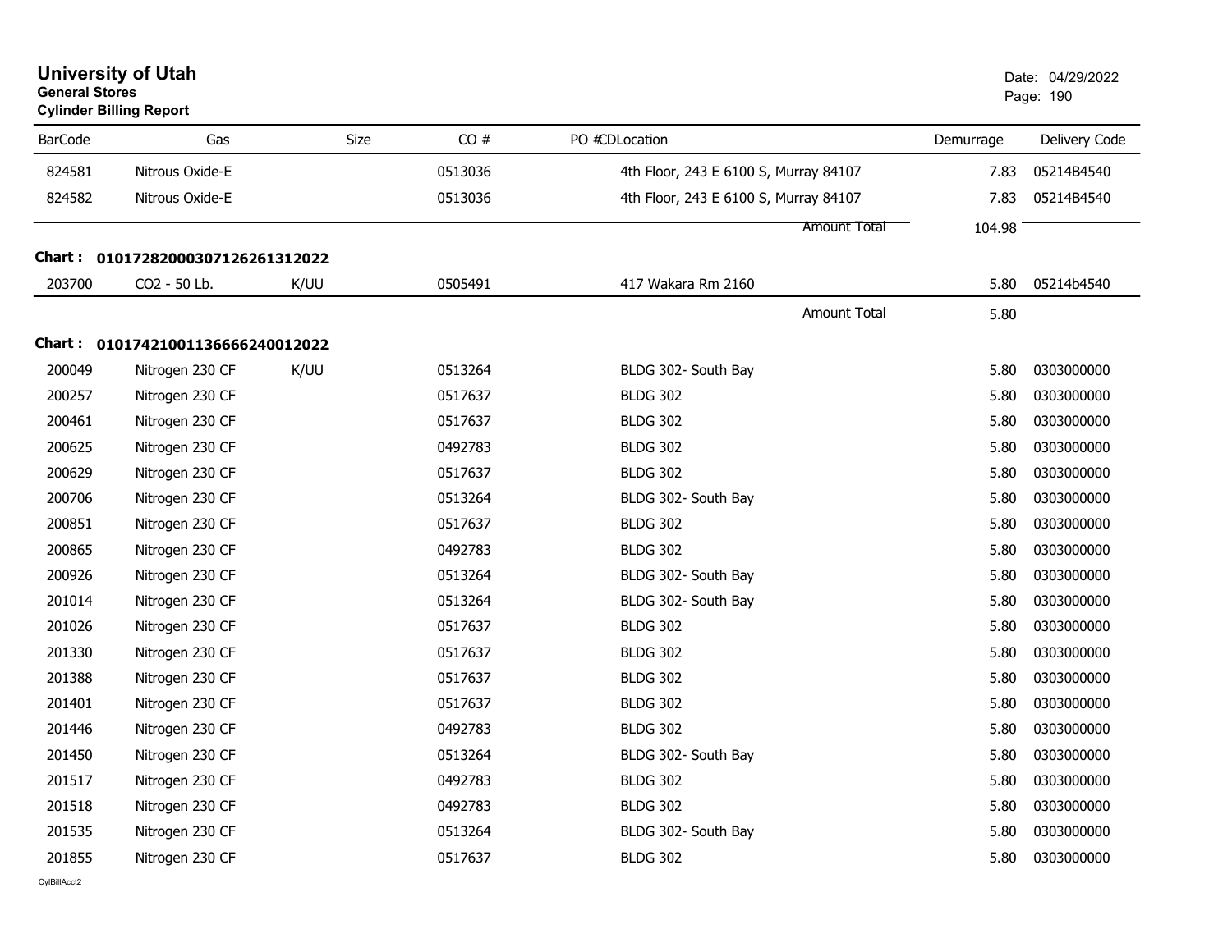# University of Utah
**General Stores**
**Cylinder Billing Report**

Date: 04/29/2022

| BarCode | Gas | Size | CO # | PO # | CDLocation | Demurrage | Delivery Code |
|---|---|---|---|---|---|---|---|
| 824581 | Nitrous Oxide-E | | 0513036 | | 4th Floor, 243 E 6100 S, Murray 84107 | 7.83 | 05214B4540 |
| 824582 | Nitrous Oxide-E | | 0513036 | | 4th Floor, 243 E 6100 S, Murray 84107 | 7.83 | 05214B4540 |
| | | | | | Amount Total | 104.98 | |

**Chart : 01017282000307126261312022**

| BarCode | Gas | Size | CO # | PO # | CDLocation | Demurrage | Delivery Code |
|---|---|---|---|---|---|---|---|
| 203700 | CO2 - 50 Lb. | K/UU | 0505491 | | 417 Wakara Rm 2160 | 5.80 | 05214b4540 |
| | | | | | Amount Total | 5.80 | |

**Chart : 01017421001136666240012022**

| BarCode | Gas | Size | CO # | PO # | CDLocation | Demurrage | Delivery Code |
|---|---|---|---|---|---|---|---|
| 200049 | Nitrogen 230 CF | K/UU | 0513264 | | BLDG 302- South Bay | 5.80 | 0303000000 |
| 200257 | Nitrogen 230 CF | | 0517637 | | BLDG 302 | 5.80 | 0303000000 |
| 200461 | Nitrogen 230 CF | | 0517637 | | BLDG 302 | 5.80 | 0303000000 |
| 200625 | Nitrogen 230 CF | | 0492783 | | BLDG 302 | 5.80 | 0303000000 |
| 200629 | Nitrogen 230 CF | | 0517637 | | BLDG 302 | 5.80 | 0303000000 |
| 200706 | Nitrogen 230 CF | | 0513264 | | BLDG 302- South Bay | 5.80 | 0303000000 |
| 200851 | Nitrogen 230 CF | | 0517637 | | BLDG 302 | 5.80 | 0303000000 |
| 200865 | Nitrogen 230 CF | | 0492783 | | BLDG 302 | 5.80 | 0303000000 |
| 200926 | Nitrogen 230 CF | | 0513264 | | BLDG 302- South Bay | 5.80 | 0303000000 |
| 201014 | Nitrogen 230 CF | | 0513264 | | BLDG 302- South Bay | 5.80 | 0303000000 |
| 201026 | Nitrogen 230 CF | | 0517637 | | BLDG 302 | 5.80 | 0303000000 |
| 201330 | Nitrogen 230 CF | | 0517637 | | BLDG 302 | 5.80 | 0303000000 |
| 201388 | Nitrogen 230 CF | | 0517637 | | BLDG 302 | 5.80 | 0303000000 |
| 201401 | Nitrogen 230 CF | | 0517637 | | BLDG 302 | 5.80 | 0303000000 |
| 201446 | Nitrogen 230 CF | | 0492783 | | BLDG 302 | 5.80 | 0303000000 |
| 201450 | Nitrogen 230 CF | | 0513264 | | BLDG 302- South Bay | 5.80 | 0303000000 |
| 201517 | Nitrogen 230 CF | | 0492783 | | BLDG 302 | 5.80 | 0303000000 |
| 201518 | Nitrogen 230 CF | | 0492783 | | BLDG 302 | 5.80 | 0303000000 |
| 201535 | Nitrogen 230 CF | | 0513264 | | BLDG 302- South Bay | 5.80 | 0303000000 |
| 201855 | Nitrogen 230 CF | | 0517637 | | BLDG 302 | 5.80 | 0303000000 |

CylBillAcct2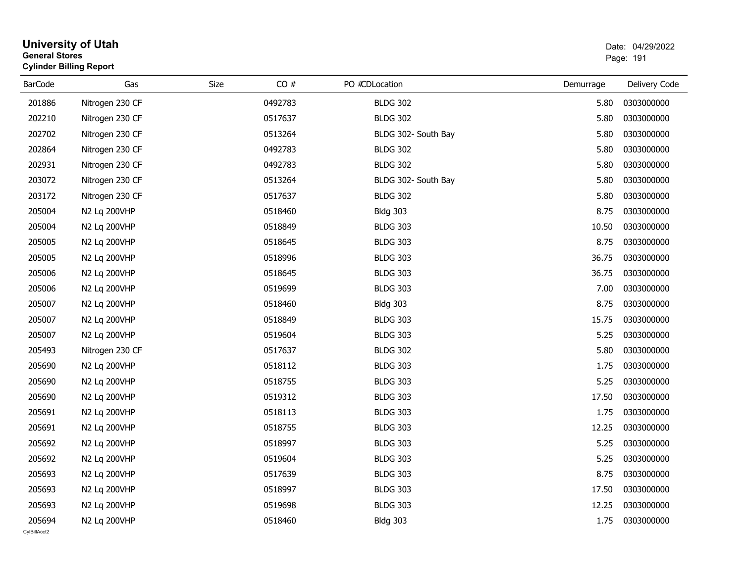# University of Utah

**General Stores**

**Cylinder Billing Report**

Date: 04/29/2022

| BarCode | Gas | Size | CO # | PO # | CDLocation | Demurrage | Delivery Code |
|---|---|---|---|---|---|---|---|
| 201886 | Nitrogen 230 CF | | 0492783 | | BLDG 302 | 5.80 | 0303000000 |
| 202210 | Nitrogen 230 CF | | 0517637 | | BLDG 302 | 5.80 | 0303000000 |
| 202702 | Nitrogen 230 CF | | 0513264 | | BLDG 302- South Bay | 5.80 | 0303000000 |
| 202864 | Nitrogen 230 CF | | 0492783 | | BLDG 302 | 5.80 | 0303000000 |
| 202931 | Nitrogen 230 CF | | 0492783 | | BLDG 302 | 5.80 | 0303000000 |
| 203072 | Nitrogen 230 CF | | 0513264 | | BLDG 302- South Bay | 5.80 | 0303000000 |
| 203172 | Nitrogen 230 CF | | 0517637 | | BLDG 302 | 5.80 | 0303000000 |
| 205004 | N2 Lq 200VHP | | 0518460 | | Bldg 303 | 8.75 | 0303000000 |
| 205004 | N2 Lq 200VHP | | 0518849 | | BLDG 303 | 10.50 | 0303000000 |
| 205005 | N2 Lq 200VHP | | 0518645 | | BLDG 303 | 8.75 | 0303000000 |
| 205005 | N2 Lq 200VHP | | 0518996 | | BLDG 303 | 36.75 | 0303000000 |
| 205006 | N2 Lq 200VHP | | 0518645 | | BLDG 303 | 36.75 | 0303000000 |
| 205006 | N2 Lq 200VHP | | 0519699 | | BLDG 303 | 7.00 | 0303000000 |
| 205007 | N2 Lq 200VHP | | 0518460 | | Bldg 303 | 8.75 | 0303000000 |
| 205007 | N2 Lq 200VHP | | 0518849 | | BLDG 303 | 15.75 | 0303000000 |
| 205007 | N2 Lq 200VHP | | 0519604 | | BLDG 303 | 5.25 | 0303000000 |
| 205493 | Nitrogen 230 CF | | 0517637 | | BLDG 302 | 5.80 | 0303000000 |
| 205690 | N2 Lq 200VHP | | 0518112 | | BLDG 303 | 1.75 | 0303000000 |
| 205690 | N2 Lq 200VHP | | 0518755 | | BLDG 303 | 5.25 | 0303000000 |
| 205690 | N2 Lq 200VHP | | 0519312 | | BLDG 303 | 17.50 | 0303000000 |
| 205691 | N2 Lq 200VHP | | 0518113 | | BLDG 303 | 1.75 | 0303000000 |
| 205691 | N2 Lq 200VHP | | 0518755 | | BLDG 303 | 12.25 | 0303000000 |
| 205692 | N2 Lq 200VHP | | 0518997 | | BLDG 303 | 5.25 | 0303000000 |
| 205692 | N2 Lq 200VHP | | 0519604 | | BLDG 303 | 5.25 | 0303000000 |
| 205693 | N2 Lq 200VHP | | 0517639 | | BLDG 303 | 8.75 | 0303000000 |
| 205693 | N2 Lq 200VHP | | 0518997 | | BLDG 303 | 17.50 | 0303000000 |
| 205693 | N2 Lq 200VHP | | 0519698 | | BLDG 303 | 12.25 | 0303000000 |
| 205694 | N2 Lq 200VHP | | 0518460 | | Bldg 303 | 1.75 | 0303000000 |

CylBillAcct2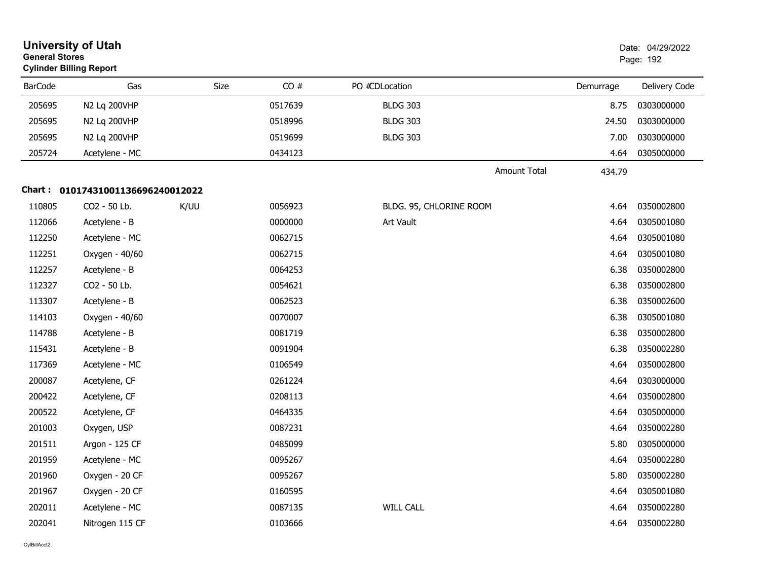# University of Utah
**General Stores**
**Cylinder Billing Report**

Date: 04/29/2022

| BarCode | Gas | Size | CO # | PO # | CDLocation | Demurrage | Delivery Code |
|---|---|---|---|---|---|---|---|
| 205695 | N2 Lq 200VHP | | 0517639 | | BLDG 303 | 8.75 | 0303000000 |
| 205695 | N2 Lq 200VHP | | 0518996 | | BLDG 303 | 24.50 | 0303000000 |
| 205695 | N2 Lq 200VHP | | 0519699 | | BLDG 303 | 7.00 | 0303000000 |
| 205724 | Acetylene - MC | | 0434123 | | | 4.64 | 0305000000 |
| | | | | | Amount Total | 434.79 | |

**Chart : 01017431001136696240012022**

| BarCode | Gas | Size | CO # | PO # | CDLocation | Demurrage | Delivery Code |
|---|---|---|---|---|---|---|---|
| 110805 | CO2 - 50 Lb. | K/UU | 0056923 | | BLDG. 95, CHLORINE ROOM | 4.64 | 0350002800 |
| 112066 | Acetylene - B | | 0000000 | | Art Vault | 4.64 | 0305001080 |
| 112250 | Acetylene - MC | | 0062715 | | | 4.64 | 0305001080 |
| 112251 | Oxygen - 40/60 | | 0062715 | | | 4.64 | 0305001080 |
| 112257 | Acetylene - B | | 0064253 | | | 6.38 | 0350002800 |
| 112327 | CO2 - 50 Lb. | | 0054621 | | | 6.38 | 0350002800 |
| 113307 | Acetylene - B | | 0062523 | | | 6.38 | 0350002600 |
| 114103 | Oxygen - 40/60 | | 0070007 | | | 6.38 | 0305001080 |
| 114788 | Acetylene - B | | 0081719 | | | 6.38 | 0350002800 |
| 115431 | Acetylene - B | | 0091904 | | | 6.38 | 0350002280 |
| 117369 | Acetylene - MC | | 0106549 | | | 4.64 | 0350002800 |
| 200087 | Acetylene, CF | | 0261224 | | | 4.64 | 0303000000 |
| 200422 | Acetylene, CF | | 0208113 | | | 4.64 | 0350002800 |
| 200522 | Acetylene, CF | | 0464335 | | | 4.64 | 0305000000 |
| 201003 | Oxygen, USP | | 0087231 | | | 4.64 | 0350002280 |
| 201511 | Argon - 125 CF | | 0485099 | | | 5.80 | 0305000000 |
| 201959 | Acetylene - MC | | 0095267 | | | 4.64 | 0350002280 |
| 201960 | Oxygen - 20 CF | | 0095267 | | | 5.80 | 0350002280 |
| 201967 | Oxygen - 20 CF | | 0160595 | | | 4.64 | 0305001080 |
| 202011 | Acetylene - MC | | 0087135 | | WILL CALL | 4.64 | 0350002280 |
| 202041 | Nitrogen 115 CF | | 0103666 | | | 4.64 | 0350002280 |

CylBillAcct2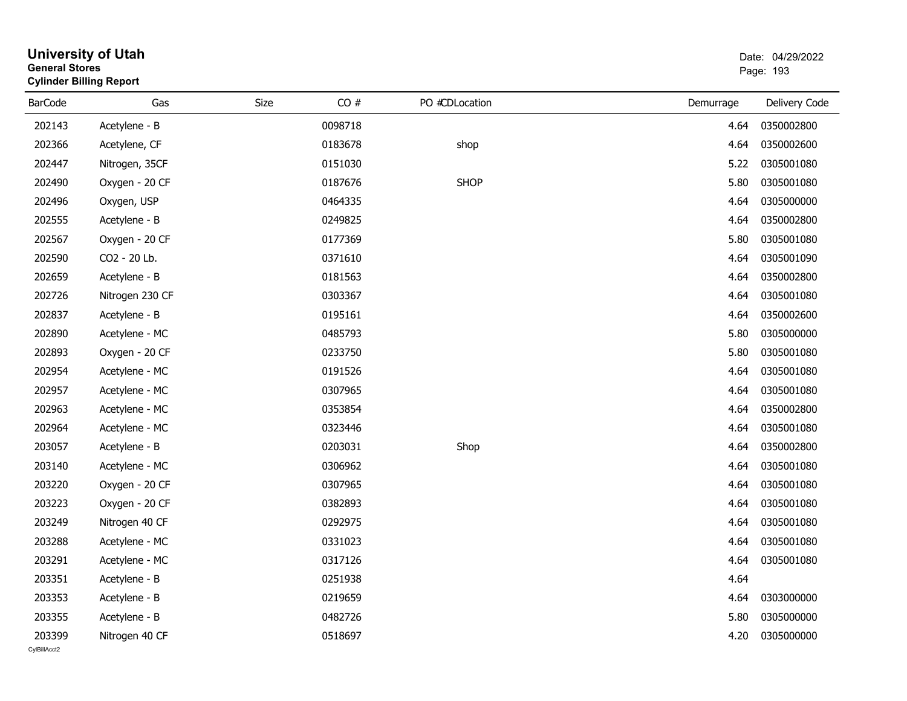# University of Utah
**General Stores**
**Cylinder Billing Report**

Date: 04/29/2022

| BarCode | Gas | Size | CO # | PO # | CDLocation | Demurrage | Delivery Code |
|---|---|---|---|---|---|---|---|
| 202143 | Acetylene - B | | 0098718 | | | 4.64 | 0350002800 |
| 202366 | Acetylene, CF | | 0183678 | | shop | 4.64 | 0350002600 |
| 202447 | Nitrogen, 35CF | | 0151030 | | | 5.22 | 0305001080 |
| 202490 | Oxygen - 20 CF | | 0187676 | | SHOP | 5.80 | 0305001080 |
| 202496 | Oxygen, USP | | 0464335 | | | 4.64 | 0305000000 |
| 202555 | Acetylene - B | | 0249825 | | | 4.64 | 0350002800 |
| 202567 | Oxygen - 20 CF | | 0177369 | | | 5.80 | 0305001080 |
| 202590 | CO2 - 20 Lb. | | 0371610 | | | 4.64 | 0305001090 |
| 202659 | Acetylene - B | | 0181563 | | | 4.64 | 0350002800 |
| 202726 | Nitrogen 230 CF | | 0303367 | | | 4.64 | 0305001080 |
| 202837 | Acetylene - B | | 0195161 | | | 4.64 | 0350002600 |
| 202890 | Acetylene - MC | | 0485793 | | | 5.80 | 0305000000 |
| 202893 | Oxygen - 20 CF | | 0233750 | | | 5.80 | 0305001080 |
| 202954 | Acetylene - MC | | 0191526 | | | 4.64 | 0305001080 |
| 202957 | Acetylene - MC | | 0307965 | | | 4.64 | 0305001080 |
| 202963 | Acetylene - MC | | 0353854 | | | 4.64 | 0350002800 |
| 202964 | Acetylene - MC | | 0323446 | | | 4.64 | 0305001080 |
| 203057 | Acetylene - B | | 0203031 | | Shop | 4.64 | 0350002800 |
| 203140 | Acetylene - MC | | 0306962 | | | 4.64 | 0305001080 |
| 203220 | Oxygen - 20 CF | | 0307965 | | | 4.64 | 0305001080 |
| 203223 | Oxygen - 20 CF | | 0382893 | | | 4.64 | 0305001080 |
| 203249 | Nitrogen 40 CF | | 0292975 | | | 4.64 | 0305001080 |
| 203288 | Acetylene - MC | | 0331023 | | | 4.64 | 0305001080 |
| 203291 | Acetylene - MC | | 0317126 | | | 4.64 | 0305001080 |
| 203351 | Acetylene - B | | 0251938 | | | 4.64 | |
| 203353 | Acetylene - B | | 0219659 | | | 4.64 | 0303000000 |
| 203355 | Acetylene - B | | 0482726 | | | 5.80 | 0305000000 |
| 203399 | Nitrogen 40 CF | | 0518697 | | | 4.20 | 0305000000 |

CylBillAcct2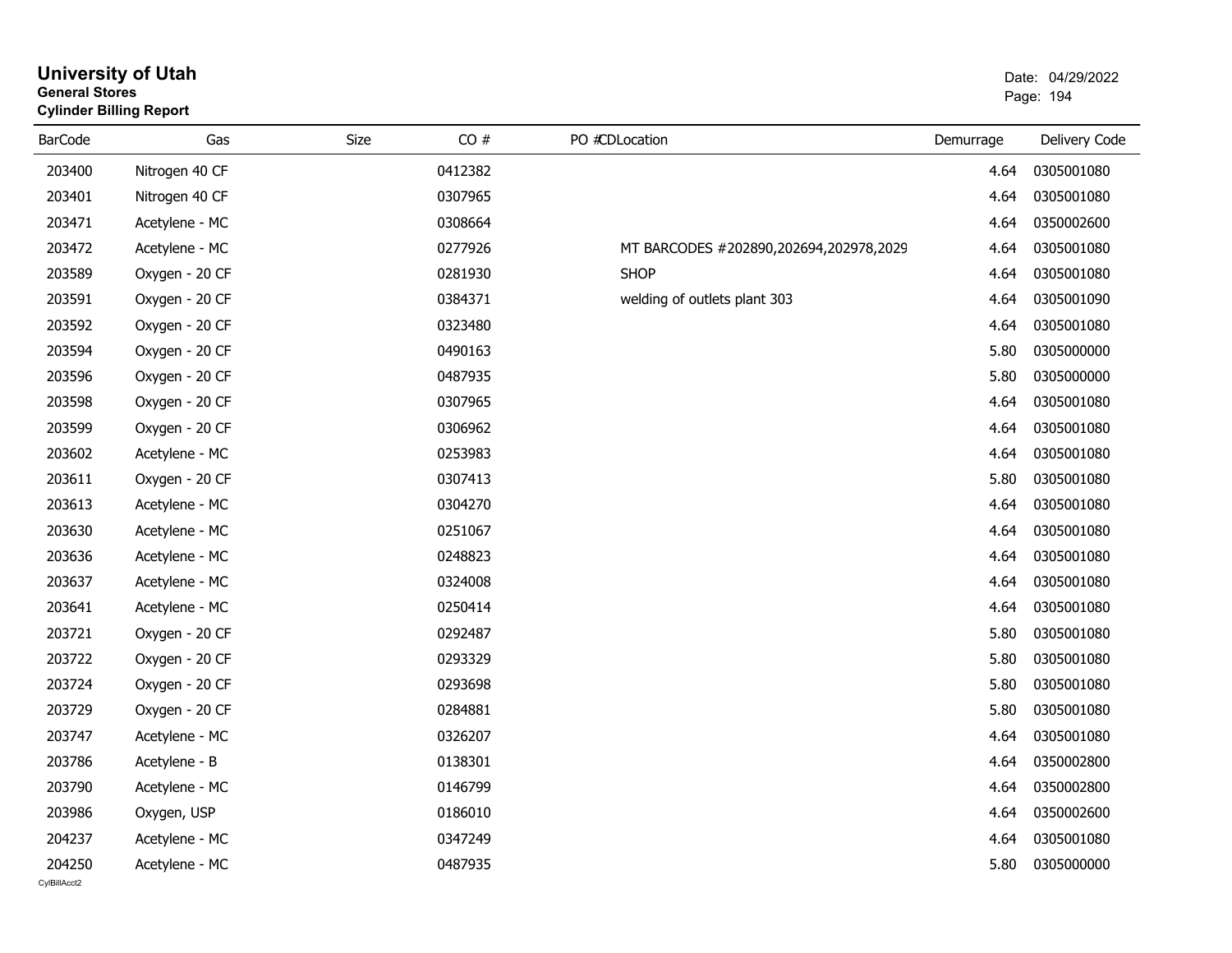# University of Utah
**General Stores**
**Cylinder Billing Report**

Date: 04/29/2022

| BarCode | Gas | Size | CO # | PO # | CDLocation | Demurrage | Delivery Code |
|---|---|---|---|---|---|---|---|
| 203400 | Nitrogen 40 CF | | 0412382 | | | 4.64 | 0305001080 |
| 203401 | Nitrogen 40 CF | | 0307965 | | | 4.64 | 0305001080 |
| 203471 | Acetylene - MC | | 0308664 | | | 4.64 | 0350002600 |
| 203472 | Acetylene - MC | | 0277926 | | MT BARCODES #202890,202694,202978,2029 | 4.64 | 0305001080 |
| 203589 | Oxygen - 20 CF | | 0281930 | | SHOP | 4.64 | 0305001080 |
| 203591 | Oxygen - 20 CF | | 0384371 | | welding of outlets plant 303 | 4.64 | 0305001090 |
| 203592 | Oxygen - 20 CF | | 0323480 | | | 4.64 | 0305001080 |
| 203594 | Oxygen - 20 CF | | 0490163 | | | 5.80 | 0305000000 |
| 203596 | Oxygen - 20 CF | | 0487935 | | | 5.80 | 0305000000 |
| 203598 | Oxygen - 20 CF | | 0307965 | | | 4.64 | 0305001080 |
| 203599 | Oxygen - 20 CF | | 0306962 | | | 4.64 | 0305001080 |
| 203602 | Acetylene - MC | | 0253983 | | | 4.64 | 0305001080 |
| 203611 | Oxygen - 20 CF | | 0307413 | | | 5.80 | 0305001080 |
| 203613 | Acetylene - MC | | 0304270 | | | 4.64 | 0305001080 |
| 203630 | Acetylene - MC | | 0251067 | | | 4.64 | 0305001080 |
| 203636 | Acetylene - MC | | 0248823 | | | 4.64 | 0305001080 |
| 203637 | Acetylene - MC | | 0324008 | | | 4.64 | 0305001080 |
| 203641 | Acetylene - MC | | 0250414 | | | 4.64 | 0305001080 |
| 203721 | Oxygen - 20 CF | | 0292487 | | | 5.80 | 0305001080 |
| 203722 | Oxygen - 20 CF | | 0293329 | | | 5.80 | 0305001080 |
| 203724 | Oxygen - 20 CF | | 0293698 | | | 5.80 | 0305001080 |
| 203729 | Oxygen - 20 CF | | 0284881 | | | 5.80 | 0305001080 |
| 203747 | Acetylene - MC | | 0326207 | | | 4.64 | 0305001080 |
| 203786 | Acetylene - B | | 0138301 | | | 4.64 | 0350002800 |
| 203790 | Acetylene - MC | | 0146799 | | | 4.64 | 0350002800 |
| 203986 | Oxygen, USP | | 0186010 | | | 4.64 | 0350002600 |
| 204237 | Acetylene - MC | | 0347249 | | | 4.64 | 0305001080 |
| 204250 | Acetylene - MC | | 0487935 | | | 5.80 | 0305000000 |

CylBillAcct2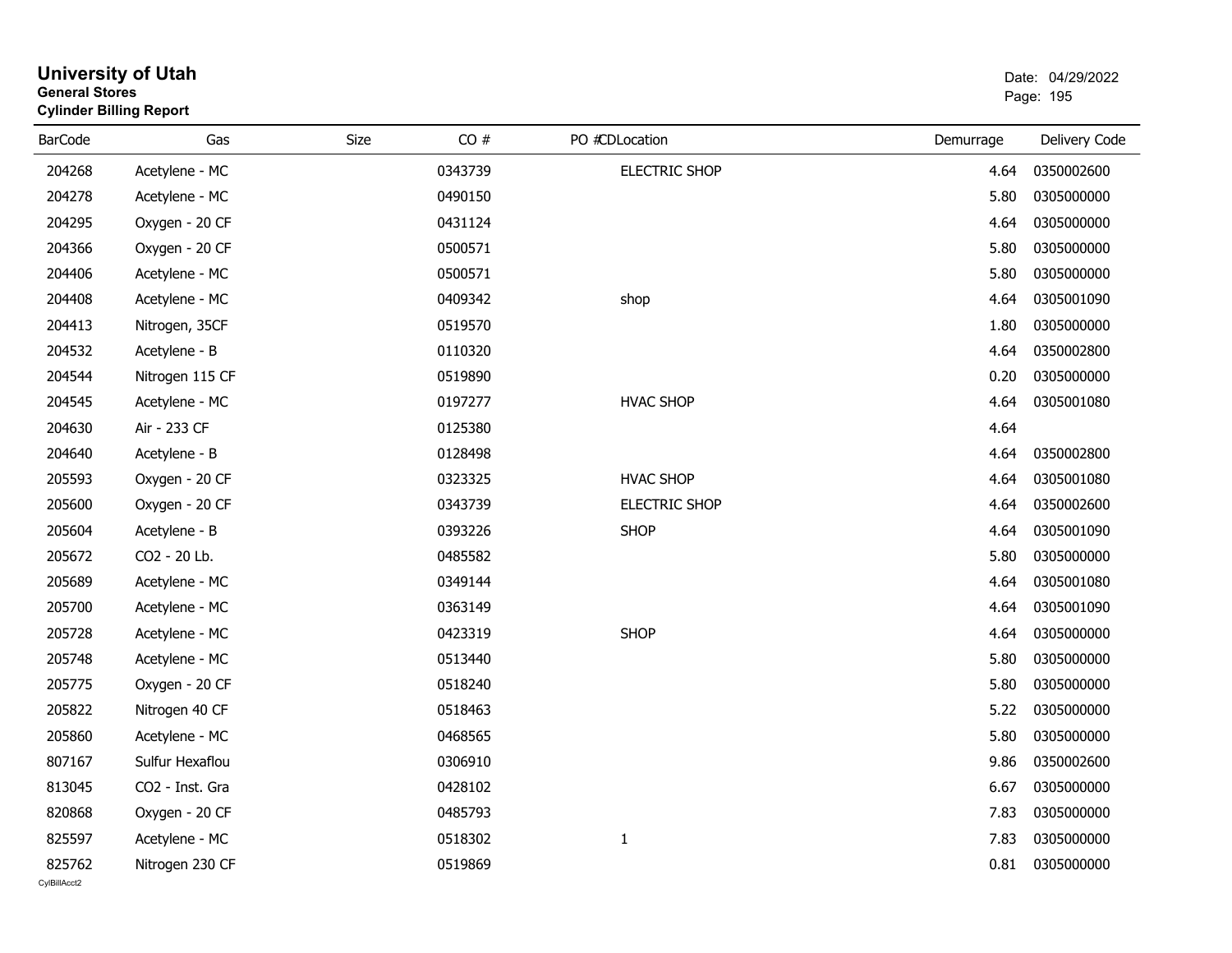# University of Utah

**General Stores**

**Cylinder Billing Report**

Date: 04/29/2022

| BarCode | Gas | Size | CO # | PO #CDLocation | Demurrage | Delivery Code |
|---|---|---|---|---|---|---|
| 204268 | Acetylene - MC | | 0343739 | ELECTRIC SHOP | 4.64 | 0350002600 |
| 204278 | Acetylene - MC | | 0490150 | | 5.80 | 0305000000 |
| 204295 | Oxygen - 20 CF | | 0431124 | | 4.64 | 0305000000 |
| 204366 | Oxygen - 20 CF | | 0500571 | | 5.80 | 0305000000 |
| 204406 | Acetylene - MC | | 0500571 | | 5.80 | 0305000000 |
| 204408 | Acetylene - MC | | 0409342 | shop | 4.64 | 0305001090 |
| 204413 | Nitrogen, 35CF | | 0519570 | | 1.80 | 0305000000 |
| 204532 | Acetylene - B | | 0110320 | | 4.64 | 0350002800 |
| 204544 | Nitrogen 115 CF | | 0519890 | | 0.20 | 0305000000 |
| 204545 | Acetylene - MC | | 0197277 | HVAC SHOP | 4.64 | 0305001080 |
| 204630 | Air - 233 CF | | 0125380 | | 4.64 | |
| 204640 | Acetylene - B | | 0128498 | | 4.64 | 0350002800 |
| 205593 | Oxygen - 20 CF | | 0323325 | HVAC SHOP | 4.64 | 0305001080 |
| 205600 | Oxygen - 20 CF | | 0343739 | ELECTRIC SHOP | 4.64 | 0350002600 |
| 205604 | Acetylene - B | | 0393226 | SHOP | 4.64 | 0305001090 |
| 205672 | CO2 - 20 Lb. | | 0485582 | | 5.80 | 0305000000 |
| 205689 | Acetylene - MC | | 0349144 | | 4.64 | 0305001080 |
| 205700 | Acetylene - MC | | 0363149 | | 4.64 | 0305001090 |
| 205728 | Acetylene - MC | | 0423319 | SHOP | 4.64 | 0305000000 |
| 205748 | Acetylene - MC | | 0513440 | | 5.80 | 0305000000 |
| 205775 | Oxygen - 20 CF | | 0518240 | | 5.80 | 0305000000 |
| 205822 | Nitrogen 40 CF | | 0518463 | | 5.22 | 0305000000 |
| 205860 | Acetylene - MC | | 0468565 | | 5.80 | 0305000000 |
| 807167 | Sulfur Hexaflou | | 0306910 | | 9.86 | 0350002600 |
| 813045 | CO2 - Inst. Gra | | 0428102 | | 6.67 | 0305000000 |
| 820868 | Oxygen - 20 CF | | 0485793 | | 7.83 | 0305000000 |
| 825597 | Acetylene - MC | | 0518302 | 1 | 7.83 | 0305000000 |
| 825762 | Nitrogen 230 CF | | 0519869 | | 0.81 | 0305000000 |

CylBillAcct2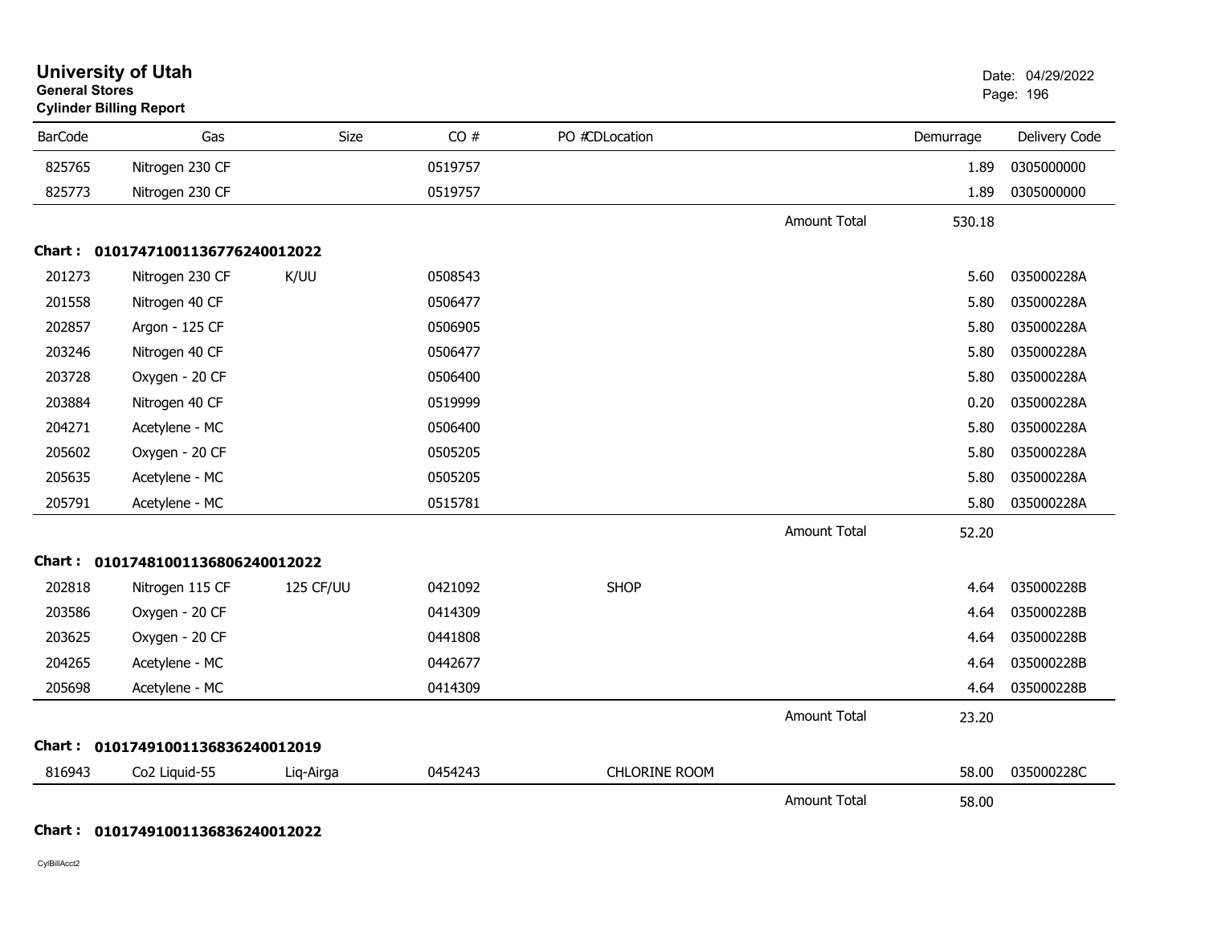# University of Utah

**General Stores**

**Cylinder Billing Report**

Date: 04/29/2022

| BarCode | Gas | Size | CO # | PO #CDLocation | | Demurrage | Delivery Code |
|---|---|---|---|---|---|---|---|
| 825765 | Nitrogen 230 CF | | 0519757 | | | 1.89 | 0305000000 |
| 825773 | Nitrogen 230 CF | | 0519757 | | | 1.89 | 0305000000 |
| | | | | | Amount Total | 530.18 | |

**Chart : 01017471001136776240012022**

| BarCode | Gas | Size | CO # | PO #CDLocation | | Demurrage | Delivery Code |
|---|---|---|---|---|---|---|---|
| 201273 | Nitrogen 230 CF | K/UU | 0508543 | | | 5.60 | 035000228A |
| 201558 | Nitrogen 40 CF | | 0506477 | | | 5.80 | 035000228A |
| 202857 | Argon - 125 CF | | 0506905 | | | 5.80 | 035000228A |
| 203246 | Nitrogen 40 CF | | 0506477 | | | 5.80 | 035000228A |
| 203728 | Oxygen - 20 CF | | 0506400 | | | 5.80 | 035000228A |
| 203884 | Nitrogen 40 CF | | 0519999 | | | 0.20 | 035000228A |
| 204271 | Acetylene - MC | | 0506400 | | | 5.80 | 035000228A |
| 205602 | Oxygen - 20 CF | | 0505205 | | | 5.80 | 035000228A |
| 205635 | Acetylene - MC | | 0505205 | | | 5.80 | 035000228A |
| 205791 | Acetylene - MC | | 0515781 | | | 5.80 | 035000228A |
| | | | | | Amount Total | 52.20 | |

**Chart : 01017481001136806240012022**

| BarCode | Gas | Size | CO # | PO #CDLocation | | Demurrage | Delivery Code |
|---|---|---|---|---|---|---|---|
| 202818 | Nitrogen 115 CF | 125 CF/UU | 0421092 | SHOP | | 4.64 | 035000228B |
| 203586 | Oxygen - 20 CF | | 0414309 | | | 4.64 | 035000228B |
| 203625 | Oxygen - 20 CF | | 0441808 | | | 4.64 | 035000228B |
| 204265 | Acetylene - MC | | 0442677 | | | 4.64 | 035000228B |
| 205698 | Acetylene - MC | | 0414309 | | | 4.64 | 035000228B |
| | | | | | Amount Total | 23.20 | |

**Chart : 01017491001136836240012019**

| BarCode | Gas | Size | CO # | PO #CDLocation | | Demurrage | Delivery Code |
|---|---|---|---|---|---|---|---|
| 816943 | Co2 Liquid-55 | Liq-Airga | 0454243 | CHLORINE ROOM | | 58.00 | 035000228C |
| | | | | | Amount Total | 58.00 | |

**Chart : 01017491001136836240012022**

CylBillAcct2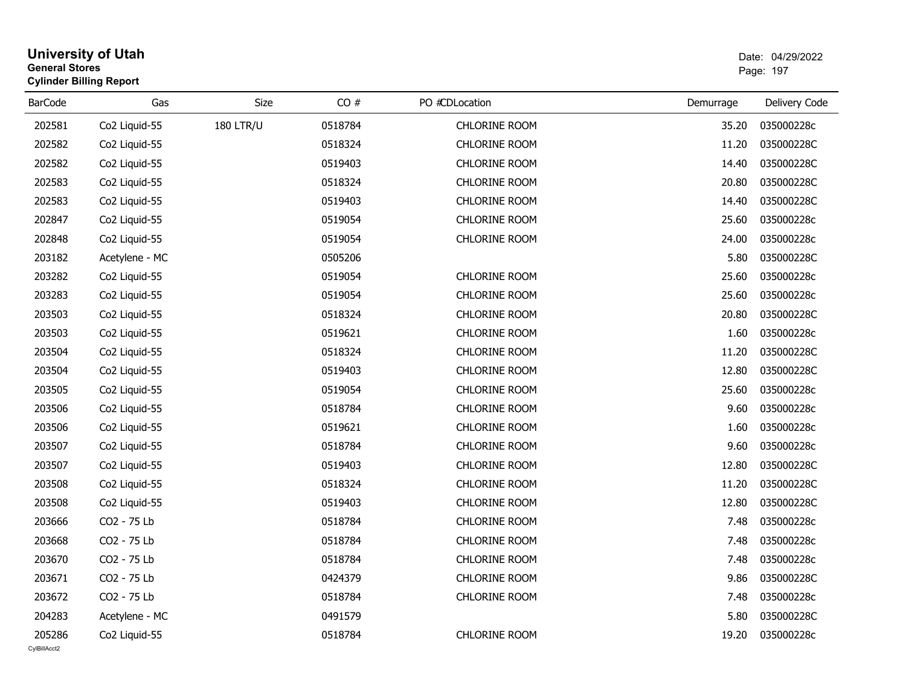# University of Utah

**General Stores**

**Cylinder Billing Report**

Date: 04/29/2022

| BarCode | Gas | Size | CO # | PO # | CDLocation | Demurrage | Delivery Code |
|---|---|---|---|---|---|---|---|
| 202581 | Co2 Liquid-55 | 180 LTR/U | 0518784 | | CHLORINE ROOM | 35.20 | 035000228c |
| 202582 | Co2 Liquid-55 | | 0518324 | | CHLORINE ROOM | 11.20 | 035000228C |
| 202582 | Co2 Liquid-55 | | 0519403 | | CHLORINE ROOM | 14.40 | 035000228C |
| 202583 | Co2 Liquid-55 | | 0518324 | | CHLORINE ROOM | 20.80 | 035000228C |
| 202583 | Co2 Liquid-55 | | 0519403 | | CHLORINE ROOM | 14.40 | 035000228C |
| 202847 | Co2 Liquid-55 | | 0519054 | | CHLORINE ROOM | 25.60 | 035000228c |
| 202848 | Co2 Liquid-55 | | 0519054 | | CHLORINE ROOM | 24.00 | 035000228c |
| 203182 | Acetylene - MC | | 0505206 | | | 5.80 | 035000228C |
| 203282 | Co2 Liquid-55 | | 0519054 | | CHLORINE ROOM | 25.60 | 035000228c |
| 203283 | Co2 Liquid-55 | | 0519054 | | CHLORINE ROOM | 25.60 | 035000228c |
| 203503 | Co2 Liquid-55 | | 0518324 | | CHLORINE ROOM | 20.80 | 035000228C |
| 203503 | Co2 Liquid-55 | | 0519621 | | CHLORINE ROOM | 1.60 | 035000228c |
| 203504 | Co2 Liquid-55 | | 0518324 | | CHLORINE ROOM | 11.20 | 035000228C |
| 203504 | Co2 Liquid-55 | | 0519403 | | CHLORINE ROOM | 12.80 | 035000228C |
| 203505 | Co2 Liquid-55 | | 0519054 | | CHLORINE ROOM | 25.60 | 035000228c |
| 203506 | Co2 Liquid-55 | | 0518784 | | CHLORINE ROOM | 9.60 | 035000228c |
| 203506 | Co2 Liquid-55 | | 0519621 | | CHLORINE ROOM | 1.60 | 035000228c |
| 203507 | Co2 Liquid-55 | | 0518784 | | CHLORINE ROOM | 9.60 | 035000228c |
| 203507 | Co2 Liquid-55 | | 0519403 | | CHLORINE ROOM | 12.80 | 035000228C |
| 203508 | Co2 Liquid-55 | | 0518324 | | CHLORINE ROOM | 11.20 | 035000228C |
| 203508 | Co2 Liquid-55 | | 0519403 | | CHLORINE ROOM | 12.80 | 035000228C |
| 203666 | CO2 - 75 Lb | | 0518784 | | CHLORINE ROOM | 7.48 | 035000228c |
| 203668 | CO2 - 75 Lb | | 0518784 | | CHLORINE ROOM | 7.48 | 035000228c |
| 203670 | CO2 - 75 Lb | | 0518784 | | CHLORINE ROOM | 7.48 | 035000228c |
| 203671 | CO2 - 75 Lb | | 0424379 | | CHLORINE ROOM | 9.86 | 035000228C |
| 203672 | CO2 - 75 Lb | | 0518784 | | CHLORINE ROOM | 7.48 | 035000228c |
| 204283 | Acetylene - MC | | 0491579 | | | 5.80 | 035000228C |
| 205286 | Co2 Liquid-55 | | 0518784 | | CHLORINE ROOM | 19.20 | 035000228c |

CylBillAcct2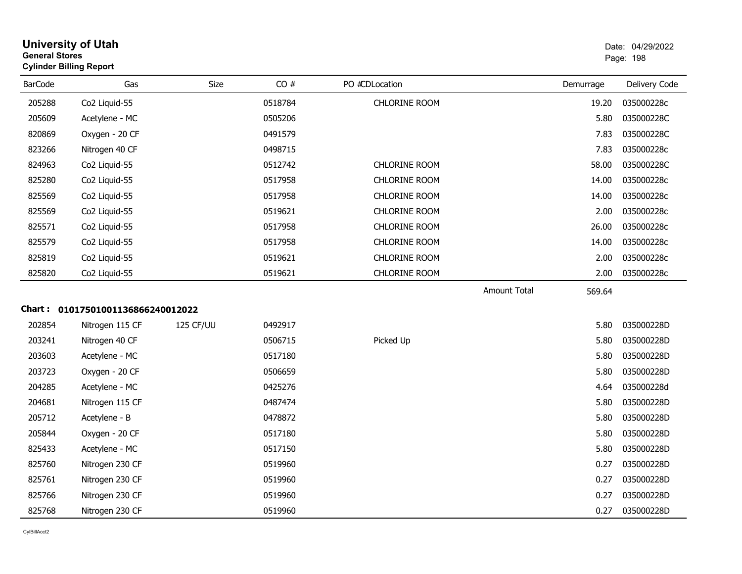# University of Utah
**General Stores**
**Cylinder Billing Report**

Date: 04/29/2022

| BarCode | Gas | Size | CO # | PO # | CD | Location | Demurrage | Delivery Code |
|---|---|---|---|---|---|---|---|---|
| 205288 | Co2 Liquid-55 | | 0518784 | | | CHLORINE ROOM | 19.20 | 035000228c |
| 205609 | Acetylene - MC | | 0505206 | | | | 5.80 | 035000228C |
| 820869 | Oxygen - 20 CF | | 0491579 | | | | 7.83 | 035000228C |
| 823266 | Nitrogen 40 CF | | 0498715 | | | | 7.83 | 035000228c |
| 824963 | Co2 Liquid-55 | | 0512742 | | | CHLORINE ROOM | 58.00 | 035000228C |
| 825280 | Co2 Liquid-55 | | 0517958 | | | CHLORINE ROOM | 14.00 | 035000228c |
| 825569 | Co2 Liquid-55 | | 0517958 | | | CHLORINE ROOM | 14.00 | 035000228c |
| 825569 | Co2 Liquid-55 | | 0519621 | | | CHLORINE ROOM | 2.00 | 035000228c |
| 825571 | Co2 Liquid-55 | | 0517958 | | | CHLORINE ROOM | 26.00 | 035000228c |
| 825579 | Co2 Liquid-55 | | 0517958 | | | CHLORINE ROOM | 14.00 | 035000228c |
| 825819 | Co2 Liquid-55 | | 0519621 | | | CHLORINE ROOM | 2.00 | 035000228c |
| 825820 | Co2 Liquid-55 | | 0519621 | | | CHLORINE ROOM | 2.00 | 035000228c |
| | | | | | | Amount Total | 569.64 | |

**Chart : 01017501001136866240012022**

| BarCode | Gas | Size | CO # | PO # | CD | Location | Demurrage | Delivery Code |
|---|---|---|---|---|---|---|---|---|
| 202854 | Nitrogen 115 CF | 125 CF/UU | 0492917 | | | | 5.80 | 035000228D |
| 203241 | Nitrogen 40 CF | | 0506715 | | | Picked Up | 5.80 | 035000228D |
| 203603 | Acetylene - MC | | 0517180 | | | | 5.80 | 035000228D |
| 203723 | Oxygen - 20 CF | | 0506659 | | | | 5.80 | 035000228D |
| 204285 | Acetylene - MC | | 0425276 | | | | 4.64 | 035000228d |
| 204681 | Nitrogen 115 CF | | 0487474 | | | | 5.80 | 035000228D |
| 205712 | Acetylene - B | | 0478872 | | | | 5.80 | 035000228D |
| 205844 | Oxygen - 20 CF | | 0517180 | | | | 5.80 | 035000228D |
| 825433 | Acetylene - MC | | 0517150 | | | | 5.80 | 035000228D |
| 825760 | Nitrogen 230 CF | | 0519960 | | | | 0.27 | 035000228D |
| 825761 | Nitrogen 230 CF | | 0519960 | | | | 0.27 | 035000228D |
| 825766 | Nitrogen 230 CF | | 0519960 | | | | 0.27 | 035000228D |
| 825768 | Nitrogen 230 CF | | 0519960 | | | | 0.27 | 035000228D |

CylBillAcct2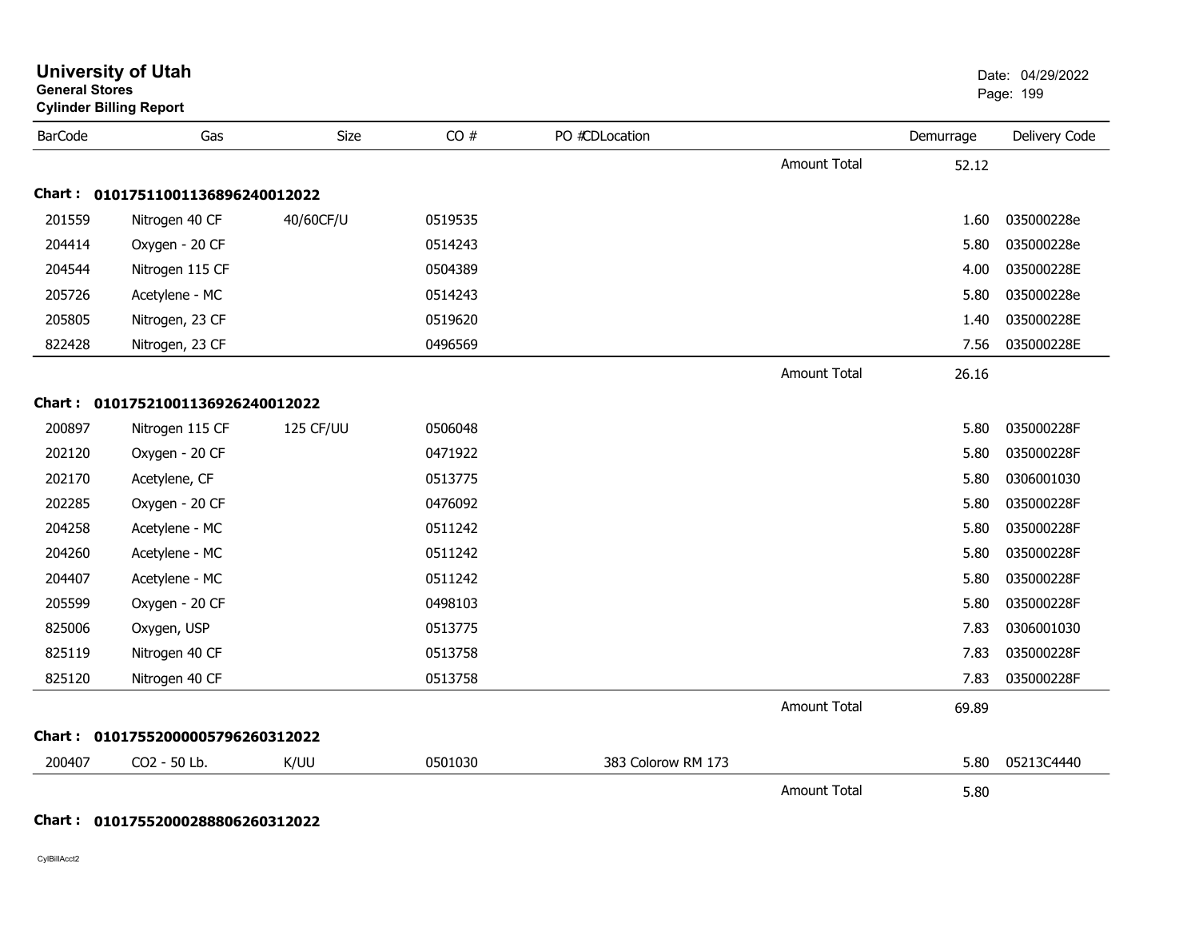# University of Utah
**General Stores**
**Cylinder Billing Report**

Date: 04/29/2022

| BarCode | Gas | Size | CO # | PO # | CDLocation | | Demurrage | Delivery Code |
|---|---|---|---|---|---|---|---|---|
| | | | | | | Amount Total | 52.12 | |
| **Chart :** | **01017511001136896240012022** | | | | | | | |
| 201559 | Nitrogen 40 CF | 40/60CF/U | 0519535 | | | | 1.60 | 035000228e |
| 204414 | Oxygen - 20 CF | | 0514243 | | | | 5.80 | 035000228e |
| 204544 | Nitrogen 115 CF | | 0504389 | | | | 4.00 | 035000228E |
| 205726 | Acetylene - MC | | 0514243 | | | | 5.80 | 035000228e |
| 205805 | Nitrogen, 23 CF | | 0519620 | | | | 1.40 | 035000228E |
| 822428 | Nitrogen, 23 CF | | 0496569 | | | | 7.56 | 035000228E |
| | | | | | | Amount Total | 26.16 | |
| **Chart :** | **01017521001136926240012022** | | | | | | | |
| 200897 | Nitrogen 115 CF | 125 CF/UU | 0506048 | | | | 5.80 | 035000228F |
| 202120 | Oxygen - 20 CF | | 0471922 | | | | 5.80 | 035000228F |
| 202170 | Acetylene, CF | | 0513775 | | | | 5.80 | 0306001030 |
| 202285 | Oxygen - 20 CF | | 0476092 | | | | 5.80 | 035000228F |
| 204258 | Acetylene - MC | | 0511242 | | | | 5.80 | 035000228F |
| 204260 | Acetylene - MC | | 0511242 | | | | 5.80 | 035000228F |
| 204407 | Acetylene - MC | | 0511242 | | | | 5.80 | 035000228F |
| 205599 | Oxygen - 20 CF | | 0498103 | | | | 5.80 | 035000228F |
| 825006 | Oxygen, USP | | 0513775 | | | | 7.83 | 0306001030 |
| 825119 | Nitrogen 40 CF | | 0513758 | | | | 7.83 | 035000228F |
| 825120 | Nitrogen 40 CF | | 0513758 | | | | 7.83 | 035000228F |
| | | | | | | Amount Total | 69.89 | |
| **Chart :** | **01017552000005796260312022** | | | | | | | |
| 200407 | CO2 - 50 Lb. | K/UU | 0501030 | | 383 Colorow RM 173 | | 5.80 | 05213C4440 |
| | | | | | | Amount Total | 5.80 | |
| **Chart :** | **01017552000288806260312022** | | | | | | | |

CylBillAcct2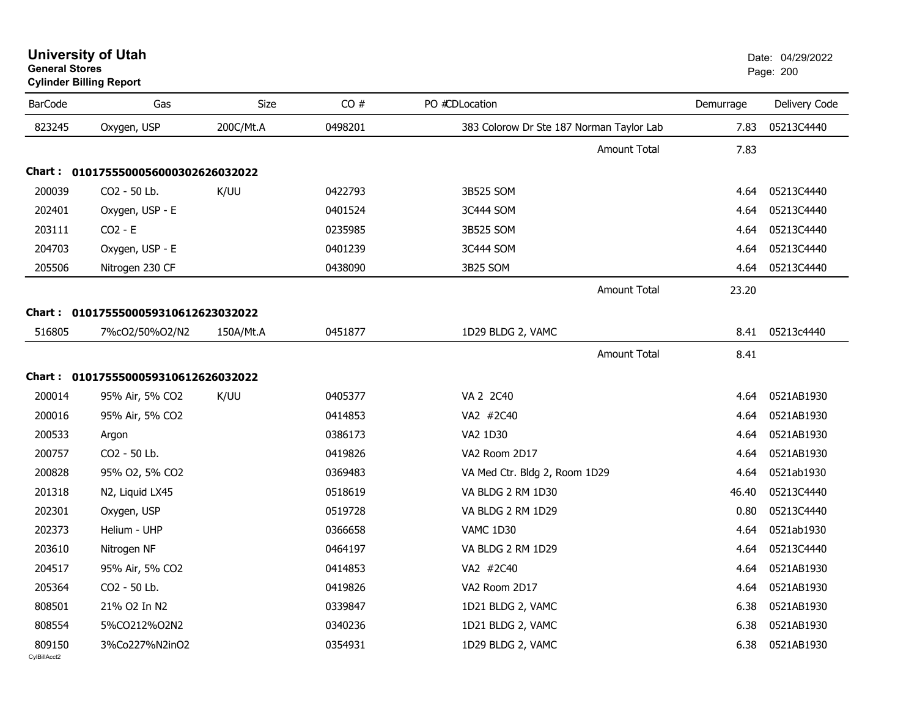# University of Utah
**General Stores**
**Cylinder Billing Report**

Date: 04/29/2022

| BarCode | Gas | Size | CO # | PO # | CDLocation | Demurrage | Delivery Code |
|---|---|---|---|---|---|---|---|
| 823245 | Oxygen, USP | 200C/Mt.A | 0498201 | | 383 Colorow Dr Ste 187 Norman Taylor Lab | 7.83 | 05213C4440 |
| | | | | | Amount Total | 7.83 | |

**Chart : 01017555000560003026260320222**

| BarCode | Gas | Size | CO # | PO # | CDLocation | Demurrage | Delivery Code |
|---|---|---|---|---|---|---|---|
| 200039 | CO2 - 50 Lb. | K/UU | 0422793 | | 3B525 SOM | 4.64 | 05213C4440 |
| 202401 | Oxygen, USP - E | | 0401524 | | 3C444 SOM | 4.64 | 05213C4440 |
| 203111 | CO2 - E | | 0235985 | | 3B525 SOM | 4.64 | 05213C4440 |
| 204703 | Oxygen, USP - E | | 0401239 | | 3C444 SOM | 4.64 | 05213C4440 |
| 205506 | Nitrogen 230 CF | | 0438090 | | 3B25 SOM | 4.64 | 05213C4440 |
| | | | | | Amount Total | 23.20 | |

**Chart : 01017555000593106126230320222**

| BarCode | Gas | Size | CO # | PO # | CDLocation | Demurrage | Delivery Code |
|---|---|---|---|---|---|---|---|
| 516805 | 7%cO2/50%O2/N2 | 150A/Mt.A | 0451877 | | 1D29 BLDG 2, VAMC | 8.41 | 05213c4440 |
| | | | | | Amount Total | 8.41 | |

**Chart : 01017555000593106126260320222**

| BarCode | Gas | Size | CO # | PO # | CDLocation | Demurrage | Delivery Code |
|---|---|---|---|---|---|---|---|
| 200014 | 95% Air, 5% CO2 | K/UU | 0405377 | | VA 2 2C40 | 4.64 | 0521AB1930 |
| 200016 | 95% Air, 5% CO2 | | 0414853 | | VA2 #2C40 | 4.64 | 0521AB1930 |
| 200533 | Argon | | 0386173 | | VA2 1D30 | 4.64 | 0521AB1930 |
| 200757 | CO2 - 50 Lb. | | 0419826 | | VA2 Room 2D17 | 4.64 | 0521AB1930 |
| 200828 | 95% O2, 5% CO2 | | 0369483 | | VA Med Ctr. Bldg 2, Room 1D29 | 4.64 | 0521ab1930 |
| 201318 | N2, Liquid LX45 | | 0518619 | | VA BLDG 2 RM 1D30 | 46.40 | 05213C4440 |
| 202301 | Oxygen, USP | | 0519728 | | VA BLDG 2 RM 1D29 | 0.80 | 05213C4440 |
| 202373 | Helium - UHP | | 0366658 | | VAMC 1D30 | 4.64 | 0521ab1930 |
| 203610 | Nitrogen NF | | 0464197 | | VA BLDG 2 RM 1D29 | 4.64 | 05213C4440 |
| 204517 | 95% Air, 5% CO2 | | 0414853 | | VA2 #2C40 | 4.64 | 0521AB1930 |
| 205364 | CO2 - 50 Lb. | | 0419826 | | VA2 Room 2D17 | 4.64 | 0521AB1930 |
| 808501 | 21% O2 In N2 | | 0339847 | | 1D21 BLDG 2, VAMC | 6.38 | 0521AB1930 |
| 808554 | 5%CO212%O2N2 | | 0340236 | | 1D21 BLDG 2, VAMC | 6.38 | 0521AB1930 |
| 809150 | 3%Co227%N2inO2 | | 0354931 | | 1D29 BLDG 2, VAMC | 6.38 | 0521AB1930 |

CylBillAcct2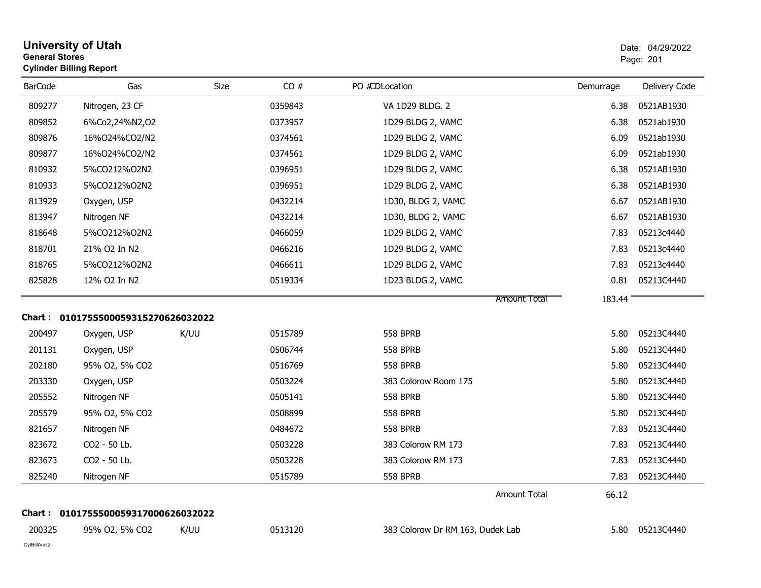# University of Utah
**General Stores**
**Cylinder Billing Report**

Date: 04/29/2022

| BarCode | Gas | Size | CO # | PO # | CDLocation | Demurrage | Delivery Code |
|---|---|---|---|---|---|---|---|
| 809277 | Nitrogen, 23 CF | | 0359843 | | VA 1D29 BLDG. 2 | 6.38 | 0521AB1930 |
| 809852 | 6%Co2,24%N2,O2 | | 0373957 | | 1D29 BLDG 2, VAMC | 6.38 | 0521ab1930 |
| 809876 | 16%O24%CO2/N2 | | 0374561 | | 1D29 BLDG 2, VAMC | 6.09 | 0521ab1930 |
| 809877 | 16%O24%CO2/N2 | | 0374561 | | 1D29 BLDG 2, VAMC | 6.09 | 0521ab1930 |
| 810932 | 5%CO212%O2N2 | | 0396951 | | 1D29 BLDG 2, VAMC | 6.38 | 0521AB1930 |
| 810933 | 5%CO212%O2N2 | | 0396951 | | 1D29 BLDG 2, VAMC | 6.38 | 0521AB1930 |
| 813929 | Oxygen, USP | | 0432214 | | 1D30, BLDG 2, VAMC | 6.67 | 0521AB1930 |
| 813947 | Nitrogen NF | | 0432214 | | 1D30, BLDG 2, VAMC | 6.67 | 0521AB1930 |
| 818648 | 5%CO212%O2N2 | | 0466059 | | 1D29 BLDG 2, VAMC | 7.83 | 05213c4440 |
| 818701 | 21% O2 In N2 | | 0466216 | | 1D29 BLDG 2, VAMC | 7.83 | 05213c4440 |
| 818765 | 5%CO212%O2N2 | | 0466611 | | 1D29 BLDG 2, VAMC | 7.83 | 05213c4440 |
| 825828 | 12% O2 In N2 | | 0519334 | | 1D23 BLDG 2, VAMC | 0.81 | 05213C4440 |
| | | | | | Amount Total | 183.44 | |

**Chart : 01017555000593152706260320 22**

| BarCode | Gas | Size | CO # | PO # | CDLocation | Demurrage | Delivery Code |
|---|---|---|---|---|---|---|---|
| 200497 | Oxygen, USP | K/UU | 0515789 | | 558 BPRB | 5.80 | 05213C4440 |
| 201131 | Oxygen, USP | | 0506744 | | 558 BPRB | 5.80 | 05213C4440 |
| 202180 | 95% O2, 5% CO2 | | 0516769 | | 558 BPRB | 5.80 | 05213C4440 |
| 203330 | Oxygen, USP | | 0503224 | | 383 Colorow Room 175 | 5.80 | 05213C4440 |
| 205552 | Nitrogen NF | | 0505141 | | 558 BPRB | 5.80 | 05213C4440 |
| 205579 | 95% O2, 5% CO2 | | 0508899 | | 558 BPRB | 5.80 | 05213C4440 |
| 821657 | Nitrogen NF | | 0484672 | | 558 BPRB | 7.83 | 05213C4440 |
| 823672 | CO2 - 50 Lb. | | 0503228 | | 383 Colorow RM 173 | 7.83 | 05213C4440 |
| 823673 | CO2 - 50 Lb. | | 0503228 | | 383 Colorow RM 173 | 7.83 | 05213C4440 |
| 825240 | Nitrogen NF | | 0515789 | | 558 BPRB | 7.83 | 05213C4440 |
| | | | | | Amount Total | 66.12 | |

**Chart : 01017555000593170006260320 22**

| BarCode | Gas | Size | CO # | PO # | CDLocation | Demurrage | Delivery Code |
|---|---|---|---|---|---|---|---|
| 200325 | 95% O2, 5% CO2 | K/UU | 0513120 | | 383 Colorow Dr RM 163, Dudek Lab | 5.80 | 05213C4440 |

CylBillAcct2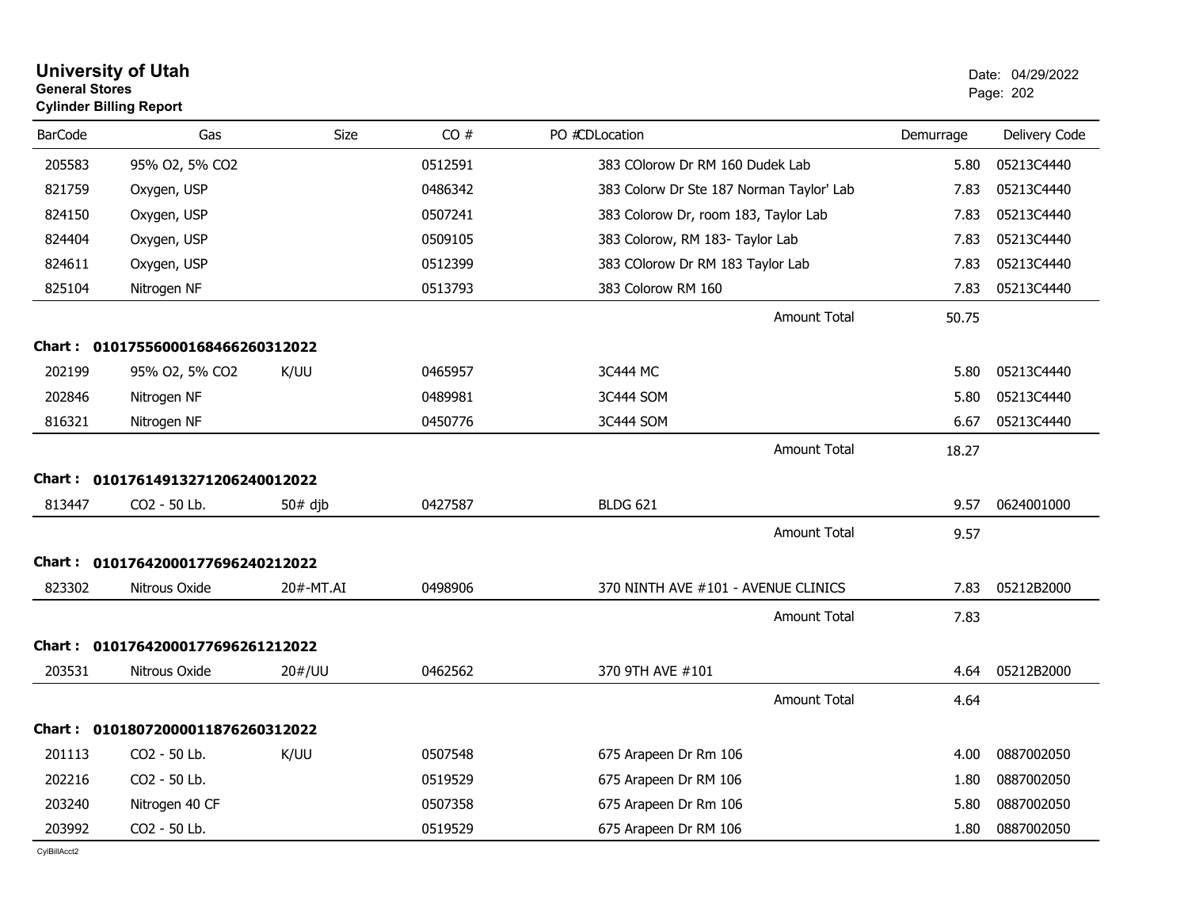# University of Utah
**General Stores**
**Cylinder Billing Report**

Date: 04/29/2022

| BarCode | Gas | Size | CO # | PO # | CDLocation | Demurrage | Delivery Code |
|---|---|---|---|---|---|---|---|
| 205583 | 95% O2, 5% CO2 | | 0512591 | | 383 COlorow Dr RM 160 Dudek Lab | 5.80 | 05213C4440 |
| 821759 | Oxygen, USP | | 0486342 | | 383 Colorw Dr Ste 187 Norman Taylor' Lab | 7.83 | 05213C4440 |
| 824150 | Oxygen, USP | | 0507241 | | 383 Colorow Dr, room 183, Taylor Lab | 7.83 | 05213C4440 |
| 824404 | Oxygen, USP | | 0509105 | | 383 Colorow, RM 183- Taylor Lab | 7.83 | 05213C4440 |
| 824611 | Oxygen, USP | | 0512399 | | 383 COlorow Dr RM 183 Taylor Lab | 7.83 | 05213C4440 |
| 825104 | Nitrogen NF | | 0513793 | | 383 Colorow RM 160 | 7.83 | 05213C4440 |
| | | | | | Amount Total | 50.75 | |

**Chart : 01017556000168466260312022**

| BarCode | Gas | Size | CO # | PO # | CDLocation | Demurrage | Delivery Code |
|---|---|---|---|---|---|---|---|
| 202199 | 95% O2, 5% CO2 | K/UU | 0465957 | | 3C444 MC | 5.80 | 05213C4440 |
| 202846 | Nitrogen NF | | 0489981 | | 3C444 SOM | 5.80 | 05213C4440 |
| 816321 | Nitrogen NF | | 0450776 | | 3C444 SOM | 6.67 | 05213C4440 |
| | | | | | Amount Total | 18.27 | |

**Chart : 01017614913271206240012022**

| BarCode | Gas | Size | CO # | PO # | CDLocation | Demurrage | Delivery Code |
|---|---|---|---|---|---|---|---|
| 813447 | CO2 - 50 Lb. | 50# djb | 0427587 | | BLDG 621 | 9.57 | 0624001000 |
| | | | | | Amount Total | 9.57 | |

**Chart : 01017642000177696240212022**

| BarCode | Gas | Size | CO # | PO # | CDLocation | Demurrage | Delivery Code |
|---|---|---|---|---|---|---|---|
| 823302 | Nitrous Oxide | 20#-MT.AI | 0498906 | | 370 NINTH AVE #101 - AVENUE CLINICS | 7.83 | 05212B2000 |
| | | | | | Amount Total | 7.83 | |

**Chart : 01017642000177696261212022**

| BarCode | Gas | Size | CO # | PO # | CDLocation | Demurrage | Delivery Code |
|---|---|---|---|---|---|---|---|
| 203531 | Nitrous Oxide | 20#/UU | 0462562 | | 370 9TH AVE #101 | 4.64 | 05212B2000 |
| | | | | | Amount Total | 4.64 | |

**Chart : 01018072000011876260312022**

| BarCode | Gas | Size | CO # | PO # | CDLocation | Demurrage | Delivery Code |
|---|---|---|---|---|---|---|---|
| 201113 | CO2 - 50 Lb. | K/UU | 0507548 | | 675 Arapeen Dr Rm 106 | 4.00 | 0887002050 |
| 202216 | CO2 - 50 Lb. | | 0519529 | | 675 Arapeen Dr RM 106 | 1.80 | 0887002050 |
| 203240 | Nitrogen 40 CF | | 0507358 | | 675 Arapeen Dr Rm 106 | 5.80 | 0887002050 |
| 203992 | CO2 - 50 Lb. | | 0519529 | | 675 Arapeen Dr RM 106 | 1.80 | 0887002050 |

CylBillAcct2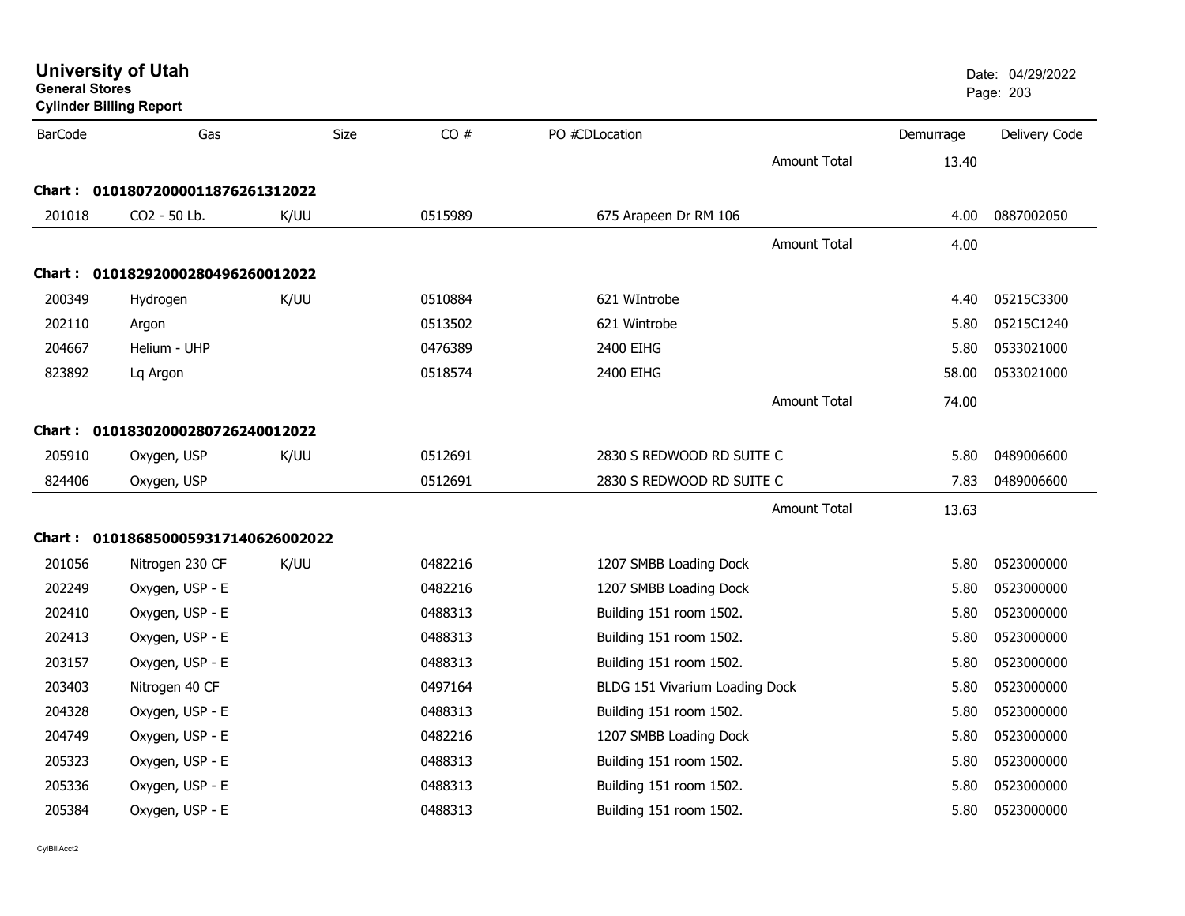# University of Utah
**General Stores**
**Cylinder Billing Report**

Date: 04/29/2022

| BarCode | Gas | Size | CO # | PO #CDLocation | Demurrage | Delivery Code |
|---|---|---|---|---|---|---|
| | | | | Amount Total | 13.40 | |
| **Chart : 0101807200001187626131 2022** | | | | | | |
| 201018 | CO2 - 50 Lb. | K/UU | 0515989 | 675 Arapeen Dr RM 106 | 4.00 | 0887002050 |
| | | | | Amount Total | 4.00 | |
| **Chart : 01018292000280496260012022** | | | | | | |
| 200349 | Hydrogen | K/UU | 0510884 | 621 WIntrobe | 4.40 | 05215C3300 |
| 202110 | Argon | | 0513502 | 621 Wintrobe | 5.80 | 05215C1240 |
| 204667 | Helium - UHP | | 0476389 | 2400 EIHG | 5.80 | 0533021000 |
| 823892 | Lq Argon | | 0518574 | 2400 EIHG | 58.00 | 0533021000 |
| | | | | Amount Total | 74.00 | |
| **Chart : 01018302000280726240012022** | | | | | | |
| 205910 | Oxygen, USP | K/UU | 0512691 | 2830 S REDWOOD RD SUITE C | 5.80 | 0489006600 |
| 824406 | Oxygen, USP | | 0512691 | 2830 S REDWOOD RD SUITE C | 7.83 | 0489006600 |
| | | | | Amount Total | 13.63 | |
| **Chart : 0101868500059317140626002022** | | | | | | |
| 201056 | Nitrogen 230 CF | K/UU | 0482216 | 1207 SMBB Loading Dock | 5.80 | 0523000000 |
| 202249 | Oxygen, USP - E | | 0482216 | 1207 SMBB Loading Dock | 5.80 | 0523000000 |
| 202410 | Oxygen, USP - E | | 0488313 | Building 151 room 1502. | 5.80 | 0523000000 |
| 202413 | Oxygen, USP - E | | 0488313 | Building 151 room 1502. | 5.80 | 0523000000 |
| 203157 | Oxygen, USP - E | | 0488313 | Building 151 room 1502. | 5.80 | 0523000000 |
| 203403 | Nitrogen 40 CF | | 0497164 | BLDG 151 Vivarium Loading Dock | 5.80 | 0523000000 |
| 204328 | Oxygen, USP - E | | 0488313 | Building 151 room 1502. | 5.80 | 0523000000 |
| 204749 | Oxygen, USP - E | | 0482216 | 1207 SMBB Loading Dock | 5.80 | 0523000000 |
| 205323 | Oxygen, USP - E | | 0488313 | Building 151 room 1502. | 5.80 | 0523000000 |
| 205336 | Oxygen, USP - E | | 0488313 | Building 151 room 1502. | 5.80 | 0523000000 |
| 205384 | Oxygen, USP - E | | 0488313 | Building 151 room 1502. | 5.80 | 0523000000 |

CylBillAcct2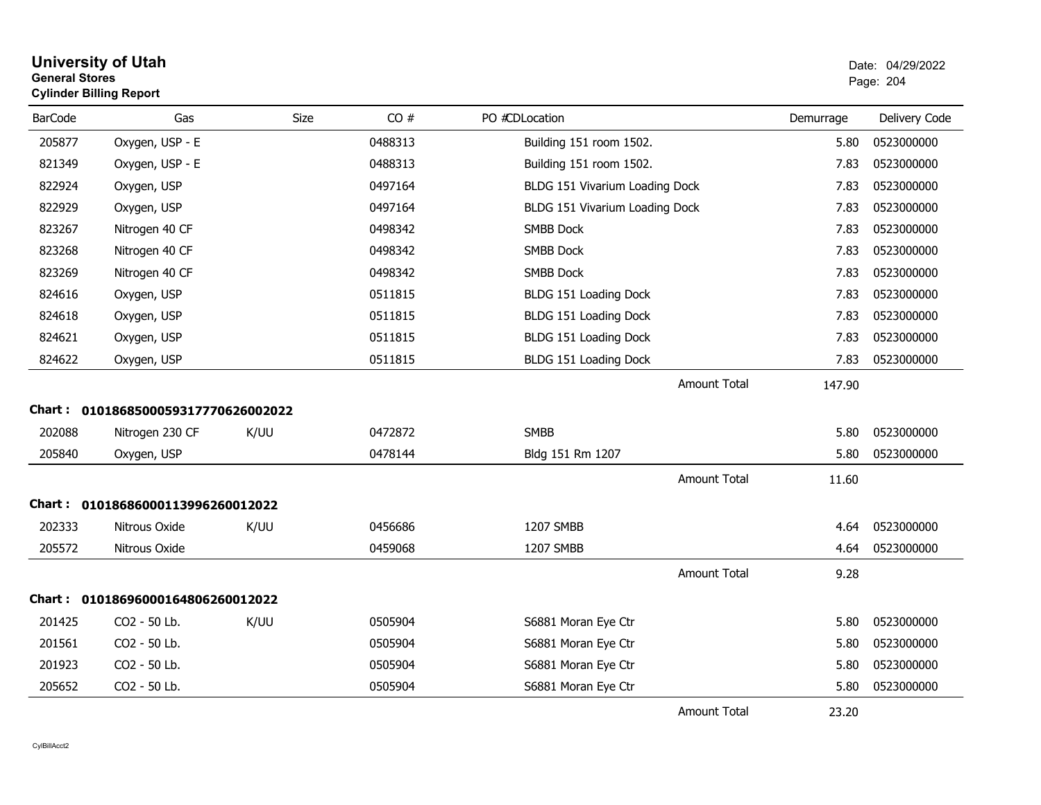**University of Utah**
**General Stores**
**Cylinder Billing Report**

Date: 04/29/2022

| BarCode | Gas | Size | CO # | PO # | CD | Location | Demurrage | Delivery Code |
|---|---|---|---|---|---|---|---|---|
| 205877 | Oxygen, USP - E | | 0488313 | | | Building 151 room 1502. | 5.80 | 0523000000 |
| 821349 | Oxygen, USP - E | | 0488313 | | | Building 151 room 1502. | 7.83 | 0523000000 |
| 822924 | Oxygen, USP | | 0497164 | | | BLDG 151 Vivarium Loading Dock | 7.83 | 0523000000 |
| 822929 | Oxygen, USP | | 0497164 | | | BLDG 151 Vivarium Loading Dock | 7.83 | 0523000000 |
| 823267 | Nitrogen 40 CF | | 0498342 | | | SMBB Dock | 7.83 | 0523000000 |
| 823268 | Nitrogen 40 CF | | 0498342 | | | SMBB Dock | 7.83 | 0523000000 |
| 823269 | Nitrogen 40 CF | | 0498342 | | | SMBB Dock | 7.83 | 0523000000 |
| 824616 | Oxygen, USP | | 0511815 | | | BLDG 151 Loading Dock | 7.83 | 0523000000 |
| 824618 | Oxygen, USP | | 0511815 | | | BLDG 151 Loading Dock | 7.83 | 0523000000 |
| 824621 | Oxygen, USP | | 0511815 | | | BLDG 151 Loading Dock | 7.83 | 0523000000 |
| 824622 | Oxygen, USP | | 0511815 | | | BLDG 151 Loading Dock | 7.83 | 0523000000 |
| | | | | | | Amount Total | 147.90 | |

**Chart : 01018685000593177706260020222**

| BarCode | Gas | Size | CO # | PO # | CD | Location | Demurrage | Delivery Code |
|---|---|---|---|---|---|---|---|---|
| 202088 | Nitrogen 230 CF | K/UU | 0472872 | | | SMBB | 5.80 | 0523000000 |
| 205840 | Oxygen, USP | | 0478144 | | | Bldg 151 Rm 1207 | 5.80 | 0523000000 |
| | | | | | | Amount Total | 11.60 | |

**Chart : 01018686000113996260012022**

| BarCode | Gas | Size | CO # | PO # | CD | Location | Demurrage | Delivery Code |
|---|---|---|---|---|---|---|---|---|
| 202333 | Nitrous Oxide | K/UU | 0456686 | | | 1207 SMBB | 4.64 | 0523000000 |
| 205572 | Nitrous Oxide | | 0459068 | | | 1207 SMBB | 4.64 | 0523000000 |
| | | | | | | Amount Total | 9.28 | |

**Chart : 01018696000164806260012022**

| BarCode | Gas | Size | CO # | PO # | CD | Location | Demurrage | Delivery Code |
|---|---|---|---|---|---|---|---|---|
| 201425 | CO2 - 50 Lb. | K/UU | 0505904 | | | S6881 Moran Eye Ctr | 5.80 | 0523000000 |
| 201561 | CO2 - 50 Lb. | | 0505904 | | | S6881 Moran Eye Ctr | 5.80 | 0523000000 |
| 201923 | CO2 - 50 Lb. | | 0505904 | | | S6881 Moran Eye Ctr | 5.80 | 0523000000 |
| 205652 | CO2 - 50 Lb. | | 0505904 | | | S6881 Moran Eye Ctr | 5.80 | 0523000000 |
| | | | | | | Amount Total | 23.20 | |

CylBillAcct2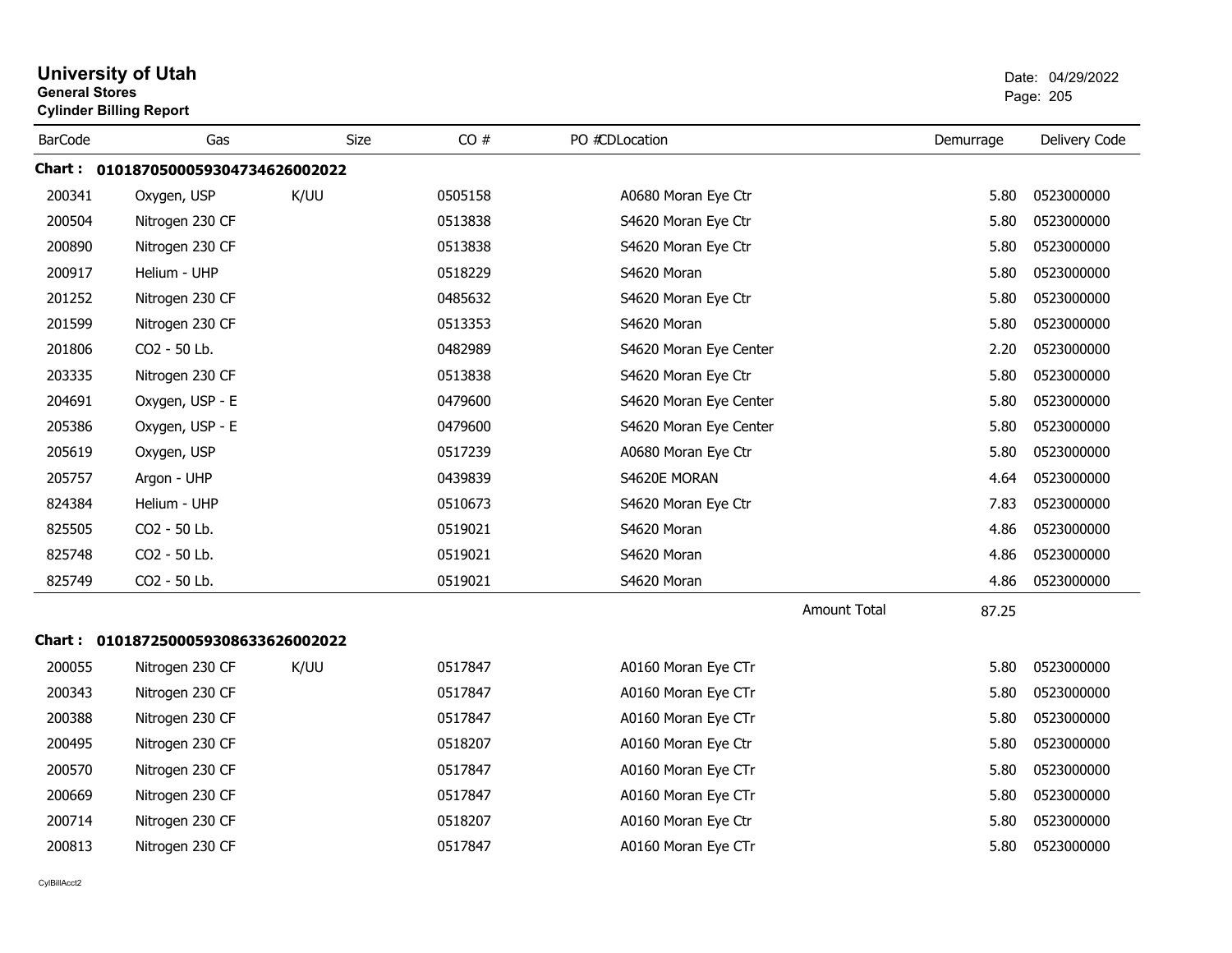**University of Utah**
**General Stores**
**Cylinder Billing Report**

Date: 04/29/2022

| BarCode | Gas | Size | CO # | PO # | CD | Location | Demurrage | Delivery Code |
|---|---|---|---|---|---|---|---|---|
| **Chart : 01018705000593047346260020​22** | | | | | | | | |
| 200341 | Oxygen, USP | K/UU | 0505158 | | | A0680 Moran Eye Ctr | 5.80 | 0523000000 |
| 200504 | Nitrogen 230 CF | | 0513838 | | | S4620 Moran Eye Ctr | 5.80 | 0523000000 |
| 200890 | Nitrogen 230 CF | | 0513838 | | | S4620 Moran Eye Ctr | 5.80 | 0523000000 |
| 200917 | Helium - UHP | | 0518229 | | | S4620 Moran | 5.80 | 0523000000 |
| 201252 | Nitrogen 230 CF | | 0485632 | | | S4620 Moran Eye Ctr | 5.80 | 0523000000 |
| 201599 | Nitrogen 230 CF | | 0513353 | | | S4620 Moran | 5.80 | 0523000000 |
| 201806 | CO2 - 50 Lb. | | 0482989 | | | S4620 Moran Eye Center | 2.20 | 0523000000 |
| 203335 | Nitrogen 230 CF | | 0513838 | | | S4620 Moran Eye Ctr | 5.80 | 0523000000 |
| 204691 | Oxygen, USP - E | | 0479600 | | | S4620 Moran Eye Center | 5.80 | 0523000000 |
| 205386 | Oxygen, USP - E | | 0479600 | | | S4620 Moran Eye Center | 5.80 | 0523000000 |
| 205619 | Oxygen, USP | | 0517239 | | | A0680 Moran Eye Ctr | 5.80 | 0523000000 |
| 205757 | Argon - UHP | | 0439839 | | | S4620E MORAN | 4.64 | 0523000000 |
| 824384 | Helium - UHP | | 0510673 | | | S4620 Moran Eye Ctr | 7.83 | 0523000000 |
| 825505 | CO2 - 50 Lb. | | 0519021 | | | S4620 Moran | 4.86 | 0523000000 |
| 825748 | CO2 - 50 Lb. | | 0519021 | | | S4620 Moran | 4.86 | 0523000000 |
| 825749 | CO2 - 50 Lb. | | 0519021 | | | S4620 Moran | 4.86 | 0523000000 |
| | | | | | | Amount Total | 87.25 | |
| **Chart : 01018725000593086336260020​22** | | | | | | | | |
| 200055 | Nitrogen 230 CF | K/UU | 0517847 | | | A0160 Moran Eye CTr | 5.80 | 0523000000 |
| 200343 | Nitrogen 230 CF | | 0517847 | | | A0160 Moran Eye CTr | 5.80 | 0523000000 |
| 200388 | Nitrogen 230 CF | | 0517847 | | | A0160 Moran Eye CTr | 5.80 | 0523000000 |
| 200495 | Nitrogen 230 CF | | 0518207 | | | A0160 Moran Eye Ctr | 5.80 | 0523000000 |
| 200570 | Nitrogen 230 CF | | 0517847 | | | A0160 Moran Eye CTr | 5.80 | 0523000000 |
| 200669 | Nitrogen 230 CF | | 0517847 | | | A0160 Moran Eye CTr | 5.80 | 0523000000 |
| 200714 | Nitrogen 230 CF | | 0518207 | | | A0160 Moran Eye Ctr | 5.80 | 0523000000 |
| 200813 | Nitrogen 230 CF | | 0517847 | | | A0160 Moran Eye CTr | 5.80 | 0523000000 |

CylBillAcct2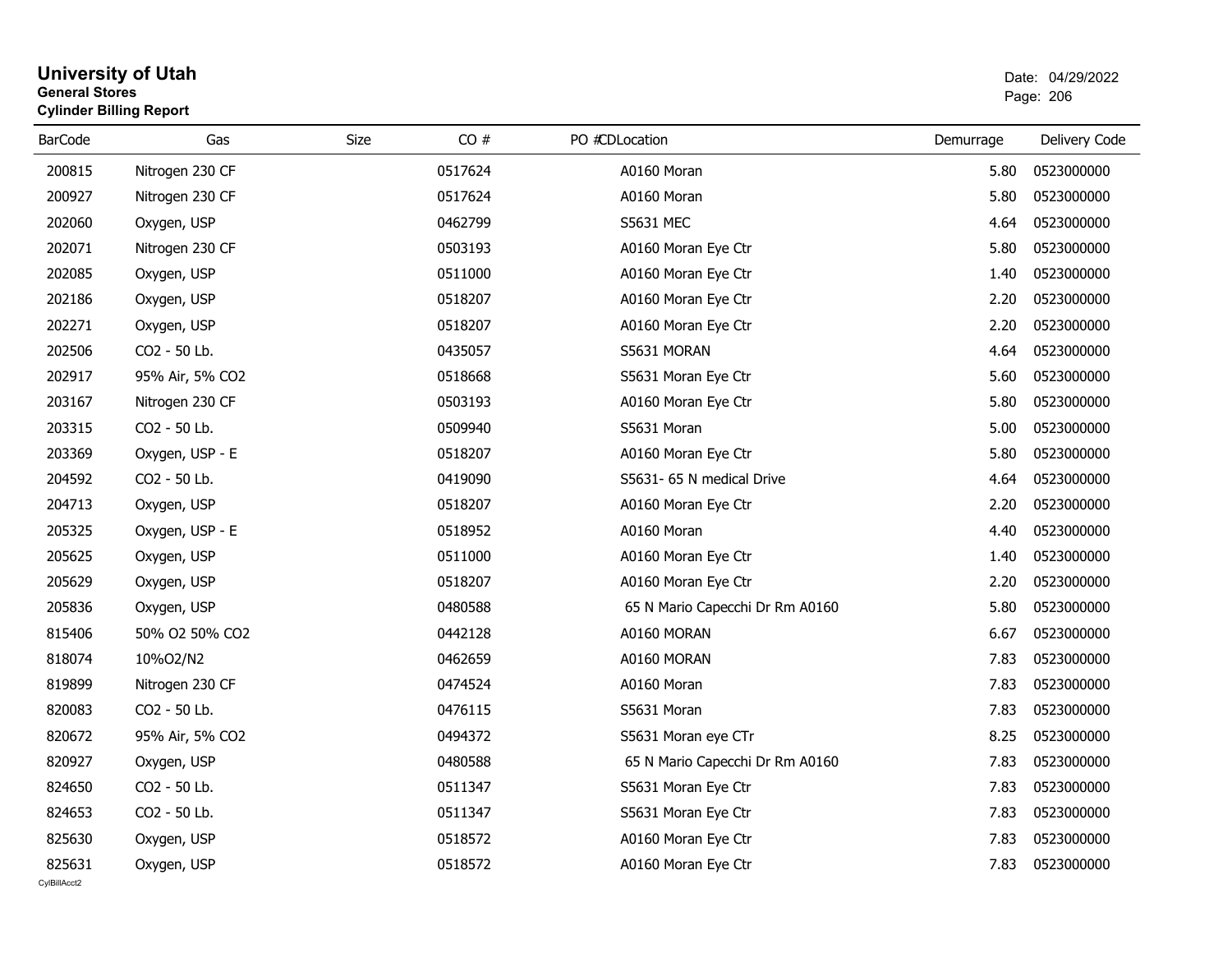# University of Utah

**General Stores**

**Cylinder Billing Report**

Date: 04/29/2022

| BarCode | Gas | Size | CO # | PO # | CDLocation | Demurrage | Delivery Code |
|---|---|---|---|---|---|---|---|
| 200815 | Nitrogen 230 CF | | 0517624 | | A0160 Moran | 5.80 | 0523000000 |
| 200927 | Nitrogen 230 CF | | 0517624 | | A0160 Moran | 5.80 | 0523000000 |
| 202060 | Oxygen, USP | | 0462799 | | S5631 MEC | 4.64 | 0523000000 |
| 202071 | Nitrogen 230 CF | | 0503193 | | A0160 Moran Eye Ctr | 5.80 | 0523000000 |
| 202085 | Oxygen, USP | | 0511000 | | A0160 Moran Eye Ctr | 1.40 | 0523000000 |
| 202186 | Oxygen, USP | | 0518207 | | A0160 Moran Eye Ctr | 2.20 | 0523000000 |
| 202271 | Oxygen, USP | | 0518207 | | A0160 Moran Eye Ctr | 2.20 | 0523000000 |
| 202506 | CO2 - 50 Lb. | | 0435057 | | S5631 MORAN | 4.64 | 0523000000 |
| 202917 | 95% Air, 5% CO2 | | 0518668 | | S5631 Moran Eye Ctr | 5.60 | 0523000000 |
| 203167 | Nitrogen 230 CF | | 0503193 | | A0160 Moran Eye Ctr | 5.80 | 0523000000 |
| 203315 | CO2 - 50 Lb. | | 0509940 | | S5631 Moran | 5.00 | 0523000000 |
| 203369 | Oxygen, USP - E | | 0518207 | | A0160 Moran Eye Ctr | 5.80 | 0523000000 |
| 204592 | CO2 - 50 Lb. | | 0419090 | | S5631- 65 N medical Drive | 4.64 | 0523000000 |
| 204713 | Oxygen, USP | | 0518207 | | A0160 Moran Eye Ctr | 2.20 | 0523000000 |
| 205325 | Oxygen, USP - E | | 0518952 | | A0160 Moran | 4.40 | 0523000000 |
| 205625 | Oxygen, USP | | 0511000 | | A0160 Moran Eye Ctr | 1.40 | 0523000000 |
| 205629 | Oxygen, USP | | 0518207 | | A0160 Moran Eye Ctr | 2.20 | 0523000000 |
| 205836 | Oxygen, USP | | 0480588 | | 65 N Mario Capecchi Dr Rm A0160 | 5.80 | 0523000000 |
| 815406 | 50% O2 50% CO2 | | 0442128 | | A0160 MORAN | 6.67 | 0523000000 |
| 818074 | 10%O2/N2 | | 0462659 | | A0160 MORAN | 7.83 | 0523000000 |
| 819899 | Nitrogen 230 CF | | 0474524 | | A0160 Moran | 7.83 | 0523000000 |
| 820083 | CO2 - 50 Lb. | | 0476115 | | S5631 Moran | 7.83 | 0523000000 |
| 820672 | 95% Air, 5% CO2 | | 0494372 | | S5631 Moran eye CTr | 8.25 | 0523000000 |
| 820927 | Oxygen, USP | | 0480588 | | 65 N Mario Capecchi Dr Rm A0160 | 7.83 | 0523000000 |
| 824650 | CO2 - 50 Lb. | | 0511347 | | S5631 Moran Eye Ctr | 7.83 | 0523000000 |
| 824653 | CO2 - 50 Lb. | | 0511347 | | S5631 Moran Eye Ctr | 7.83 | 0523000000 |
| 825630 | Oxygen, USP | | 0518572 | | A0160 Moran Eye Ctr | 7.83 | 0523000000 |
| 825631 | Oxygen, USP | | 0518572 | | A0160 Moran Eye Ctr | 7.83 | 0523000000 |

CylBillAcct2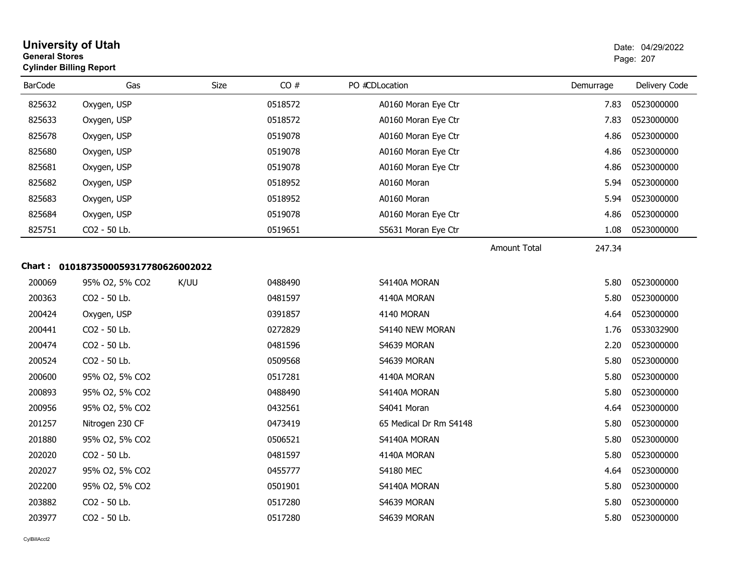# University of Utah

**General Stores**

**Cylinder Billing Report**

Date: 04/29/2022

| BarCode | Gas | Size | CO # | PO # | CDLocation | Demurrage | Delivery Code |
|---|---|---|---|---|---|---|---|
| 825632 | Oxygen, USP | | 0518572 | | A0160 Moran Eye Ctr | 7.83 | 0523000000 |
| 825633 | Oxygen, USP | | 0518572 | | A0160 Moran Eye Ctr | 7.83 | 0523000000 |
| 825678 | Oxygen, USP | | 0519078 | | A0160 Moran Eye Ctr | 4.86 | 0523000000 |
| 825680 | Oxygen, USP | | 0519078 | | A0160 Moran Eye Ctr | 4.86 | 0523000000 |
| 825681 | Oxygen, USP | | 0519078 | | A0160 Moran Eye Ctr | 4.86 | 0523000000 |
| 825682 | Oxygen, USP | | 0518952 | | A0160 Moran | 5.94 | 0523000000 |
| 825683 | Oxygen, USP | | 0518952 | | A0160 Moran | 5.94 | 0523000000 |
| 825684 | Oxygen, USP | | 0519078 | | A0160 Moran Eye Ctr | 4.86 | 0523000000 |
| 825751 | CO2 - 50 Lb. | | 0519651 | | S5631 Moran Eye Ctr | 1.08 | 0523000000 |
| | | | | | Amount Total | 247.34 | |

**Chart : 01018735000593177806260020222**

| BarCode | Gas | Size | CO # | PO # | CDLocation | Demurrage | Delivery Code |
|---|---|---|---|---|---|---|---|
| 200069 | 95% O2, 5% CO2 | K/UU | 0488490 | | S4140A MORAN | 5.80 | 0523000000 |
| 200363 | CO2 - 50 Lb. | | 0481597 | | 4140A MORAN | 5.80 | 0523000000 |
| 200424 | Oxygen, USP | | 0391857 | | 4140 MORAN | 4.64 | 0523000000 |
| 200441 | CO2 - 50 Lb. | | 0272829 | | S4140 NEW MORAN | 1.76 | 0533032900 |
| 200474 | CO2 - 50 Lb. | | 0481596 | | S4639 MORAN | 2.20 | 0523000000 |
| 200524 | CO2 - 50 Lb. | | 0509568 | | S4639 MORAN | 5.80 | 0523000000 |
| 200600 | 95% O2, 5% CO2 | | 0517281 | | 4140A MORAN | 5.80 | 0523000000 |
| 200893 | 95% O2, 5% CO2 | | 0488490 | | S4140A MORAN | 5.80 | 0523000000 |
| 200956 | 95% O2, 5% CO2 | | 0432561 | | S4041 Moran | 4.64 | 0523000000 |
| 201257 | Nitrogen 230 CF | | 0473419 | | 65 Medical Dr Rm S4148 | 5.80 | 0523000000 |
| 201880 | 95% O2, 5% CO2 | | 0506521 | | S4140A MORAN | 5.80 | 0523000000 |
| 202020 | CO2 - 50 Lb. | | 0481597 | | 4140A MORAN | 5.80 | 0523000000 |
| 202027 | 95% O2, 5% CO2 | | 0455777 | | S4180 MEC | 4.64 | 0523000000 |
| 202200 | 95% O2, 5% CO2 | | 0501901 | | S4140A MORAN | 5.80 | 0523000000 |
| 203882 | CO2 - 50 Lb. | | 0517280 | | S4639 MORAN | 5.80 | 0523000000 |
| 203977 | CO2 - 50 Lb. | | 0517280 | | S4639 MORAN | 5.80 | 0523000000 |

CylBillAcct2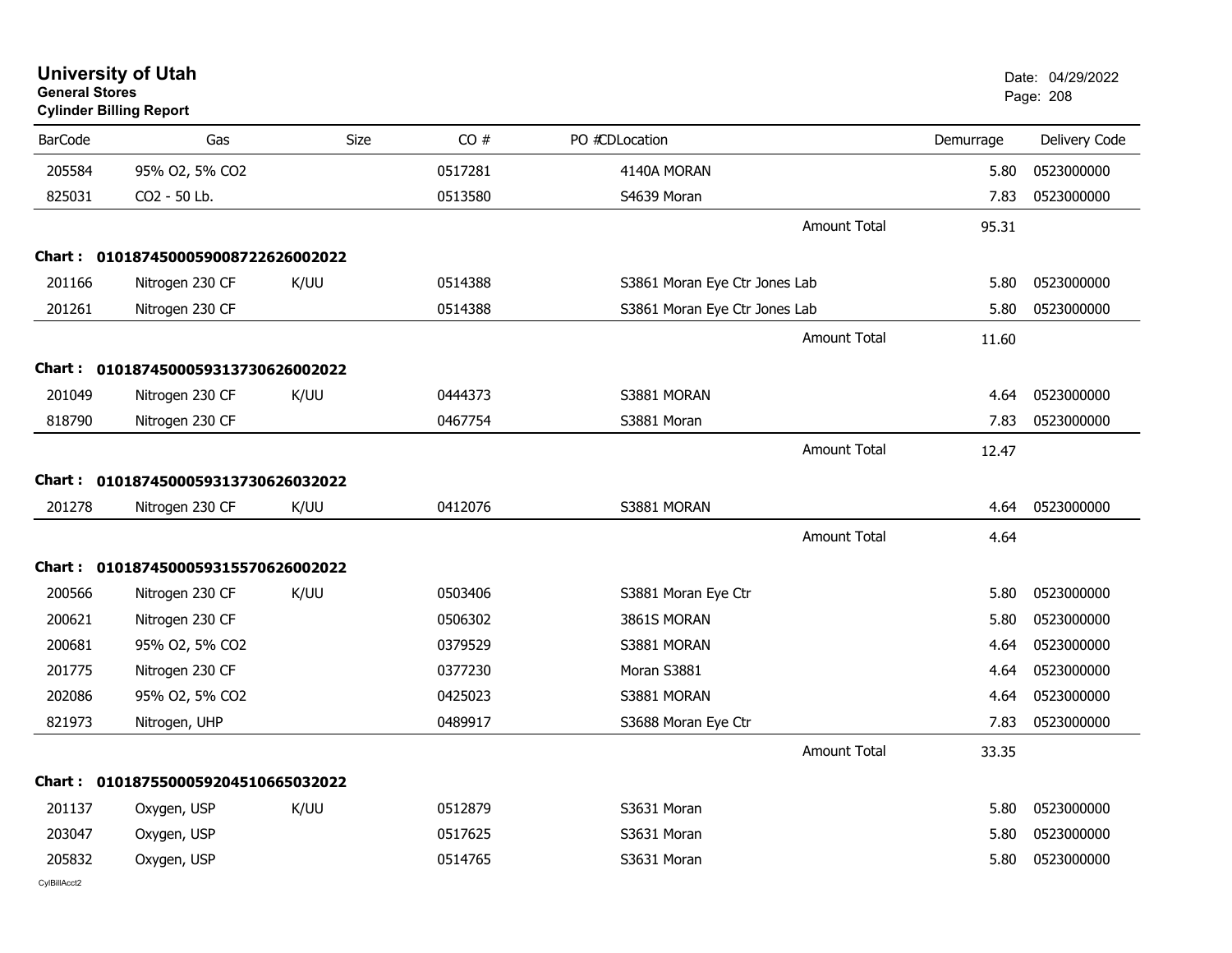# University of Utah

**General Stores**

**Cylinder Billing Report**

Date: 04/29/2022

| BarCode | Gas | Size | CO # | PO #CDLocation | Demurrage | Delivery Code |
|---|---|---|---|---|---|---|
| 205584 | 95% O2, 5% CO2 | | 0517281 | 4140A MORAN | 5.80 | 0523000000 |
| 825031 | CO2 - 50 Lb. | | 0513580 | S4639 Moran | 7.83 | 0523000000 |
| | | | | Amount Total | 95.31 | |
| **Chart :** | **01018745000590087226260020​22** | | | | | |
| 201166 | Nitrogen 230 CF | K/UU | 0514388 | S3861 Moran Eye Ctr Jones Lab | 5.80 | 0523000000 |
| 201261 | Nitrogen 230 CF | | 0514388 | S3861 Moran Eye Ctr Jones Lab | 5.80 | 0523000000 |
| | | | | Amount Total | 11.60 | |
| **Chart :** | **0101874500059313730626002022** | | | | | |
| 201049 | Nitrogen 230 CF | K/UU | 0444373 | S3881 MORAN | 4.64 | 0523000000 |
| 818790 | Nitrogen 230 CF | | 0467754 | S3881 Moran | 7.83 | 0523000000 |
| | | | | Amount Total | 12.47 | |
| **Chart :** | **0101874500059313730626032022** | | | | | |
| 201278 | Nitrogen 230 CF | K/UU | 0412076 | S3881 MORAN | 4.64 | 0523000000 |
| | | | | Amount Total | 4.64 | |
| **Chart :** | **0101874500059315570626002022** | | | | | |
| 200566 | Nitrogen 230 CF | K/UU | 0503406 | S3881 Moran Eye Ctr | 5.80 | 0523000000 |
| 200621 | Nitrogen 230 CF | | 0506302 | 3861S MORAN | 5.80 | 0523000000 |
| 200681 | 95% O2, 5% CO2 | | 0379529 | S3881 MORAN | 4.64 | 0523000000 |
| 201775 | Nitrogen 230 CF | | 0377230 | Moran S3881 | 4.64 | 0523000000 |
| 202086 | 95% O2, 5% CO2 | | 0425023 | S3881 MORAN | 4.64 | 0523000000 |
| 821973 | Nitrogen, UHP | | 0489917 | S3688 Moran Eye Ctr | 7.83 | 0523000000 |
| | | | | Amount Total | 33.35 | |
| **Chart :** | **0101875500059204510665032022** | | | | | |
| 201137 | Oxygen, USP | K/UU | 0512879 | S3631 Moran | 5.80 | 0523000000 |
| 203047 | Oxygen, USP | | 0517625 | S3631 Moran | 5.80 | 0523000000 |
| 205832 | Oxygen, USP | | 0514765 | S3631 Moran | 5.80 | 0523000000 |

CylBillAcct2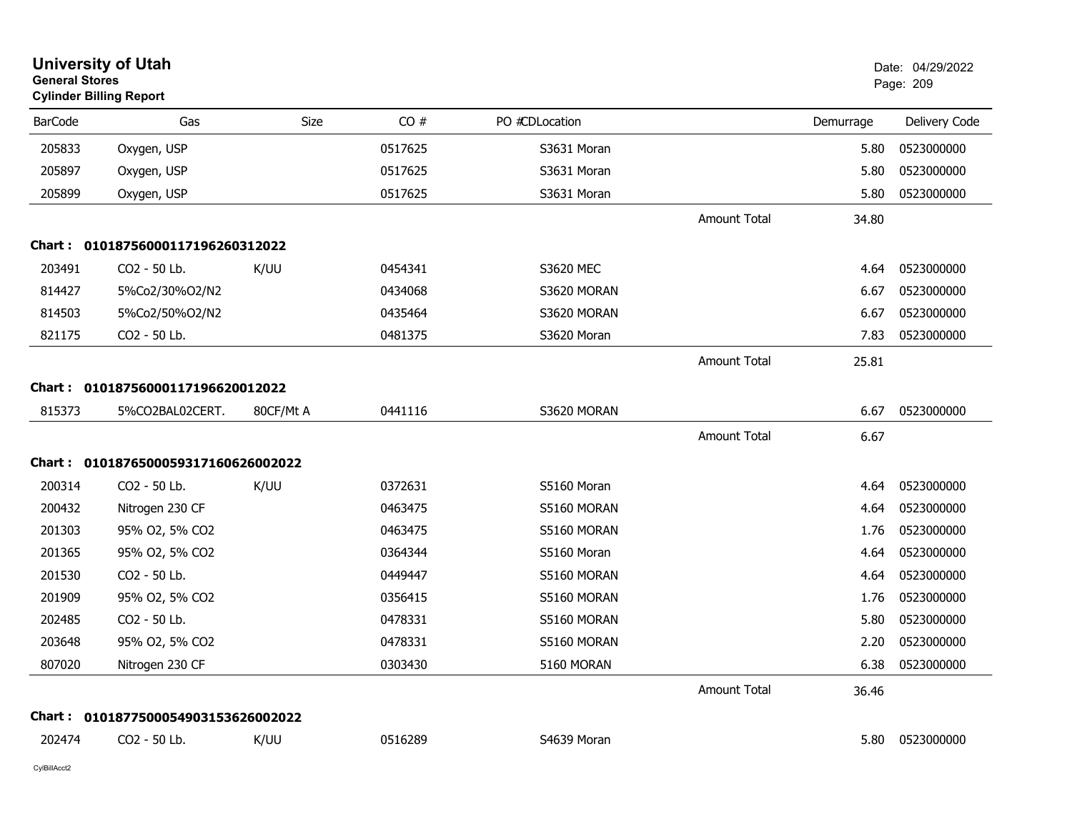**University of Utah**
**General Stores**
**Cylinder Billing Report**

Date: 04/29/2022

| BarCode | Gas | Size | CO # | PO #CDLocation | | Demurrage | Delivery Code |
|---|---|---|---|---|---|---|---|
| 205833 | Oxygen, USP | | 0517625 | S3631 Moran | | 5.80 | 0523000000 |
| 205897 | Oxygen, USP | | 0517625 | S3631 Moran | | 5.80 | 0523000000 |
| 205899 | Oxygen, USP | | 0517625 | S3631 Moran | | 5.80 | 0523000000 |
| | | | | | Amount Total | 34.80 | |
| **Chart :** | **01018756000117196260312022** | | | | | | |
| 203491 | CO2 - 50 Lb. | K/UU | 0454341 | S3620 MEC | | 4.64 | 0523000000 |
| 814427 | 5%Co2/30%O2/N2 | | 0434068 | S3620 MORAN | | 6.67 | 0523000000 |
| 814503 | 5%Co2/50%O2/N2 | | 0435464 | S3620 MORAN | | 6.67 | 0523000000 |
| 821175 | CO2 - 50 Lb. | | 0481375 | S3620 Moran | | 7.83 | 0523000000 |
| | | | | | Amount Total | 25.81 | |
| **Chart :** | **01018756000117196620012022** | | | | | | |
| 815373 | 5%CO2BAL02CERT. | 80CF/Mt A | 0441116 | S3620 MORAN | | 6.67 | 0523000000 |
| | | | | | Amount Total | 6.67 | |
| **Chart :** | **01018765000593171606260022022** | | | | | | |
| 200314 | CO2 - 50 Lb. | K/UU | 0372631 | S5160 Moran | | 4.64 | 0523000000 |
| 200432 | Nitrogen 230 CF | | 0463475 | S5160 MORAN | | 4.64 | 0523000000 |
| 201303 | 95% O2, 5% CO2 | | 0463475 | S5160 MORAN | | 1.76 | 0523000000 |
| 201365 | 95% O2, 5% CO2 | | 0364344 | S5160 Moran | | 4.64 | 0523000000 |
| 201530 | CO2 - 50 Lb. | | 0449447 | S5160 MORAN | | 4.64 | 0523000000 |
| 201909 | 95% O2, 5% CO2 | | 0356415 | S5160 MORAN | | 1.76 | 0523000000 |
| 202485 | CO2 - 50 Lb. | | 0478331 | S5160 MORAN | | 5.80 | 0523000000 |
| 203648 | 95% O2, 5% CO2 | | 0478331 | S5160 MORAN | | 2.20 | 0523000000 |
| 807020 | Nitrogen 230 CF | | 0303430 | 5160 MORAN | | 6.38 | 0523000000 |
| | | | | | Amount Total | 36.46 | |
| **Chart :** | **01018775000549031536260022022** | | | | | | |
| 202474 | CO2 - 50 Lb. | K/UU | 0516289 | S4639 Moran | | 5.80 | 0523000000 |

CylBillAcct2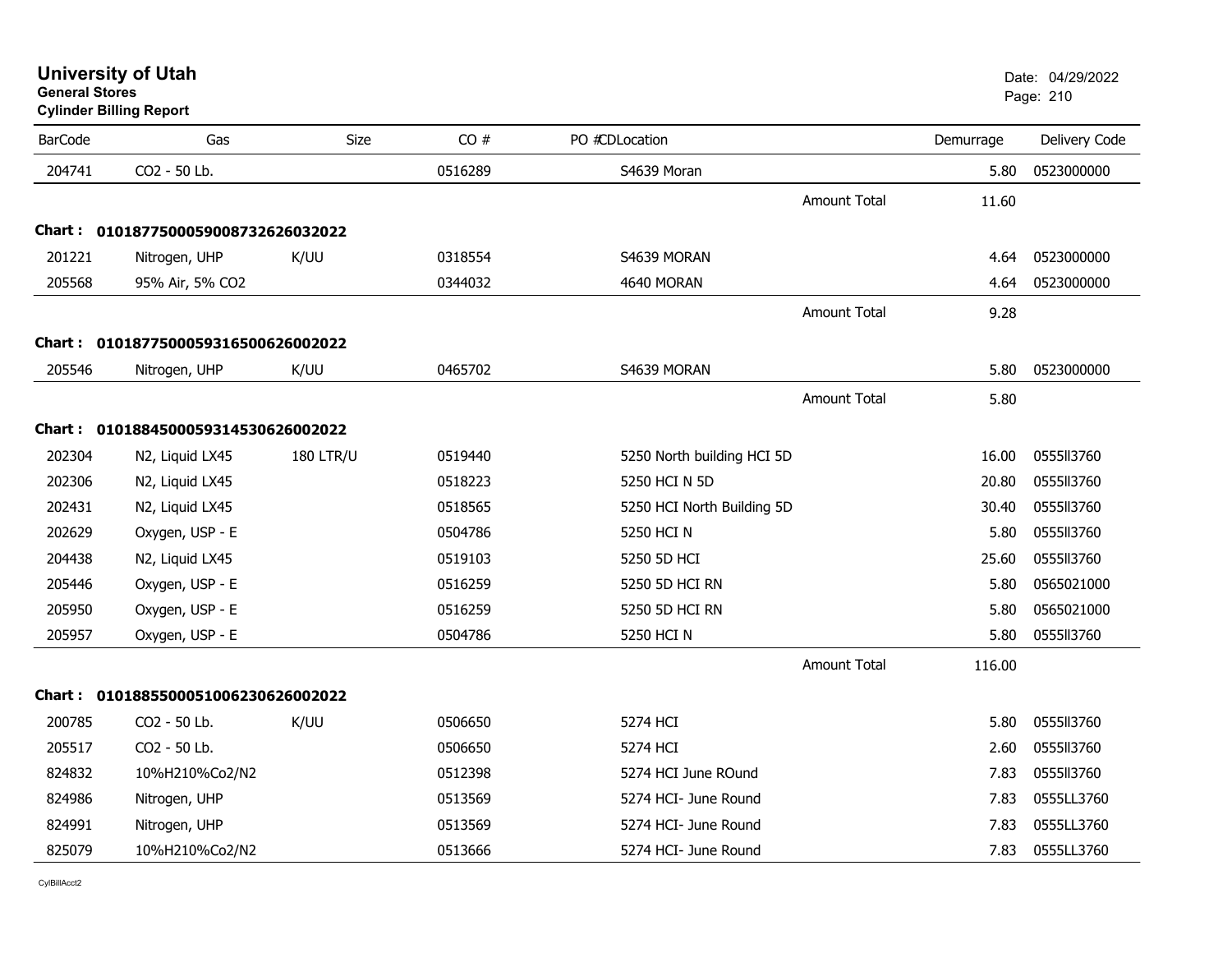# University of Utah
**General Stores**
**Cylinder Billing Report**

Date: 04/29/2022

| BarCode | Gas | Size | CO # | PO # | CD | Location | Demurrage | Delivery Code |
|---|---|---|---|---|---|---|---|---|
| 204741 | CO2 - 50 Lb. | | 0516289 | | | S4639 Moran | 5.80 | 0523000000 |
| | | | | | | Amount Total | 11.60 | |
| **Chart : 01018775000590087326260320​22** | | | | | | | | |
| 201221 | Nitrogen, UHP | K/UU | 0318554 | | | S4639 MORAN | 4.64 | 0523000000 |
| 205568 | 95% Air, 5% CO2 | | 0344032 | | | 4640 MORAN | 4.64 | 0523000000 |
| | | | | | | Amount Total | 9.28 | |
| **Chart : 01018775000593165006260020​22** | | | | | | | | |
| 205546 | Nitrogen, UHP | K/UU | 0465702 | | | S4639 MORAN | 5.80 | 0523000000 |
| | | | | | | Amount Total | 5.80 | |
| **Chart : 01018845000593145306260020​22** | | | | | | | | |
| 202304 | N2, Liquid LX45 | 180 LTR/U | 0519440 | | | 5250 North building HCI 5D | 16.00 | 0555ll3760 |
| 202306 | N2, Liquid LX45 | | 0518223 | | | 5250 HCI N 5D | 20.80 | 0555ll3760 |
| 202431 | N2, Liquid LX45 | | 0518565 | | | 5250 HCI North Building 5D | 30.40 | 0555ll3760 |
| 202629 | Oxygen, USP - E | | 0504786 | | | 5250 HCI N | 5.80 | 0555ll3760 |
| 204438 | N2, Liquid LX45 | | 0519103 | | | 5250 5D HCI | 25.60 | 0555ll3760 |
| 205446 | Oxygen, USP - E | | 0516259 | | | 5250 5D HCI RN | 5.80 | 0565021000 |
| 205950 | Oxygen, USP - E | | 0516259 | | | 5250 5D HCI RN | 5.80 | 0565021000 |
| 205957 | Oxygen, USP - E | | 0504786 | | | 5250 HCI N | 5.80 | 0555ll3760 |
| | | | | | | Amount Total | 116.00 | |
| **Chart : 01018855000510062306260020​22** | | | | | | | | |
| 200785 | CO2 - 50 Lb. | K/UU | 0506650 | | | 5274 HCI | 5.80 | 0555ll3760 |
| 205517 | CO2 - 50 Lb. | | 0506650 | | | 5274 HCI | 2.60 | 0555ll3760 |
| 824832 | 10%H210%Co2/N2 | | 0512398 | | | 5274 HCI June ROund | 7.83 | 0555ll3760 |
| 824986 | Nitrogen, UHP | | 0513569 | | | 5274 HCI- June Round | 7.83 | 0555LL3760 |
| 824991 | Nitrogen, UHP | | 0513569 | | | 5274 HCI- June Round | 7.83 | 0555LL3760 |
| 825079 | 10%H210%Co2/N2 | | 0513666 | | | 5274 HCI- June Round | 7.83 | 0555LL3760 |

CylBillAcct2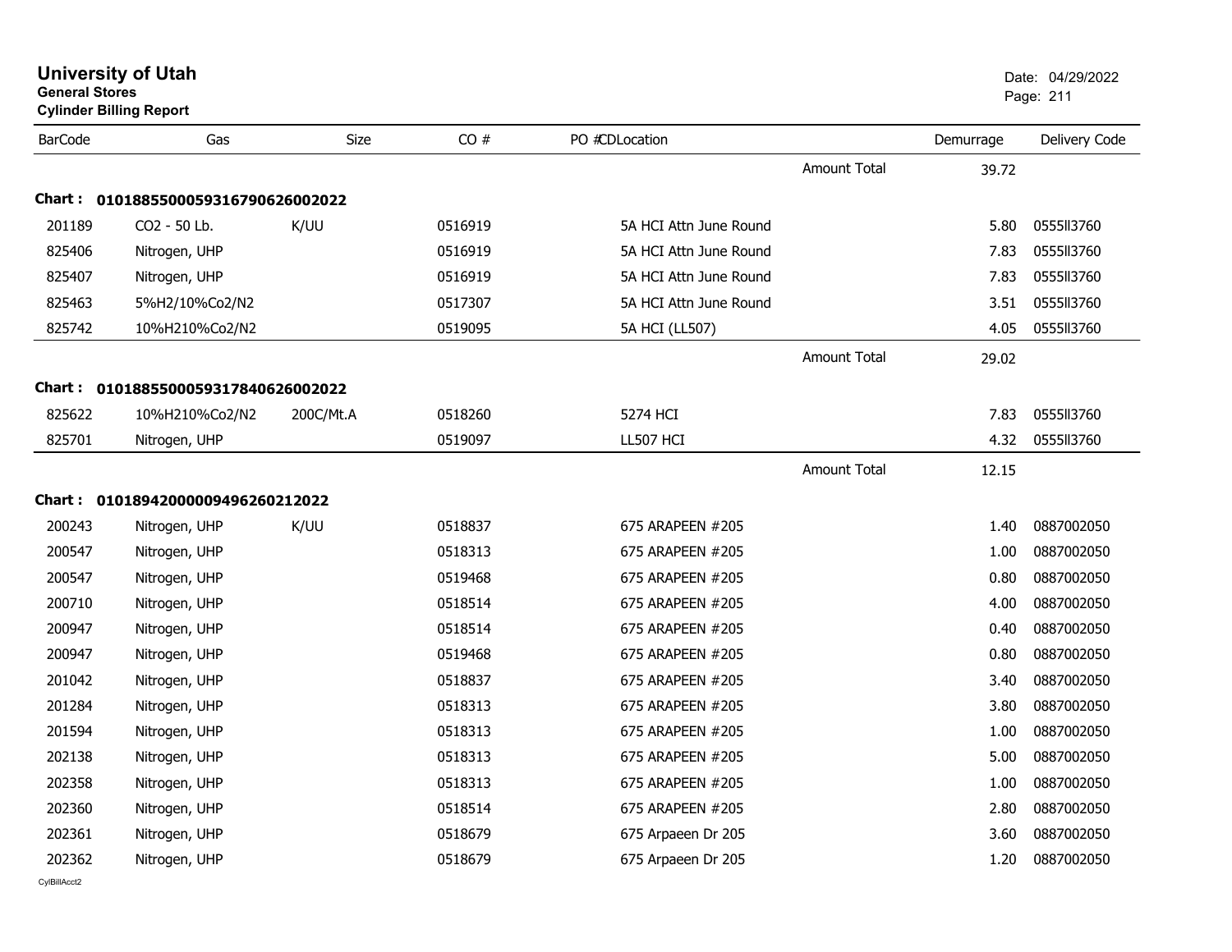# University of Utah
**General Stores**
**Cylinder Billing Report**

Date: 04/29/2022

| BarCode | Gas | Size | CO # | PO #CDLocation | | Demurrage | Delivery Code |
|---|---|---|---|---|---|---|---|
| | | | | | Amount Total | 39.72 | |
| **Chart : 01018855000593167906260020​22** | | | | | | | |
| 201189 | CO2 - 50 Lb. | K/UU | 0516919 | 5A HCI Attn June Round | | 5.80 | 0555ll3760 |
| 825406 | Nitrogen, UHP | | 0516919 | 5A HCI Attn June Round | | 7.83 | 0555ll3760 |
| 825407 | Nitrogen, UHP | | 0516919 | 5A HCI Attn June Round | | 7.83 | 0555ll3760 |
| 825463 | 5%H2/10%Co2/N2 | | 0517307 | 5A HCI Attn June Round | | 3.51 | 0555ll3760 |
| 825742 | 10%H210%Co2/N2 | | 0519095 | 5A HCI (LL507) | | 4.05 | 0555ll3760 |
| | | | | | Amount Total | 29.02 | |
| **Chart : 0101885500059317840626002022** | | | | | | | |
| 825622 | 10%H210%Co2/N2 | 200C/Mt.A | 0518260 | 5274 HCI | | 7.83 | 0555ll3760 |
| 825701 | Nitrogen, UHP | | 0519097 | LL507 HCI | | 4.32 | 0555ll3760 |
| | | | | | Amount Total | 12.15 | |
| **Chart : 01018942000009496260212022** | | | | | | | |
| 200243 | Nitrogen, UHP | K/UU | 0518837 | 675 ARAPEEN #205 | | 1.40 | 0887002050 |
| 200547 | Nitrogen, UHP | | 0518313 | 675 ARAPEEN #205 | | 1.00 | 0887002050 |
| 200547 | Nitrogen, UHP | | 0519468 | 675 ARAPEEN #205 | | 0.80 | 0887002050 |
| 200710 | Nitrogen, UHP | | 0518514 | 675 ARAPEEN #205 | | 4.00 | 0887002050 |
| 200947 | Nitrogen, UHP | | 0518514 | 675 ARAPEEN #205 | | 0.40 | 0887002050 |
| 200947 | Nitrogen, UHP | | 0519468 | 675 ARAPEEN #205 | | 0.80 | 0887002050 |
| 201042 | Nitrogen, UHP | | 0518837 | 675 ARAPEEN #205 | | 3.40 | 0887002050 |
| 201284 | Nitrogen, UHP | | 0518313 | 675 ARAPEEN #205 | | 3.80 | 0887002050 |
| 201594 | Nitrogen, UHP | | 0518313 | 675 ARAPEEN #205 | | 1.00 | 0887002050 |
| 202138 | Nitrogen, UHP | | 0518313 | 675 ARAPEEN #205 | | 5.00 | 0887002050 |
| 202358 | Nitrogen, UHP | | 0518313 | 675 ARAPEEN #205 | | 1.00 | 0887002050 |
| 202360 | Nitrogen, UHP | | 0518514 | 675 ARAPEEN #205 | | 2.80 | 0887002050 |
| 202361 | Nitrogen, UHP | | 0518679 | 675 Arpaeen Dr 205 | | 3.60 | 0887002050 |
| 202362 | Nitrogen, UHP | | 0518679 | 675 Arpaeen Dr 205 | | 1.20 | 0887002050 |

CylBillAcct2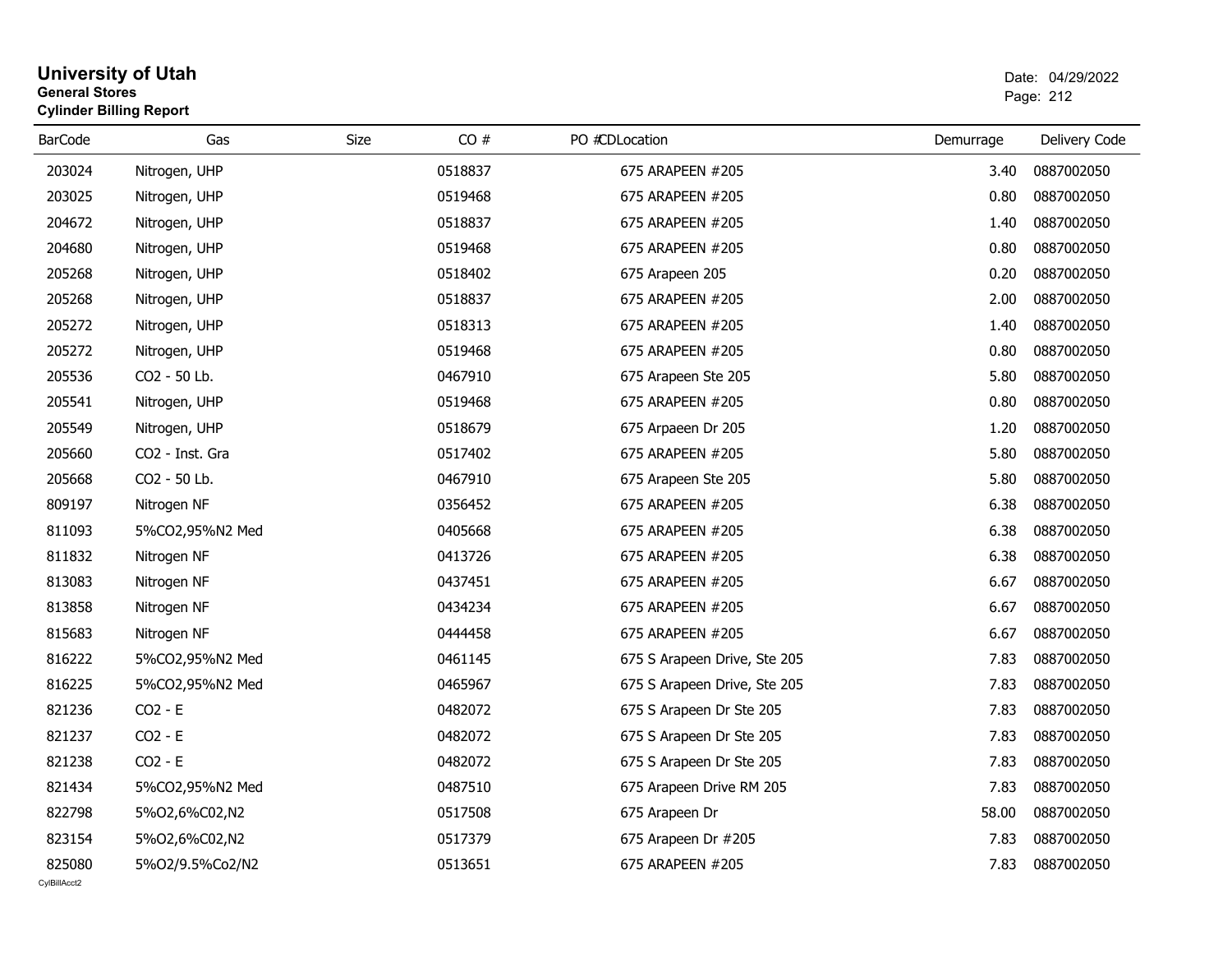# University of Utah

**General Stores**

**Cylinder Billing Report**

Date: 04/29/2022

| BarCode | Gas | Size | CO # | PO # | CDLocation | Demurrage | Delivery Code |
|---|---|---|---|---|---|---|---|
| 203024 | Nitrogen, UHP | | 0518837 | | 675 ARAPEEN #205 | 3.40 | 0887002050 |
| 203025 | Nitrogen, UHP | | 0519468 | | 675 ARAPEEN #205 | 0.80 | 0887002050 |
| 204672 | Nitrogen, UHP | | 0518837 | | 675 ARAPEEN #205 | 1.40 | 0887002050 |
| 204680 | Nitrogen, UHP | | 0519468 | | 675 ARAPEEN #205 | 0.80 | 0887002050 |
| 205268 | Nitrogen, UHP | | 0518402 | | 675 Arapeen 205 | 0.20 | 0887002050 |
| 205268 | Nitrogen, UHP | | 0518837 | | 675 ARAPEEN #205 | 2.00 | 0887002050 |
| 205272 | Nitrogen, UHP | | 0518313 | | 675 ARAPEEN #205 | 1.40 | 0887002050 |
| 205272 | Nitrogen, UHP | | 0519468 | | 675 ARAPEEN #205 | 0.80 | 0887002050 |
| 205536 | CO2 - 50 Lb. | | 0467910 | | 675 Arapeen Ste 205 | 5.80 | 0887002050 |
| 205541 | Nitrogen, UHP | | 0519468 | | 675 ARAPEEN #205 | 0.80 | 0887002050 |
| 205549 | Nitrogen, UHP | | 0518679 | | 675 Arpaeen Dr 205 | 1.20 | 0887002050 |
| 205660 | CO2 - Inst. Gra | | 0517402 | | 675 ARAPEEN #205 | 5.80 | 0887002050 |
| 205668 | CO2 - 50 Lb. | | 0467910 | | 675 Arapeen Ste 205 | 5.80 | 0887002050 |
| 809197 | Nitrogen NF | | 0356452 | | 675 ARAPEEN #205 | 6.38 | 0887002050 |
| 811093 | 5%CO2,95%N2 Med | | 0405668 | | 675 ARAPEEN #205 | 6.38 | 0887002050 |
| 811832 | Nitrogen NF | | 0413726 | | 675 ARAPEEN #205 | 6.38 | 0887002050 |
| 813083 | Nitrogen NF | | 0437451 | | 675 ARAPEEN #205 | 6.67 | 0887002050 |
| 813858 | Nitrogen NF | | 0434234 | | 675 ARAPEEN #205 | 6.67 | 0887002050 |
| 815683 | Nitrogen NF | | 0444458 | | 675 ARAPEEN #205 | 6.67 | 0887002050 |
| 816222 | 5%CO2,95%N2 Med | | 0461145 | | 675 S Arapeen Drive, Ste 205 | 7.83 | 0887002050 |
| 816225 | 5%CO2,95%N2 Med | | 0465967 | | 675 S Arapeen Drive, Ste 205 | 7.83 | 0887002050 |
| 821236 | CO2 - E | | 0482072 | | 675 S Arapeen Dr Ste 205 | 7.83 | 0887002050 |
| 821237 | CO2 - E | | 0482072 | | 675 S Arapeen Dr Ste 205 | 7.83 | 0887002050 |
| 821238 | CO2 - E | | 0482072 | | 675 S Arapeen Dr Ste 205 | 7.83 | 0887002050 |
| 821434 | 5%CO2,95%N2 Med | | 0487510 | | 675 Arapeen Drive RM 205 | 7.83 | 0887002050 |
| 822798 | 5%O2,6%C02,N2 | | 0517508 | | 675 Arapeen Dr | 58.00 | 0887002050 |
| 823154 | 5%O2,6%C02,N2 | | 0517379 | | 675 Arapeen Dr #205 | 7.83 | 0887002050 |
| 825080 | 5%O2/9.5%Co2/N2 | | 0513651 | | 675 ARAPEEN #205 | 7.83 | 0887002050 |

CylBillAcct2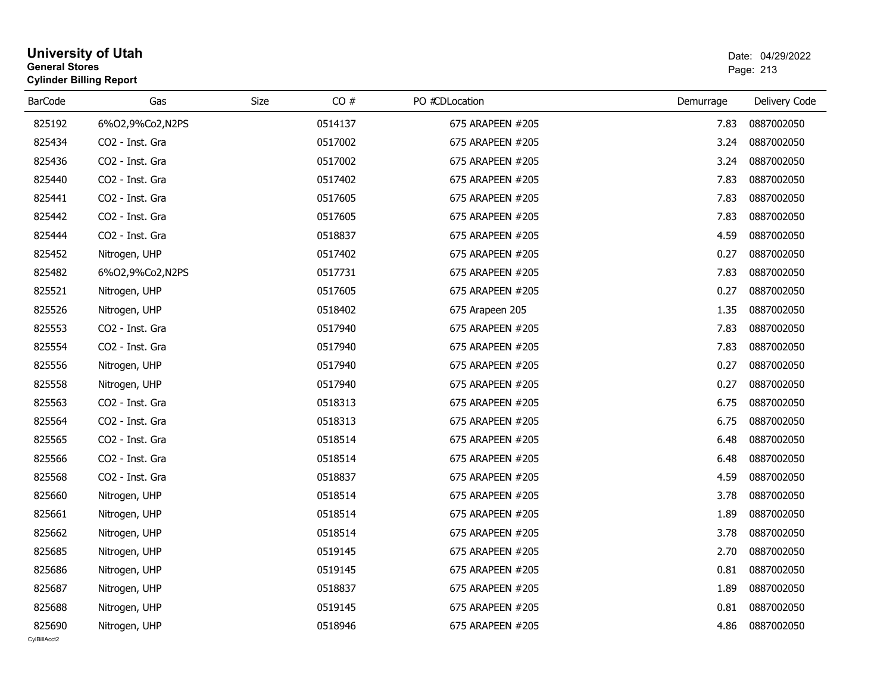# University of Utah

**General Stores**

**Cylinder Billing Report**

Date: 04/29/2022

| BarCode | Gas | Size | CO # | PO # | CDLocation | Demurrage | Delivery Code |
|---|---|---|---|---|---|---|---|
| 825192 | 6%O2,9%Co2,N2PS | | 0514137 | | 675 ARAPEEN #205 | 7.83 | 0887002050 |
| 825434 | CO2 - Inst. Gra | | 0517002 | | 675 ARAPEEN #205 | 3.24 | 0887002050 |
| 825436 | CO2 - Inst. Gra | | 0517002 | | 675 ARAPEEN #205 | 3.24 | 0887002050 |
| 825440 | CO2 - Inst. Gra | | 0517402 | | 675 ARAPEEN #205 | 7.83 | 0887002050 |
| 825441 | CO2 - Inst. Gra | | 0517605 | | 675 ARAPEEN #205 | 7.83 | 0887002050 |
| 825442 | CO2 - Inst. Gra | | 0517605 | | 675 ARAPEEN #205 | 7.83 | 0887002050 |
| 825444 | CO2 - Inst. Gra | | 0518837 | | 675 ARAPEEN #205 | 4.59 | 0887002050 |
| 825452 | Nitrogen, UHP | | 0517402 | | 675 ARAPEEN #205 | 0.27 | 0887002050 |
| 825482 | 6%O2,9%Co2,N2PS | | 0517731 | | 675 ARAPEEN #205 | 7.83 | 0887002050 |
| 825521 | Nitrogen, UHP | | 0517605 | | 675 ARAPEEN #205 | 0.27 | 0887002050 |
| 825526 | Nitrogen, UHP | | 0518402 | | 675 Arapeen 205 | 1.35 | 0887002050 |
| 825553 | CO2 - Inst. Gra | | 0517940 | | 675 ARAPEEN #205 | 7.83 | 0887002050 |
| 825554 | CO2 - Inst. Gra | | 0517940 | | 675 ARAPEEN #205 | 7.83 | 0887002050 |
| 825556 | Nitrogen, UHP | | 0517940 | | 675 ARAPEEN #205 | 0.27 | 0887002050 |
| 825558 | Nitrogen, UHP | | 0517940 | | 675 ARAPEEN #205 | 0.27 | 0887002050 |
| 825563 | CO2 - Inst. Gra | | 0518313 | | 675 ARAPEEN #205 | 6.75 | 0887002050 |
| 825564 | CO2 - Inst. Gra | | 0518313 | | 675 ARAPEEN #205 | 6.75 | 0887002050 |
| 825565 | CO2 - Inst. Gra | | 0518514 | | 675 ARAPEEN #205 | 6.48 | 0887002050 |
| 825566 | CO2 - Inst. Gra | | 0518514 | | 675 ARAPEEN #205 | 6.48 | 0887002050 |
| 825568 | CO2 - Inst. Gra | | 0518837 | | 675 ARAPEEN #205 | 4.59 | 0887002050 |
| 825660 | Nitrogen, UHP | | 0518514 | | 675 ARAPEEN #205 | 3.78 | 0887002050 |
| 825661 | Nitrogen, UHP | | 0518514 | | 675 ARAPEEN #205 | 1.89 | 0887002050 |
| 825662 | Nitrogen, UHP | | 0518514 | | 675 ARAPEEN #205 | 3.78 | 0887002050 |
| 825685 | Nitrogen, UHP | | 0519145 | | 675 ARAPEEN #205 | 2.70 | 0887002050 |
| 825686 | Nitrogen, UHP | | 0519145 | | 675 ARAPEEN #205 | 0.81 | 0887002050 |
| 825687 | Nitrogen, UHP | | 0518837 | | 675 ARAPEEN #205 | 1.89 | 0887002050 |
| 825688 | Nitrogen, UHP | | 0519145 | | 675 ARAPEEN #205 | 0.81 | 0887002050 |
| 825690 | Nitrogen, UHP | | 0518946 | | 675 ARAPEEN #205 | 4.86 | 0887002050 |

CylBillAcct2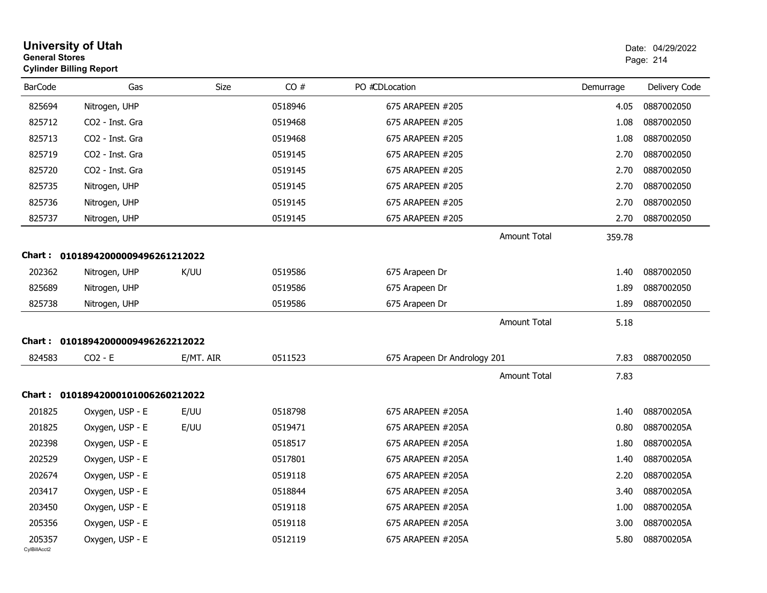# University of Utah
**General Stores**
**Cylinder Billing Report**

Date: 04/29/2022
Page: 214

| BarCode | Gas | Size | CO # | PO #CDLocation | Demurrage | Delivery Code |
|---|---|---|---|---|---|---|
| 825694 | Nitrogen, UHP | | 0518946 | 675 ARAPEEN #205 | 4.05 | 0887002050 |
| 825712 | CO2 - Inst. Gra | | 0519468 | 675 ARAPEEN #205 | 1.08 | 0887002050 |
| 825713 | CO2 - Inst. Gra | | 0519468 | 675 ARAPEEN #205 | 1.08 | 0887002050 |
| 825719 | CO2 - Inst. Gra | | 0519145 | 675 ARAPEEN #205 | 2.70 | 0887002050 |
| 825720 | CO2 - Inst. Gra | | 0519145 | 675 ARAPEEN #205 | 2.70 | 0887002050 |
| 825735 | Nitrogen, UHP | | 0519145 | 675 ARAPEEN #205 | 2.70 | 0887002050 |
| 825736 | Nitrogen, UHP | | 0519145 | 675 ARAPEEN #205 | 2.70 | 0887002050 |
| 825737 | Nitrogen, UHP | | 0519145 | 675 ARAPEEN #205 | 2.70 | 0887002050 |
| | | | | Amount Total | 359.78 | |

**Chart : 01018942000009496261212022**

| BarCode | Gas | Size | CO # | PO #CDLocation | Demurrage | Delivery Code |
|---|---|---|---|---|---|---|
| 202362 | Nitrogen, UHP | K/UU | 0519586 | 675 Arapeen Dr | 1.40 | 0887002050 |
| 825689 | Nitrogen, UHP | | 0519586 | 675 Arapeen Dr | 1.89 | 0887002050 |
| 825738 | Nitrogen, UHP | | 0519586 | 675 Arapeen Dr | 1.89 | 0887002050 |
| | | | | Amount Total | 5.18 | |

**Chart : 01018942000009496262212022**

| BarCode | Gas | Size | CO # | PO #CDLocation | Demurrage | Delivery Code |
|---|---|---|---|---|---|---|
| 824583 | CO2 - E | E/MT. AIR | 0511523 | 675 Arapeen Dr Andrology 201 | 7.83 | 0887002050 |
| | | | | Amount Total | 7.83 | |

**Chart : 01018942000101006260212022**

| BarCode | Gas | Size | CO # | PO #CDLocation | Demurrage | Delivery Code |
|---|---|---|---|---|---|---|
| 201825 | Oxygen, USP - E | E/UU | 0518798 | 675 ARAPEEN #205A | 1.40 | 088700205A |
| 201825 | Oxygen, USP - E | E/UU | 0519471 | 675 ARAPEEN #205A | 0.80 | 088700205A |
| 202398 | Oxygen, USP - E | | 0518517 | 675 ARAPEEN #205A | 1.80 | 088700205A |
| 202529 | Oxygen, USP - E | | 0517801 | 675 ARAPEEN #205A | 1.40 | 088700205A |
| 202674 | Oxygen, USP - E | | 0519118 | 675 ARAPEEN #205A | 2.20 | 088700205A |
| 203417 | Oxygen, USP - E | | 0518844 | 675 ARAPEEN #205A | 3.40 | 088700205A |
| 203450 | Oxygen, USP - E | | 0519118 | 675 ARAPEEN #205A | 1.00 | 088700205A |
| 205356 | Oxygen, USP - E | | 0519118 | 675 ARAPEEN #205A | 3.00 | 088700205A |
| 205357 | Oxygen, USP - E | | 0512119 | 675 ARAPEEN #205A | 5.80 | 088700205A |

CylBillAcct2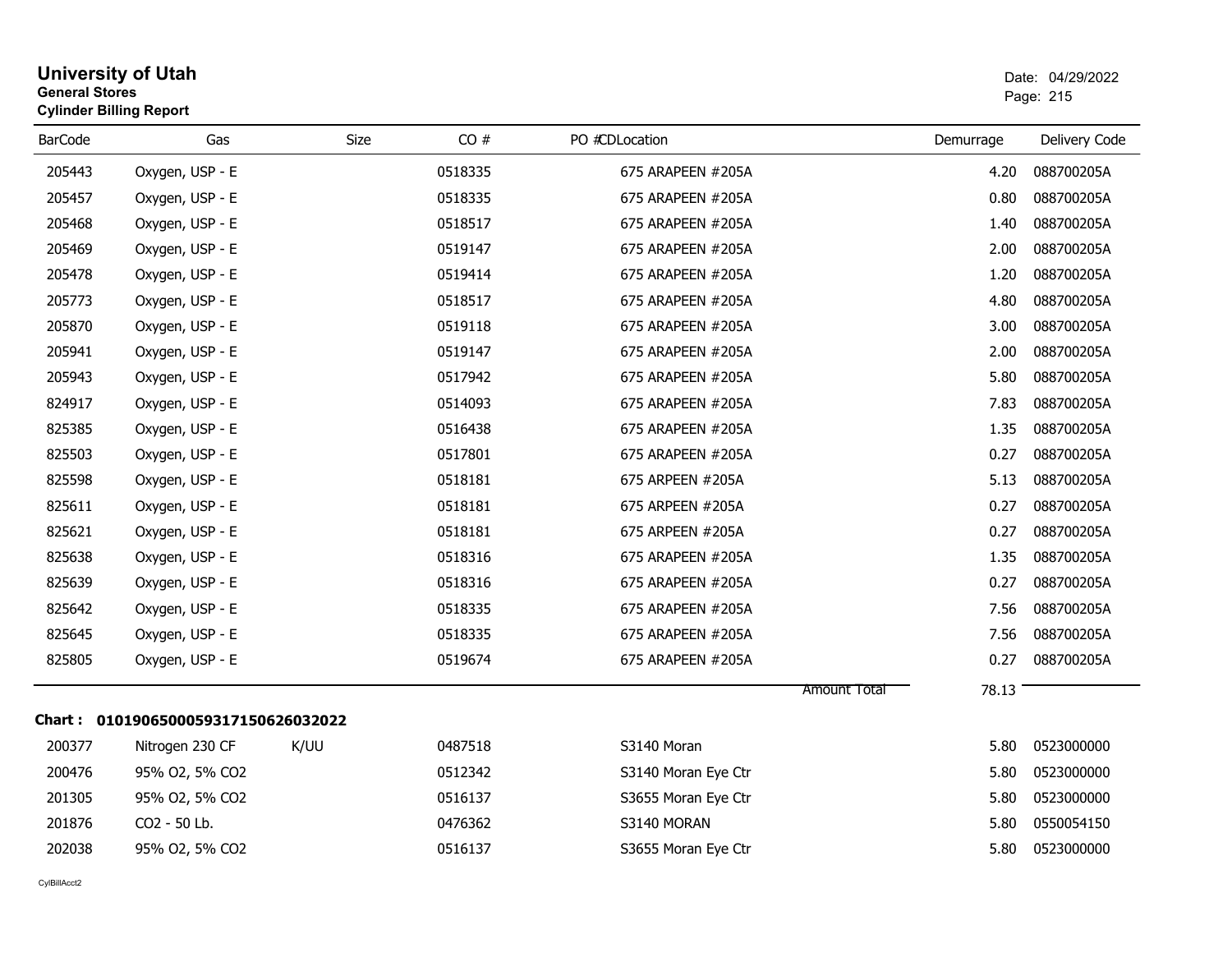# University of Utah

**General Stores**

**Cylinder Billing Report**

Date: 04/29/2022

| BarCode | Gas | Size | CO # | PO # | CDLocation | Demurrage | Delivery Code |
|---|---|---|---|---|---|---|---|
| 205443 | Oxygen, USP - E | | 0518335 | | 675 ARAPEEN #205A | 4.20 | 088700205A |
| 205457 | Oxygen, USP - E | | 0518335 | | 675 ARAPEEN #205A | 0.80 | 088700205A |
| 205468 | Oxygen, USP - E | | 0518517 | | 675 ARAPEEN #205A | 1.40 | 088700205A |
| 205469 | Oxygen, USP - E | | 0519147 | | 675 ARAPEEN #205A | 2.00 | 088700205A |
| 205478 | Oxygen, USP - E | | 0519414 | | 675 ARAPEEN #205A | 1.20 | 088700205A |
| 205773 | Oxygen, USP - E | | 0518517 | | 675 ARAPEEN #205A | 4.80 | 088700205A |
| 205870 | Oxygen, USP - E | | 0519118 | | 675 ARAPEEN #205A | 3.00 | 088700205A |
| 205941 | Oxygen, USP - E | | 0519147 | | 675 ARAPEEN #205A | 2.00 | 088700205A |
| 205943 | Oxygen, USP - E | | 0517942 | | 675 ARAPEEN #205A | 5.80 | 088700205A |
| 824917 | Oxygen, USP - E | | 0514093 | | 675 ARAPEEN #205A | 7.83 | 088700205A |
| 825385 | Oxygen, USP - E | | 0516438 | | 675 ARAPEEN #205A | 1.35 | 088700205A |
| 825503 | Oxygen, USP - E | | 0517801 | | 675 ARAPEEN #205A | 0.27 | 088700205A |
| 825598 | Oxygen, USP - E | | 0518181 | | 675 ARPEEN #205A | 5.13 | 088700205A |
| 825611 | Oxygen, USP - E | | 0518181 | | 675 ARPEEN #205A | 0.27 | 088700205A |
| 825621 | Oxygen, USP - E | | 0518181 | | 675 ARPEEN #205A | 0.27 | 088700205A |
| 825638 | Oxygen, USP - E | | 0518316 | | 675 ARAPEEN #205A | 1.35 | 088700205A |
| 825639 | Oxygen, USP - E | | 0518316 | | 675 ARAPEEN #205A | 0.27 | 088700205A |
| 825642 | Oxygen, USP - E | | 0518335 | | 675 ARAPEEN #205A | 7.56 | 088700205A |
| 825645 | Oxygen, USP - E | | 0518335 | | 675 ARAPEEN #205A | 7.56 | 088700205A |
| 825805 | Oxygen, USP - E | | 0519674 | | 675 ARAPEEN #205A | 0.27 | 088700205A |
| | | | | | Amount Total | 78.13 | |

**Chart : 01019065000593171506260320​22**

| BarCode | Gas | Size | CO # | PO # | CDLocation | Demurrage | Delivery Code |
|---|---|---|---|---|---|---|---|
| 200377 | Nitrogen 230 CF | K/UU | 0487518 | | S3140 Moran | 5.80 | 0523000000 |
| 200476 | 95% O2, 5% CO2 | | 0512342 | | S3140 Moran Eye Ctr | 5.80 | 0523000000 |
| 201305 | 95% O2, 5% CO2 | | 0516137 | | S3655 Moran Eye Ctr | 5.80 | 0523000000 |
| 201876 | CO2 - 50 Lb. | | 0476362 | | S3140 MORAN | 5.80 | 0550054150 |
| 202038 | 95% O2, 5% CO2 | | 0516137 | | S3655 Moran Eye Ctr | 5.80 | 0523000000 |

CylBillAcct2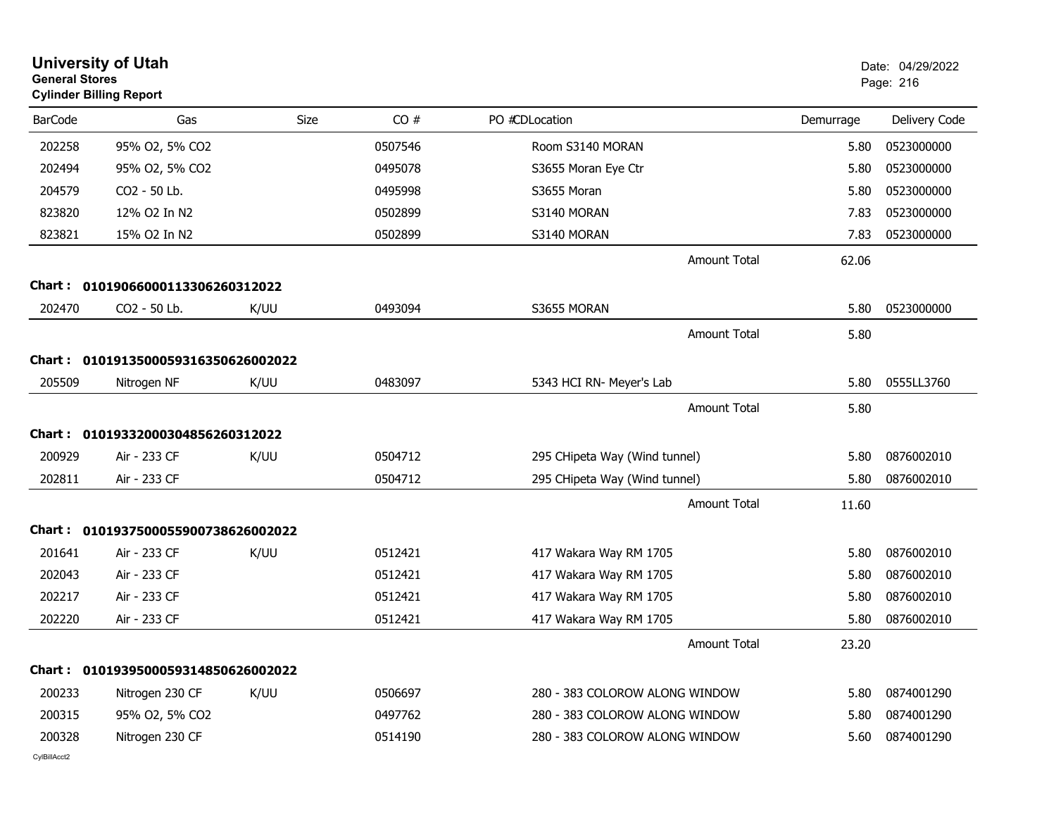# University of Utah

**General Stores**

**Cylinder Billing Report**

Date: 04/29/2022

| BarCode | Gas | Size | CO # | PO #CDLocation | Demurrage | Delivery Code |
|---|---|---|---|---|---|---|
| 202258 | 95% O2, 5% CO2 | | 0507546 | Room S3140 MORAN | 5.80 | 0523000000 |
| 202494 | 95% O2, 5% CO2 | | 0495078 | S3655 Moran Eye Ctr | 5.80 | 0523000000 |
| 204579 | CO2 - 50 Lb. | | 0495998 | S3655 Moran | 5.80 | 0523000000 |
| 823820 | 12% O2 In N2 | | 0502899 | S3140 MORAN | 7.83 | 0523000000 |
| 823821 | 15% O2 In N2 | | 0502899 | S3140 MORAN | 7.83 | 0523000000 |
| | | | | Amount Total | 62.06 | |

**Chart : 01019066000113306260312022**

| BarCode | Gas | Size | CO # | PO #CDLocation | Demurrage | Delivery Code |
|---|---|---|---|---|---|---|
| 202470 | CO2 - 50 Lb. | K/UU | 0493094 | S3655 MORAN | 5.80 | 0523000000 |
| | | | | Amount Total | 5.80 | |

**Chart : 01019135000593163506260002022**

| BarCode | Gas | Size | CO # | PO #CDLocation | Demurrage | Delivery Code |
|---|---|---|---|---|---|---|
| 205509 | Nitrogen NF | K/UU | 0483097 | 5343 HCI RN- Meyer's Lab | 5.80 | 0555LL3760 |
| | | | | Amount Total | 5.80 | |

**Chart : 01019332000304856260312022**

| BarCode | Gas | Size | CO # | PO #CDLocation | Demurrage | Delivery Code |
|---|---|---|---|---|---|---|
| 200929 | Air - 233 CF | K/UU | 0504712 | 295 CHipeta Way (Wind tunnel) | 5.80 | 0876002010 |
| 202811 | Air - 233 CF | | 0504712 | 295 CHipeta Way (Wind tunnel) | 5.80 | 0876002010 |
| | | | | Amount Total | 11.60 | |

**Chart : 01019375000559007386260002022**

| BarCode | Gas | Size | CO # | PO #CDLocation | Demurrage | Delivery Code |
|---|---|---|---|---|---|---|
| 201641 | Air - 233 CF | K/UU | 0512421 | 417 Wakara Way RM 1705 | 5.80 | 0876002010 |
| 202043 | Air - 233 CF | | 0512421 | 417 Wakara Way RM 1705 | 5.80 | 0876002010 |
| 202217 | Air - 233 CF | | 0512421 | 417 Wakara Way RM 1705 | 5.80 | 0876002010 |
| 202220 | Air - 233 CF | | 0512421 | 417 Wakara Way RM 1705 | 5.80 | 0876002010 |
| | | | | Amount Total | 23.20 | |

**Chart : 01019395000593148506260002022**

| BarCode | Gas | Size | CO # | PO #CDLocation | Demurrage | Delivery Code |
|---|---|---|---|---|---|---|
| 200233 | Nitrogen 230 CF | K/UU | 0506697 | 280 - 383 COLOROW ALONG WINDOW | 5.80 | 0874001290 |
| 200315 | 95% O2, 5% CO2 | | 0497762 | 280 - 383 COLOROW ALONG WINDOW | 5.80 | 0874001290 |
| 200328 | Nitrogen 230 CF | | 0514190 | 280 - 383 COLOROW ALONG WINDOW | 5.60 | 0874001290 |

CylBillAcct2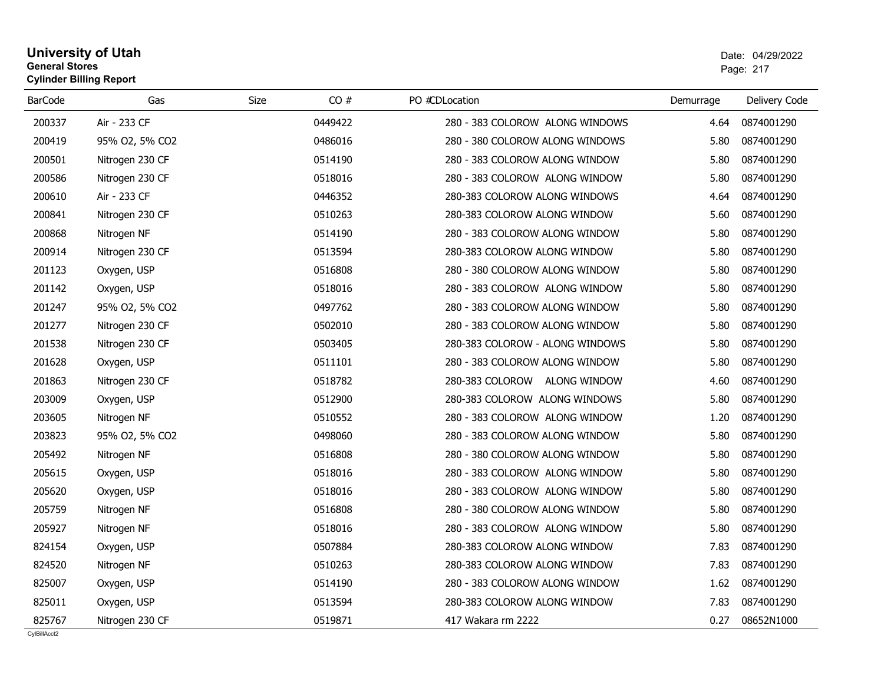# University of Utah

**General Stores**

**Cylinder Billing Report**

Date: 04/29/2022

| BarCode | Gas | Size | CO # | PO # | CD | Location | Demurrage | Delivery Code |
|---|---|---|---|---|---|---|---|---|
| 200337 | Air - 233 CF | | 0449422 | | | 280 - 383 COLOROW  ALONG WINDOWS | 4.64 | 0874001290 |
| 200419 | 95% O2, 5% CO2 | | 0486016 | | | 280 - 380 COLOROW ALONG WINDOWS | 5.80 | 0874001290 |
| 200501 | Nitrogen 230 CF | | 0514190 | | | 280 - 383 COLOROW ALONG WINDOW | 5.80 | 0874001290 |
| 200586 | Nitrogen 230 CF | | 0518016 | | | 280 - 383 COLOROW  ALONG WINDOW | 5.80 | 0874001290 |
| 200610 | Air - 233 CF | | 0446352 | | | 280-383 COLOROW ALONG WINDOWS | 4.64 | 0874001290 |
| 200841 | Nitrogen 230 CF | | 0510263 | | | 280-383 COLOROW ALONG WINDOW | 5.60 | 0874001290 |
| 200868 | Nitrogen NF | | 0514190 | | | 280 - 383 COLOROW ALONG WINDOW | 5.80 | 0874001290 |
| 200914 | Nitrogen 230 CF | | 0513594 | | | 280-383 COLOROW ALONG WINDOW | 5.80 | 0874001290 |
| 201123 | Oxygen, USP | | 0516808 | | | 280 - 380 COLOROW ALONG WINDOW | 5.80 | 0874001290 |
| 201142 | Oxygen, USP | | 0518016 | | | 280 - 383 COLOROW  ALONG WINDOW | 5.80 | 0874001290 |
| 201247 | 95% O2, 5% CO2 | | 0497762 | | | 280 - 383 COLOROW ALONG WINDOW | 5.80 | 0874001290 |
| 201277 | Nitrogen 230 CF | | 0502010 | | | 280 - 383 COLOROW ALONG WINDOW | 5.80 | 0874001290 |
| 201538 | Nitrogen 230 CF | | 0503405 | | | 280-383 COLOROW - ALONG WINDOWS | 5.80 | 0874001290 |
| 201628 | Oxygen, USP | | 0511101 | | | 280 - 383 COLOROW ALONG WINDOW | 5.80 | 0874001290 |
| 201863 | Nitrogen 230 CF | | 0518782 | | | 280-383 COLOROW    ALONG WINDOW | 4.60 | 0874001290 |
| 203009 | Oxygen, USP | | 0512900 | | | 280-383 COLOROW  ALONG WINDOWS | 5.80 | 0874001290 |
| 203605 | Nitrogen NF | | 0510552 | | | 280 - 383 COLOROW  ALONG WINDOW | 1.20 | 0874001290 |
| 203823 | 95% O2, 5% CO2 | | 0498060 | | | 280 - 383 COLOROW ALONG WINDOW | 5.80 | 0874001290 |
| 205492 | Nitrogen NF | | 0516808 | | | 280 - 380 COLOROW ALONG WINDOW | 5.80 | 0874001290 |
| 205615 | Oxygen, USP | | 0518016 | | | 280 - 383 COLOROW  ALONG WINDOW | 5.80 | 0874001290 |
| 205620 | Oxygen, USP | | 0518016 | | | 280 - 383 COLOROW  ALONG WINDOW | 5.80 | 0874001290 |
| 205759 | Nitrogen NF | | 0516808 | | | 280 - 380 COLOROW ALONG WINDOW | 5.80 | 0874001290 |
| 205927 | Nitrogen NF | | 0518016 | | | 280 - 383 COLOROW  ALONG WINDOW | 5.80 | 0874001290 |
| 824154 | Oxygen, USP | | 0507884 | | | 280-383 COLOROW ALONG WINDOW | 7.83 | 0874001290 |
| 824520 | Nitrogen NF | | 0510263 | | | 280-383 COLOROW ALONG WINDOW | 7.83 | 0874001290 |
| 825007 | Oxygen, USP | | 0514190 | | | 280 - 383 COLOROW ALONG WINDOW | 1.62 | 0874001290 |
| 825011 | Oxygen, USP | | 0513594 | | | 280-383 COLOROW ALONG WINDOW | 7.83 | 0874001290 |
| 825767 | Nitrogen 230 CF | | 0519871 | | | 417 Wakara rm 2222 | 0.27 | 08652N1000 |

CylBillAcct2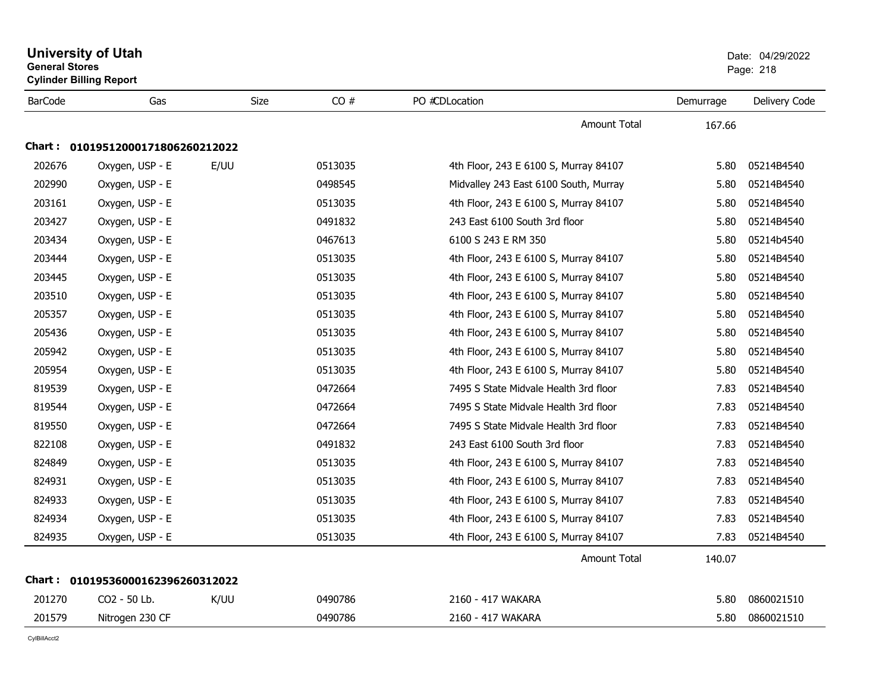# University of Utah

**General Stores**

**Cylinder Billing Report**

Date: 04/29/2022

| BarCode | Gas | Size | CO # | PO #CDLocation | Demurrage | Delivery Code |
|---|---|---|---|---|---|---|
| | | | | Amount Total | 167.66 | |
| **Chart : 01019512000171806260212022** | | | | | | |
| 202676 | Oxygen, USP - E | E/UU | 0513035 | 4th Floor, 243 E 6100 S, Murray 84107 | 5.80 | 05214B4540 |
| 202990 | Oxygen, USP - E | | 0498545 | Midvalley 243 East 6100 South, Murray | 5.80 | 05214B4540 |
| 203161 | Oxygen, USP - E | | 0513035 | 4th Floor, 243 E 6100 S, Murray 84107 | 5.80 | 05214B4540 |
| 203427 | Oxygen, USP - E | | 0491832 | 243 East 6100 South 3rd floor | 5.80 | 05214B4540 |
| 203434 | Oxygen, USP - E | | 0467613 | 6100 S 243 E RM 350 | 5.80 | 05214b4540 |
| 203444 | Oxygen, USP - E | | 0513035 | 4th Floor, 243 E 6100 S, Murray 84107 | 5.80 | 05214B4540 |
| 203445 | Oxygen, USP - E | | 0513035 | 4th Floor, 243 E 6100 S, Murray 84107 | 5.80 | 05214B4540 |
| 203510 | Oxygen, USP - E | | 0513035 | 4th Floor, 243 E 6100 S, Murray 84107 | 5.80 | 05214B4540 |
| 205357 | Oxygen, USP - E | | 0513035 | 4th Floor, 243 E 6100 S, Murray 84107 | 5.80 | 05214B4540 |
| 205436 | Oxygen, USP - E | | 0513035 | 4th Floor, 243 E 6100 S, Murray 84107 | 5.80 | 05214B4540 |
| 205942 | Oxygen, USP - E | | 0513035 | 4th Floor, 243 E 6100 S, Murray 84107 | 5.80 | 05214B4540 |
| 205954 | Oxygen, USP - E | | 0513035 | 4th Floor, 243 E 6100 S, Murray 84107 | 5.80 | 05214B4540 |
| 819539 | Oxygen, USP - E | | 0472664 | 7495 S State Midvale Health 3rd floor | 7.83 | 05214B4540 |
| 819544 | Oxygen, USP - E | | 0472664 | 7495 S State Midvale Health 3rd floor | 7.83 | 05214B4540 |
| 819550 | Oxygen, USP - E | | 0472664 | 7495 S State Midvale Health 3rd floor | 7.83 | 05214B4540 |
| 822108 | Oxygen, USP - E | | 0491832 | 243 East 6100 South 3rd floor | 7.83 | 05214B4540 |
| 824849 | Oxygen, USP - E | | 0513035 | 4th Floor, 243 E 6100 S, Murray 84107 | 7.83 | 05214B4540 |
| 824931 | Oxygen, USP - E | | 0513035 | 4th Floor, 243 E 6100 S, Murray 84107 | 7.83 | 05214B4540 |
| 824933 | Oxygen, USP - E | | 0513035 | 4th Floor, 243 E 6100 S, Murray 84107 | 7.83 | 05214B4540 |
| 824934 | Oxygen, USP - E | | 0513035 | 4th Floor, 243 E 6100 S, Murray 84107 | 7.83 | 05214B4540 |
| 824935 | Oxygen, USP - E | | 0513035 | 4th Floor, 243 E 6100 S, Murray 84107 | 7.83 | 05214B4540 |
| | | | | Amount Total | 140.07 | |
| **Chart : 01019536000162396260312022** | | | | | | |
| 201270 | CO2 - 50 Lb. | K/UU | 0490786 | 2160 - 417 WAKARA | 5.80 | 0860021510 |
| 201579 | Nitrogen 230 CF | | 0490786 | 2160 - 417 WAKARA | 5.80 | 0860021510 |

CylBillAcct2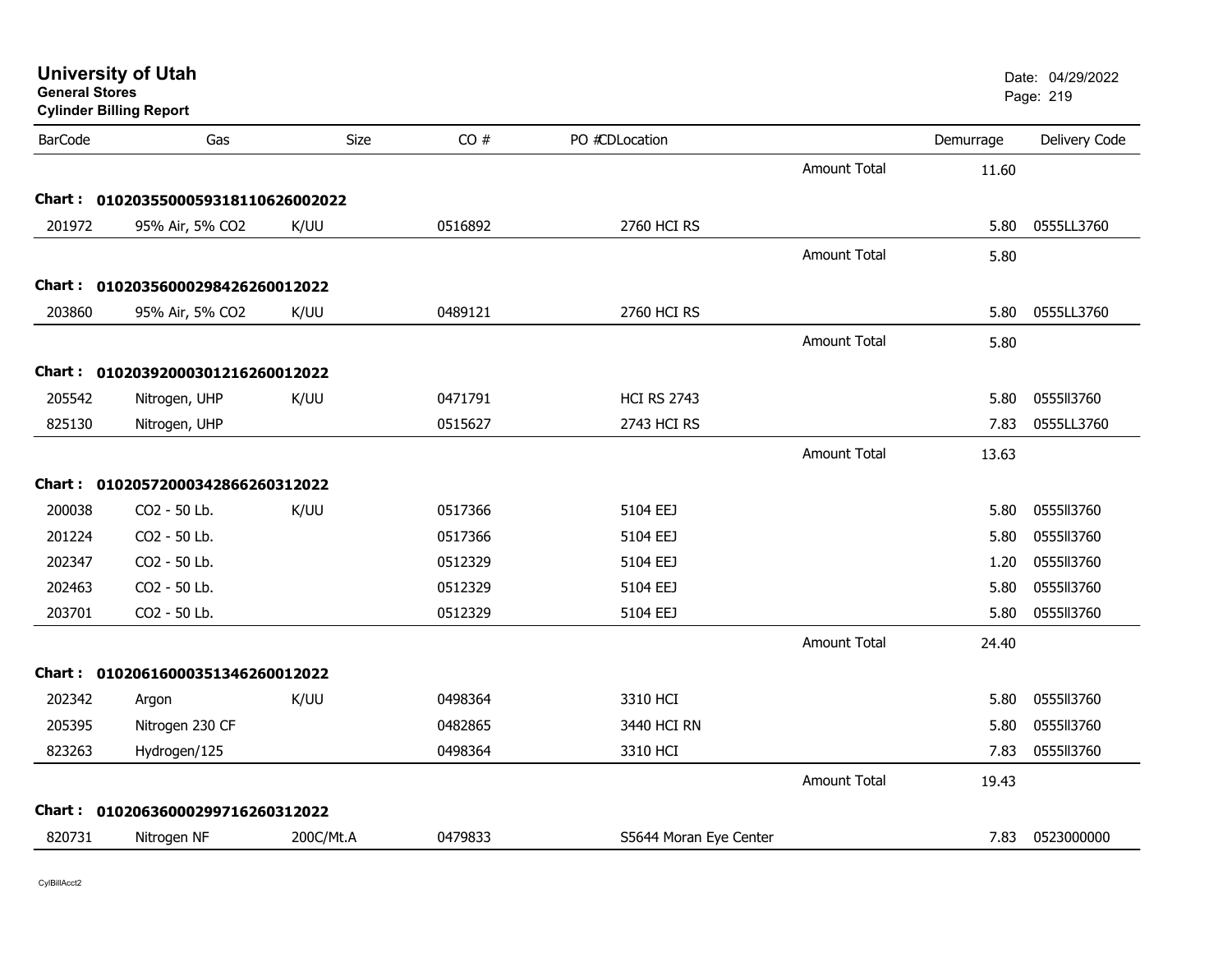# University of Utah

**General Stores**

**Cylinder Billing Report**

Date: 04/29/2022

| BarCode | Gas | Size | CO # | PO #CDLocation | | Demurrage | Delivery Code |
|---|---|---|---|---|---|---|---|
| | | | | | Amount Total | 11.60 | |
| **Chart :** | **01020355000593181106260022022** | | | | | | |
| 201972 | 95% Air, 5% CO2 | K/UU | 0516892 | 2760 HCI RS | | 5.80 | 0555LL3760 |
| | | | | | Amount Total | 5.80 | |
| **Chart :** | **0102035600029842626001​2022** | | | | | | |
| 203860 | 95% Air, 5% CO2 | K/UU | 0489121 | 2760 HCI RS | | 5.80 | 0555LL3760 |
| | | | | | Amount Total | 5.80 | |
| **Chart :** | **01020392000301216260012022** | | | | | | |
| 205542 | Nitrogen, UHP | K/UU | 0471791 | HCI RS 2743 | | 5.80 | 0555ll3760 |
| 825130 | Nitrogen, UHP | | 0515627 | 2743 HCI RS | | 7.83 | 0555LL3760 |
| | | | | | Amount Total | 13.63 | |
| **Chart :** | **01020572000342866260312022** | | | | | | |
| 200038 | CO2 - 50 Lb. | K/UU | 0517366 | 5104 EEJ | | 5.80 | 0555ll3760 |
| 201224 | CO2 - 50 Lb. | | 0517366 | 5104 EEJ | | 5.80 | 0555ll3760 |
| 202347 | CO2 - 50 Lb. | | 0512329 | 5104 EEJ | | 1.20 | 0555ll3760 |
| 202463 | CO2 - 50 Lb. | | 0512329 | 5104 EEJ | | 5.80 | 0555ll3760 |
| 203701 | CO2 - 50 Lb. | | 0512329 | 5104 EEJ | | 5.80 | 0555ll3760 |
| | | | | | Amount Total | 24.40 | |
| **Chart :** | **01020616000351346260012022** | | | | | | |
| 202342 | Argon | K/UU | 0498364 | 3310 HCI | | 5.80 | 0555ll3760 |
| 205395 | Nitrogen 230 CF | | 0482865 | 3440 HCI RN | | 5.80 | 0555ll3760 |
| 823263 | Hydrogen/125 | | 0498364 | 3310 HCI | | 7.83 | 0555ll3760 |
| | | | | | Amount Total | 19.43 | |
| **Chart :** | **01020636000299716260312022** | | | | | | |
| 820731 | Nitrogen NF | 200C/Mt.A | 0479833 | S5644 Moran Eye Center | | 7.83 | 0523000000 |

CylBillAcct2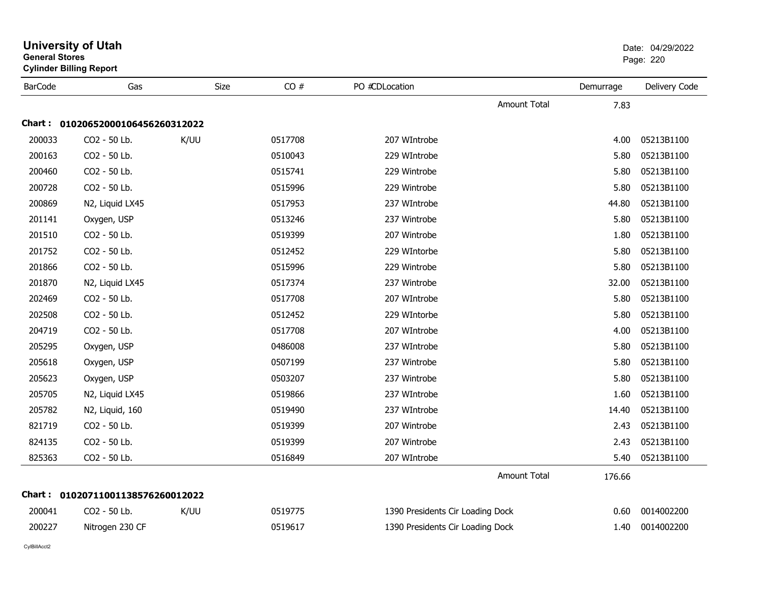**University of Utah**
**General Stores**
**Cylinder Billing Report**

Date: 04/29/2022

| BarCode | Gas | Size | CO # | PO #CDLocation | Demurrage | Delivery Code |
|---|---|---|---|---|---|---|
| | | | | Amount Total | 7.83 | |

**Chart : 01020652000106456260312022**

| BarCode | Gas | Size | CO # | PO #CDLocation | Demurrage | Delivery Code |
|---|---|---|---|---|---|---|
| 200033 | CO2 - 50 Lb. | K/UU | 0517708 | 207 WIntrobe | 4.00 | 05213B1100 |
| 200163 | CO2 - 50 Lb. | | 0510043 | 229 WIntrobe | 5.80 | 05213B1100 |
| 200460 | CO2 - 50 Lb. | | 0515741 | 229 Wintrobe | 5.80 | 05213B1100 |
| 200728 | CO2 - 50 Lb. | | 0515996 | 229 Wintrobe | 5.80 | 05213B1100 |
| 200869 | N2, Liquid LX45 | | 0517953 | 237 WIntrobe | 44.80 | 05213B1100 |
| 201141 | Oxygen, USP | | 0513246 | 237 Wintrobe | 5.80 | 05213B1100 |
| 201510 | CO2 - 50 Lb. | | 0519399 | 207 Wintrobe | 1.80 | 05213B1100 |
| 201752 | CO2 - 50 Lb. | | 0512452 | 229 WIntorbe | 5.80 | 05213B1100 |
| 201866 | CO2 - 50 Lb. | | 0515996 | 229 Wintrobe | 5.80 | 05213B1100 |
| 201870 | N2, Liquid LX45 | | 0517374 | 237 Wintrobe | 32.00 | 05213B1100 |
| 202469 | CO2 - 50 Lb. | | 0517708 | 207 WIntrobe | 5.80 | 05213B1100 |
| 202508 | CO2 - 50 Lb. | | 0512452 | 229 WIntorbe | 5.80 | 05213B1100 |
| 204719 | CO2 - 50 Lb. | | 0517708 | 207 WIntrobe | 4.00 | 05213B1100 |
| 205295 | Oxygen, USP | | 0486008 | 237 WIntrobe | 5.80 | 05213B1100 |
| 205618 | Oxygen, USP | | 0507199 | 237 Wintrobe | 5.80 | 05213B1100 |
| 205623 | Oxygen, USP | | 0503207 | 237 Wintrobe | 5.80 | 05213B1100 |
| 205705 | N2, Liquid LX45 | | 0519866 | 237 WIntrobe | 1.60 | 05213B1100 |
| 205782 | N2, Liquid, 160 | | 0519490 | 237 WIntrobe | 14.40 | 05213B1100 |
| 821719 | CO2 - 50 Lb. | | 0519399 | 207 Wintrobe | 2.43 | 05213B1100 |
| 824135 | CO2 - 50 Lb. | | 0519399 | 207 Wintrobe | 2.43 | 05213B1100 |
| 825363 | CO2 - 50 Lb. | | 0516849 | 207 WIntrobe | 5.40 | 05213B1100 |
| | | | | Amount Total | 176.66 | |

**Chart : 01020711001138576260012022**

| BarCode | Gas | Size | CO # | PO #CDLocation | Demurrage | Delivery Code |
|---|---|---|---|---|---|---|
| 200041 | CO2 - 50 Lb. | K/UU | 0519775 | 1390 Presidents Cir Loading Dock | 0.60 | 0014002200 |
| 200227 | Nitrogen 230 CF | | 0519617 | 1390 Presidents Cir Loading Dock | 1.40 | 0014002200 |

CylBillAcct2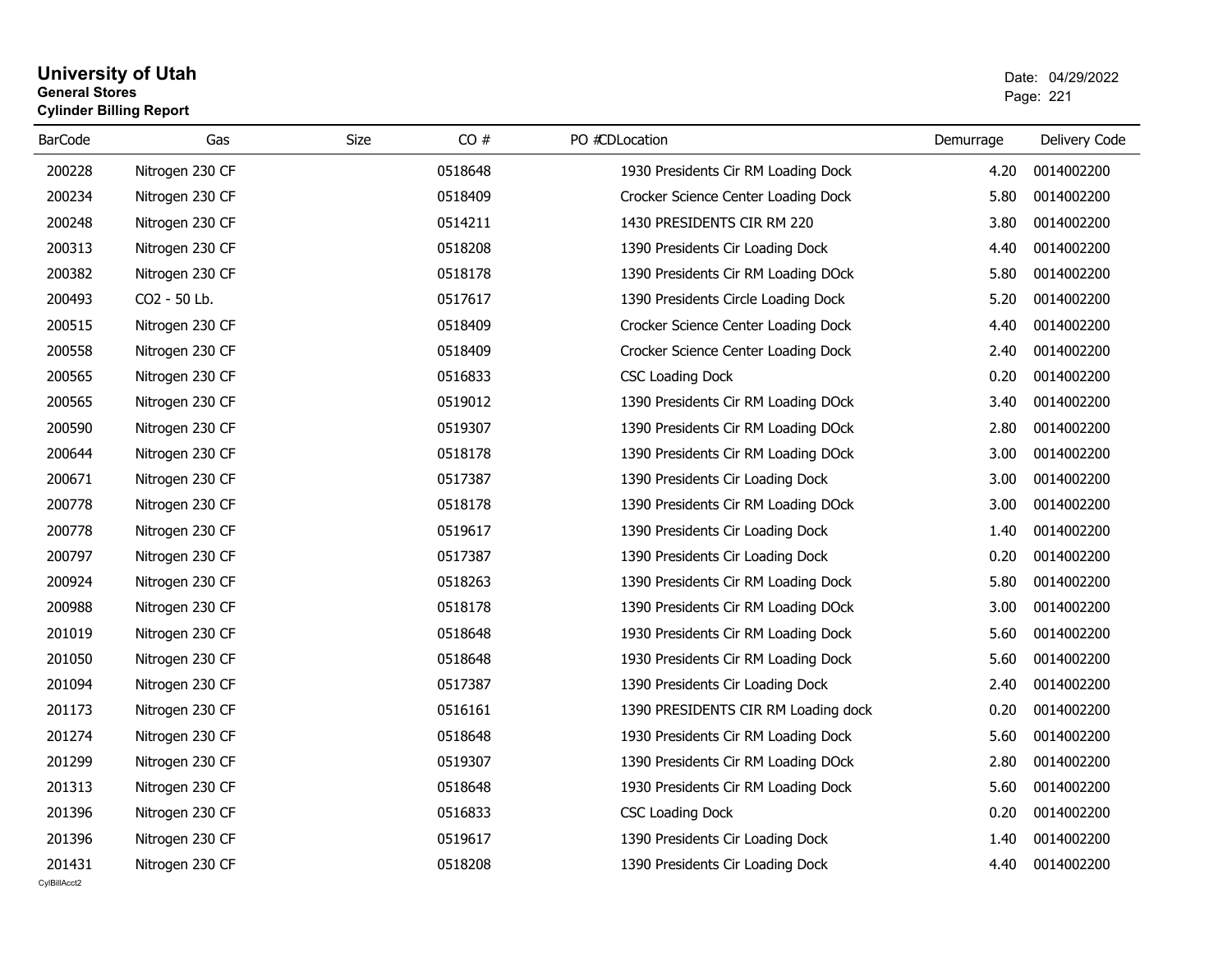# University of Utah
**General Stores**
**Cylinder Billing Report**

Date: 04/29/2022

| BarCode | Gas | Size | CO # | PO # | CDLocation | Demurrage | Delivery Code |
|---|---|---|---|---|---|---|---|
| 200228 | Nitrogen 230 CF | | 0518648 | | 1930 Presidents Cir RM Loading Dock | 4.20 | 0014002200 |
| 200234 | Nitrogen 230 CF | | 0518409 | | Crocker Science Center Loading Dock | 5.80 | 0014002200 |
| 200248 | Nitrogen 230 CF | | 0514211 | | 1430 PRESIDENTS CIR RM 220 | 3.80 | 0014002200 |
| 200313 | Nitrogen 230 CF | | 0518208 | | 1390 Presidents Cir Loading Dock | 4.40 | 0014002200 |
| 200382 | Nitrogen 230 CF | | 0518178 | | 1390 Presidents Cir RM Loading DOck | 5.80 | 0014002200 |
| 200493 | CO2 - 50 Lb. | | 0517617 | | 1390 Presidents Circle Loading Dock | 5.20 | 0014002200 |
| 200515 | Nitrogen 230 CF | | 0518409 | | Crocker Science Center Loading Dock | 4.40 | 0014002200 |
| 200558 | Nitrogen 230 CF | | 0518409 | | Crocker Science Center Loading Dock | 2.40 | 0014002200 |
| 200565 | Nitrogen 230 CF | | 0516833 | | CSC Loading Dock | 0.20 | 0014002200 |
| 200565 | Nitrogen 230 CF | | 0519012 | | 1390 Presidents Cir RM Loading DOck | 3.40 | 0014002200 |
| 200590 | Nitrogen 230 CF | | 0519307 | | 1390 Presidents Cir RM Loading DOck | 2.80 | 0014002200 |
| 200644 | Nitrogen 230 CF | | 0518178 | | 1390 Presidents Cir RM Loading DOck | 3.00 | 0014002200 |
| 200671 | Nitrogen 230 CF | | 0517387 | | 1390 Presidents Cir Loading Dock | 3.00 | 0014002200 |
| 200778 | Nitrogen 230 CF | | 0518178 | | 1390 Presidents Cir RM Loading DOck | 3.00 | 0014002200 |
| 200778 | Nitrogen 230 CF | | 0519617 | | 1390 Presidents Cir Loading Dock | 1.40 | 0014002200 |
| 200797 | Nitrogen 230 CF | | 0517387 | | 1390 Presidents Cir Loading Dock | 0.20 | 0014002200 |
| 200924 | Nitrogen 230 CF | | 0518263 | | 1390 Presidents Cir RM Loading Dock | 5.80 | 0014002200 |
| 200988 | Nitrogen 230 CF | | 0518178 | | 1390 Presidents Cir RM Loading DOck | 3.00 | 0014002200 |
| 201019 | Nitrogen 230 CF | | 0518648 | | 1930 Presidents Cir RM Loading Dock | 5.60 | 0014002200 |
| 201050 | Nitrogen 230 CF | | 0518648 | | 1930 Presidents Cir RM Loading Dock | 5.60 | 0014002200 |
| 201094 | Nitrogen 230 CF | | 0517387 | | 1390 Presidents Cir Loading Dock | 2.40 | 0014002200 |
| 201173 | Nitrogen 230 CF | | 0516161 | | 1390 PRESIDENTS CIR RM Loading dock | 0.20 | 0014002200 |
| 201274 | Nitrogen 230 CF | | 0518648 | | 1930 Presidents Cir RM Loading Dock | 5.60 | 0014002200 |
| 201299 | Nitrogen 230 CF | | 0519307 | | 1390 Presidents Cir RM Loading DOck | 2.80 | 0014002200 |
| 201313 | Nitrogen 230 CF | | 0518648 | | 1930 Presidents Cir RM Loading Dock | 5.60 | 0014002200 |
| 201396 | Nitrogen 230 CF | | 0516833 | | CSC Loading Dock | 0.20 | 0014002200 |
| 201396 | Nitrogen 230 CF | | 0519617 | | 1390 Presidents Cir Loading Dock | 1.40 | 0014002200 |
| 201431 | Nitrogen 230 CF | | 0518208 | | 1390 Presidents Cir Loading Dock | 4.40 | 0014002200 |

CylBillAcct2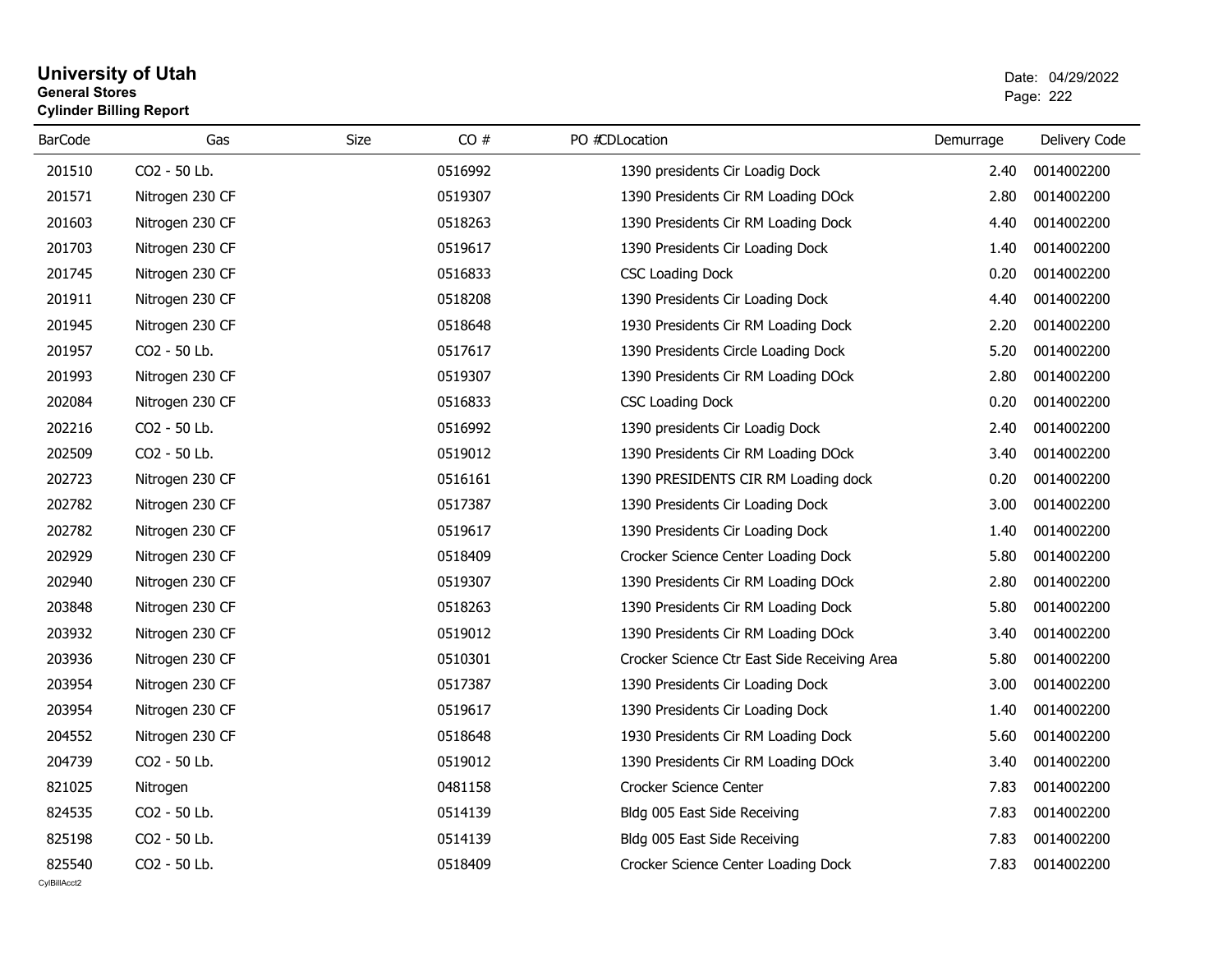# University of Utah
**General Stores**
**Cylinder Billing Report**

Date: 04/29/2022

| BarCode | Gas | Size | CO # | PO # | CD | Location | Demurrage | Delivery Code |
|---|---|---|---|---|---|---|---|---|
| 201510 | CO2 - 50 Lb. | | 0516992 | | | 1390 presidents Cir Loadig Dock | 2.40 | 0014002200 |
| 201571 | Nitrogen 230 CF | | 0519307 | | | 1390 Presidents Cir RM Loading DOck | 2.80 | 0014002200 |
| 201603 | Nitrogen 230 CF | | 0518263 | | | 1390 Presidents Cir RM Loading Dock | 4.40 | 0014002200 |
| 201703 | Nitrogen 230 CF | | 0519617 | | | 1390 Presidents Cir Loading Dock | 1.40 | 0014002200 |
| 201745 | Nitrogen 230 CF | | 0516833 | | | CSC Loading Dock | 0.20 | 0014002200 |
| 201911 | Nitrogen 230 CF | | 0518208 | | | 1390 Presidents Cir Loading Dock | 4.40 | 0014002200 |
| 201945 | Nitrogen 230 CF | | 0518648 | | | 1930 Presidents Cir RM Loading Dock | 2.20 | 0014002200 |
| 201957 | CO2 - 50 Lb. | | 0517617 | | | 1390 Presidents Circle Loading Dock | 5.20 | 0014002200 |
| 201993 | Nitrogen 230 CF | | 0519307 | | | 1390 Presidents Cir RM Loading DOck | 2.80 | 0014002200 |
| 202084 | Nitrogen 230 CF | | 0516833 | | | CSC Loading Dock | 0.20 | 0014002200 |
| 202216 | CO2 - 50 Lb. | | 0516992 | | | 1390 presidents Cir Loadig Dock | 2.40 | 0014002200 |
| 202509 | CO2 - 50 Lb. | | 0519012 | | | 1390 Presidents Cir RM Loading DOck | 3.40 | 0014002200 |
| 202723 | Nitrogen 230 CF | | 0516161 | | | 1390 PRESIDENTS CIR RM Loading dock | 0.20 | 0014002200 |
| 202782 | Nitrogen 230 CF | | 0517387 | | | 1390 Presidents Cir Loading Dock | 3.00 | 0014002200 |
| 202782 | Nitrogen 230 CF | | 0519617 | | | 1390 Presidents Cir Loading Dock | 1.40 | 0014002200 |
| 202929 | Nitrogen 230 CF | | 0518409 | | | Crocker Science Center Loading Dock | 5.80 | 0014002200 |
| 202940 | Nitrogen 230 CF | | 0519307 | | | 1390 Presidents Cir RM Loading DOck | 2.80 | 0014002200 |
| 203848 | Nitrogen 230 CF | | 0518263 | | | 1390 Presidents Cir RM Loading Dock | 5.80 | 0014002200 |
| 203932 | Nitrogen 230 CF | | 0519012 | | | 1390 Presidents Cir RM Loading DOck | 3.40 | 0014002200 |
| 203936 | Nitrogen 230 CF | | 0510301 | | | Crocker Science Ctr East Side Receiving Area | 5.80 | 0014002200 |
| 203954 | Nitrogen 230 CF | | 0517387 | | | 1390 Presidents Cir Loading Dock | 3.00 | 0014002200 |
| 203954 | Nitrogen 230 CF | | 0519617 | | | 1390 Presidents Cir Loading Dock | 1.40 | 0014002200 |
| 204552 | Nitrogen 230 CF | | 0518648 | | | 1930 Presidents Cir RM Loading Dock | 5.60 | 0014002200 |
| 204739 | CO2 - 50 Lb. | | 0519012 | | | 1390 Presidents Cir RM Loading DOck | 3.40 | 0014002200 |
| 821025 | Nitrogen | | 0481158 | | | Crocker Science Center | 7.83 | 0014002200 |
| 824535 | CO2 - 50 Lb. | | 0514139 | | | Bldg 005 East Side Receiving | 7.83 | 0014002200 |
| 825198 | CO2 - 50 Lb. | | 0514139 | | | Bldg 005 East Side Receiving | 7.83 | 0014002200 |
| 825540 | CO2 - 50 Lb. | | 0518409 | | | Crocker Science Center Loading Dock | 7.83 | 0014002200 |

CylBillAcct2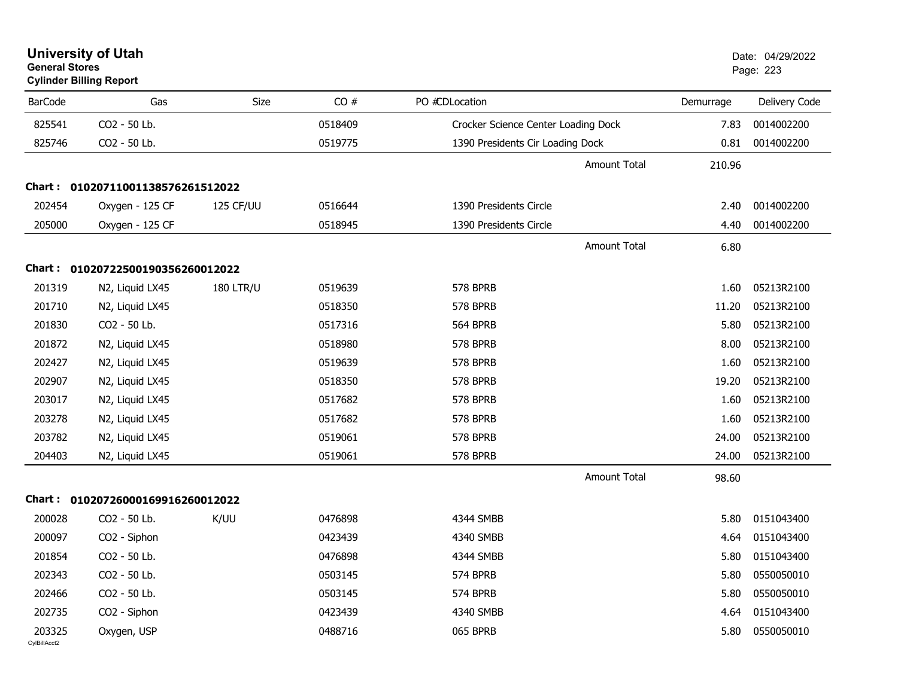# University of Utah
**General Stores**
**Cylinder Billing Report**

Date: 04/29/2022

| BarCode | Gas | Size | CO # | PO # | CD | Location | Demurrage | Delivery Code |
|---|---|---|---|---|---|---|---|---|
| 825541 | CO2 - 50 Lb. | | 0518409 | | | Crocker Science Center Loading Dock | 7.83 | 0014002200 |
| 825746 | CO2 - 50 Lb. | | 0519775 | | | 1390 Presidents Cir Loading Dock | 0.81 | 0014002200 |
| | | | | | | Amount Total | 210.96 | |
| **Chart : 01020711001138576261512022** | | | | | | | | |
| 202454 | Oxygen - 125 CF | 125 CF/UU | 0516644 | | | 1390 Presidents Circle | 2.40 | 0014002200 |
| 205000 | Oxygen - 125 CF | | 0518945 | | | 1390 Presidents Circle | 4.40 | 0014002200 |
| | | | | | | Amount Total | 6.80 | |
| **Chart : 01020722500190356260012022** | | | | | | | | |
| 201319 | N2, Liquid LX45 | 180 LTR/U | 0519639 | | | 578 BPRB | 1.60 | 05213R2100 |
| 201710 | N2, Liquid LX45 | | 0518350 | | | 578 BPRB | 11.20 | 05213R2100 |
| 201830 | CO2 - 50 Lb. | | 0517316 | | | 564 BPRB | 5.80 | 05213R2100 |
| 201872 | N2, Liquid LX45 | | 0518980 | | | 578 BPRB | 8.00 | 05213R2100 |
| 202427 | N2, Liquid LX45 | | 0519639 | | | 578 BPRB | 1.60 | 05213R2100 |
| 202907 | N2, Liquid LX45 | | 0518350 | | | 578 BPRB | 19.20 | 05213R2100 |
| 203017 | N2, Liquid LX45 | | 0517682 | | | 578 BPRB | 1.60 | 05213R2100 |
| 203278 | N2, Liquid LX45 | | 0517682 | | | 578 BPRB | 1.60 | 05213R2100 |
| 203782 | N2, Liquid LX45 | | 0519061 | | | 578 BPRB | 24.00 | 05213R2100 |
| 204403 | N2, Liquid LX45 | | 0519061 | | | 578 BPRB | 24.00 | 05213R2100 |
| | | | | | | Amount Total | 98.60 | |
| **Chart : 01020726000169916260012022** | | | | | | | | |
| 200028 | CO2 - 50 Lb. | K/UU | 0476898 | | | 4344 SMBB | 5.80 | 0151043400 |
| 200097 | CO2 - Siphon | | 0423439 | | | 4340 SMBB | 4.64 | 0151043400 |
| 201854 | CO2 - 50 Lb. | | 0476898 | | | 4344 SMBB | 5.80 | 0151043400 |
| 202343 | CO2 - 50 Lb. | | 0503145 | | | 574 BPRB | 5.80 | 0550050010 |
| 202466 | CO2 - 50 Lb. | | 0503145 | | | 574 BPRB | 5.80 | 0550050010 |
| 202735 | CO2 - Siphon | | 0423439 | | | 4340 SMBB | 4.64 | 0151043400 |
| 203325 | Oxygen, USP | | 0488716 | | | 065 BPRB | 5.80 | 0550050010 |

CylBillAcct2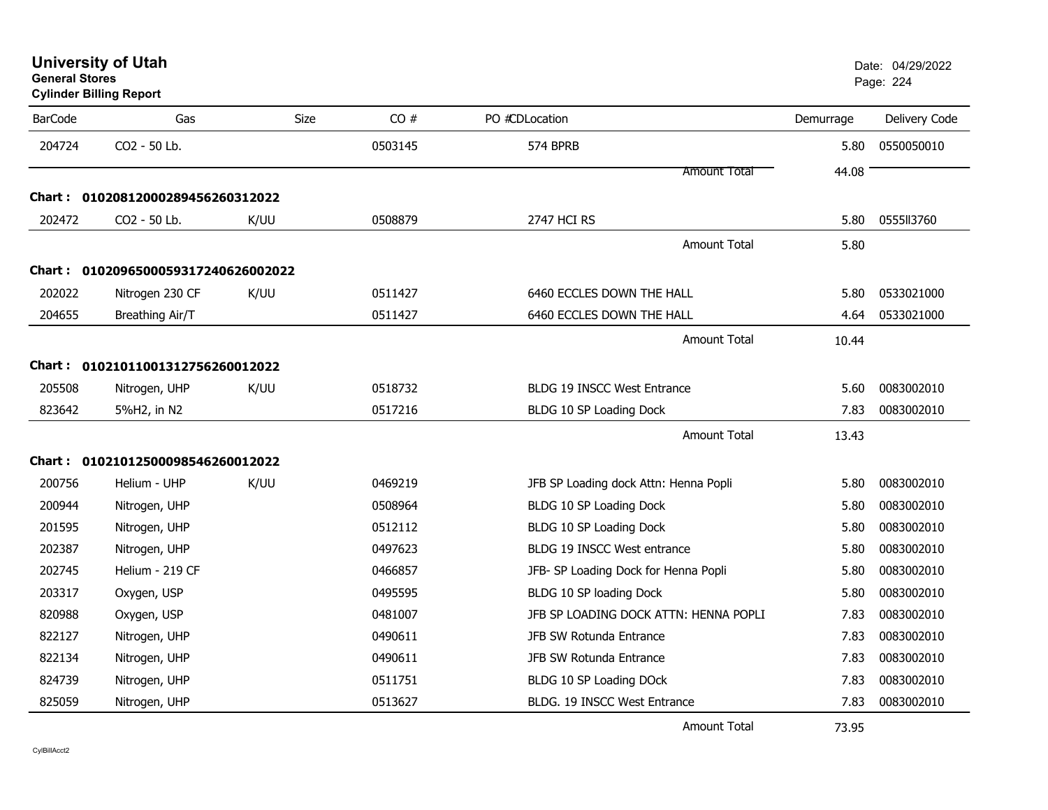**University of Utah**
**General Stores**
**Cylinder Billing Report**

Date: 04/29/2022

| BarCode | Gas | Size | CO # | PO #CDLocation | Demurrage | Delivery Code |
|---|---|---|---|---|---|---|
| 204724 | CO2 - 50 Lb. | | 0503145 | 574 BPRB | 5.80 | 0550050010 |
| | | | | Amount Total | 44.08 | |
| **Chart :** | **01020812000289456260312022** | | | | | |
| 202472 | CO2 - 50 Lb. | K/UU | 0508879 | 2747 HCI RS | 5.80 | 0555ll3760 |
| | | | | Amount Total | 5.80 | |
| **Chart :** | **01020965000593172406260020​22** | | | | | |
| 202022 | Nitrogen 230 CF | K/UU | 0511427 | 6460 ECCLES DOWN THE HALL | 5.80 | 0533021000 |
| 204655 | Breathing Air/T | | 0511427 | 6460 ECCLES DOWN THE HALL | 4.64 | 0533021000 |
| | | | | Amount Total | 10.44 | |
| **Chart :** | **01021011001312756260012022** | | | | | |
| 205508 | Nitrogen, UHP | K/UU | 0518732 | BLDG 19 INSCC West Entrance | 5.60 | 0083002010 |
| 823642 | 5%H2, in N2 | | 0517216 | BLDG 10 SP Loading Dock | 7.83 | 0083002010 |
| | | | | Amount Total | 13.43 | |
| **Chart :** | **01021012500098546260012022** | | | | | |
| 200756 | Helium - UHP | K/UU | 0469219 | JFB SP Loading dock Attn: Henna Popli | 5.80 | 0083002010 |
| 200944 | Nitrogen, UHP | | 0508964 | BLDG 10 SP Loading Dock | 5.80 | 0083002010 |
| 201595 | Nitrogen, UHP | | 0512112 | BLDG 10 SP Loading Dock | 5.80 | 0083002010 |
| 202387 | Nitrogen, UHP | | 0497623 | BLDG 19 INSCC West entrance | 5.80 | 0083002010 |
| 202745 | Helium - 219 CF | | 0466857 | JFB- SP Loading Dock for Henna Popli | 5.80 | 0083002010 |
| 203317 | Oxygen, USP | | 0495595 | BLDG 10 SP loading Dock | 5.80 | 0083002010 |
| 820988 | Oxygen, USP | | 0481007 | JFB SP LOADING DOCK ATTN: HENNA POPLI | 7.83 | 0083002010 |
| 822127 | Nitrogen, UHP | | 0490611 | JFB SW Rotunda Entrance | 7.83 | 0083002010 |
| 822134 | Nitrogen, UHP | | 0490611 | JFB SW Rotunda Entrance | 7.83 | 0083002010 |
| 824739 | Nitrogen, UHP | | 0511751 | BLDG 10 SP Loading DOck | 7.83 | 0083002010 |
| 825059 | Nitrogen, UHP | | 0513627 | BLDG. 19 INSCC West Entrance | 7.83 | 0083002010 |
| | | | | Amount Total | 73.95 | |

CylBillAcct2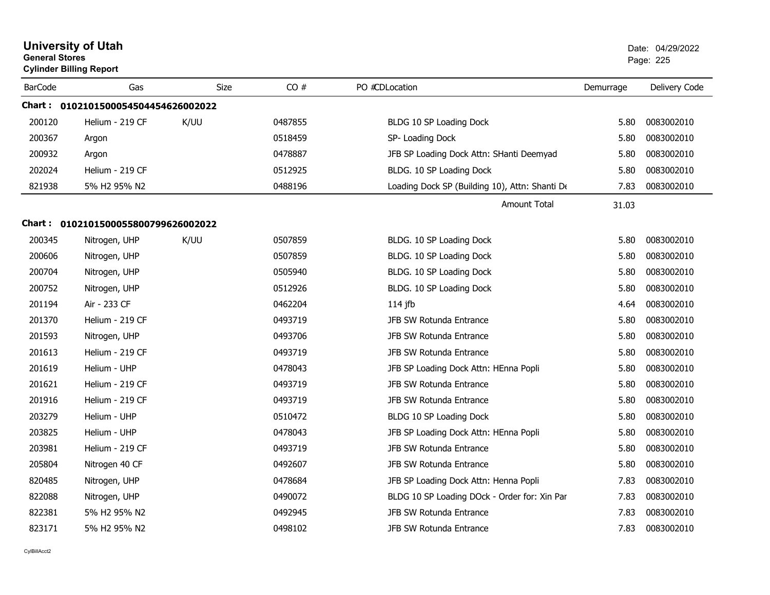# University of Utah

**General Stores**

**Cylinder Billing Report**

Date: 04/29/2022

| BarCode | Gas | Size | CO # | PO #CDLocation | Demurrage | Delivery Code |
|---|---|---|---|---|---|---|
| **Chart : 0102101500054504454626002022** | | | | | | |
| 200120 | Helium - 219 CF | K/UU | 0487855 | BLDG 10 SP Loading Dock | 5.80 | 0083002010 |
| 200367 | Argon | | 0518459 | SP- Loading Dock | 5.80 | 0083002010 |
| 200932 | Argon | | 0478887 | JFB SP Loading Dock Attn: SHanti Deemyad | 5.80 | 0083002010 |
| 202024 | Helium - 219 CF | | 0512925 | BLDG. 10 SP Loading Dock | 5.80 | 0083002010 |
| 821938 | 5% H2 95% N2 | | 0488196 | Loading Dock SP (Building 10), Attn: Shanti De | 7.83 | 0083002010 |
| | | | | Amount Total | 31.03 | |
| **Chart : 0102101500055800799626002022** | | | | | | |
| 200345 | Nitrogen, UHP | K/UU | 0507859 | BLDG. 10 SP Loading Dock | 5.80 | 0083002010 |
| 200606 | Nitrogen, UHP | | 0507859 | BLDG. 10 SP Loading Dock | 5.80 | 0083002010 |
| 200704 | Nitrogen, UHP | | 0505940 | BLDG. 10 SP Loading Dock | 5.80 | 0083002010 |
| 200752 | Nitrogen, UHP | | 0512926 | BLDG. 10 SP Loading Dock | 5.80 | 0083002010 |
| 201194 | Air - 233 CF | | 0462204 | 114 jfb | 4.64 | 0083002010 |
| 201370 | Helium - 219 CF | | 0493719 | JFB SW Rotunda Entrance | 5.80 | 0083002010 |
| 201593 | Nitrogen, UHP | | 0493706 | JFB SW Rotunda Entrance | 5.80 | 0083002010 |
| 201613 | Helium - 219 CF | | 0493719 | JFB SW Rotunda Entrance | 5.80 | 0083002010 |
| 201619 | Helium - UHP | | 0478043 | JFB SP Loading Dock Attn: HEnna Popli | 5.80 | 0083002010 |
| 201621 | Helium - 219 CF | | 0493719 | JFB SW Rotunda Entrance | 5.80 | 0083002010 |
| 201916 | Helium - 219 CF | | 0493719 | JFB SW Rotunda Entrance | 5.80 | 0083002010 |
| 203279 | Helium - UHP | | 0510472 | BLDG 10 SP Loading Dock | 5.80 | 0083002010 |
| 203825 | Helium - UHP | | 0478043 | JFB SP Loading Dock Attn: HEnna Popli | 5.80 | 0083002010 |
| 203981 | Helium - 219 CF | | 0493719 | JFB SW Rotunda Entrance | 5.80 | 0083002010 |
| 205804 | Nitrogen 40 CF | | 0492607 | JFB SW Rotunda Entrance | 5.80 | 0083002010 |
| 820485 | Nitrogen, UHP | | 0478684 | JFB SP Loading Dock Attn: Henna Popli | 7.83 | 0083002010 |
| 822088 | Nitrogen, UHP | | 0490072 | BLDG 10 SP Loading DOck - Order for: Xin Par | 7.83 | 0083002010 |
| 822381 | 5% H2 95% N2 | | 0492945 | JFB SW Rotunda Entrance | 7.83 | 0083002010 |
| 823171 | 5% H2 95% N2 | | 0498102 | JFB SW Rotunda Entrance | 7.83 | 0083002010 |

CylBillAcct2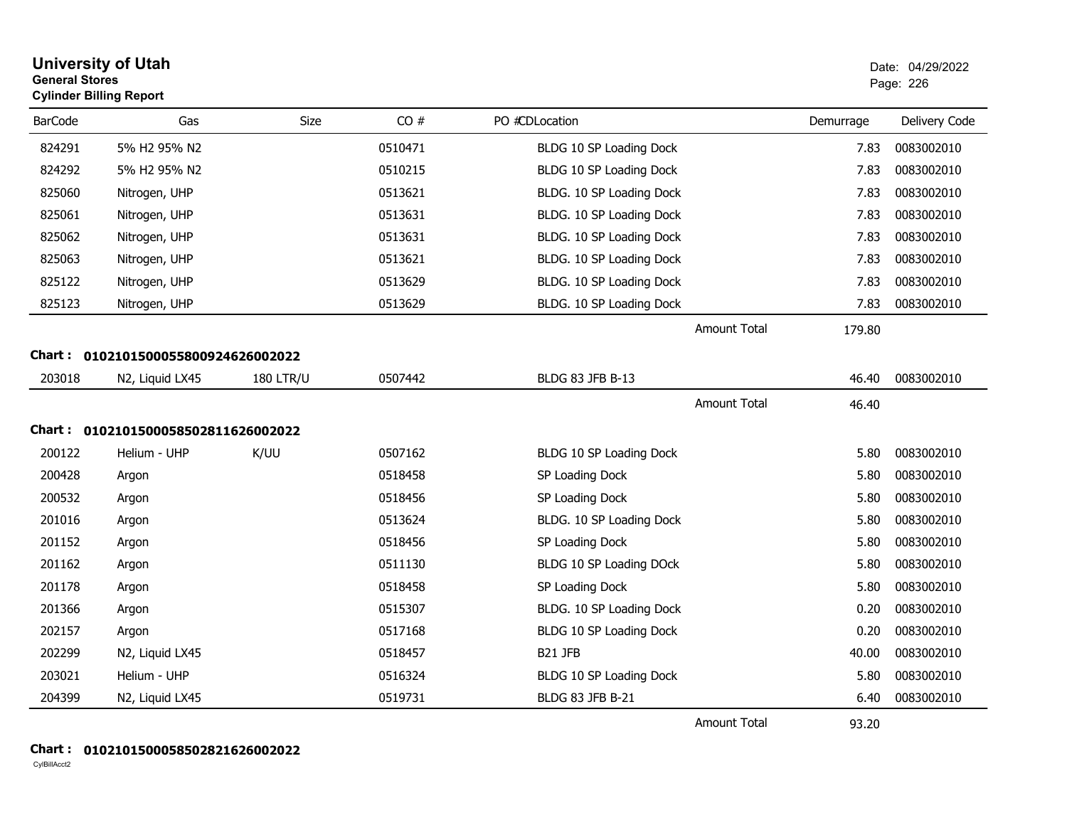# University of Utah

**General Stores**

**Cylinder Billing Report**

Date: 04/29/2022

| BarCode | Gas | Size | CO # | PO # | CDLocation | Demurrage | Delivery Code |
|---|---|---|---|---|---|---|---|
| 824291 | 5% H2 95% N2 | | 0510471 | | BLDG 10 SP Loading Dock | 7.83 | 0083002010 |
| 824292 | 5% H2 95% N2 | | 0510215 | | BLDG 10 SP Loading Dock | 7.83 | 0083002010 |
| 825060 | Nitrogen, UHP | | 0513621 | | BLDG. 10 SP Loading Dock | 7.83 | 0083002010 |
| 825061 | Nitrogen, UHP | | 0513631 | | BLDG. 10 SP Loading Dock | 7.83 | 0083002010 |
| 825062 | Nitrogen, UHP | | 0513631 | | BLDG. 10 SP Loading Dock | 7.83 | 0083002010 |
| 825063 | Nitrogen, UHP | | 0513621 | | BLDG. 10 SP Loading Dock | 7.83 | 0083002010 |
| 825122 | Nitrogen, UHP | | 0513629 | | BLDG. 10 SP Loading Dock | 7.83 | 0083002010 |
| 825123 | Nitrogen, UHP | | 0513629 | | BLDG. 10 SP Loading Dock | 7.83 | 0083002010 |
| | | | | | Amount Total | 179.80 | |

**Chart : 01021015000558009246260020 22**

| BarCode | Gas | Size | CO # | PO # | CDLocation | Demurrage | Delivery Code |
|---|---|---|---|---|---|---|---|
| 203018 | N2, Liquid LX45 | 180 LTR/U | 0507442 | | BLDG 83 JFB B-13 | 46.40 | 0083002010 |
| | | | | | Amount Total | 46.40 | |

**Chart : 01021015000585028116260020 22**

| BarCode | Gas | Size | CO # | PO # | CDLocation | Demurrage | Delivery Code |
|---|---|---|---|---|---|---|---|
| 200122 | Helium - UHP | K/UU | 0507162 | | BLDG 10 SP Loading Dock | 5.80 | 0083002010 |
| 200428 | Argon | | 0518458 | | SP Loading Dock | 5.80 | 0083002010 |
| 200532 | Argon | | 0518456 | | SP Loading Dock | 5.80 | 0083002010 |
| 201016 | Argon | | 0513624 | | BLDG. 10 SP Loading Dock | 5.80 | 0083002010 |
| 201152 | Argon | | 0518456 | | SP Loading Dock | 5.80 | 0083002010 |
| 201162 | Argon | | 0511130 | | BLDG 10 SP Loading DOck | 5.80 | 0083002010 |
| 201178 | Argon | | 0518458 | | SP Loading Dock | 5.80 | 0083002010 |
| 201366 | Argon | | 0515307 | | BLDG. 10 SP Loading Dock | 0.20 | 0083002010 |
| 202157 | Argon | | 0517168 | | BLDG 10 SP Loading Dock | 0.20 | 0083002010 |
| 202299 | N2, Liquid LX45 | | 0518457 | | B21 JFB | 40.00 | 0083002010 |
| 203021 | Helium - UHP | | 0516324 | | BLDG 10 SP Loading Dock | 5.80 | 0083002010 |
| 204399 | N2, Liquid LX45 | | 0519731 | | BLDG 83 JFB B-21 | 6.40 | 0083002010 |
| | | | | | Amount Total | 93.20 | |

**Chart : 01021015000585028216260020 22**

CylBillAcct2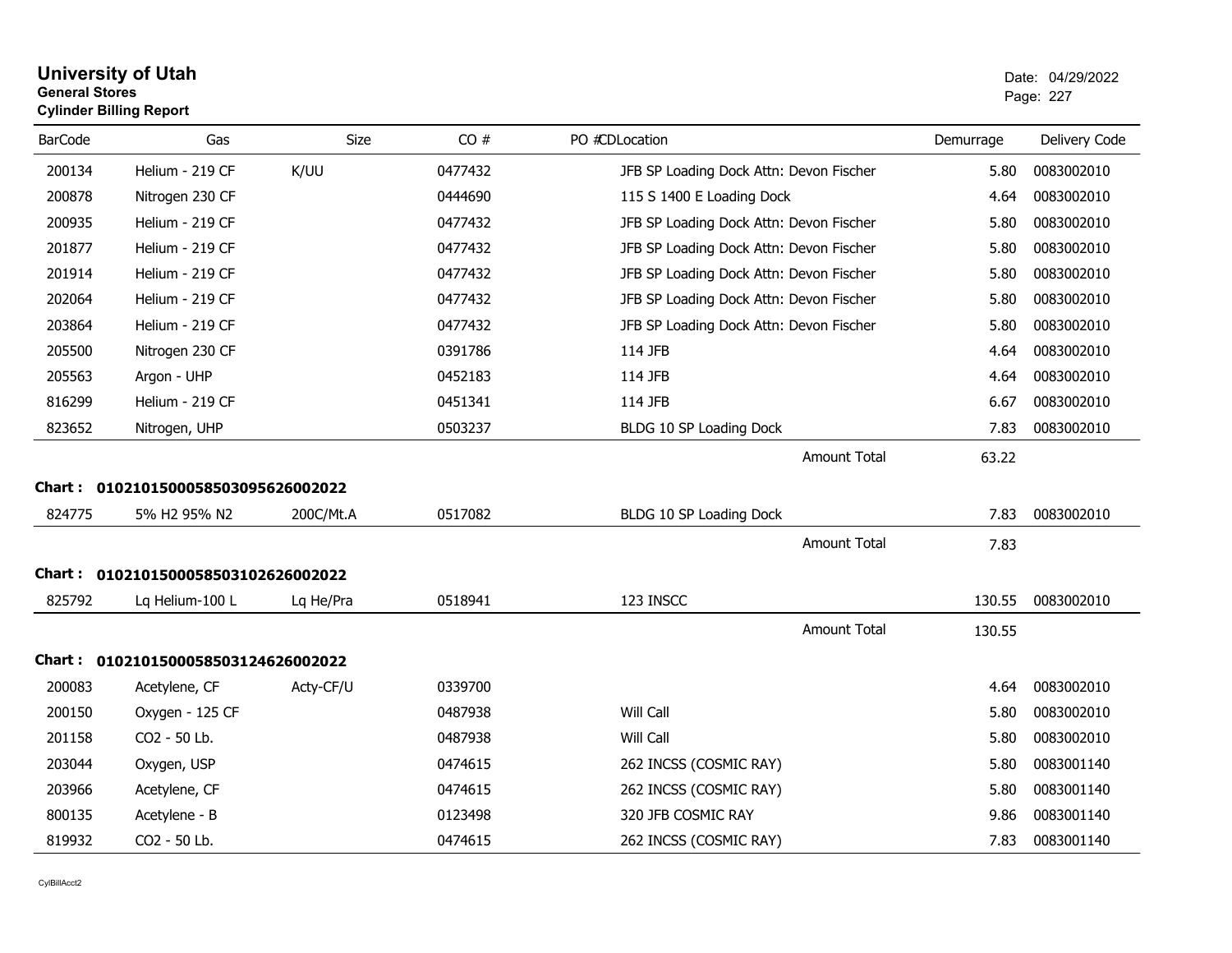# University of Utah
**General Stores**
**Cylinder Billing Report**

Date: 04/29/2022

| BarCode | Gas | Size | CO # | PO # | CD | Location | Demurrage | Delivery Code |
|---|---|---|---|---|---|---|---|---|
| 200134 | Helium - 219 CF | K/UU | 0477432 | | | JFB SP Loading Dock Attn: Devon Fischer | 5.80 | 0083002010 |
| 200878 | Nitrogen 230 CF | | 0444690 | | | 115 S 1400 E Loading Dock | 4.64 | 0083002010 |
| 200935 | Helium - 219 CF | | 0477432 | | | JFB SP Loading Dock Attn: Devon Fischer | 5.80 | 0083002010 |
| 201877 | Helium - 219 CF | | 0477432 | | | JFB SP Loading Dock Attn: Devon Fischer | 5.80 | 0083002010 |
| 201914 | Helium - 219 CF | | 0477432 | | | JFB SP Loading Dock Attn: Devon Fischer | 5.80 | 0083002010 |
| 202064 | Helium - 219 CF | | 0477432 | | | JFB SP Loading Dock Attn: Devon Fischer | 5.80 | 0083002010 |
| 203864 | Helium - 219 CF | | 0477432 | | | JFB SP Loading Dock Attn: Devon Fischer | 5.80 | 0083002010 |
| 205500 | Nitrogen 230 CF | | 0391786 | | | 114 JFB | 4.64 | 0083002010 |
| 205563 | Argon - UHP | | 0452183 | | | 114 JFB | 4.64 | 0083002010 |
| 816299 | Helium - 219 CF | | 0451341 | | | 114 JFB | 6.67 | 0083002010 |
| 823652 | Nitrogen, UHP | | 0503237 | | | BLDG 10 SP Loading Dock | 7.83 | 0083002010 |
| | | | | | | Amount Total | 63.22 | |

**Chart : 01021015000585030956260020022**

| BarCode | Gas | Size | CO # | PO # | CD | Location | Demurrage | Delivery Code |
|---|---|---|---|---|---|---|---|---|
| 824775 | 5% H2 95% N2 | 200C/Mt.A | 0517082 | | | BLDG 10 SP Loading Dock | 7.83 | 0083002010 |
| | | | | | | Amount Total | 7.83 | |

**Chart : 01021015000585031026260020022**

| BarCode | Gas | Size | CO # | PO # | CD | Location | Demurrage | Delivery Code |
|---|---|---|---|---|---|---|---|---|
| 825792 | Lq Helium-100 L | Lq He/Pra | 0518941 | | | 123 INSCC | 130.55 | 0083002010 |
| | | | | | | Amount Total | 130.55 | |

**Chart : 01021015000585031246260020022**

| BarCode | Gas | Size | CO # | PO # | CD | Location | Demurrage | Delivery Code |
|---|---|---|---|---|---|---|---|---|
| 200083 | Acetylene, CF | Acty-CF/U | 0339700 | | | | 4.64 | 0083002010 |
| 200150 | Oxygen - 125 CF | | 0487938 | | | Will Call | 5.80 | 0083002010 |
| 201158 | CO2 - 50 Lb. | | 0487938 | | | Will Call | 5.80 | 0083002010 |
| 203044 | Oxygen, USP | | 0474615 | | | 262 INCSS (COSMIC RAY) | 5.80 | 0083001140 |
| 203966 | Acetylene, CF | | 0474615 | | | 262 INCSS (COSMIC RAY) | 5.80 | 0083001140 |
| 800135 | Acetylene - B | | 0123498 | | | 320 JFB COSMIC RAY | 9.86 | 0083001140 |
| 819932 | CO2 - 50 Lb. | | 0474615 | | | 262 INCSS (COSMIC RAY) | 7.83 | 0083001140 |

CylBillAcct2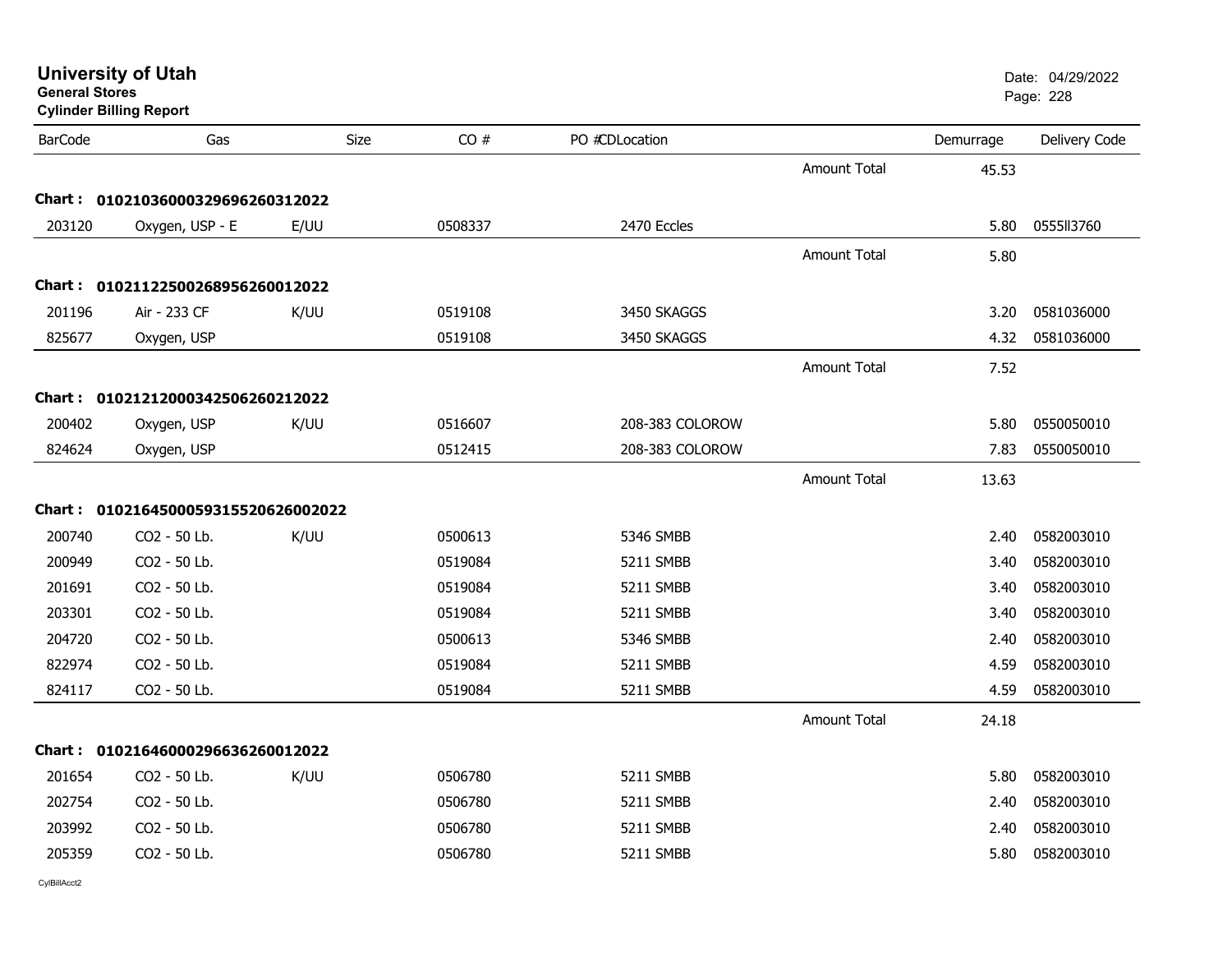# University of Utah
**General Stores**
**Cylinder Billing Report**

Date: 04/29/2022

| BarCode | Gas | Size | CO # | PO #CDLocation | | Demurrage | Delivery Code |
|---|---|---|---|---|---|---|---|
| | | | | | Amount Total | 45.53 | |
| **Chart :** | **01021036000329696260312022** | | | | | | |
| 203120 | Oxygen, USP - E | E/UU | 0508337 | 2470 Eccles | | 5.80 | 0555ll3760 |
| | | | | | Amount Total | 5.80 | |
| **Chart :** | **01021122500268956260012022** | | | | | | |
| 201196 | Air - 233 CF | K/UU | 0519108 | 3450 SKAGGS | | 3.20 | 0581036000 |
| 825677 | Oxygen, USP | | 0519108 | 3450 SKAGGS | | 4.32 | 0581036000 |
| | | | | | Amount Total | 7.52 | |
| **Chart :** | **01021212000342506260212022** | | | | | | |
| 200402 | Oxygen, USP | K/UU | 0516607 | 208-383 COLOROW | | 5.80 | 0550050010 |
| 824624 | Oxygen, USP | | 0512415 | 208-383 COLOROW | | 7.83 | 0550050010 |
| | | | | | Amount Total | 13.63 | |
| **Chart :** | **010216450005931552062600​2022** | | | | | | |
| 200740 | CO2 - 50 Lb. | K/UU | 0500613 | 5346 SMBB | | 2.40 | 0582003010 |
| 200949 | CO2 - 50 Lb. | | 0519084 | 5211 SMBB | | 3.40 | 0582003010 |
| 201691 | CO2 - 50 Lb. | | 0519084 | 5211 SMBB | | 3.40 | 0582003010 |
| 203301 | CO2 - 50 Lb. | | 0519084 | 5211 SMBB | | 3.40 | 0582003010 |
| 204720 | CO2 - 50 Lb. | | 0500613 | 5346 SMBB | | 2.40 | 0582003010 |
| 822974 | CO2 - 50 Lb. | | 0519084 | 5211 SMBB | | 4.59 | 0582003010 |
| 824117 | CO2 - 50 Lb. | | 0519084 | 5211 SMBB | | 4.59 | 0582003010 |
| | | | | | Amount Total | 24.18 | |
| **Chart :** | **01021646000296636260012022** | | | | | | |
| 201654 | CO2 - 50 Lb. | K/UU | 0506780 | 5211 SMBB | | 5.80 | 0582003010 |
| 202754 | CO2 - 50 Lb. | | 0506780 | 5211 SMBB | | 2.40 | 0582003010 |
| 203992 | CO2 - 50 Lb. | | 0506780 | 5211 SMBB | | 2.40 | 0582003010 |
| 205359 | CO2 - 50 Lb. | | 0506780 | 5211 SMBB | | 5.80 | 0582003010 |

CylBillAcct2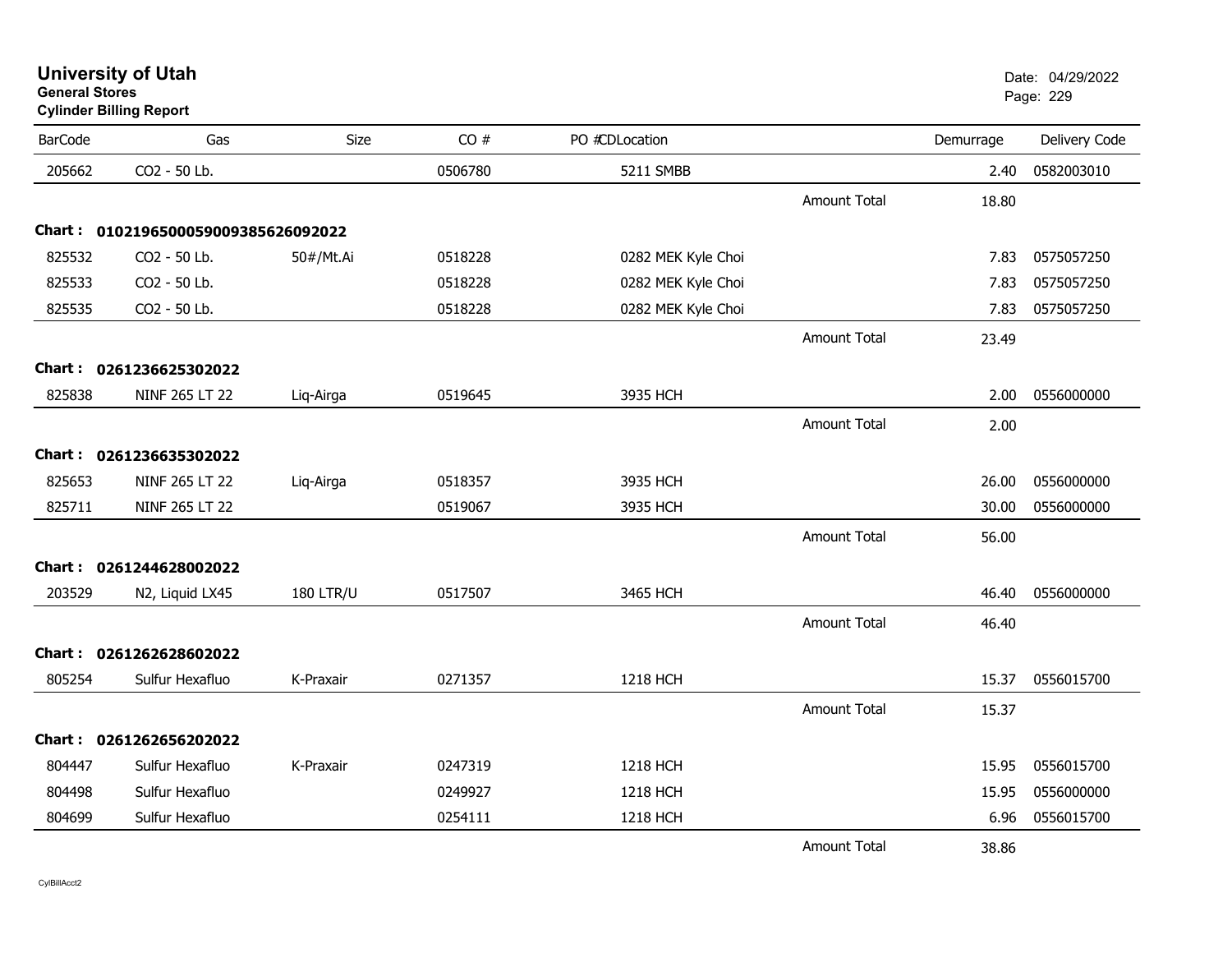**University of Utah**
**General Stores**
**Cylinder Billing Report**

Date: 04/29/2022

| BarCode | Gas | Size | CO # | PO #CDLocation | | Demurrage | Delivery Code |
|---|---|---|---|---|---|---|---|
| 205662 | CO2 - 50 Lb. | | 0506780 | 5211 SMBB | | 2.40 | 0582003010 |
| | | | | | Amount Total | 18.80 | |
| **Chart :** | **01021965000590093856260920​22** | | | | | | |
| 825532 | CO2 - 50 Lb. | 50#/Mt.Ai | 0518228 | 0282 MEK Kyle Choi | | 7.83 | 0575057250 |
| 825533 | CO2 - 50 Lb. | | 0518228 | 0282 MEK Kyle Choi | | 7.83 | 0575057250 |
| 825535 | CO2 - 50 Lb. | | 0518228 | 0282 MEK Kyle Choi | | 7.83 | 0575057250 |
| | | | | | Amount Total | 23.49 | |
| **Chart :** | **0261236625302022** | | | | | | |
| 825838 | NINF 265 LT 22 | Liq-Airga | 0519645 | 3935 HCH | | 2.00 | 0556000000 |
| | | | | | Amount Total | 2.00 | |
| **Chart :** | **0261236635302022** | | | | | | |
| 825653 | NINF 265 LT 22 | Liq-Airga | 0518357 | 3935 HCH | | 26.00 | 0556000000 |
| 825711 | NINF 265 LT 22 | | 0519067 | 3935 HCH | | 30.00 | 0556000000 |
| | | | | | Amount Total | 56.00 | |
| **Chart :** | **0261244628002022** | | | | | | |
| 203529 | N2, Liquid LX45 | 180 LTR/U | 0517507 | 3465 HCH | | 46.40 | 0556000000 |
| | | | | | Amount Total | 46.40 | |
| **Chart :** | **0261262628602022** | | | | | | |
| 805254 | Sulfur Hexafluo | K-Praxair | 0271357 | 1218 HCH | | 15.37 | 0556015700 |
| | | | | | Amount Total | 15.37 | |
| **Chart :** | **0261262656202022** | | | | | | |
| 804447 | Sulfur Hexafluo | K-Praxair | 0247319 | 1218 HCH | | 15.95 | 0556015700 |
| 804498 | Sulfur Hexafluo | | 0249927 | 1218 HCH | | 15.95 | 0556000000 |
| 804699 | Sulfur Hexafluo | | 0254111 | 1218 HCH | | 6.96 | 0556015700 |
| | | | | | Amount Total | 38.86 | |

CylBillAcct2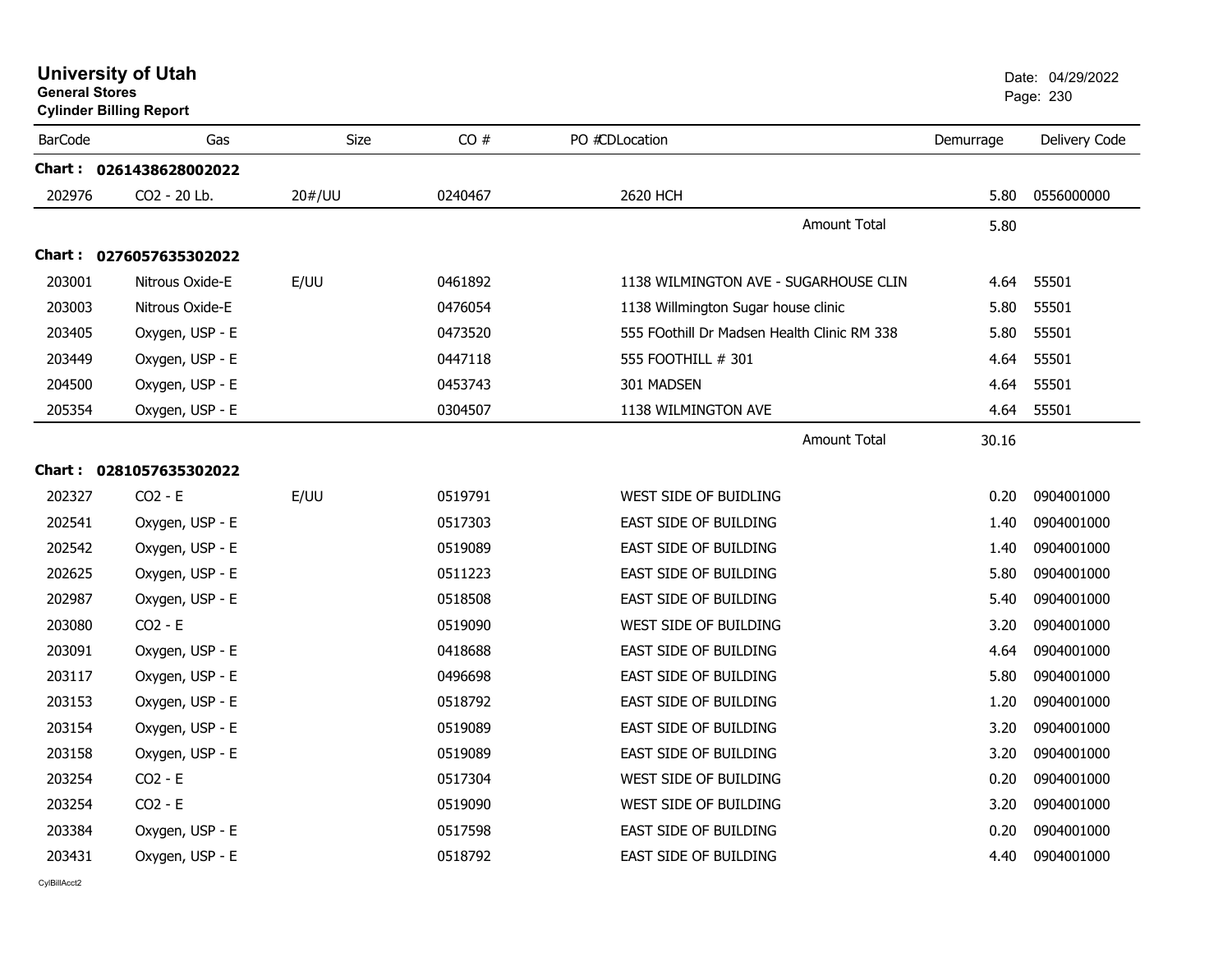# University of Utah

**General Stores**

**Cylinder Billing Report**

Date: 04/29/2022

| BarCode | Gas | Size | CO # | PO #CDLocation | Demurrage | Delivery Code |
|---|---|---|---|---|---|---|
| **Chart : 0261438628002022** | | | | | | |
| 202976 | CO2 - 20 Lb. | 20#/UU | 0240467 | 2620 HCH | 5.80 | 0556000000 |
| | | | | Amount Total | 5.80 | |
| **Chart : 0276057635302022** | | | | | | |
| 203001 | Nitrous Oxide-E | E/UU | 0461892 | 1138 WILMINGTON AVE - SUGARHOUSE CLIN | 4.64 | 55501 |
| 203003 | Nitrous Oxide-E | | 0476054 | 1138 Willmington Sugar house clinic | 5.80 | 55501 |
| 203405 | Oxygen, USP - E | | 0473520 | 555 FOothill Dr Madsen Health Clinic RM 338 | 5.80 | 55501 |
| 203449 | Oxygen, USP - E | | 0447118 | 555 FOOTHILL # 301 | 4.64 | 55501 |
| 204500 | Oxygen, USP - E | | 0453743 | 301 MADSEN | 4.64 | 55501 |
| 205354 | Oxygen, USP - E | | 0304507 | 1138 WILMINGTON AVE | 4.64 | 55501 |
| | | | | Amount Total | 30.16 | |
| **Chart : 0281057635302022** | | | | | | |
| 202327 | CO2 - E | E/UU | 0519791 | WEST SIDE OF BUIDLING | 0.20 | 0904001000 |
| 202541 | Oxygen, USP - E | | 0517303 | EAST SIDE OF BUILDING | 1.40 | 0904001000 |
| 202542 | Oxygen, USP - E | | 0519089 | EAST SIDE OF BUILDING | 1.40 | 0904001000 |
| 202625 | Oxygen, USP - E | | 0511223 | EAST SIDE OF BUILDING | 5.80 | 0904001000 |
| 202987 | Oxygen, USP - E | | 0518508 | EAST SIDE OF BUILDING | 5.40 | 0904001000 |
| 203080 | CO2 - E | | 0519090 | WEST SIDE OF BUILDING | 3.20 | 0904001000 |
| 203091 | Oxygen, USP - E | | 0418688 | EAST SIDE OF BUILDING | 4.64 | 0904001000 |
| 203117 | Oxygen, USP - E | | 0496698 | EAST SIDE OF BUILDING | 5.80 | 0904001000 |
| 203153 | Oxygen, USP - E | | 0518792 | EAST SIDE OF BUILDING | 1.20 | 0904001000 |
| 203154 | Oxygen, USP - E | | 0519089 | EAST SIDE OF BUILDING | 3.20 | 0904001000 |
| 203158 | Oxygen, USP - E | | 0519089 | EAST SIDE OF BUILDING | 3.20 | 0904001000 |
| 203254 | CO2 - E | | 0517304 | WEST SIDE OF BUILDING | 0.20 | 0904001000 |
| 203254 | CO2 - E | | 0519090 | WEST SIDE OF BUILDING | 3.20 | 0904001000 |
| 203384 | Oxygen, USP - E | | 0517598 | EAST SIDE OF BUILDING | 0.20 | 0904001000 |
| 203431 | Oxygen, USP - E | | 0518792 | EAST SIDE OF BUILDING | 4.40 | 0904001000 |

CylBillAcct2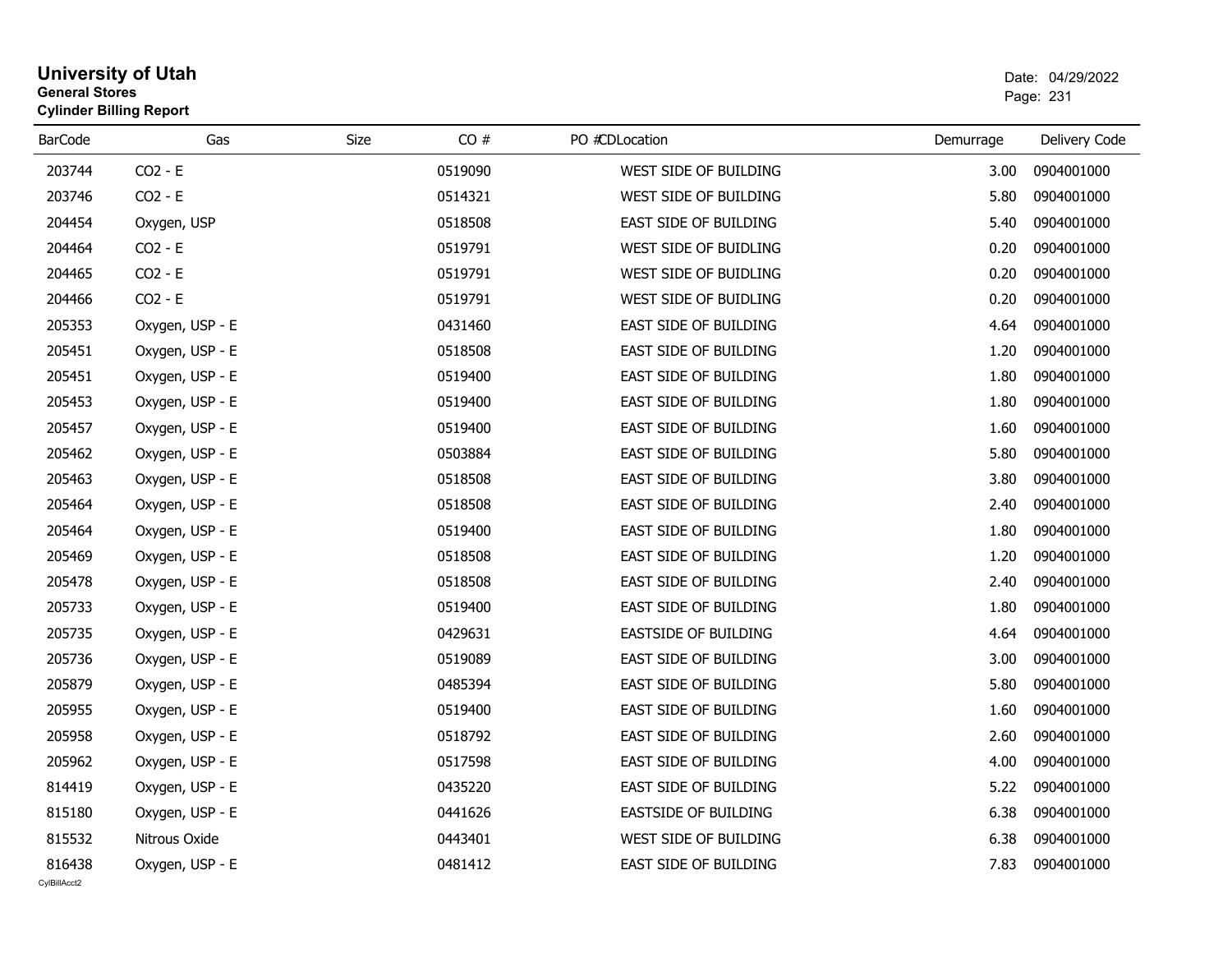# University of Utah

**General Stores**

**Cylinder Billing Report**

Date: 04/29/2022

| BarCode | Gas | Size | CO # | PO # | CD | Location | Demurrage | Delivery Code |
|---|---|---|---|---|---|---|---|---|
| 203744 | CO2 - E | | 0519090 | | | WEST SIDE OF BUILDING | 3.00 | 0904001000 |
| 203746 | CO2 - E | | 0514321 | | | WEST SIDE OF BUILDING | 5.80 | 0904001000 |
| 204454 | Oxygen, USP | | 0518508 | | | EAST SIDE OF BUILDING | 5.40 | 0904001000 |
| 204464 | CO2 - E | | 0519791 | | | WEST SIDE OF BUIDLING | 0.20 | 0904001000 |
| 204465 | CO2 - E | | 0519791 | | | WEST SIDE OF BUIDLING | 0.20 | 0904001000 |
| 204466 | CO2 - E | | 0519791 | | | WEST SIDE OF BUIDLING | 0.20 | 0904001000 |
| 205353 | Oxygen, USP - E | | 0431460 | | | EAST SIDE OF BUILDING | 4.64 | 0904001000 |
| 205451 | Oxygen, USP - E | | 0518508 | | | EAST SIDE OF BUILDING | 1.20 | 0904001000 |
| 205451 | Oxygen, USP - E | | 0519400 | | | EAST SIDE OF BUILDING | 1.80 | 0904001000 |
| 205453 | Oxygen, USP - E | | 0519400 | | | EAST SIDE OF BUILDING | 1.80 | 0904001000 |
| 205457 | Oxygen, USP - E | | 0519400 | | | EAST SIDE OF BUILDING | 1.60 | 0904001000 |
| 205462 | Oxygen, USP - E | | 0503884 | | | EAST SIDE OF BUILDING | 5.80 | 0904001000 |
| 205463 | Oxygen, USP - E | | 0518508 | | | EAST SIDE OF BUILDING | 3.80 | 0904001000 |
| 205464 | Oxygen, USP - E | | 0518508 | | | EAST SIDE OF BUILDING | 2.40 | 0904001000 |
| 205464 | Oxygen, USP - E | | 0519400 | | | EAST SIDE OF BUILDING | 1.80 | 0904001000 |
| 205469 | Oxygen, USP - E | | 0518508 | | | EAST SIDE OF BUILDING | 1.20 | 0904001000 |
| 205478 | Oxygen, USP - E | | 0518508 | | | EAST SIDE OF BUILDING | 2.40 | 0904001000 |
| 205733 | Oxygen, USP - E | | 0519400 | | | EAST SIDE OF BUILDING | 1.80 | 0904001000 |
| 205735 | Oxygen, USP - E | | 0429631 | | | EASTSIDE OF BUILDING | 4.64 | 0904001000 |
| 205736 | Oxygen, USP - E | | 0519089 | | | EAST SIDE OF BUILDING | 3.00 | 0904001000 |
| 205879 | Oxygen, USP - E | | 0485394 | | | EAST SIDE OF BUILDING | 5.80 | 0904001000 |
| 205955 | Oxygen, USP - E | | 0519400 | | | EAST SIDE OF BUILDING | 1.60 | 0904001000 |
| 205958 | Oxygen, USP - E | | 0518792 | | | EAST SIDE OF BUILDING | 2.60 | 0904001000 |
| 205962 | Oxygen, USP - E | | 0517598 | | | EAST SIDE OF BUILDING | 4.00 | 0904001000 |
| 814419 | Oxygen, USP - E | | 0435220 | | | EAST SIDE OF BUILDING | 5.22 | 0904001000 |
| 815180 | Oxygen, USP - E | | 0441626 | | | EASTSIDE OF BUILDING | 6.38 | 0904001000 |
| 815532 | Nitrous Oxide | | 0443401 | | | WEST SIDE OF BUILDING | 6.38 | 0904001000 |
| 816438 | Oxygen, USP - E | | 0481412 | | | EAST SIDE OF BUILDING | 7.83 | 0904001000 |

CylBillAcct2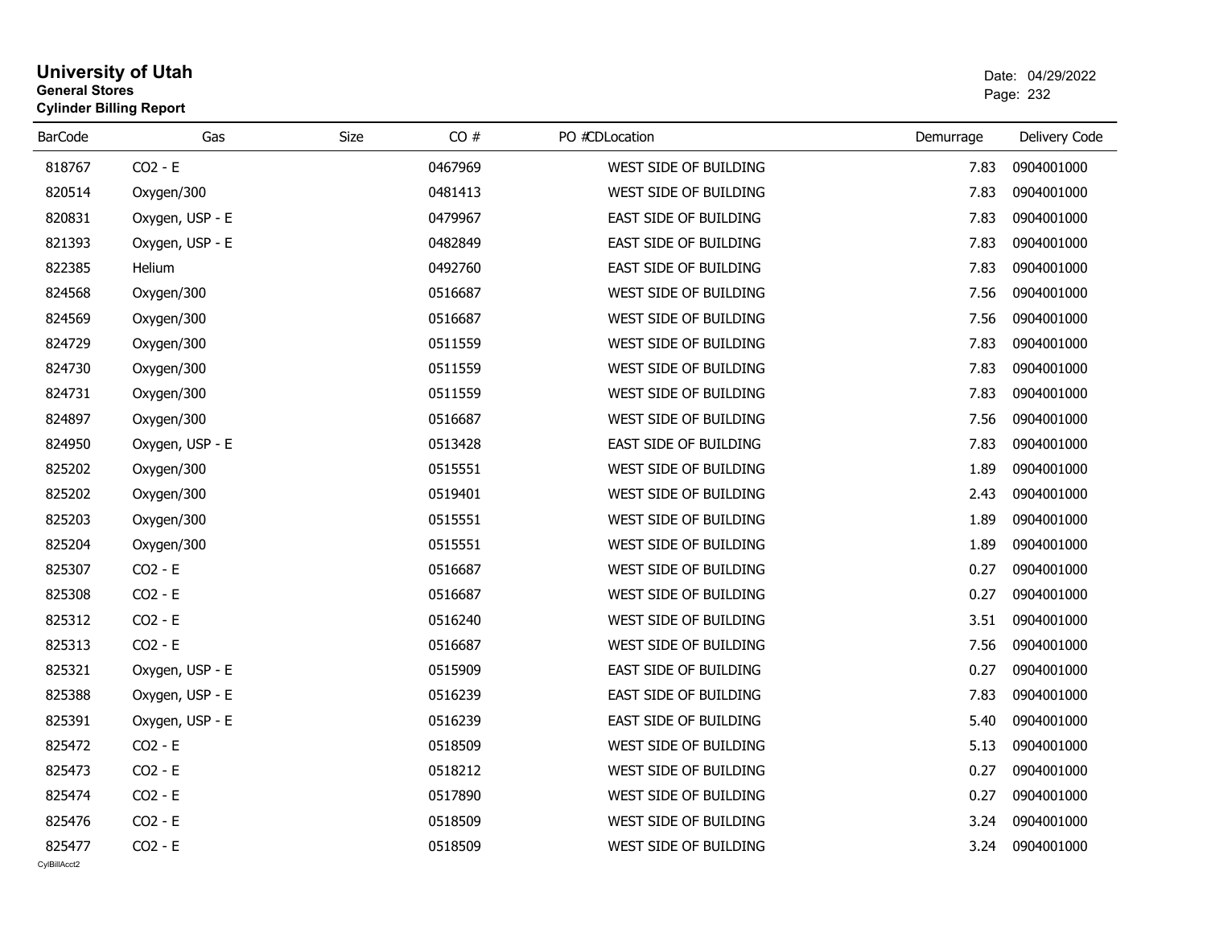# University of Utah
**General Stores**
**Cylinder Billing Report**

Date: 04/29/2022

| BarCode | Gas | Size | CO # | PO # | CDLocation | Demurrage | Delivery Code |
|---|---|---|---|---|---|---|---|
| 818767 | CO2 - E | | 0467969 | | WEST SIDE OF BUILDING | 7.83 | 0904001000 |
| 820514 | Oxygen/300 | | 0481413 | | WEST SIDE OF BUILDING | 7.83 | 0904001000 |
| 820831 | Oxygen, USP - E | | 0479967 | | EAST SIDE OF BUILDING | 7.83 | 0904001000 |
| 821393 | Oxygen, USP - E | | 0482849 | | EAST SIDE OF BUILDING | 7.83 | 0904001000 |
| 822385 | Helium | | 0492760 | | EAST SIDE OF BUILDING | 7.83 | 0904001000 |
| 824568 | Oxygen/300 | | 0516687 | | WEST SIDE OF BUILDING | 7.56 | 0904001000 |
| 824569 | Oxygen/300 | | 0516687 | | WEST SIDE OF BUILDING | 7.56 | 0904001000 |
| 824729 | Oxygen/300 | | 0511559 | | WEST SIDE OF BUILDING | 7.83 | 0904001000 |
| 824730 | Oxygen/300 | | 0511559 | | WEST SIDE OF BUILDING | 7.83 | 0904001000 |
| 824731 | Oxygen/300 | | 0511559 | | WEST SIDE OF BUILDING | 7.83 | 0904001000 |
| 824897 | Oxygen/300 | | 0516687 | | WEST SIDE OF BUILDING | 7.56 | 0904001000 |
| 824950 | Oxygen, USP - E | | 0513428 | | EAST SIDE OF BUILDING | 7.83 | 0904001000 |
| 825202 | Oxygen/300 | | 0515551 | | WEST SIDE OF BUILDING | 1.89 | 0904001000 |
| 825202 | Oxygen/300 | | 0519401 | | WEST SIDE OF BUILDING | 2.43 | 0904001000 |
| 825203 | Oxygen/300 | | 0515551 | | WEST SIDE OF BUILDING | 1.89 | 0904001000 |
| 825204 | Oxygen/300 | | 0515551 | | WEST SIDE OF BUILDING | 1.89 | 0904001000 |
| 825307 | CO2 - E | | 0516687 | | WEST SIDE OF BUILDING | 0.27 | 0904001000 |
| 825308 | CO2 - E | | 0516687 | | WEST SIDE OF BUILDING | 0.27 | 0904001000 |
| 825312 | CO2 - E | | 0516240 | | WEST SIDE OF BUILDING | 3.51 | 0904001000 |
| 825313 | CO2 - E | | 0516687 | | WEST SIDE OF BUILDING | 7.56 | 0904001000 |
| 825321 | Oxygen, USP - E | | 0515909 | | EAST SIDE OF BUILDING | 0.27 | 0904001000 |
| 825388 | Oxygen, USP - E | | 0516239 | | EAST SIDE OF BUILDING | 7.83 | 0904001000 |
| 825391 | Oxygen, USP - E | | 0516239 | | EAST SIDE OF BUILDING | 5.40 | 0904001000 |
| 825472 | CO2 - E | | 0518509 | | WEST SIDE OF BUILDING | 5.13 | 0904001000 |
| 825473 | CO2 - E | | 0518212 | | WEST SIDE OF BUILDING | 0.27 | 0904001000 |
| 825474 | CO2 - E | | 0517890 | | WEST SIDE OF BUILDING | 0.27 | 0904001000 |
| 825476 | CO2 - E | | 0518509 | | WEST SIDE OF BUILDING | 3.24 | 0904001000 |
| 825477 | CO2 - E | | 0518509 | | WEST SIDE OF BUILDING | 3.24 | 0904001000 |

CylBillAcct2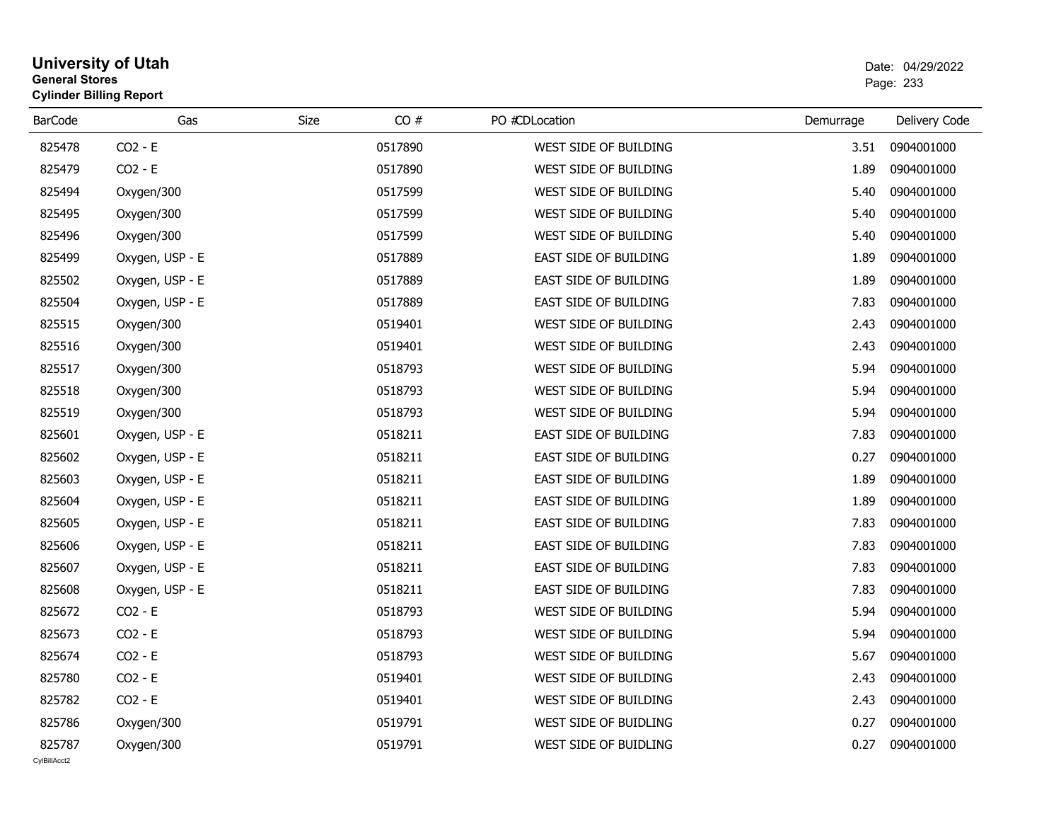# University of Utah
**General Stores**
**Cylinder Billing Report**

Date: 04/29/2022

| BarCode | Gas | Size | CO # | PO # | CDLocation | Demurrage | Delivery Code |
|---|---|---|---|---|---|---|---|
| 825478 | $CO_2$ - E | | 0517890 | | WEST SIDE OF BUILDING | 3.51 | 0904001000 |
| 825479 | $CO_2$ - E | | 0517890 | | WEST SIDE OF BUILDING | 1.89 | 0904001000 |
| 825494 | Oxygen/300 | | 0517599 | | WEST SIDE OF BUILDING | 5.40 | 0904001000 |
| 825495 | Oxygen/300 | | 0517599 | | WEST SIDE OF BUILDING | 5.40 | 0904001000 |
| 825496 | Oxygen/300 | | 0517599 | | WEST SIDE OF BUILDING | 5.40 | 0904001000 |
| 825499 | Oxygen, USP - E | | 0517889 | | EAST SIDE OF BUILDING | 1.89 | 0904001000 |
| 825502 | Oxygen, USP - E | | 0517889 | | EAST SIDE OF BUILDING | 1.89 | 0904001000 |
| 825504 | Oxygen, USP - E | | 0517889 | | EAST SIDE OF BUILDING | 7.83 | 0904001000 |
| 825515 | Oxygen/300 | | 0519401 | | WEST SIDE OF BUILDING | 2.43 | 0904001000 |
| 825516 | Oxygen/300 | | 0519401 | | WEST SIDE OF BUILDING | 2.43 | 0904001000 |
| 825517 | Oxygen/300 | | 0518793 | | WEST SIDE OF BUILDING | 5.94 | 0904001000 |
| 825518 | Oxygen/300 | | 0518793 | | WEST SIDE OF BUILDING | 5.94 | 0904001000 |
| 825519 | Oxygen/300 | | 0518793 | | WEST SIDE OF BUILDING | 5.94 | 0904001000 |
| 825601 | Oxygen, USP - E | | 0518211 | | EAST SIDE OF BUILDING | 7.83 | 0904001000 |
| 825602 | Oxygen, USP - E | | 0518211 | | EAST SIDE OF BUILDING | 0.27 | 0904001000 |
| 825603 | Oxygen, USP - E | | 0518211 | | EAST SIDE OF BUILDING | 1.89 | 0904001000 |
| 825604 | Oxygen, USP - E | | 0518211 | | EAST SIDE OF BUILDING | 1.89 | 0904001000 |
| 825605 | Oxygen, USP - E | | 0518211 | | EAST SIDE OF BUILDING | 7.83 | 0904001000 |
| 825606 | Oxygen, USP - E | | 0518211 | | EAST SIDE OF BUILDING | 7.83 | 0904001000 |
| 825607 | Oxygen, USP - E | | 0518211 | | EAST SIDE OF BUILDING | 7.83 | 0904001000 |
| 825608 | Oxygen, USP - E | | 0518211 | | EAST SIDE OF BUILDING | 7.83 | 0904001000 |
| 825672 | $CO_2$ - E | | 0518793 | | WEST SIDE OF BUILDING | 5.94 | 0904001000 |
| 825673 | $CO_2$ - E | | 0518793 | | WEST SIDE OF BUILDING | 5.94 | 0904001000 |
| 825674 | $CO_2$ - E | | 0518793 | | WEST SIDE OF BUILDING | 5.67 | 0904001000 |
| 825780 | $CO_2$ - E | | 0519401 | | WEST SIDE OF BUILDING | 2.43 | 0904001000 |
| 825782 | $CO_2$ - E | | 0519401 | | WEST SIDE OF BUILDING | 2.43 | 0904001000 |
| 825786 | Oxygen/300 | | 0519791 | | WEST SIDE OF BUIDLING | 0.27 | 0904001000 |
| 825787 | Oxygen/300 | | 0519791 | | WEST SIDE OF BUIDLING | 0.27 | 0904001000 |

CylBillAcct2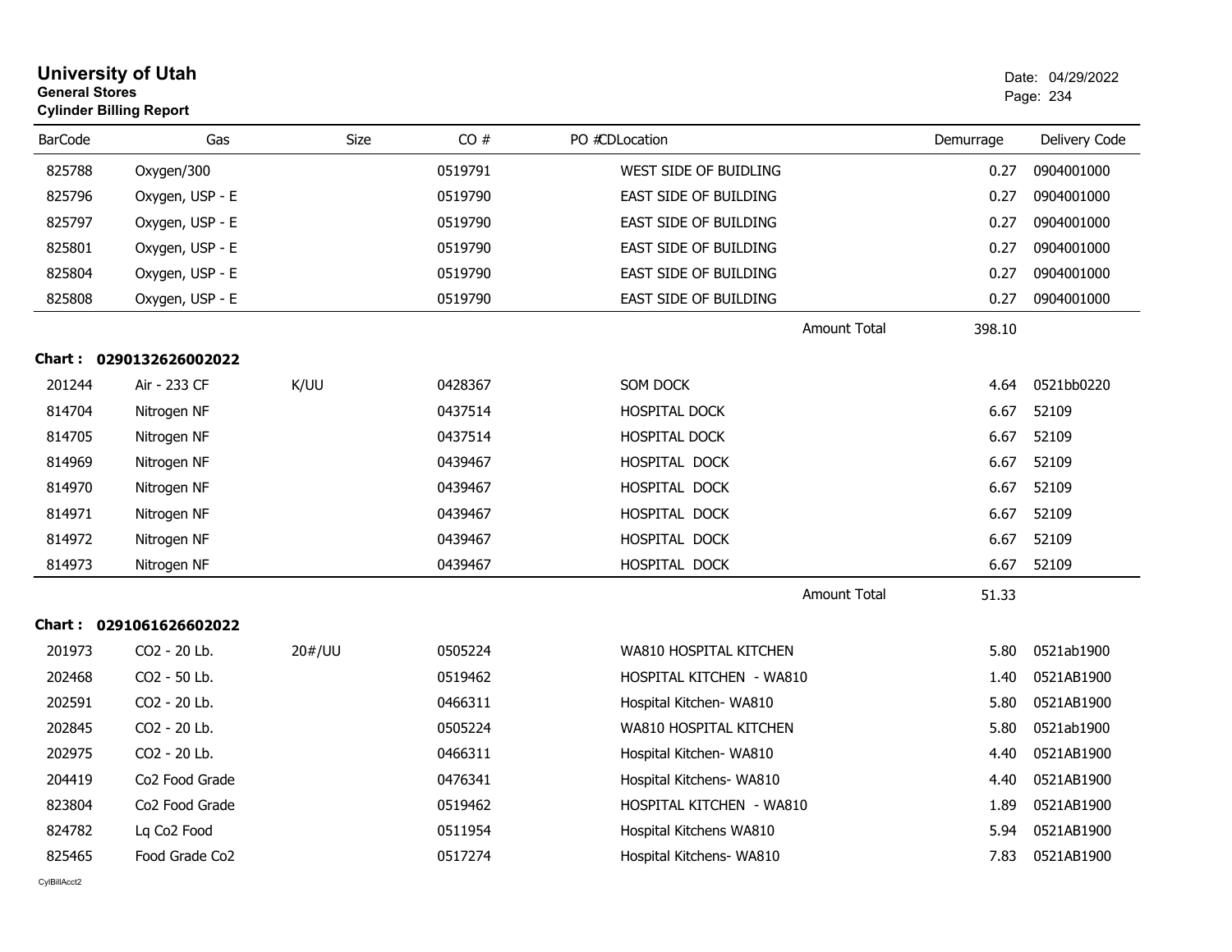# University of Utah
**General Stores**
**Cylinder Billing Report**

Date: 04/29/2022

| BarCode | Gas | Size | CO # | PO # | CDLocation | Demurrage | Delivery Code |
|---|---|---|---|---|---|---|---|
| 825788 | Oxygen/300 | | 0519791 | | WEST SIDE OF BUIDLING | 0.27 | 0904001000 |
| 825796 | Oxygen, USP - E | | 0519790 | | EAST SIDE OF BUILDING | 0.27 | 0904001000 |
| 825797 | Oxygen, USP - E | | 0519790 | | EAST SIDE OF BUILDING | 0.27 | 0904001000 |
| 825801 | Oxygen, USP - E | | 0519790 | | EAST SIDE OF BUILDING | 0.27 | 0904001000 |
| 825804 | Oxygen, USP - E | | 0519790 | | EAST SIDE OF BUILDING | 0.27 | 0904001000 |
| 825808 | Oxygen, USP - E | | 0519790 | | EAST SIDE OF BUILDING | 0.27 | 0904001000 |
| | | | | | Amount Total | 398.10 | |

**Chart : 0290132626002022**

| BarCode | Gas | Size | CO # | PO # | CDLocation | Demurrage | Delivery Code |
|---|---|---|---|---|---|---|---|
| 201244 | Air - 233 CF | K/UU | 0428367 | | SOM DOCK | 4.64 | 0521bb0220 |
| 814704 | Nitrogen NF | | 0437514 | | HOSPITAL DOCK | 6.67 | 52109 |
| 814705 | Nitrogen NF | | 0437514 | | HOSPITAL DOCK | 6.67 | 52109 |
| 814969 | Nitrogen NF | | 0439467 | | HOSPITAL DOCK | 6.67 | 52109 |
| 814970 | Nitrogen NF | | 0439467 | | HOSPITAL DOCK | 6.67 | 52109 |
| 814971 | Nitrogen NF | | 0439467 | | HOSPITAL DOCK | 6.67 | 52109 |
| 814972 | Nitrogen NF | | 0439467 | | HOSPITAL DOCK | 6.67 | 52109 |
| 814973 | Nitrogen NF | | 0439467 | | HOSPITAL DOCK | 6.67 | 52109 |
| | | | | | Amount Total | 51.33 | |

**Chart : 0291061626602022**

| BarCode | Gas | Size | CO # | PO # | CDLocation | Demurrage | Delivery Code |
|---|---|---|---|---|---|---|---|
| 201973 | CO2 - 20 Lb. | 20#/UU | 0505224 | | WA810 HOSPITAL KITCHEN | 5.80 | 0521ab1900 |
| 202468 | CO2 - 50 Lb. | | 0519462 | | HOSPITAL KITCHEN - WA810 | 1.40 | 0521AB1900 |
| 202591 | CO2 - 20 Lb. | | 0466311 | | Hospital Kitchen- WA810 | 5.80 | 0521AB1900 |
| 202845 | CO2 - 20 Lb. | | 0505224 | | WA810 HOSPITAL KITCHEN | 5.80 | 0521ab1900 |
| 202975 | CO2 - 20 Lb. | | 0466311 | | Hospital Kitchen- WA810 | 4.40 | 0521AB1900 |
| 204419 | Co2 Food Grade | | 0476341 | | Hospital Kitchens- WA810 | 4.40 | 0521AB1900 |
| 823804 | Co2 Food Grade | | 0519462 | | HOSPITAL KITCHEN - WA810 | 1.89 | 0521AB1900 |
| 824782 | Lq Co2 Food | | 0511954 | | Hospital Kitchens WA810 | 5.94 | 0521AB1900 |
| 825465 | Food Grade Co2 | | 0517274 | | Hospital Kitchens- WA810 | 7.83 | 0521AB1900 |

CylBillAcct2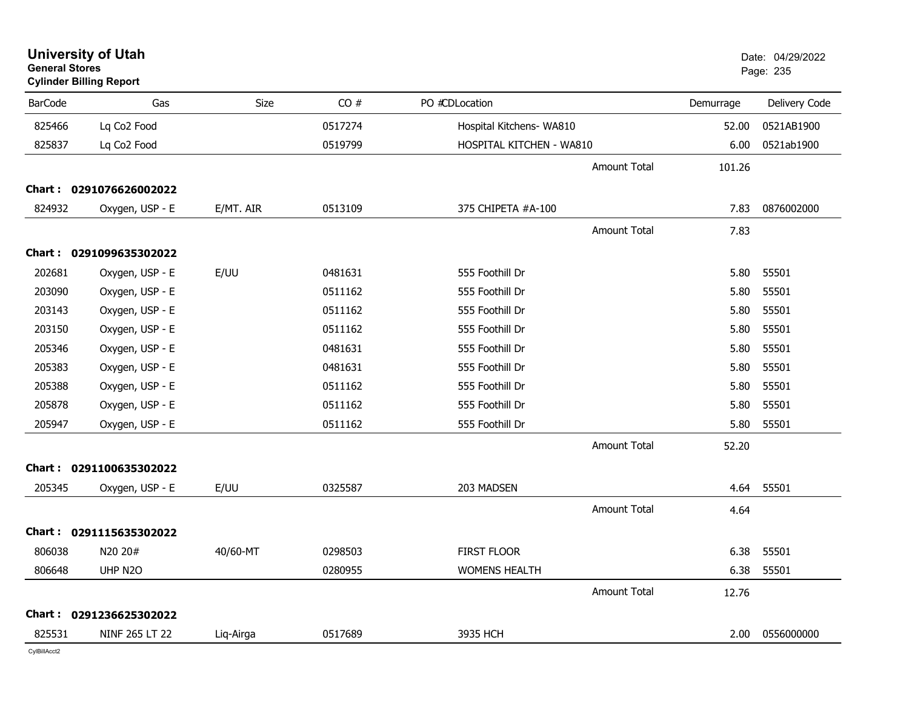# University of Utah

**General Stores**

**Cylinder Billing Report**

Date: 04/29/2022

| BarCode | Gas | Size | CO # | PO # | CD | Location | Demurrage | Delivery Code |
|---|---|---|---|---|---|---|---|---|
| 825466 | Lq Co2 Food | | 0517274 | | | Hospital Kitchens- WA810 | 52.00 | 0521AB1900 |
| 825837 | Lq Co2 Food | | 0519799 | | | HOSPITAL KITCHEN - WA810 | 6.00 | 0521ab1900 |
| | | | | | | Amount Total | 101.26 | |
| **Chart :** | **0291076626002022** | | | | | | | |
| 824932 | Oxygen, USP - E | E/MT. AIR | 0513109 | | | 375 CHIPETA #A-100 | 7.83 | 0876002000 |
| | | | | | | Amount Total | 7.83 | |
| **Chart :** | **0291099635302022** | | | | | | | |
| 202681 | Oxygen, USP - E | E/UU | 0481631 | | | 555 Foothill Dr | 5.80 | 55501 |
| 203090 | Oxygen, USP - E | | 0511162 | | | 555 Foothill Dr | 5.80 | 55501 |
| 203143 | Oxygen, USP - E | | 0511162 | | | 555 Foothill Dr | 5.80 | 55501 |
| 203150 | Oxygen, USP - E | | 0511162 | | | 555 Foothill Dr | 5.80 | 55501 |
| 205346 | Oxygen, USP - E | | 0481631 | | | 555 Foothill Dr | 5.80 | 55501 |
| 205383 | Oxygen, USP - E | | 0481631 | | | 555 Foothill Dr | 5.80 | 55501 |
| 205388 | Oxygen, USP - E | | 0511162 | | | 555 Foothill Dr | 5.80 | 55501 |
| 205878 | Oxygen, USP - E | | 0511162 | | | 555 Foothill Dr | 5.80 | 55501 |
| 205947 | Oxygen, USP - E | | 0511162 | | | 555 Foothill Dr | 5.80 | 55501 |
| | | | | | | Amount Total | 52.20 | |
| **Chart :** | **0291100635302022** | | | | | | | |
| 205345 | Oxygen, USP - E | E/UU | 0325587 | | | 203 MADSEN | 4.64 | 55501 |
| | | | | | | Amount Total | 4.64 | |
| **Chart :** | **0291115635302022** | | | | | | | |
| 806038 | N20 20# | 40/60-MT | 0298503 | | | FIRST FLOOR | 6.38 | 55501 |
| 806648 | UHP N2O | | 0280955 | | | WOMENS HEALTH | 6.38 | 55501 |
| | | | | | | Amount Total | 12.76 | |
| **Chart :** | **0291236625302022** | | | | | | | |
| 825531 | NINF 265 LT 22 | Liq-Airga | 0517689 | | | 3935 HCH | 2.00 | 0556000000 |

CylBillAcct2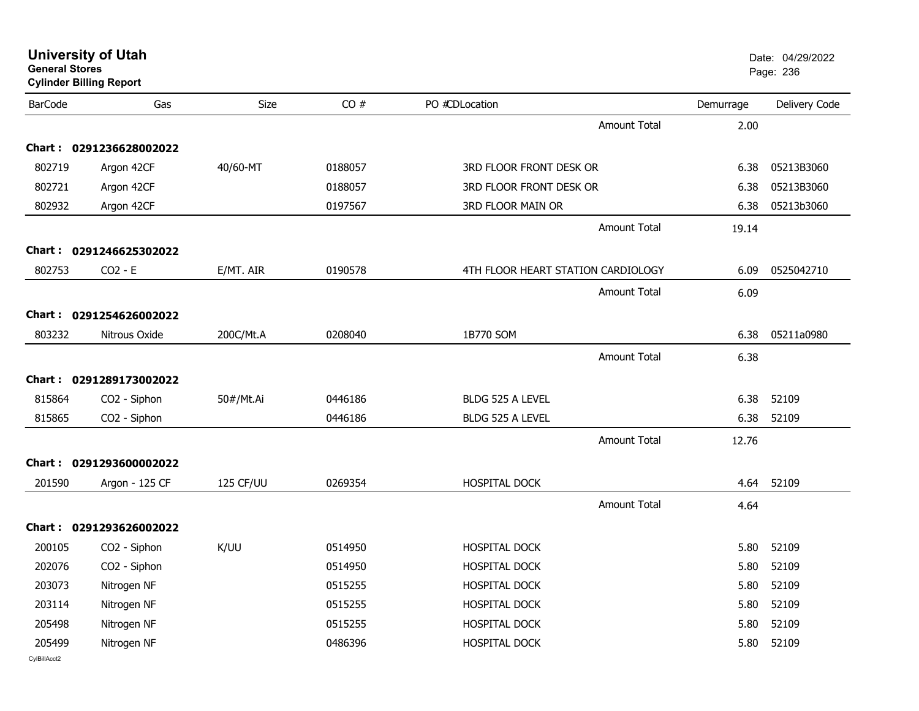# University of Utah
**General Stores**
**Cylinder Billing Report**

Date: 04/29/2022

| BarCode | Gas | Size | CO # | PO #CDLocation | Demurrage | Delivery Code |
|---|---|---|---|---|---|---|
| | | | | Amount Total | 2.00 | |
| **Chart : 0291236628002022** | | | | | | |
| 802719 | Argon 42CF | 40/60-MT | 0188057 | 3RD FLOOR FRONT DESK OR | 6.38 | 05213B3060 |
| 802721 | Argon 42CF | | 0188057 | 3RD FLOOR FRONT DESK OR | 6.38 | 05213B3060 |
| 802932 | Argon 42CF | | 0197567 | 3RD FLOOR MAIN OR | 6.38 | 05213b3060 |
| | | | | Amount Total | 19.14 | |
| **Chart : 0291246625302022** | | | | | | |
| 802753 | CO2 - E | E/MT. AIR | 0190578 | 4TH FLOOR HEART STATION CARDIOLOGY | 6.09 | 0525042710 |
| | | | | Amount Total | 6.09 | |
| **Chart : 0291254626002022** | | | | | | |
| 803232 | Nitrous Oxide | 200C/Mt.A | 0208040 | 1B770 SOM | 6.38 | 05211a0980 |
| | | | | Amount Total | 6.38 | |
| **Chart : 0291289173002022** | | | | | | |
| 815864 | CO2 - Siphon | 50#/Mt.Ai | 0446186 | BLDG 525 A LEVEL | 6.38 | 52109 |
| 815865 | CO2 - Siphon | | 0446186 | BLDG 525 A LEVEL | 6.38 | 52109 |
| | | | | Amount Total | 12.76 | |
| **Chart : 0291293600002022** | | | | | | |
| 201590 | Argon - 125 CF | 125 CF/UU | 0269354 | HOSPITAL DOCK | 4.64 | 52109 |
| | | | | Amount Total | 4.64 | |
| **Chart : 0291293626002022** | | | | | | |
| 200105 | CO2 - Siphon | K/UU | 0514950 | HOSPITAL DOCK | 5.80 | 52109 |
| 202076 | CO2 - Siphon | | 0514950 | HOSPITAL DOCK | 5.80 | 52109 |
| 203073 | Nitrogen NF | | 0515255 | HOSPITAL DOCK | 5.80 | 52109 |
| 203114 | Nitrogen NF | | 0515255 | HOSPITAL DOCK | 5.80 | 52109 |
| 205498 | Nitrogen NF | | 0515255 | HOSPITAL DOCK | 5.80 | 52109 |
| 205499 | Nitrogen NF | | 0486396 | HOSPITAL DOCK | 5.80 | 52109 |

CylBillAcct2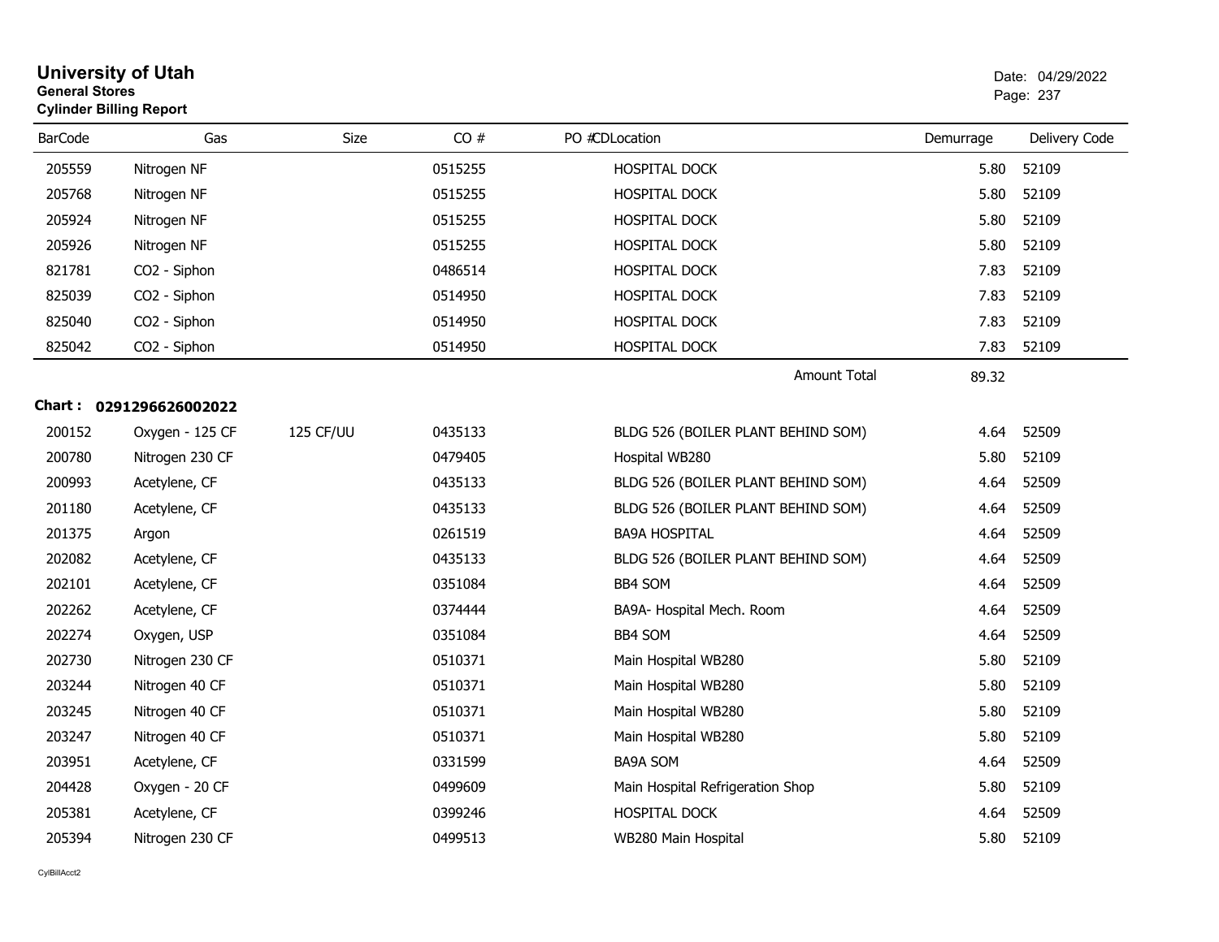# University of Utah

**General Stores**

**Cylinder Billing Report**

Date: 04/29/2022

| BarCode | Gas | Size | CO # | PO # | CDLocation | Demurrage | Delivery Code |
|---|---|---|---|---|---|---|---|
| 205559 | Nitrogen NF | | 0515255 | | HOSPITAL DOCK | 5.80 | 52109 |
| 205768 | Nitrogen NF | | 0515255 | | HOSPITAL DOCK | 5.80 | 52109 |
| 205924 | Nitrogen NF | | 0515255 | | HOSPITAL DOCK | 5.80 | 52109 |
| 205926 | Nitrogen NF | | 0515255 | | HOSPITAL DOCK | 5.80 | 52109 |
| 821781 | CO2 - Siphon | | 0486514 | | HOSPITAL DOCK | 7.83 | 52109 |
| 825039 | CO2 - Siphon | | 0514950 | | HOSPITAL DOCK | 7.83 | 52109 |
| 825040 | CO2 - Siphon | | 0514950 | | HOSPITAL DOCK | 7.83 | 52109 |
| 825042 | CO2 - Siphon | | 0514950 | | HOSPITAL DOCK | 7.83 | 52109 |
| | | | | | Amount Total | 89.32 | |

**Chart : 0291296626002022**

| BarCode | Gas | Size | CO # | PO # | CDLocation | Demurrage | Delivery Code |
|---|---|---|---|---|---|---|---|
| 200152 | Oxygen - 125 CF | 125 CF/UU | 0435133 | | BLDG 526 (BOILER PLANT BEHIND SOM) | 4.64 | 52509 |
| 200780 | Nitrogen 230 CF | | 0479405 | | Hospital WB280 | 5.80 | 52109 |
| 200993 | Acetylene, CF | | 0435133 | | BLDG 526 (BOILER PLANT BEHIND SOM) | 4.64 | 52509 |
| 201180 | Acetylene, CF | | 0435133 | | BLDG 526 (BOILER PLANT BEHIND SOM) | 4.64 | 52509 |
| 201375 | Argon | | 0261519 | | BA9A HOSPITAL | 4.64 | 52509 |
| 202082 | Acetylene, CF | | 0435133 | | BLDG 526 (BOILER PLANT BEHIND SOM) | 4.64 | 52509 |
| 202101 | Acetylene, CF | | 0351084 | | BB4 SOM | 4.64 | 52509 |
| 202262 | Acetylene, CF | | 0374444 | | BA9A- Hospital Mech. Room | 4.64 | 52509 |
| 202274 | Oxygen, USP | | 0351084 | | BB4 SOM | 4.64 | 52509 |
| 202730 | Nitrogen 230 CF | | 0510371 | | Main Hospital WB280 | 5.80 | 52109 |
| 203244 | Nitrogen 40 CF | | 0510371 | | Main Hospital WB280 | 5.80 | 52109 |
| 203245 | Nitrogen 40 CF | | 0510371 | | Main Hospital WB280 | 5.80 | 52109 |
| 203247 | Nitrogen 40 CF | | 0510371 | | Main Hospital WB280 | 5.80 | 52109 |
| 203951 | Acetylene, CF | | 0331599 | | BA9A SOM | 4.64 | 52509 |
| 204428 | Oxygen - 20 CF | | 0499609 | | Main Hospital Refrigeration Shop | 5.80 | 52109 |
| 205381 | Acetylene, CF | | 0399246 | | HOSPITAL DOCK | 4.64 | 52509 |
| 205394 | Nitrogen 230 CF | | 0499513 | | WB280 Main Hospital | 5.80 | 52109 |

CylBillAcct2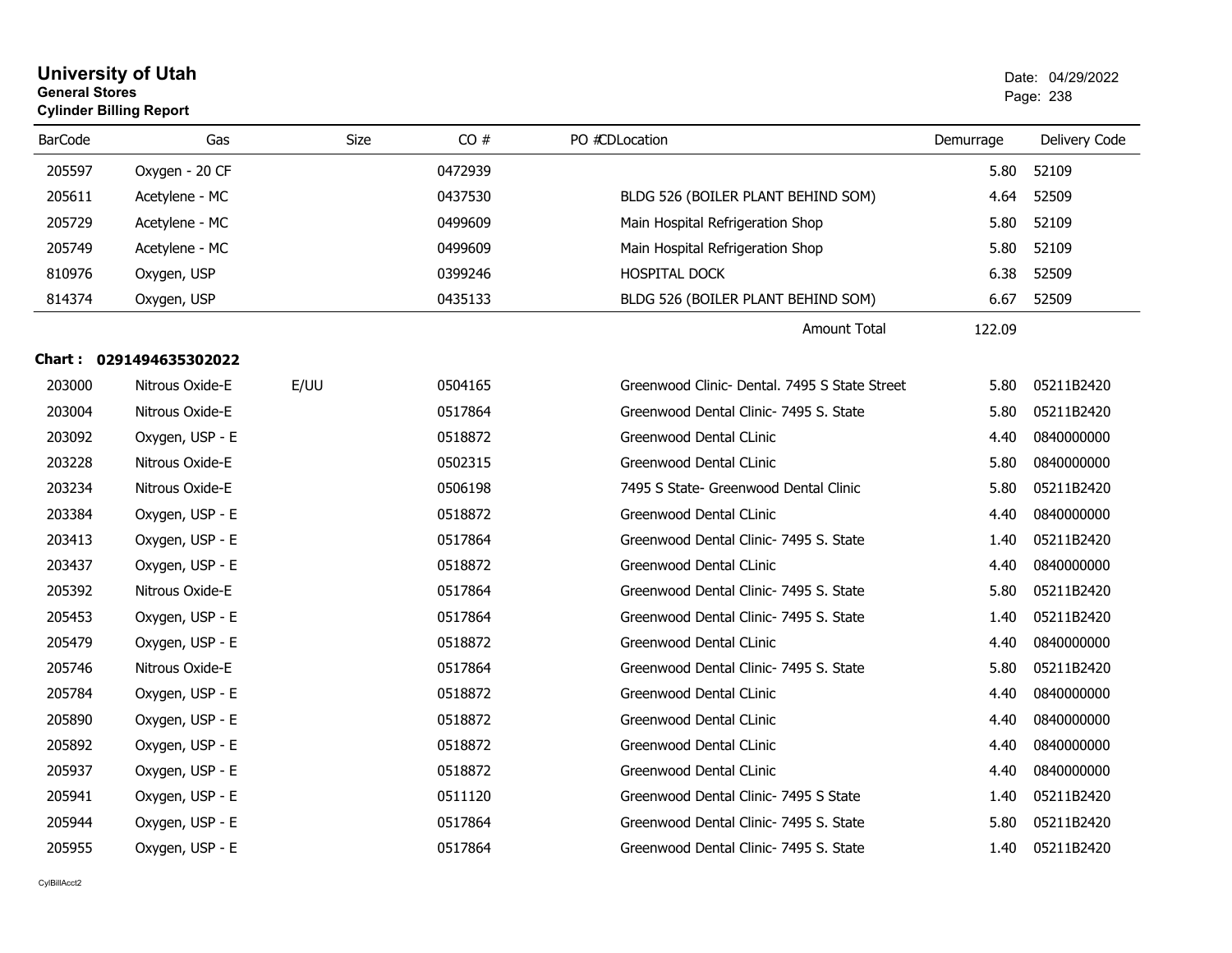# University of Utah

**General Stores**

**Cylinder Billing Report**

Date: 04/29/2022

| BarCode | Gas | Size | CO # | PO # | CDLocation | Demurrage | Delivery Code |
|---|---|---|---|---|---|---|---|
| 205597 | Oxygen - 20 CF | | 0472939 | | | 5.80 | 52109 |
| 205611 | Acetylene - MC | | 0437530 | | BLDG 526 (BOILER PLANT BEHIND SOM) | 4.64 | 52509 |
| 205729 | Acetylene - MC | | 0499609 | | Main Hospital Refrigeration Shop | 5.80 | 52109 |
| 205749 | Acetylene - MC | | 0499609 | | Main Hospital Refrigeration Shop | 5.80 | 52109 |
| 810976 | Oxygen, USP | | 0399246 | | HOSPITAL DOCK | 6.38 | 52509 |
| 814374 | Oxygen, USP | | 0435133 | | BLDG 526 (BOILER PLANT BEHIND SOM) | 6.67 | 52509 |
| | | | | | Amount Total | 122.09 | |

**Chart : 0291494635302022**

| BarCode | Gas | Size | CO # | PO # | CDLocation | Demurrage | Delivery Code |
|---|---|---|---|---|---|---|---|
| 203000 | Nitrous Oxide-E | E/UU | 0504165 | | Greenwood Clinic- Dental. 7495 S State Street | 5.80 | 05211B2420 |
| 203004 | Nitrous Oxide-E | | 0517864 | | Greenwood Dental Clinic- 7495 S. State | 5.80 | 05211B2420 |
| 203092 | Oxygen, USP - E | | 0518872 | | Greenwood Dental CLinic | 4.40 | 0840000000 |
| 203228 | Nitrous Oxide-E | | 0502315 | | Greenwood Dental CLinic | 5.80 | 0840000000 |
| 203234 | Nitrous Oxide-E | | 0506198 | | 7495 S State- Greenwood Dental Clinic | 5.80 | 05211B2420 |
| 203384 | Oxygen, USP - E | | 0518872 | | Greenwood Dental CLinic | 4.40 | 0840000000 |
| 203413 | Oxygen, USP - E | | 0517864 | | Greenwood Dental Clinic- 7495 S. State | 1.40 | 05211B2420 |
| 203437 | Oxygen, USP - E | | 0518872 | | Greenwood Dental CLinic | 4.40 | 0840000000 |
| 205392 | Nitrous Oxide-E | | 0517864 | | Greenwood Dental Clinic- 7495 S. State | 5.80 | 05211B2420 |
| 205453 | Oxygen, USP - E | | 0517864 | | Greenwood Dental Clinic- 7495 S. State | 1.40 | 05211B2420 |
| 205479 | Oxygen, USP - E | | 0518872 | | Greenwood Dental CLinic | 4.40 | 0840000000 |
| 205746 | Nitrous Oxide-E | | 0517864 | | Greenwood Dental Clinic- 7495 S. State | 5.80 | 05211B2420 |
| 205784 | Oxygen, USP - E | | 0518872 | | Greenwood Dental CLinic | 4.40 | 0840000000 |
| 205890 | Oxygen, USP - E | | 0518872 | | Greenwood Dental CLinic | 4.40 | 0840000000 |
| 205892 | Oxygen, USP - E | | 0518872 | | Greenwood Dental CLinic | 4.40 | 0840000000 |
| 205937 | Oxygen, USP - E | | 0518872 | | Greenwood Dental CLinic | 4.40 | 0840000000 |
| 205941 | Oxygen, USP - E | | 0511120 | | Greenwood Dental Clinic- 7495 S State | 1.40 | 05211B2420 |
| 205944 | Oxygen, USP - E | | 0517864 | | Greenwood Dental Clinic- 7495 S. State | 5.80 | 05211B2420 |
| 205955 | Oxygen, USP - E | | 0517864 | | Greenwood Dental Clinic- 7495 S. State | 1.40 | 05211B2420 |

CylBillAcct2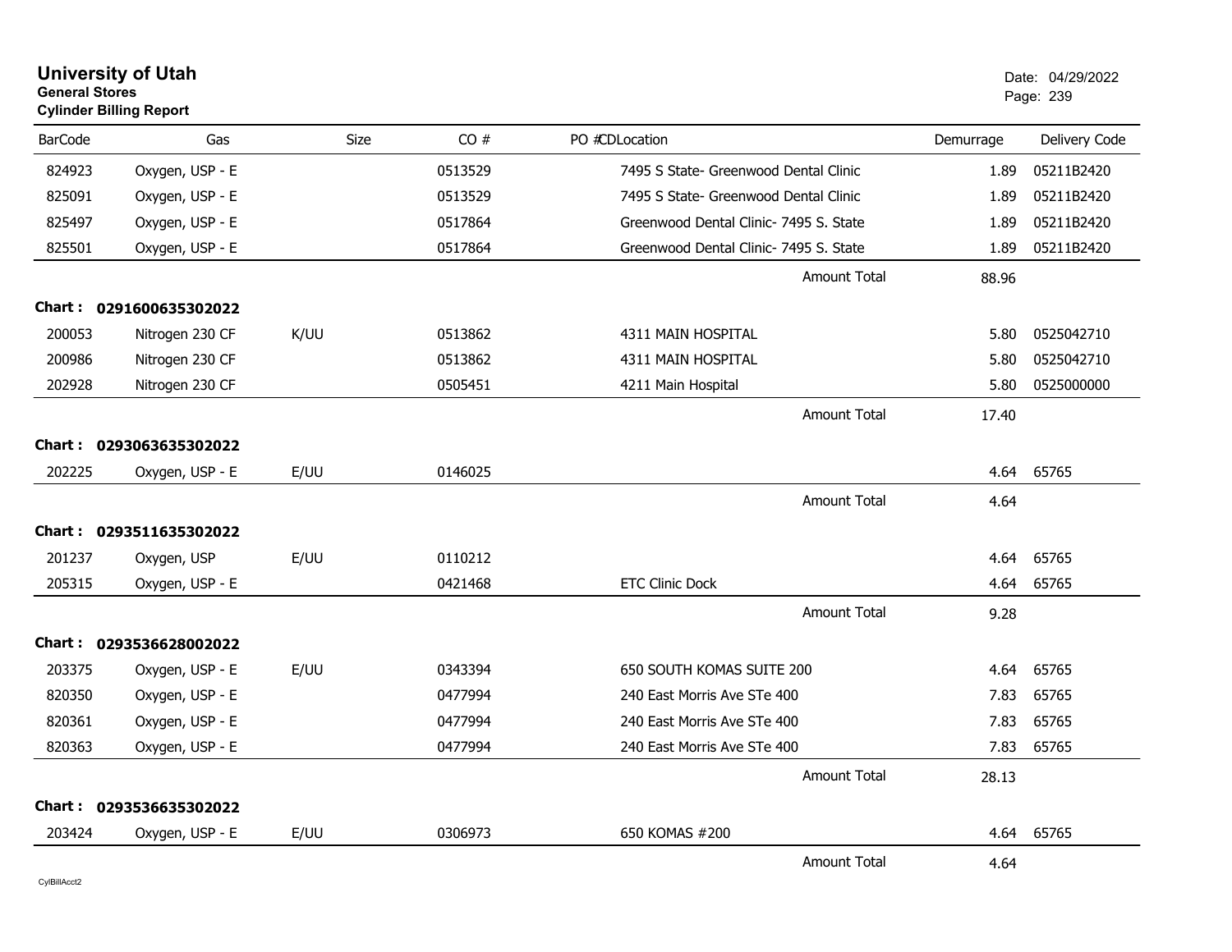# University of Utah
**General Stores**
**Cylinder Billing Report**

Date: 04/29/2022

| BarCode | Gas | Size | CO # | PO # | CD | Location | Demurrage | Delivery Code |
|---|---|---|---|---|---|---|---|---|
| 824923 | Oxygen, USP - E | | 0513529 | | | 7495 S State- Greenwood Dental Clinic | 1.89 | 05211B2420 |
| 825091 | Oxygen, USP - E | | 0513529 | | | 7495 S State- Greenwood Dental Clinic | 1.89 | 05211B2420 |
| 825497 | Oxygen, USP - E | | 0517864 | | | Greenwood Dental Clinic- 7495 S. State | 1.89 | 05211B2420 |
| 825501 | Oxygen, USP - E | | 0517864 | | | Greenwood Dental Clinic- 7495 S. State | 1.89 | 05211B2420 |
| | | | | | | Amount Total | 88.96 | |
| **Chart :** | **0291600635302022** | | | | | | | |
| 200053 | Nitrogen 230 CF | K/UU | 0513862 | | | 4311 MAIN HOSPITAL | 5.80 | 0525042710 |
| 200986 | Nitrogen 230 CF | | 0513862 | | | 4311 MAIN HOSPITAL | 5.80 | 0525042710 |
| 202928 | Nitrogen 230 CF | | 0505451 | | | 4211 Main Hospital | 5.80 | 0525000000 |
| | | | | | | Amount Total | 17.40 | |
| **Chart :** | **0293063635302022** | | | | | | | |
| 202225 | Oxygen, USP - E | E/UU | 0146025 | | | | 4.64 | 65765 |
| | | | | | | Amount Total | 4.64 | |
| **Chart :** | **0293511635302022** | | | | | | | |
| 201237 | Oxygen, USP | E/UU | 0110212 | | | | 4.64 | 65765 |
| 205315 | Oxygen, USP - E | | 0421468 | | | ETC Clinic Dock | 4.64 | 65765 |
| | | | | | | Amount Total | 9.28 | |
| **Chart :** | **0293536628002022** | | | | | | | |
| 203375 | Oxygen, USP - E | E/UU | 0343394 | | | 650 SOUTH KOMAS SUITE 200 | 4.64 | 65765 |
| 820350 | Oxygen, USP - E | | 0477994 | | | 240 East Morris Ave STe 400 | 7.83 | 65765 |
| 820361 | Oxygen, USP - E | | 0477994 | | | 240 East Morris Ave STe 400 | 7.83 | 65765 |
| 820363 | Oxygen, USP - E | | 0477994 | | | 240 East Morris Ave STe 400 | 7.83 | 65765 |
| | | | | | | Amount Total | 28.13 | |
| **Chart :** | **0293536635302022** | | | | | | | |
| 203424 | Oxygen, USP - E | E/UU | 0306973 | | | 650 KOMAS #200 | 4.64 | 65765 |
| | | | | | | Amount Total | 4.64 | |

CylBillAcct2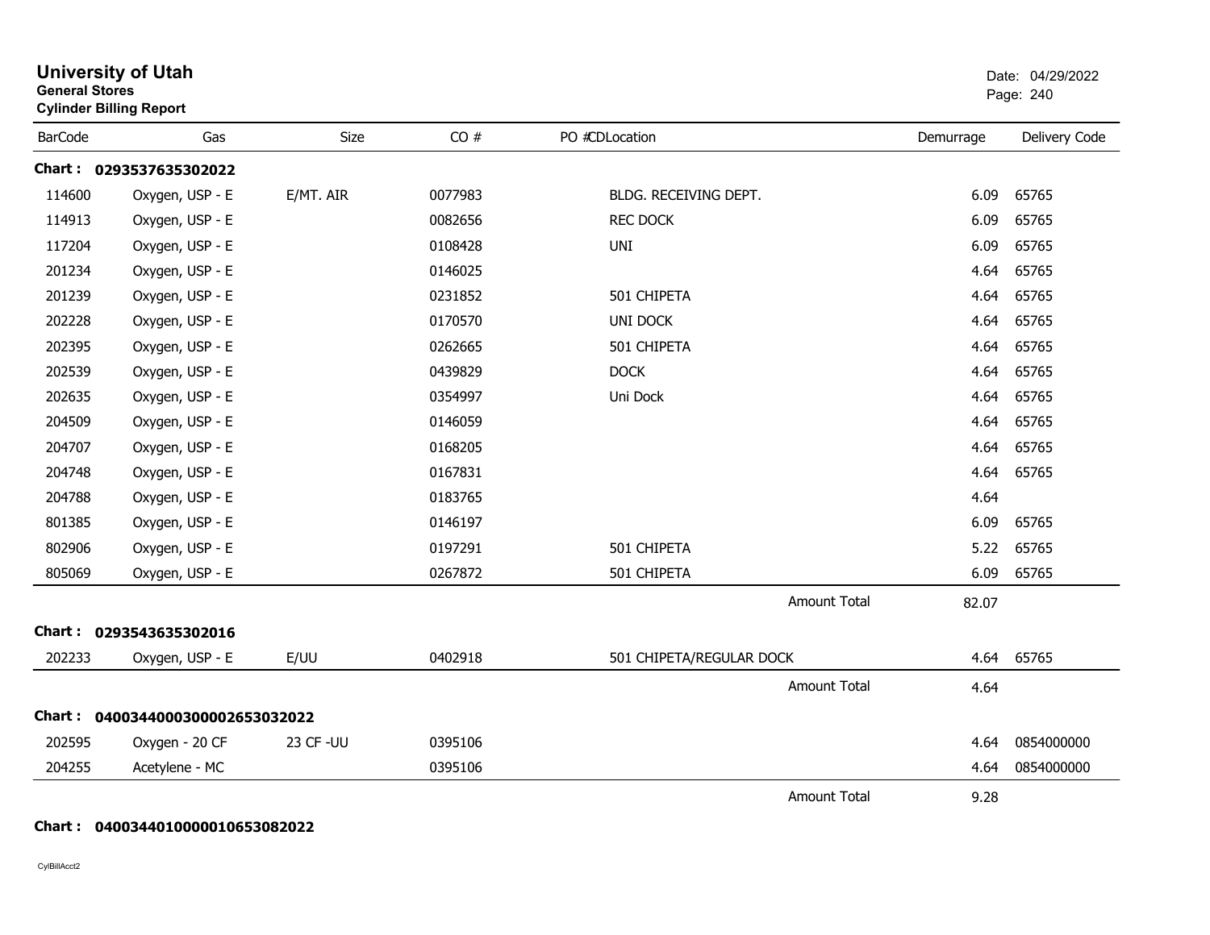# University of Utah
**General Stores**
**Cylinder Billing Report**

Date: 04/29/2022

| BarCode | Gas | Size | CO # | PO #CDLocation | Demurrage | Delivery Code |
|---|---|---|---|---|---|---|
| **Chart : 0293537635302022** | | | | | | |
| 114600 | Oxygen, USP - E | E/MT. AIR | 0077983 | BLDG. RECEIVING DEPT. | 6.09 | 65765 |
| 114913 | Oxygen, USP - E | | 0082656 | REC DOCK | 6.09 | 65765 |
| 117204 | Oxygen, USP - E | | 0108428 | UNI | 6.09 | 65765 |
| 201234 | Oxygen, USP - E | | 0146025 | | 4.64 | 65765 |
| 201239 | Oxygen, USP - E | | 0231852 | 501 CHIPETA | 4.64 | 65765 |
| 202228 | Oxygen, USP - E | | 0170570 | UNI DOCK | 4.64 | 65765 |
| 202395 | Oxygen, USP - E | | 0262665 | 501 CHIPETA | 4.64 | 65765 |
| 202539 | Oxygen, USP - E | | 0439829 | DOCK | 4.64 | 65765 |
| 202635 | Oxygen, USP - E | | 0354997 | Uni Dock | 4.64 | 65765 |
| 204509 | Oxygen, USP - E | | 0146059 | | 4.64 | 65765 |
| 204707 | Oxygen, USP - E | | 0168205 | | 4.64 | 65765 |
| 204748 | Oxygen, USP - E | | 0167831 | | 4.64 | 65765 |
| 204788 | Oxygen, USP - E | | 0183765 | | 4.64 | |
| 801385 | Oxygen, USP - E | | 0146197 | | 6.09 | 65765 |
| 802906 | Oxygen, USP - E | | 0197291 | 501 CHIPETA | 5.22 | 65765 |
| 805069 | Oxygen, USP - E | | 0267872 | 501 CHIPETA | 6.09 | 65765 |
| | | | | Amount Total | 82.07 | |
| **Chart : 0293543635302016** | | | | | | |
| 202233 | Oxygen, USP - E | E/UU | 0402918 | 501 CHIPETA/REGULAR DOCK | 4.64 | 65765 |
| | | | | Amount Total | 4.64 | |
| **Chart : 04003440003000026530320 22** | | | | | | |
| 202595 | Oxygen - 20 CF | 23 CF -UU | 0395106 | | 4.64 | 0854000000 |
| 204255 | Acetylene - MC | | 0395106 | | 4.64 | 0854000000 |
| | | | | Amount Total | 9.28 | |

**Chart : 04003440100000106530820 22**

CylBillAcct2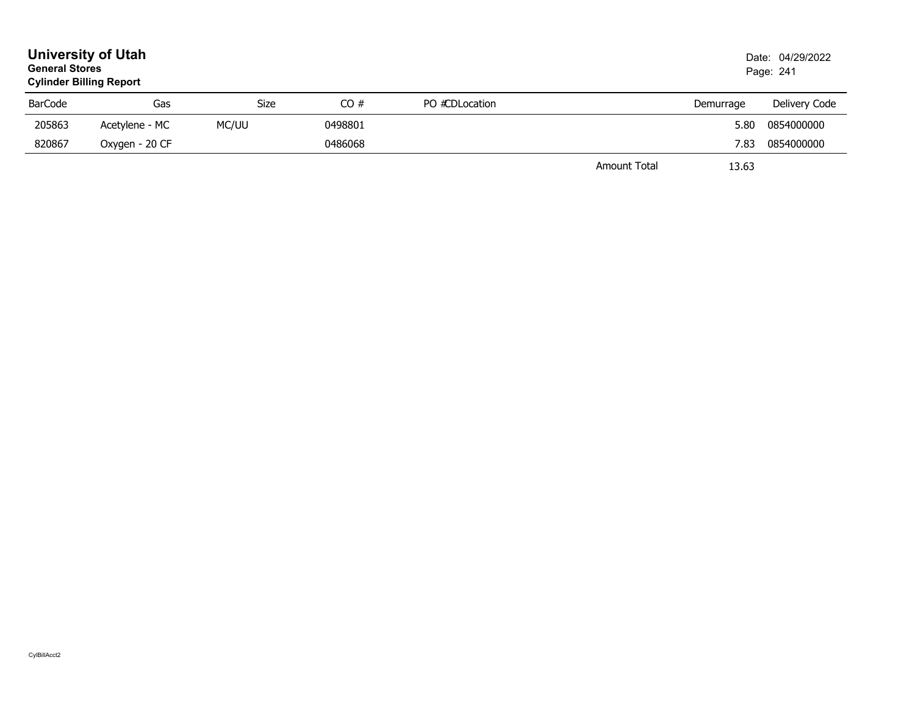# University of Utah

**General Stores**

**Cylinder Billing Report**

Date: 04/29/2022

| BarCode | Gas | Size | CO # | PO # | CDLocation | Demurrage | Delivery Code |
|---|---|---|---|---|---|---|---|
| 205863 | Acetylene - MC | MC/UU | 0498801 | | | 5.80 | 0854000000 |
| 820867 | Oxygen - 20 CF | | 0486068 | | | 7.83 | 0854000000 |
| | | | | | Amount Total | 13.63 | |

CylBillAcct2